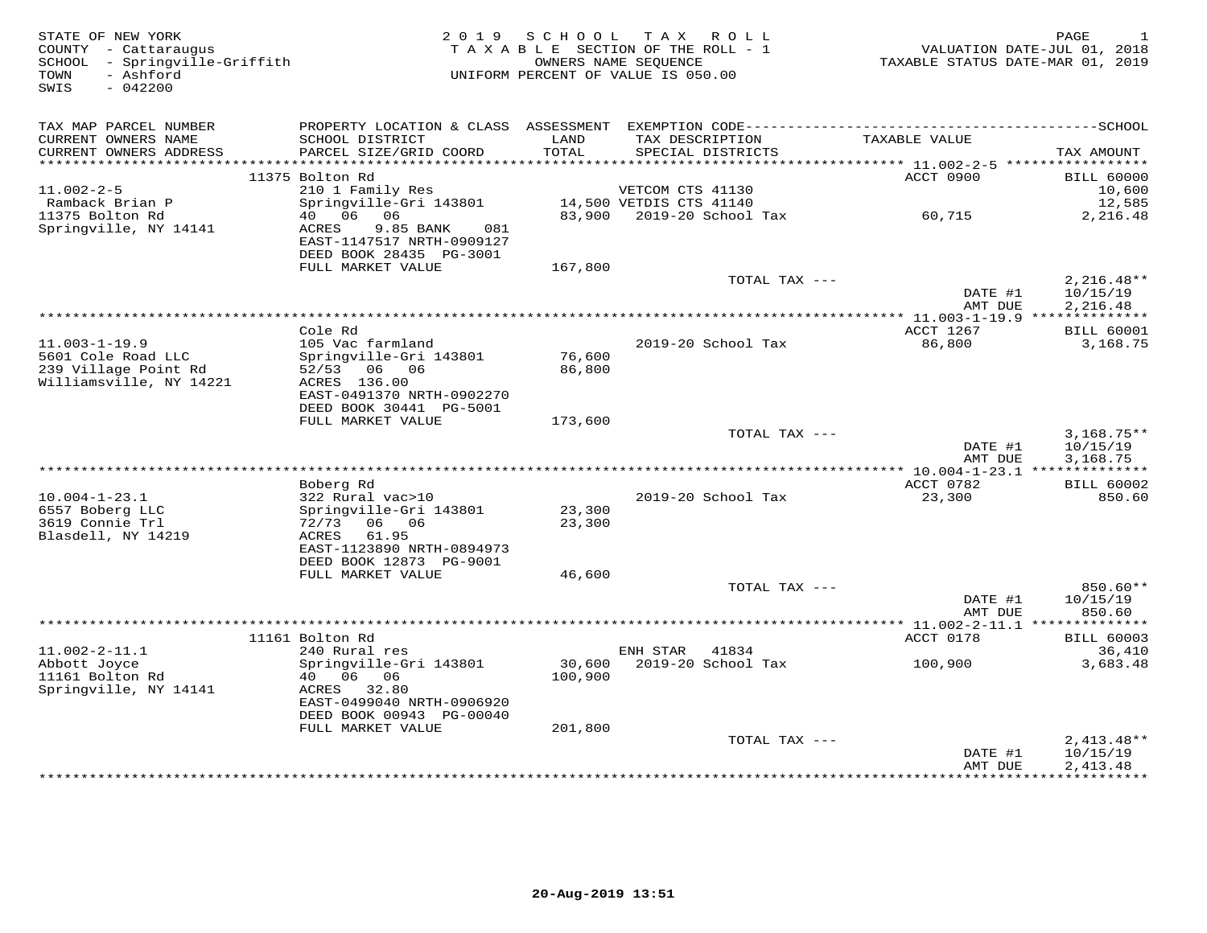STATE OF NEW YORK
COUNTY - Cattaraugus
SCHOOL - Springville-Griffith
TOWN - Ashford
SWIS - 042200

2019 SCHOOL TAX ROLL
TAXABLE SECTION OF THE ROLL - 1
OWNERS NAME SEQUENCE
UNIFORM PERCENT OF VALUE IS 050.00

VALUATION DATE-JUL 01, 2018
TAXABLE STATUS DATE-MAR 01, 2019

| TAX MAP PARCEL NUMBER / CURRENT OWNERS NAME / CURRENT OWNERS ADDRESS | PROPERTY LOCATION & CLASS / SCHOOL DISTRICT / PARCEL SIZE/GRID COORD | ASSESSMENT LAND / TOTAL | EXEMPTION CODE / TAX DESCRIPTION / SPECIAL DISTRICTS | TAXABLE VALUE | TAX AMOUNT |
|---|---|---|---|---|---|
| | 11375 Bolton Rd | | | ACCT 0900 | BILL 60000 |
| 11.002-2-5 | 210 1 Family Res | | VETCOM CTS 41130 | | 10,600 |
| Ramback Brian P | Springville-Gri 143801 | 14,500 | VETDIS CTS 41140 | | 12,585 |
| 11375 Bolton Rd | 40 06 06 | 83,900 | 2019-20 School Tax | 60,715 | 2,216.48 |
| Springville, NY 14141 | ACRES 9.85 BANK 081 | | | | |
| | EAST-1147517 NRTH-0909127 | | | | |
| | DEED BOOK 28435 PG-3001 | | | | |
| | FULL MARKET VALUE | 167,800 | | | |
| | | | TOTAL TAX --- | | 2,216.48** |
| | | | | DATE #1 | 10/15/19 |
| | | | | AMT DUE | 2,216.48 |
| | Cole Rd | | | ACCT 1267 | BILL 60001 |
| 11.003-1-19.9 | 105 Vac farmland | | 2019-20 School Tax | 86,800 | 3,168.75 |
| 5601 Cole Road LLC | Springville-Gri 143801 | 76,600 | | | |
| 239 Village Point Rd | 52/53 06 06 | 86,800 | | | |
| Williamsville, NY 14221 | ACRES 136.00 | | | | |
| | EAST-0491370 NRTH-0902270 | | | | |
| | DEED BOOK 30441 PG-5001 | | | | |
| | FULL MARKET VALUE | 173,600 | | | |
| | | | TOTAL TAX --- | | 3,168.75** |
| | | | | DATE #1 | 10/15/19 |
| | | | | AMT DUE | 3,168.75 |
| | Boberg Rd | | | ACCT 0782 | BILL 60002 |
| 10.004-1-23.1 | 322 Rural vac>10 | | 2019-20 School Tax | 23,300 | 850.60 |
| 6557 Boberg LLC | Springville-Gri 143801 | 23,300 | | | |
| 3619 Connie Trl | 72/73 06 06 | 23,300 | | | |
| Blasdell, NY 14219 | ACRES 61.95 | | | | |
| | EAST-1123890 NRTH-0894973 | | | | |
| | DEED BOOK 12873 PG-9001 | | | | |
| | FULL MARKET VALUE | 46,600 | | | |
| | | | TOTAL TAX --- | | 850.60** |
| | | | | DATE #1 | 10/15/19 |
| | | | | AMT DUE | 850.60 |
| | 11161 Bolton Rd | | | ACCT 0178 | BILL 60003 |
| 11.002-2-11.1 | 240 Rural res | | ENH STAR 41834 | | 36,410 |
| Abbott Joyce | Springville-Gri 143801 | 30,600 | 2019-20 School Tax | 100,900 | 3,683.48 |
| 11161 Bolton Rd | 40 06 06 | 100,900 | | | |
| Springville, NY 14141 | ACRES 32.80 | | | | |
| | EAST-0499040 NRTH-0906920 | | | | |
| | DEED BOOK 00943 PG-00040 | | | | |
| | FULL MARKET VALUE | 201,800 | | | |
| | | | TOTAL TAX --- | | 2,413.48** |
| | | | | DATE #1 | 10/15/19 |
| | | | | AMT DUE | 2,413.48 |

20-Aug-2019 13:51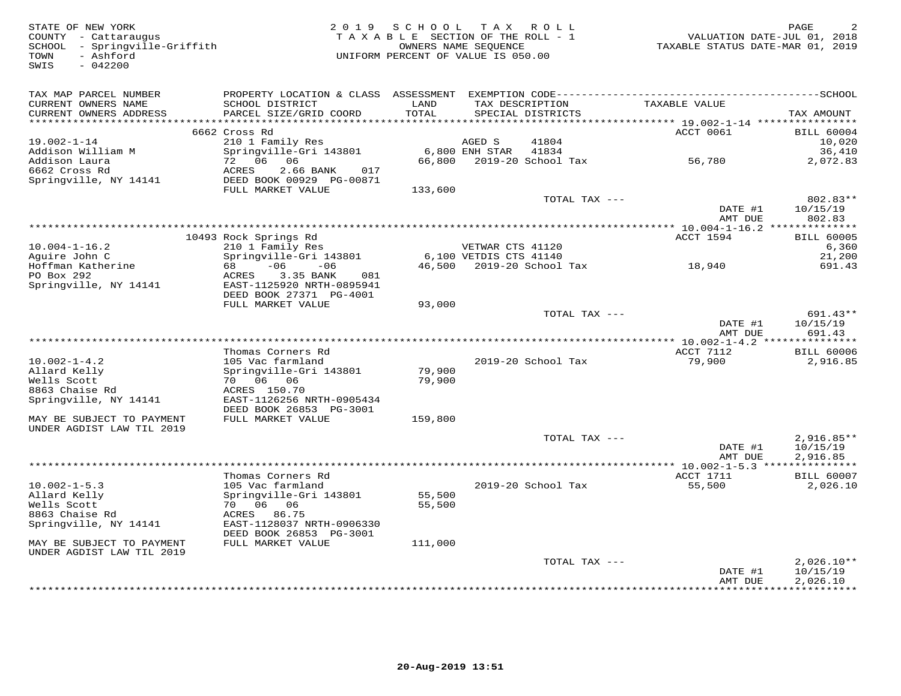STATE OF NEW YORK
COUNTY - Cattaraugus
SCHOOL - Springville-Griffith
TOWN - Ashford
SWIS - 042200

**2019 SCHOOL TAX ROLL**
TAXABLE SECTION OF THE ROLL - 1
OWNERS NAME SEQUENCE
UNIFORM PERCENT OF VALUE IS 050.00

VALUATION DATE-JUL 01, 2018
TAXABLE STATUS DATE-MAR 01, 2019

| TAX MAP PARCEL NUMBER / CURRENT OWNERS NAME / CURRENT OWNERS ADDRESS | PROPERTY LOCATION & CLASS / SCHOOL DISTRICT / PARCEL SIZE/GRID COORD | ASSESSMENT LAND / TOTAL | EXEMPTION CODE / TAX DESCRIPTION / SPECIAL DISTRICTS | TAXABLE VALUE | TAX AMOUNT |
|---|---|---|---|---|---|
| | 6662 Cross Rd | | | ACCT 0061 | BILL 60004 |
| 19.002-1-14 | 210 1 Family Res | | AGED S 41804 | | 10,020 |
| Addison William M | Springville-Gri 143801 | 6,800 | ENH STAR 41834 | | 36,410 |
| Addison Laura | 72 06 06 | 66,800 | 2019-20 School Tax | 56,780 | 2,072.83 |
| 6662 Cross Rd | ACRES 2.66 BANK 017 | | | | |
| Springville, NY 14141 | DEED BOOK 00929 PG-00871 | | | | |
| | FULL MARKET VALUE | 133,600 | | | |
| | | | TOTAL TAX --- | | 802.83** |
| | | | | DATE #1 | 10/15/19 |
| | | | | AMT DUE | 802.83 |
| | 10493 Rock Springs Rd | | | ACCT 1594 | BILL 60005 |
| 10.004-1-16.2 | 210 1 Family Res | | VETWAR CTS 41120 | | 6,360 |
| Aguire John C | Springville-Gri 143801 | 6,100 | VETDIS CTS 41140 | | 21,200 |
| Hoffman Katherine | 68 -06 -06 | 46,500 | 2019-20 School Tax | 18,940 | 691.43 |
| PO Box 292 | ACRES 3.35 BANK 081 | | | | |
| Springville, NY 14141 | EAST-1125920 NRTH-0895941 | | | | |
| | DEED BOOK 27371 PG-4001 | | | | |
| | FULL MARKET VALUE | 93,000 | | | |
| | | | TOTAL TAX --- | | 691.43** |
| | | | | DATE #1 | 10/15/19 |
| | | | | AMT DUE | 691.43 |
| | Thomas Corners Rd | | | ACCT 7112 | BILL 60006 |
| 10.002-1-4.2 | 105 Vac farmland | | 2019-20 School Tax | 79,900 | 2,916.85 |
| Allard Kelly | Springville-Gri 143801 | 79,900 | | | |
| Wells Scott | 70 06 06 | 79,900 | | | |
| 8863 Chaise Rd | ACRES 150.70 | | | | |
| Springville, NY 14141 | EAST-1126256 NRTH-0905434 | | | | |
| | DEED BOOK 26853 PG-3001 | | | | |
| MAY BE SUBJECT TO PAYMENT UNDER AGDIST LAW TIL 2019 | FULL MARKET VALUE | 159,800 | | | |
| | | | TOTAL TAX --- | | 2,916.85** |
| | | | | DATE #1 | 10/15/19 |
| | | | | AMT DUE | 2,916.85 |
| | Thomas Corners Rd | | | ACCT 1711 | BILL 60007 |
| 10.002-1-5.3 | 105 Vac farmland | | 2019-20 School Tax | 55,500 | 2,026.10 |
| Allard Kelly | Springville-Gri 143801 | 55,500 | | | |
| Wells Scott | 70 06 06 | 55,500 | | | |
| 8863 Chaise Rd | ACRES 86.75 | | | | |
| Springville, NY 14141 | EAST-1128037 NRTH-0906330 | | | | |
| | DEED BOOK 26853 PG-3001 | | | | |
| MAY BE SUBJECT TO PAYMENT UNDER AGDIST LAW TIL 2019 | FULL MARKET VALUE | 111,000 | | | |
| | | | TOTAL TAX --- | | 2,026.10** |
| | | | | DATE #1 | 10/15/19 |
| | | | | AMT DUE | 2,026.10 |

20-Aug-2019 13:51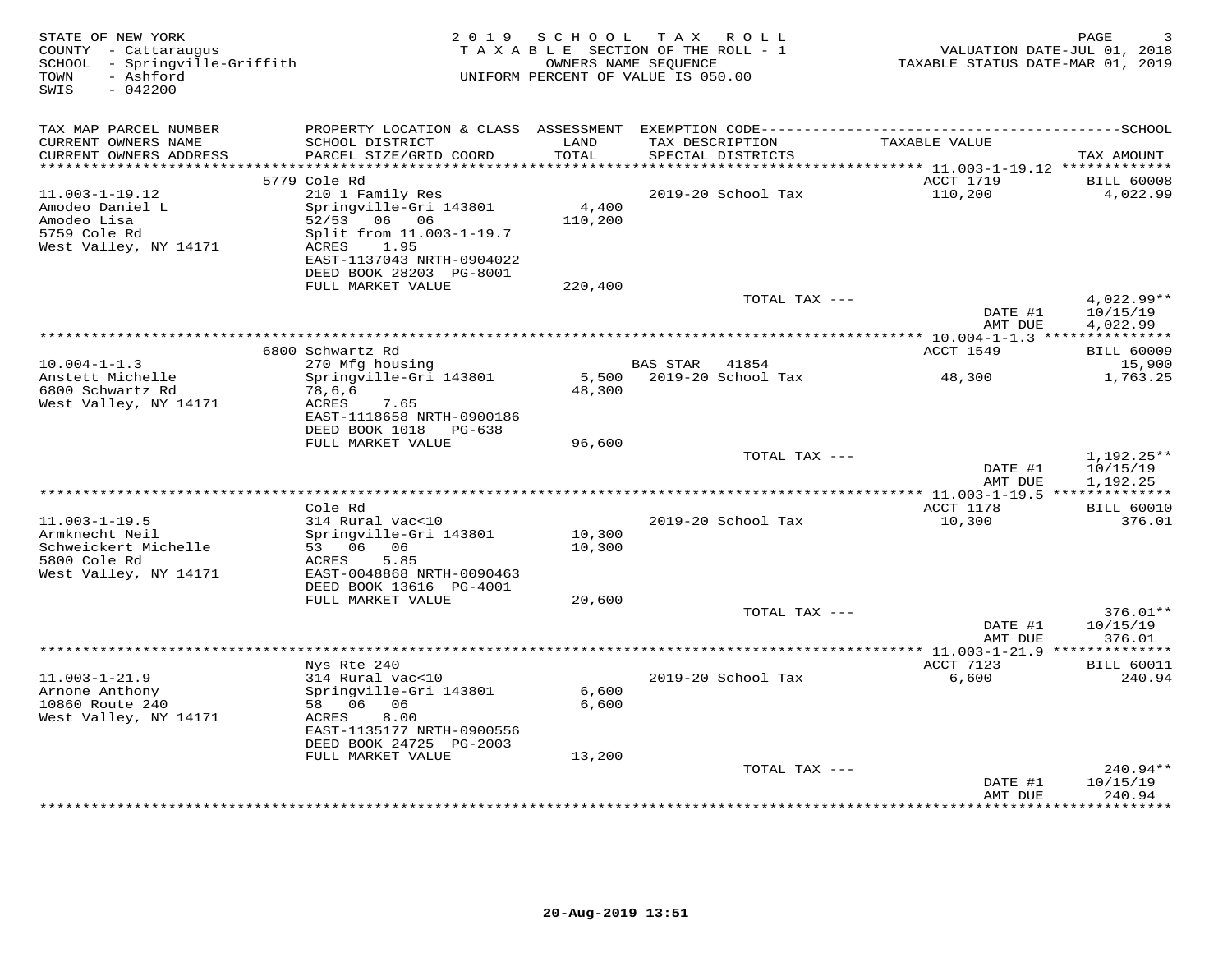STATE OF NEW YORK
COUNTY - Cattaraugus
SCHOOL - Springville-Griffith
TOWN - Ashford
SWIS - 042200

2 0 1 9 S C H O O L T A X R O L L
T A X A B L E SECTION OF THE ROLL - 1
OWNERS NAME SEQUENCE
UNIFORM PERCENT OF VALUE IS 050.00

VALUATION DATE-JUL 01, 2018
TAXABLE STATUS DATE-MAR 01, 2019

| TAX MAP PARCEL NUMBER / CURRENT OWNERS NAME / CURRENT OWNERS ADDRESS | PROPERTY LOCATION & CLASS / SCHOOL DISTRICT / PARCEL SIZE/GRID COORD | ASSESSMENT LAND / TOTAL | EXEMPTION CODE / TAX DESCRIPTION / SPECIAL DISTRICTS | TAXABLE VALUE | SCHOOL TAX AMOUNT |
|---|---|---|---|---|---|
| 11.003-1-19.12 | 5779 Cole Rd | | | ACCT 1719 | BILL 60008 |
| 11.003-1-19.12 | 210 1 Family Res | | 2019-20 School Tax | 110,200 | 4,022.99 |
| Amodeo Daniel L | Springville-Gri 143801 | 4,400 | | | |
| Amodeo Lisa | 52/53 06 06 | 110,200 | | | |
| 5759 Cole Rd | Split from 11.003-1-19.7 | | | | |
| West Valley, NY 14171 | ACRES 1.95 | | | | |
| | EAST-1137043 NRTH-0904022 | | | | |
| | DEED BOOK 28203 PG-8001 | | | | |
| | FULL MARKET VALUE | 220,400 | | | |
| | | | TOTAL TAX --- | | 4,022.99** |
| | | | | DATE #1 | 10/15/19 |
| | | | | AMT DUE | 4,022.99 |
| 10.004-1-1.3 | 6800 Schwartz Rd | | | ACCT 1549 | BILL 60009 |
| 10.004-1-1.3 | 270 Mfg housing | | BAS STAR 41854 | | 15,900 |
| Anstett Michelle | Springville-Gri 143801 | 5,500 | 2019-20 School Tax | 48,300 | 1,763.25 |
| 6800 Schwartz Rd | 78,6,6 | 48,300 | | | |
| West Valley, NY 14171 | ACRES 7.65 | | | | |
| | EAST-1118658 NRTH-0900186 | | | | |
| | DEED BOOK 1018 PG-638 | | | | |
| | FULL MARKET VALUE | 96,600 | | | |
| | | | TOTAL TAX --- | | 1,192.25** |
| | | | | DATE #1 | 10/15/19 |
| | | | | AMT DUE | 1,192.25 |
| 11.003-1-19.5 | Cole Rd | | | ACCT 1178 | BILL 60010 |
| 11.003-1-19.5 | 314 Rural vac<10 | | 2019-20 School Tax | 10,300 | 376.01 |
| Armknecht Neil | Springville-Gri 143801 | 10,300 | | | |
| Schweickert Michelle | 53 06 06 | 10,300 | | | |
| 5800 Cole Rd | ACRES 5.85 | | | | |
| West Valley, NY 14171 | EAST-0048868 NRTH-0090463 | | | | |
| | DEED BOOK 13616 PG-4001 | | | | |
| | FULL MARKET VALUE | 20,600 | | | |
| | | | TOTAL TAX --- | | 376.01** |
| | | | | DATE #1 | 10/15/19 |
| | | | | AMT DUE | 376.01 |
| 11.003-1-21.9 | Nys Rte 240 | | | ACCT 7123 | BILL 60011 |
| 11.003-1-21.9 | 314 Rural vac<10 | | 2019-20 School Tax | 6,600 | 240.94 |
| Arnone Anthony | Springville-Gri 143801 | 6,600 | | | |
| 10860 Route 240 | 58 06 06 | 6,600 | | | |
| West Valley, NY 14171 | ACRES 8.00 | | | | |
| | EAST-1135177 NRTH-0900556 | | | | |
| | DEED BOOK 24725 PG-2003 | | | | |
| | FULL MARKET VALUE | 13,200 | | | |
| | | | TOTAL TAX --- | | 240.94** |
| | | | | DATE #1 | 10/15/19 |
| | | | | AMT DUE | 240.94 |

20-Aug-2019 13:51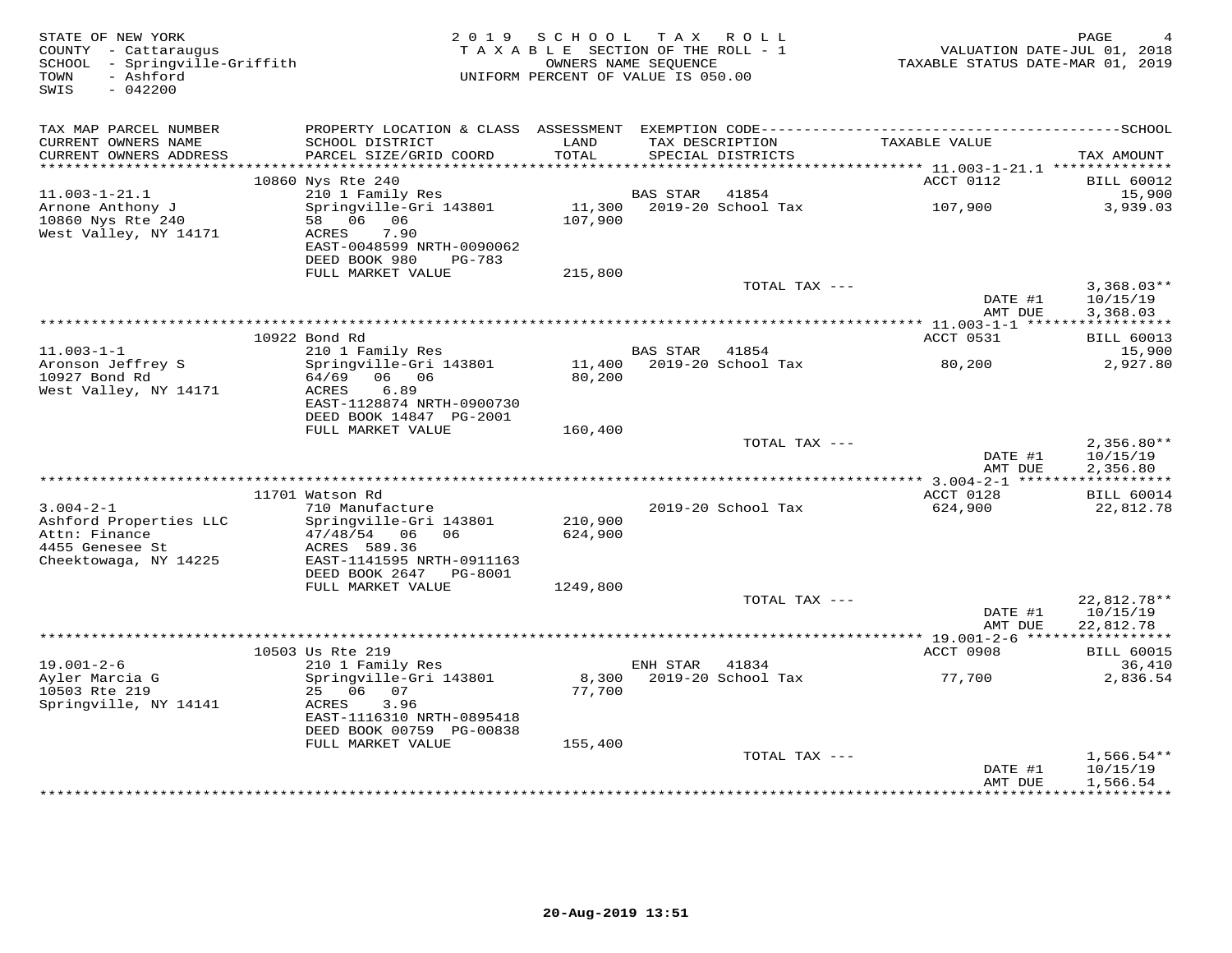STATE OF NEW YORK
COUNTY - Cattaraugus
SCHOOL - Springville-Griffith
TOWN - Ashford
SWIS - 042200

2019 SCHOOL TAX ROLL
TAXABLE SECTION OF THE ROLL - 1
OWNERS NAME SEQUENCE
UNIFORM PERCENT OF VALUE IS 050.00

VALUATION DATE-JUL 01, 2018
TAXABLE STATUS DATE-MAR 01, 2019

| TAX MAP PARCEL NUMBER / CURRENT OWNERS NAME / CURRENT OWNERS ADDRESS | PROPERTY LOCATION & CLASS / SCHOOL DISTRICT / PARCEL SIZE/GRID COORD | ASSESSMENT LAND / TOTAL | EXEMPTION CODE / TAX DESCRIPTION / SPECIAL DISTRICTS | TAXABLE VALUE | TAX AMOUNT |
|---|---|---|---|---|---|
| | 10860 Nys Rte 240 | | | ACCT 0112 | BILL 60012 |
| 11.003-1-21.1 | 210 1 Family Res | | BAS STAR 41854 | | 15,900 |
| Arnone Anthony J | Springville-Gri 143801 | 11,300 | 2019-20 School Tax | 107,900 | 3,939.03 |
| 10860 Nys Rte 240 | 58 06 06 | 107,900 | | | |
| West Valley, NY 14171 | ACRES 7.90 | | | | |
| | EAST-0048599 NRTH-0090062 | | | | |
| | DEED BOOK 980 PG-783 | | | | |
| | FULL MARKET VALUE | 215,800 | | | |
| | | | TOTAL TAX --- | | 3,368.03** |
| | | | | DATE #1 | 10/15/19 |
| | | | | AMT DUE | 3,368.03 |
| | 10922 Bond Rd | | | ACCT 0531 | BILL 60013 |
| 11.003-1-1 | 210 1 Family Res | | BAS STAR 41854 | | 15,900 |
| Aronson Jeffrey S | Springville-Gri 143801 | 11,400 | 2019-20 School Tax | 80,200 | 2,927.80 |
| 10927 Bond Rd | 64/69 06 06 | 80,200 | | | |
| West Valley, NY 14171 | ACRES 6.89 | | | | |
| | EAST-1128874 NRTH-0900730 | | | | |
| | DEED BOOK 14847 PG-2001 | | | | |
| | FULL MARKET VALUE | 160,400 | | | |
| | | | TOTAL TAX --- | | 2,356.80** |
| | | | | DATE #1 | 10/15/19 |
| | | | | AMT DUE | 2,356.80 |
| | 11701 Watson Rd | | | ACCT 0128 | BILL 60014 |
| 3.004-2-1 | 710 Manufacture | | 2019-20 School Tax | 624,900 | 22,812.78 |
| Ashford Properties LLC | Springville-Gri 143801 | 210,900 | | | |
| Attn: Finance | 47/48/54 06 06 | 624,900 | | | |
| 4455 Genesee St | ACRES 589.36 | | | | |
| Cheektowaga, NY 14225 | EAST-1141595 NRTH-0911163 | | | | |
| | DEED BOOK 2647 PG-8001 | | | | |
| | FULL MARKET VALUE | 1249,800 | | | |
| | | | TOTAL TAX --- | | 22,812.78** |
| | | | | DATE #1 | 10/15/19 |
| | | | | AMT DUE | 22,812.78 |
| | 10503 Us Rte 219 | | | ACCT 0908 | BILL 60015 |
| 19.001-2-6 | 210 1 Family Res | | ENH STAR 41834 | | 36,410 |
| Ayler Marcia G | Springville-Gri 143801 | 8,300 | 2019-20 School Tax | 77,700 | 2,836.54 |
| 10503 Rte 219 | 25 06 07 | 77,700 | | | |
| Springville, NY 14141 | ACRES 3.96 | | | | |
| | EAST-1116310 NRTH-0895418 | | | | |
| | DEED BOOK 00759 PG-00838 | | | | |
| | FULL MARKET VALUE | 155,400 | | | |
| | | | TOTAL TAX --- | | 1,566.54** |
| | | | | DATE #1 | 10/15/19 |
| | | | | AMT DUE | 1,566.54 |

20-Aug-2019 13:51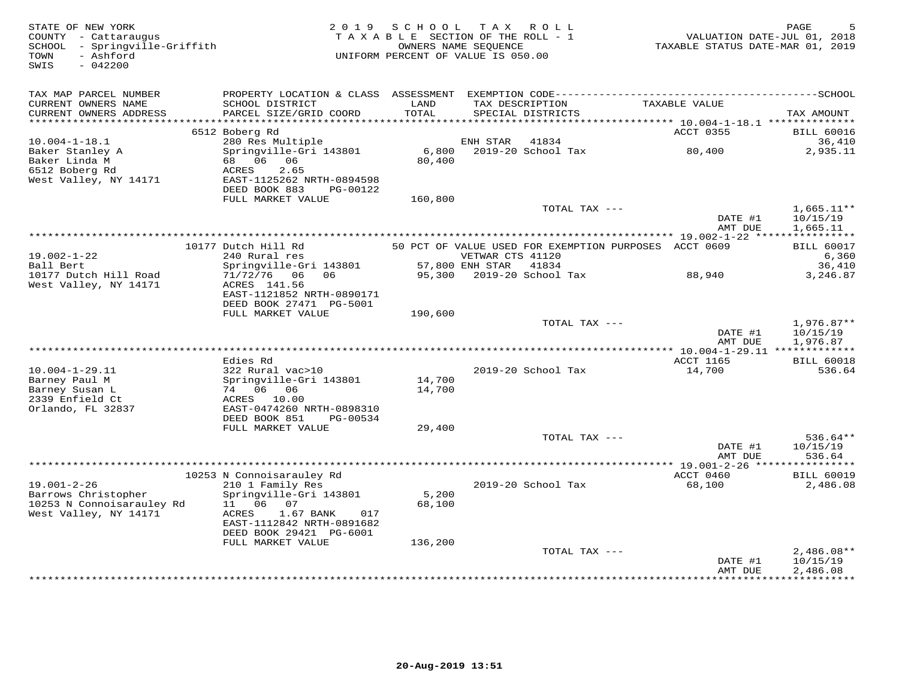STATE OF NEW YORK
COUNTY - Cattaraugus
SCHOOL - Springville-Griffith
TOWN - Ashford
SWIS - 042200

2 0 1 9 S C H O O L T A X R O L L
T A X A B L E SECTION OF THE ROLL - 1
OWNERS NAME SEQUENCE
UNIFORM PERCENT OF VALUE IS 050.00

VALUATION DATE-JUL 01, 2018
TAXABLE STATUS DATE-MAR 01, 2019

| TAX MAP PARCEL NUMBER / CURRENT OWNERS NAME / CURRENT OWNERS ADDRESS | PROPERTY LOCATION & CLASS / SCHOOL DISTRICT / PARCEL SIZE/GRID COORD | ASSESSMENT LAND / TOTAL | EXEMPTION CODE / TAX DESCRIPTION / SPECIAL DISTRICTS | TAXABLE VALUE | SCHOOL TAX AMOUNT |
|---|---|---|---|---|---|
| | 6512 Boberg Rd | | | ACCT 0355 | BILL 60016 |
| 10.004-1-18.1 | 280 Res Multiple | | ENH STAR 41834 | | 36,410 |
| Baker Stanley A | Springville-Gri 143801 | 6,800 | 2019-20 School Tax | 80,400 | 2,935.11 |
| Baker Linda M | 68 06 06 | 80,400 | | | |
| 6512 Boberg Rd | ACRES 2.65 | | | | |
| West Valley, NY 14171 | EAST-1125262 NRTH-0894598 | | | | |
| | DEED BOOK 883 PG-00122 | | | | |
| | FULL MARKET VALUE | 160,800 | | | |
| | | | TOTAL TAX --- | | 1,665.11** |
| | | | | DATE #1 | 10/15/19 |
| | | | | AMT DUE | 1,665.11 |
| | 10177 Dutch Hill Rd | | 50 PCT OF VALUE USED FOR EXEMPTION PURPOSES | ACCT 0609 | BILL 60017 |
| 19.002-1-22 | 240 Rural res | | VETWAR CTS 41120 | | 6,360 |
| Ball Bert | Springville-Gri 143801 | 57,800 | ENH STAR 41834 | | 36,410 |
| 10177 Dutch Hill Road | 71/72/76 06 06 | 95,300 | 2019-20 School Tax | 88,940 | 3,246.87 |
| West Valley, NY 14171 | ACRES 141.56 | | | | |
| | EAST-1121852 NRTH-0890171 | | | | |
| | DEED BOOK 27471 PG-5001 | | | | |
| | FULL MARKET VALUE | 190,600 | | | |
| | | | TOTAL TAX --- | | 1,976.87** |
| | | | | DATE #1 | 10/15/19 |
| | | | | AMT DUE | 1,976.87 |
| | Edies Rd | | | ACCT 1165 | BILL 60018 |
| 10.004-1-29.11 | 322 Rural vac>10 | | 2019-20 School Tax | 14,700 | 536.64 |
| Barney Paul M | Springville-Gri 143801 | 14,700 | | | |
| Barney Susan L | 74 06 06 | 14,700 | | | |
| 2339 Enfield Ct | ACRES 10.00 | | | | |
| Orlando, FL 32837 | EAST-0474260 NRTH-0898310 | | | | |
| | DEED BOOK 851 PG-00534 | | | | |
| | FULL MARKET VALUE | 29,400 | | | |
| | | | TOTAL TAX --- | | 536.64** |
| | | | | DATE #1 | 10/15/19 |
| | | | | AMT DUE | 536.64 |
| | 10253 N Connoisarauley Rd | | | ACCT 0460 | BILL 60019 |
| 19.001-2-26 | 210 1 Family Res | | 2019-20 School Tax | 68,100 | 2,486.08 |
| Barrows Christopher | Springville-Gri 143801 | 5,200 | | | |
| 10253 N Connoisarauley Rd | 11 06 07 | 68,100 | | | |
| West Valley, NY 14171 | ACRES 1.67 BANK 017 | | | | |
| | EAST-1112842 NRTH-0891682 | | | | |
| | DEED BOOK 29421 PG-6001 | | | | |
| | FULL MARKET VALUE | 136,200 | | | |
| | | | TOTAL TAX --- | | 2,486.08** |
| | | | | DATE #1 | 10/15/19 |
| | | | | AMT DUE | 2,486.08 |

20-Aug-2019 13:51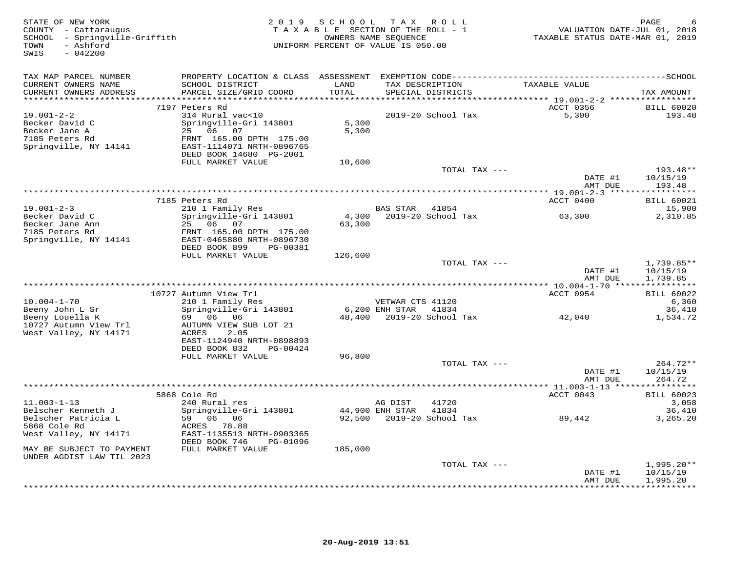STATE OF NEW YORK
COUNTY - Cattaraugus
SCHOOL - Springville-Griffith
TOWN - Ashford
SWIS - 042200

2019 SCHOOL TAX ROLL
TAXABLE SECTION OF THE ROLL - 1
OWNERS NAME SEQUENCE
UNIFORM PERCENT OF VALUE IS 050.00

VALUATION DATE-JUL 01, 2018
TAXABLE STATUS DATE-MAR 01, 2019

| TAX MAP PARCEL NUMBER / CURRENT OWNERS NAME / CURRENT OWNERS ADDRESS | PROPERTY LOCATION & CLASS / SCHOOL DISTRICT / PARCEL SIZE/GRID COORD | ASSESSMENT LAND / TOTAL | EXEMPTION CODE / TAX DESCRIPTION / SPECIAL DISTRICTS | TAXABLE VALUE | TAX AMOUNT |
|---|---|---|---|---|---|
| | 7197 Peters Rd | | | ACCT 0356 | BILL 60020 |
| 19.001-2-2 | 314 Rural vac<10 | | | | |
| Becker David C | Springville-Gri 143801 | 5,300 | 2019-20 School Tax | 5,300 | 193.48 |
| Becker Jane A | 25 06 07 | 5,300 | | | |
| 7185 Peters Rd | FRNT 165.00 DPTH 175.00 | | | | |
| Springville, NY 14141 | EAST-1114071 NRTH-0896765 | | | | |
| | DEED BOOK 14680 PG-2001 | | | | |
| | FULL MARKET VALUE | 10,600 | | | |
| | | | TOTAL TAX --- | | 193.48** |
| | | | | DATE #1 | 10/15/19 |
| | | | | AMT DUE | 193.48 |
| | 7185 Peters Rd | | | ACCT 0400 | BILL 60021 |
| 19.001-2-3 | 210 1 Family Res | | BAS STAR 41854 | | 15,900 |
| Becker David C | Springville-Gri 143801 | 4,300 | 2019-20 School Tax | 63,300 | 2,310.85 |
| Becker Jane Ann | 25 06 07 | 63,300 | | | |
| 7185 Peters Rd | FRNT 165.00 DPTH 175.00 | | | | |
| Springville, NY 14141 | EAST-0465880 NRTH-0896730 | | | | |
| | DEED BOOK 899 PG-00381 | | | | |
| | FULL MARKET VALUE | 126,600 | | | |
| | | | TOTAL TAX --- | | 1,739.85** |
| | | | | DATE #1 | 10/15/19 |
| | | | | AMT DUE | 1,739.85 |
| | 10727 Autumn View Trl | | | ACCT 0954 | BILL 60022 |
| 10.004-1-70 | 210 1 Family Res | | VETWAR CTS 41120 | | 6,360 |
| Beeny John L Sr | Springville-Gri 143801 | 6,200 | ENH STAR 41834 | | 36,410 |
| Beeny Louella K | 69 06 06 | 48,400 | 2019-20 School Tax | 42,040 | 1,534.72 |
| 10727 Autumn View Trl | AUTUMN VIEW SUB LOT 21 | | | | |
| West Valley, NY 14171 | ACRES 2.05 | | | | |
| | EAST-1124940 NRTH-0898893 | | | | |
| | DEED BOOK 832 PG-00424 | | | | |
| | FULL MARKET VALUE | 96,800 | | | |
| | | | TOTAL TAX --- | | 264.72** |
| | | | | DATE #1 | 10/15/19 |
| | | | | AMT DUE | 264.72 |
| | 5868 Cole Rd | | | ACCT 0043 | BILL 60023 |
| 11.003-1-13 | 240 Rural res | | AG DIST 41720 | | 3,058 |
| Belscher Kenneth J | Springville-Gri 143801 | 44,900 | ENH STAR 41834 | | 36,410 |
| Belscher Patricia L | 59 06 06 | 92,500 | 2019-20 School Tax | 89,442 | 3,265.20 |
| 5868 Cole Rd | ACRES 78.88 | | | | |
| West Valley, NY 14171 | EAST-1135513 NRTH-0903365 | | | | |
| | DEED BOOK 746 PG-01096 | | | | |
| MAY BE SUBJECT TO PAYMENT UNDER AGDIST LAW TIL 2023 | FULL MARKET VALUE | 185,000 | | | |
| | | | TOTAL TAX --- | | 1,995.20** |
| | | | | DATE #1 | 10/15/19 |
| | | | | AMT DUE | 1,995.20 |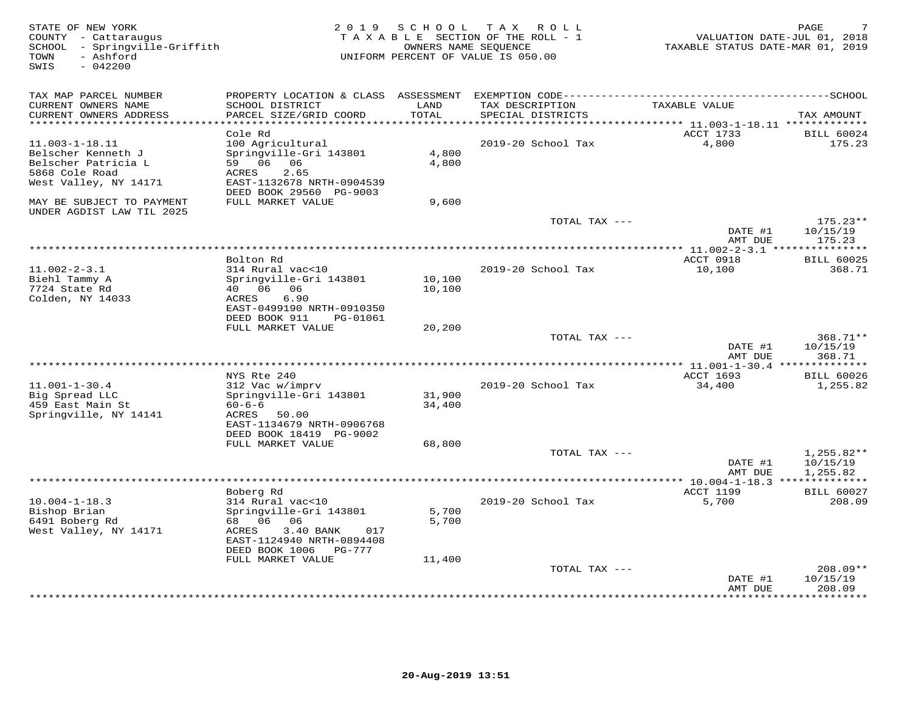STATE OF NEW YORK
COUNTY - Cattaraugus
SCHOOL - Springville-Griffith
TOWN - Ashford
SWIS - 042200

2019 SCHOOL TAX ROLL
TAXABLE SECTION OF THE ROLL - 1
OWNERS NAME SEQUENCE
UNIFORM PERCENT OF VALUE IS 050.00

VALUATION DATE-JUL 01, 2018
TAXABLE STATUS DATE-MAR 01, 2019

| TAX MAP PARCEL NUMBER / CURRENT OWNERS NAME / CURRENT OWNERS ADDRESS | PROPERTY LOCATION & CLASS / SCHOOL DISTRICT / PARCEL SIZE/GRID COORD | ASSESSMENT LAND / TOTAL | EXEMPTION CODE / TAX DESCRIPTION / SPECIAL DISTRICTS | TAXABLE VALUE | TAX AMOUNT |
|---|---|---|---|---|---|
| 11.003-1-18.11 | Cole Rd | | | ACCT 1733 | BILL 60024 |
| Belscher Kenneth J | 100 Agricultural | | 2019-20 School Tax | 4,800 | 175.23 |
| Belscher Patricia L | Springville-Gri 143801 | 4,800 | | | |
| 5868 Cole Road | 59 06 06 | 4,800 | | | |
| West Valley, NY 14171 | ACRES 2.65 | | | | |
| | EAST-1132678 NRTH-0904539 | | | | |
| | DEED BOOK 29560 PG-9003 | | | | |
| MAY BE SUBJECT TO PAYMENT UNDER AGDIST LAW TIL 2025 | FULL MARKET VALUE | 9,600 | | | |
| | | | TOTAL TAX --- | | 175.23** |
| | | | | DATE #1 | 10/15/19 |
| | | | | AMT DUE | 175.23 |
| 11.002-2-3.1 | Bolton Rd | | | ACCT 0918 | BILL 60025 |
| Biehl Tammy A | 314 Rural vac<10 | | 2019-20 School Tax | 10,100 | 368.71 |
| 7724 State Rd | Springville-Gri 143801 | 10,100 | | | |
| Colden, NY 14033 | 40 06 06 | 10,100 | | | |
| | ACRES 6.90 | | | | |
| | EAST-0499190 NRTH-0910350 | | | | |
| | DEED BOOK 911 PG-01061 | | | | |
| | FULL MARKET VALUE | 20,200 | | | |
| | | | TOTAL TAX --- | | 368.71** |
| | | | | DATE #1 | 10/15/19 |
| | | | | AMT DUE | 368.71 |
| 11.001-1-30.4 | NYS Rte 240 | | | ACCT 1693 | BILL 60026 |
| Big Spread LLC | 312 Vac w/imprv | | 2019-20 School Tax | 34,400 | 1,255.82 |
| 459 East Main St | Springville-Gri 143801 | 31,900 | | | |
| Springville, NY 14141 | 60-6-6 | 34,400 | | | |
| | ACRES 50.00 | | | | |
| | EAST-1134679 NRTH-0906768 | | | | |
| | DEED BOOK 18419 PG-9002 | | | | |
| | FULL MARKET VALUE | 68,800 | | | |
| | | | TOTAL TAX --- | | 1,255.82** |
| | | | | DATE #1 | 10/15/19 |
| | | | | AMT DUE | 1,255.82 |
| 10.004-1-18.3 | Boberg Rd | | | ACCT 1199 | BILL 60027 |
| Bishop Brian | 314 Rural vac<10 | | 2019-20 School Tax | 5,700 | 208.09 |
| 6491 Boberg Rd | Springville-Gri 143801 | 5,700 | | | |
| West Valley, NY 14171 | 68 06 06 | 5,700 | | | |
| | ACRES 3.40 BANK 017 | | | | |
| | EAST-1124940 NRTH-0894408 | | | | |
| | DEED BOOK 1006 PG-777 | | | | |
| | FULL MARKET VALUE | 11,400 | | | |
| | | | TOTAL TAX --- | | 208.09** |
| | | | | DATE #1 | 10/15/19 |
| | | | | AMT DUE | 208.09 |

20-Aug-2019 13:51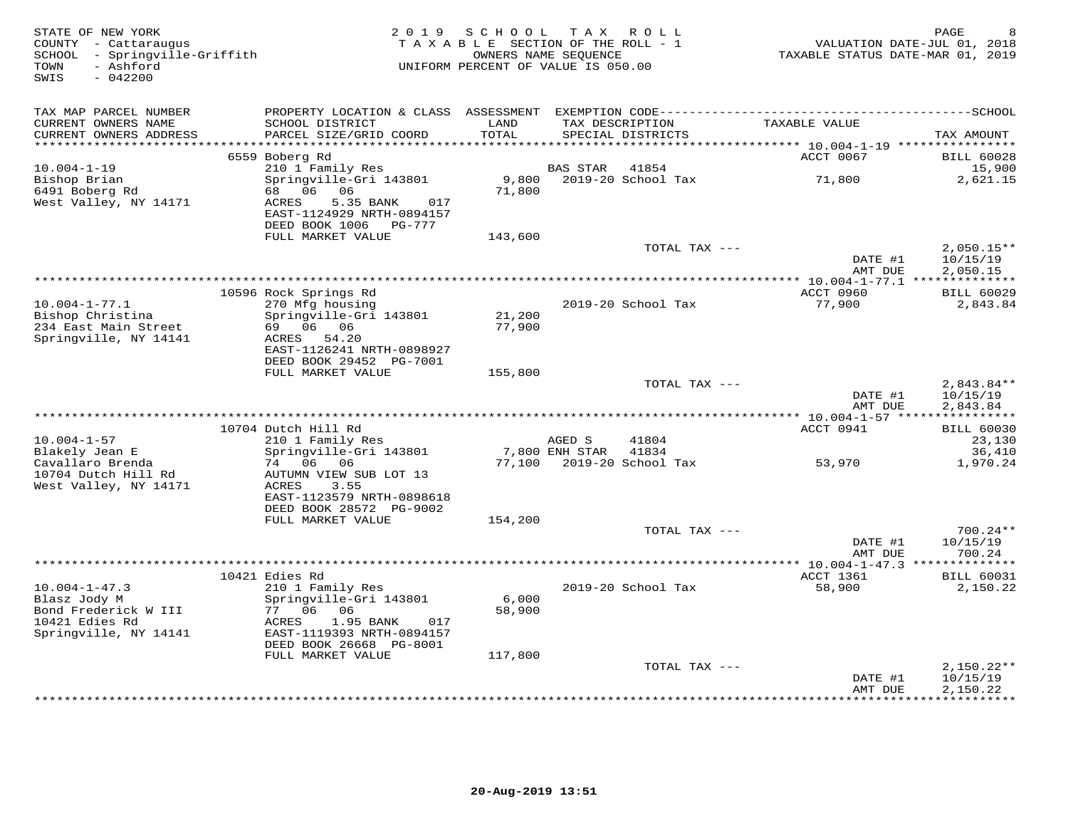STATE OF NEW YORK
COUNTY - Cattaraugus
SCHOOL - Springville-Griffith
TOWN - Ashford
SWIS - 042200

2019 SCHOOL TAX ROLL
TAXABLE SECTION OF THE ROLL - 1
OWNERS NAME SEQUENCE
UNIFORM PERCENT OF VALUE IS 050.00

VALUATION DATE-JUL 01, 2018
TAXABLE STATUS DATE-MAR 01, 2019

| TAX MAP PARCEL NUMBER / CURRENT OWNERS NAME / CURRENT OWNERS ADDRESS | PROPERTY LOCATION & CLASS / SCHOOL DISTRICT / PARCEL SIZE/GRID COORD | LAND / ASSESSMENT TOTAL | EXEMPTION CODE / TAX DESCRIPTION / SPECIAL DISTRICTS | TAXABLE VALUE | TAX AMOUNT |
|---|---|---|---|---|---|
| | 6559 Boberg Rd | | | ACCT 0067 | BILL 60028 |
| 10.004-1-19 | 210 1 Family Res | | BAS STAR 41854 | | 15,900 |
| Bishop Brian | Springville-Gri 143801 | 9,800 | 2019-20 School Tax | 71,800 | 2,621.15 |
| 6491 Boberg Rd | 68 06 06 | 71,800 | | | |
| West Valley, NY 14171 | ACRES 5.35 BANK 017 | | | | |
| | EAST-1124929 NRTH-0894157 | | | | |
| | DEED BOOK 1006 PG-777 | | | | |
| | FULL MARKET VALUE | 143,600 | | | |
| | | | TOTAL TAX --- | | 2,050.15** |
| | | | | DATE #1 | 10/15/19 |
| | | | | AMT DUE | 2,050.15 |
| | 10596 Rock Springs Rd | | | ACCT 0960 | BILL 60029 |
| 10.004-1-77.1 | 270 Mfg housing | | 2019-20 School Tax | 77,900 | 2,843.84 |
| Bishop Christina | Springville-Gri 143801 | 21,200 | | | |
| 234 East Main Street | 69 06 06 | 77,900 | | | |
| Springville, NY 14141 | ACRES 54.20 | | | | |
| | EAST-1126241 NRTH-0898927 | | | | |
| | DEED BOOK 29452 PG-7001 | | | | |
| | FULL MARKET VALUE | 155,800 | | | |
| | | | TOTAL TAX --- | | 2,843.84** |
| | | | | DATE #1 | 10/15/19 |
| | | | | AMT DUE | 2,843.84 |
| | 10704 Dutch Hill Rd | | | ACCT 0941 | BILL 60030 |
| 10.004-1-57 | 210 1 Family Res | | AGED S 41804 | | 23,130 |
| Blakely Jean E | Springville-Gri 143801 | 7,800 | ENH STAR 41834 | | 36,410 |
| Cavallaro Brenda | 74 06 06 | 77,100 | 2019-20 School Tax | 53,970 | 1,970.24 |
| 10704 Dutch Hill Rd | AUTUMN VIEW SUB LOT 13 | | | | |
| West Valley, NY 14171 | ACRES 3.55 | | | | |
| | EAST-1123579 NRTH-0898618 | | | | |
| | DEED BOOK 28572 PG-9002 | | | | |
| | FULL MARKET VALUE | 154,200 | | | |
| | | | TOTAL TAX --- | | 700.24** |
| | | | | DATE #1 | 10/15/19 |
| | | | | AMT DUE | 700.24 |
| | 10421 Edies Rd | | | ACCT 1361 | BILL 60031 |
| 10.004-1-47.3 | 210 1 Family Res | | 2019-20 School Tax | 58,900 | 2,150.22 |
| Blasz Jody M | Springville-Gri 143801 | 6,000 | | | |
| Bond Frederick W III | 77 06 06 | 58,900 | | | |
| 10421 Edies Rd | ACRES 1.95 BANK 017 | | | | |
| Springville, NY 14141 | EAST-1119393 NRTH-0894157 | | | | |
| | DEED BOOK 26668 PG-8001 | | | | |
| | FULL MARKET VALUE | 117,800 | | | |
| | | | TOTAL TAX --- | | 2,150.22** |
| | | | | DATE #1 | 10/15/19 |
| | | | | AMT DUE | 2,150.22 |

20-Aug-2019 13:51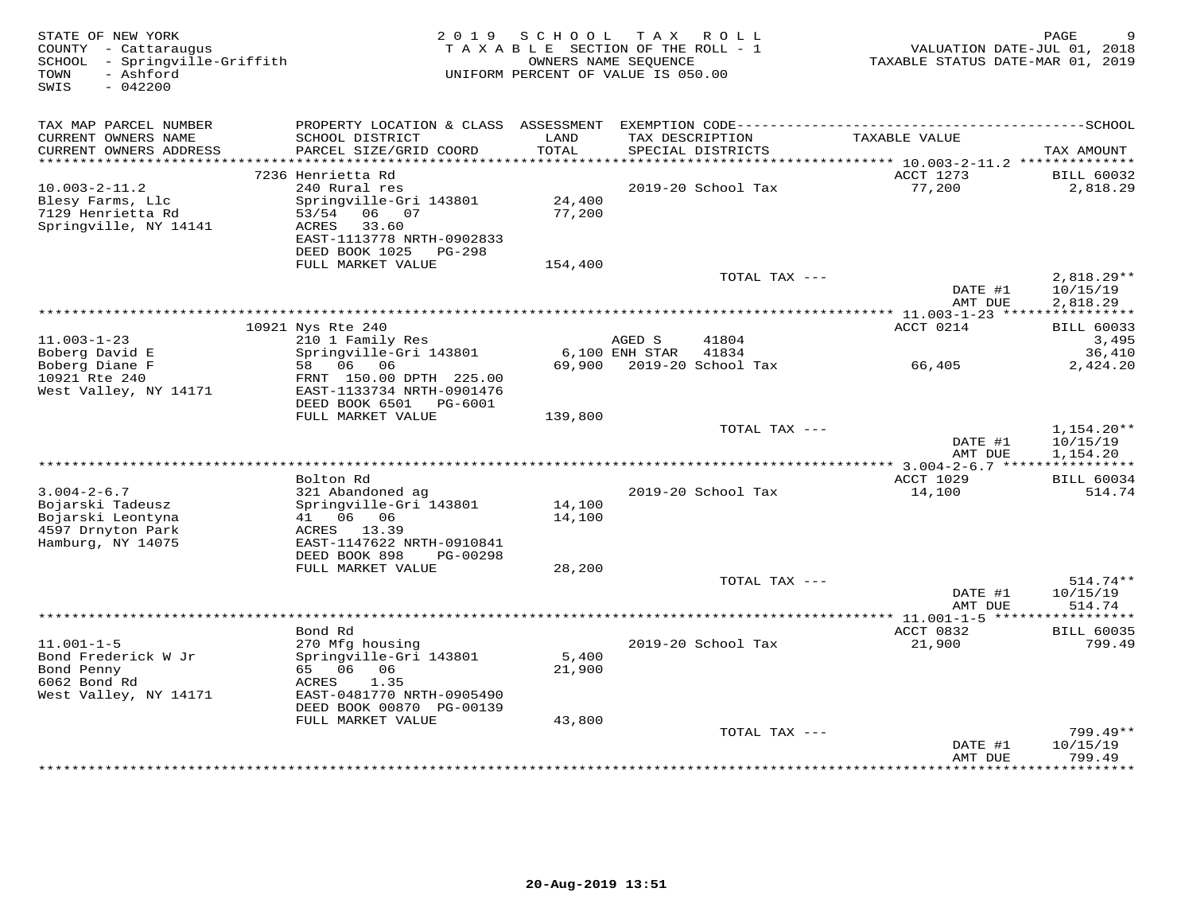STATE OF NEW YORK
COUNTY - Cattaraugus
SCHOOL - Springville-Griffith
TOWN - Ashford
SWIS - 042200

2019 SCHOOL TAX ROLL
TAXABLE SECTION OF THE ROLL - 1
OWNERS NAME SEQUENCE
UNIFORM PERCENT OF VALUE IS 050.00

VALUATION DATE-JUL 01, 2018
TAXABLE STATUS DATE-MAR 01, 2019

| TAX MAP PARCEL NUMBER / CURRENT OWNERS NAME / CURRENT OWNERS ADDRESS | PROPERTY LOCATION & CLASS / SCHOOL DISTRICT / PARCEL SIZE/GRID COORD | ASSESSMENT LAND / TOTAL | EXEMPTION CODE / TAX DESCRIPTION / SPECIAL DISTRICTS | TAXABLE VALUE | TAX AMOUNT |
|---|---|---|---|---|---|
| | 7236 Henrietta Rd | | | ACCT 1273 | BILL 60032 |
| 10.003-2-11.2 | 240 Rural res | | 2019-20 School Tax | 77,200 | 2,818.29 |
| Blesy Farms, Llc | Springville-Gri 143801 | 24,400 | | | |
| 7129 Henrietta Rd | 53/54 06 07 | 77,200 | | | |
| Springville, NY 14141 | ACRES 33.60 | | | | |
| | EAST-1113778 NRTH-0902833 | | | | |
| | DEED BOOK 1025 PG-298 | | | | |
| | FULL MARKET VALUE | 154,400 | | | |
| | | | TOTAL TAX --- | | 2,818.29** |
| | | | | DATE #1 | 10/15/19 |
| | | | | AMT DUE | 2,818.29 |
| | 10921 Nys Rte 240 | | | ACCT 0214 | BILL 60033 |
| 11.003-1-23 | 210 1 Family Res | | AGED S 41804 | | 3,495 |
| Boberg David E | Springville-Gri 143801 | 6,100 | ENH STAR 41834 | | 36,410 |
| Boberg Diane F | 58 06 06 | 69,900 | 2019-20 School Tax | 66,405 | 2,424.20 |
| 10921 Rte 240 | FRNT 150.00 DPTH 225.00 | | | | |
| West Valley, NY 14171 | EAST-1133734 NRTH-0901476 | | | | |
| | DEED BOOK 6501 PG-6001 | | | | |
| | FULL MARKET VALUE | 139,800 | | | |
| | | | TOTAL TAX --- | | 1,154.20** |
| | | | | DATE #1 | 10/15/19 |
| | | | | AMT DUE | 1,154.20 |
| | Bolton Rd | | | ACCT 1029 | BILL 60034 |
| 3.004-2-6.7 | 321 Abandoned ag | | 2019-20 School Tax | 14,100 | 514.74 |
| Bojarski Tadeusz | Springville-Gri 143801 | 14,100 | | | |
| Bojarski Leontyna | 41 06 06 | 14,100 | | | |
| 4597 Drnyton Park | ACRES 13.39 | | | | |
| Hamburg, NY 14075 | EAST-1147622 NRTH-0910841 | | | | |
| | DEED BOOK 898 PG-00298 | | | | |
| | FULL MARKET VALUE | 28,200 | | | |
| | | | TOTAL TAX --- | | 514.74** |
| | | | | DATE #1 | 10/15/19 |
| | | | | AMT DUE | 514.74 |
| | Bond Rd | | | ACCT 0832 | BILL 60035 |
| 11.001-1-5 | 270 Mfg housing | | 2019-20 School Tax | 21,900 | 799.49 |
| Bond Frederick W Jr | Springville-Gri 143801 | 5,400 | | | |
| Bond Penny | 65 06 06 | 21,900 | | | |
| 6062 Bond Rd | ACRES 1.35 | | | | |
| West Valley, NY 14171 | EAST-0481770 NRTH-0905490 | | | | |
| | DEED BOOK 00870 PG-00139 | | | | |
| | FULL MARKET VALUE | 43,800 | | | |
| | | | TOTAL TAX --- | | 799.49** |
| | | | | DATE #1 | 10/15/19 |
| | | | | AMT DUE | 799.49 |

20-Aug-2019 13:51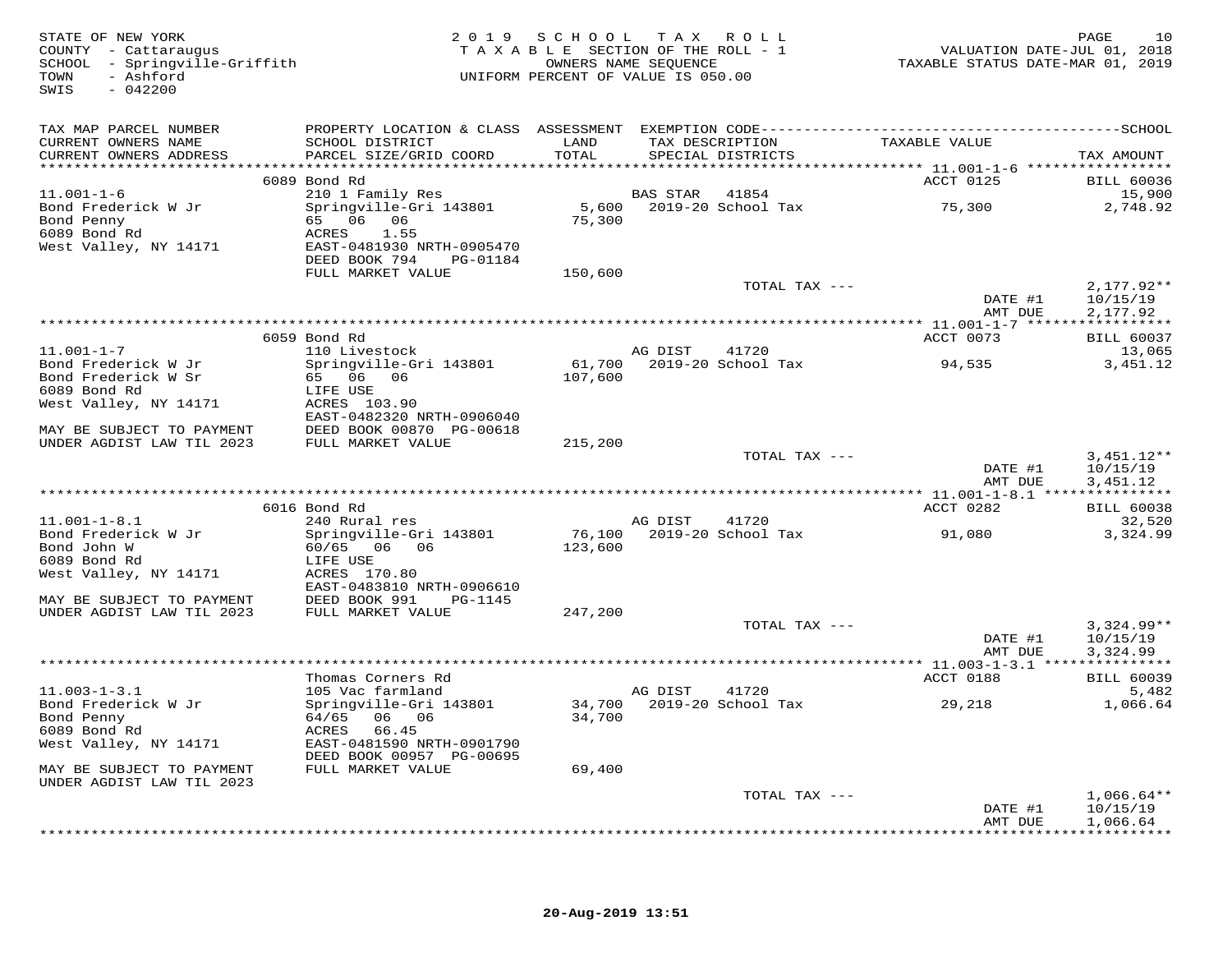STATE OF NEW YORK
COUNTY - Cattaraugus
SCHOOL - Springville-Griffith
TOWN - Ashford
SWIS - 042200

2019 SCHOOL TAX ROLL
TAXABLE SECTION OF THE ROLL - 1
OWNERS NAME SEQUENCE
UNIFORM PERCENT OF VALUE IS 050.00

VALUATION DATE-JUL 01, 2018
TAXABLE STATUS DATE-MAR 01, 2019

| TAX MAP PARCEL NUMBER / CURRENT OWNERS NAME / CURRENT OWNERS ADDRESS | PROPERTY LOCATION & CLASS / SCHOOL DISTRICT / PARCEL SIZE/GRID COORD | ASSESSMENT LAND / TOTAL | EXEMPTION CODE / TAX DESCRIPTION / SPECIAL DISTRICTS | TAXABLE VALUE | TAX AMOUNT |
|---|---|---|---|---|---|
| 11.001-1-6 | 6089 Bond Rd | | | ACCT 0125 | BILL 60036 |
| Bond Frederick W Jr | 210 1 Family Res | | BAS STAR 41854 | | 15,900 |
| Bond Penny | Springville-Gri 143801 | 5,600 | 2019-20 School Tax | 75,300 | 2,748.92 |
| 6089 Bond Rd | 65 06 06 | 75,300 | | | |
| West Valley, NY 14171 | ACRES 1.55 | | | | |
| | EAST-0481930 NRTH-0905470 | | | | |
| | DEED BOOK 794 PG-01184 | | | | |
| | FULL MARKET VALUE | 150,600 | | | |
| | | | TOTAL TAX --- | | 2,177.92** |
| | | | | DATE #1 | 10/15/19 |
| | | | | AMT DUE | 2,177.92 |
| 11.001-1-7 | 6059 Bond Rd | | | ACCT 0073 | BILL 60037 |
| Bond Frederick W Jr | 110 Livestock | | AG DIST 41720 | | 13,065 |
| Bond Frederick W Sr | Springville-Gri 143801 | 61,700 | 2019-20 School Tax | 94,535 | 3,451.12 |
| 6089 Bond Rd | 65 06 06 | 107,600 | | | |
| West Valley, NY 14171 | LIFE USE | | | | |
| | ACRES 103.90 | | | | |
| | EAST-0482320 NRTH-0906040 | | | | |
| MAY BE SUBJECT TO PAYMENT | DEED BOOK 00870 PG-00618 | | | | |
| UNDER AGDIST LAW TIL 2023 | FULL MARKET VALUE | 215,200 | | | |
| | | | TOTAL TAX --- | | 3,451.12** |
| | | | | DATE #1 | 10/15/19 |
| | | | | AMT DUE | 3,451.12 |
| 11.001-1-8.1 | 6016 Bond Rd | | | ACCT 0282 | BILL 60038 |
| Bond Frederick W Jr | 240 Rural res | | AG DIST 41720 | | 32,520 |
| Bond John W | Springville-Gri 143801 | 76,100 | 2019-20 School Tax | 91,080 | 3,324.99 |
| 6089 Bond Rd | 60/65 06 06 | 123,600 | | | |
| West Valley, NY 14171 | LIFE USE | | | | |
| | ACRES 170.80 | | | | |
| | EAST-0483810 NRTH-0906610 | | | | |
| MAY BE SUBJECT TO PAYMENT | DEED BOOK 991 PG-1145 | | | | |
| UNDER AGDIST LAW TIL 2023 | FULL MARKET VALUE | 247,200 | | | |
| | | | TOTAL TAX --- | | 3,324.99** |
| | | | | DATE #1 | 10/15/19 |
| | | | | AMT DUE | 3,324.99 |
| 11.003-1-3.1 | Thomas Corners Rd | | | ACCT 0188 | BILL 60039 |
| Bond Frederick W Jr | 105 Vac farmland | | AG DIST 41720 | | 5,482 |
| Bond Penny | Springville-Gri 143801 | 34,700 | 2019-20 School Tax | 29,218 | 1,066.64 |
| 6089 Bond Rd | 64/65 06 06 | 34,700 | | | |
| West Valley, NY 14171 | ACRES 66.45 | | | | |
| | EAST-0481590 NRTH-0901790 | | | | |
| | DEED BOOK 00957 PG-00695 | | | | |
| MAY BE SUBJECT TO PAYMENT | FULL MARKET VALUE | 69,400 | | | |
| UNDER AGDIST LAW TIL 2023 | | | | | |
| | | | TOTAL TAX --- | | 1,066.64** |
| | | | | DATE #1 | 10/15/19 |
| | | | | AMT DUE | 1,066.64 |

20-Aug-2019 13:51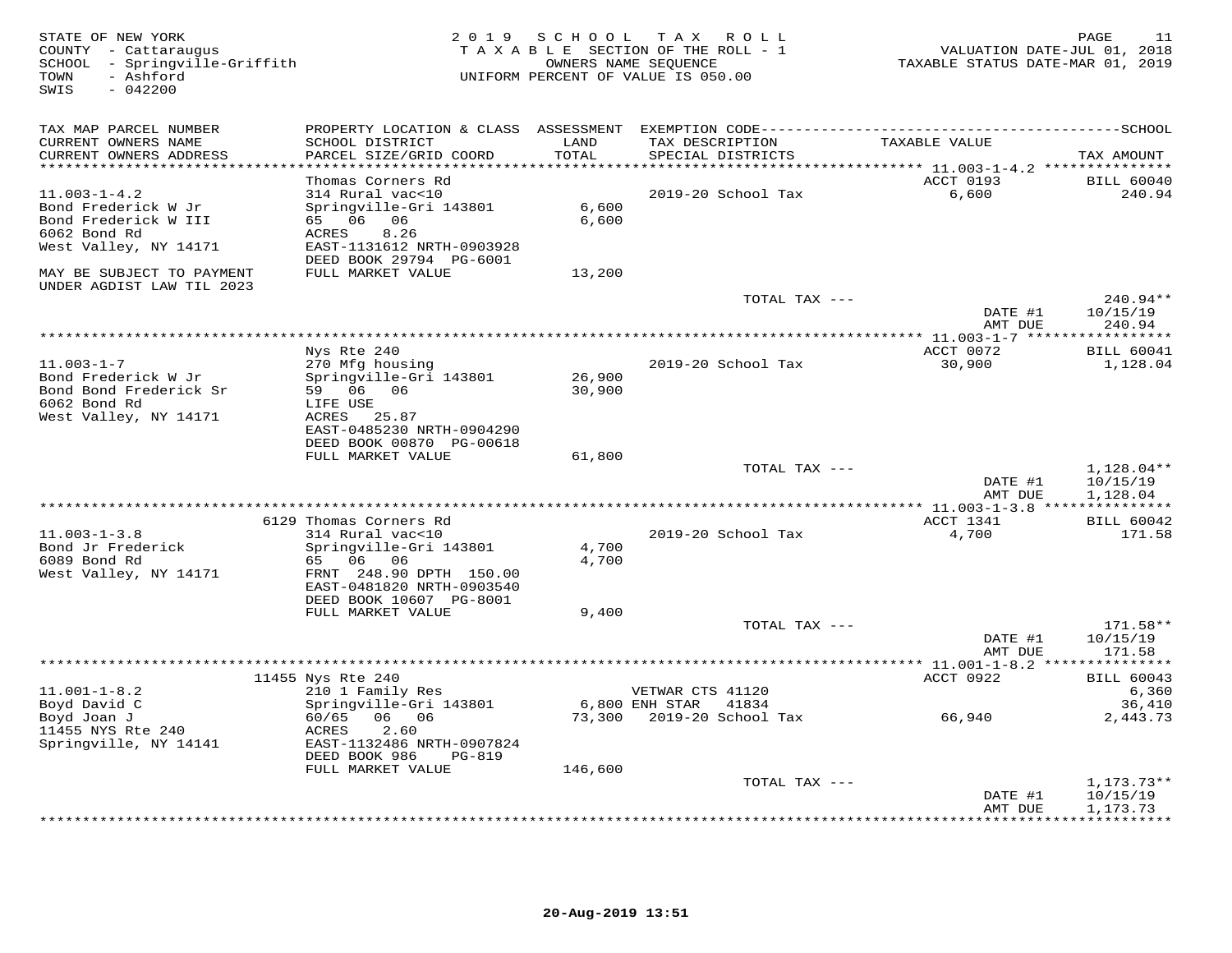STATE OF NEW YORK
COUNTY - Cattaraugus
SCHOOL - Springville-Griffith
TOWN - Ashford
SWIS - 042200

2019 SCHOOL TAX ROLL
TAXABLE SECTION OF THE ROLL - 1
OWNERS NAME SEQUENCE
UNIFORM PERCENT OF VALUE IS 050.00

VALUATION DATE-JUL 01, 2018
TAXABLE STATUS DATE-MAR 01, 2019

| TAX MAP PARCEL NUMBER / CURRENT OWNERS NAME / CURRENT OWNERS ADDRESS | PROPERTY LOCATION & CLASS / SCHOOL DISTRICT / PARCEL SIZE/GRID COORD | ASSESSMENT LAND / TOTAL | EXEMPTION CODE / TAX DESCRIPTION / SPECIAL DISTRICTS | TAXABLE VALUE | TAX AMOUNT |
|---|---|---|---|---|---|
| **11.003-1-4.2** | Thomas Corners Rd | | | ACCT 0193 | BILL 60040 |
| 11.003-1-4.2 | 314 Rural vac<10 | | 2019-20 School Tax | 6,600 | 240.94 |
| Bond Frederick W Jr | Springville-Gri 143801 | 6,600 | | | |
| Bond Frederick W III | 65 06 06 | 6,600 | | | |
| 6062 Bond Rd | ACRES 8.26 | | | | |
| West Valley, NY 14171 | EAST-1131612 NRTH-0903928 | | | | |
| | DEED BOOK 29794 PG-6001 | | | | |
| MAY BE SUBJECT TO PAYMENT UNDER AGDIST LAW TIL 2023 | FULL MARKET VALUE | 13,200 | | | |
| | | | TOTAL TAX --- | | 240.94** |
| | | | | DATE #1 | 10/15/19 |
| | | | | AMT DUE | 240.94 |
| **11.003-1-7** | Nys Rte 240 | | | ACCT 0072 | BILL 60041 |
| 11.003-1-7 | 270 Mfg housing | | 2019-20 School Tax | 30,900 | 1,128.04 |
| Bond Frederick W Jr | Springville-Gri 143801 | 26,900 | | | |
| Bond Bond Frederick Sr | 59 06 06 | 30,900 | | | |
| 6062 Bond Rd | LIFE USE | | | | |
| West Valley, NY 14171 | ACRES 25.87 | | | | |
| | EAST-0485230 NRTH-0904290 | | | | |
| | DEED BOOK 00870 PG-00618 | | | | |
| | FULL MARKET VALUE | 61,800 | | | |
| | | | TOTAL TAX --- | | 1,128.04** |
| | | | | DATE #1 | 10/15/19 |
| | | | | AMT DUE | 1,128.04 |
| **11.003-1-3.8** | 6129 Thomas Corners Rd | | | ACCT 1341 | BILL 60042 |
| 11.003-1-3.8 | 314 Rural vac<10 | | 2019-20 School Tax | 4,700 | 171.58 |
| Bond Jr Frederick | Springville-Gri 143801 | 4,700 | | | |
| 6089 Bond Rd | 65 06 06 | 4,700 | | | |
| West Valley, NY 14171 | FRNT 248.90 DPTH 150.00 | | | | |
| | EAST-0481820 NRTH-0903540 | | | | |
| | DEED BOOK 10607 PG-8001 | | | | |
| | FULL MARKET VALUE | 9,400 | | | |
| | | | TOTAL TAX --- | | 171.58** |
| | | | | DATE #1 | 10/15/19 |
| | | | | AMT DUE | 171.58 |
| **11.001-1-8.2** | 11455 Nys Rte 240 | | | ACCT 0922 | BILL 60043 |
| 11.001-1-8.2 | 210 1 Family Res | | VETWAR CTS 41120 | | 6,360 |
| Boyd David C | Springville-Gri 143801 | 6,800 | ENH STAR 41834 | | 36,410 |
| Boyd Joan J | 60/65 06 06 | 73,300 | 2019-20 School Tax | 66,940 | 2,443.73 |
| 11455 NYS Rte 240 | ACRES 2.60 | | | | |
| Springville, NY 14141 | EAST-1132486 NRTH-0907824 | | | | |
| | DEED BOOK 986 PG-819 | | | | |
| | FULL MARKET VALUE | 146,600 | | | |
| | | | TOTAL TAX --- | | 1,173.73** |
| | | | | DATE #1 | 10/15/19 |
| | | | | AMT DUE | 1,173.73 |

20-Aug-2019 13:51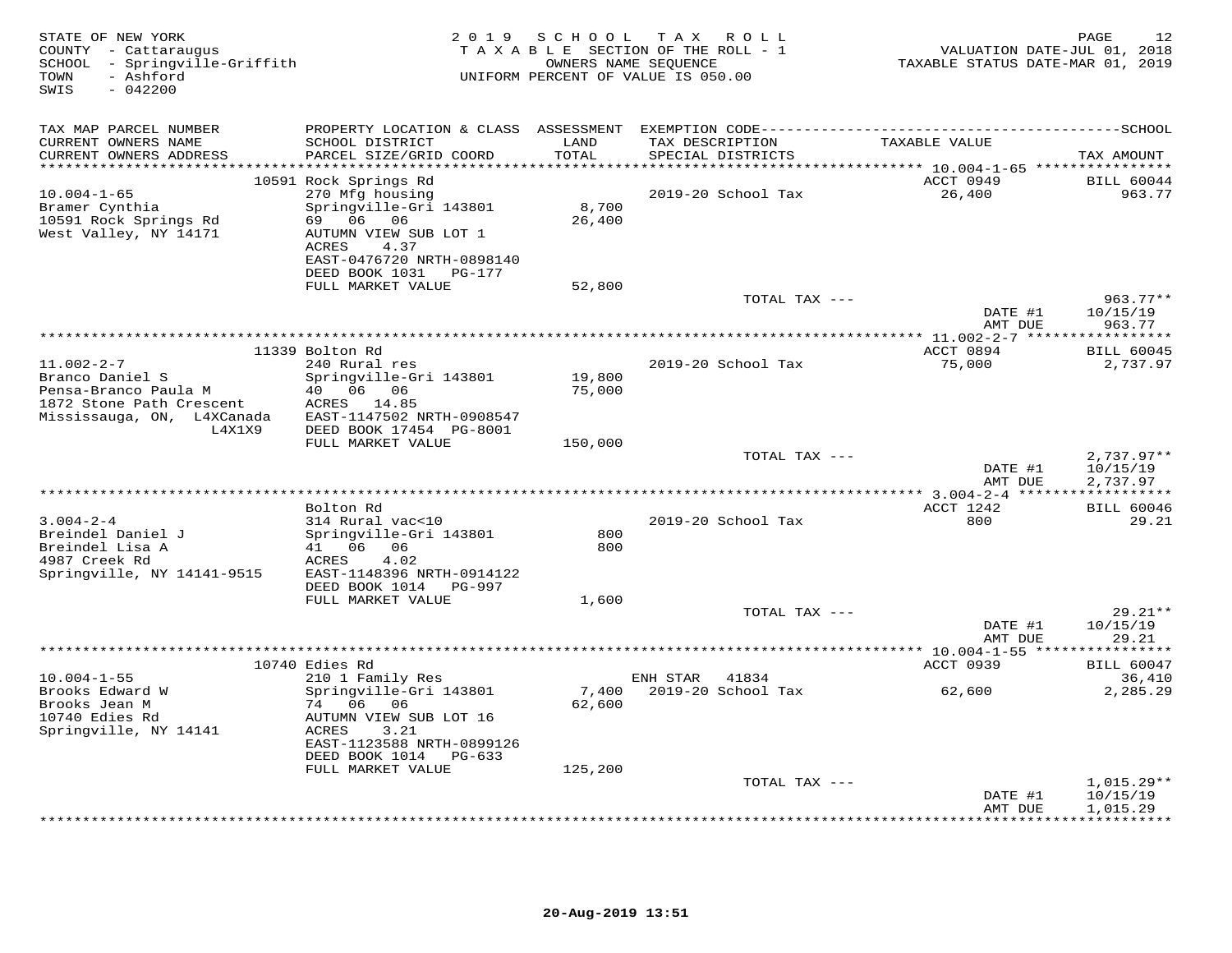STATE OF NEW YORK
COUNTY - Cattaraugus
SCHOOL - Springville-Griffith
TOWN - Ashford
SWIS - 042200

2 0 1 9 S C H O O L T A X R O L L
T A X A B L E SECTION OF THE ROLL - 1
OWNERS NAME SEQUENCE
UNIFORM PERCENT OF VALUE IS 050.00

VALUATION DATE-JUL 01, 2018
TAXABLE STATUS DATE-MAR 01, 2019

| TAX MAP PARCEL NUMBER<br>CURRENT OWNERS NAME<br>CURRENT OWNERS ADDRESS | PROPERTY LOCATION & CLASS<br>SCHOOL DISTRICT<br>PARCEL SIZE/GRID COORD | ASSESSMENT<br>LAND<br>TOTAL | EXEMPTION CODE<br>TAX DESCRIPTION<br>SPECIAL DISTRICTS | TAXABLE VALUE | SCHOOL<br>TAX AMOUNT |
|---|---|---|---|---|---|
| | 10591 Rock Springs Rd | | | ACCT 0949 | BILL 60044 |
| 10.004-1-65 | 270 Mfg housing | | 2019-20 School Tax | 26,400 | 963.77 |
| Bramer Cynthia | Springville-Gri 143801 | 8,700 | | | |
| 10591 Rock Springs Rd | 69 06 06 | 26,400 | | | |
| West Valley, NY 14171 | AUTUMN VIEW SUB LOT 1 | | | | |
| | ACRES 4.37 | | | | |
| | EAST-0476720 NRTH-0898140 | | | | |
| | DEED BOOK 1031 PG-177 | | | | |
| | FULL MARKET VALUE | 52,800 | | | |
| | | | TOTAL TAX --- | | 963.77** |
| | | | | DATE #1 | 10/15/19 |
| | | | | AMT DUE | 963.77 |
| | 11339 Bolton Rd | | | ACCT 0894 | BILL 60045 |
| 11.002-2-7 | 240 Rural res | | 2019-20 School Tax | 75,000 | 2,737.97 |
| Branco Daniel S | Springville-Gri 143801 | 19,800 | | | |
| Pensa-Branco Paula M | 40 06 06 | 75,000 | | | |
| 1872 Stone Path Crescent | ACRES 14.85 | | | | |
| Mississauga, ON, L4XCanada | EAST-1147502 NRTH-0908547 | | | | |
| L4X1X9 | DEED BOOK 17454 PG-8001 | | | | |
| | FULL MARKET VALUE | 150,000 | | | |
| | | | TOTAL TAX --- | | 2,737.97** |
| | | | | DATE #1 | 10/15/19 |
| | | | | AMT DUE | 2,737.97 |
| | Bolton Rd | | | ACCT 1242 | BILL 60046 |
| 3.004-2-4 | 314 Rural vac<10 | | 2019-20 School Tax | 800 | 29.21 |
| Breindel Daniel J | Springville-Gri 143801 | 800 | | | |
| Breindel Lisa A | 41 06 06 | 800 | | | |
| 4987 Creek Rd | ACRES 4.02 | | | | |
| Springville, NY 14141-9515 | EAST-1148396 NRTH-0914122 | | | | |
| | DEED BOOK 1014 PG-997 | | | | |
| | FULL MARKET VALUE | 1,600 | | | |
| | | | TOTAL TAX --- | | 29.21** |
| | | | | DATE #1 | 10/15/19 |
| | | | | AMT DUE | 29.21 |
| | 10740 Edies Rd | | | ACCT 0939 | BILL 60047 |
| 10.004-1-55 | 210 1 Family Res | | ENH STAR 41834 | | 36,410 |
| Brooks Edward W | Springville-Gri 143801 | 7,400 | 2019-20 School Tax | 62,600 | 2,285.29 |
| Brooks Jean M | 74 06 06 | 62,600 | | | |
| 10740 Edies Rd | AUTUMN VIEW SUB LOT 16 | | | | |
| Springville, NY 14141 | ACRES 3.21 | | | | |
| | EAST-1123588 NRTH-0899126 | | | | |
| | DEED BOOK 1014 PG-633 | | | | |
| | FULL MARKET VALUE | 125,200 | | | |
| | | | TOTAL TAX --- | | 1,015.29** |
| | | | | DATE #1 | 10/15/19 |
| | | | | AMT DUE | 1,015.29 |

20-Aug-2019 13:51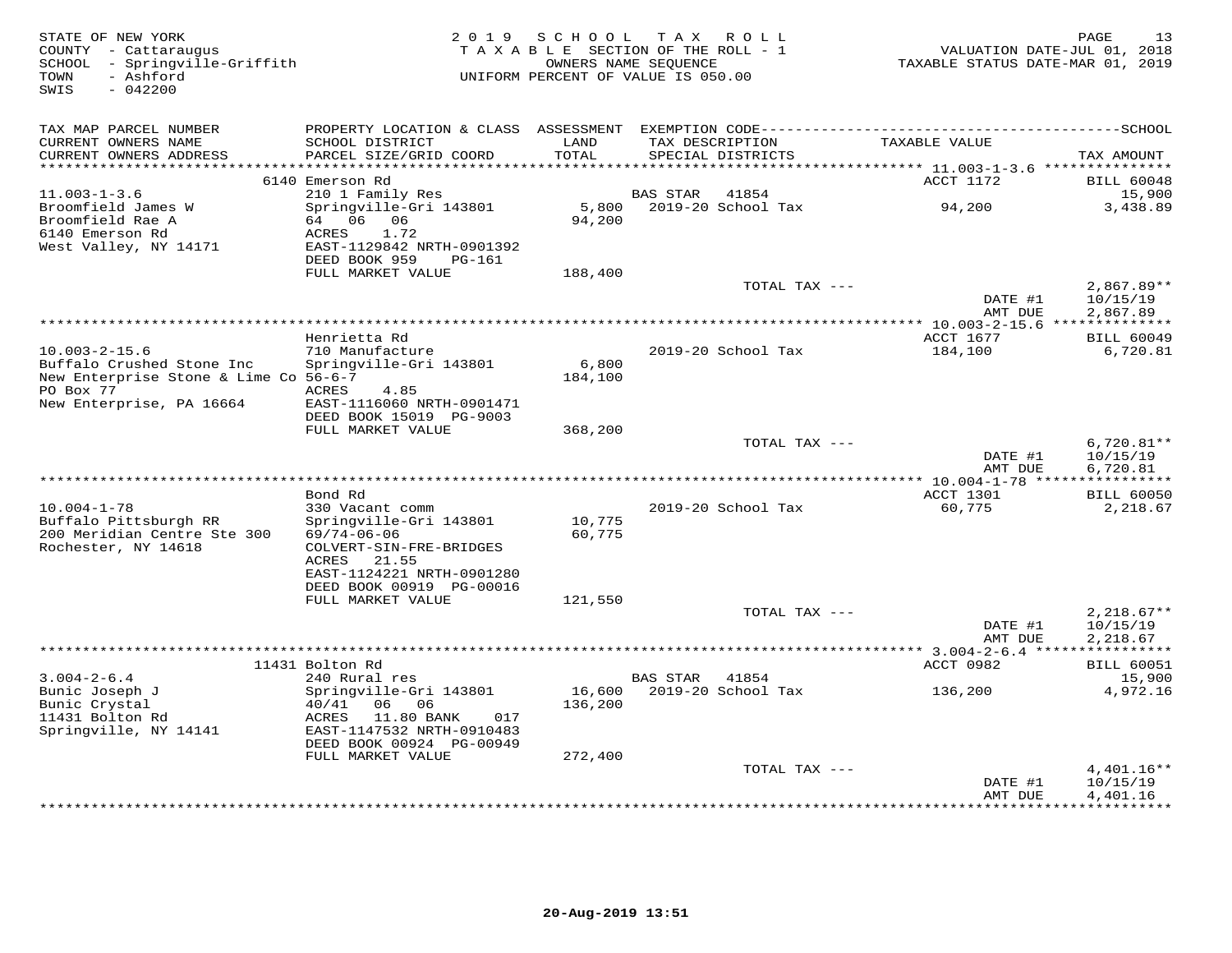STATE OF NEW YORK
COUNTY - Cattaraugus
SCHOOL - Springville-Griffith
TOWN - Ashford
SWIS - 042200

2019 SCHOOL TAX ROLL
TAXABLE SECTION OF THE ROLL - 1
OWNERS NAME SEQUENCE
UNIFORM PERCENT OF VALUE IS 050.00

VALUATION DATE-JUL 01, 2018
TAXABLE STATUS DATE-MAR 01, 2019

| TAX MAP PARCEL NUMBER<br>CURRENT OWNERS NAME<br>CURRENT OWNERS ADDRESS | PROPERTY LOCATION & CLASS<br>SCHOOL DISTRICT<br>PARCEL SIZE/GRID COORD | ASSESSMENT<br>LAND<br>TOTAL | EXEMPTION CODE<br>TAX DESCRIPTION<br>SPECIAL DISTRICTS | TAXABLE VALUE | SCHOOL<br>TAX AMOUNT |
|---|---|---|---|---|---|
| | 6140 Emerson Rd | | | ACCT 1172 | BILL 60048 |
| 11.003-1-3.6 | 210 1 Family Res | | BAS STAR 41854 | | 15,900 |
| Broomfield James W | Springville-Gri 143801 | 5,800 | 2019-20 School Tax | 94,200 | 3,438.89 |
| Broomfield Rae A | 64 06 06 | 94,200 | | | |
| 6140 Emerson Rd | ACRES 1.72 | | | | |
| West Valley, NY 14171 | EAST-1129842 NRTH-0901392 | | | | |
| | DEED BOOK 959 PG-161 | | | | |
| | FULL MARKET VALUE | 188,400 | | | |
| | | | TOTAL TAX --- | | 2,867.89** |
| | | | | DATE #1 | 10/15/19 |
| | | | | AMT DUE | 2,867.89 |
| | Henrietta Rd | | | ACCT 1677 | BILL 60049 |
| 10.003-2-15.6 | 710 Manufacture | | 2019-20 School Tax | 184,100 | 6,720.81 |
| Buffalo Crushed Stone Inc | Springville-Gri 143801 | 6,800 | | | |
| New Enterprise Stone & Lime Co | 56-6-7 | 184,100 | | | |
| PO Box 77 | ACRES 4.85 | | | | |
| New Enterprise, PA 16664 | EAST-1116060 NRTH-0901471 | | | | |
| | DEED BOOK 15019 PG-9003 | | | | |
| | FULL MARKET VALUE | 368,200 | | | |
| | | | TOTAL TAX --- | | 6,720.81** |
| | | | | DATE #1 | 10/15/19 |
| | | | | AMT DUE | 6,720.81 |
| | Bond Rd | | | ACCT 1301 | BILL 60050 |
| 10.004-1-78 | 330 Vacant comm | | 2019-20 School Tax | 60,775 | 2,218.67 |
| Buffalo Pittsburgh RR | Springville-Gri 143801 | 10,775 | | | |
| 200 Meridian Centre Ste 300 | 69/74-06-06 | 60,775 | | | |
| Rochester, NY 14618 | COLVERT-SIN-FRE-BRIDGES | | | | |
| | ACRES 21.55 | | | | |
| | EAST-1124221 NRTH-0901280 | | | | |
| | DEED BOOK 00919 PG-00016 | | | | |
| | FULL MARKET VALUE | 121,550 | | | |
| | | | TOTAL TAX --- | | 2,218.67** |
| | | | | DATE #1 | 10/15/19 |
| | | | | AMT DUE | 2,218.67 |
| | 11431 Bolton Rd | | | ACCT 0982 | BILL 60051 |
| 3.004-2-6.4 | 240 Rural res | | BAS STAR 41854 | | 15,900 |
| Bunic Joseph J | Springville-Gri 143801 | 16,600 | 2019-20 School Tax | 136,200 | 4,972.16 |
| Bunic Crystal | 40/41 06 06 | 136,200 | | | |
| 11431 Bolton Rd | ACRES 11.80 BANK 017 | | | | |
| Springville, NY 14141 | EAST-1147532 NRTH-0910483 | | | | |
| | DEED BOOK 00924 PG-00949 | | | | |
| | FULL MARKET VALUE | 272,400 | | | |
| | | | TOTAL TAX --- | | 4,401.16** |
| | | | | DATE #1 | 10/15/19 |
| | | | | AMT DUE | 4,401.16 |

20-Aug-2019 13:51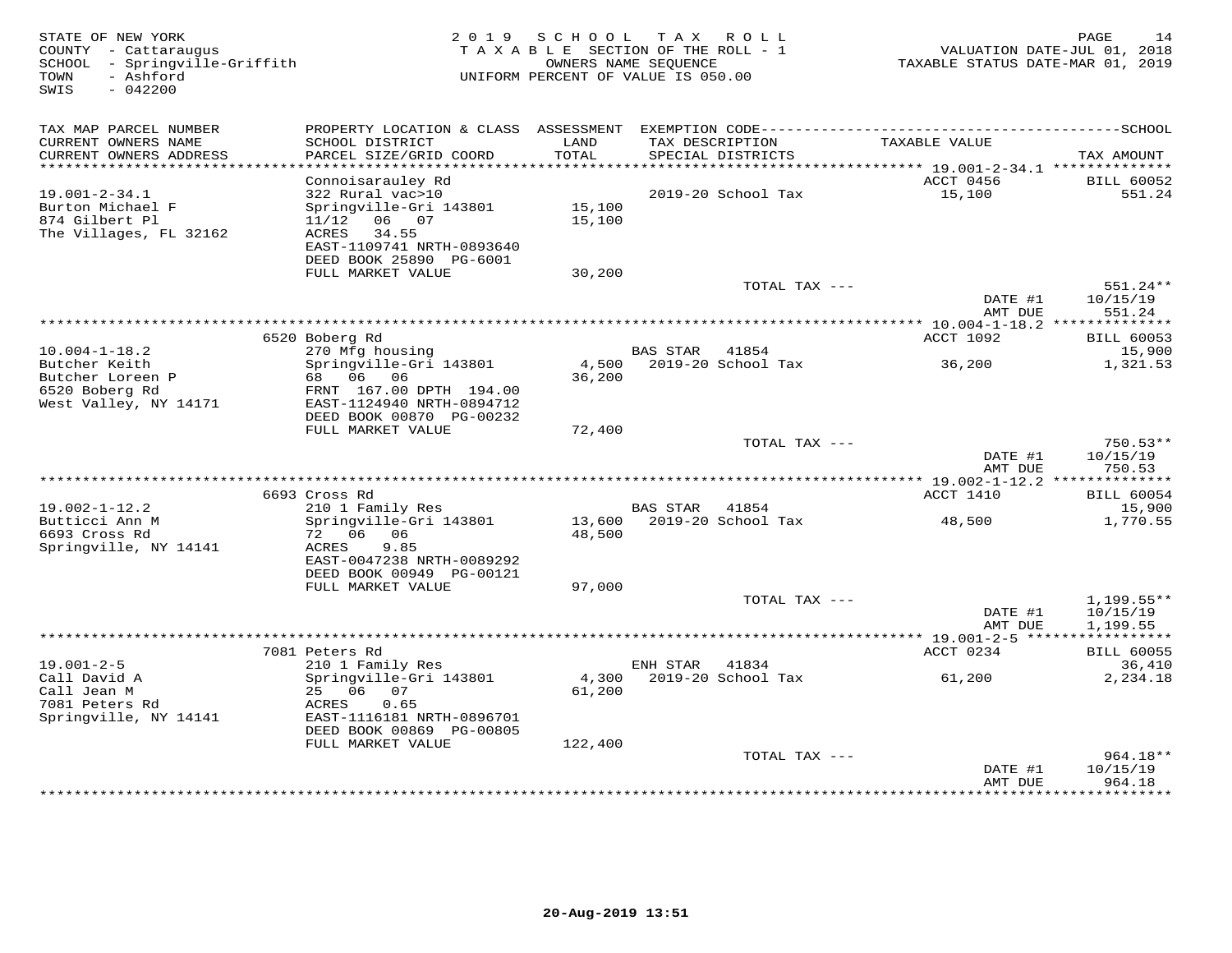STATE OF NEW YORK
COUNTY - Cattaraugus
SCHOOL - Springville-Griffith
TOWN - Ashford
SWIS - 042200

2019 SCHOOL TAX ROLL
TAXABLE SECTION OF THE ROLL - 1
OWNERS NAME SEQUENCE
UNIFORM PERCENT OF VALUE IS 050.00

VALUATION DATE-JUL 01, 2018
TAXABLE STATUS DATE-MAR 01, 2019

| TAX MAP PARCEL NUMBER / CURRENT OWNERS NAME / CURRENT OWNERS ADDRESS | PROPERTY LOCATION & CLASS / SCHOOL DISTRICT / PARCEL SIZE/GRID COORD | ASSESSMENT LAND / TOTAL | EXEMPTION CODE / TAX DESCRIPTION / SPECIAL DISTRICTS | TAXABLE VALUE | TAX AMOUNT |
|---|---|---|---|---|---|
| 19.001-2-34.1 | Connoisarauley Rd | | | ACCT 0456 | BILL 60052 |
| Burton Michael F | 322 Rural vac>10 | | 2019-20 School Tax | 15,100 | 551.24 |
| 874 Gilbert Pl | Springville-Gri 143801 | 15,100 | | | |
| The Villages, FL 32162 | 11/12 06 07 | 15,100 | | | |
| | ACRES 34.55 | | | | |
| | EAST-1109741 NRTH-0893640 | | | | |
| | DEED BOOK 25890 PG-6001 | | | | |
| | FULL MARKET VALUE | 30,200 | | | |
| | | | TOTAL TAX --- | | 551.24** |
| | | | | DATE #1 | 10/15/19 |
| | | | | AMT DUE | 551.24 |
| 10.004-1-18.2 | 6520 Boberg Rd | | | ACCT 1092 | BILL 60053 |
| Butcher Keith | 270 Mfg housing | | BAS STAR 41854 | | 15,900 |
| Butcher Loreen P | Springville-Gri 143801 | 4,500 | 2019-20 School Tax | 36,200 | 1,321.53 |
| 6520 Boberg Rd | 68 06 06 | 36,200 | | | |
| West Valley, NY 14171 | FRNT 167.00 DPTH 194.00 | | | | |
| | EAST-1124940 NRTH-0894712 | | | | |
| | DEED BOOK 00870 PG-00232 | | | | |
| | FULL MARKET VALUE | 72,400 | | | |
| | | | TOTAL TAX --- | | 750.53** |
| | | | | DATE #1 | 10/15/19 |
| | | | | AMT DUE | 750.53 |
| 19.002-1-12.2 | 6693 Cross Rd | | | ACCT 1410 | BILL 60054 |
| Butticci Ann M | 210 1 Family Res | | BAS STAR 41854 | | 15,900 |
| 6693 Cross Rd | Springville-Gri 143801 | 13,600 | 2019-20 School Tax | 48,500 | 1,770.55 |
| Springville, NY 14141 | 72 06 06 | 48,500 | | | |
| | ACRES 9.85 | | | | |
| | EAST-0047238 NRTH-0089292 | | | | |
| | DEED BOOK 00949 PG-00121 | | | | |
| | FULL MARKET VALUE | 97,000 | | | |
| | | | TOTAL TAX --- | | 1,199.55** |
| | | | | DATE #1 | 10/15/19 |
| | | | | AMT DUE | 1,199.55 |
| 19.001-2-5 | 7081 Peters Rd | | | ACCT 0234 | BILL 60055 |
| Call David A | 210 1 Family Res | | ENH STAR 41834 | | 36,410 |
| Call Jean M | Springville-Gri 143801 | 4,300 | 2019-20 School Tax | 61,200 | 2,234.18 |
| 7081 Peters Rd | 25 06 07 | 61,200 | | | |
| Springville, NY 14141 | ACRES 0.65 | | | | |
| | EAST-1116181 NRTH-0896701 | | | | |
| | DEED BOOK 00869 PG-00805 | | | | |
| | FULL MARKET VALUE | 122,400 | | | |
| | | | TOTAL TAX --- | | 964.18** |
| | | | | DATE #1 | 10/15/19 |
| | | | | AMT DUE | 964.18 |

20-Aug-2019 13:51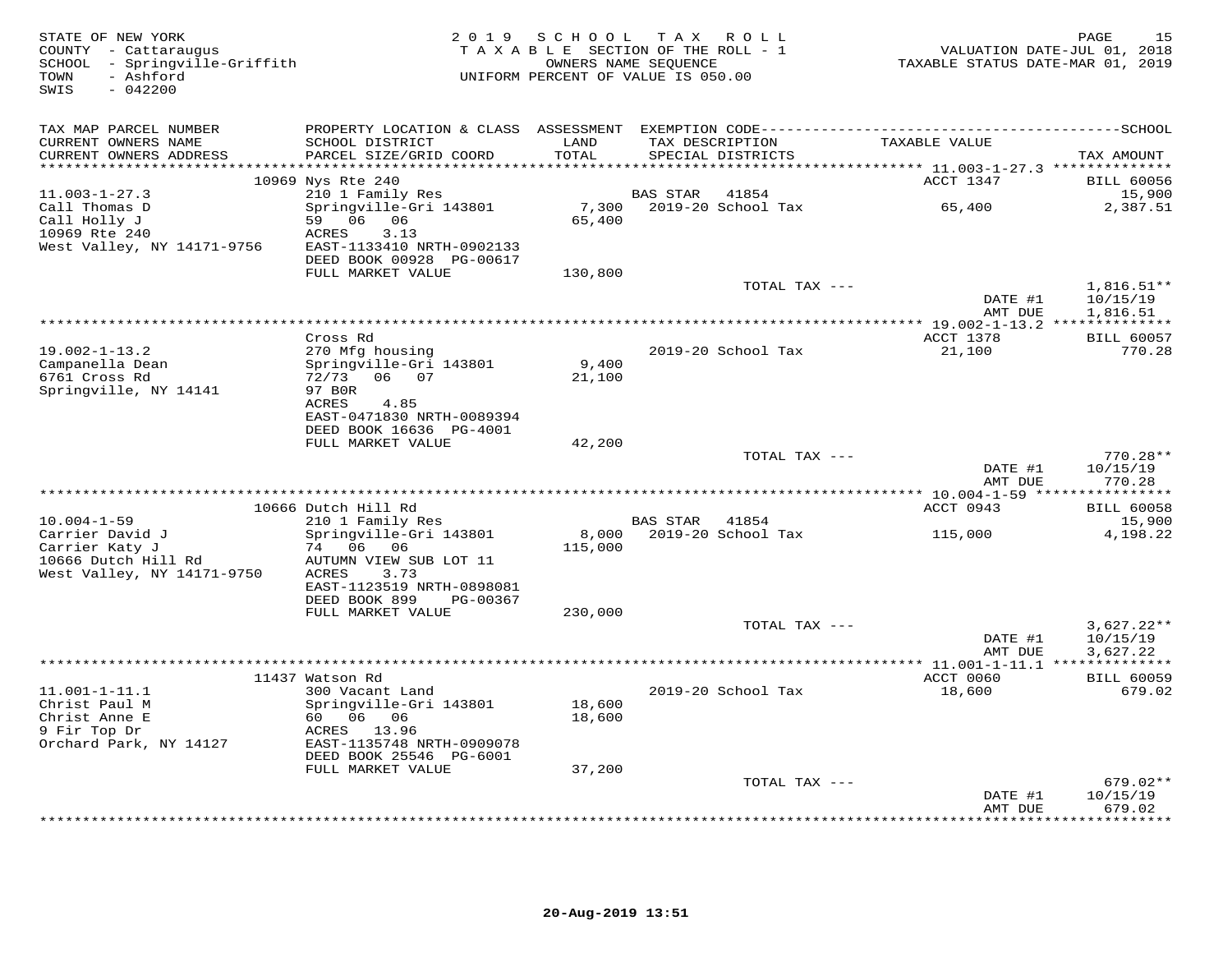STATE OF NEW YORK
COUNTY - Cattaraugus
SCHOOL - Springville-Griffith
TOWN - Ashford
SWIS - 042200

2019 SCHOOL TAX ROLL
TAXABLE SECTION OF THE ROLL - 1
OWNERS NAME SEQUENCE
UNIFORM PERCENT OF VALUE IS 050.00

VALUATION DATE-JUL 01, 2018
TAXABLE STATUS DATE-MAR 01, 2019

| TAX MAP PARCEL NUMBER / CURRENT OWNERS NAME / CURRENT OWNERS ADDRESS | PROPERTY LOCATION & CLASS / SCHOOL DISTRICT / PARCEL SIZE/GRID COORD | ASSESSMENT LAND / TOTAL | EXEMPTION CODE / TAX DESCRIPTION / SPECIAL DISTRICTS | TAXABLE VALUE | SCHOOL TAX AMOUNT |
|---|---|---|---|---|---|
| | 10969 Nys Rte 240 | | | ACCT 1347 | BILL 60056 |
| 11.003-1-27.3 | 210 1 Family Res | | BAS STAR 41854 | | 15,900 |
| Call Thomas D | Springville-Gri 143801 | 7,300 | 2019-20 School Tax | 65,400 | 2,387.51 |
| Call Holly J | 59 06 06 | 65,400 | | | |
| 10969 Rte 240 | ACRES 3.13 | | | | |
| West Valley, NY 14171-9756 | EAST-1133410 NRTH-0902133 | | | | |
| | DEED BOOK 00928 PG-00617 | | | | |
| | FULL MARKET VALUE | 130,800 | | | |
| | | | TOTAL TAX --- | | 1,816.51** |
| | | | | DATE #1 | 10/15/19 |
| | | | | AMT DUE | 1,816.51 |
| | Cross Rd | | | ACCT 1378 | BILL 60057 |
| 19.002-1-13.2 | 270 Mfg housing | | 2019-20 School Tax | 21,100 | 770.28 |
| Campanella Dean | Springville-Gri 143801 | 9,400 | | | |
| 6761 Cross Rd | 72/73 06 07 | 21,100 | | | |
| Springville, NY 14141 | 97 B0R | | | | |
| | ACRES 4.85 | | | | |
| | EAST-0471830 NRTH-0089394 | | | | |
| | DEED BOOK 16636 PG-4001 | | | | |
| | FULL MARKET VALUE | 42,200 | | | |
| | | | TOTAL TAX --- | | 770.28** |
| | | | | DATE #1 | 10/15/19 |
| | | | | AMT DUE | 770.28 |
| | 10666 Dutch Hill Rd | | | ACCT 0943 | BILL 60058 |
| 10.004-1-59 | 210 1 Family Res | | BAS STAR 41854 | | 15,900 |
| Carrier David J | Springville-Gri 143801 | 8,000 | 2019-20 School Tax | 115,000 | 4,198.22 |
| Carrier Katy J | 74 06 06 | 115,000 | | | |
| 10666 Dutch Hill Rd | AUTUMN VIEW SUB LOT 11 | | | | |
| West Valley, NY 14171-9750 | ACRES 3.73 | | | | |
| | EAST-1123519 NRTH-0898081 | | | | |
| | DEED BOOK 899 PG-00367 | | | | |
| | FULL MARKET VALUE | 230,000 | | | |
| | | | TOTAL TAX --- | | 3,627.22** |
| | | | | DATE #1 | 10/15/19 |
| | | | | AMT DUE | 3,627.22 |
| | 11437 Watson Rd | | | ACCT 0060 | BILL 60059 |
| 11.001-1-11.1 | 300 Vacant Land | | 2019-20 School Tax | 18,600 | 679.02 |
| Christ Paul M | Springville-Gri 143801 | 18,600 | | | |
| Christ Anne E | 60 06 06 | 18,600 | | | |
| 9 Fir Top Dr | ACRES 13.96 | | | | |
| Orchard Park, NY 14127 | EAST-1135748 NRTH-0909078 | | | | |
| | DEED BOOK 25546 PG-6001 | | | | |
| | FULL MARKET VALUE | 37,200 | | | |
| | | | TOTAL TAX --- | | 679.02** |
| | | | | DATE #1 | 10/15/19 |
| | | | | AMT DUE | 679.02 |

20-Aug-2019 13:51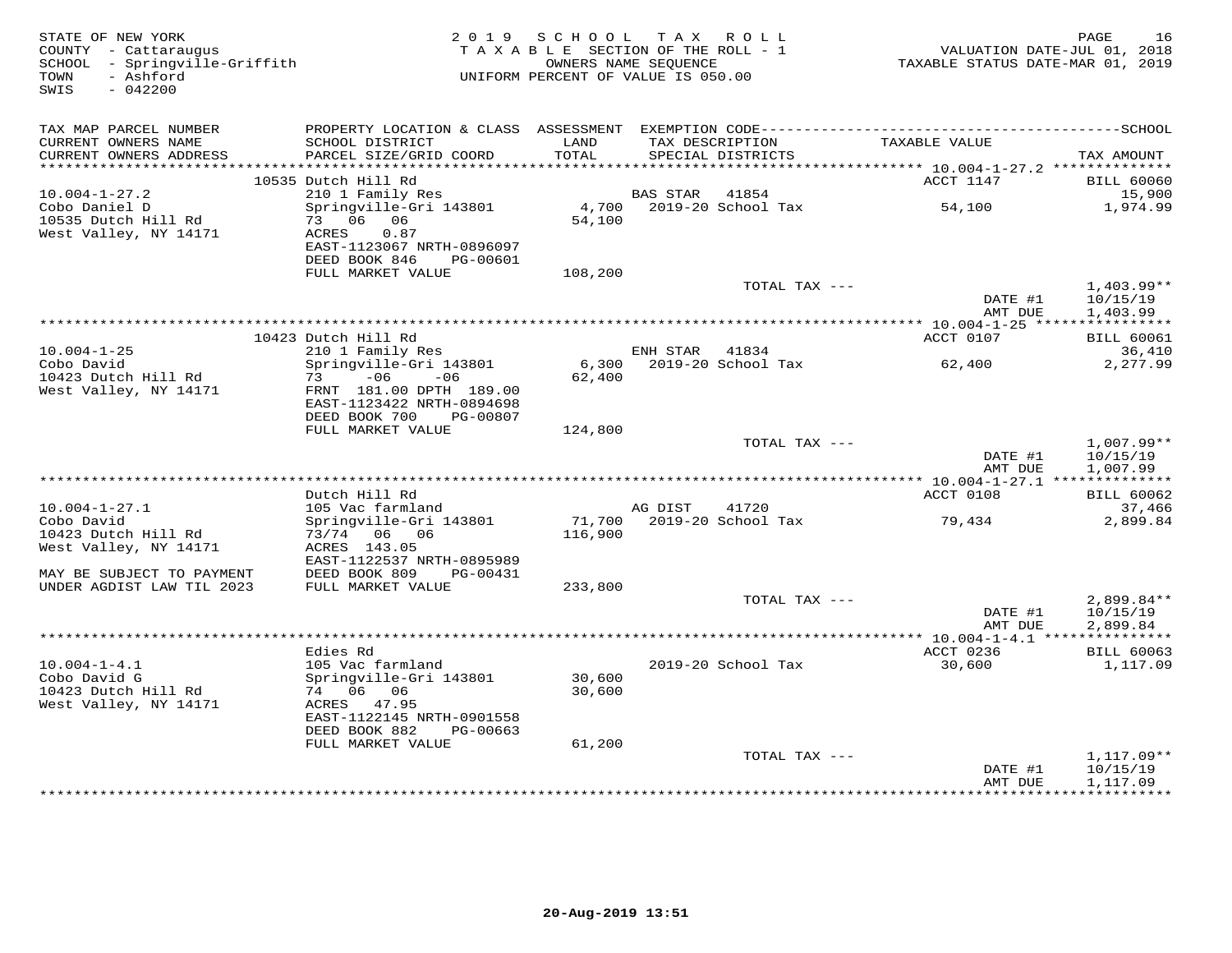STATE OF NEW YORK
COUNTY - Cattaraugus
SCHOOL - Springville-Griffith
TOWN - Ashford
SWIS - 042200

2 0 1 9 S C H O O L T A X R O L L
T A X A B L E SECTION OF THE ROLL - 1
OWNERS NAME SEQUENCE
UNIFORM PERCENT OF VALUE IS 050.00

VALUATION DATE-JUL 01, 2018
TAXABLE STATUS DATE-MAR 01, 2019

| TAX MAP PARCEL NUMBER / CURRENT OWNERS NAME / CURRENT OWNERS ADDRESS | PROPERTY LOCATION & CLASS / SCHOOL DISTRICT / PARCEL SIZE/GRID COORD | ASSESSMENT LAND / TOTAL | EXEMPTION CODE / TAX DESCRIPTION / SPECIAL DISTRICTS | TAXABLE VALUE | TAX AMOUNT |
|---|---|---|---|---|---|
| | 10535 Dutch Hill Rd | | | ACCT 1147 | BILL 60060 |
| 10.004-1-27.2 | 210 1 Family Res | | BAS STAR 41854 | | 15,900 |
| Cobo Daniel D | Springville-Gri 143801 | 4,700 | 2019-20 School Tax | 54,100 | 1,974.99 |
| 10535 Dutch Hill Rd | 73 06 06 | 54,100 | | | |
| West Valley, NY 14171 | ACRES 0.87 | | | | |
| | EAST-1123067 NRTH-0896097 | | | | |
| | DEED BOOK 846 PG-00601 | | | | |
| | FULL MARKET VALUE | 108,200 | | | |
| | | | TOTAL TAX --- | | 1,403.99** |
| | | | | DATE #1 | 10/15/19 |
| | | | | AMT DUE | 1,403.99 |
| | 10423 Dutch Hill Rd | | | ACCT 0107 | BILL 60061 |
| 10.004-1-25 | 210 1 Family Res | | ENH STAR 41834 | | 36,410 |
| Cobo David | Springville-Gri 143801 | 6,300 | 2019-20 School Tax | 62,400 | 2,277.99 |
| 10423 Dutch Hill Rd | 73 -06 -06 | 62,400 | | | |
| West Valley, NY 14171 | FRNT 181.00 DPTH 189.00 | | | | |
| | EAST-1123422 NRTH-0894698 | | | | |
| | DEED BOOK 700 PG-00807 | | | | |
| | FULL MARKET VALUE | 124,800 | | | |
| | | | TOTAL TAX --- | | 1,007.99** |
| | | | | DATE #1 | 10/15/19 |
| | | | | AMT DUE | 1,007.99 |
| | Dutch Hill Rd | | | ACCT 0108 | BILL 60062 |
| 10.004-1-27.1 | 105 Vac farmland | | AG DIST 41720 | | 37,466 |
| Cobo David | Springville-Gri 143801 | 71,700 | 2019-20 School Tax | 79,434 | 2,899.84 |
| 10423 Dutch Hill Rd | 73/74 06 06 | 116,900 | | | |
| West Valley, NY 14171 | ACRES 143.05 | | | | |
| | EAST-1122537 NRTH-0895989 | | | | |
| MAY BE SUBJECT TO PAYMENT | DEED BOOK 809 PG-00431 | | | | |
| UNDER AGDIST LAW TIL 2023 | FULL MARKET VALUE | 233,800 | | | |
| | | | TOTAL TAX --- | | 2,899.84** |
| | | | | DATE #1 | 10/15/19 |
| | | | | AMT DUE | 2,899.84 |
| | Edies Rd | | | ACCT 0236 | BILL 60063 |
| 10.004-1-4.1 | 105 Vac farmland | | 2019-20 School Tax | 30,600 | 1,117.09 |
| Cobo David G | Springville-Gri 143801 | 30,600 | | | |
| 10423 Dutch Hill Rd | 74 06 06 | 30,600 | | | |
| West Valley, NY 14171 | ACRES 47.95 | | | | |
| | EAST-1122145 NRTH-0901558 | | | | |
| | DEED BOOK 882 PG-00663 | | | | |
| | FULL MARKET VALUE | 61,200 | | | |
| | | | TOTAL TAX --- | | 1,117.09** |
| | | | | DATE #1 | 10/15/19 |
| | | | | AMT DUE | 1,117.09 |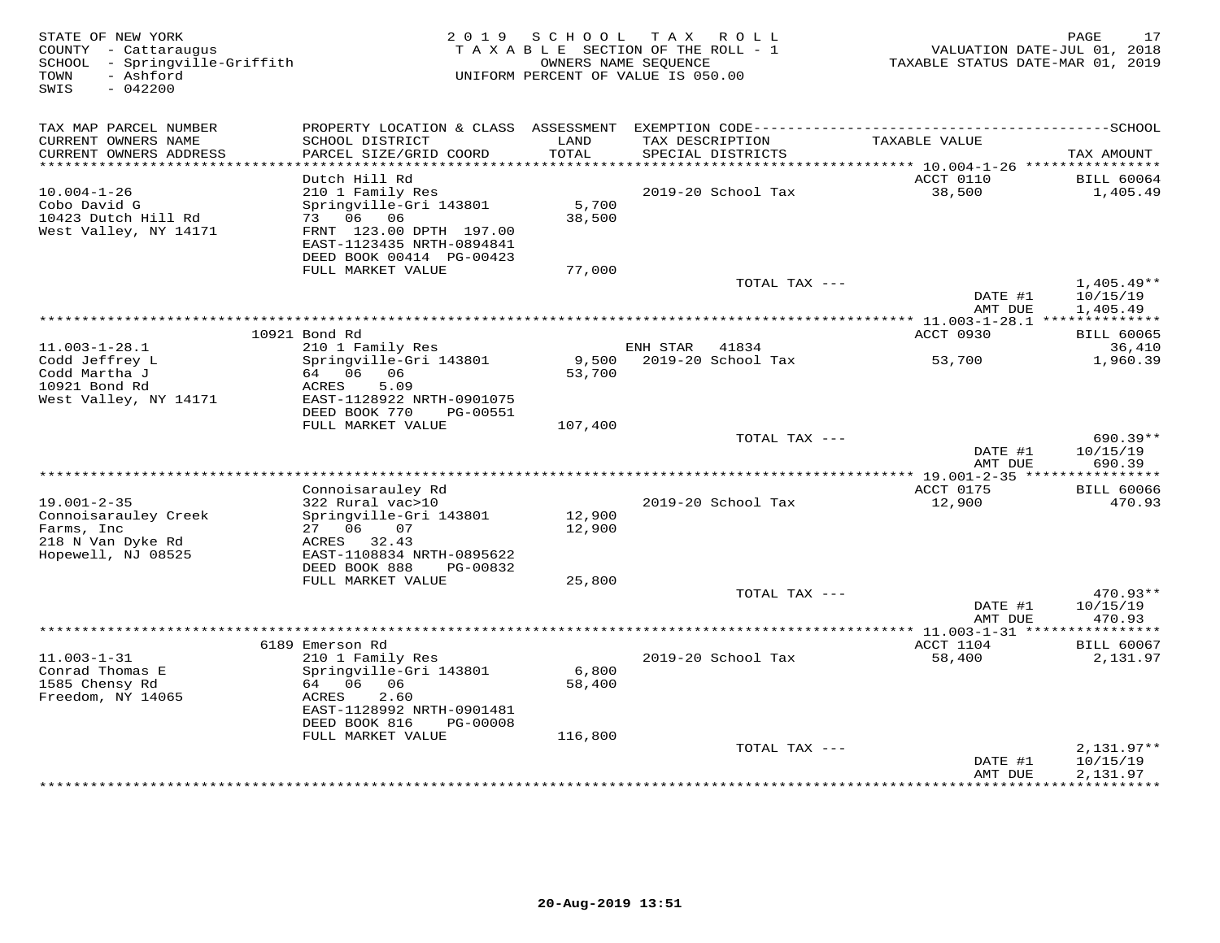STATE OF NEW YORK
COUNTY - Cattaraugus
SCHOOL - Springville-Griffith
TOWN - Ashford
SWIS - 042200

2019 SCHOOL TAX ROLL
TAXABLE SECTION OF THE ROLL - 1
OWNERS NAME SEQUENCE
UNIFORM PERCENT OF VALUE IS 050.00

VALUATION DATE-JUL 01, 2018
TAXABLE STATUS DATE-MAR 01, 2019

| TAX MAP PARCEL NUMBER / CURRENT OWNERS NAME / CURRENT OWNERS ADDRESS | PROPERTY LOCATION & CLASS / SCHOOL DISTRICT / PARCEL SIZE/GRID COORD | ASSESSMENT LAND / TOTAL | EXEMPTION CODE / TAX DESCRIPTION / SPECIAL DISTRICTS | TAXABLE VALUE | TAX AMOUNT |
|---|---|---|---|---|---|
| **10.004-1-26** | Dutch Hill Rd | | | ACCT 0110 | BILL 60064 |
| Cobo David G | 210 1 Family Res | | | | |
| 10423 Dutch Hill Rd | Springville-Gri 143801 | 5,700 | 2019-20 School Tax | 38,500 | 1,405.49 |
| West Valley, NY 14171 | 73 06 06 | 38,500 | | | |
| | FRNT 123.00 DPTH 197.00 | | | | |
| | EAST-1123435 NRTH-0894841 | | | | |
| | DEED BOOK 00414 PG-00423 | | | | |
| | FULL MARKET VALUE | 77,000 | | | |
| | | | TOTAL TAX --- | | 1,405.49** |
| | | | | DATE #1 | 10/15/19 |
| | | | | AMT DUE | 1,405.49 |
| **11.003-1-28.1** | 10921 Bond Rd | | | ACCT 0930 | BILL 60065 |
| Codd Jeffrey L | 210 1 Family Res | | ENH STAR 41834 | | 36,410 |
| Codd Martha J | Springville-Gri 143801 | 9,500 | 2019-20 School Tax | 53,700 | 1,960.39 |
| 10921 Bond Rd | 64 06 06 | 53,700 | | | |
| West Valley, NY 14171 | ACRES 5.09 | | | | |
| | EAST-1128922 NRTH-0901075 | | | | |
| | DEED BOOK 770 PG-00551 | | | | |
| | FULL MARKET VALUE | 107,400 | | | |
| | | | TOTAL TAX --- | | 690.39** |
| | | | | DATE #1 | 10/15/19 |
| | | | | AMT DUE | 690.39 |
| **19.001-2-35** | Connoisarauley Rd | | | ACCT 0175 | BILL 60066 |
| Connoisarauley Creek | 322 Rural vac>10 | | | | |
| Farms, Inc | Springville-Gri 143801 | 12,900 | 2019-20 School Tax | 12,900 | 470.93 |
| 218 N Van Dyke Rd | 27 06 07 | 12,900 | | | |
| Hopewell, NJ 08525 | ACRES 32.43 | | | | |
| | EAST-1108834 NRTH-0895622 | | | | |
| | DEED BOOK 888 PG-00832 | | | | |
| | FULL MARKET VALUE | 25,800 | | | |
| | | | TOTAL TAX --- | | 470.93** |
| | | | | DATE #1 | 10/15/19 |
| | | | | AMT DUE | 470.93 |
| **11.003-1-31** | 6189 Emerson Rd | | | ACCT 1104 | BILL 60067 |
| Conrad Thomas E | 210 1 Family Res | | | | |
| 1585 Chensy Rd | Springville-Gri 143801 | 6,800 | 2019-20 School Tax | 58,400 | 2,131.97 |
| Freedom, NY 14065 | 64 06 06 | 58,400 | | | |
| | ACRES 2.60 | | | | |
| | EAST-1128992 NRTH-0901481 | | | | |
| | DEED BOOK 816 PG-00008 | | | | |
| | FULL MARKET VALUE | 116,800 | | | |
| | | | TOTAL TAX --- | | 2,131.97** |
| | | | | DATE #1 | 10/15/19 |
| | | | | AMT DUE | 2,131.97 |

20-Aug-2019 13:51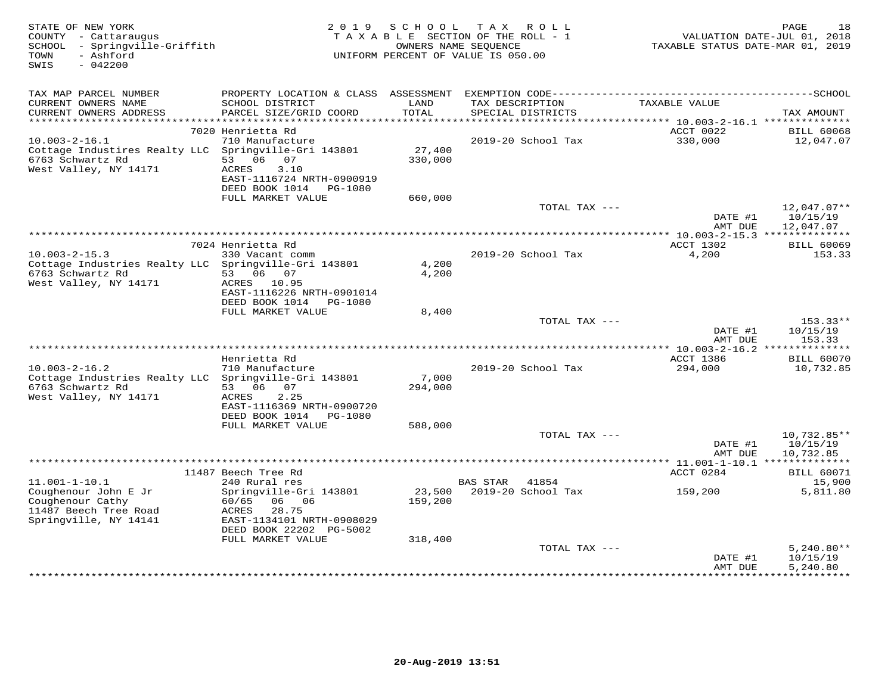STATE OF NEW YORK
COUNTY - Cattaraugus
SCHOOL - Springville-Griffith
TOWN - Ashford
SWIS - 042200

2019 SCHOOL TAX ROLL
TAXABLE SECTION OF THE ROLL - 1
OWNERS NAME SEQUENCE
UNIFORM PERCENT OF VALUE IS 050.00

VALUATION DATE-JUL 01, 2018
TAXABLE STATUS DATE-MAR 01, 2019

| TAX MAP PARCEL NUMBER / CURRENT OWNERS NAME / CURRENT OWNERS ADDRESS | PROPERTY LOCATION & CLASS / SCHOOL DISTRICT / PARCEL SIZE/GRID COORD | ASSESSMENT LAND / TOTAL | EXEMPTION CODE / TAX DESCRIPTION / SPECIAL DISTRICTS | TAXABLE VALUE | TAX AMOUNT |
|---|---|---|---|---|---|
| | 7020 Henrietta Rd | | | ACCT 0022 | BILL 60068 |
| 10.003-2-16.1 | 710 Manufacture | | 2019-20 School Tax | 330,000 | 12,047.07 |
| Cottage Industires Realty LLC | Springville-Gri 143801 | 27,400 | | | |
| 6763 Schwartz Rd | 53 06 07 | 330,000 | | | |
| West Valley, NY 14171 | ACRES 3.10 | | | | |
| | EAST-1116724 NRTH-0900919 | | | | |
| | DEED BOOK 1014 PG-1080 | | | | |
| | FULL MARKET VALUE | 660,000 | | | |
| | | | TOTAL TAX --- | | 12,047.07** |
| | | | | DATE #1 | 10/15/19 |
| | | | | AMT DUE | 12,047.07 |
| | 7024 Henrietta Rd | | | ACCT 1302 | BILL 60069 |
| 10.003-2-15.3 | 330 Vacant comm | | 2019-20 School Tax | 4,200 | 153.33 |
| Cottage Industries Realty LLC | Springville-Gri 143801 | 4,200 | | | |
| 6763 Schwartz Rd | 53 06 07 | 4,200 | | | |
| West Valley, NY 14171 | ACRES 10.95 | | | | |
| | EAST-1116226 NRTH-0901014 | | | | |
| | DEED BOOK 1014 PG-1080 | | | | |
| | FULL MARKET VALUE | 8,400 | | | |
| | | | TOTAL TAX --- | | 153.33** |
| | | | | DATE #1 | 10/15/19 |
| | | | | AMT DUE | 153.33 |
| | Henrietta Rd | | | ACCT 1386 | BILL 60070 |
| 10.003-2-16.2 | 710 Manufacture | | 2019-20 School Tax | 294,000 | 10,732.85 |
| Cottage Industries Realty LLC | Springville-Gri 143801 | 7,000 | | | |
| 6763 Schwartz Rd | 53 06 07 | 294,000 | | | |
| West Valley, NY 14171 | ACRES 2.25 | | | | |
| | EAST-1116369 NRTH-0900720 | | | | |
| | DEED BOOK 1014 PG-1080 | | | | |
| | FULL MARKET VALUE | 588,000 | | | |
| | | | TOTAL TAX --- | | 10,732.85** |
| | | | | DATE #1 | 10/15/19 |
| | | | | AMT DUE | 10,732.85 |
| | 11487 Beech Tree Rd | | | ACCT 0284 | BILL 60071 |
| 11.001-1-10.1 | 240 Rural res | | BAS STAR 41854 | | 15,900 |
| Coughenour John E Jr | Springville-Gri 143801 | 23,500 | 2019-20 School Tax | 159,200 | 5,811.80 |
| Coughenour Cathy | 60/65 06 06 | 159,200 | | | |
| 11487 Beech Tree Road | ACRES 28.75 | | | | |
| Springville, NY 14141 | EAST-1134101 NRTH-0908029 | | | | |
| | DEED BOOK 22202 PG-5002 | | | | |
| | FULL MARKET VALUE | 318,400 | | | |
| | | | TOTAL TAX --- | | 5,240.80** |
| | | | | DATE #1 | 10/15/19 |
| | | | | AMT DUE | 5,240.80 |

20-Aug-2019 13:51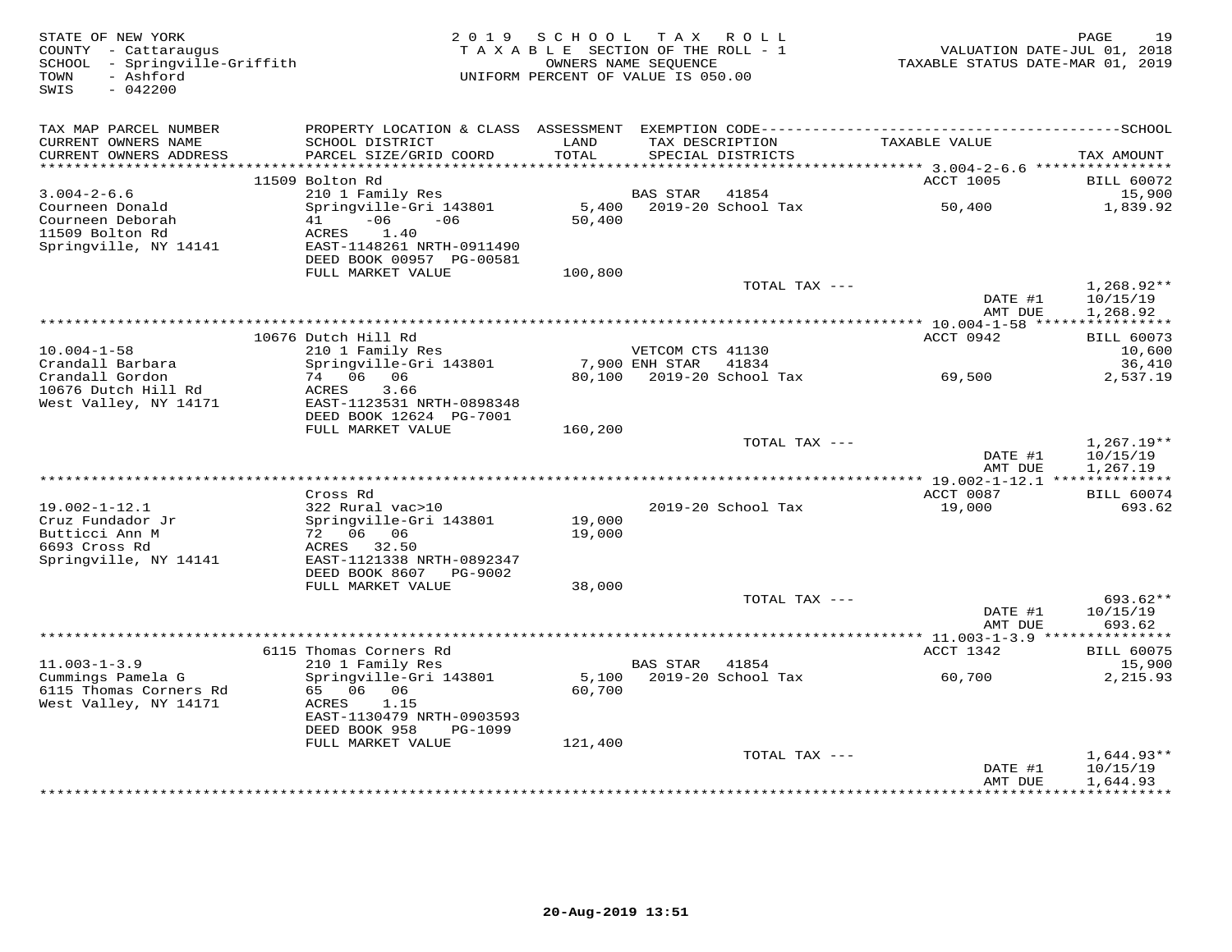STATE OF NEW YORK
COUNTY - Cattaraugus
SCHOOL - Springville-Griffith
TOWN - Ashford
SWIS - 042200

2019 SCHOOL TAX ROLL
TAXABLE SECTION OF THE ROLL - 1
OWNERS NAME SEQUENCE
UNIFORM PERCENT OF VALUE IS 050.00

VALUATION DATE-JUL 01, 2018
TAXABLE STATUS DATE-MAR 01, 2019

| TAX MAP PARCEL NUMBER / CURRENT OWNERS NAME / CURRENT OWNERS ADDRESS | PROPERTY LOCATION & CLASS / SCHOOL DISTRICT / PARCEL SIZE/GRID COORD | ASSESSMENT LAND / TOTAL | EXEMPTION CODE / TAX DESCRIPTION / SPECIAL DISTRICTS | TAXABLE VALUE | SCHOOL TAX AMOUNT |
|---|---|---|---|---|---|
| | 11509 Bolton Rd | | | ACCT 1005 | BILL 60072 |
| 3.004-2-6.6 | 210 1 Family Res | | BAS STAR 41854 | | 15,900 |
| Courneen Donald | Springville-Gri 143801 | 5,400 | 2019-20 School Tax | 50,400 | 1,839.92 |
| Courneen Deborah | 41 -06 -06 | 50,400 | | | |
| 11509 Bolton Rd | ACRES 1.40 | | | | |
| Springville, NY 14141 | EAST-1148261 NRTH-0911490 | | | | |
| | DEED BOOK 00957 PG-00581 | | | | |
| | FULL MARKET VALUE | 100,800 | | | |
| | | | TOTAL TAX --- | | 1,268.92** |
| | | | | DATE #1 | 10/15/19 |
| | | | | AMT DUE | 1,268.92 |
| | 10676 Dutch Hill Rd | | | ACCT 0942 | BILL 60073 |
| 10.004-1-58 | 210 1 Family Res | | VETCOM CTS 41130 | | 10,600 |
| Crandall Barbara | Springville-Gri 143801 | 7,900 | ENH STAR 41834 | | 36,410 |
| Crandall Gordon | 74 06 06 | 80,100 | 2019-20 School Tax | 69,500 | 2,537.19 |
| 10676 Dutch Hill Rd | ACRES 3.66 | | | | |
| West Valley, NY 14171 | EAST-1123531 NRTH-0898348 | | | | |
| | DEED BOOK 12624 PG-7001 | | | | |
| | FULL MARKET VALUE | 160,200 | | | |
| | | | TOTAL TAX --- | | 1,267.19** |
| | | | | DATE #1 | 10/15/19 |
| | | | | AMT DUE | 1,267.19 |
| | Cross Rd | | | ACCT 0087 | BILL 60074 |
| 19.002-1-12.1 | 322 Rural vac>10 | | 2019-20 School Tax | 19,000 | 693.62 |
| Cruz Fundador Jr | Springville-Gri 143801 | 19,000 | | | |
| Butticci Ann M | 72 06 06 | 19,000 | | | |
| 6693 Cross Rd | ACRES 32.50 | | | | |
| Springville, NY 14141 | EAST-1121338 NRTH-0892347 | | | | |
| | DEED BOOK 8607 PG-9002 | | | | |
| | FULL MARKET VALUE | 38,000 | | | |
| | | | TOTAL TAX --- | | 693.62** |
| | | | | DATE #1 | 10/15/19 |
| | | | | AMT DUE | 693.62 |
| | 6115 Thomas Corners Rd | | | ACCT 1342 | BILL 60075 |
| 11.003-1-3.9 | 210 1 Family Res | | BAS STAR 41854 | | 15,900 |
| Cummings Pamela G | Springville-Gri 143801 | 5,100 | 2019-20 School Tax | 60,700 | 2,215.93 |
| 6115 Thomas Corners Rd | 65 06 06 | 60,700 | | | |
| West Valley, NY 14171 | ACRES 1.15 | | | | |
| | EAST-1130479 NRTH-0903593 | | | | |
| | DEED BOOK 958 PG-1099 | | | | |
| | FULL MARKET VALUE | 121,400 | | | |
| | | | TOTAL TAX --- | | 1,644.93** |
| | | | | DATE #1 | 10/15/19 |
| | | | | AMT DUE | 1,644.93 |

20-Aug-2019 13:51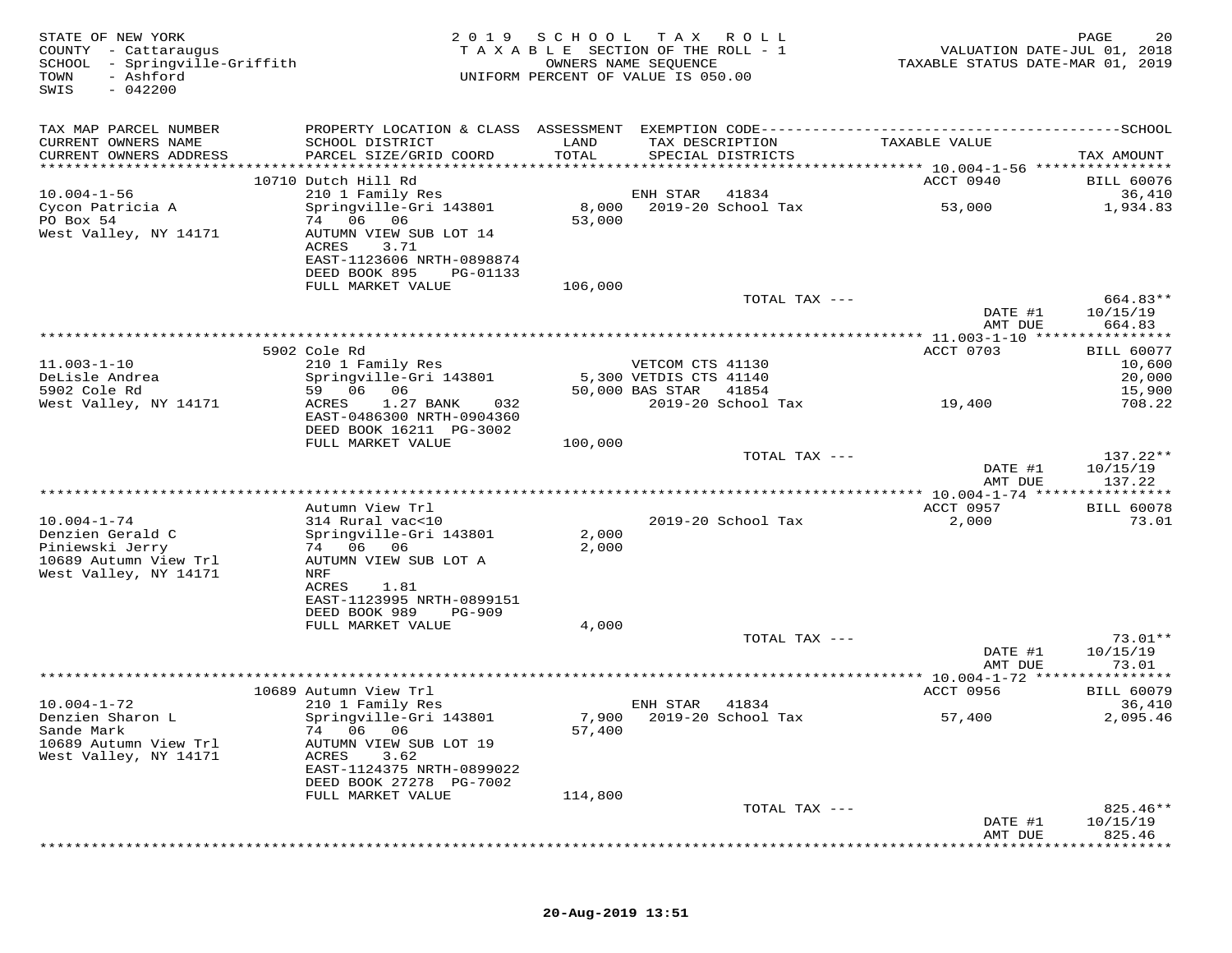STATE OF NEW YORK
COUNTY - Cattaraugus
SCHOOL - Springville-Griffith
TOWN - Ashford
SWIS - 042200

2019 SCHOOL TAX ROLL
TAXABLE SECTION OF THE ROLL - 1
OWNERS NAME SEQUENCE
UNIFORM PERCENT OF VALUE IS 050.00

VALUATION DATE-JUL 01, 2018
TAXABLE STATUS DATE-MAR 01, 2019

| TAX MAP PARCEL NUMBER / CURRENT OWNERS NAME / CURRENT OWNERS ADDRESS | PROPERTY LOCATION & CLASS / SCHOOL DISTRICT / PARCEL SIZE/GRID COORD | ASSESSMENT LAND / TOTAL | EXEMPTION CODE / TAX DESCRIPTION / SPECIAL DISTRICTS | TAXABLE VALUE | TAX AMOUNT |
|---|---|---|---|---|---|
| | 10710 Dutch Hill Rd | | | ACCT 0940 | BILL 60076 |
| 10.004-1-56 | 210 1 Family Res | | ENH STAR 41834 | | 36,410 |
| Cycon Patricia A | Springville-Gri 143801 | 8,000 | 2019-20 School Tax | 53,000 | 1,934.83 |
| PO Box 54 | 74 06 06 | 53,000 | | | |
| West Valley, NY 14171 | AUTUMN VIEW SUB LOT 14 | | | | |
| | ACRES 3.71 | | | | |
| | EAST-1123606 NRTH-0898874 | | | | |
| | DEED BOOK 895 PG-01133 | | | | |
| | FULL MARKET VALUE | 106,000 | | | |
| | | | TOTAL TAX --- | | 664.83** |
| | | | | DATE #1 | 10/15/19 |
| | | | | AMT DUE | 664.83 |
| | 5902 Cole Rd | | | ACCT 0703 | BILL 60077 |
| 11.003-1-10 | 210 1 Family Res | | VETCOM CTS 41130 | | 10,600 |
| DeLisle Andrea | Springville-Gri 143801 | 5,300 | VETDIS CTS 41140 | | 20,000 |
| 5902 Cole Rd | 59 06 06 | 50,000 | BAS STAR 41854 | | 15,900 |
| West Valley, NY 14171 | ACRES 1.27 BANK 032 | | 2019-20 School Tax | 19,400 | 708.22 |
| | EAST-0486300 NRTH-0904360 | | | | |
| | DEED BOOK 16211 PG-3002 | | | | |
| | FULL MARKET VALUE | 100,000 | | | |
| | | | TOTAL TAX --- | | 137.22** |
| | | | | DATE #1 | 10/15/19 |
| | | | | AMT DUE | 137.22 |
| | Autumn View Trl | | | ACCT 0957 | BILL 60078 |
| 10.004-1-74 | 314 Rural vac<10 | | 2019-20 School Tax | 2,000 | 73.01 |
| Denzien Gerald C | Springville-Gri 143801 | 2,000 | | | |
| Piniewski Jerry | 74 06 06 | 2,000 | | | |
| 10689 Autumn View Trl | AUTUMN VIEW SUB LOT A | | | | |
| West Valley, NY 14171 | NRF | | | | |
| | ACRES 1.81 | | | | |
| | EAST-1123995 NRTH-0899151 | | | | |
| | DEED BOOK 989 PG-909 | | | | |
| | FULL MARKET VALUE | 4,000 | | | |
| | | | TOTAL TAX --- | | 73.01** |
| | | | | DATE #1 | 10/15/19 |
| | | | | AMT DUE | 73.01 |
| | 10689 Autumn View Trl | | | ACCT 0956 | BILL 60079 |
| 10.004-1-72 | 210 1 Family Res | | ENH STAR 41834 | | 36,410 |
| Denzien Sharon L | Springville-Gri 143801 | 7,900 | 2019-20 School Tax | 57,400 | 2,095.46 |
| Sande Mark | 74 06 06 | 57,400 | | | |
| 10689 Autumn View Trl | AUTUMN VIEW SUB LOT 19 | | | | |
| West Valley, NY 14171 | ACRES 3.62 | | | | |
| | EAST-1124375 NRTH-0899022 | | | | |
| | DEED BOOK 27278 PG-7002 | | | | |
| | FULL MARKET VALUE | 114,800 | | | |
| | | | TOTAL TAX --- | | 825.46** |
| | | | | DATE #1 | 10/15/19 |
| | | | | AMT DUE | 825.46 |

20-Aug-2019 13:51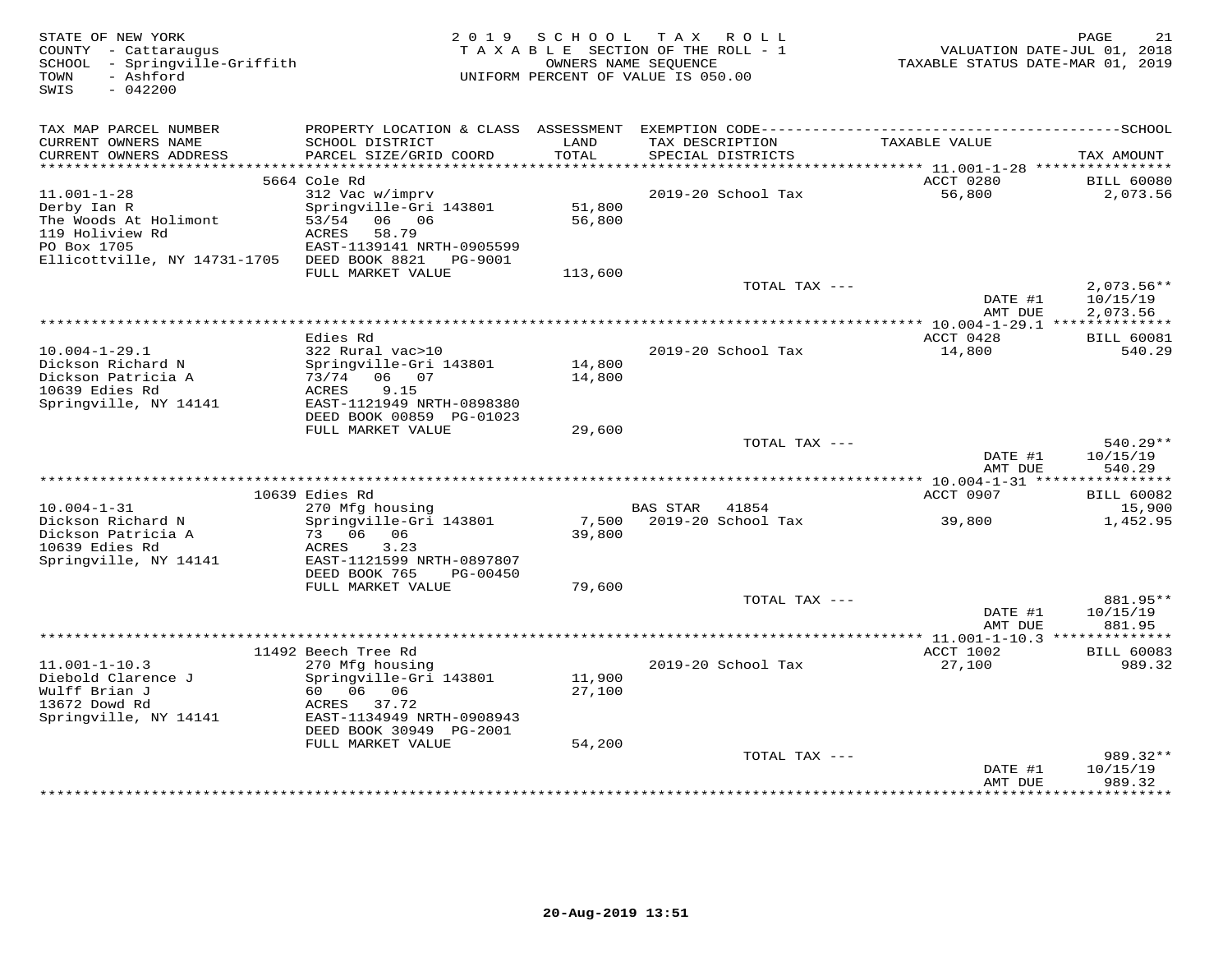STATE OF NEW YORK
COUNTY - Cattaraugus
SCHOOL - Springville-Griffith
TOWN - Ashford
SWIS - 042200

2019 SCHOOL TAX ROLL
TAXABLE SECTION OF THE ROLL - 1
OWNERS NAME SEQUENCE
UNIFORM PERCENT OF VALUE IS 050.00

VALUATION DATE-JUL 01, 2018
TAXABLE STATUS DATE-MAR 01, 2019

| TAX MAP PARCEL NUMBER / CURRENT OWNERS NAME / CURRENT OWNERS ADDRESS | PROPERTY LOCATION & CLASS / SCHOOL DISTRICT / PARCEL SIZE/GRID COORD | ASSESSMENT LAND / TOTAL | EXEMPTION CODE / TAX DESCRIPTION / SPECIAL DISTRICTS | TAXABLE VALUE | TAX AMOUNT |
|---|---|---|---|---|---|
| 11.001-1-28 | 5664 Cole Rd | | | ACCT 0280 | BILL 60080 |
| Derby Ian R | 312 Vac w/imprv | | 2019-20 School Tax | 56,800 | 2,073.56 |
| The Woods At Holimont | Springville-Gri 143801 | 51,800 | | | |
| 119 Holiview Rd | 53/54 06 06 | 56,800 | | | |
| PO Box 1705 | ACRES 58.79 | | | | |
| Ellicottville, NY 14731-1705 | EAST-1139141 NRTH-0905599 | | | | |
| | DEED BOOK 8821 PG-9001 | | | | |
| | FULL MARKET VALUE | 113,600 | | | |
| | | | TOTAL TAX --- | | 2,073.56** |
| | | | | DATE #1 | 10/15/19 |
| | | | | AMT DUE | 2,073.56 |
| 10.004-1-29.1 | Edies Rd | | | ACCT 0428 | BILL 60081 |
| Dickson Richard N | 322 Rural vac>10 | | 2019-20 School Tax | 14,800 | 540.29 |
| Dickson Patricia A | Springville-Gri 143801 | 14,800 | | | |
| 10639 Edies Rd | 73/74 06 07 | 14,800 | | | |
| Springville, NY 14141 | ACRES 9.15 | | | | |
| | EAST-1121949 NRTH-0898380 | | | | |
| | DEED BOOK 00859 PG-01023 | | | | |
| | FULL MARKET VALUE | 29,600 | | | |
| | | | TOTAL TAX --- | | 540.29** |
| | | | | DATE #1 | 10/15/19 |
| | | | | AMT DUE | 540.29 |
| 10.004-1-31 | 10639 Edies Rd | | | ACCT 0907 | BILL 60082 |
| Dickson Richard N | 270 Mfg housing | | BAS STAR 41854 | | 15,900 |
| Dickson Patricia A | Springville-Gri 143801 | 7,500 | 2019-20 School Tax | 39,800 | 1,452.95 |
| 10639 Edies Rd | 73 06 06 | 39,800 | | | |
| Springville, NY 14141 | ACRES 3.23 | | | | |
| | EAST-1121599 NRTH-0897807 | | | | |
| | DEED BOOK 765 PG-00450 | | | | |
| | FULL MARKET VALUE | 79,600 | | | |
| | | | TOTAL TAX --- | | 881.95** |
| | | | | DATE #1 | 10/15/19 |
| | | | | AMT DUE | 881.95 |
| 11.001-1-10.3 | 11492 Beech Tree Rd | | | ACCT 1002 | BILL 60083 |
| Diebold Clarence J | 270 Mfg housing | | 2019-20 School Tax | 27,100 | 989.32 |
| Wulff Brian J | Springville-Gri 143801 | 11,900 | | | |
| 13672 Dowd Rd | 60 06 06 | 27,100 | | | |
| Springville, NY 14141 | ACRES 37.72 | | | | |
| | EAST-1134949 NRTH-0908943 | | | | |
| | DEED BOOK 30949 PG-2001 | | | | |
| | FULL MARKET VALUE | 54,200 | | | |
| | | | TOTAL TAX --- | | 989.32** |
| | | | | DATE #1 | 10/15/19 |
| | | | | AMT DUE | 989.32 |

20-Aug-2019 13:51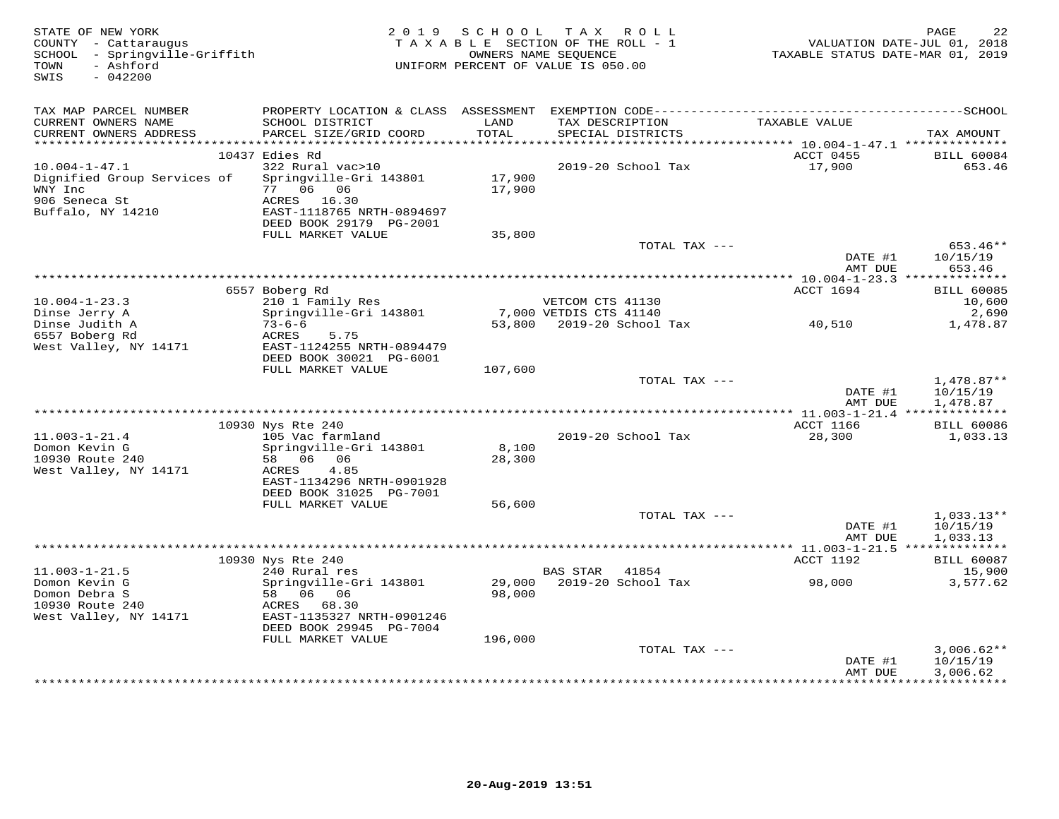STATE OF NEW YORK
COUNTY - Cattaraugus
SCHOOL - Springville-Griffith
TOWN - Ashford
SWIS - 042200

2019 SCHOOL TAX ROLL
TAXABLE SECTION OF THE ROLL - 1
OWNERS NAME SEQUENCE
UNIFORM PERCENT OF VALUE IS 050.00

VALUATION DATE-JUL 01, 2018
TAXABLE STATUS DATE-MAR 01, 2019

| TAX MAP PARCEL NUMBER / CURRENT OWNERS NAME / CURRENT OWNERS ADDRESS | PROPERTY LOCATION & CLASS / SCHOOL DISTRICT / PARCEL SIZE/GRID COORD | ASSESSMENT LAND / TOTAL | EXEMPTION CODE / TAX DESCRIPTION / SPECIAL DISTRICTS | TAXABLE VALUE | TAX AMOUNT |
|---|---|---|---|---|---|
| | 10437 Edies Rd | | | ACCT 0455 | BILL 60084 |
| 10.004-1-47.1 | 322 Rural vac>10 | | 2019-20 School Tax | 17,900 | 653.46 |
| Dignified Group Services of | Springville-Gri 143801 | 17,900 | | | |
| WNY Inc | 77 06 06 | 17,900 | | | |
| 906 Seneca St | ACRES 16.30 | | | | |
| Buffalo, NY 14210 | EAST-1118765 NRTH-0894697 | | | | |
| | DEED BOOK 29179 PG-2001 | | | | |
| | FULL MARKET VALUE | 35,800 | | | |
| | | | TOTAL TAX --- | | 653.46** |
| | | | | DATE #1 | 10/15/19 |
| | | | | AMT DUE | 653.46 |
| | 6557 Boberg Rd | | | ACCT 1694 | BILL 60085 |
| 10.004-1-23.3 | 210 1 Family Res | | VETCOM CTS 41130 | | 10,600 |
| Dinse Jerry A | Springville-Gri 143801 | 7,000 | VETDIS CTS 41140 | | 2,690 |
| Dinse Judith A | 73-6-6 | 53,800 | 2019-20 School Tax | 40,510 | 1,478.87 |
| 6557 Boberg Rd | ACRES 5.75 | | | | |
| West Valley, NY 14171 | EAST-1124255 NRTH-0894479 | | | | |
| | DEED BOOK 30021 PG-6001 | | | | |
| | FULL MARKET VALUE | 107,600 | | | |
| | | | TOTAL TAX --- | | 1,478.87** |
| | | | | DATE #1 | 10/15/19 |
| | | | | AMT DUE | 1,478.87 |
| | 10930 Nys Rte 240 | | | ACCT 1166 | BILL 60086 |
| 11.003-1-21.4 | 105 Vac farmland | | 2019-20 School Tax | 28,300 | 1,033.13 |
| Domon Kevin G | Springville-Gri 143801 | 8,100 | | | |
| 10930 Route 240 | 58 06 06 | 28,300 | | | |
| West Valley, NY 14171 | ACRES 4.85 | | | | |
| | EAST-1134296 NRTH-0901928 | | | | |
| | DEED BOOK 31025 PG-7001 | | | | |
| | FULL MARKET VALUE | 56,600 | | | |
| | | | TOTAL TAX --- | | 1,033.13** |
| | | | | DATE #1 | 10/15/19 |
| | | | | AMT DUE | 1,033.13 |
| | 10930 Nys Rte 240 | | | ACCT 1192 | BILL 60087 |
| 11.003-1-21.5 | 240 Rural res | | BAS STAR 41854 | | 15,900 |
| Domon Kevin G | Springville-Gri 143801 | 29,000 | 2019-20 School Tax | 98,000 | 3,577.62 |
| Domon Debra S | 58 06 06 | 98,000 | | | |
| 10930 Route 240 | ACRES 68.30 | | | | |
| West Valley, NY 14171 | EAST-1135327 NRTH-0901246 | | | | |
| | DEED BOOK 29945 PG-7004 | | | | |
| | FULL MARKET VALUE | 196,000 | | | |
| | | | TOTAL TAX --- | | 3,006.62** |
| | | | | DATE #1 | 10/15/19 |
| | | | | AMT DUE | 3,006.62 |

20-Aug-2019 13:51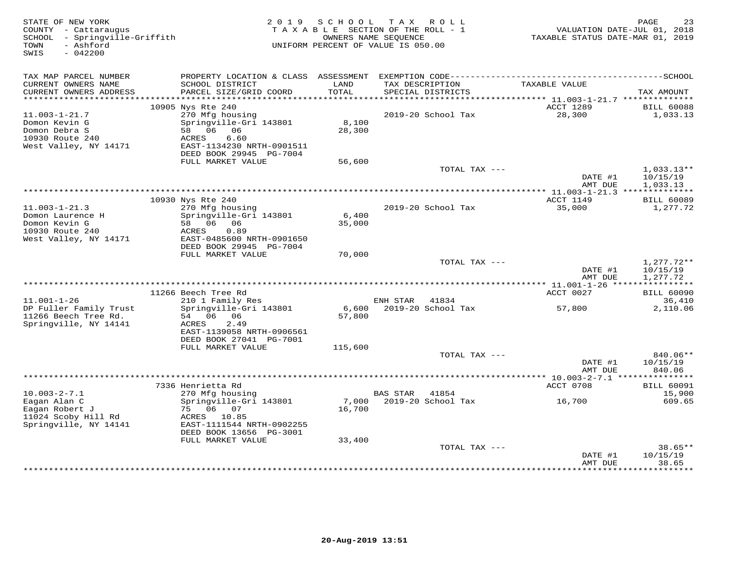STATE OF NEW YORK
COUNTY - Cattaraugus
SCHOOL - Springville-Griffith
TOWN - Ashford
SWIS - 042200

2019 SCHOOL TAX ROLL
TAXABLE SECTION OF THE ROLL - 1
OWNERS NAME SEQUENCE
UNIFORM PERCENT OF VALUE IS 050.00

VALUATION DATE-JUL 01, 2018
TAXABLE STATUS DATE-MAR 01, 2019

| TAX MAP PARCEL NUMBER / CURRENT OWNERS NAME / CURRENT OWNERS ADDRESS | PROPERTY LOCATION & CLASS / SCHOOL DISTRICT / PARCEL SIZE/GRID COORD | ASSESSMENT LAND / TOTAL | EXEMPTION CODE / TAX DESCRIPTION / SPECIAL DISTRICTS | TAXABLE VALUE | TAX AMOUNT |
|---|---|---|---|---|---|
| | 10905 Nys Rte 240 | | | ACCT 1289 | BILL 60088 |
| 11.003-1-21.7 | 270 Mfg housing | | 2019-20 School Tax | 28,300 | 1,033.13 |
| Domon Kevin G | Springville-Gri 143801 | 8,100 | | | |
| Domon Debra S | 58 06 06 | 28,300 | | | |
| 10930 Route 240 | ACRES 6.60 | | | | |
| West Valley, NY 14171 | EAST-1134230 NRTH-0901511 | | | | |
| | DEED BOOK 29945 PG-7004 | | | | |
| | FULL MARKET VALUE | 56,600 | | | |
| | | | TOTAL TAX --- | | 1,033.13** |
| | | | | DATE #1 | 10/15/19 |
| | | | | AMT DUE | 1,033.13 |
| | 10930 Nys Rte 240 | | | ACCT 1149 | BILL 60089 |
| 11.003-1-21.3 | 270 Mfg housing | | 2019-20 School Tax | 35,000 | 1,277.72 |
| Domon Laurence H | Springville-Gri 143801 | 6,400 | | | |
| Domon Kevin G | 58 06 06 | 35,000 | | | |
| 10930 Route 240 | ACRES 0.89 | | | | |
| West Valley, NY 14171 | EAST-0485600 NRTH-0901650 | | | | |
| | DEED BOOK 29945 PG-7004 | | | | |
| | FULL MARKET VALUE | 70,000 | | | |
| | | | TOTAL TAX --- | | 1,277.72** |
| | | | | DATE #1 | 10/15/19 |
| | | | | AMT DUE | 1,277.72 |
| | 11266 Beech Tree Rd | | | ACCT 0027 | BILL 60090 |
| 11.001-1-26 | 210 1 Family Res | | ENH STAR 41834 | | 36,410 |
| DP Fuller Family Trust | Springville-Gri 143801 | 6,600 | 2019-20 School Tax | 57,800 | 2,110.06 |
| 11266 Beech Tree Rd. | 54 06 06 | 57,800 | | | |
| Springville, NY 14141 | ACRES 2.49 | | | | |
| | EAST-1139058 NRTH-0906561 | | | | |
| | DEED BOOK 27041 PG-7001 | | | | |
| | FULL MARKET VALUE | 115,600 | | | |
| | | | TOTAL TAX --- | | 840.06** |
| | | | | DATE #1 | 10/15/19 |
| | | | | AMT DUE | 840.06 |
| | 7336 Henrietta Rd | | | ACCT 0708 | BILL 60091 |
| 10.003-2-7.1 | 270 Mfg housing | | BAS STAR 41854 | | 15,900 |
| Eagan Alan C | Springville-Gri 143801 | 7,000 | 2019-20 School Tax | 16,700 | 609.65 |
| Eagan Robert J | 75 06 07 | 16,700 | | | |
| 11024 Scoby Hill Rd | ACRES 10.85 | | | | |
| Springville, NY 14141 | EAST-1111544 NRTH-0902255 | | | | |
| | DEED BOOK 13656 PG-3001 | | | | |
| | FULL MARKET VALUE | 33,400 | | | |
| | | | TOTAL TAX --- | | 38.65** |
| | | | | DATE #1 | 10/15/19 |
| | | | | AMT DUE | 38.65 |

20-Aug-2019 13:51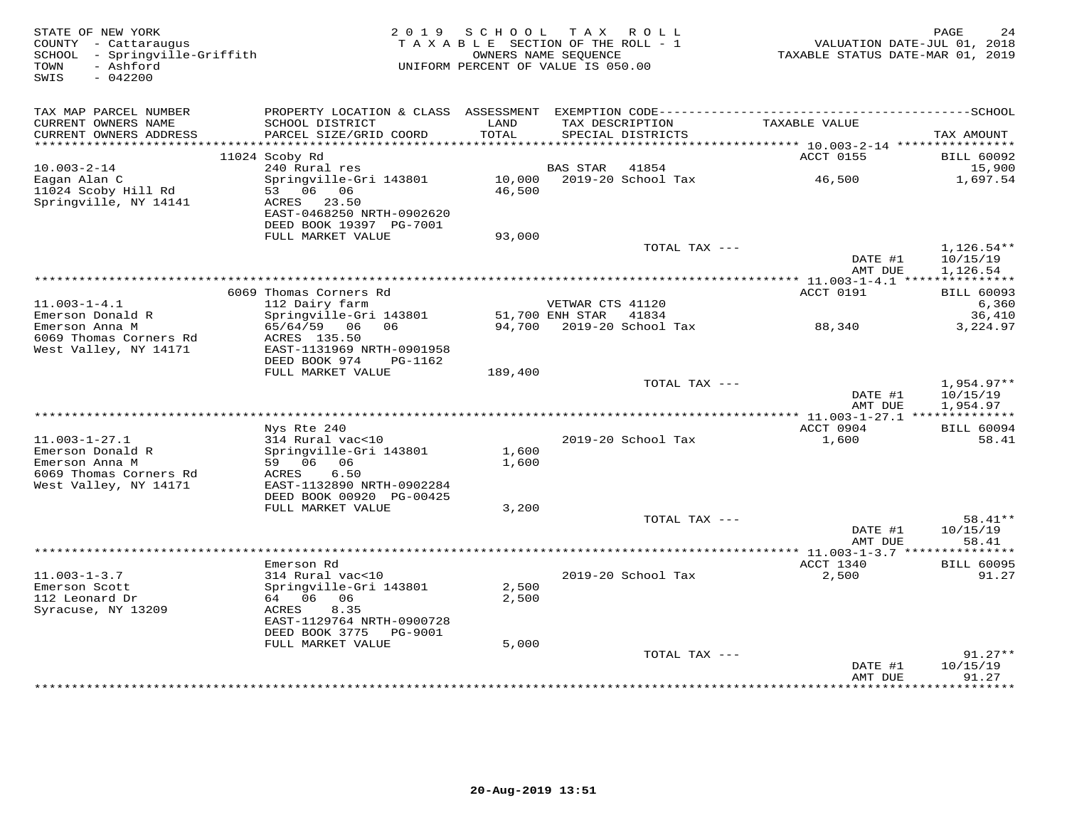STATE OF NEW YORK
COUNTY - Cattaraugus
SCHOOL - Springville-Griffith
TOWN - Ashford
SWIS - 042200

2019 SCHOOL TAX ROLL
TAXABLE SECTION OF THE ROLL - 1
OWNERS NAME SEQUENCE
UNIFORM PERCENT OF VALUE IS 050.00

VALUATION DATE-JUL 01, 2018
TAXABLE STATUS DATE-MAR 01, 2019

| TAX MAP PARCEL NUMBER / CURRENT OWNERS NAME / CURRENT OWNERS ADDRESS | PROPERTY LOCATION & CLASS / SCHOOL DISTRICT / PARCEL SIZE/GRID COORD | ASSESSMENT LAND / TOTAL | EXEMPTION CODE / TAX DESCRIPTION / SPECIAL DISTRICTS | TAXABLE VALUE | TAX AMOUNT |
|---|---|---|---|---|---|
| 10.003-2-14 | 11024 Scoby Rd | | | ACCT 0155 | BILL 60092 |
| Eagan Alan C | 240 Rural res | | BAS STAR 41854 | | 15,900 |
| 11024 Scoby Hill Rd | Springville-Gri 143801 | 10,000 | 2019-20 School Tax | 46,500 | 1,697.54 |
| Springville, NY 14141 | 53 06 06 | 46,500 | | | |
| | ACRES 23.50 | | | | |
| | EAST-0468250 NRTH-0902620 | | | | |
| | DEED BOOK 19397 PG-7001 | | | | |
| | FULL MARKET VALUE | 93,000 | | | |
| | | | TOTAL TAX --- | | 1,126.54** |
| | | | | DATE #1 | 10/15/19 |
| | | | | AMT DUE | 1,126.54 |
| 11.003-1-4.1 | 6069 Thomas Corners Rd | | | ACCT 0191 | BILL 60093 |
| Emerson Donald R | 112 Dairy farm | | VETWAR CTS 41120 | | 6,360 |
| Emerson Anna M | Springville-Gri 143801 | 51,700 | ENH STAR 41834 | | 36,410 |
| 6069 Thomas Corners Rd | 65/64/59 06 06 | 94,700 | 2019-20 School Tax | 88,340 | 3,224.97 |
| West Valley, NY 14171 | ACRES 135.50 | | | | |
| | EAST-1131969 NRTH-0901958 | | | | |
| | DEED BOOK 974 PG-1162 | | | | |
| | FULL MARKET VALUE | 189,400 | | | |
| | | | TOTAL TAX --- | | 1,954.97** |
| | | | | DATE #1 | 10/15/19 |
| | | | | AMT DUE | 1,954.97 |
| 11.003-1-27.1 | Nys Rte 240 | | | ACCT 0904 | BILL 60094 |
| Emerson Donald R | 314 Rural vac<10 | | 2019-20 School Tax | 1,600 | 58.41 |
| Emerson Anna M | Springville-Gri 143801 | 1,600 | | | |
| 6069 Thomas Corners Rd | 59 06 06 | 1,600 | | | |
| West Valley, NY 14171 | ACRES 6.50 | | | | |
| | EAST-1132890 NRTH-0902284 | | | | |
| | DEED BOOK 00920 PG-00425 | | | | |
| | FULL MARKET VALUE | 3,200 | | | |
| | | | TOTAL TAX --- | | 58.41** |
| | | | | DATE #1 | 10/15/19 |
| | | | | AMT DUE | 58.41 |
| 11.003-1-3.7 | Emerson Rd | | | ACCT 1340 | BILL 60095 |
| Emerson Scott | 314 Rural vac<10 | | 2019-20 School Tax | 2,500 | 91.27 |
| 112 Leonard Dr | Springville-Gri 143801 | 2,500 | | | |
| Syracuse, NY 13209 | 64 06 06 | 2,500 | | | |
| | ACRES 8.35 | | | | |
| | EAST-1129764 NRTH-0900728 | | | | |
| | DEED BOOK 3775 PG-9001 | | | | |
| | FULL MARKET VALUE | 5,000 | | | |
| | | | TOTAL TAX --- | | 91.27** |
| | | | | DATE #1 | 10/15/19 |
| | | | | AMT DUE | 91.27 |

20-Aug-2019 13:51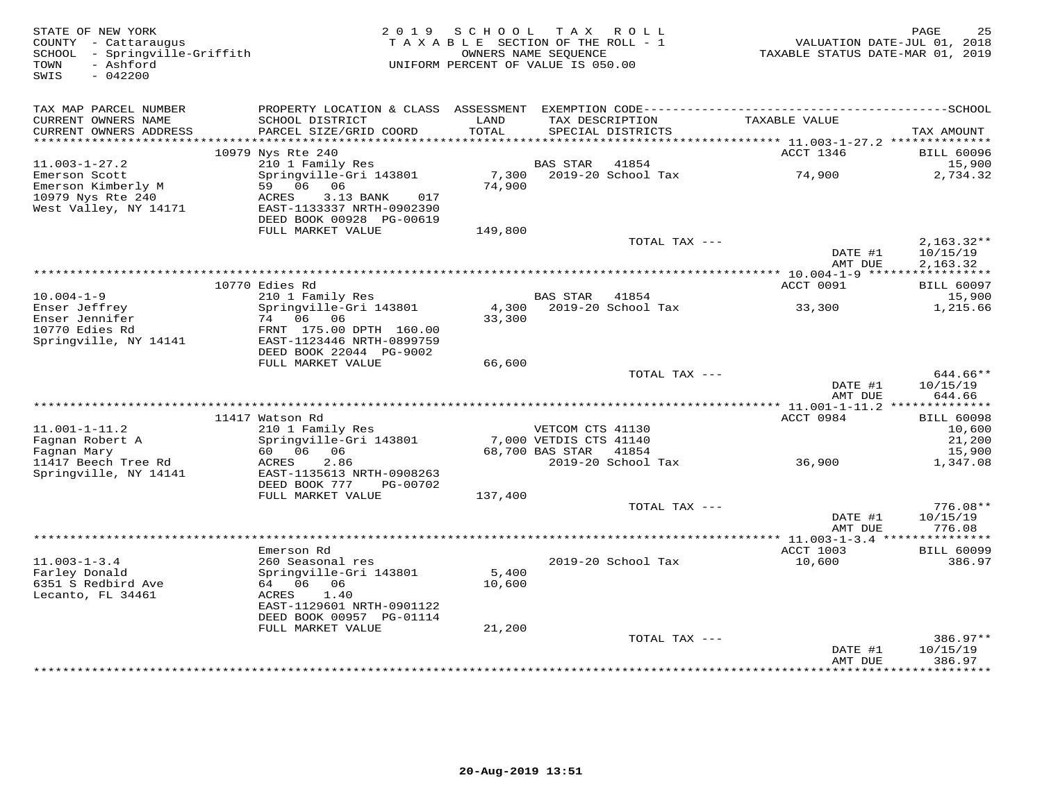STATE OF NEW YORK
COUNTY - Cattaraugus
SCHOOL - Springville-Griffith
TOWN - Ashford
SWIS - 042200

2019 SCHOOL TAX ROLL
TAXABLE SECTION OF THE ROLL - 1
OWNERS NAME SEQUENCE
UNIFORM PERCENT OF VALUE IS 050.00

VALUATION DATE-JUL 01, 2018
TAXABLE STATUS DATE-MAR 01, 2019

| TAX MAP PARCEL NUMBER / CURRENT OWNERS NAME / CURRENT OWNERS ADDRESS | PROPERTY LOCATION & CLASS / SCHOOL DISTRICT / PARCEL SIZE/GRID COORD | ASSESSMENT LAND / TOTAL | EXEMPTION CODE / TAX DESCRIPTION / SPECIAL DISTRICTS | TAXABLE VALUE | SCHOOL TAX AMOUNT |
|---|---|---|---|---|---|
| | 10979 Nys Rte 240 | | | ACCT 1346 | BILL 60096 |
| 11.003-1-27.2 | 210 1 Family Res | | BAS STAR 41854 | | 15,900 |
| Emerson Scott | Springville-Gri 143801 | 7,300 | 2019-20 School Tax | 74,900 | 2,734.32 |
| Emerson Kimberly M | 59 06 06 | 74,900 | | | |
| 10979 Nys Rte 240 | ACRES 3.13 BANK 017 | | | | |
| West Valley, NY 14171 | EAST-1133337 NRTH-0902390 | | | | |
| | DEED BOOK 00928 PG-00619 | | | | |
| | FULL MARKET VALUE | 149,800 | | | |
| | | | TOTAL TAX --- | | 2,163.32** |
| | | | | DATE #1 | 10/15/19 |
| | | | | AMT DUE | 2,163.32 |
| | 10770 Edies Rd | | | ACCT 0091 | BILL 60097 |
| 10.004-1-9 | 210 1 Family Res | | BAS STAR 41854 | | 15,900 |
| Enser Jeffrey | Springville-Gri 143801 | 4,300 | 2019-20 School Tax | 33,300 | 1,215.66 |
| Enser Jennifer | 74 06 06 | 33,300 | | | |
| 10770 Edies Rd | FRNT 175.00 DPTH 160.00 | | | | |
| Springville, NY 14141 | EAST-1123446 NRTH-0899759 | | | | |
| | DEED BOOK 22044 PG-9002 | | | | |
| | FULL MARKET VALUE | 66,600 | | | |
| | | | TOTAL TAX --- | | 644.66** |
| | | | | DATE #1 | 10/15/19 |
| | | | | AMT DUE | 644.66 |
| | 11417 Watson Rd | | | ACCT 0984 | BILL 60098 |
| 11.001-1-11.2 | 210 1 Family Res | | VETCOM CTS 41130 | | 10,600 |
| Fagnan Robert A | Springville-Gri 143801 | 7,000 | VETDIS CTS 41140 | | 21,200 |
| Fagnan Mary | 60 06 06 | 68,700 | BAS STAR 41854 | | 15,900 |
| 11417 Beech Tree Rd | ACRES 2.86 | | 2019-20 School Tax | 36,900 | 1,347.08 |
| Springville, NY 14141 | EAST-1135613 NRTH-0908263 | | | | |
| | DEED BOOK 777 PG-00702 | | | | |
| | FULL MARKET VALUE | 137,400 | | | |
| | | | TOTAL TAX --- | | 776.08** |
| | | | | DATE #1 | 10/15/19 |
| | | | | AMT DUE | 776.08 |
| | Emerson Rd | | | ACCT 1003 | BILL 60099 |
| 11.003-1-3.4 | 260 Seasonal res | | 2019-20 School Tax | 10,600 | 386.97 |
| Farley Donald | Springville-Gri 143801 | 5,400 | | | |
| 6351 S Redbird Ave | 64 06 06 | 10,600 | | | |
| Lecanto, FL 34461 | ACRES 1.40 | | | | |
| | EAST-1129601 NRTH-0901122 | | | | |
| | DEED BOOK 00957 PG-01114 | | | | |
| | FULL MARKET VALUE | 21,200 | | | |
| | | | TOTAL TAX --- | | 386.97** |
| | | | | DATE #1 | 10/15/19 |
| | | | | AMT DUE | 386.97 |

20-Aug-2019 13:51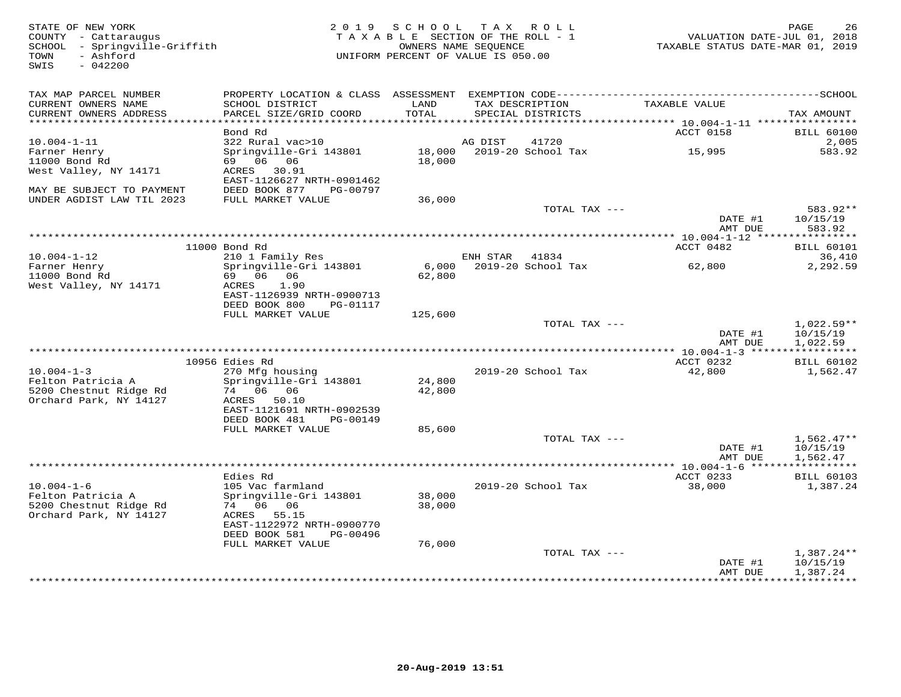STATE OF NEW YORK
COUNTY - Cattaraugus
SCHOOL - Springville-Griffith
TOWN - Ashford
SWIS - 042200

2019 SCHOOL TAX ROLL
TAXABLE SECTION OF THE ROLL - 1
OWNERS NAME SEQUENCE
UNIFORM PERCENT OF VALUE IS 050.00

VALUATION DATE-JUL 01, 2018
TAXABLE STATUS DATE-MAR 01, 2019

| TAX MAP PARCEL NUMBER / CURRENT OWNERS NAME / CURRENT OWNERS ADDRESS | PROPERTY LOCATION & CLASS / SCHOOL DISTRICT / PARCEL SIZE/GRID COORD | ASSESSMENT LAND / TOTAL | EXEMPTION CODE / TAX DESCRIPTION / SPECIAL DISTRICTS | TAXABLE VALUE | TAX AMOUNT |
|---|---|---|---|---|---|
| | Bond Rd | | | ACCT 0158 | BILL 60100 |
| 10.004-1-11 | 322 Rural vac>10 | | AG DIST 41720 | | 2,005 |
| Farner Henry | Springville-Gri 143801 | 18,000 | 2019-20 School Tax | 15,995 | 583.92 |
| 11000 Bond Rd | 69 06 06 | 18,000 | | | |
| West Valley, NY 14171 | ACRES 30.91 | | | | |
| | EAST-1126627 NRTH-0901462 | | | | |
| MAY BE SUBJECT TO PAYMENT | DEED BOOK 877 PG-00797 | | | | |
| UNDER AGDIST LAW TIL 2023 | FULL MARKET VALUE | 36,000 | | | |
| | | | TOTAL TAX --- | | 583.92** |
| | | | | DATE #1 | 10/15/19 |
| | | | | AMT DUE | 583.92 |
| | 11000 Bond Rd | | | ACCT 0482 | BILL 60101 |
| 10.004-1-12 | 210 1 Family Res | | ENH STAR 41834 | | 36,410 |
| Farner Henry | Springville-Gri 143801 | 6,000 | 2019-20 School Tax | 62,800 | 2,292.59 |
| 11000 Bond Rd | 69 06 06 | 62,800 | | | |
| West Valley, NY 14171 | ACRES 1.90 | | | | |
| | EAST-1126939 NRTH-0900713 | | | | |
| | DEED BOOK 800 PG-01117 | | | | |
| | FULL MARKET VALUE | 125,600 | | | |
| | | | TOTAL TAX --- | | 1,022.59** |
| | | | | DATE #1 | 10/15/19 |
| | | | | AMT DUE | 1,022.59 |
| | 10956 Edies Rd | | | ACCT 0232 | BILL 60102 |
| 10.004-1-3 | 270 Mfg housing | | 2019-20 School Tax | 42,800 | 1,562.47 |
| Felton Patricia A | Springville-Gri 143801 | 24,800 | | | |
| 5200 Chestnut Ridge Rd | 74 06 06 | 42,800 | | | |
| Orchard Park, NY 14127 | ACRES 50.10 | | | | |
| | EAST-1121691 NRTH-0902539 | | | | |
| | DEED BOOK 481 PG-00149 | | | | |
| | FULL MARKET VALUE | 85,600 | | | |
| | | | TOTAL TAX --- | | 1,562.47** |
| | | | | DATE #1 | 10/15/19 |
| | | | | AMT DUE | 1,562.47 |
| | Edies Rd | | | ACCT 0233 | BILL 60103 |
| 10.004-1-6 | 105 Vac farmland | | 2019-20 School Tax | 38,000 | 1,387.24 |
| Felton Patricia A | Springville-Gri 143801 | 38,000 | | | |
| 5200 Chestnut Ridge Rd | 74 06 06 | 38,000 | | | |
| Orchard Park, NY 14127 | ACRES 55.15 | | | | |
| | EAST-1122972 NRTH-0900770 | | | | |
| | DEED BOOK 581 PG-00496 | | | | |
| | FULL MARKET VALUE | 76,000 | | | |
| | | | TOTAL TAX --- | | 1,387.24** |
| | | | | DATE #1 | 10/15/19 |
| | | | | AMT DUE | 1,387.24 |

20-Aug-2019 13:51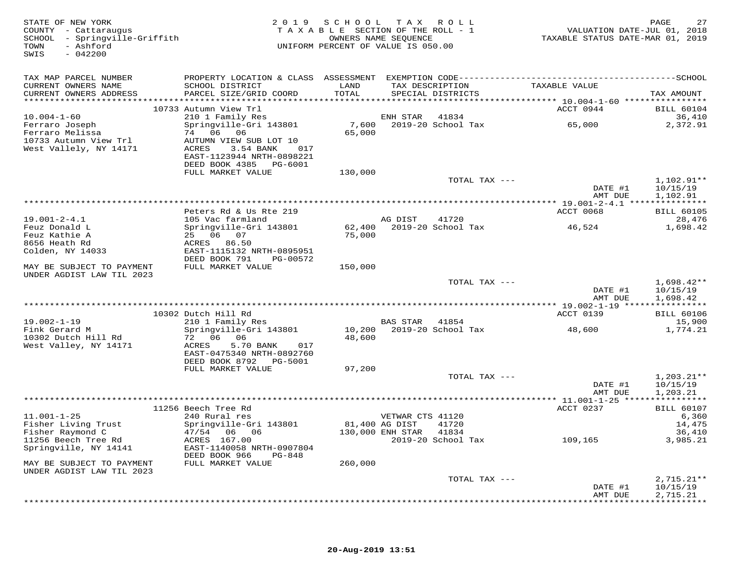STATE OF NEW YORK
COUNTY - Cattaraugus
SCHOOL - Springville-Griffith
TOWN - Ashford
SWIS - 042200

2019 SCHOOL TAX ROLL
TAXABLE SECTION OF THE ROLL - 1
OWNERS NAME SEQUENCE
UNIFORM PERCENT OF VALUE IS 050.00

VALUATION DATE-JUL 01, 2018
TAXABLE STATUS DATE-MAR 01, 2019

| TAX MAP PARCEL NUMBER / CURRENT OWNERS NAME / CURRENT OWNERS ADDRESS | PROPERTY LOCATION & CLASS / SCHOOL DISTRICT / PARCEL SIZE/GRID COORD | ASSESSMENT LAND / TOTAL | EXEMPTION CODE / TAX DESCRIPTION / SPECIAL DISTRICTS | TAXABLE VALUE | TAX AMOUNT |
|---|---|---|---|---|---|
| | 10733 Autumn View Trl | | | ACCT 0944 | BILL 60104 |
| 10.004-1-60 | 210 1 Family Res | | ENH STAR 41834 | | 36,410 |
| Ferraro Joseph | Springville-Gri 143801 | 7,600 | 2019-20 School Tax | 65,000 | 2,372.91 |
| Ferraro Melissa | 74 06 06 | 65,000 | | | |
| 10733 Autumn View Trl | AUTUMN VIEW SUB LOT 10 | | | | |
| West Vallely, NY 14171 | ACRES 3.54 BANK 017 | | | | |
| | EAST-1123944 NRTH-0898221 | | | | |
| | DEED BOOK 4385 PG-6001 | | | | |
| | FULL MARKET VALUE | 130,000 | | | |
| | | | TOTAL TAX --- | | 1,102.91** |
| | | | | DATE #1 | 10/15/19 |
| | | | | AMT DUE | 1,102.91 |
| | Peters Rd & Us Rte 219 | | | ACCT 0068 | BILL 60105 |
| 19.001-2-4.1 | 105 Vac farmland | | AG DIST 41720 | | 28,476 |
| Feuz Donald L | Springville-Gri 143801 | 62,400 | 2019-20 School Tax | 46,524 | 1,698.42 |
| Feuz Kathie A | 25 06 07 | 75,000 | | | |
| 8656 Heath Rd | ACRES 86.50 | | | | |
| Colden, NY 14033 | EAST-1115132 NRTH-0895951 | | | | |
| | DEED BOOK 791 PG-00572 | | | | |
| MAY BE SUBJECT TO PAYMENT | FULL MARKET VALUE | 150,000 | | | |
| UNDER AGDIST LAW TIL 2023 | | | | | |
| | | | TOTAL TAX --- | | 1,698.42** |
| | | | | DATE #1 | 10/15/19 |
| | | | | AMT DUE | 1,698.42 |
| | 10302 Dutch Hill Rd | | | ACCT 0139 | BILL 60106 |
| 19.002-1-19 | 210 1 Family Res | | BAS STAR 41854 | | 15,900 |
| Fink Gerard M | Springville-Gri 143801 | 10,200 | 2019-20 School Tax | 48,600 | 1,774.21 |
| 10302 Dutch Hill Rd | 72 06 06 | 48,600 | | | |
| West Valley, NY 14171 | ACRES 5.70 BANK 017 | | | | |
| | EAST-0475340 NRTH-0892760 | | | | |
| | DEED BOOK 8792 PG-5001 | | | | |
| | FULL MARKET VALUE | 97,200 | | | |
| | | | TOTAL TAX --- | | 1,203.21** |
| | | | | DATE #1 | 10/15/19 |
| | | | | AMT DUE | 1,203.21 |
| | 11256 Beech Tree Rd | | | ACCT 0237 | BILL 60107 |
| 11.001-1-25 | 240 Rural res | | VETWAR CTS 41120 | | 6,360 |
| Fisher Living Trust | Springville-Gri 143801 | 81,400 | AG DIST 41720 | | 14,475 |
| Fisher Raymond C | 47/54 06 06 | 130,000 | ENH STAR 41834 | | 36,410 |
| 11256 Beech Tree Rd | ACRES 167.00 | | 2019-20 School Tax | 109,165 | 3,985.21 |
| Springville, NY 14141 | EAST-1140058 NRTH-0907804 | | | | |
| | DEED BOOK 966 PG-848 | | | | |
| MAY BE SUBJECT TO PAYMENT | FULL MARKET VALUE | 260,000 | | | |
| UNDER AGDIST LAW TIL 2023 | | | | | |
| | | | TOTAL TAX --- | | 2,715.21** |
| | | | | DATE #1 | 10/15/19 |
| | | | | AMT DUE | 2,715.21 |

20-Aug-2019 13:51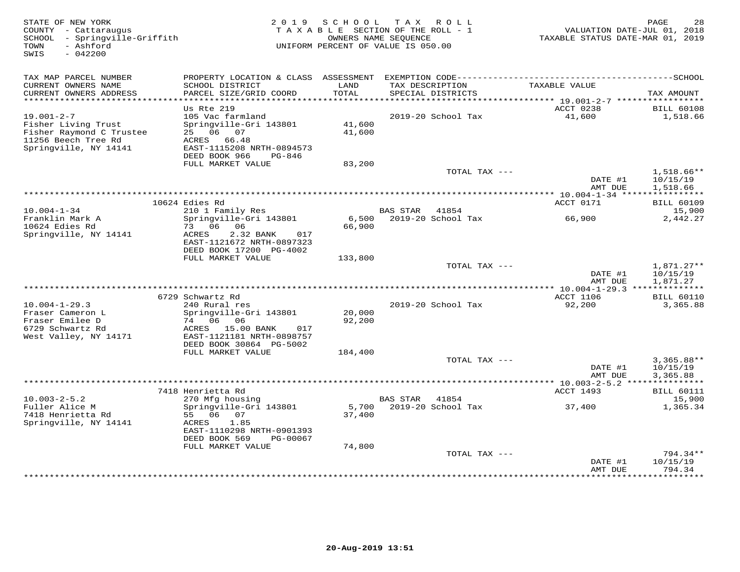STATE OF NEW YORK
COUNTY - Cattaraugus
SCHOOL - Springville-Griffith
TOWN - Ashford
SWIS - 042200

2019 SCHOOL TAX ROLL
TAXABLE SECTION OF THE ROLL - 1
OWNERS NAME SEQUENCE
UNIFORM PERCENT OF VALUE IS 050.00

VALUATION DATE-JUL 01, 2018
TAXABLE STATUS DATE-MAR 01, 2019

| TAX MAP PARCEL NUMBER / CURRENT OWNERS NAME / CURRENT OWNERS ADDRESS | PROPERTY LOCATION & CLASS / SCHOOL DISTRICT / PARCEL SIZE/GRID COORD | ASSESSMENT LAND / TOTAL | EXEMPTION CODE / TAX DESCRIPTION / SPECIAL DISTRICTS | TAXABLE VALUE | TAX AMOUNT |
|---|---|---|---|---|---|
| 19.001-2-7 | Us Rte 219 | | | ACCT 0238 | BILL 60108 |
| Fisher Living Trust | 105 Vac farmland | | 2019-20 School Tax | 41,600 | 1,518.66 |
| Fisher Raymond C Trustee | Springville-Gri 143801 | 41,600 | | | |
| 11256 Beech Tree Rd | 25 06 07 | 41,600 | | | |
| Springville, NY 14141 | ACRES 66.48 | | | | |
| | EAST-1115208 NRTH-0894573 | | | | |
| | DEED BOOK 966 PG-846 | | | | |
| | FULL MARKET VALUE | 83,200 | | | |
| | | | TOTAL TAX --- | | 1,518.66** |
| | | | | DATE #1 | 10/15/19 |
| | | | | AMT DUE | 1,518.66 |
| 10.004-1-34 | 10624 Edies Rd | | | ACCT 0171 | BILL 60109 |
| Franklin Mark A | 210 1 Family Res | | BAS STAR 41854 | | 15,900 |
| 10624 Edies Rd | Springville-Gri 143801 | 6,500 | 2019-20 School Tax | 66,900 | 2,442.27 |
| Springville, NY 14141 | 73 06 06 | 66,900 | | | |
| | ACRES 2.32 BANK 017 | | | | |
| | EAST-1121672 NRTH-0897323 | | | | |
| | DEED BOOK 17200 PG-4002 | | | | |
| | FULL MARKET VALUE | 133,800 | | | |
| | | | TOTAL TAX --- | | 1,871.27** |
| | | | | DATE #1 | 10/15/19 |
| | | | | AMT DUE | 1,871.27 |
| 10.004-1-29.3 | 6729 Schwartz Rd | | | ACCT 1106 | BILL 60110 |
| Fraser Cameron L | 240 Rural res | | 2019-20 School Tax | 92,200 | 3,365.88 |
| Fraser Emilee D | Springville-Gri 143801 | 20,000 | | | |
| 6729 Schwartz Rd | 74 06 06 | 92,200 | | | |
| West Valley, NY 14171 | ACRES 15.00 BANK 017 | | | | |
| | EAST-1121181 NRTH-0898757 | | | | |
| | DEED BOOK 30864 PG-5002 | | | | |
| | FULL MARKET VALUE | 184,400 | | | |
| | | | TOTAL TAX --- | | 3,365.88** |
| | | | | DATE #1 | 10/15/19 |
| | | | | AMT DUE | 3,365.88 |
| 10.003-2-5.2 | 7418 Henrietta Rd | | | ACCT 1493 | BILL 60111 |
| Fuller Alice M | 270 Mfg housing | | BAS STAR 41854 | | 15,900 |
| 7418 Henrietta Rd | Springville-Gri 143801 | 5,700 | 2019-20 School Tax | 37,400 | 1,365.34 |
| Springville, NY 14141 | 55 06 07 | 37,400 | | | |
| | ACRES 1.85 | | | | |
| | EAST-1110298 NRTH-0901393 | | | | |
| | DEED BOOK 569 PG-00067 | | | | |
| | FULL MARKET VALUE | 74,800 | | | |
| | | | TOTAL TAX --- | | 794.34** |
| | | | | DATE #1 | 10/15/19 |
| | | | | AMT DUE | 794.34 |

20-Aug-2019 13:51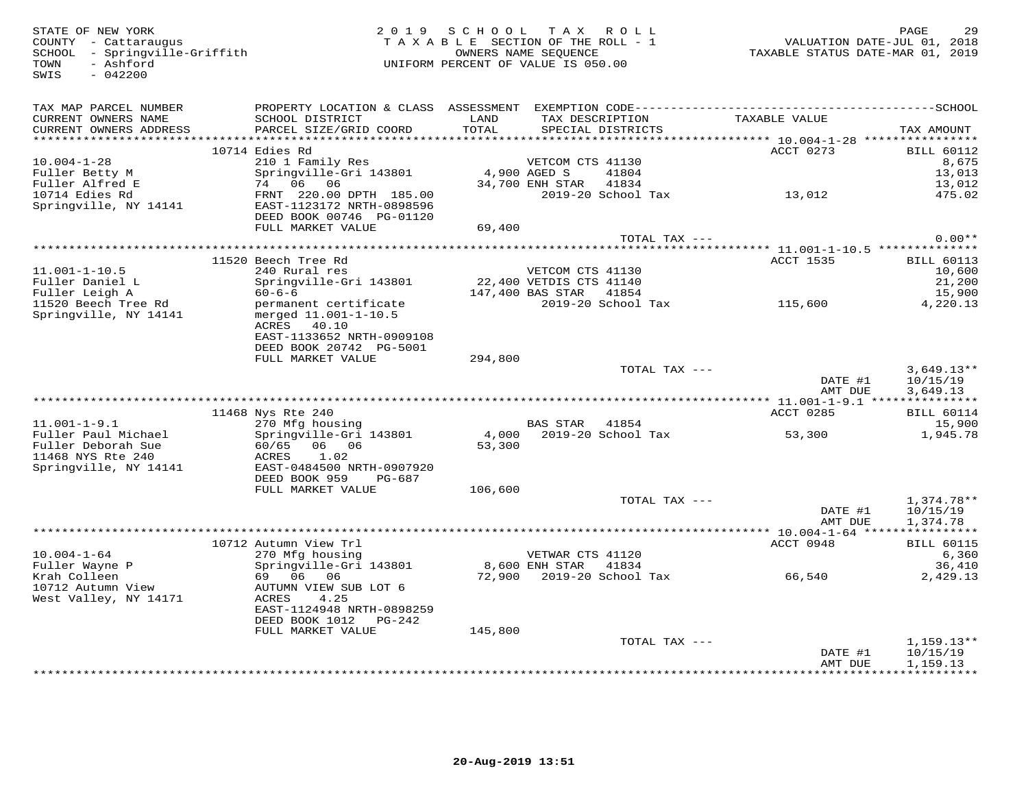STATE OF NEW YORK
COUNTY - Cattaraugus
SCHOOL - Springville-Griffith
TOWN - Ashford
SWIS - 042200

2019 SCHOOL TAX ROLL
TAXABLE SECTION OF THE ROLL - 1
OWNERS NAME SEQUENCE
UNIFORM PERCENT OF VALUE IS 050.00

VALUATION DATE-JUL 01, 2018
TAXABLE STATUS DATE-MAR 01, 2019

| TAX MAP PARCEL NUMBER / CURRENT OWNERS NAME / CURRENT OWNERS ADDRESS | PROPERTY LOCATION & CLASS / SCHOOL DISTRICT / PARCEL SIZE/GRID COORD | ASSESSMENT LAND / TOTAL | EXEMPTION CODE / TAX DESCRIPTION / SPECIAL DISTRICTS | TAXABLE VALUE | TAX AMOUNT |
|---|---|---|---|---|---|
| **10.004-1-28** | 10714 Edies Rd | | | ACCT 0273 | BILL 60112 |
| Fuller Betty M | 210 1 Family Res | | VETCOM CTS 41130 | | 8,675 |
| Fuller Alfred E | Springville-Gri 143801 | 4,900 | AGED S 41804 | | 13,013 |
| 10714 Edies Rd | 74 06 06 | 34,700 | ENH STAR 41834 | | 13,012 |
| Springville, NY 14141 | FRNT 220.00 DPTH 185.00 | | 2019-20 School Tax | 13,012 | 475.02 |
| | EAST-1123172 NRTH-0898596 | | | | |
| | DEED BOOK 00746 PG-01120 | | | | |
| | FULL MARKET VALUE | 69,400 | | | |
| | | | TOTAL TAX --- | | 0.00** |
| **11.001-1-10.5** | 11520 Beech Tree Rd | | | ACCT 1535 | BILL 60113 |
| Fuller Daniel L | 240 Rural res | | VETCOM CTS 41130 | | 10,600 |
| Fuller Leigh A | Springville-Gri 143801 | 22,400 | VETDIS CTS 41140 | | 21,200 |
| 11520 Beech Tree Rd | 60-6-6 | 147,400 | BAS STAR 41854 | | 15,900 |
| Springville, NY 14141 | permanent certificate | | 2019-20 School Tax | 115,600 | 4,220.13 |
| | merged 11.001-1-10.5 | | | | |
| | ACRES 40.10 | | | | |
| | EAST-1133652 NRTH-0909108 | | | | |
| | DEED BOOK 20742 PG-5001 | | | | |
| | FULL MARKET VALUE | 294,800 | | | |
| | | | TOTAL TAX --- | | 3,649.13** |
| | | | | DATE #1 | 10/15/19 |
| | | | | AMT DUE | 3,649.13 |
| **11.001-1-9.1** | 11468 Nys Rte 240 | | | ACCT 0285 | BILL 60114 |
| Fuller Paul Michael | 270 Mfg housing | | BAS STAR 41854 | | 15,900 |
| Fuller Deborah Sue | Springville-Gri 143801 | 4,000 | 2019-20 School Tax | 53,300 | 1,945.78 |
| 11468 NYS Rte 240 | 60/65 06 06 | 53,300 | | | |
| Springville, NY 14141 | ACRES 1.02 | | | | |
| | EAST-0484500 NRTH-0907920 | | | | |
| | DEED BOOK 959 PG-687 | | | | |
| | FULL MARKET VALUE | 106,600 | | | |
| | | | TOTAL TAX --- | | 1,374.78** |
| | | | | DATE #1 | 10/15/19 |
| | | | | AMT DUE | 1,374.78 |
| **10.004-1-64** | 10712 Autumn View Trl | | | ACCT 0948 | BILL 60115 |
| Fuller Wayne P | 270 Mfg housing | | VETWAR CTS 41120 | | 6,360 |
| Krah Colleen | Springville-Gri 143801 | 8,600 | ENH STAR 41834 | | 36,410 |
| 10712 Autumn View | 69 06 06 | 72,900 | 2019-20 School Tax | 66,540 | 2,429.13 |
| West Valley, NY 14171 | AUTUMN VIEW SUB LOT 6 | | | | |
| | ACRES 4.25 | | | | |
| | EAST-1124948 NRTH-0898259 | | | | |
| | DEED BOOK 1012 PG-242 | | | | |
| | FULL MARKET VALUE | 145,800 | | | |
| | | | TOTAL TAX --- | | 1,159.13** |
| | | | | DATE #1 | 10/15/19 |
| | | | | AMT DUE | 1,159.13 |

20-Aug-2019 13:51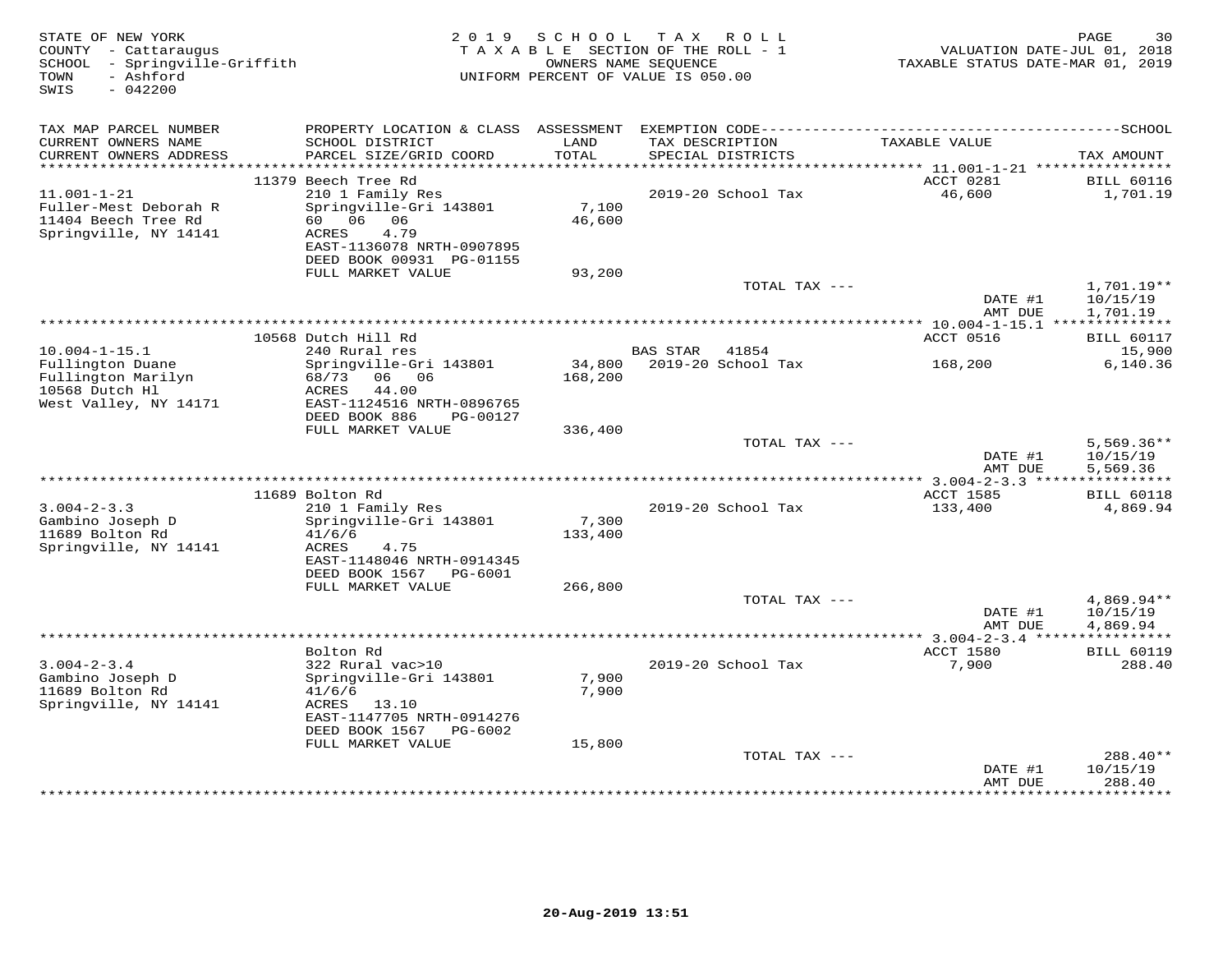STATE OF NEW YORK
COUNTY - Cattaraugus
SCHOOL - Springville-Griffith
TOWN - Ashford
SWIS - 042200

2019 SCHOOL TAX ROLL
TAXABLE SECTION OF THE ROLL - 1
OWNERS NAME SEQUENCE
UNIFORM PERCENT OF VALUE IS 050.00

VALUATION DATE-JUL 01, 2018
TAXABLE STATUS DATE-MAR 01, 2019

| TAX MAP PARCEL NUMBER / CURRENT OWNERS NAME / CURRENT OWNERS ADDRESS | PROPERTY LOCATION & CLASS / SCHOOL DISTRICT / PARCEL SIZE/GRID COORD | ASSESSMENT LAND / TOTAL | EXEMPTION CODE / TAX DESCRIPTION / SPECIAL DISTRICTS | TAXABLE VALUE | TAX AMOUNT |
|---|---|---|---|---|---|
| | 11379 Beech Tree Rd | | | ACCT 0281 | BILL 60116 |
| 11.001-1-21 | 210 1 Family Res | | 2019-20 School Tax | 46,600 | 1,701.19 |
| Fuller-Mest Deborah R | Springville-Gri 143801 | 7,100 | | | |
| 11404 Beech Tree Rd | 60 06 06 | 46,600 | | | |
| Springville, NY 14141 | ACRES 4.79 | | | | |
| | EAST-1136078 NRTH-0907895 | | | | |
| | DEED BOOK 00931 PG-01155 | | | | |
| | FULL MARKET VALUE | 93,200 | | | |
| | | | TOTAL TAX --- | | 1,701.19** |
| | | | | DATE #1 | 10/15/19 |
| | | | | AMT DUE | 1,701.19 |
| | 10568 Dutch Hill Rd | | | ACCT 0516 | BILL 60117 |
| 10.004-1-15.1 | 240 Rural res | | BAS STAR 41854 | | 15,900 |
| Fullington Duane | Springville-Gri 143801 | 34,800 | 2019-20 School Tax | 168,200 | 6,140.36 |
| Fullington Marilyn | 68/73 06 06 | 168,200 | | | |
| 10568 Dutch Hl | ACRES 44.00 | | | | |
| West Valley, NY 14171 | EAST-1124516 NRTH-0896765 | | | | |
| | DEED BOOK 886 PG-00127 | | | | |
| | FULL MARKET VALUE | 336,400 | | | |
| | | | TOTAL TAX --- | | 5,569.36** |
| | | | | DATE #1 | 10/15/19 |
| | | | | AMT DUE | 5,569.36 |
| | 11689 Bolton Rd | | | ACCT 1585 | BILL 60118 |
| 3.004-2-3.3 | 210 1 Family Res | | 2019-20 School Tax | 133,400 | 4,869.94 |
| Gambino Joseph D | Springville-Gri 143801 | 7,300 | | | |
| 11689 Bolton Rd | 41/6/6 | 133,400 | | | |
| Springville, NY 14141 | ACRES 4.75 | | | | |
| | EAST-1148046 NRTH-0914345 | | | | |
| | DEED BOOK 1567 PG-6001 | | | | |
| | FULL MARKET VALUE | 266,800 | | | |
| | | | TOTAL TAX --- | | 4,869.94** |
| | | | | DATE #1 | 10/15/19 |
| | | | | AMT DUE | 4,869.94 |
| | Bolton Rd | | | ACCT 1580 | BILL 60119 |
| 3.004-2-3.4 | 322 Rural vac>10 | | 2019-20 School Tax | 7,900 | 288.40 |
| Gambino Joseph D | Springville-Gri 143801 | 7,900 | | | |
| 11689 Bolton Rd | 41/6/6 | 7,900 | | | |
| Springville, NY 14141 | ACRES 13.10 | | | | |
| | EAST-1147705 NRTH-0914276 | | | | |
| | DEED BOOK 1567 PG-6002 | | | | |
| | FULL MARKET VALUE | 15,800 | | | |
| | | | TOTAL TAX --- | | 288.40** |
| | | | | DATE #1 | 10/15/19 |
| | | | | AMT DUE | 288.40 |

20-Aug-2019 13:51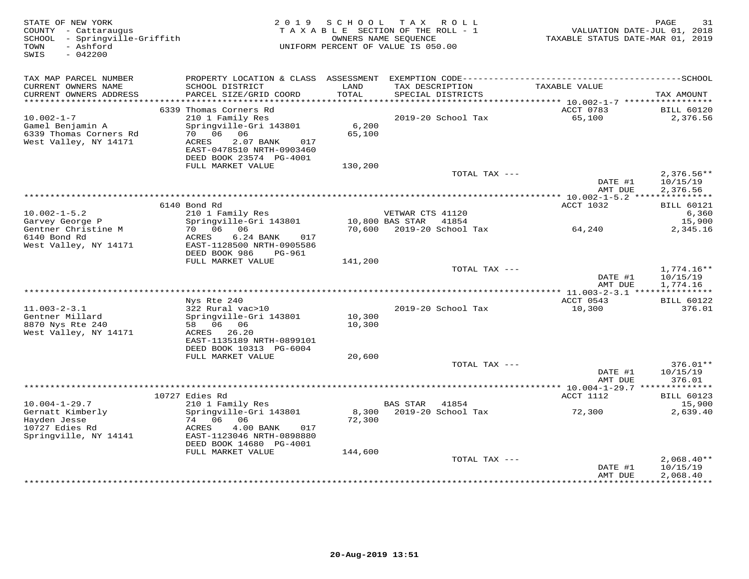STATE OF NEW YORK
COUNTY - Cattaraugus
SCHOOL - Springville-Griffith
TOWN - Ashford
SWIS - 042200

2019 SCHOOL TAX ROLL
TAXABLE SECTION OF THE ROLL - 1
OWNERS NAME SEQUENCE
UNIFORM PERCENT OF VALUE IS 050.00

VALUATION DATE-JUL 01, 2018
TAXABLE STATUS DATE-MAR 01, 2019

| TAX MAP PARCEL NUMBER / CURRENT OWNERS NAME / CURRENT OWNERS ADDRESS | PROPERTY LOCATION & CLASS / SCHOOL DISTRICT / PARCEL SIZE/GRID COORD | ASSESSMENT LAND / TOTAL | EXEMPTION CODE / TAX DESCRIPTION / SPECIAL DISTRICTS | TAXABLE VALUE | TAX AMOUNT |
|---|---|---|---|---|---|
| | 6339 Thomas Corners Rd | | | ACCT 0783 | BILL 60120 |
| 10.002-1-7 | 210 1 Family Res | | 2019-20 School Tax | 65,100 | 2,376.56 |
| Gamel Benjamin A | Springville-Gri 143801 | 6,200 | | | |
| 6339 Thomas Corners Rd | 70 06 06 | 65,100 | | | |
| West Valley, NY 14171 | ACRES 2.07 BANK 017 | | | | |
| | EAST-0478510 NRTH-0903460 | | | | |
| | DEED BOOK 23574 PG-4001 | | | | |
| | FULL MARKET VALUE | 130,200 | | | |
| | | | TOTAL TAX --- | | 2,376.56** |
| | | | | DATE #1 | 10/15/19 |
| | | | | AMT DUE | 2,376.56 |
| | 6140 Bond Rd | | | ACCT 1032 | BILL 60121 |
| 10.002-1-5.2 | 210 1 Family Res | | VETWAR CTS 41120 | | 6,360 |
| Garvey George P | Springville-Gri 143801 | 10,800 | BAS STAR 41854 | | 15,900 |
| Gentner Christine M | 70 06 06 | 70,600 | 2019-20 School Tax | 64,240 | 2,345.16 |
| 6140 Bond Rd | ACRES 6.24 BANK 017 | | | | |
| West Valley, NY 14171 | EAST-1128500 NRTH-0905586 | | | | |
| | DEED BOOK 986 PG-961 | | | | |
| | FULL MARKET VALUE | 141,200 | | | |
| | | | TOTAL TAX --- | | 1,774.16** |
| | | | | DATE #1 | 10/15/19 |
| | | | | AMT DUE | 1,774.16 |
| | Nys Rte 240 | | | ACCT 0543 | BILL 60122 |
| 11.003-2-3.1 | 322 Rural vac>10 | | 2019-20 School Tax | 10,300 | 376.01 |
| Gentner Millard | Springville-Gri 143801 | 10,300 | | | |
| 8870 Nys Rte 240 | 58 06 06 | 10,300 | | | |
| West Valley, NY 14171 | ACRES 26.20 | | | | |
| | EAST-1135189 NRTH-0899101 | | | | |
| | DEED BOOK 10313 PG-6004 | | | | |
| | FULL MARKET VALUE | 20,600 | | | |
| | | | TOTAL TAX --- | | 376.01** |
| | | | | DATE #1 | 10/15/19 |
| | | | | AMT DUE | 376.01 |
| | 10727 Edies Rd | | | ACCT 1112 | BILL 60123 |
| 10.004-1-29.7 | 210 1 Family Res | | BAS STAR 41854 | | 15,900 |
| Gernatt Kimberly | Springville-Gri 143801 | 8,300 | 2019-20 School Tax | 72,300 | 2,639.40 |
| Hayden Jesse | 74 06 06 | 72,300 | | | |
| 10727 Edies Rd | ACRES 4.00 BANK 017 | | | | |
| Springville, NY 14141 | EAST-1123046 NRTH-0898880 | | | | |
| | DEED BOOK 14680 PG-4001 | | | | |
| | FULL MARKET VALUE | 144,600 | | | |
| | | | TOTAL TAX --- | | 2,068.40** |
| | | | | DATE #1 | 10/15/19 |
| | | | | AMT DUE | 2,068.40 |

20-Aug-2019 13:51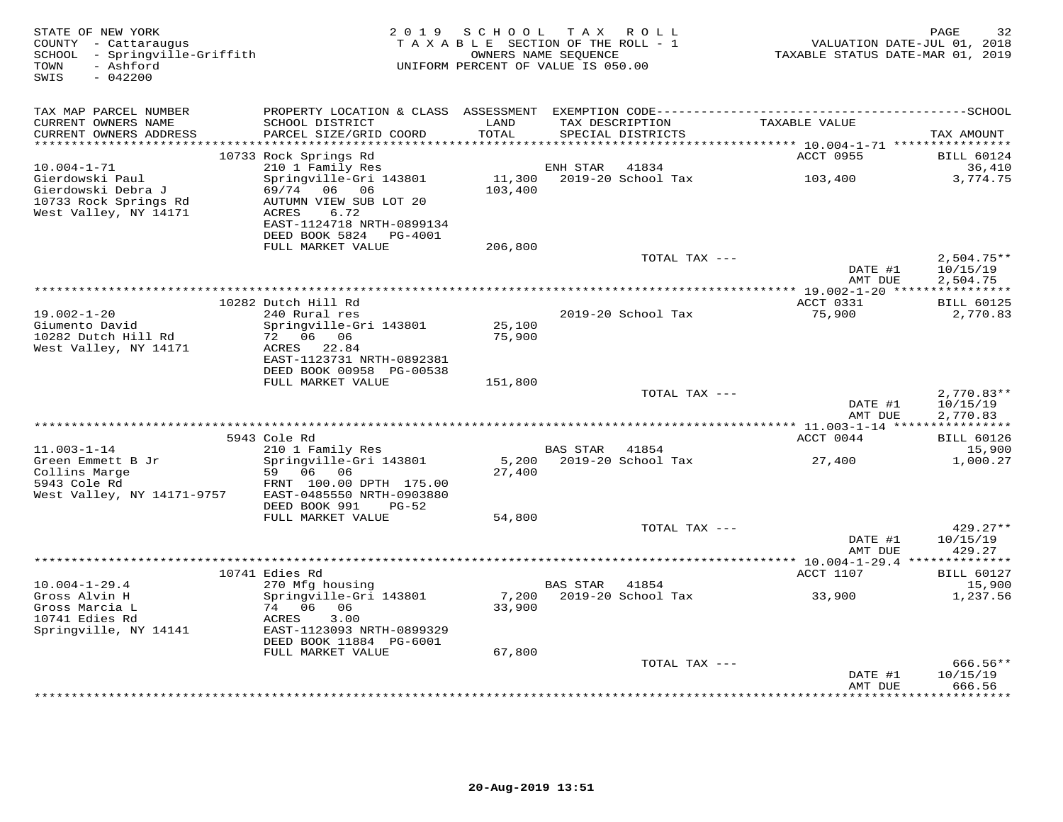STATE OF NEW YORK
COUNTY - Cattaraugus
SCHOOL - Springville-Griffith
TOWN - Ashford
SWIS - 042200

2019 SCHOOL TAX ROLL
TAXABLE SECTION OF THE ROLL - 1
OWNERS NAME SEQUENCE
UNIFORM PERCENT OF VALUE IS 050.00

VALUATION DATE-JUL 01, 2018
TAXABLE STATUS DATE-MAR 01, 2019

| TAX MAP PARCEL NUMBER / CURRENT OWNERS NAME / CURRENT OWNERS ADDRESS | PROPERTY LOCATION & CLASS / SCHOOL DISTRICT / PARCEL SIZE/GRID COORD | ASSESSMENT LAND / TOTAL | EXEMPTION CODE / TAX DESCRIPTION / SPECIAL DISTRICTS | TAXABLE VALUE | TAX AMOUNT |
|---|---|---|---|---|---|
| | 10733 Rock Springs Rd | | | ACCT 0955 | BILL 60124 |
| 10.004-1-71 | 210 1 Family Res | | ENH STAR 41834 | | 36,410 |
| Gierdowski Paul | Springville-Gri 143801 | 11,300 | 2019-20 School Tax | 103,400 | 3,774.75 |
| Gierdowski Debra J | 69/74 06 06 | 103,400 | | | |
| 10733 Rock Springs Rd | AUTUMN VIEW SUB LOT 20 | | | | |
| West Valley, NY 14171 | ACRES 6.72 | | | | |
| | EAST-1124718 NRTH-0899134 | | | | |
| | DEED BOOK 5824 PG-4001 | | | | |
| | FULL MARKET VALUE | 206,800 | | | |
| | | | TOTAL TAX --- | | 2,504.75** |
| | | | | DATE #1 | 10/15/19 |
| | | | | AMT DUE | 2,504.75 |
| | 10282 Dutch Hill Rd | | | ACCT 0331 | BILL 60125 |
| 19.002-1-20 | 240 Rural res | | 2019-20 School Tax | 75,900 | 2,770.83 |
| Giumento David | Springville-Gri 143801 | 25,100 | | | |
| 10282 Dutch Hill Rd | 72 06 06 | 75,900 | | | |
| West Valley, NY 14171 | ACRES 22.84 | | | | |
| | EAST-1123731 NRTH-0892381 | | | | |
| | DEED BOOK 00958 PG-00538 | | | | |
| | FULL MARKET VALUE | 151,800 | | | |
| | | | TOTAL TAX --- | | 2,770.83** |
| | | | | DATE #1 | 10/15/19 |
| | | | | AMT DUE | 2,770.83 |
| | 5943 Cole Rd | | | ACCT 0044 | BILL 60126 |
| 11.003-1-14 | 210 1 Family Res | | BAS STAR 41854 | | 15,900 |
| Green Emmett B Jr | Springville-Gri 143801 | 5,200 | 2019-20 School Tax | 27,400 | 1,000.27 |
| Collins Marge | 59 06 06 | 27,400 | | | |
| 5943 Cole Rd | FRNT 100.00 DPTH 175.00 | | | | |
| West Valley, NY 14171-9757 | EAST-0485550 NRTH-0903880 | | | | |
| | DEED BOOK 991 PG-52 | | | | |
| | FULL MARKET VALUE | 54,800 | | | |
| | | | TOTAL TAX --- | | 429.27** |
| | | | | DATE #1 | 10/15/19 |
| | | | | AMT DUE | 429.27 |
| | 10741 Edies Rd | | | ACCT 1107 | BILL 60127 |
| 10.004-1-29.4 | 270 Mfg housing | | BAS STAR 41854 | | 15,900 |
| Gross Alvin H | Springville-Gri 143801 | 7,200 | 2019-20 School Tax | 33,900 | 1,237.56 |
| Gross Marcia L | 74 06 06 | 33,900 | | | |
| 10741 Edies Rd | ACRES 3.00 | | | | |
| Springville, NY 14141 | EAST-1123093 NRTH-0899329 | | | | |
| | DEED BOOK 11884 PG-6001 | | | | |
| | FULL MARKET VALUE | 67,800 | | | |
| | | | TOTAL TAX --- | | 666.56** |
| | | | | DATE #1 | 10/15/19 |
| | | | | AMT DUE | 666.56 |

20-Aug-2019 13:51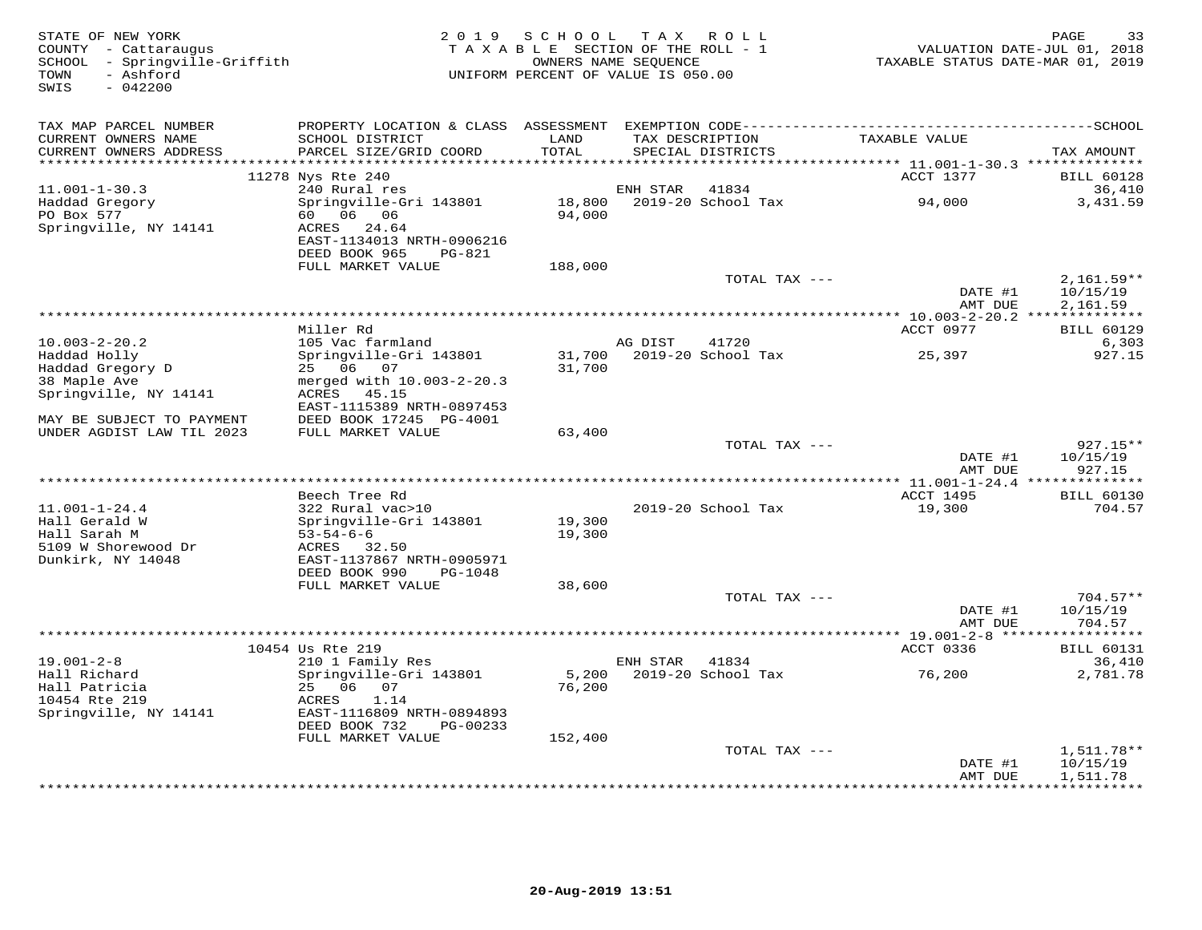STATE OF NEW YORK
COUNTY - Cattaraugus
SCHOOL - Springville-Griffith
TOWN - Ashford
SWIS - 042200

2019 SCHOOL TAX ROLL
TAXABLE SECTION OF THE ROLL - 1
OWNERS NAME SEQUENCE
UNIFORM PERCENT OF VALUE IS 050.00

VALUATION DATE-JUL 01, 2018
TAXABLE STATUS DATE-MAR 01, 2019

| TAX MAP PARCEL NUMBER / CURRENT OWNERS NAME / CURRENT OWNERS ADDRESS | PROPERTY LOCATION & CLASS / SCHOOL DISTRICT / PARCEL SIZE/GRID COORD | ASSESSMENT LAND / TOTAL | EXEMPTION CODE / TAX DESCRIPTION / SPECIAL DISTRICTS | TAXABLE VALUE | TAX AMOUNT |
|---|---|---|---|---|---|
| | 11278 Nys Rte 240 | | | ACCT 1377 | BILL 60128 |
| 11.001-1-30.3 | 240 Rural res | | ENH STAR 41834 | | 36,410 |
| Haddad Gregory | Springville-Gri 143801 | 18,800 | 2019-20 School Tax | 94,000 | 3,431.59 |
| PO Box 577 | 60 06 06 | 94,000 | | | |
| Springville, NY 14141 | ACRES 24.64 | | | | |
| | EAST-1134013 NRTH-0906216 | | | | |
| | DEED BOOK 965 PG-821 | | | | |
| | FULL MARKET VALUE | 188,000 | | | |
| | | | TOTAL TAX --- | | 2,161.59** |
| | | | | DATE #1 | 10/15/19 |
| | | | | AMT DUE | 2,161.59 |
| | Miller Rd | | | ACCT 0977 | BILL 60129 |
| 10.003-2-20.2 | 105 Vac farmland | | AG DIST 41720 | | 6,303 |
| Haddad Holly | Springville-Gri 143801 | 31,700 | 2019-20 School Tax | 25,397 | 927.15 |
| Haddad Gregory D | 25 06 07 | 31,700 | | | |
| 38 Maple Ave | merged with 10.003-2-20.3 | | | | |
| Springville, NY 14141 | ACRES 45.15 | | | | |
| | EAST-1115389 NRTH-0897453 | | | | |
| MAY BE SUBJECT TO PAYMENT | DEED BOOK 17245 PG-4001 | | | | |
| UNDER AGDIST LAW TIL 2023 | FULL MARKET VALUE | 63,400 | | | |
| | | | TOTAL TAX --- | | 927.15** |
| | | | | DATE #1 | 10/15/19 |
| | | | | AMT DUE | 927.15 |
| | Beech Tree Rd | | | ACCT 1495 | BILL 60130 |
| 11.001-1-24.4 | 322 Rural vac>10 | | 2019-20 School Tax | 19,300 | 704.57 |
| Hall Gerald W | Springville-Gri 143801 | 19,300 | | | |
| Hall Sarah M | 53-54-6-6 | 19,300 | | | |
| 5109 W Shorewood Dr | ACRES 32.50 | | | | |
| Dunkirk, NY 14048 | EAST-1137867 NRTH-0905971 | | | | |
| | DEED BOOK 990 PG-1048 | | | | |
| | FULL MARKET VALUE | 38,600 | | | |
| | | | TOTAL TAX --- | | 704.57** |
| | | | | DATE #1 | 10/15/19 |
| | | | | AMT DUE | 704.57 |
| | 10454 Us Rte 219 | | | ACCT 0336 | BILL 60131 |
| 19.001-2-8 | 210 1 Family Res | | ENH STAR 41834 | | 36,410 |
| Hall Richard | Springville-Gri 143801 | 5,200 | 2019-20 School Tax | 76,200 | 2,781.78 |
| Hall Patricia | 25 06 07 | 76,200 | | | |
| 10454 Rte 219 | ACRES 1.14 | | | | |
| Springville, NY 14141 | EAST-1116809 NRTH-0894893 | | | | |
| | DEED BOOK 732 PG-00233 | | | | |
| | FULL MARKET VALUE | 152,400 | | | |
| | | | TOTAL TAX --- | | 1,511.78** |
| | | | | DATE #1 | 10/15/19 |
| | | | | AMT DUE | 1,511.78 |

20-Aug-2019 13:51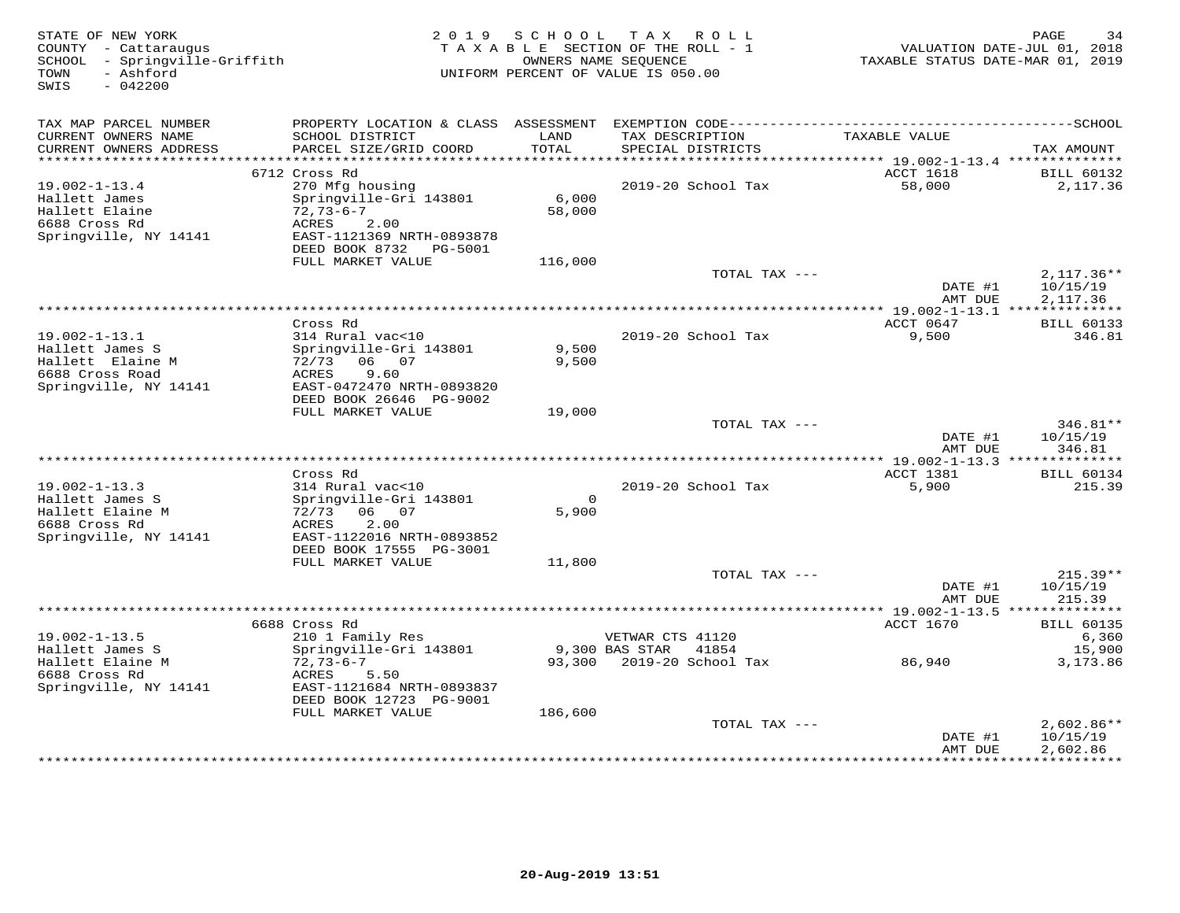STATE OF NEW YORK — 2019 SCHOOL TAX ROLL — TAXABLE SECTION OF THE ROLL - 1 — OWNERS NAME SEQUENCE — UNIFORM PERCENT OF VALUE IS 050.00

COUNTY - Cattaraugus
SCHOOL - Springville-Griffith
TOWN - Ashford
SWIS - 042200

VALUATION DATE-JUL 01, 2018
TAXABLE STATUS DATE-MAR 01, 2019

| TAX MAP PARCEL NUMBER / CURRENT OWNERS NAME / CURRENT OWNERS ADDRESS | PROPERTY LOCATION & CLASS / SCHOOL DISTRICT / PARCEL SIZE/GRID COORD | ASSESSMENT LAND / TOTAL | EXEMPTION CODE / TAX DESCRIPTION / SPECIAL DISTRICTS | TAXABLE VALUE | TAX AMOUNT |
|---|---|---|---|---|---|
| | 6712 Cross Rd | | | ACCT 1618 | BILL 60132 |
| 19.002-1-13.4 | 270 Mfg housing | | 2019-20 School Tax | 58,000 | 2,117.36 |
| Hallett James | Springville-Gri 143801 | 6,000 | | | |
| Hallett Elaine | 72,73-6-7 | 58,000 | | | |
| 6688 Cross Rd | ACRES 2.00 | | | | |
| Springville, NY 14141 | EAST-1121369 NRTH-0893878 | | | | |
| | DEED BOOK 8732 PG-5001 | | | | |
| | FULL MARKET VALUE | 116,000 | | | |
| | | | TOTAL TAX --- | | 2,117.36** |
| | | | | DATE #1 | 10/15/19 |
| | | | | AMT DUE | 2,117.36 |
| | Cross Rd | | | ACCT 0647 | BILL 60133 |
| 19.002-1-13.1 | 314 Rural vac<10 | | 2019-20 School Tax | 9,500 | 346.81 |
| Hallett James S | Springville-Gri 143801 | 9,500 | | | |
| Hallett Elaine M | 72/73 06 07 | 9,500 | | | |
| 6688 Cross Road | ACRES 9.60 | | | | |
| Springville, NY 14141 | EAST-0472470 NRTH-0893820 | | | | |
| | DEED BOOK 26646 PG-9002 | | | | |
| | FULL MARKET VALUE | 19,000 | | | |
| | | | TOTAL TAX --- | | 346.81** |
| | | | | DATE #1 | 10/15/19 |
| | | | | AMT DUE | 346.81 |
| | Cross Rd | | | ACCT 1381 | BILL 60134 |
| 19.002-1-13.3 | 314 Rural vac<10 | | 2019-20 School Tax | 5,900 | 215.39 |
| Hallett James S | Springville-Gri 143801 | 0 | | | |
| Hallett Elaine M | 72/73 06 07 | 5,900 | | | |
| 6688 Cross Rd | ACRES 2.00 | | | | |
| Springville, NY 14141 | EAST-1122016 NRTH-0893852 | | | | |
| | DEED BOOK 17555 PG-3001 | | | | |
| | FULL MARKET VALUE | 11,800 | | | |
| | | | TOTAL TAX --- | | 215.39** |
| | | | | DATE #1 | 10/15/19 |
| | | | | AMT DUE | 215.39 |
| | 6688 Cross Rd | | | ACCT 1670 | BILL 60135 |
| 19.002-1-13.5 | 210 1 Family Res | | VETWAR CTS 41120 | | 6,360 |
| Hallett James S | Springville-Gri 143801 | 9,300 | BAS STAR 41854 | | 15,900 |
| Hallett Elaine M | 72,73-6-7 | 93,300 | 2019-20 School Tax | 86,940 | 3,173.86 |
| 6688 Cross Rd | ACRES 5.50 | | | | |
| Springville, NY 14141 | EAST-1121684 NRTH-0893837 | | | | |
| | DEED BOOK 12723 PG-9001 | | | | |
| | FULL MARKET VALUE | 186,600 | | | |
| | | | TOTAL TAX --- | | 2,602.86** |
| | | | | DATE #1 | 10/15/19 |
| | | | | AMT DUE | 2,602.86 |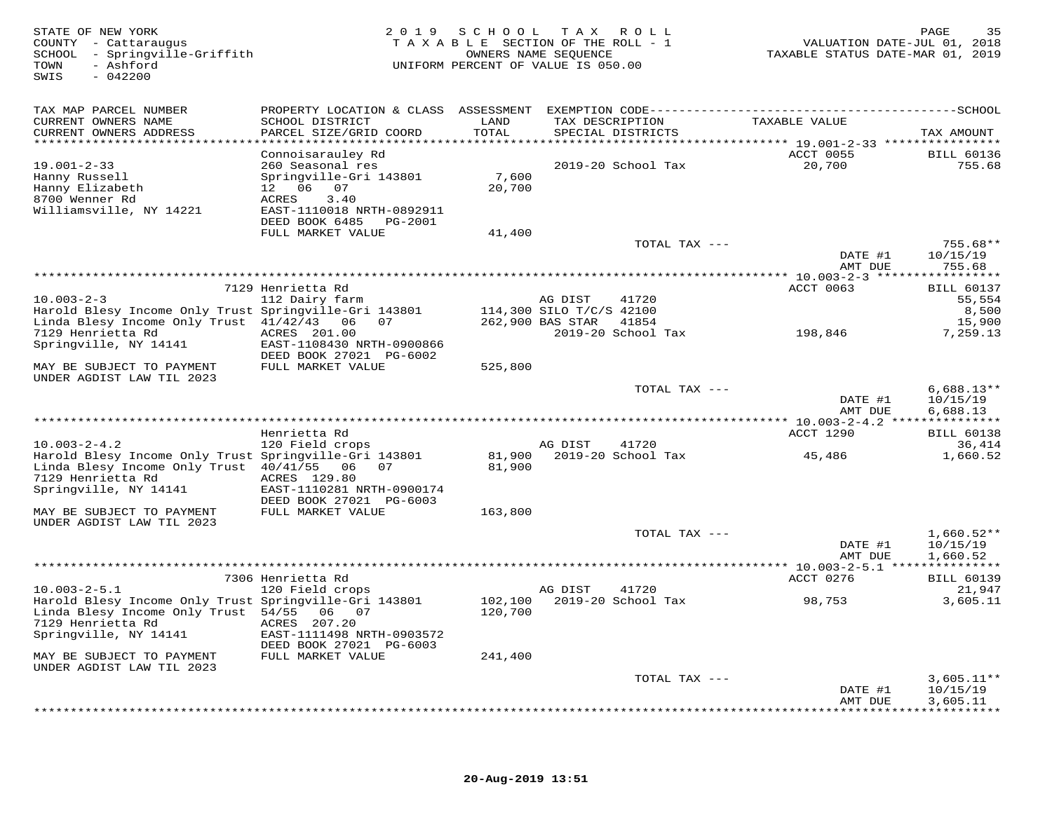STATE OF NEW YORK
COUNTY - Cattaraugus
SCHOOL - Springville-Griffith
TOWN - Ashford
SWIS - 042200

2019 SCHOOL TAX ROLL
TAXABLE SECTION OF THE ROLL - 1
OWNERS NAME SEQUENCE
UNIFORM PERCENT OF VALUE IS 050.00

VALUATION DATE-JUL 01, 2018
TAXABLE STATUS DATE-MAR 01, 2019

| TAX MAP PARCEL NUMBER / CURRENT OWNERS NAME / CURRENT OWNERS ADDRESS | PROPERTY LOCATION & CLASS / SCHOOL DISTRICT / PARCEL SIZE/GRID COORD | ASSESSMENT LAND / TOTAL | EXEMPTION CODE / TAX DESCRIPTION / SPECIAL DISTRICTS | TAXABLE VALUE | TAX AMOUNT |
|---|---|---|---|---|---|
| | Connoisarauley Rd | | | ACCT 0055 | BILL 60136 |
| 19.001-2-33 | 260 Seasonal res | | 2019-20 School Tax | 20,700 | 755.68 |
| Hanny Russell | Springville-Gri 143801 | 7,600 | | | |
| Hanny Elizabeth | 12 06 07 | 20,700 | | | |
| 8700 Wenner Rd | ACRES 3.40 | | | | |
| Williamsville, NY 14221 | EAST-1110018 NRTH-0892911 | | | | |
| | DEED BOOK 6485 PG-2001 | | | | |
| | FULL MARKET VALUE | 41,400 | | | |
| | | | TOTAL TAX --- | | 755.68** |
| | | | | DATE #1 | 10/15/19 |
| | | | | AMT DUE | 755.68 |
| | 7129 Henrietta Rd | | | ACCT 0063 | BILL 60137 |
| 10.003-2-3 | 112 Dairy farm | | AG DIST 41720 | | 55,554 |
| Harold Blesy Income Only Trust | Springville-Gri 143801 | 114,300 | SILO T/C/S 42100 | | 8,500 |
| Linda Blesy Income Only Trust | 41/42/43 06 07 | 262,900 | BAS STAR 41854 | | 15,900 |
| 7129 Henrietta Rd | ACRES 201.00 | | 2019-20 School Tax | 198,846 | 7,259.13 |
| Springville, NY 14141 | EAST-1108430 NRTH-0900866 | | | | |
| | DEED BOOK 27021 PG-6002 | | | | |
| MAY BE SUBJECT TO PAYMENT UNDER AGDIST LAW TIL 2023 | FULL MARKET VALUE | 525,800 | | | |
| | | | TOTAL TAX --- | | 6,688.13** |
| | | | | DATE #1 | 10/15/19 |
| | | | | AMT DUE | 6,688.13 |
| | Henrietta Rd | | | ACCT 1290 | BILL 60138 |
| 10.003-2-4.2 | 120 Field crops | | AG DIST 41720 | | 36,414 |
| Harold Blesy Income Only Trust | Springville-Gri 143801 | 81,900 | 2019-20 School Tax | 45,486 | 1,660.52 |
| Linda Blesy Income Only Trust | 40/41/55 06 07 | 81,900 | | | |
| 7129 Henrietta Rd | ACRES 129.80 | | | | |
| Springville, NY 14141 | EAST-1110281 NRTH-0900174 | | | | |
| | DEED BOOK 27021 PG-6003 | | | | |
| MAY BE SUBJECT TO PAYMENT UNDER AGDIST LAW TIL 2023 | FULL MARKET VALUE | 163,800 | | | |
| | | | TOTAL TAX --- | | 1,660.52** |
| | | | | DATE #1 | 10/15/19 |
| | | | | AMT DUE | 1,660.52 |
| | 7306 Henrietta Rd | | | ACCT 0276 | BILL 60139 |
| 10.003-2-5.1 | 120 Field crops | | AG DIST 41720 | | 21,947 |
| Harold Blesy Income Only Trust | Springville-Gri 143801 | 102,100 | 2019-20 School Tax | 98,753 | 3,605.11 |
| Linda Blesy Income Only Trust | 54/55 06 07 | 120,700 | | | |
| 7129 Henrietta Rd | ACRES 207.20 | | | | |
| Springville, NY 14141 | EAST-1111498 NRTH-0903572 | | | | |
| | DEED BOOK 27021 PG-6003 | | | | |
| MAY BE SUBJECT TO PAYMENT UNDER AGDIST LAW TIL 2023 | FULL MARKET VALUE | 241,400 | | | |
| | | | TOTAL TAX --- | | 3,605.11** |
| | | | | DATE #1 | 10/15/19 |
| | | | | AMT DUE | 3,605.11 |

20-Aug-2019 13:51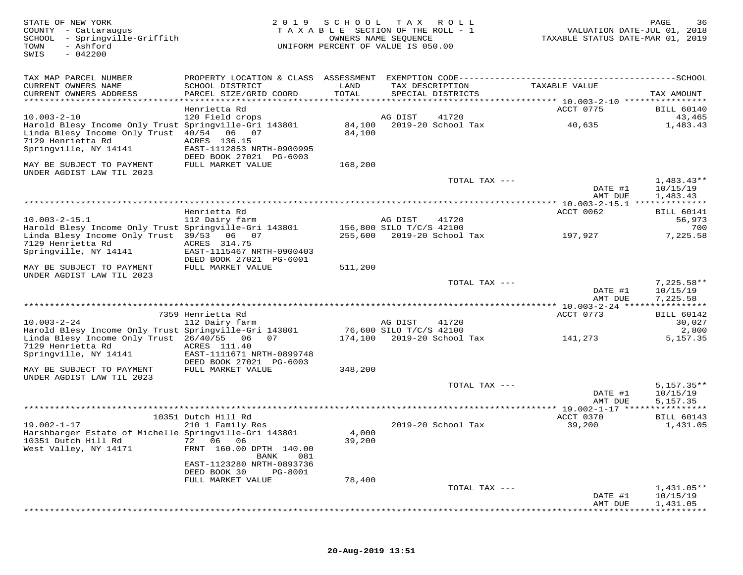STATE OF NEW YORK
COUNTY - Cattaraugus
SCHOOL - Springville-Griffith
TOWN - Ashford
SWIS - 042200

2019 SCHOOL TAX ROLL
TAXABLE SECTION OF THE ROLL - 1
OWNERS NAME SEQUENCE
UNIFORM PERCENT OF VALUE IS 050.00

VALUATION DATE-JUL 01, 2018
TAXABLE STATUS DATE-MAR 01, 2019

| TAX MAP PARCEL NUMBER / CURRENT OWNERS NAME / CURRENT OWNERS ADDRESS | PROPERTY LOCATION & CLASS / SCHOOL DISTRICT / PARCEL SIZE/GRID COORD | ASSESSMENT LAND / TOTAL | EXEMPTION CODE / TAX DESCRIPTION / SPECIAL DISTRICTS | TAXABLE VALUE | TAX AMOUNT |
|---|---|---|---|---|---|
| | Henrietta Rd | | | ACCT 0775 | BILL 60140 |
| 10.003-2-10 | 120 Field crops | | AG DIST 41720 | | 43,465 |
| Harold Blesy Income Only Trust | Springville-Gri 143801 | 84,100 | 2019-20 School Tax | 40,635 | 1,483.43 |
| Linda Blesy Income Only Trust | 40/54 06 07 | 84,100 | | | |
| 7129 Henrietta Rd | ACRES 136.15 | | | | |
| Springville, NY 14141 | EAST-1112853 NRTH-0900995 | | | | |
| | DEED BOOK 27021 PG-6003 | | | | |
| MAY BE SUBJECT TO PAYMENT UNDER AGDIST LAW TIL 2023 | FULL MARKET VALUE | 168,200 | | | |
| | | | TOTAL TAX --- | | 1,483.43** |
| | | | | DATE #1 | 10/15/19 |
| | | | | AMT DUE | 1,483.43 |
| | Henrietta Rd | | | ACCT 0062 | BILL 60141 |
| 10.003-2-15.1 | 112 Dairy farm | | AG DIST 41720 | | 56,973 |
| Harold Blesy Income Only Trust | Springville-Gri 143801 | 156,800 | SILO T/C/S 42100 | | 700 |
| Linda Blesy Income Only Trust | 39/53 06 07 | 255,600 | 2019-20 School Tax | 197,927 | 7,225.58 |
| 7129 Henrietta Rd | ACRES 314.75 | | | | |
| Springville, NY 14141 | EAST-1115467 NRTH-0900403 | | | | |
| | DEED BOOK 27021 PG-6001 | | | | |
| MAY BE SUBJECT TO PAYMENT UNDER AGDIST LAW TIL 2023 | FULL MARKET VALUE | 511,200 | | | |
| | | | TOTAL TAX --- | | 7,225.58** |
| | | | | DATE #1 | 10/15/19 |
| | | | | AMT DUE | 7,225.58 |
| | 7359 Henrietta Rd | | | ACCT 0773 | BILL 60142 |
| 10.003-2-24 | 112 Dairy farm | | AG DIST 41720 | | 30,027 |
| Harold Blesy Income Only Trust | Springville-Gri 143801 | 76,600 | SILO T/C/S 42100 | | 2,800 |
| Linda Blesy Income Only Trust | 26/40/55 06 07 | 174,100 | 2019-20 School Tax | 141,273 | 5,157.35 |
| 7129 Henrietta Rd | ACRES 111.40 | | | | |
| Springville, NY 14141 | EAST-1111671 NRTH-0899748 | | | | |
| | DEED BOOK 27021 PG-6003 | | | | |
| MAY BE SUBJECT TO PAYMENT UNDER AGDIST LAW TIL 2023 | FULL MARKET VALUE | 348,200 | | | |
| | | | TOTAL TAX --- | | 5,157.35** |
| | | | | DATE #1 | 10/15/19 |
| | | | | AMT DUE | 5,157.35 |
| | 10351 Dutch Hill Rd | | | ACCT 0370 | BILL 60143 |
| 19.002-1-17 | 210 1 Family Res | | 2019-20 School Tax | 39,200 | 1,431.05 |
| Harshbarger Estate of Michelle | Springville-Gri 143801 | 4,000 | | | |
| 10351 Dutch Hill Rd | 72 06 06 | 39,200 | | | |
| West Valley, NY 14171 | FRNT 160.00 DPTH 140.00 | | | | |
| | BANK 081 | | | | |
| | EAST-1123280 NRTH-0893736 | | | | |
| | DEED BOOK 30 PG-8001 | | | | |
| | FULL MARKET VALUE | 78,400 | | | |
| | | | TOTAL TAX --- | | 1,431.05** |
| | | | | DATE #1 | 10/15/19 |
| | | | | AMT DUE | 1,431.05 |

20-Aug-2019 13:51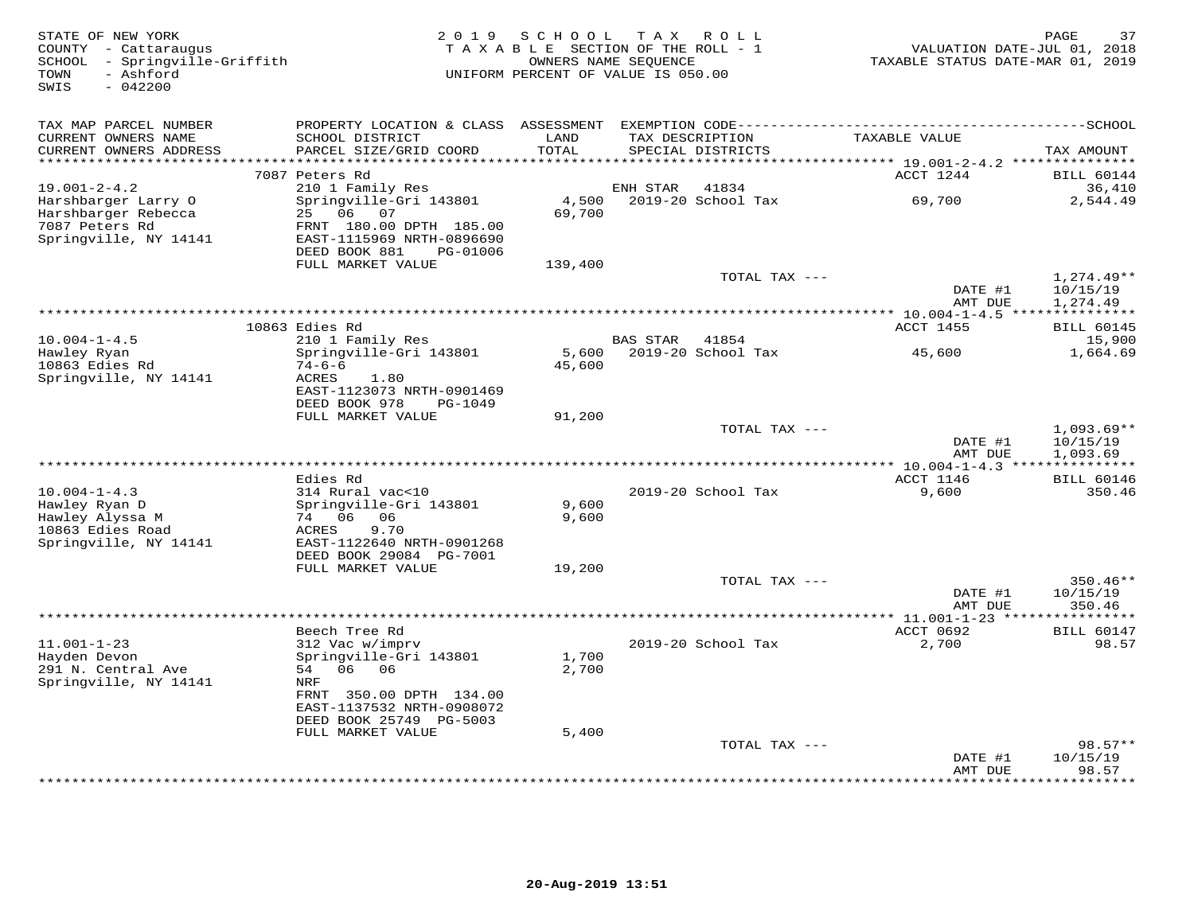STATE OF NEW YORK
COUNTY - Cattaraugus
SCHOOL - Springville-Griffith
TOWN - Ashford
SWIS - 042200

2019 SCHOOL TAX ROLL
TAXABLE SECTION OF THE ROLL - 1
OWNERS NAME SEQUENCE
UNIFORM PERCENT OF VALUE IS 050.00

VALUATION DATE-JUL 01, 2018
TAXABLE STATUS DATE-MAR 01, 2019

| TAX MAP PARCEL NUMBER / CURRENT OWNERS NAME / CURRENT OWNERS ADDRESS | PROPERTY LOCATION & CLASS / SCHOOL DISTRICT / PARCEL SIZE/GRID COORD | ASSESSMENT LAND / TOTAL | EXEMPTION CODE / TAX DESCRIPTION / SPECIAL DISTRICTS | TAXABLE VALUE | TAX AMOUNT |
|---|---|---|---|---|---|
| 19.001-2-4.2 | 7087 Peters Rd | | | ACCT 1244 | BILL 60144 |
| Harshbarger Larry O | 210 1 Family Res | | ENH STAR 41834 | | 36,410 |
| Harshbarger Rebecca | Springville-Gri 143801 | 4,500 | 2019-20 School Tax | 69,700 | 2,544.49 |
| 7087 Peters Rd | 25 06 07 | 69,700 | | | |
| Springville, NY 14141 | FRNT 180.00 DPTH 185.00 | | | | |
| | EAST-1115969 NRTH-0896690 | | | | |
| | DEED BOOK 881 PG-01006 | | | | |
| | FULL MARKET VALUE | 139,400 | | | |
| | | | TOTAL TAX --- | | 1,274.49** |
| | | | | DATE #1 | 10/15/19 |
| | | | | AMT DUE | 1,274.49 |
| 10.004-1-4.5 | 10863 Edies Rd | | | ACCT 1455 | BILL 60145 |
| Hawley Ryan | 210 1 Family Res | | BAS STAR 41854 | | 15,900 |
| 10863 Edies Rd | Springville-Gri 143801 | 5,600 | 2019-20 School Tax | 45,600 | 1,664.69 |
| Springville, NY 14141 | 74-6-6 | 45,600 | | | |
| | ACRES 1.80 | | | | |
| | EAST-1123073 NRTH-0901469 | | | | |
| | DEED BOOK 978 PG-1049 | | | | |
| | FULL MARKET VALUE | 91,200 | | | |
| | | | TOTAL TAX --- | | 1,093.69** |
| | | | | DATE #1 | 10/15/19 |
| | | | | AMT DUE | 1,093.69 |
| 10.004-1-4.3 | Edies Rd | | | ACCT 1146 | BILL 60146 |
| Hawley Ryan D | 314 Rural vac<10 | | 2019-20 School Tax | 9,600 | 350.46 |
| Hawley Alyssa M | Springville-Gri 143801 | 9,600 | | | |
| 10863 Edies Road | 74 06 06 | 9,600 | | | |
| Springville, NY 14141 | ACRES 9.70 | | | | |
| | EAST-1122640 NRTH-0901268 | | | | |
| | DEED BOOK 29084 PG-7001 | | | | |
| | FULL MARKET VALUE | 19,200 | | | |
| | | | TOTAL TAX --- | | 350.46** |
| | | | | DATE #1 | 10/15/19 |
| | | | | AMT DUE | 350.46 |
| 11.001-1-23 | Beech Tree Rd | | | ACCT 0692 | BILL 60147 |
| Hayden Devon | 312 Vac w/imprv | | 2019-20 School Tax | 2,700 | 98.57 |
| 291 N. Central Ave | Springville-Gri 143801 | 1,700 | | | |
| Springville, NY 14141 | 54 06 06 | 2,700 | | | |
| | NRF | | | | |
| | FRNT 350.00 DPTH 134.00 | | | | |
| | EAST-1137532 NRTH-0908072 | | | | |
| | DEED BOOK 25749 PG-5003 | | | | |
| | FULL MARKET VALUE | 5,400 | | | |
| | | | TOTAL TAX --- | | 98.57** |
| | | | | DATE #1 | 10/15/19 |
| | | | | AMT DUE | 98.57 |

20-Aug-2019 13:51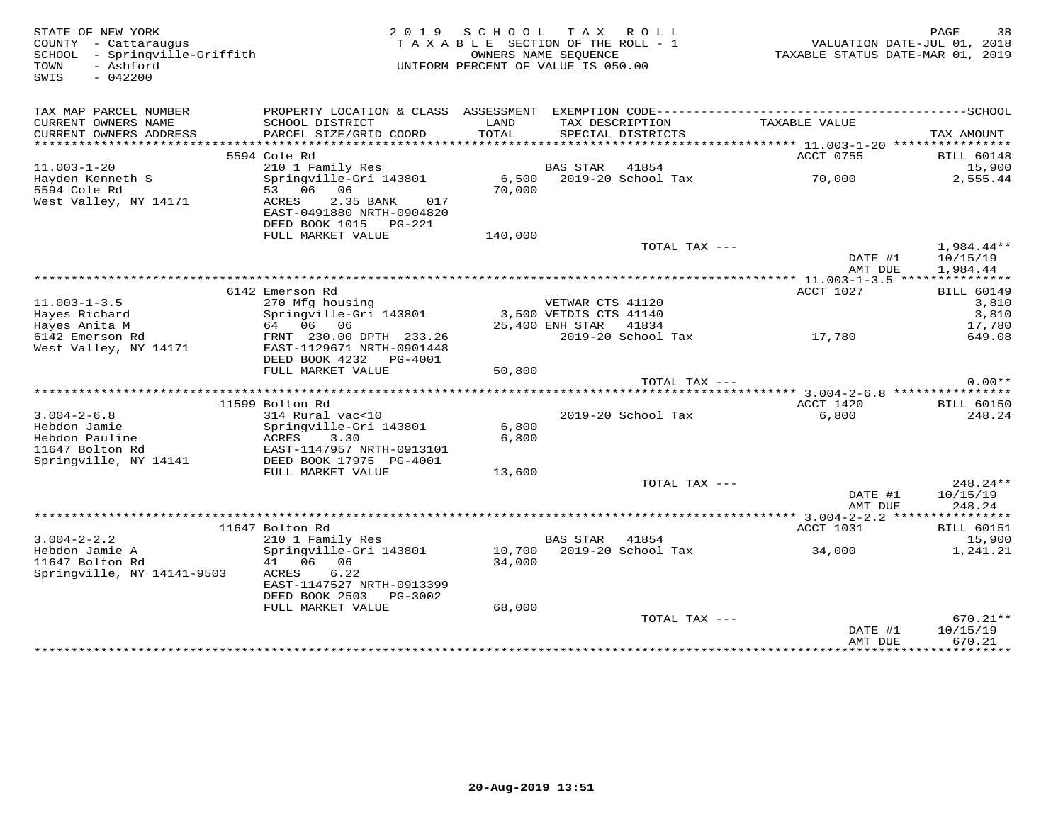STATE OF NEW YORK
COUNTY - Cattaraugus
SCHOOL - Springville-Griffith
TOWN - Ashford
SWIS - 042200

2019 SCHOOL TAX ROLL
TAXABLE SECTION OF THE ROLL - 1
OWNERS NAME SEQUENCE
UNIFORM PERCENT OF VALUE IS 050.00

VALUATION DATE-JUL 01, 2018
TAXABLE STATUS DATE-MAR 01, 2019

| TAX MAP PARCEL NUMBER / CURRENT OWNERS NAME / CURRENT OWNERS ADDRESS | PROPERTY LOCATION & CLASS / SCHOOL DISTRICT / PARCEL SIZE/GRID COORD | ASSESSMENT LAND / TOTAL | EXEMPTION CODE / TAX DESCRIPTION / SPECIAL DISTRICTS | TAXABLE VALUE | TAX AMOUNT |
|---|---|---|---|---|---|
| | 5594 Cole Rd | | | ACCT 0755 | BILL 60148 |
| 11.003-1-20 | 210 1 Family Res | | BAS STAR 41854 | | 15,900 |
| Hayden Kenneth S | Springville-Gri 143801 | 6,500 | 2019-20 School Tax | 70,000 | 2,555.44 |
| 5594 Cole Rd | 53 06 06 | 70,000 | | | |
| West Valley, NY 14171 | ACRES 2.35 BANK 017 | | | | |
| | EAST-0491880 NRTH-0904820 | | | | |
| | DEED BOOK 1015 PG-221 | | | | |
| | FULL MARKET VALUE | 140,000 | | | |
| | | | TOTAL TAX --- | | 1,984.44** |
| | | | | DATE #1 | 10/15/19 |
| | | | | AMT DUE | 1,984.44 |
| | 6142 Emerson Rd | | | ACCT 1027 | BILL 60149 |
| 11.003-1-3.5 | 270 Mfg housing | | VETWAR CTS 41120 | | 3,810 |
| Hayes Richard | Springville-Gri 143801 | 3,500 | VETDIS CTS 41140 | | 3,810 |
| Hayes Anita M | 64 06 06 | 25,400 | ENH STAR 41834 | | 17,780 |
| 6142 Emerson Rd | FRNT 230.00 DPTH 233.26 | | 2019-20 School Tax | 17,780 | 649.08 |
| West Valley, NY 14171 | EAST-1129671 NRTH-0901448 | | | | |
| | DEED BOOK 4232 PG-4001 | | | | |
| | FULL MARKET VALUE | 50,800 | | | |
| | | | TOTAL TAX --- | | 0.00** |
| | 11599 Bolton Rd | | | ACCT 1420 | BILL 60150 |
| 3.004-2-6.8 | 314 Rural vac<10 | | 2019-20 School Tax | 6,800 | 248.24 |
| Hebdon Jamie | Springville-Gri 143801 | 6,800 | | | |
| Hebdon Pauline | ACRES 3.30 | 6,800 | | | |
| 11647 Bolton Rd | EAST-1147957 NRTH-0913101 | | | | |
| Springville, NY 14141 | DEED BOOK 17975 PG-4001 | | | | |
| | FULL MARKET VALUE | 13,600 | | | |
| | | | TOTAL TAX --- | | 248.24** |
| | | | | DATE #1 | 10/15/19 |
| | | | | AMT DUE | 248.24 |
| | 11647 Bolton Rd | | | ACCT 1031 | BILL 60151 |
| 3.004-2-2.2 | 210 1 Family Res | | BAS STAR 41854 | | 15,900 |
| Hebdon Jamie A | Springville-Gri 143801 | 10,700 | 2019-20 School Tax | 34,000 | 1,241.21 |
| 11647 Bolton Rd | 41 06 06 | 34,000 | | | |
| Springville, NY 14141-9503 | ACRES 6.22 | | | | |
| | EAST-1147527 NRTH-0913399 | | | | |
| | DEED BOOK 2503 PG-3002 | | | | |
| | FULL MARKET VALUE | 68,000 | | | |
| | | | TOTAL TAX --- | | 670.21** |
| | | | | DATE #1 | 10/15/19 |
| | | | | AMT DUE | 670.21 |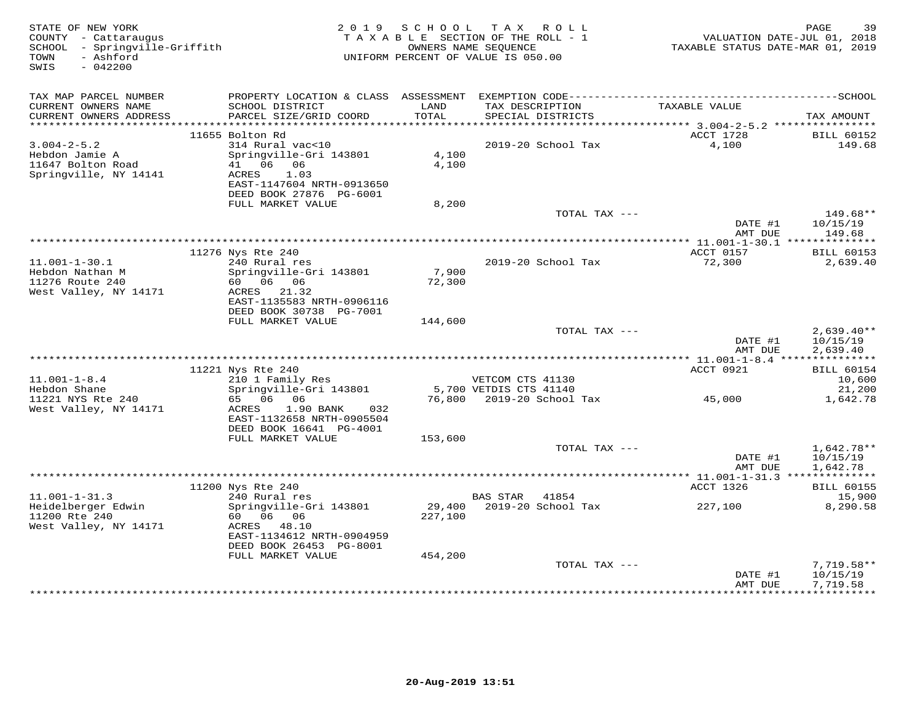STATE OF NEW YORK — 2019 SCHOOL TAX ROLL
COUNTY - Cattaraugus — TAXABLE SECTION OF THE ROLL - 1 — VALUATION DATE-JUL 01, 2018
SCHOOL - Springville-Griffith — OWNERS NAME SEQUENCE — TAXABLE STATUS DATE-MAR 01, 2019
TOWN - Ashford — UNIFORM PERCENT OF VALUE IS 050.00
SWIS - 042200

| TAX MAP PARCEL NUMBER / CURRENT OWNERS NAME / CURRENT OWNERS ADDRESS | PROPERTY LOCATION & CLASS / SCHOOL DISTRICT / PARCEL SIZE/GRID COORD | ASSESSMENT LAND / TOTAL | EXEMPTION CODE / TAX DESCRIPTION / SPECIAL DISTRICTS | TAXABLE VALUE | TAX AMOUNT |
|---|---|---|---|---|---|
| 3.004-2-5.2 | 11655 Bolton Rd | | | ACCT 1728 | BILL 60152 |
| Hebdon Jamie A | 314 Rural vac<10 | | 2019-20 School Tax | 4,100 | 149.68 |
| 11647 Bolton Road | Springville-Gri 143801 | 4,100 | | | |
| Springville, NY 14141 | 41 06 06 | 4,100 | | | |
| | ACRES 1.03 | | | | |
| | EAST-1147604 NRTH-0913650 | | | | |
| | DEED BOOK 27876 PG-6001 | | | | |
| | FULL MARKET VALUE | 8,200 | | | |
| | | | TOTAL TAX --- | | 149.68** |
| | | | | DATE #1 | 10/15/19 |
| | | | | AMT DUE | 149.68 |
| 11.001-1-30.1 | 11276 Nys Rte 240 | | | ACCT 0157 | BILL 60153 |
| Hebdon Nathan M | 240 Rural res | | 2019-20 School Tax | 72,300 | 2,639.40 |
| 11276 Route 240 | Springville-Gri 143801 | 7,900 | | | |
| West Valley, NY 14171 | 60 06 06 | 72,300 | | | |
| | ACRES 21.32 | | | | |
| | EAST-1135583 NRTH-0906116 | | | | |
| | DEED BOOK 30738 PG-7001 | | | | |
| | FULL MARKET VALUE | 144,600 | | | |
| | | | TOTAL TAX --- | | 2,639.40** |
| | | | | DATE #1 | 10/15/19 |
| | | | | AMT DUE | 2,639.40 |
| 11.001-1-8.4 | 11221 Nys Rte 240 | | | ACCT 0921 | BILL 60154 |
| Hebdon Shane | 210 1 Family Res | | VETCOM CTS 41130 | | 10,600 |
| 11221 NYS Rte 240 | Springville-Gri 143801 | 5,700 | VETDIS CTS 41140 | | 21,200 |
| West Valley, NY 14171 | 65 06 06 | 76,800 | 2019-20 School Tax | 45,000 | 1,642.78 |
| | ACRES 1.90 BANK 032 | | | | |
| | EAST-1132658 NRTH-0905504 | | | | |
| | DEED BOOK 16641 PG-4001 | | | | |
| | FULL MARKET VALUE | 153,600 | | | |
| | | | TOTAL TAX --- | | 1,642.78** |
| | | | | DATE #1 | 10/15/19 |
| | | | | AMT DUE | 1,642.78 |
| 11.001-1-31.3 | 11200 Nys Rte 240 | | | ACCT 1326 | BILL 60155 |
| Heidelberger Edwin | 240 Rural res | | BAS STAR 41854 | | 15,900 |
| 11200 Rte 240 | Springville-Gri 143801 | 29,400 | 2019-20 School Tax | 227,100 | 8,290.58 |
| West Valley, NY 14171 | 60 06 06 | 227,100 | | | |
| | ACRES 48.10 | | | | |
| | EAST-1134612 NRTH-0904959 | | | | |
| | DEED BOOK 26453 PG-8001 | | | | |
| | FULL MARKET VALUE | 454,200 | | | |
| | | | TOTAL TAX --- | | 7,719.58** |
| | | | | DATE #1 | 10/15/19 |
| | | | | AMT DUE | 7,719.58 |

20-Aug-2019 13:51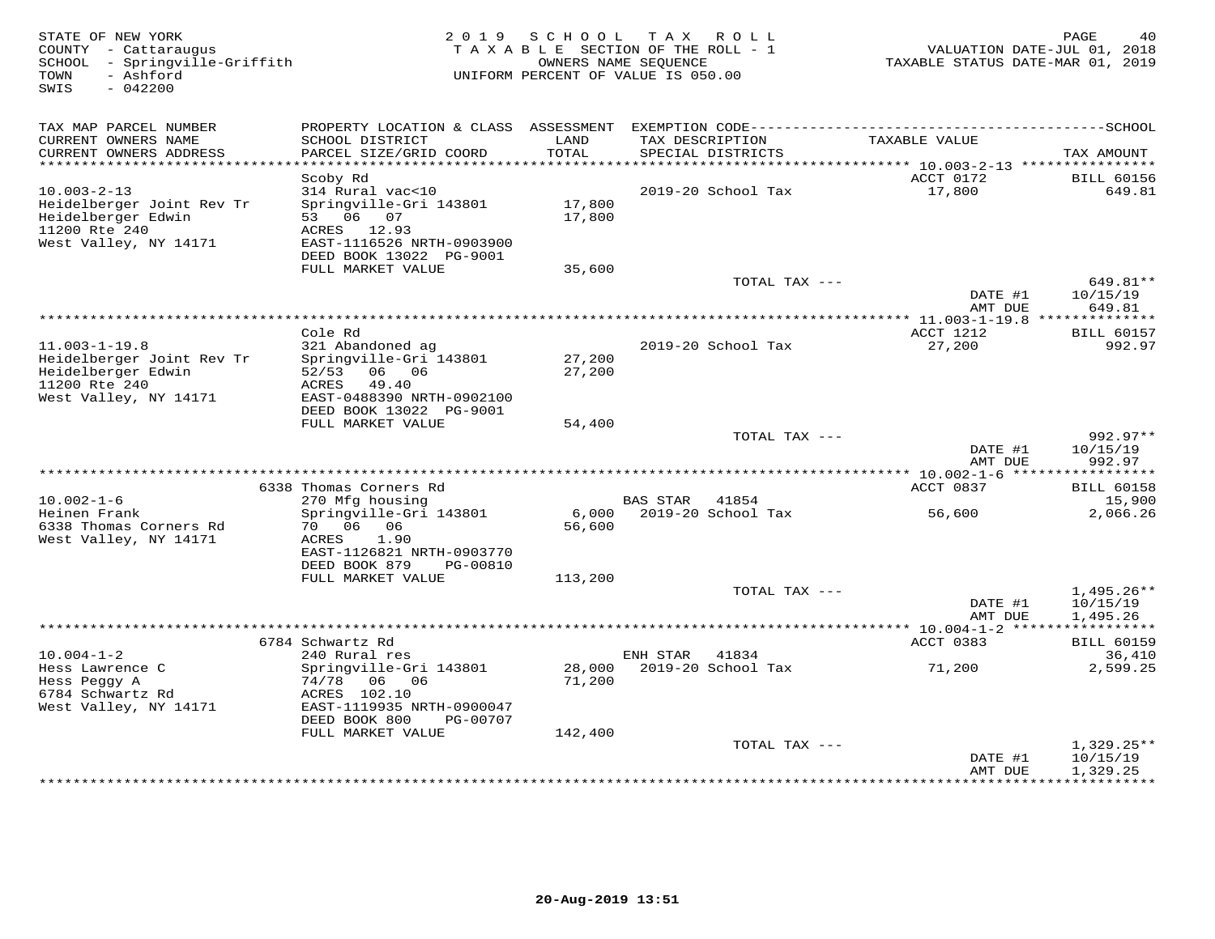STATE OF NEW YORK
COUNTY - Cattaraugus
SCHOOL - Springville-Griffith
TOWN - Ashford
SWIS - 042200

2019 SCHOOL TAX ROLL
TAXABLE SECTION OF THE ROLL - 1
OWNERS NAME SEQUENCE
UNIFORM PERCENT OF VALUE IS 050.00

VALUATION DATE-JUL 01, 2018
TAXABLE STATUS DATE-MAR 01, 2019

| TAX MAP PARCEL NUMBER / CURRENT OWNERS NAME / CURRENT OWNERS ADDRESS | PROPERTY LOCATION & CLASS / SCHOOL DISTRICT / PARCEL SIZE/GRID COORD | ASSESSMENT LAND / TOTAL | EXEMPTION CODE / TAX DESCRIPTION / SPECIAL DISTRICTS | TAXABLE VALUE | TAX AMOUNT |
|---|---|---|---|---|---|
| 10.003-2-13 | Scoby Rd | | | ACCT 0172 | BILL 60156 |
| Heidelberger Joint Rev Tr | 314 Rural vac<10 | | 2019-20 School Tax | 17,800 | 649.81 |
| Heidelberger Edwin | Springville-Gri 143801 | 17,800 | | | |
| 11200 Rte 240 | 53 06 07 | 17,800 | | | |
| West Valley, NY 14171 | ACRES 12.93 | | | | |
| | EAST-1116526 NRTH-0903900 | | | | |
| | DEED BOOK 13022 PG-9001 | | | | |
| | FULL MARKET VALUE | 35,600 | | | |
| | | | TOTAL TAX --- | | 649.81** |
| | | | | DATE #1 | 10/15/19 |
| | | | | AMT DUE | 649.81 |
| 11.003-1-19.8 | Cole Rd | | | ACCT 1212 | BILL 60157 |
| Heidelberger Joint Rev Tr | 321 Abandoned ag | | 2019-20 School Tax | 27,200 | 992.97 |
| Heidelberger Edwin | Springville-Gri 143801 | 27,200 | | | |
| 11200 Rte 240 | 52/53 06 06 | 27,200 | | | |
| West Valley, NY 14171 | ACRES 49.40 | | | | |
| | EAST-0488390 NRTH-0902100 | | | | |
| | DEED BOOK 13022 PG-9001 | | | | |
| | FULL MARKET VALUE | 54,400 | | | |
| | | | TOTAL TAX --- | | 992.97** |
| | | | | DATE #1 | 10/15/19 |
| | | | | AMT DUE | 992.97 |
| 10.002-1-6 | 6338 Thomas Corners Rd | | | ACCT 0837 | BILL 60158 |
| Heinen Frank | 270 Mfg housing | | BAS STAR 41854 | | 15,900 |
| 6338 Thomas Corners Rd | Springville-Gri 143801 | 6,000 | 2019-20 School Tax | 56,600 | 2,066.26 |
| West Valley, NY 14171 | 70 06 06 | 56,600 | | | |
| | ACRES 1.90 | | | | |
| | EAST-1126821 NRTH-0903770 | | | | |
| | DEED BOOK 879 PG-00810 | | | | |
| | FULL MARKET VALUE | 113,200 | | | |
| | | | TOTAL TAX --- | | 1,495.26** |
| | | | | DATE #1 | 10/15/19 |
| | | | | AMT DUE | 1,495.26 |
| 10.004-1-2 | 6784 Schwartz Rd | | | ACCT 0383 | BILL 60159 |
| Hess Lawrence C | 240 Rural res | | ENH STAR 41834 | | 36,410 |
| Hess Peggy A | Springville-Gri 143801 | 28,000 | 2019-20 School Tax | 71,200 | 2,599.25 |
| 6784 Schwartz Rd | 74/78 06 06 | 71,200 | | | |
| West Valley, NY 14171 | ACRES 102.10 | | | | |
| | EAST-1119935 NRTH-0900047 | | | | |
| | DEED BOOK 800 PG-00707 | | | | |
| | FULL MARKET VALUE | 142,400 | | | |
| | | | TOTAL TAX --- | | 1,329.25** |
| | | | | DATE #1 | 10/15/19 |
| | | | | AMT DUE | 1,329.25 |

20-Aug-2019 13:51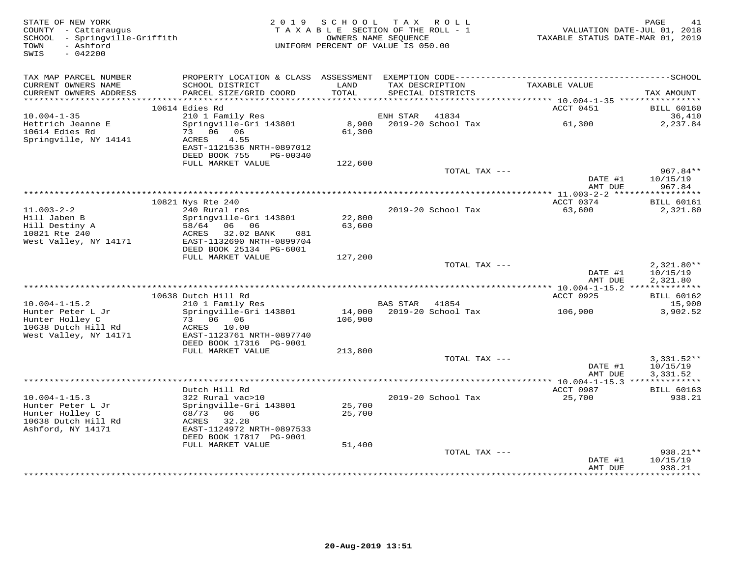STATE OF NEW YORK
COUNTY - Cattaraugus
SCHOOL - Springville-Griffith
TOWN - Ashford
SWIS - 042200

2019 SCHOOL TAX ROLL
TAXABLE SECTION OF THE ROLL - 1
OWNERS NAME SEQUENCE
UNIFORM PERCENT OF VALUE IS 050.00

VALUATION DATE-JUL 01, 2018
TAXABLE STATUS DATE-MAR 01, 2019

| TAX MAP PARCEL NUMBER / CURRENT OWNERS NAME / CURRENT OWNERS ADDRESS | PROPERTY LOCATION & CLASS / SCHOOL DISTRICT / PARCEL SIZE/GRID COORD | ASSESSMENT LAND / TOTAL | EXEMPTION CODE / TAX DESCRIPTION / SPECIAL DISTRICTS | TAXABLE VALUE | TAX AMOUNT |
|---|---|---|---|---|---|
| 10.004-1-35 | 10614 Edies Rd | | | ACCT 0451 | BILL 60160 |
| Hettrich Jeanne E | 210 1 Family Res | | ENH STAR 41834 | | 36,410 |
| 10614 Edies Rd | Springville-Gri 143801 | 8,900 | 2019-20 School Tax | 61,300 | 2,237.84 |
| Springville, NY 14141 | 73 06 06 | 61,300 | | | |
| | ACRES 4.55 | | | | |
| | EAST-1121536 NRTH-0897012 | | | | |
| | DEED BOOK 755 PG-00340 | | | | |
| | FULL MARKET VALUE | 122,600 | | | |
| | | | TOTAL TAX --- | | 967.84** |
| | | | | DATE #1 | 10/15/19 |
| | | | | AMT DUE | 967.84 |
| 11.003-2-2 | 10821 Nys Rte 240 | | | ACCT 0374 | BILL 60161 |
| Hill Jaben B | 240 Rural res | | 2019-20 School Tax | 63,600 | 2,321.80 |
| Hill Destiny A | Springville-Gri 143801 | 22,800 | | | |
| 10821 Rte 240 | 58/64 06 06 | 63,600 | | | |
| West Valley, NY 14171 | ACRES 32.02 BANK 081 | | | | |
| | EAST-1132690 NRTH-0899704 | | | | |
| | DEED BOOK 25134 PG-6001 | | | | |
| | FULL MARKET VALUE | 127,200 | | | |
| | | | TOTAL TAX --- | | 2,321.80** |
| | | | | DATE #1 | 10/15/19 |
| | | | | AMT DUE | 2,321.80 |
| 10.004-1-15.2 | 10638 Dutch Hill Rd | | | ACCT 0925 | BILL 60162 |
| Hunter Peter L Jr | 210 1 Family Res | | BAS STAR 41854 | | 15,900 |
| Hunter Holley C | Springville-Gri 143801 | 14,000 | 2019-20 School Tax | 106,900 | 3,902.52 |
| 10638 Dutch Hill Rd | 73 06 06 | 106,900 | | | |
| West Valley, NY 14171 | ACRES 10.00 | | | | |
| | EAST-1123761 NRTH-0897740 | | | | |
| | DEED BOOK 17316 PG-9001 | | | | |
| | FULL MARKET VALUE | 213,800 | | | |
| | | | TOTAL TAX --- | | 3,331.52** |
| | | | | DATE #1 | 10/15/19 |
| | | | | AMT DUE | 3,331.52 |
| 10.004-1-15.3 | Dutch Hill Rd | | | ACCT 0987 | BILL 60163 |
| Hunter Peter L Jr | 322 Rural vac>10 | | 2019-20 School Tax | 25,700 | 938.21 |
| Hunter Holley C | Springville-Gri 143801 | 25,700 | | | |
| 10638 Dutch Hill Rd | 68/73 06 06 | 25,700 | | | |
| Ashford, NY 14171 | ACRES 32.28 | | | | |
| | EAST-1124972 NRTH-0897533 | | | | |
| | DEED BOOK 17817 PG-9001 | | | | |
| | FULL MARKET VALUE | 51,400 | | | |
| | | | TOTAL TAX --- | | 938.21** |
| | | | | DATE #1 | 10/15/19 |
| | | | | AMT DUE | 938.21 |

20-Aug-2019 13:51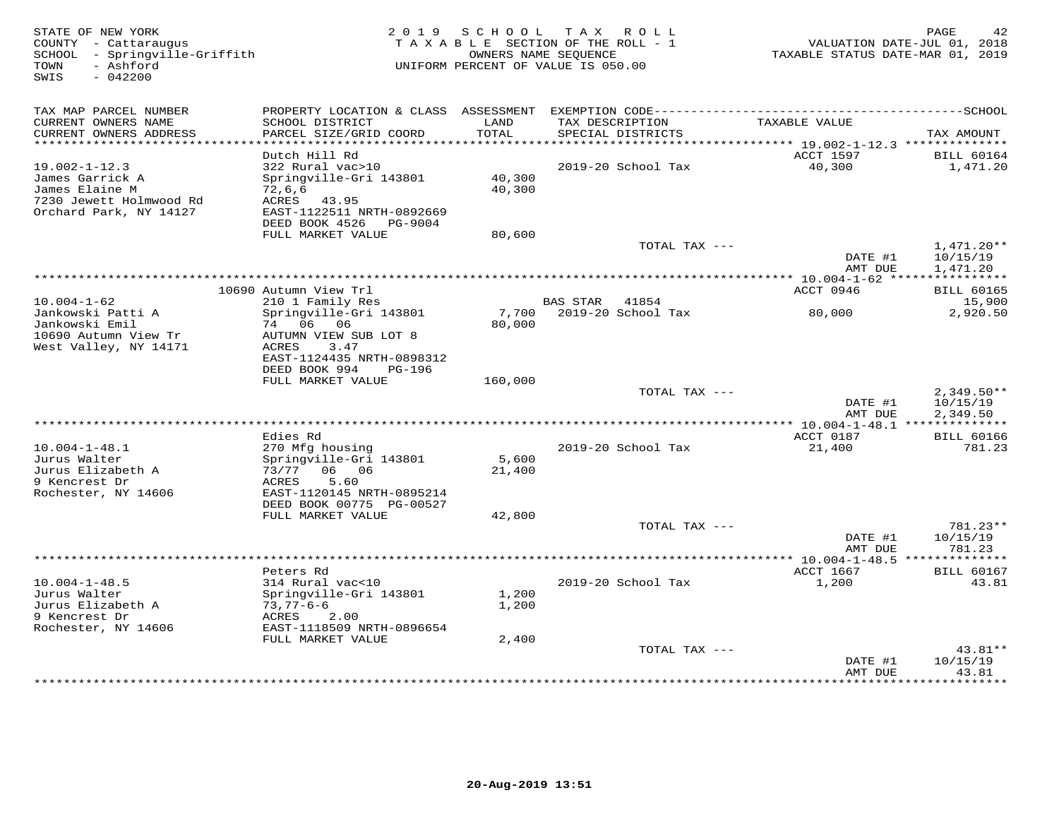STATE OF NEW YORK
COUNTY - Cattaraugus
SCHOOL - Springville-Griffith
TOWN - Ashford
SWIS - 042200

2019 SCHOOL TAX ROLL
TAXABLE SECTION OF THE ROLL - 1
OWNERS NAME SEQUENCE
UNIFORM PERCENT OF VALUE IS 050.00

VALUATION DATE-JUL 01, 2018
TAXABLE STATUS DATE-MAR 01, 2019

| TAX MAP PARCEL NUMBER / CURRENT OWNERS NAME / CURRENT OWNERS ADDRESS | PROPERTY LOCATION & CLASS / SCHOOL DISTRICT / PARCEL SIZE/GRID COORD | ASSESSMENT LAND / TOTAL | EXEMPTION CODE / TAX DESCRIPTION / SPECIAL DISTRICTS | TAXABLE VALUE | TAX AMOUNT |
|---|---|---|---|---|---|
| 19.002-1-12.3 | Dutch Hill Rd | | | ACCT 1597 | BILL 60164 |
| James Garrick A | 322 Rural vac>10 | | 2019-20 School Tax | 40,300 | 1,471.20 |
| James Elaine M | Springville-Gri 143801 | 40,300 | | | |
| 7230 Jewett Holmwood Rd | 72,6,6 | 40,300 | | | |
| Orchard Park, NY 14127 | ACRES 43.95 | | | | |
| | EAST-1122511 NRTH-0892669 | | | | |
| | DEED BOOK 4526 PG-9004 | | | | |
| | FULL MARKET VALUE | 80,600 | | | |
| | | | TOTAL TAX --- | | 1,471.20** |
| | | | | DATE #1 | 10/15/19 |
| | | | | AMT DUE | 1,471.20 |
| 10.004-1-62 | 10690 Autumn View Trl | | | ACCT 0946 | BILL 60165 |
| Jankowski Patti A | 210 1 Family Res | | BAS STAR 41854 | | 15,900 |
| Jankowski Emil | Springville-Gri 143801 | 7,700 | 2019-20 School Tax | 80,000 | 2,920.50 |
| 10690 Autumn View Tr | 74 06 06 | 80,000 | | | |
| West Valley, NY 14171 | AUTUMN VIEW SUB LOT 8 | | | | |
| | ACRES 3.47 | | | | |
| | EAST-1124435 NRTH-0898312 | | | | |
| | DEED BOOK 994 PG-196 | | | | |
| | FULL MARKET VALUE | 160,000 | | | |
| | | | TOTAL TAX --- | | 2,349.50** |
| | | | | DATE #1 | 10/15/19 |
| | | | | AMT DUE | 2,349.50 |
| 10.004-1-48.1 | Edies Rd | | | ACCT 0187 | BILL 60166 |
| Jurus Walter | 270 Mfg housing | | 2019-20 School Tax | 21,400 | 781.23 |
| Jurus Elizabeth A | Springville-Gri 143801 | 5,600 | | | |
| 9 Kencrest Dr | 73/77 06 06 | 21,400 | | | |
| Rochester, NY 14606 | ACRES 5.60 | | | | |
| | EAST-1120145 NRTH-0895214 | | | | |
| | DEED BOOK 00775 PG-00527 | | | | |
| | FULL MARKET VALUE | 42,800 | | | |
| | | | TOTAL TAX --- | | 781.23** |
| | | | | DATE #1 | 10/15/19 |
| | | | | AMT DUE | 781.23 |
| 10.004-1-48.5 | Peters Rd | | | ACCT 1667 | BILL 60167 |
| Jurus Walter | 314 Rural vac<10 | | 2019-20 School Tax | 1,200 | 43.81 |
| Jurus Elizabeth A | Springville-Gri 143801 | 1,200 | | | |
| 9 Kencrest Dr | 73,77-6-6 | 1,200 | | | |
| Rochester, NY 14606 | ACRES 2.00 | | | | |
| | EAST-1118509 NRTH-0896654 | | | | |
| | FULL MARKET VALUE | 2,400 | | | |
| | | | TOTAL TAX --- | | 43.81** |
| | | | | DATE #1 | 10/15/19 |
| | | | | AMT DUE | 43.81 |

20-Aug-2019 13:51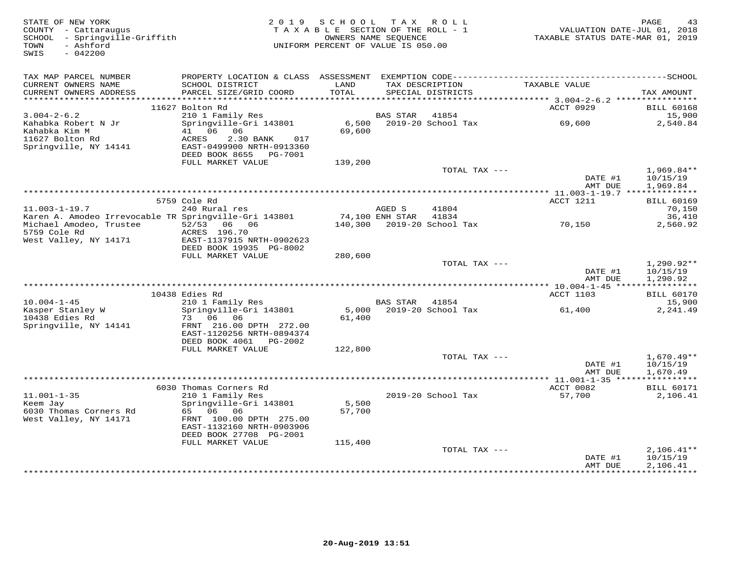STATE OF NEW YORK
COUNTY - Cattaraugus
SCHOOL - Springville-Griffith
TOWN - Ashford
SWIS - 042200

2019 SCHOOL TAX ROLL
TAXABLE SECTION OF THE ROLL - 1
OWNERS NAME SEQUENCE
UNIFORM PERCENT OF VALUE IS 050.00

VALUATION DATE-JUL 01, 2018
TAXABLE STATUS DATE-MAR 01, 2019

| TAX MAP PARCEL NUMBER / CURRENT OWNERS NAME / CURRENT OWNERS ADDRESS | PROPERTY LOCATION & CLASS / SCHOOL DISTRICT / PARCEL SIZE/GRID COORD | ASSESSMENT LAND / TOTAL | EXEMPTION CODE / TAX DESCRIPTION / SPECIAL DISTRICTS | TAXABLE VALUE | SCHOOL TAX AMOUNT |
|---|---|---|---|---|---|
| 3.004-2-6.2 | 11627 Bolton Rd | | | ACCT 0929 | BILL 60168 |
| 3.004-2-6.2 | 210 1 Family Res | | BAS STAR 41854 | | 15,900 |
| Kahabka Robert N Jr | Springville-Gri 143801 | 6,500 | 2019-20 School Tax | 69,600 | 2,540.84 |
| Kahabka Kim M | 41 06 06 | 69,600 | | | |
| 11627 Bolton Rd | ACRES 2.30 BANK 017 | | | | |
| Springville, NY 14141 | EAST-0499900 NRTH-0913360 | | | | |
| | DEED BOOK 8655 PG-7001 | | | | |
| | FULL MARKET VALUE | 139,200 | | | |
| | | | TOTAL TAX --- | | 1,969.84** |
| | | | | DATE #1 | 10/15/19 |
| | | | | AMT DUE | 1,969.84 |
| 11.003-1-19.7 | 5759 Cole Rd | | | ACCT 1211 | BILL 60169 |
| 11.003-1-19.7 | 240 Rural res | | AGED S 41804 | | 70,150 |
| Karen A. Amodeo Irrevocable TR | Springville-Gri 143801 | 74,100 | ENH STAR 41834 | | 36,410 |
| Michael Amodeo, Trustee | 52/53 06 06 | 140,300 | 2019-20 School Tax | 70,150 | 2,560.92 |
| 5759 Cole Rd | ACRES 196.70 | | | | |
| West Valley, NY 14171 | EAST-1137915 NRTH-0902623 | | | | |
| | DEED BOOK 19935 PG-8002 | | | | |
| | FULL MARKET VALUE | 280,600 | | | |
| | | | TOTAL TAX --- | | 1,290.92** |
| | | | | DATE #1 | 10/15/19 |
| | | | | AMT DUE | 1,290.92 |
| 10.004-1-45 | 10438 Edies Rd | | | ACCT 1103 | BILL 60170 |
| 10.004-1-45 | 210 1 Family Res | | BAS STAR 41854 | | 15,900 |
| Kasper Stanley W | Springville-Gri 143801 | 5,000 | 2019-20 School Tax | 61,400 | 2,241.49 |
| 10438 Edies Rd | 73 06 06 | 61,400 | | | |
| Springville, NY 14141 | FRNT 216.00 DPTH 272.00 | | | | |
| | EAST-1120256 NRTH-0894374 | | | | |
| | DEED BOOK 4061 PG-2002 | | | | |
| | FULL MARKET VALUE | 122,800 | | | |
| | | | TOTAL TAX --- | | 1,670.49** |
| | | | | DATE #1 | 10/15/19 |
| | | | | AMT DUE | 1,670.49 |
| 11.001-1-35 | 6030 Thomas Corners Rd | | | ACCT 0082 | BILL 60171 |
| 11.001-1-35 | 210 1 Family Res | | 2019-20 School Tax | 57,700 | 2,106.41 |
| Keem Jay | Springville-Gri 143801 | 5,500 | | | |
| 6030 Thomas Corners Rd | 65 06 06 | 57,700 | | | |
| West Valley, NY 14171 | FRNT 100.00 DPTH 275.00 | | | | |
| | EAST-1132160 NRTH-0903906 | | | | |
| | DEED BOOK 27708 PG-2001 | | | | |
| | FULL MARKET VALUE | 115,400 | | | |
| | | | TOTAL TAX --- | | 2,106.41** |
| | | | | DATE #1 | 10/15/19 |
| | | | | AMT DUE | 2,106.41 |

20-Aug-2019 13:51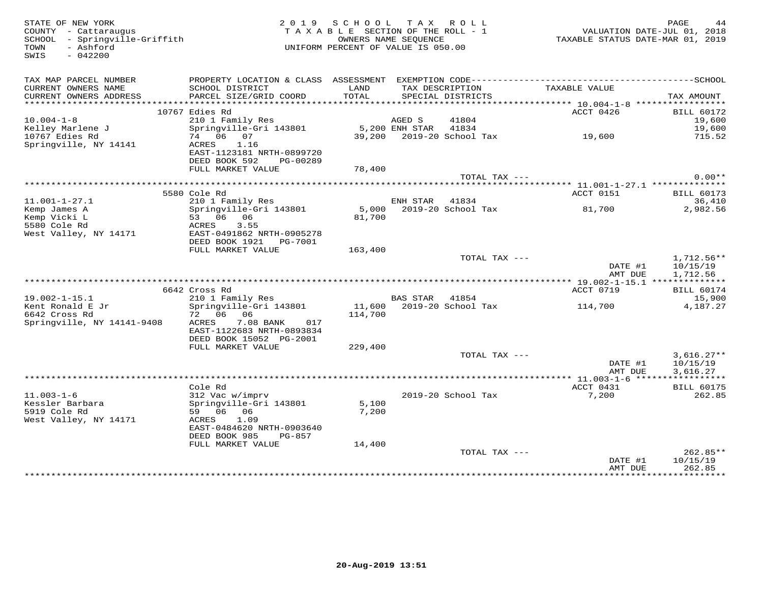STATE OF NEW YORK
COUNTY - Cattaraugus
SCHOOL - Springville-Griffith
TOWN - Ashford
SWIS - 042200

2 0 1 9 S C H O O L T A X R O L L
T A X A B L E SECTION OF THE ROLL - 1
OWNERS NAME SEQUENCE
UNIFORM PERCENT OF VALUE IS 050.00

VALUATION DATE-JUL 01, 2018
TAXABLE STATUS DATE-MAR 01, 2019

| TAX MAP PARCEL NUMBER / CURRENT OWNERS NAME / CURRENT OWNERS ADDRESS | PROPERTY LOCATION & CLASS / SCHOOL DISTRICT / PARCEL SIZE/GRID COORD | ASSESSMENT LAND / TOTAL | EXEMPTION CODE / TAX DESCRIPTION / SPECIAL DISTRICTS | TAXABLE VALUE | TAX AMOUNT (SCHOOL) |
|---|---|---|---|---|---|
| 10.004-1-8 | 10767 Edies Rd | | | ACCT 0426 | BILL 60172 |
| Kelley Marlene J | 210 1 Family Res | | AGED S 41804 | | 19,600 |
| 10767 Edies Rd | Springville-Gri 143801 | 5,200 | ENH STAR 41834 | | 19,600 |
| Springville, NY 14141 | 74 06 07 | 39,200 | 2019-20 School Tax | 19,600 | 715.52 |
| | ACRES 1.16 | | | | |
| | EAST-1123181 NRTH-0899720 | | | | |
| | DEED BOOK 592 PG-00289 | | | | |
| | FULL MARKET VALUE | 78,400 | | | |
| | | | TOTAL TAX --- | | 0.00** |
| 11.001-1-27.1 | 5580 Cole Rd | | | ACCT 0151 | BILL 60173 |
| Kemp James A | 210 1 Family Res | | ENH STAR 41834 | | 36,410 |
| Kemp Vicki L | Springville-Gri 143801 | 5,000 | 2019-20 School Tax | 81,700 | 2,982.56 |
| 5580 Cole Rd | 53 06 06 | 81,700 | | | |
| West Valley, NY 14171 | ACRES 3.55 | | | | |
| | EAST-0491862 NRTH-0905278 | | | | |
| | DEED BOOK 1921 PG-7001 | | | | |
| | FULL MARKET VALUE | 163,400 | | | |
| | | | TOTAL TAX --- | | 1,712.56** |
| | | | | DATE #1 | 10/15/19 |
| | | | | AMT DUE | 1,712.56 |
| 19.002-1-15.1 | 6642 Cross Rd | | | ACCT 0719 | BILL 60174 |
| Kent Ronald E Jr | 210 1 Family Res | | BAS STAR 41854 | | 15,900 |
| 6642 Cross Rd | Springville-Gri 143801 | 11,600 | 2019-20 School Tax | 114,700 | 4,187.27 |
| Springville, NY 14141-9408 | 72 06 06 | 114,700 | | | |
| | ACRES 7.08 BANK 017 | | | | |
| | EAST-1122683 NRTH-0893834 | | | | |
| | DEED BOOK 15052 PG-2001 | | | | |
| | FULL MARKET VALUE | 229,400 | | | |
| | | | TOTAL TAX --- | | 3,616.27** |
| | | | | DATE #1 | 10/15/19 |
| | | | | AMT DUE | 3,616.27 |
| 11.003-1-6 | Cole Rd | | | ACCT 0431 | BILL 60175 |
| Kessler Barbara | 312 Vac w/imprv | | 2019-20 School Tax | 7,200 | 262.85 |
| 5919 Cole Rd | Springville-Gri 143801 | 5,100 | | | |
| West Valley, NY 14171 | 59 06 06 | 7,200 | | | |
| | ACRES 1.09 | | | | |
| | EAST-0484620 NRTH-0903640 | | | | |
| | DEED BOOK 985 PG-857 | | | | |
| | FULL MARKET VALUE | 14,400 | | | |
| | | | TOTAL TAX --- | | 262.85** |
| | | | | DATE #1 | 10/15/19 |
| | | | | AMT DUE | 262.85 |

20-Aug-2019 13:51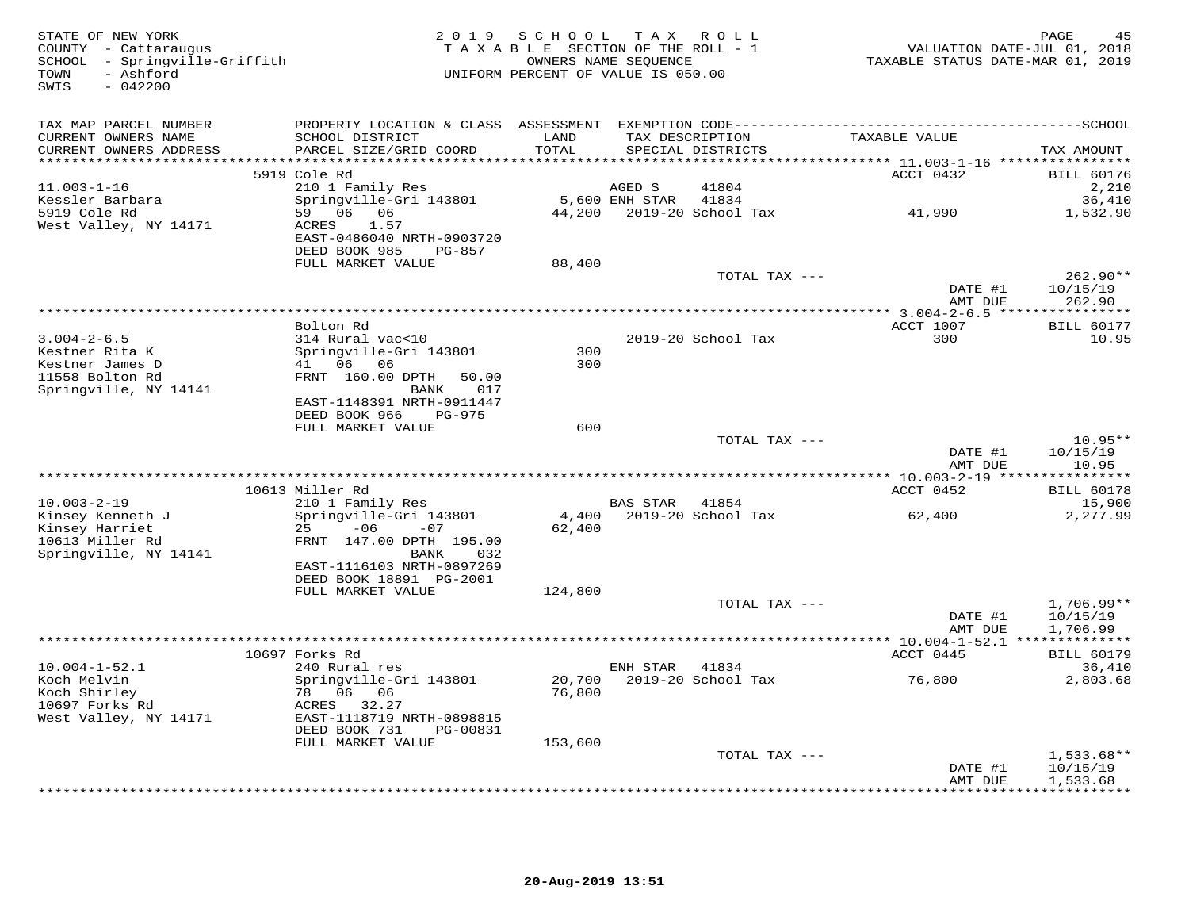STATE OF NEW YORK
COUNTY - Cattaraugus
SCHOOL - Springville-Griffith
TOWN - Ashford
SWIS - 042200

2019 SCHOOL TAX ROLL
TAXABLE SECTION OF THE ROLL - 1
OWNERS NAME SEQUENCE
UNIFORM PERCENT OF VALUE IS 050.00

VALUATION DATE-JUL 01, 2018
TAXABLE STATUS DATE-MAR 01, 2019

| TAX MAP PARCEL NUMBER / CURRENT OWNERS NAME / CURRENT OWNERS ADDRESS | PROPERTY LOCATION & CLASS / SCHOOL DISTRICT / PARCEL SIZE/GRID COORD | ASSESSMENT LAND / TOTAL | EXEMPTION CODE / TAX DESCRIPTION / SPECIAL DISTRICTS | TAXABLE VALUE | SCHOOL TAX AMOUNT |
|---|---|---|---|---|---|
| 11.003-1-16 | 5919 Cole Rd | | | ACCT 0432 | BILL 60176 |
| Kessler Barbara | 210 1 Family Res | | AGED S 41804 | | 2,210 |
| 5919 Cole Rd | Springville-Gri 143801 | 5,600 | ENH STAR 41834 | | 36,410 |
| West Valley, NY 14171 | 59 06 06 | 44,200 | 2019-20 School Tax | 41,990 | 1,532.90 |
| | ACRES 1.57 | | | | |
| | EAST-0486040 NRTH-0903720 | | | | |
| | DEED BOOK 985 PG-857 | | | | |
| | FULL MARKET VALUE | 88,400 | | | |
| | | | TOTAL TAX --- | | 262.90** |
| | | | | DATE #1 | 10/15/19 |
| | | | | AMT DUE | 262.90 |
| 3.004-2-6.5 | Bolton Rd | | | ACCT 1007 | BILL 60177 |
| Kestner Rita K | 314 Rural vac<10 | | 2019-20 School Tax | 300 | 10.95 |
| Kestner James D | Springville-Gri 143801 | 300 | | | |
| 11558 Bolton Rd | 41 06 06 | 300 | | | |
| Springville, NY 14141 | FRNT 160.00 DPTH 50.00 | | | | |
| | BANK 017 | | | | |
| | EAST-1148391 NRTH-0911447 | | | | |
| | DEED BOOK 966 PG-975 | | | | |
| | FULL MARKET VALUE | 600 | | | |
| | | | TOTAL TAX --- | | 10.95** |
| | | | | DATE #1 | 10/15/19 |
| | | | | AMT DUE | 10.95 |
| 10.003-2-19 | 10613 Miller Rd | | | ACCT 0452 | BILL 60178 |
| Kinsey Kenneth J | 210 1 Family Res | | BAS STAR 41854 | | 15,900 |
| Kinsey Harriet | Springville-Gri 143801 | 4,400 | 2019-20 School Tax | 62,400 | 2,277.99 |
| 10613 Miller Rd | 25 -06 -07 | 62,400 | | | |
| Springville, NY 14141 | FRNT 147.00 DPTH 195.00 | | | | |
| | BANK 032 | | | | |
| | EAST-1116103 NRTH-0897269 | | | | |
| | DEED BOOK 18891 PG-2001 | | | | |
| | FULL MARKET VALUE | 124,800 | | | |
| | | | TOTAL TAX --- | | 1,706.99** |
| | | | | DATE #1 | 10/15/19 |
| | | | | AMT DUE | 1,706.99 |
| 10.004-1-52.1 | 10697 Forks Rd | | | ACCT 0445 | BILL 60179 |
| Koch Melvin | 240 Rural res | | ENH STAR 41834 | | 36,410 |
| Koch Shirley | Springville-Gri 143801 | 20,700 | 2019-20 School Tax | 76,800 | 2,803.68 |
| 10697 Forks Rd | 78 06 06 | 76,800 | | | |
| West Valley, NY 14171 | ACRES 32.27 | | | | |
| | EAST-1118719 NRTH-0898815 | | | | |
| | DEED BOOK 731 PG-00831 | | | | |
| | FULL MARKET VALUE | 153,600 | | | |
| | | | TOTAL TAX --- | | 1,533.68** |
| | | | | DATE #1 | 10/15/19 |
| | | | | AMT DUE | 1,533.68 |

20-Aug-2019 13:51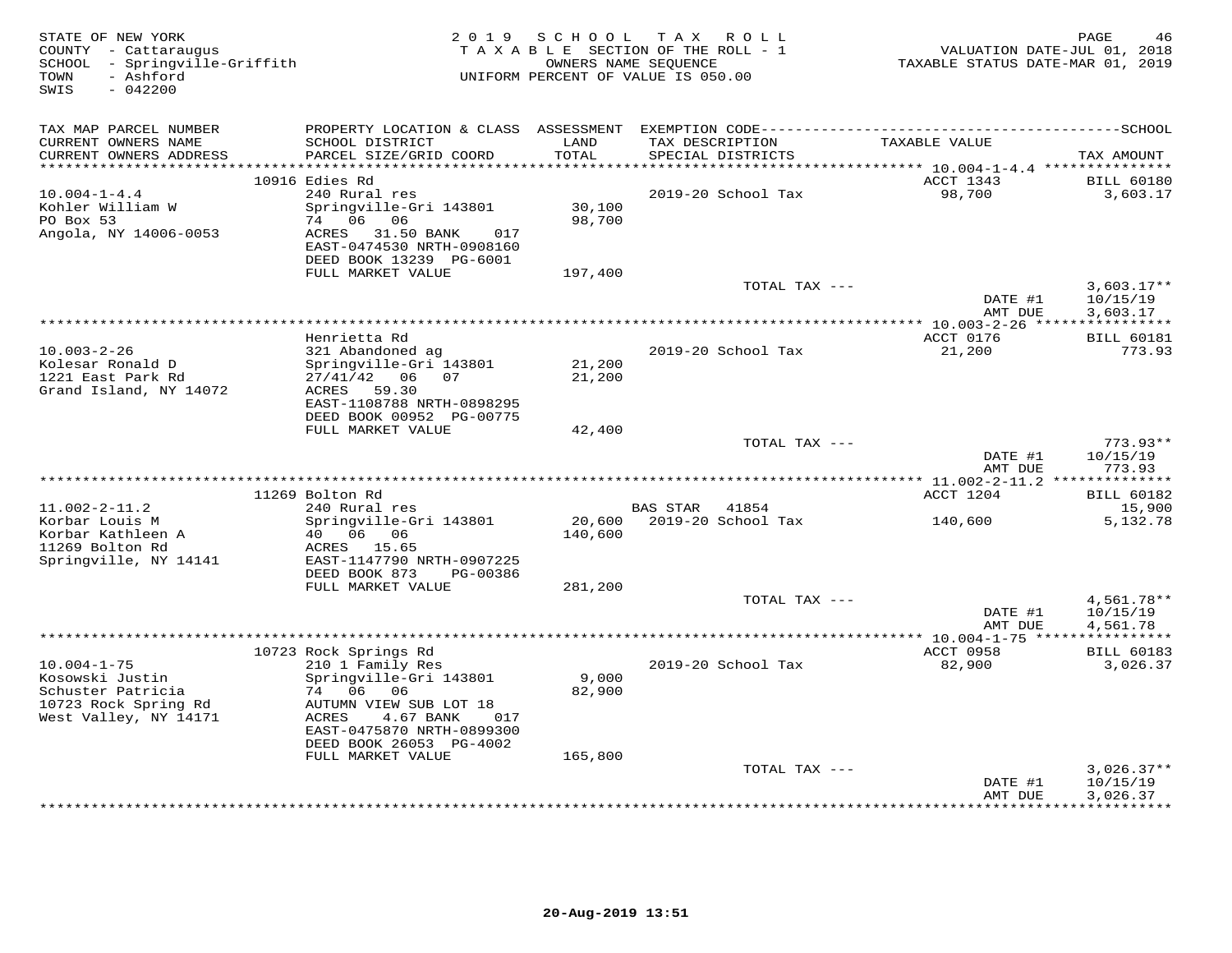STATE OF NEW YORK
COUNTY - Cattaraugus
SCHOOL - Springville-Griffith
TOWN - Ashford
SWIS - 042200

2019 SCHOOL TAX ROLL
TAXABLE SECTION OF THE ROLL - 1
OWNERS NAME SEQUENCE
UNIFORM PERCENT OF VALUE IS 050.00

VALUATION DATE-JUL 01, 2018
TAXABLE STATUS DATE-MAR 01, 2019

| TAX MAP PARCEL NUMBER / CURRENT OWNERS NAME / CURRENT OWNERS ADDRESS | PROPERTY LOCATION & CLASS / SCHOOL DISTRICT / PARCEL SIZE/GRID COORD | ASSESSMENT LAND / TOTAL | EXEMPTION CODE / TAX DESCRIPTION / SPECIAL DISTRICTS | TAXABLE VALUE | TAX AMOUNT |
|---|---|---|---|---|---|
| 10.004-1-4.4 | 10916 Edies Rd | | | ACCT 1343 | BILL 60180 |
| Kohler William W | 240 Rural res | | 2019-20 School Tax | 98,700 | 3,603.17 |
| PO Box 53 | Springville-Gri 143801 | 30,100 | | | |
| Angola, NY 14006-0053 | 74 06 06 | 98,700 | | | |
| | ACRES 31.50 BANK 017 | | | | |
| | EAST-0474530 NRTH-0908160 | | | | |
| | DEED BOOK 13239 PG-6001 | | | | |
| | FULL MARKET VALUE | 197,400 | | | |
| | | | TOTAL TAX --- | | 3,603.17** |
| | | | | DATE #1 | 10/15/19 |
| | | | | AMT DUE | 3,603.17 |
| 10.003-2-26 | Henrietta Rd | | | ACCT 0176 | BILL 60181 |
| Kolesar Ronald D | 321 Abandoned ag | | 2019-20 School Tax | 21,200 | 773.93 |
| 1221 East Park Rd | Springville-Gri 143801 | 21,200 | | | |
| Grand Island, NY 14072 | 27/41/42 06 07 | 21,200 | | | |
| | ACRES 59.30 | | | | |
| | EAST-1108788 NRTH-0898295 | | | | |
| | DEED BOOK 00952 PG-00775 | | | | |
| | FULL MARKET VALUE | 42,400 | | | |
| | | | TOTAL TAX --- | | 773.93** |
| | | | | DATE #1 | 10/15/19 |
| | | | | AMT DUE | 773.93 |
| 11.002-2-11.2 | 11269 Bolton Rd | | | ACCT 1204 | BILL 60182 |
| Korbar Louis M | 240 Rural res | | BAS STAR 41854 | | 15,900 |
| Korbar Kathleen A | Springville-Gri 143801 | 20,600 | 2019-20 School Tax | 140,600 | 5,132.78 |
| 11269 Bolton Rd | 40 06 06 | 140,600 | | | |
| Springville, NY 14141 | ACRES 15.65 | | | | |
| | EAST-1147790 NRTH-0907225 | | | | |
| | DEED BOOK 873 PG-00386 | | | | |
| | FULL MARKET VALUE | 281,200 | | | |
| | | | TOTAL TAX --- | | 4,561.78** |
| | | | | DATE #1 | 10/15/19 |
| | | | | AMT DUE | 4,561.78 |
| 10.004-1-75 | 10723 Rock Springs Rd | | | ACCT 0958 | BILL 60183 |
| Kosowski Justin | 210 1 Family Res | | 2019-20 School Tax | 82,900 | 3,026.37 |
| Schuster Patricia | Springville-Gri 143801 | 9,000 | | | |
| 10723 Rock Spring Rd | 74 06 06 | 82,900 | | | |
| West Valley, NY 14171 | AUTUMN VIEW SUB LOT 18 | | | | |
| | ACRES 4.67 BANK 017 | | | | |
| | EAST-0475870 NRTH-0899300 | | | | |
| | DEED BOOK 26053 PG-4002 | | | | |
| | FULL MARKET VALUE | 165,800 | | | |
| | | | TOTAL TAX --- | | 3,026.37** |
| | | | | DATE #1 | 10/15/19 |
| | | | | AMT DUE | 3,026.37 |

20-Aug-2019 13:51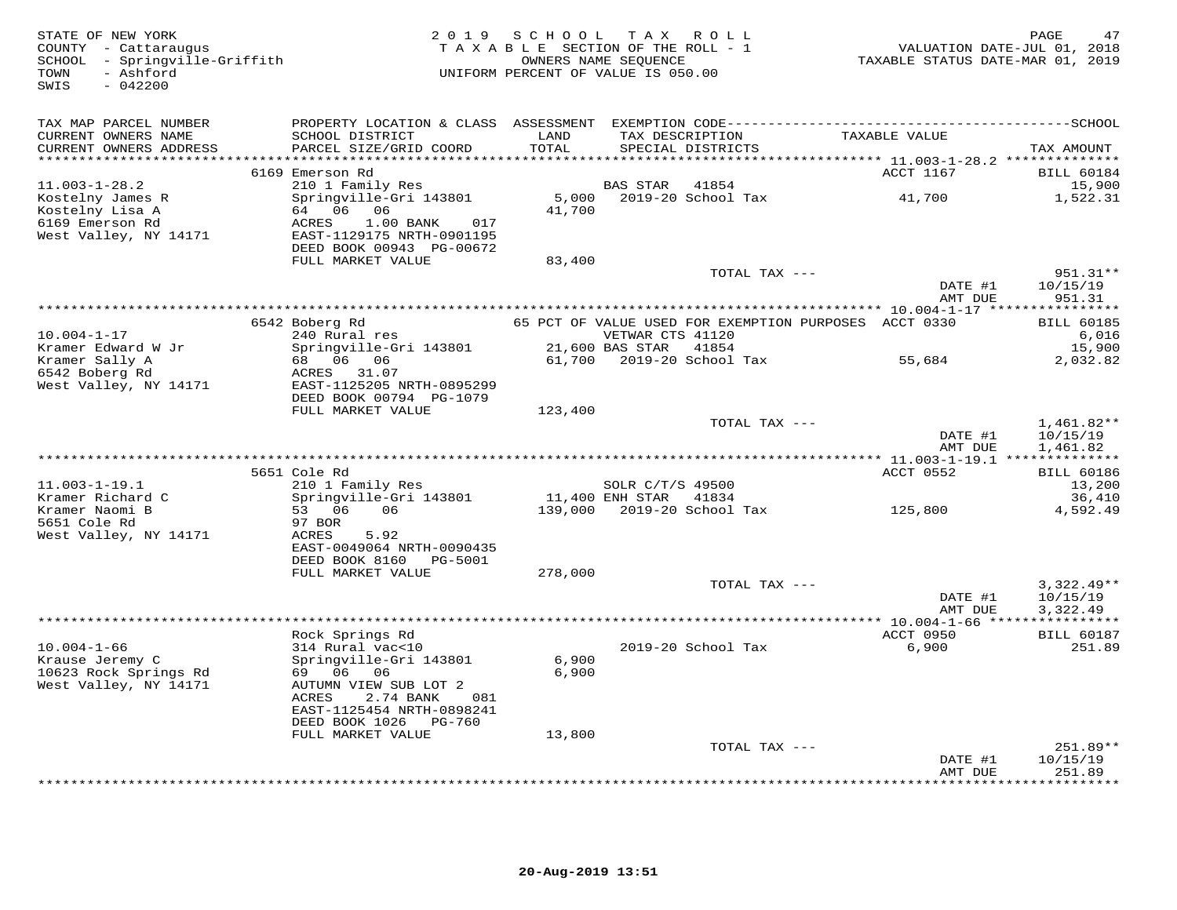STATE OF NEW YORK
COUNTY - Cattaraugus
SCHOOL - Springville-Griffith
TOWN - Ashford
SWIS - 042200

2019 SCHOOL TAX ROLL
TAXABLE SECTION OF THE ROLL - 1
OWNERS NAME SEQUENCE
UNIFORM PERCENT OF VALUE IS 050.00

VALUATION DATE-JUL 01, 2018
TAXABLE STATUS DATE-MAR 01, 2019

| TAX MAP PARCEL NUMBER / CURRENT OWNERS NAME / CURRENT OWNERS ADDRESS | PROPERTY LOCATION & CLASS / SCHOOL DISTRICT / PARCEL SIZE/GRID COORD | ASSESSMENT LAND / TOTAL | EXEMPTION CODE / TAX DESCRIPTION / SPECIAL DISTRICTS | TAXABLE VALUE | TAX AMOUNT |
|---|---|---|---|---|---|
| 11.003-1-28.2 | 6169 Emerson Rd | | | ACCT 1167 | BILL 60184 |
| Kostelny James R | 210 1 Family Res | | BAS STAR 41854 | | 15,900 |
| Kostelny Lisa A | Springville-Gri 143801 | 5,000 | 2019-20 School Tax | 41,700 | 1,522.31 |
| 6169 Emerson Rd | 64 06 06 | 41,700 | | | |
| West Valley, NY 14171 | ACRES 1.00 BANK 017 | | | | |
| | EAST-1129175 NRTH-0901195 | | | | |
| | DEED BOOK 00943 PG-00672 | | | | |
| | FULL MARKET VALUE | 83,400 | | | |
| | | | TOTAL TAX --- | | 951.31** |
| | | | | DATE #1 | 10/15/19 |
| | | | | AMT DUE | 951.31 |
| 10.004-1-17 | 6542 Boberg Rd | | 65 PCT OF VALUE USED FOR EXEMPTION PURPOSES | ACCT 0330 | BILL 60185 |
| Kramer Edward W Jr | 240 Rural res | | VETWAR CTS 41120 | | 6,016 |
| Kramer Sally A | Springville-Gri 143801 | 21,600 | BAS STAR 41854 | | 15,900 |
| 6542 Boberg Rd | 68 06 06 | 61,700 | 2019-20 School Tax | 55,684 | 2,032.82 |
| West Valley, NY 14171 | ACRES 31.07 | | | | |
| | EAST-1125205 NRTH-0895299 | | | | |
| | DEED BOOK 00794 PG-1079 | | | | |
| | FULL MARKET VALUE | 123,400 | | | |
| | | | TOTAL TAX --- | | 1,461.82** |
| | | | | DATE #1 | 10/15/19 |
| | | | | AMT DUE | 1,461.82 |
| 11.003-1-19.1 | 5651 Cole Rd | | | ACCT 0552 | BILL 60186 |
| Kramer Richard C | 210 1 Family Res | | SOLR C/T/S 49500 | | 13,200 |
| Kramer Naomi B | Springville-Gri 143801 | 11,400 | ENH STAR 41834 | | 36,410 |
| 5651 Cole Rd | 53 06 06 | 139,000 | 2019-20 School Tax | 125,800 | 4,592.49 |
| West Valley, NY 14171 | 97 BOR | | | | |
| | ACRES 5.92 | | | | |
| | EAST-0049064 NRTH-0090435 | | | | |
| | DEED BOOK 8160 PG-5001 | | | | |
| | FULL MARKET VALUE | 278,000 | | | |
| | | | TOTAL TAX --- | | 3,322.49** |
| | | | | DATE #1 | 10/15/19 |
| | | | | AMT DUE | 3,322.49 |
| 10.004-1-66 | Rock Springs Rd | | | ACCT 0950 | BILL 60187 |
| Krause Jeremy C | 314 Rural vac<10 | | 2019-20 School Tax | 6,900 | 251.89 |
| 10623 Rock Springs Rd | Springville-Gri 143801 | 6,900 | | | |
| West Valley, NY 14171 | 69 06 06 | 6,900 | | | |
| | AUTUMN VIEW SUB LOT 2 | | | | |
| | ACRES 2.74 BANK 081 | | | | |
| | EAST-1125454 NRTH-0898241 | | | | |
| | DEED BOOK 1026 PG-760 | | | | |
| | FULL MARKET VALUE | 13,800 | | | |
| | | | TOTAL TAX --- | | 251.89** |
| | | | | DATE #1 | 10/15/19 |
| | | | | AMT DUE | 251.89 |

20-Aug-2019 13:51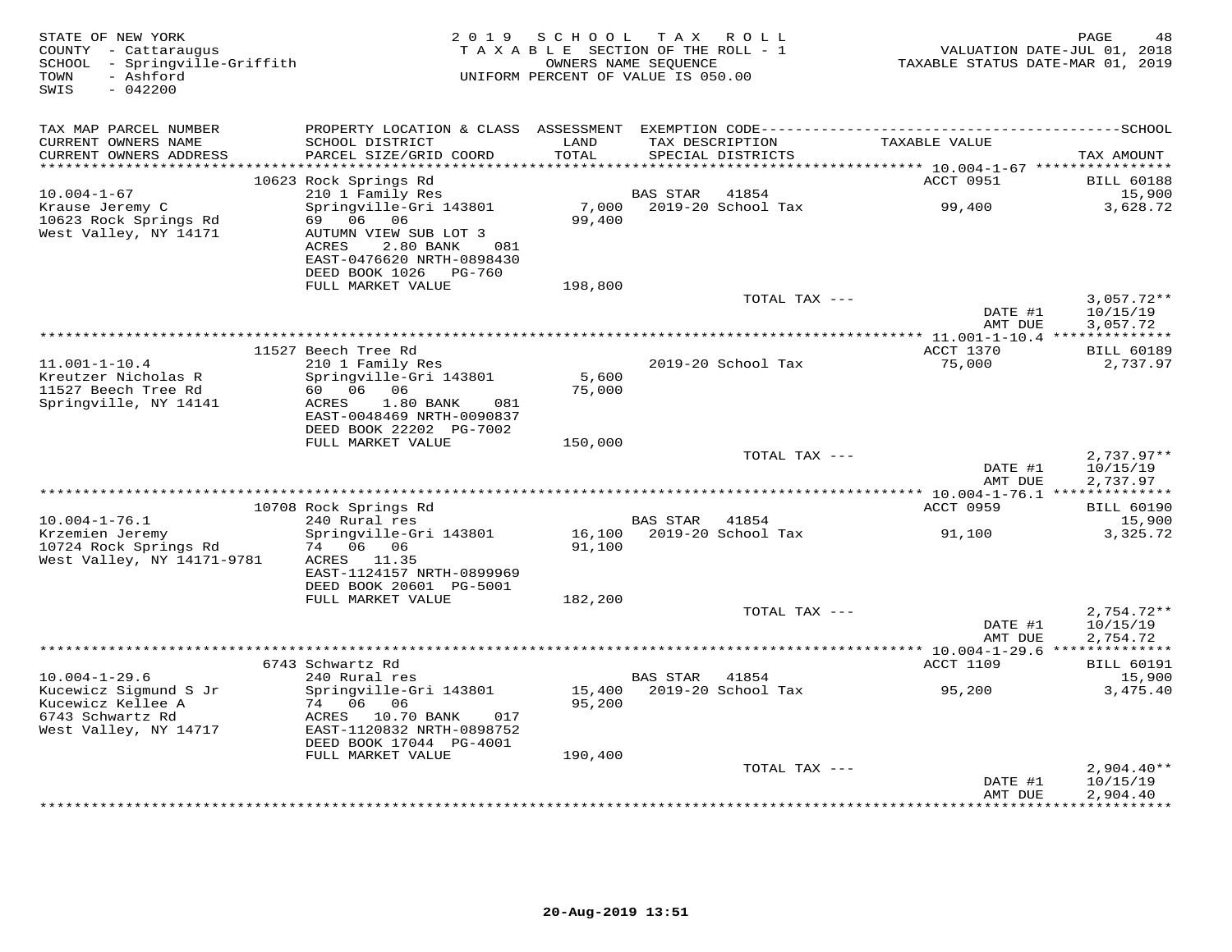STATE OF NEW YORK
COUNTY - Cattaraugus
SCHOOL - Springville-Griffith
TOWN - Ashford
SWIS - 042200

2019 SCHOOL TAX ROLL
TAXABLE SECTION OF THE ROLL - 1
OWNERS NAME SEQUENCE
UNIFORM PERCENT OF VALUE IS 050.00

VALUATION DATE-JUL 01, 2018
TAXABLE STATUS DATE-MAR 01, 2019

| TAX MAP PARCEL NUMBER / CURRENT OWNERS NAME / CURRENT OWNERS ADDRESS | PROPERTY LOCATION & CLASS / SCHOOL DISTRICT / PARCEL SIZE/GRID COORD | ASSESSMENT LAND / TOTAL | EXEMPTION CODE / TAX DESCRIPTION / SPECIAL DISTRICTS | TAXABLE VALUE | TAX AMOUNT |
|---|---|---|---|---|---|
| | 10623 Rock Springs Rd | | | ACCT 0951 | BILL 60188 |
| 10.004-1-67 | 210 1 Family Res | | BAS STAR 41854 | | 15,900 |
| Krause Jeremy C | Springville-Gri 143801 | 7,000 | 2019-20 School Tax | 99,400 | 3,628.72 |
| 10623 Rock Springs Rd | 69 06 06 | 99,400 | | | |
| West Valley, NY 14171 | AUTUMN VIEW SUB LOT 3 | | | | |
| | ACRES 2.80 BANK 081 | | | | |
| | EAST-0476620 NRTH-0898430 | | | | |
| | DEED BOOK 1026 PG-760 | | | | |
| | FULL MARKET VALUE | 198,800 | | | |
| | | | TOTAL TAX --- | | 3,057.72** |
| | | | | DATE #1 | 10/15/19 |
| | | | | AMT DUE | 3,057.72 |
| | 11527 Beech Tree Rd | | | ACCT 1370 | BILL 60189 |
| 11.001-1-10.4 | 210 1 Family Res | | 2019-20 School Tax | 75,000 | 2,737.97 |
| Kreutzer Nicholas R | Springville-Gri 143801 | 5,600 | | | |
| 11527 Beech Tree Rd | 60 06 06 | 75,000 | | | |
| Springville, NY 14141 | ACRES 1.80 BANK 081 | | | | |
| | EAST-0048469 NRTH-0090837 | | | | |
| | DEED BOOK 22202 PG-7002 | | | | |
| | FULL MARKET VALUE | 150,000 | | | |
| | | | TOTAL TAX --- | | 2,737.97** |
| | | | | DATE #1 | 10/15/19 |
| | | | | AMT DUE | 2,737.97 |
| | 10708 Rock Springs Rd | | | ACCT 0959 | BILL 60190 |
| 10.004-1-76.1 | 240 Rural res | | BAS STAR 41854 | | 15,900 |
| Krzemien Jeremy | Springville-Gri 143801 | 16,100 | 2019-20 School Tax | 91,100 | 3,325.72 |
| 10724 Rock Springs Rd | 74 06 06 | 91,100 | | | |
| West Valley, NY 14171-9781 | ACRES 11.35 | | | | |
| | EAST-1124157 NRTH-0899969 | | | | |
| | DEED BOOK 20601 PG-5001 | | | | |
| | FULL MARKET VALUE | 182,200 | | | |
| | | | TOTAL TAX --- | | 2,754.72** |
| | | | | DATE #1 | 10/15/19 |
| | | | | AMT DUE | 2,754.72 |
| | 6743 Schwartz Rd | | | ACCT 1109 | BILL 60191 |
| 10.004-1-29.6 | 240 Rural res | | BAS STAR 41854 | | 15,900 |
| Kucewicz Sigmund S Jr | Springville-Gri 143801 | 15,400 | 2019-20 School Tax | 95,200 | 3,475.40 |
| Kucewicz Kellee A | 74 06 06 | 95,200 | | | |
| 6743 Schwartz Rd | ACRES 10.70 BANK 017 | | | | |
| West Valley, NY 14717 | EAST-1120832 NRTH-0898752 | | | | |
| | DEED BOOK 17044 PG-4001 | | | | |
| | FULL MARKET VALUE | 190,400 | | | |
| | | | TOTAL TAX --- | | 2,904.40** |
| | | | | DATE #1 | 10/15/19 |
| | | | | AMT DUE | 2,904.40 |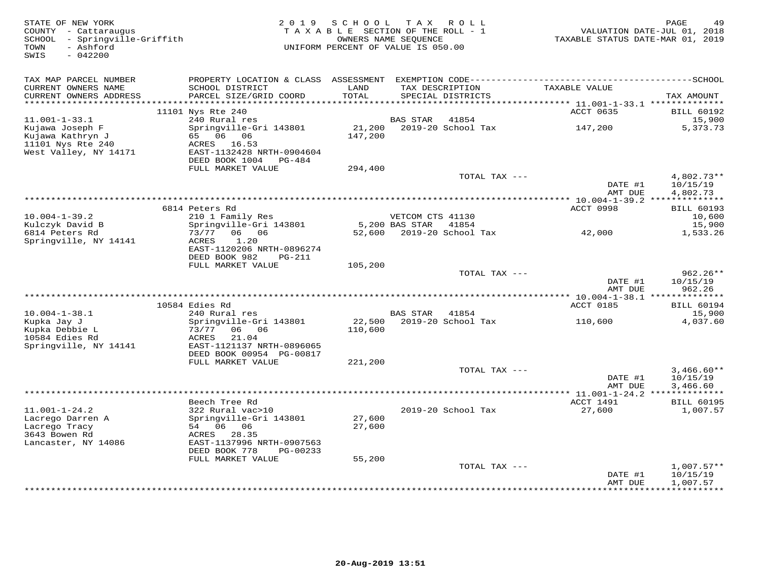STATE OF NEW YORK
COUNTY - Cattaraugus
SCHOOL - Springville-Griffith
TOWN - Ashford
SWIS - 042200

2 0 1 9 S C H O O L T A X R O L L
T A X A B L E SECTION OF THE ROLL - 1
OWNERS NAME SEQUENCE
UNIFORM PERCENT OF VALUE IS 050.00

VALUATION DATE-JUL 01, 2018
TAXABLE STATUS DATE-MAR 01, 2019

| TAX MAP PARCEL NUMBER<br>CURRENT OWNERS NAME<br>CURRENT OWNERS ADDRESS | PROPERTY LOCATION & CLASS<br>SCHOOL DISTRICT<br>PARCEL SIZE/GRID COORD | ASSESSMENT<br>LAND<br>TOTAL | EXEMPTION CODE<br>TAX DESCRIPTION<br>SPECIAL DISTRICTS | TAXABLE VALUE | SCHOOL<br>TAX AMOUNT |
|---|---|---|---|---|---|
| | 11101 Nys Rte 240 | | | ACCT 0635 | BILL 60192 |
| 11.001-1-33.1 | 240 Rural res | | BAS STAR 41854 | | 15,900 |
| Kujawa Joseph F | Springville-Gri 143801 | 21,200 | 2019-20 School Tax | 147,200 | 5,373.73 |
| Kujawa Kathryn J | 65 06 06 | 147,200 | | | |
| 11101 Nys Rte 240 | ACRES 16.53 | | | | |
| West Valley, NY 14171 | EAST-1132428 NRTH-0904604 | | | | |
| | DEED BOOK 1004 PG-484 | | | | |
| | FULL MARKET VALUE | 294,400 | | | |
| | | | TOTAL TAX --- | | 4,802.73** |
| | | | | DATE #1 | 10/15/19 |
| | | | | AMT DUE | 4,802.73 |
| | 6814 Peters Rd | | | ACCT 0998 | BILL 60193 |
| 10.004-1-39.2 | 210 1 Family Res | | VETCOM CTS 41130 | | 10,600 |
| Kulczyk David B | Springville-Gri 143801 | 5,200 | BAS STAR 41854 | | 15,900 |
| 6814 Peters Rd | 73/77 06 06 | 52,600 | 2019-20 School Tax | 42,000 | 1,533.26 |
| Springville, NY 14141 | ACRES 1.20 | | | | |
| | EAST-1120206 NRTH-0896274 | | | | |
| | DEED BOOK 982 PG-211 | | | | |
| | FULL MARKET VALUE | 105,200 | | | |
| | | | TOTAL TAX --- | | 962.26** |
| | | | | DATE #1 | 10/15/19 |
| | | | | AMT DUE | 962.26 |
| | 10584 Edies Rd | | | ACCT 0185 | BILL 60194 |
| 10.004-1-38.1 | 240 Rural res | | BAS STAR 41854 | | 15,900 |
| Kupka Jay J | Springville-Gri 143801 | 22,500 | 2019-20 School Tax | 110,600 | 4,037.60 |
| Kupka Debbie L | 73/77 06 06 | 110,600 | | | |
| 10584 Edies Rd | ACRES 21.04 | | | | |
| Springville, NY 14141 | EAST-1121137 NRTH-0896065 | | | | |
| | DEED BOOK 00954 PG-00817 | | | | |
| | FULL MARKET VALUE | 221,200 | | | |
| | | | TOTAL TAX --- | | 3,466.60** |
| | | | | DATE #1 | 10/15/19 |
| | | | | AMT DUE | 3,466.60 |
| | Beech Tree Rd | | | ACCT 1491 | BILL 60195 |
| 11.001-1-24.2 | 322 Rural vac>10 | | 2019-20 School Tax | 27,600 | 1,007.57 |
| Lacrego Darren A | Springville-Gri 143801 | 27,600 | | | |
| Lacrego Tracy | 54 06 06 | 27,600 | | | |
| 3643 Bowen Rd | ACRES 28.35 | | | | |
| Lancaster, NY 14086 | EAST-1137996 NRTH-0907563 | | | | |
| | DEED BOOK 778 PG-00233 | | | | |
| | FULL MARKET VALUE | 55,200 | | | |
| | | | TOTAL TAX --- | | 1,007.57** |
| | | | | DATE #1 | 10/15/19 |
| | | | | AMT DUE | 1,007.57 |

20-Aug-2019 13:51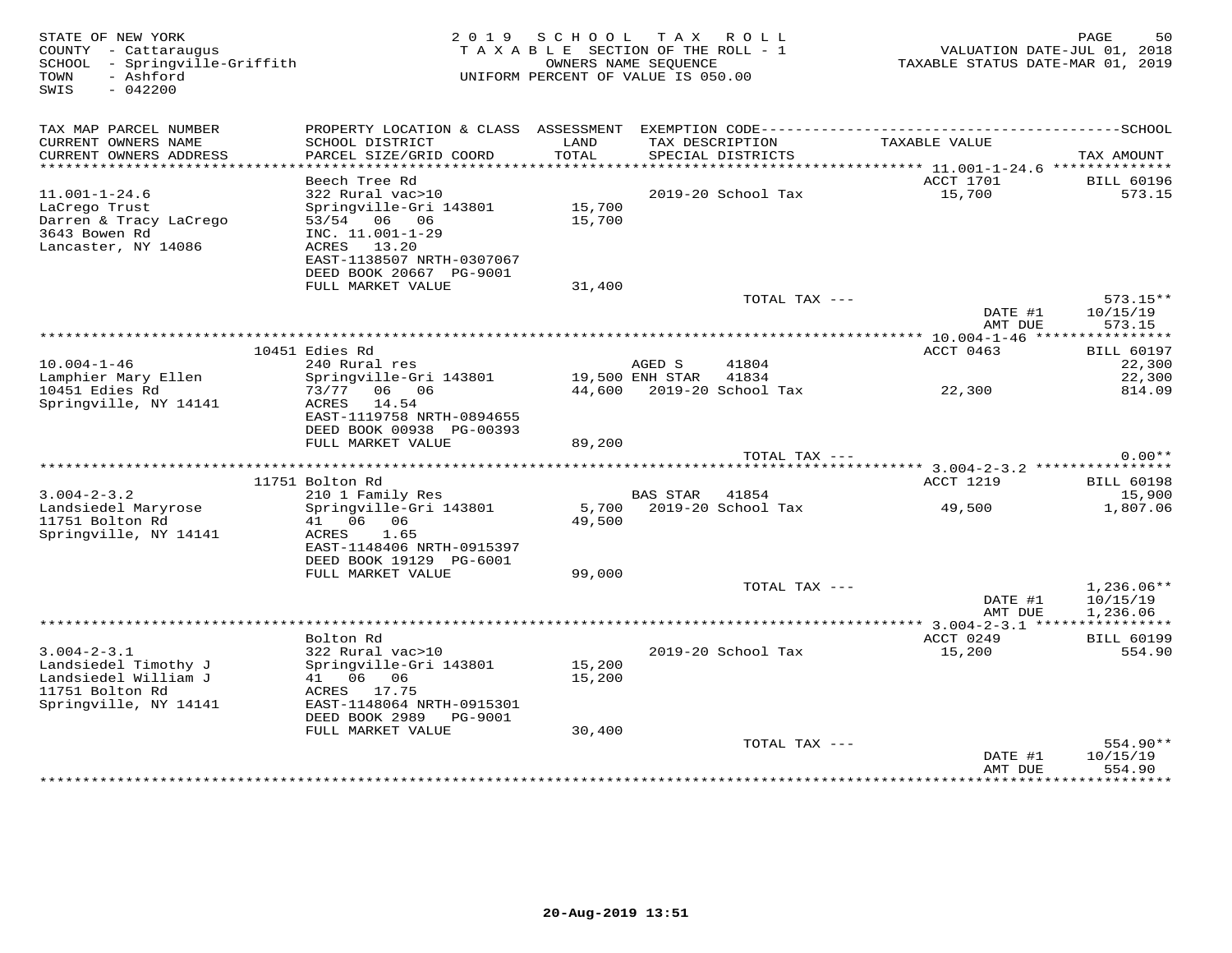STATE OF NEW YORK
COUNTY - Cattaraugus
SCHOOL - Springville-Griffith
TOWN - Ashford
SWIS - 042200

2019 SCHOOL TAX ROLL
TAXABLE SECTION OF THE ROLL - 1
OWNERS NAME SEQUENCE
UNIFORM PERCENT OF VALUE IS 050.00

VALUATION DATE-JUL 01, 2018
TAXABLE STATUS DATE-MAR 01, 2019

| TAX MAP PARCEL NUMBER / CURRENT OWNERS NAME / CURRENT OWNERS ADDRESS | PROPERTY LOCATION & CLASS / SCHOOL DISTRICT / PARCEL SIZE/GRID COORD | ASSESSMENT LAND / TOTAL | EXEMPTION CODE / TAX DESCRIPTION / SPECIAL DISTRICTS | TAXABLE VALUE | TAX AMOUNT |
|---|---|---|---|---|---|
| | Beech Tree Rd | | | ACCT 1701 | BILL 60196 |
| 11.001-1-24.6 | 322 Rural vac>10 | | 2019-20 School Tax | 15,700 | 573.15 |
| LaCrego Trust | Springville-Gri 143801 | 15,700 | | | |
| Darren & Tracy LaCrego | 53/54 06 06 | 15,700 | | | |
| 3643 Bowen Rd | INC. 11.001-1-29 | | | | |
| Lancaster, NY 14086 | ACRES 13.20 | | | | |
| | EAST-1138507 NRTH-0307067 | | | | |
| | DEED BOOK 20667 PG-9001 | | | | |
| | FULL MARKET VALUE | 31,400 | | | |
| | | | TOTAL TAX --- | | 573.15** |
| | | | | DATE #1 | 10/15/19 |
| | | | | AMT DUE | 573.15 |
| | 10451 Edies Rd | | | ACCT 0463 | BILL 60197 |
| 10.004-1-46 | 240 Rural res | | AGED S 41804 | | 22,300 |
| Lamphier Mary Ellen | Springville-Gri 143801 | 19,500 | ENH STAR 41834 | | 22,300 |
| 10451 Edies Rd | 73/77 06 06 | 44,600 | 2019-20 School Tax | 22,300 | 814.09 |
| Springville, NY 14141 | ACRES 14.54 | | | | |
| | EAST-1119758 NRTH-0894655 | | | | |
| | DEED BOOK 00938 PG-00393 | | | | |
| | FULL MARKET VALUE | 89,200 | | | |
| | | | TOTAL TAX --- | | 0.00** |
| | 11751 Bolton Rd | | | ACCT 1219 | BILL 60198 |
| 3.004-2-3.2 | 210 1 Family Res | | BAS STAR 41854 | | 15,900 |
| Landsiedel Maryrose | Springville-Gri 143801 | 5,700 | 2019-20 School Tax | 49,500 | 1,807.06 |
| 11751 Bolton Rd | 41 06 06 | 49,500 | | | |
| Springville, NY 14141 | ACRES 1.65 | | | | |
| | EAST-1148406 NRTH-0915397 | | | | |
| | DEED BOOK 19129 PG-6001 | | | | |
| | FULL MARKET VALUE | 99,000 | | | |
| | | | TOTAL TAX --- | | 1,236.06** |
| | | | | DATE #1 | 10/15/19 |
| | | | | AMT DUE | 1,236.06 |
| | Bolton Rd | | | ACCT 0249 | BILL 60199 |
| 3.004-2-3.1 | 322 Rural vac>10 | | 2019-20 School Tax | 15,200 | 554.90 |
| Landsiedel Timothy J | Springville-Gri 143801 | 15,200 | | | |
| Landsiedel William J | 41 06 06 | 15,200 | | | |
| 11751 Bolton Rd | ACRES 17.75 | | | | |
| Springville, NY 14141 | EAST-1148064 NRTH-0915301 | | | | |
| | DEED BOOK 2989 PG-9001 | | | | |
| | FULL MARKET VALUE | 30,400 | | | |
| | | | TOTAL TAX --- | | 554.90** |
| | | | | DATE #1 | 10/15/19 |
| | | | | AMT DUE | 554.90 |

20-Aug-2019 13:51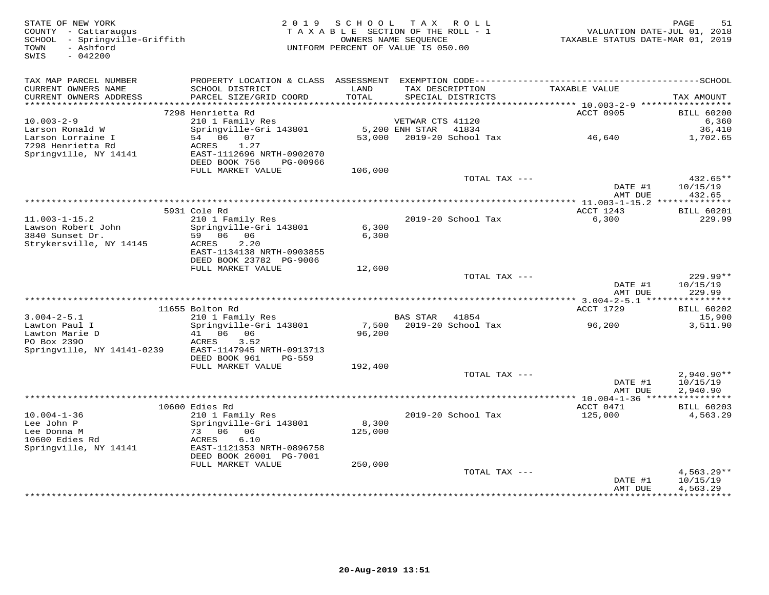STATE OF NEW YORK
COUNTY - Cattaraugus
SCHOOL - Springville-Griffith
TOWN - Ashford
SWIS - 042200

2019 SCHOOL TAX ROLL
TAXABLE SECTION OF THE ROLL - 1
OWNERS NAME SEQUENCE
UNIFORM PERCENT OF VALUE IS 050.00

VALUATION DATE-JUL 01, 2018
TAXABLE STATUS DATE-MAR 01, 2019

| TAX MAP PARCEL NUMBER / CURRENT OWNERS NAME / CURRENT OWNERS ADDRESS | PROPERTY LOCATION & CLASS / SCHOOL DISTRICT / PARCEL SIZE/GRID COORD | ASSESSMENT LAND / TOTAL | EXEMPTION CODE / TAX DESCRIPTION / SPECIAL DISTRICTS | TAXABLE VALUE | TAX AMOUNT |
|---|---|---|---|---|---|
| **10.003-2-9** | 7298 Henrietta Rd | | | ACCT 0905 | BILL 60200 |
| 10.003-2-9 | 210 1 Family Res | | VETWAR CTS 41120 | | 6,360 |
| Larson Ronald W | Springville-Gri 143801 | 5,200 | ENH STAR 41834 | | 36,410 |
| Larson Lorraine I | 54 06 07 | 53,000 | 2019-20 School Tax | 46,640 | 1,702.65 |
| 7298 Henrietta Rd | ACRES 1.27 | | | | |
| Springville, NY 14141 | EAST-1112696 NRTH-0902070 | | | | |
| | DEED BOOK 756 PG-00966 | | | | |
| | FULL MARKET VALUE | 106,000 | | | |
| | | | TOTAL TAX --- | | 432.65** |
| | | | | DATE #1 | 10/15/19 |
| | | | | AMT DUE | 432.65 |
| **11.003-1-15.2** | 5931 Cole Rd | | | ACCT 1243 | BILL 60201 |
| 11.003-1-15.2 | 210 1 Family Res | | 2019-20 School Tax | 6,300 | 229.99 |
| Lawson Robert John | Springville-Gri 143801 | 6,300 | | | |
| 3840 Sunset Dr. | 59 06 06 | 6,300 | | | |
| Strykersville, NY 14145 | ACRES 2.20 | | | | |
| | EAST-1134138 NRTH-0903855 | | | | |
| | DEED BOOK 23782 PG-9006 | | | | |
| | FULL MARKET VALUE | 12,600 | | | |
| | | | TOTAL TAX --- | | 229.99** |
| | | | | DATE #1 | 10/15/19 |
| | | | | AMT DUE | 229.99 |
| **3.004-2-5.1** | 11655 Bolton Rd | | | ACCT 1729 | BILL 60202 |
| 3.004-2-5.1 | 210 1 Family Res | | BAS STAR 41854 | | 15,900 |
| Lawton Paul I | Springville-Gri 143801 | 7,500 | 2019-20 School Tax | 96,200 | 3,511.90 |
| Lawton Marie D | 41 06 06 | 96,200 | | | |
| PO Box 239O | ACRES 3.52 | | | | |
| Springville, NY 14141-0239 | EAST-1147945 NRTH-0913713 | | | | |
| | DEED BOOK 961 PG-559 | | | | |
| | FULL MARKET VALUE | 192,400 | | | |
| | | | TOTAL TAX --- | | 2,940.90** |
| | | | | DATE #1 | 10/15/19 |
| | | | | AMT DUE | 2,940.90 |
| **10.004-1-36** | 10600 Edies Rd | | | ACCT 0471 | BILL 60203 |
| 10.004-1-36 | 210 1 Family Res | | 2019-20 School Tax | 125,000 | 4,563.29 |
| Lee John P | Springville-Gri 143801 | 8,300 | | | |
| Lee Donna M | 73 06 06 | 125,000 | | | |
| 10600 Edies Rd | ACRES 6.10 | | | | |
| Springville, NY 14141 | EAST-1121353 NRTH-0896758 | | | | |
| | DEED BOOK 26001 PG-7001 | | | | |
| | FULL MARKET VALUE | 250,000 | | | |
| | | | TOTAL TAX --- | | 4,563.29** |
| | | | | DATE #1 | 10/15/19 |
| | | | | AMT DUE | 4,563.29 |

20-Aug-2019 13:51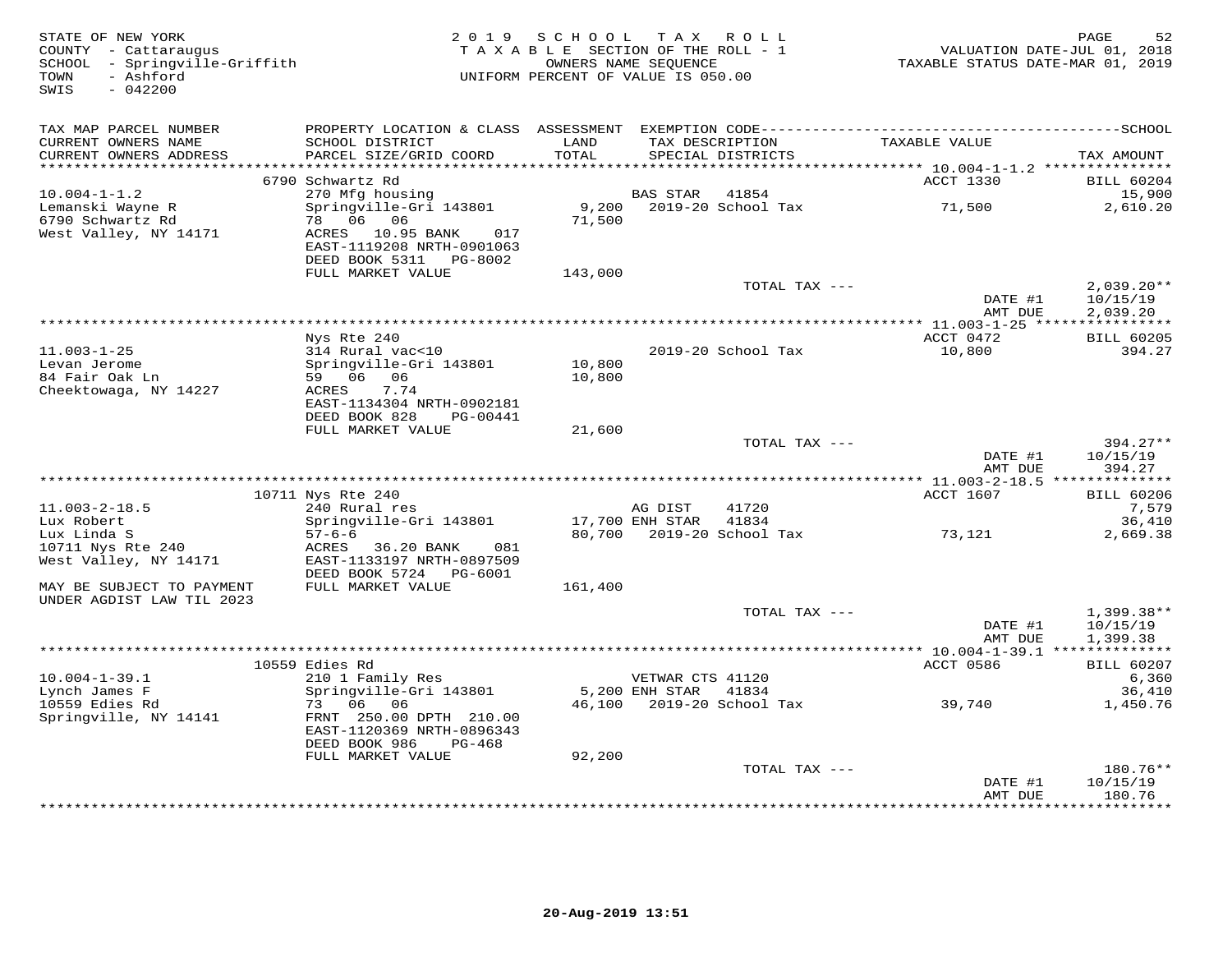STATE OF NEW YORK
COUNTY - Cattaraugus
SCHOOL - Springville-Griffith
TOWN - Ashford
SWIS - 042200

2019 SCHOOL TAX ROLL
TAXABLE SECTION OF THE ROLL - 1
OWNERS NAME SEQUENCE
UNIFORM PERCENT OF VALUE IS 050.00

VALUATION DATE-JUL 01, 2018
TAXABLE STATUS DATE-MAR 01, 2019

| TAX MAP PARCEL NUMBER / CURRENT OWNERS NAME / CURRENT OWNERS ADDRESS | PROPERTY LOCATION & CLASS / SCHOOL DISTRICT / PARCEL SIZE/GRID COORD | ASSESSMENT LAND / TOTAL | EXEMPTION CODE / TAX DESCRIPTION / SPECIAL DISTRICTS | TAXABLE VALUE | TAX AMOUNT |
|---|---|---|---|---|---|
| | 6790 Schwartz Rd | | | ACCT 1330 | BILL 60204 |
| 10.004-1-1.2 | 270 Mfg housing | | BAS STAR 41854 | | 15,900 |
| Lemanski Wayne R | Springville-Gri 143801 | 9,200 | 2019-20 School Tax | 71,500 | 2,610.20 |
| 6790 Schwartz Rd | 78 06 06 | 71,500 | | | |
| West Valley, NY 14171 | ACRES 10.95 BANK 017 | | | | |
| | EAST-1119208 NRTH-0901063 | | | | |
| | DEED BOOK 5311 PG-8002 | | | | |
| | FULL MARKET VALUE | 143,000 | | | |
| | | | TOTAL TAX --- | | 2,039.20** |
| | | | | DATE #1 | 10/15/19 |
| | | | | AMT DUE | 2,039.20 |
| | Nys Rte 240 | | | ACCT 0472 | BILL 60205 |
| 11.003-1-25 | 314 Rural vac<10 | | 2019-20 School Tax | 10,800 | 394.27 |
| Levan Jerome | Springville-Gri 143801 | 10,800 | | | |
| 84 Fair Oak Ln | 59 06 06 | 10,800 | | | |
| Cheektowaga, NY 14227 | ACRES 7.74 | | | | |
| | EAST-1134304 NRTH-0902181 | | | | |
| | DEED BOOK 828 PG-00441 | | | | |
| | FULL MARKET VALUE | 21,600 | | | |
| | | | TOTAL TAX --- | | 394.27** |
| | | | | DATE #1 | 10/15/19 |
| | | | | AMT DUE | 394.27 |
| | 10711 Nys Rte 240 | | | ACCT 1607 | BILL 60206 |
| 11.003-2-18.5 | 240 Rural res | | AG DIST 41720 | | 7,579 |
| Lux Robert | Springville-Gri 143801 | 17,700 | ENH STAR 41834 | | 36,410 |
| Lux Linda S | 57-6-6 | 80,700 | 2019-20 School Tax | 73,121 | 2,669.38 |
| 10711 Nys Rte 240 | ACRES 36.20 BANK 081 | | | | |
| West Valley, NY 14171 | EAST-1133197 NRTH-0897509 | | | | |
| | DEED BOOK 5724 PG-6001 | | | | |
| MAY BE SUBJECT TO PAYMENT UNDER AGDIST LAW TIL 2023 | FULL MARKET VALUE | 161,400 | | | |
| | | | TOTAL TAX --- | | 1,399.38** |
| | | | | DATE #1 | 10/15/19 |
| | | | | AMT DUE | 1,399.38 |
| | 10559 Edies Rd | | | ACCT 0586 | BILL 60207 |
| 10.004-1-39.1 | 210 1 Family Res | | VETWAR CTS 41120 | | 6,360 |
| Lynch James F | Springville-Gri 143801 | 5,200 | ENH STAR 41834 | | 36,410 |
| 10559 Edies Rd | 73 06 06 | 46,100 | 2019-20 School Tax | 39,740 | 1,450.76 |
| Springville, NY 14141 | FRNT 250.00 DPTH 210.00 | | | | |
| | EAST-1120369 NRTH-0896343 | | | | |
| | DEED BOOK 986 PG-468 | | | | |
| | FULL MARKET VALUE | 92,200 | | | |
| | | | TOTAL TAX --- | | 180.76** |
| | | | | DATE #1 | 10/15/19 |
| | | | | AMT DUE | 180.76 |

20-Aug-2019 13:51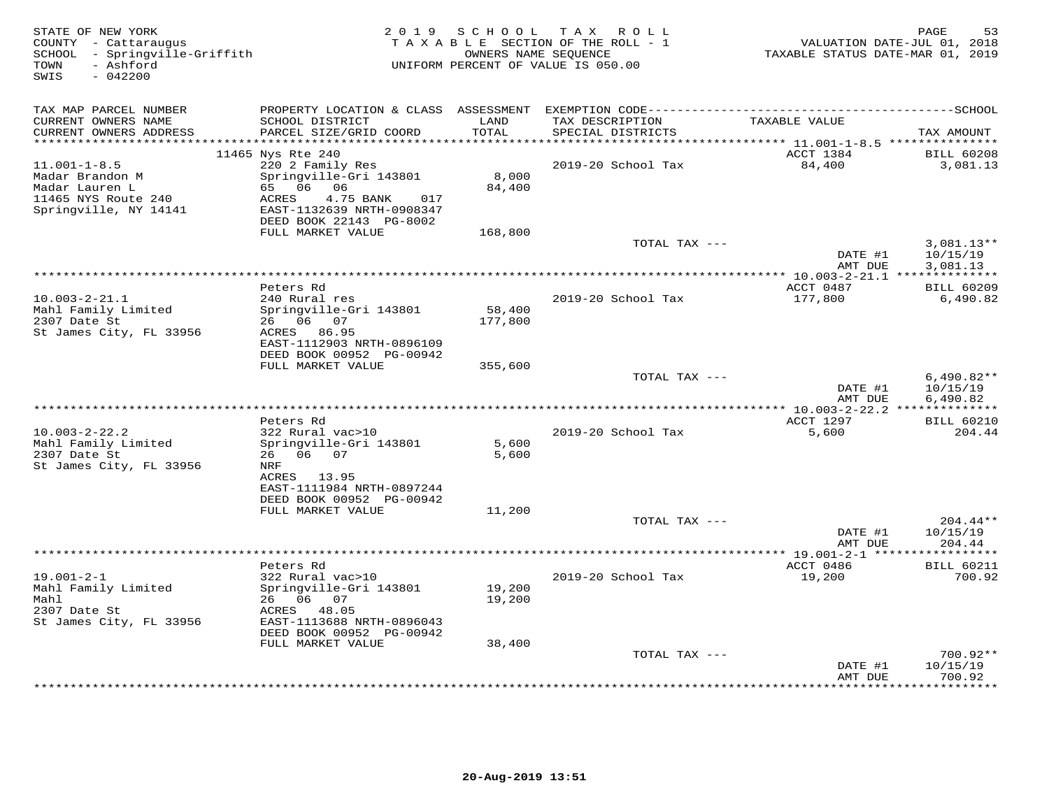STATE OF NEW YORK
COUNTY - Cattaraugus
SCHOOL - Springville-Griffith
TOWN - Ashford
SWIS - 042200

2019 SCHOOL TAX ROLL
TAXABLE SECTION OF THE ROLL - 1
OWNERS NAME SEQUENCE
UNIFORM PERCENT OF VALUE IS 050.00

VALUATION DATE-JUL 01, 2018
TAXABLE STATUS DATE-MAR 01, 2019

| TAX MAP PARCEL NUMBER / CURRENT OWNERS NAME / CURRENT OWNERS ADDRESS | PROPERTY LOCATION & CLASS / SCHOOL DISTRICT / PARCEL SIZE/GRID COORD | ASSESSMENT LAND / TOTAL | EXEMPTION CODE / TAX DESCRIPTION / SPECIAL DISTRICTS | TAXABLE VALUE | TAX AMOUNT |
|---|---|---|---|---|---|
| **11.001-1-8.5** | 11465 Nys Rte 240 | | | ACCT 1384 | BILL 60208 |
| Madar Brandon M | 220 2 Family Res | | 2019-20 School Tax | 84,400 | 3,081.13 |
| Madar Lauren L | Springville-Gri 143801 | 8,000 | | | |
| 11465 NYS Route 240 | 65 06 06 | 84,400 | | | |
| Springville, NY 14141 | ACRES 4.75 BANK 017 | | | | |
| | EAST-1132639 NRTH-0908347 | | | | |
| | DEED BOOK 22143 PG-8002 | | | | |
| | FULL MARKET VALUE | 168,800 | | | |
| | | | TOTAL TAX --- | | 3,081.13** |
| | | | | DATE #1 | 10/15/19 |
| | | | | AMT DUE | 3,081.13 |
| **10.003-2-21.1** | Peters Rd | | | ACCT 0487 | BILL 60209 |
| Mahl Family Limited | 240 Rural res | | 2019-20 School Tax | 177,800 | 6,490.82 |
| 2307 Date St | Springville-Gri 143801 | 58,400 | | | |
| St James City, FL 33956 | 26 06 07 | 177,800 | | | |
| | ACRES 86.95 | | | | |
| | EAST-1112903 NRTH-0896109 | | | | |
| | DEED BOOK 00952 PG-00942 | | | | |
| | FULL MARKET VALUE | 355,600 | | | |
| | | | TOTAL TAX --- | | 6,490.82** |
| | | | | DATE #1 | 10/15/19 |
| | | | | AMT DUE | 6,490.82 |
| **10.003-2-22.2** | Peters Rd | | | ACCT 1297 | BILL 60210 |
| Mahl Family Limited | 322 Rural vac>10 | | 2019-20 School Tax | 5,600 | 204.44 |
| 2307 Date St | Springville-Gri 143801 | 5,600 | | | |
| St James City, FL 33956 | 26 06 07 | 5,600 | | | |
| | NRF | | | | |
| | ACRES 13.95 | | | | |
| | EAST-1111984 NRTH-0897244 | | | | |
| | DEED BOOK 00952 PG-00942 | | | | |
| | FULL MARKET VALUE | 11,200 | | | |
| | | | TOTAL TAX --- | | 204.44** |
| | | | | DATE #1 | 10/15/19 |
| | | | | AMT DUE | 204.44 |
| **19.001-2-1** | Peters Rd | | | ACCT 0486 | BILL 60211 |
| Mahl Family Limited | 322 Rural vac>10 | | 2019-20 School Tax | 19,200 | 700.92 |
| Mahl | Springville-Gri 143801 | 19,200 | | | |
| 2307 Date St | 26 06 07 | 19,200 | | | |
| St James City, FL 33956 | ACRES 48.05 | | | | |
| | EAST-1113688 NRTH-0896043 | | | | |
| | DEED BOOK 00952 PG-00942 | | | | |
| | FULL MARKET VALUE | 38,400 | | | |
| | | | TOTAL TAX --- | | 700.92** |
| | | | | DATE #1 | 10/15/19 |
| | | | | AMT DUE | 700.92 |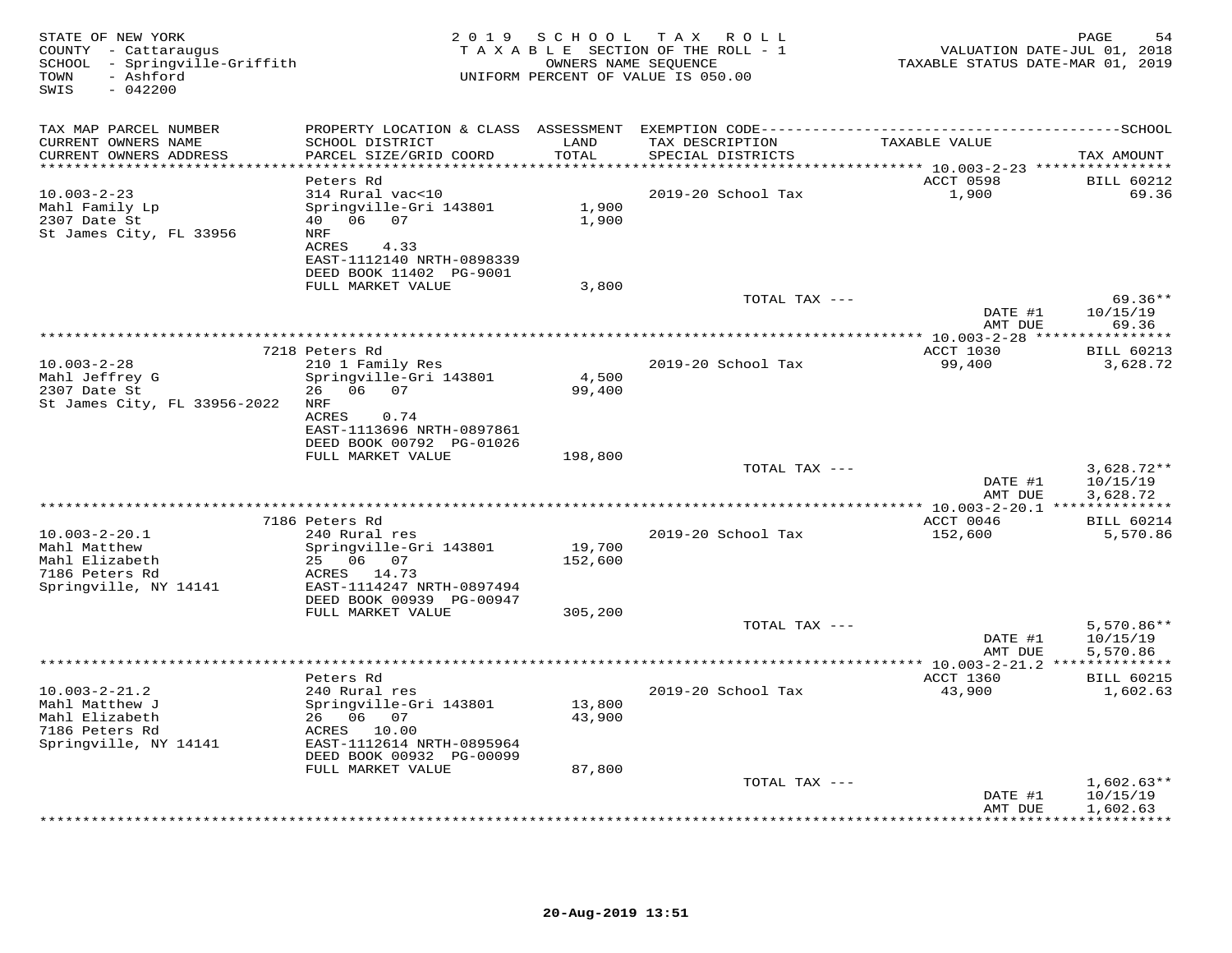STATE OF NEW YORK
COUNTY - Cattaraugus
SCHOOL - Springville-Griffith
TOWN - Ashford
SWIS - 042200

2019 SCHOOL TAX ROLL
TAXABLE SECTION OF THE ROLL - 1
OWNERS NAME SEQUENCE
UNIFORM PERCENT OF VALUE IS 050.00

VALUATION DATE-JUL 01, 2018
TAXABLE STATUS DATE-MAR 01, 2019

| TAX MAP PARCEL NUMBER / CURRENT OWNERS NAME / CURRENT OWNERS ADDRESS | PROPERTY LOCATION & CLASS / SCHOOL DISTRICT / PARCEL SIZE/GRID COORD | ASSESSMENT LAND / TOTAL | EXEMPTION CODE / TAX DESCRIPTION / SPECIAL DISTRICTS | TAXABLE VALUE | SCHOOL TAX AMOUNT |
|---|---|---|---|---|---|
| 10.003-2-23 | Peters Rd | | | ACCT 0598 | BILL 60212 |
| Mahl Family Lp | 314 Rural vac<10 | | 2019-20 School Tax | 1,900 | 69.36 |
| 2307 Date St | Springville-Gri 143801 | 1,900 | | | |
| St James City, FL 33956 | 40 06 07 | 1,900 | | | |
| | NRF | | | | |
| | ACRES 4.33 | | | | |
| | EAST-1112140 NRTH-0898339 | | | | |
| | DEED BOOK 11402 PG-9001 | | | | |
| | FULL MARKET VALUE | 3,800 | | | |
| | | | TOTAL TAX --- | | 69.36** |
| | | | | DATE #1 | 10/15/19 |
| | | | | AMT DUE | 69.36 |
| 10.003-2-28 | 7218 Peters Rd | | | ACCT 1030 | BILL 60213 |
| Mahl Jeffrey G | 210 1 Family Res | | 2019-20 School Tax | 99,400 | 3,628.72 |
| 2307 Date St | Springville-Gri 143801 | 4,500 | | | |
| St James City, FL 33956-2022 | 26 06 07 | 99,400 | | | |
| | NRF | | | | |
| | ACRES 0.74 | | | | |
| | EAST-1113696 NRTH-0897861 | | | | |
| | DEED BOOK 00792 PG-01026 | | | | |
| | FULL MARKET VALUE | 198,800 | | | |
| | | | TOTAL TAX --- | | 3,628.72** |
| | | | | DATE #1 | 10/15/19 |
| | | | | AMT DUE | 3,628.72 |
| 10.003-2-20.1 | 7186 Peters Rd | | | ACCT 0046 | BILL 60214 |
| Mahl Matthew | 240 Rural res | | 2019-20 School Tax | 152,600 | 5,570.86 |
| Mahl Elizabeth | Springville-Gri 143801 | 19,700 | | | |
| 7186 Peters Rd | 25 06 07 | 152,600 | | | |
| Springville, NY 14141 | ACRES 14.73 | | | | |
| | EAST-1114247 NRTH-0897494 | | | | |
| | DEED BOOK 00939 PG-00947 | | | | |
| | FULL MARKET VALUE | 305,200 | | | |
| | | | TOTAL TAX --- | | 5,570.86** |
| | | | | DATE #1 | 10/15/19 |
| | | | | AMT DUE | 5,570.86 |
| 10.003-2-21.2 | Peters Rd | | | ACCT 1360 | BILL 60215 |
| Mahl Matthew J | 240 Rural res | | 2019-20 School Tax | 43,900 | 1,602.63 |
| Mahl Elizabeth | Springville-Gri 143801 | 13,800 | | | |
| 7186 Peters Rd | 26 06 07 | 43,900 | | | |
| Springville, NY 14141 | ACRES 10.00 | | | | |
| | EAST-1112614 NRTH-0895964 | | | | |
| | DEED BOOK 00932 PG-00099 | | | | |
| | FULL MARKET VALUE | 87,800 | | | |
| | | | TOTAL TAX --- | | 1,602.63** |
| | | | | DATE #1 | 10/15/19 |
| | | | | AMT DUE | 1,602.63 |

20-Aug-2019 13:51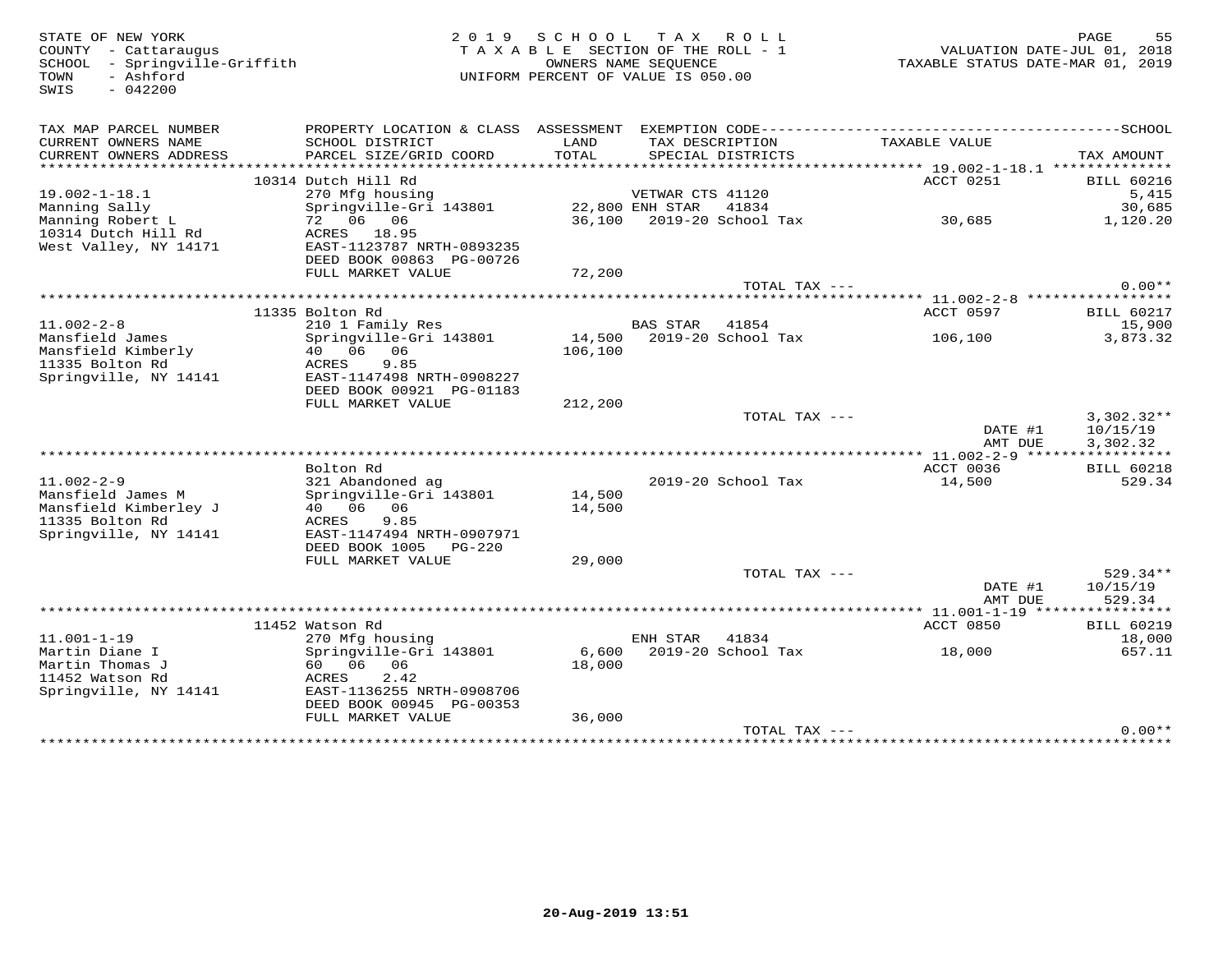STATE OF NEW YORK
COUNTY - Cattaraugus
SCHOOL - Springville-Griffith
TOWN - Ashford
SWIS - 042200

2019 SCHOOL TAX ROLL
TAXABLE SECTION OF THE ROLL - 1
OWNERS NAME SEQUENCE
UNIFORM PERCENT OF VALUE IS 050.00

VALUATION DATE-JUL 01, 2018
TAXABLE STATUS DATE-MAR 01, 2019

| TAX MAP PARCEL NUMBER / CURRENT OWNERS NAME / CURRENT OWNERS ADDRESS | PROPERTY LOCATION & CLASS / SCHOOL DISTRICT / PARCEL SIZE/GRID COORD | ASSESSMENT LAND / TOTAL | EXEMPTION CODE / TAX DESCRIPTION / SPECIAL DISTRICTS | TAXABLE VALUE | TAX AMOUNT |
|---|---|---|---|---|---|
| **19.002-1-18.1** | 10314 Dutch Hill Rd | | | ACCT 0251 | BILL 60216 |
| Manning Sally | 270 Mfg housing | | VETWAR CTS 41120 | | 5,415 |
| Manning Robert L | Springville-Gri 143801 | 22,800 | ENH STAR 41834 | | 30,685 |
| 10314 Dutch Hill Rd | 72 06 06 | 36,100 | 2019-20 School Tax | 30,685 | 1,120.20 |
| West Valley, NY 14171 | ACRES 18.95 | | | | |
| | EAST-1123787 NRTH-0893235 | | | | |
| | DEED BOOK 00863 PG-00726 | | | | |
| | FULL MARKET VALUE | 72,200 | | | |
| | | | TOTAL TAX --- | | 0.00** |
| **11.002-2-8** | 11335 Bolton Rd | | | ACCT 0597 | BILL 60217 |
| Mansfield James | 210 1 Family Res | | BAS STAR 41854 | | 15,900 |
| Mansfield Kimberly | Springville-Gri 143801 | 14,500 | 2019-20 School Tax | 106,100 | 3,873.32 |
| 11335 Bolton Rd | 40 06 06 | 106,100 | | | |
| Springville, NY 14141 | ACRES 9.85 | | | | |
| | EAST-1147498 NRTH-0908227 | | | | |
| | DEED BOOK 00921 PG-01183 | | | | |
| | FULL MARKET VALUE | 212,200 | | | |
| | | | TOTAL TAX --- | | 3,302.32** |
| | | | | DATE #1 | 10/15/19 |
| | | | | AMT DUE | 3,302.32 |
| **11.002-2-9** | Bolton Rd | | | ACCT 0036 | BILL 60218 |
| Mansfield James M | 321 Abandoned ag | | 2019-20 School Tax | 14,500 | 529.34 |
| Mansfield Kimberley J | Springville-Gri 143801 | 14,500 | | | |
| 11335 Bolton Rd | 40 06 06 | 14,500 | | | |
| Springville, NY 14141 | ACRES 9.85 | | | | |
| | EAST-1147494 NRTH-0907971 | | | | |
| | DEED BOOK 1005 PG-220 | | | | |
| | FULL MARKET VALUE | 29,000 | | | |
| | | | TOTAL TAX --- | | 529.34** |
| | | | | DATE #1 | 10/15/19 |
| | | | | AMT DUE | 529.34 |
| **11.001-1-19** | 11452 Watson Rd | | | ACCT 0850 | BILL 60219 |
| Martin Diane I | 270 Mfg housing | | ENH STAR 41834 | | 18,000 |
| Martin Thomas J | Springville-Gri 143801 | 6,600 | 2019-20 School Tax | 18,000 | 657.11 |
| 11452 Watson Rd | 60 06 06 | 18,000 | | | |
| Springville, NY 14141 | ACRES 2.42 | | | | |
| | EAST-1136255 NRTH-0908706 | | | | |
| | DEED BOOK 00945 PG-00353 | | | | |
| | FULL MARKET VALUE | 36,000 | | | |
| | | | TOTAL TAX --- | | 0.00** |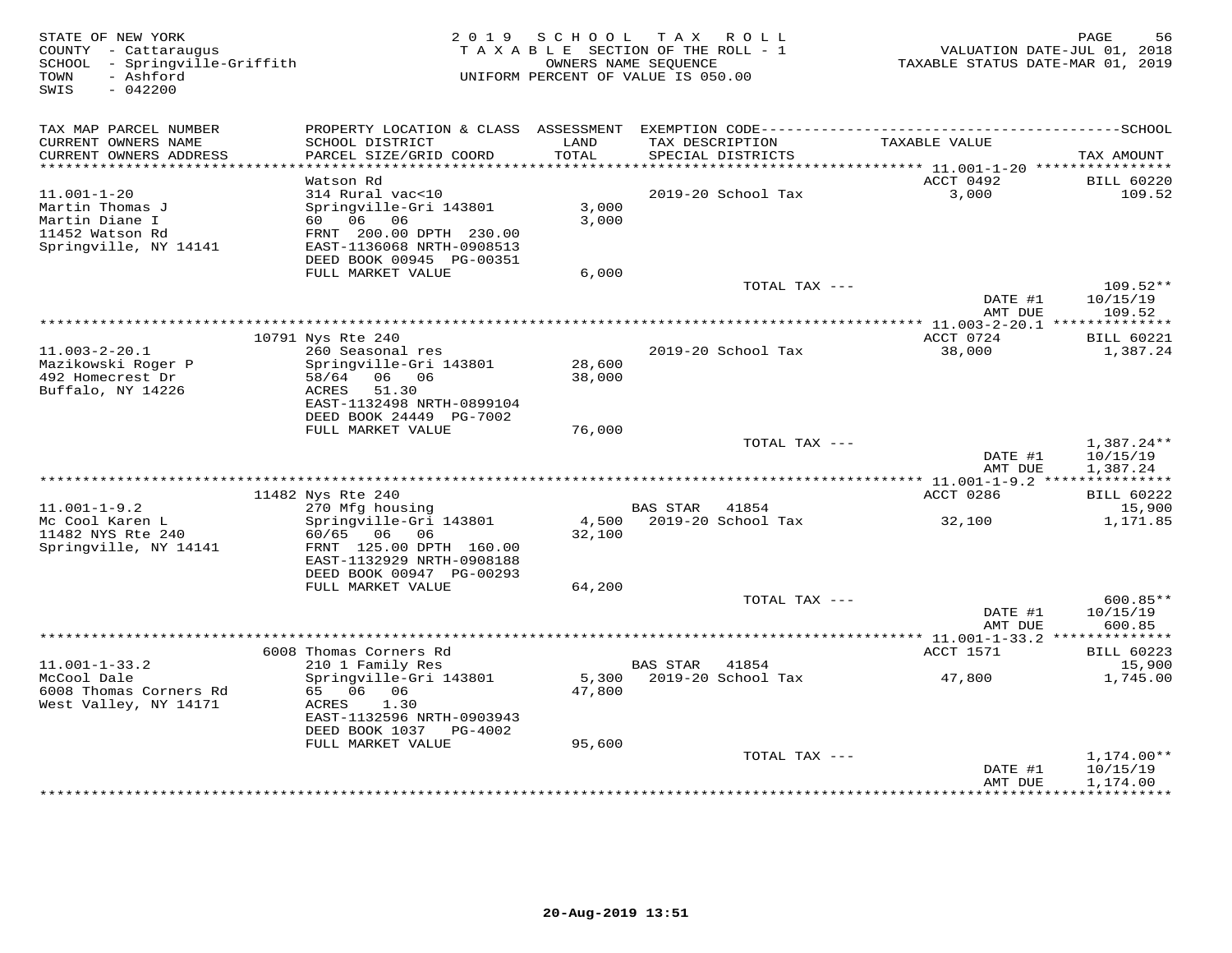STATE OF NEW YORK
COUNTY - Cattaraugus
SCHOOL - Springville-Griffith
TOWN - Ashford
SWIS - 042200

2 0 1 9 S C H O O L T A X R O L L
T A X A B L E SECTION OF THE ROLL - 1
OWNERS NAME SEQUENCE
UNIFORM PERCENT OF VALUE IS 050.00

VALUATION DATE-JUL 01, 2018
TAXABLE STATUS DATE-MAR 01, 2019

| TAX MAP PARCEL NUMBER / CURRENT OWNERS NAME / CURRENT OWNERS ADDRESS | PROPERTY LOCATION & CLASS / SCHOOL DISTRICT / PARCEL SIZE/GRID COORD | ASSESSMENT LAND / TOTAL | EXEMPTION CODE / TAX DESCRIPTION / SPECIAL DISTRICTS | TAXABLE VALUE | TAX AMOUNT |
|---|---|---|---|---|---|
| 11.001-1-20 | Watson Rd | | | ACCT 0492 | BILL 60220 |
| 11.001-1-20 | 314 Rural vac<10 | | 2019-20 School Tax | 3,000 | 109.52 |
| Martin Thomas J | Springville-Gri 143801 | 3,000 | | | |
| Martin Diane I | 60 06 06 | 3,000 | | | |
| 11452 Watson Rd | FRNT 200.00 DPTH 230.00 | | | | |
| Springville, NY 14141 | EAST-1136068 NRTH-0908513 | | | | |
| | DEED BOOK 00945 PG-00351 | | | | |
| | FULL MARKET VALUE | 6,000 | | | |
| | | | TOTAL TAX --- | | 109.52** |
| | | | | DATE #1 | 10/15/19 |
| | | | | AMT DUE | 109.52 |
| 11.003-2-20.1 | 10791 Nys Rte 240 | | | ACCT 0724 | BILL 60221 |
| 11.003-2-20.1 | 260 Seasonal res | | 2019-20 School Tax | 38,000 | 1,387.24 |
| Mazikowski Roger P | Springville-Gri 143801 | 28,600 | | | |
| 492 Homecrest Dr | 58/64 06 06 | 38,000 | | | |
| Buffalo, NY 14226 | ACRES 51.30 | | | | |
| | EAST-1132498 NRTH-0899104 | | | | |
| | DEED BOOK 24449 PG-7002 | | | | |
| | FULL MARKET VALUE | 76,000 | | | |
| | | | TOTAL TAX --- | | 1,387.24** |
| | | | | DATE #1 | 10/15/19 |
| | | | | AMT DUE | 1,387.24 |
| 11.001-1-9.2 | 11482 Nys Rte 240 | | | ACCT 0286 | BILL 60222 |
| 11.001-1-9.2 | 270 Mfg housing | | BAS STAR 41854 | | 15,900 |
| Mc Cool Karen L | Springville-Gri 143801 | 4,500 | 2019-20 School Tax | 32,100 | 1,171.85 |
| 11482 NYS Rte 240 | 60/65 06 06 | 32,100 | | | |
| Springville, NY 14141 | FRNT 125.00 DPTH 160.00 | | | | |
| | EAST-1132929 NRTH-0908188 | | | | |
| | DEED BOOK 00947 PG-00293 | | | | |
| | FULL MARKET VALUE | 64,200 | | | |
| | | | TOTAL TAX --- | | 600.85** |
| | | | | DATE #1 | 10/15/19 |
| | | | | AMT DUE | 600.85 |
| 11.001-1-33.2 | 6008 Thomas Corners Rd | | | ACCT 1571 | BILL 60223 |
| 11.001-1-33.2 | 210 1 Family Res | | BAS STAR 41854 | | 15,900 |
| McCool Dale | Springville-Gri 143801 | 5,300 | 2019-20 School Tax | 47,800 | 1,745.00 |
| 6008 Thomas Corners Rd | 65 06 06 | 47,800 | | | |
| West Valley, NY 14171 | ACRES 1.30 | | | | |
| | EAST-1132596 NRTH-0903943 | | | | |
| | DEED BOOK 1037 PG-4002 | | | | |
| | FULL MARKET VALUE | 95,600 | | | |
| | | | TOTAL TAX --- | | 1,174.00** |
| | | | | DATE #1 | 10/15/19 |
| | | | | AMT DUE | 1,174.00 |

20-Aug-2019 13:51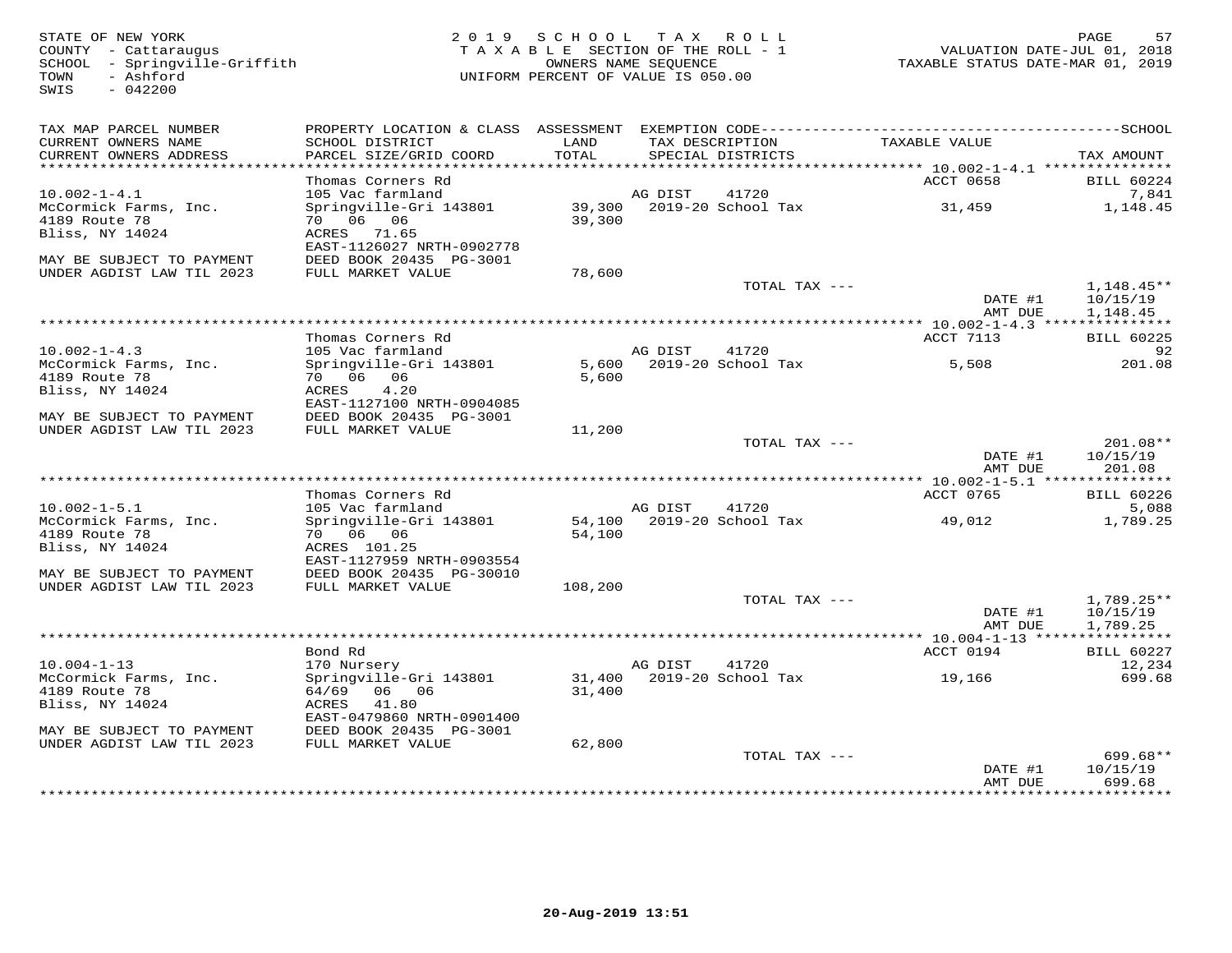STATE OF NEW YORK
COUNTY - Cattaraugus
SCHOOL - Springville-Griffith
TOWN - Ashford
SWIS - 042200

**2019 SCHOOL TAX ROLL**
TAXABLE SECTION OF THE ROLL - 1
OWNERS NAME SEQUENCE
UNIFORM PERCENT OF VALUE IS 050.00

VALUATION DATE-JUL 01, 2018
TAXABLE STATUS DATE-MAR 01, 2019

| TAX MAP PARCEL NUMBER / CURRENT OWNERS NAME / CURRENT OWNERS ADDRESS | PROPERTY LOCATION & CLASS / SCHOOL DISTRICT / PARCEL SIZE/GRID COORD | ASSESSMENT LAND / TOTAL | EXEMPTION CODE / TAX DESCRIPTION / SPECIAL DISTRICTS | TAXABLE VALUE | TAX AMOUNT |
|---|---|---|---|---|---|
| **10.002-1-4.1** | Thomas Corners Rd | | | ACCT 0658 | BILL 60224 |
| 10.002-1-4.1 | 105 Vac farmland | | AG DIST 41720 | | 7,841 |
| McCormick Farms, Inc. | Springville-Gri 143801 | 39,300 | 2019-20 School Tax | 31,459 | 1,148.45 |
| 4189 Route 78 | 70 06 06 | 39,300 | | | |
| Bliss, NY 14024 | ACRES 71.65 | | | | |
| | EAST-1126027 NRTH-0902778 | | | | |
| MAY BE SUBJECT TO PAYMENT | DEED BOOK 20435 PG-3001 | | | | |
| UNDER AGDIST LAW TIL 2023 | FULL MARKET VALUE | 78,600 | | | |
| | | | TOTAL TAX --- | | 1,148.45** |
| | | | | DATE #1 | 10/15/19 |
| | | | | AMT DUE | 1,148.45 |
| **10.002-1-4.3** | Thomas Corners Rd | | | ACCT 7113 | BILL 60225 |
| 10.002-1-4.3 | 105 Vac farmland | | AG DIST 41720 | | 92 |
| McCormick Farms, Inc. | Springville-Gri 143801 | 5,600 | 2019-20 School Tax | 5,508 | 201.08 |
| 4189 Route 78 | 70 06 06 | 5,600 | | | |
| Bliss, NY 14024 | ACRES 4.20 | | | | |
| | EAST-1127100 NRTH-0904085 | | | | |
| MAY BE SUBJECT TO PAYMENT | DEED BOOK 20435 PG-3001 | | | | |
| UNDER AGDIST LAW TIL 2023 | FULL MARKET VALUE | 11,200 | | | |
| | | | TOTAL TAX --- | | 201.08** |
| | | | | DATE #1 | 10/15/19 |
| | | | | AMT DUE | 201.08 |
| **10.002-1-5.1** | Thomas Corners Rd | | | ACCT 0765 | BILL 60226 |
| 10.002-1-5.1 | 105 Vac farmland | | AG DIST 41720 | | 5,088 |
| McCormick Farms, Inc. | Springville-Gri 143801 | 54,100 | 2019-20 School Tax | 49,012 | 1,789.25 |
| 4189 Route 78 | 70 06 06 | 54,100 | | | |
| Bliss, NY 14024 | ACRES 101.25 | | | | |
| | EAST-1127959 NRTH-0903554 | | | | |
| MAY BE SUBJECT TO PAYMENT | DEED BOOK 20435 PG-30010 | | | | |
| UNDER AGDIST LAW TIL 2023 | FULL MARKET VALUE | 108,200 | | | |
| | | | TOTAL TAX --- | | 1,789.25** |
| | | | | DATE #1 | 10/15/19 |
| | | | | AMT DUE | 1,789.25 |
| **10.004-1-13** | Bond Rd | | | ACCT 0194 | BILL 60227 |
| 10.004-1-13 | 170 Nursery | | AG DIST 41720 | | 12,234 |
| McCormick Farms, Inc. | Springville-Gri 143801 | 31,400 | 2019-20 School Tax | 19,166 | 699.68 |
| 4189 Route 78 | 64/69 06 06 | 31,400 | | | |
| Bliss, NY 14024 | ACRES 41.80 | | | | |
| | EAST-0479860 NRTH-0901400 | | | | |
| MAY BE SUBJECT TO PAYMENT | DEED BOOK 20435 PG-3001 | | | | |
| UNDER AGDIST LAW TIL 2023 | FULL MARKET VALUE | 62,800 | | | |
| | | | TOTAL TAX --- | | 699.68** |
| | | | | DATE #1 | 10/15/19 |
| | | | | AMT DUE | 699.68 |

20-Aug-2019 13:51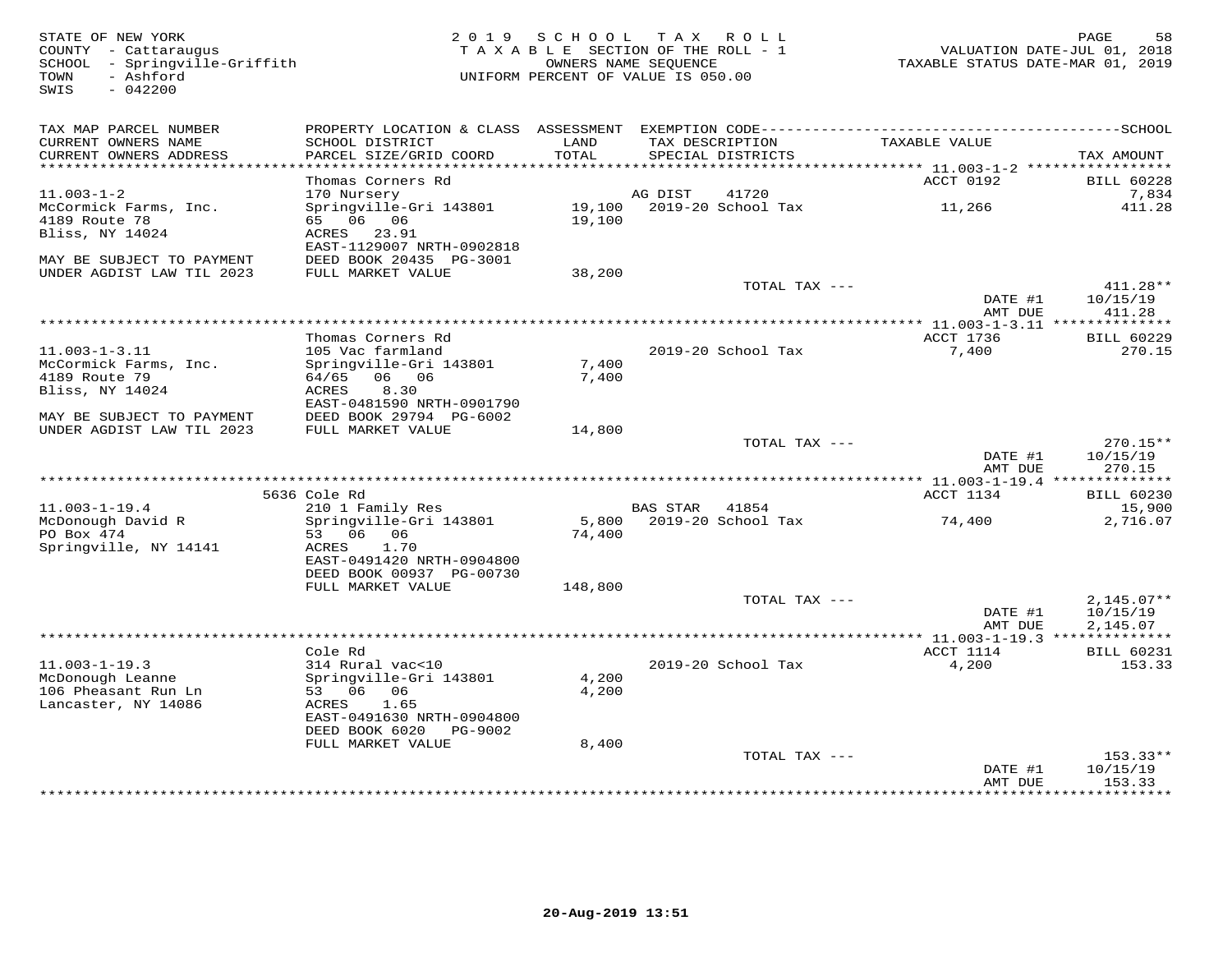STATE OF NEW YORK
COUNTY - Cattaraugus
SCHOOL - Springville-Griffith
TOWN - Ashford
SWIS - 042200

2 0 1 9 S C H O O L T A X R O L L
T A X A B L E SECTION OF THE ROLL - 1
OWNERS NAME SEQUENCE
UNIFORM PERCENT OF VALUE IS 050.00

VALUATION DATE-JUL 01, 2018
TAXABLE STATUS DATE-MAR 01, 2019

| TAX MAP PARCEL NUMBER / CURRENT OWNERS NAME / CURRENT OWNERS ADDRESS | PROPERTY LOCATION & CLASS / SCHOOL DISTRICT / PARCEL SIZE/GRID COORD | ASSESSMENT LAND / TOTAL | EXEMPTION CODE / TAX DESCRIPTION / SPECIAL DISTRICTS | TAXABLE VALUE | TAX AMOUNT (SCHOOL) |
|---|---|---|---|---|---|
| 11.003-1-2 | Thomas Corners Rd | | | ACCT 0192 | BILL 60228 |
| 11.003-1-2 | 170 Nursery | | AG DIST 41720 | | 7,834 |
| McCormick Farms, Inc. | Springville-Gri 143801 | 19,100 | 2019-20 School Tax | 11,266 | 411.28 |
| 4189 Route 78 | 65 06 06 | 19,100 | | | |
| Bliss, NY 14024 | ACRES 23.91 | | | | |
| | EAST-1129007 NRTH-0902818 | | | | |
| MAY BE SUBJECT TO PAYMENT | DEED BOOK 20435 PG-3001 | | | | |
| UNDER AGDIST LAW TIL 2023 | FULL MARKET VALUE | 38,200 | | | |
| | | | TOTAL TAX --- | | 411.28** |
| | | | | DATE #1 | 10/15/19 |
| | | | | AMT DUE | 411.28 |
| 11.003-1-3.11 | Thomas Corners Rd | | | ACCT 1736 | BILL 60229 |
| 11.003-1-3.11 | 105 Vac farmland | | 2019-20 School Tax | 7,400 | 270.15 |
| McCormick Farms, Inc. | Springville-Gri 143801 | 7,400 | | | |
| 4189 Route 79 | 64/65 06 06 | 7,400 | | | |
| Bliss, NY 14024 | ACRES 8.30 | | | | |
| | EAST-0481590 NRTH-0901790 | | | | |
| MAY BE SUBJECT TO PAYMENT | DEED BOOK 29794 PG-6002 | | | | |
| UNDER AGDIST LAW TIL 2023 | FULL MARKET VALUE | 14,800 | | | |
| | | | TOTAL TAX --- | | 270.15** |
| | | | | DATE #1 | 10/15/19 |
| | | | | AMT DUE | 270.15 |
| 11.003-1-19.4 | 5636 Cole Rd | | | ACCT 1134 | BILL 60230 |
| 11.003-1-19.4 | 210 1 Family Res | | BAS STAR 41854 | | 15,900 |
| McDonough David R | Springville-Gri 143801 | 5,800 | 2019-20 School Tax | 74,400 | 2,716.07 |
| PO Box 474 | 53 06 06 | 74,400 | | | |
| Springville, NY 14141 | ACRES 1.70 | | | | |
| | EAST-0491420 NRTH-0904800 | | | | |
| | DEED BOOK 00937 PG-00730 | | | | |
| | FULL MARKET VALUE | 148,800 | | | |
| | | | TOTAL TAX --- | | 2,145.07** |
| | | | | DATE #1 | 10/15/19 |
| | | | | AMT DUE | 2,145.07 |
| 11.003-1-19.3 | Cole Rd | | | ACCT 1114 | BILL 60231 |
| 11.003-1-19.3 | 314 Rural vac<10 | | 2019-20 School Tax | 4,200 | 153.33 |
| McDonough Leanne | Springville-Gri 143801 | 4,200 | | | |
| 106 Pheasant Run Ln | 53 06 06 | 4,200 | | | |
| Lancaster, NY 14086 | ACRES 1.65 | | | | |
| | EAST-0491630 NRTH-0904800 | | | | |
| | DEED BOOK 6020 PG-9002 | | | | |
| | FULL MARKET VALUE | 8,400 | | | |
| | | | TOTAL TAX --- | | 153.33** |
| | | | | DATE #1 | 10/15/19 |
| | | | | AMT DUE | 153.33 |

20-Aug-2019 13:51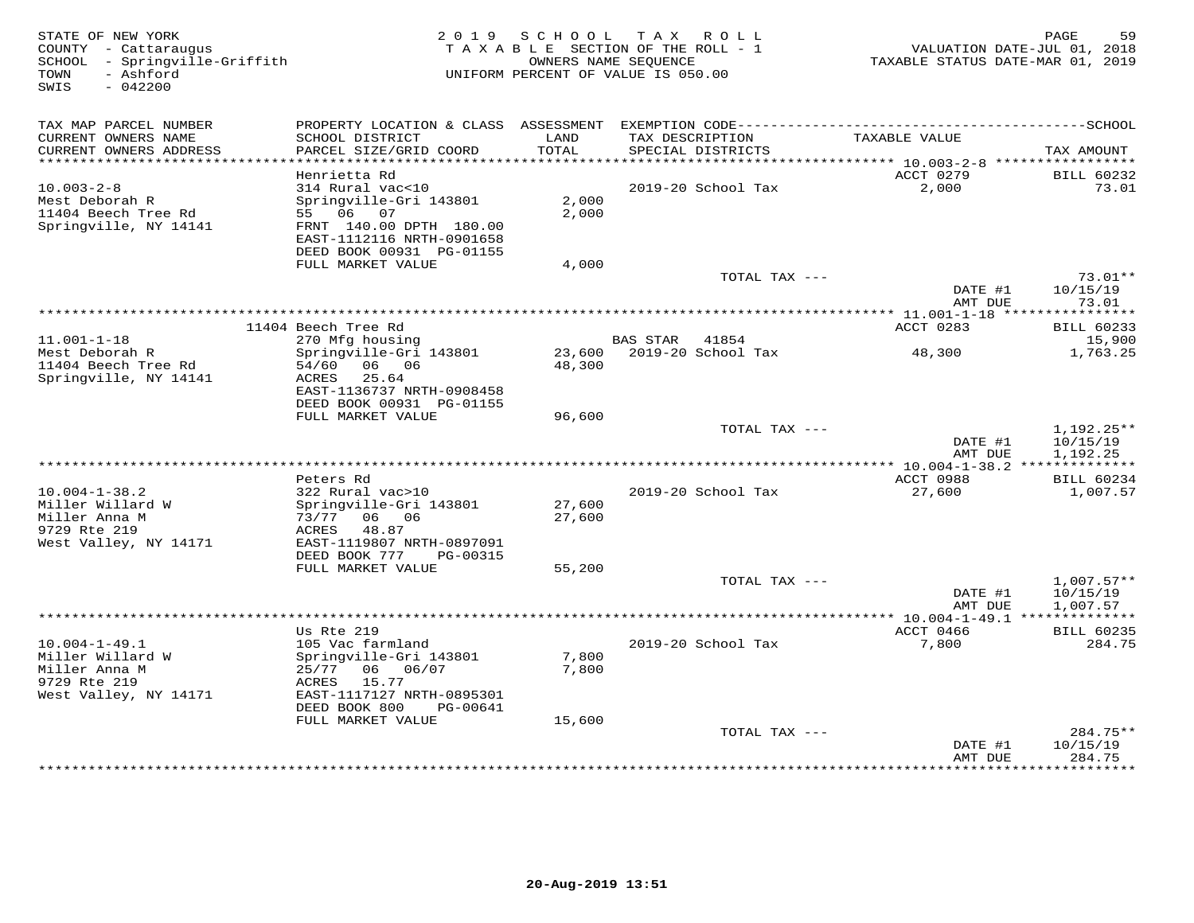STATE OF NEW YORK
COUNTY - Cattaraugus
SCHOOL - Springville-Griffith
TOWN - Ashford
SWIS - 042200

2019 SCHOOL TAX ROLL
TAXABLE SECTION OF THE ROLL - 1
OWNERS NAME SEQUENCE
UNIFORM PERCENT OF VALUE IS 050.00

VALUATION DATE-JUL 01, 2018
TAXABLE STATUS DATE-MAR 01, 2019

| TAX MAP PARCEL NUMBER / CURRENT OWNERS NAME / CURRENT OWNERS ADDRESS | PROPERTY LOCATION & CLASS / SCHOOL DISTRICT / PARCEL SIZE/GRID COORD | ASSESSMENT LAND / TOTAL | EXEMPTION CODE / TAX DESCRIPTION / SPECIAL DISTRICTS | TAXABLE VALUE | TAX AMOUNT |
|---|---|---|---|---|---|
| | Henrietta Rd | | | ACCT 0279 | BILL 60232 |
| 10.003-2-8 | 314 Rural vac<10 | | 2019-20 School Tax | 2,000 | 73.01 |
| Mest Deborah R | Springville-Gri 143801 | 2,000 | | | |
| 11404 Beech Tree Rd | 55 06 07 | 2,000 | | | |
| Springville, NY 14141 | FRNT 140.00 DPTH 180.00 | | | | |
| | EAST-1112116 NRTH-0901658 | | | | |
| | DEED BOOK 00931 PG-01155 | | | | |
| | FULL MARKET VALUE | 4,000 | | | |
| | | | TOTAL TAX --- | | 73.01** |
| | | | | DATE #1 | 10/15/19 |
| | | | | AMT DUE | 73.01 |
| | 11404 Beech Tree Rd | | | ACCT 0283 | BILL 60233 |
| 11.001-1-18 | 270 Mfg housing | | BAS STAR 41854 | | 15,900 |
| Mest Deborah R | Springville-Gri 143801 | 23,600 | 2019-20 School Tax | 48,300 | 1,763.25 |
| 11404 Beech Tree Rd | 54/60 06 06 | 48,300 | | | |
| Springville, NY 14141 | ACRES 25.64 | | | | |
| | EAST-1136737 NRTH-0908458 | | | | |
| | DEED BOOK 00931 PG-01155 | | | | |
| | FULL MARKET VALUE | 96,600 | | | |
| | | | TOTAL TAX --- | | 1,192.25** |
| | | | | DATE #1 | 10/15/19 |
| | | | | AMT DUE | 1,192.25 |
| | Peters Rd | | | ACCT 0988 | BILL 60234 |
| 10.004-1-38.2 | 322 Rural vac>10 | | 2019-20 School Tax | 27,600 | 1,007.57 |
| Miller Willard W | Springville-Gri 143801 | 27,600 | | | |
| Miller Anna M | 73/77 06 06 | 27,600 | | | |
| 9729 Rte 219 | ACRES 48.87 | | | | |
| West Valley, NY 14171 | EAST-1119807 NRTH-0897091 | | | | |
| | DEED BOOK 777 PG-00315 | | | | |
| | FULL MARKET VALUE | 55,200 | | | |
| | | | TOTAL TAX --- | | 1,007.57** |
| | | | | DATE #1 | 10/15/19 |
| | | | | AMT DUE | 1,007.57 |
| | Us Rte 219 | | | ACCT 0466 | BILL 60235 |
| 10.004-1-49.1 | 105 Vac farmland | | 2019-20 School Tax | 7,800 | 284.75 |
| Miller Willard W | Springville-Gri 143801 | 7,800 | | | |
| Miller Anna M | 25/77 06 06/07 | 7,800 | | | |
| 9729 Rte 219 | ACRES 15.77 | | | | |
| West Valley, NY 14171 | EAST-1117127 NRTH-0895301 | | | | |
| | DEED BOOK 800 PG-00641 | | | | |
| | FULL MARKET VALUE | 15,600 | | | |
| | | | TOTAL TAX --- | | 284.75** |
| | | | | DATE #1 | 10/15/19 |
| | | | | AMT DUE | 284.75 |

20-Aug-2019 13:51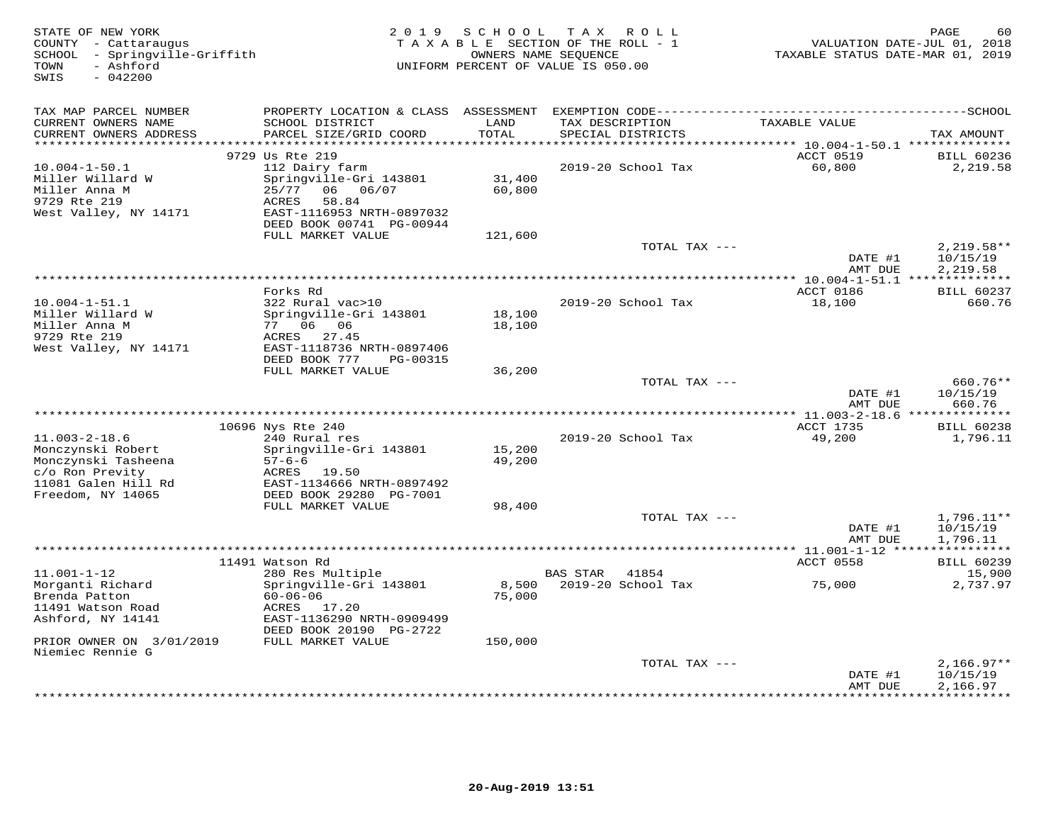STATE OF NEW YORK
COUNTY - Cattaraugus
SCHOOL - Springville-Griffith
TOWN - Ashford
SWIS - 042200

2019 SCHOOL TAX ROLL
TAXABLE SECTION OF THE ROLL - 1
OWNERS NAME SEQUENCE
UNIFORM PERCENT OF VALUE IS 050.00

VALUATION DATE-JUL 01, 2018
TAXABLE STATUS DATE-MAR 01, 2019

| TAX MAP PARCEL NUMBER<br>CURRENT OWNERS NAME<br>CURRENT OWNERS ADDRESS | PROPERTY LOCATION & CLASS<br>SCHOOL DISTRICT<br>PARCEL SIZE/GRID COORD | ASSESSMENT<br>LAND<br>TOTAL | EXEMPTION CODE<br>TAX DESCRIPTION<br>SPECIAL DISTRICTS | TAXABLE VALUE | SCHOOL<br>TAX AMOUNT |
|---|---|---|---|---|---|
| 10.004-1-50.1 | 9729 Us Rte 219 | | | ACCT 0519 | BILL 60236 |
| Miller Willard W | 112 Dairy farm | | 2019-20 School Tax | 60,800 | 2,219.58 |
| Miller Anna M | Springville-Gri 143801 | 31,400 | | | |
| 9729 Rte 219 | 25/77 06 06/07 | 60,800 | | | |
| West Valley, NY 14171 | ACRES 58.84 | | | | |
| | EAST-1116953 NRTH-0897032 | | | | |
| | DEED BOOK 00741 PG-00944 | | | | |
| | FULL MARKET VALUE | 121,600 | | | |
| | | | TOTAL TAX --- | | 2,219.58** |
| | | | | DATE #1 | 10/15/19 |
| | | | | AMT DUE | 2,219.58 |
| 10.004-1-51.1 | Forks Rd | | | ACCT 0186 | BILL 60237 |
| Miller Willard W | 322 Rural vac>10 | | 2019-20 School Tax | 18,100 | 660.76 |
| Miller Anna M | Springville-Gri 143801 | 18,100 | | | |
| 9729 Rte 219 | 77 06 06 | 18,100 | | | |
| West Valley, NY 14171 | ACRES 27.45 | | | | |
| | EAST-1118736 NRTH-0897406 | | | | |
| | DEED BOOK 777 PG-00315 | | | | |
| | FULL MARKET VALUE | 36,200 | | | |
| | | | TOTAL TAX --- | | 660.76** |
| | | | | DATE #1 | 10/15/19 |
| | | | | AMT DUE | 660.76 |
| 11.003-2-18.6 | 10696 Nys Rte 240 | | | ACCT 1735 | BILL 60238 |
| Monczynski Robert | 240 Rural res | | 2019-20 School Tax | 49,200 | 1,796.11 |
| Monczynski Tasheena | Springville-Gri 143801 | 15,200 | | | |
| c/o Ron Previty | 57-6-6 | 49,200 | | | |
| 11081 Galen Hill Rd | ACRES 19.50 | | | | |
| Freedom, NY 14065 | EAST-1134666 NRTH-0897492 | | | | |
| | DEED BOOK 29280 PG-7001 | | | | |
| | FULL MARKET VALUE | 98,400 | | | |
| | | | TOTAL TAX --- | | 1,796.11** |
| | | | | DATE #1 | 10/15/19 |
| | | | | AMT DUE | 1,796.11 |
| 11.001-1-12 | 11491 Watson Rd | | | ACCT 0558 | BILL 60239 |
| Morganti Richard | 280 Res Multiple | | BAS STAR 41854 | | 15,900 |
| Brenda Patton | Springville-Gri 143801 | 8,500 | 2019-20 School Tax | 75,000 | 2,737.97 |
| 11491 Watson Road | 60-06-06 | 75,000 | | | |
| Ashford, NY 14141 | ACRES 17.20 | | | | |
| | EAST-1136290 NRTH-0909499 | | | | |
| | DEED BOOK 20190 PG-2722 | | | | |
| PRIOR OWNER ON 3/01/2019 | FULL MARKET VALUE | 150,000 | | | |
| Niemiec Rennie G | | | | | |
| | | | TOTAL TAX --- | | 2,166.97** |
| | | | | DATE #1 | 10/15/19 |
| | | | | AMT DUE | 2,166.97 |

20-Aug-2019 13:51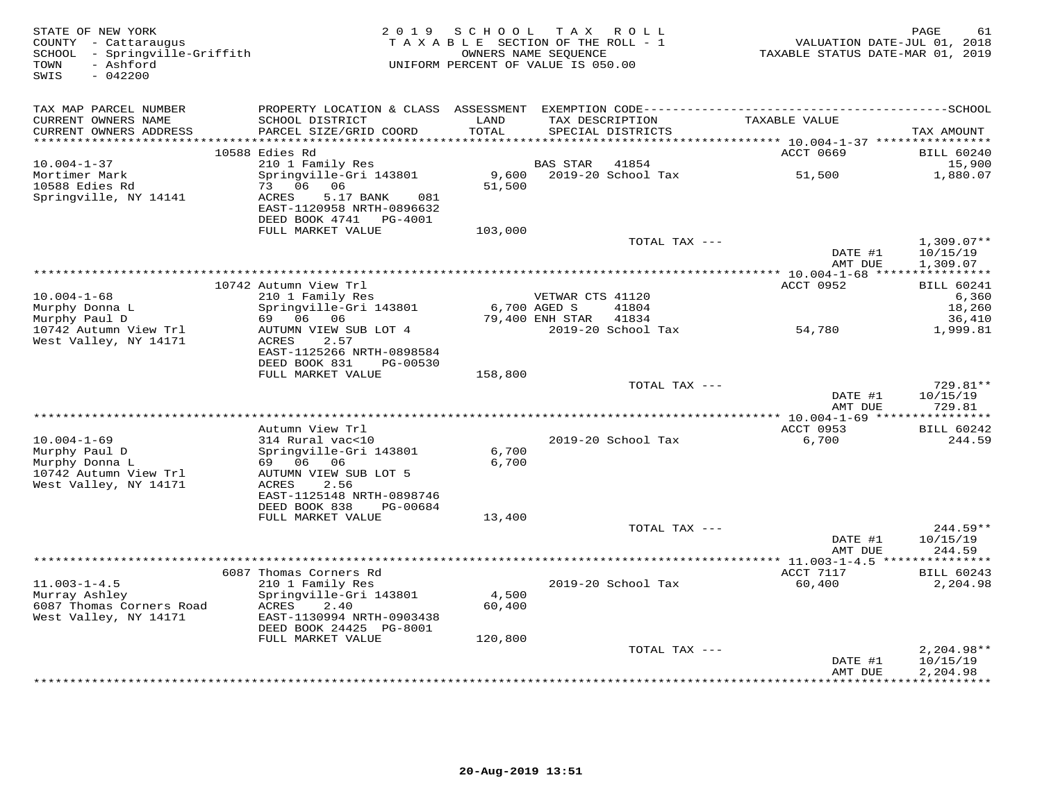STATE OF NEW YORK
COUNTY - Cattaraugus
SCHOOL - Springville-Griffith
TOWN - Ashford
SWIS - 042200

2019 SCHOOL TAX ROLL
TAXABLE SECTION OF THE ROLL - 1
OWNERS NAME SEQUENCE
UNIFORM PERCENT OF VALUE IS 050.00

VALUATION DATE-JUL 01, 2018
TAXABLE STATUS DATE-MAR 01, 2019

| TAX MAP PARCEL NUMBER<br>CURRENT OWNERS NAME<br>CURRENT OWNERS ADDRESS | PROPERTY LOCATION & CLASS<br>SCHOOL DISTRICT<br>PARCEL SIZE/GRID COORD | ASSESSMENT<br>LAND<br>TOTAL | EXEMPTION CODE<br>TAX DESCRIPTION<br>SPECIAL DISTRICTS | TAXABLE VALUE | SCHOOL<br>TAX AMOUNT |
|---|---|---|---|---|---|
| | 10588 Edies Rd | | | ACCT 0669 | BILL 60240 |
| 10.004-1-37 | 210 1 Family Res | | BAS STAR 41854 | | 15,900 |
| Mortimer Mark | Springville-Gri 143801 | 9,600 | 2019-20 School Tax | 51,500 | 1,880.07 |
| 10588 Edies Rd | 73 06 06 | 51,500 | | | |
| Springville, NY 14141 | ACRES 5.17 BANK 081 | | | | |
| | EAST-1120958 NRTH-0896632 | | | | |
| | DEED BOOK 4741 PG-4001 | | | | |
| | FULL MARKET VALUE | 103,000 | | | |
| | | | TOTAL TAX --- | | 1,309.07** |
| | | | | DATE #1 | 10/15/19 |
| | | | | AMT DUE | 1,309.07 |
| | 10742 Autumn View Trl | | | ACCT 0952 | BILL 60241 |
| 10.004-1-68 | 210 1 Family Res | | VETWAR CTS 41120 | | 6,360 |
| Murphy Donna L | Springville-Gri 143801 | 6,700 | AGED S 41804 | | 18,260 |
| Murphy Paul D | 69 06 06 | 79,400 | ENH STAR 41834 | | 36,410 |
| 10742 Autumn View Trl | AUTUMN VIEW SUB LOT 4 | | 2019-20 School Tax | 54,780 | 1,999.81 |
| West Valley, NY 14171 | ACRES 2.57 | | | | |
| | EAST-1125266 NRTH-0898584 | | | | |
| | DEED BOOK 831 PG-00530 | | | | |
| | FULL MARKET VALUE | 158,800 | | | |
| | | | TOTAL TAX --- | | 729.81** |
| | | | | DATE #1 | 10/15/19 |
| | | | | AMT DUE | 729.81 |
| | Autumn View Trl | | | ACCT 0953 | BILL 60242 |
| 10.004-1-69 | 314 Rural vac<10 | | 2019-20 School Tax | 6,700 | 244.59 |
| Murphy Paul D | Springville-Gri 143801 | 6,700 | | | |
| Murphy Donna L | 69 06 06 | 6,700 | | | |
| 10742 Autumn View Trl | AUTUMN VIEW SUB LOT 5 | | | | |
| West Valley, NY 14171 | ACRES 2.56 | | | | |
| | EAST-1125148 NRTH-0898746 | | | | |
| | DEED BOOK 838 PG-00684 | | | | |
| | FULL MARKET VALUE | 13,400 | | | |
| | | | TOTAL TAX --- | | 244.59** |
| | | | | DATE #1 | 10/15/19 |
| | | | | AMT DUE | 244.59 |
| | 6087 Thomas Corners Rd | | | ACCT 7117 | BILL 60243 |
| 11.003-1-4.5 | 210 1 Family Res | | 2019-20 School Tax | 60,400 | 2,204.98 |
| Murray Ashley | Springville-Gri 143801 | 4,500 | | | |
| 6087 Thomas Corners Road | ACRES 2.40 | 60,400 | | | |
| West Valley, NY 14171 | EAST-1130994 NRTH-0903438 | | | | |
| | DEED BOOK 24425 PG-8001 | | | | |
| | FULL MARKET VALUE | 120,800 | | | |
| | | | TOTAL TAX --- | | 2,204.98** |
| | | | | DATE #1 | 10/15/19 |
| | | | | AMT DUE | 2,204.98 |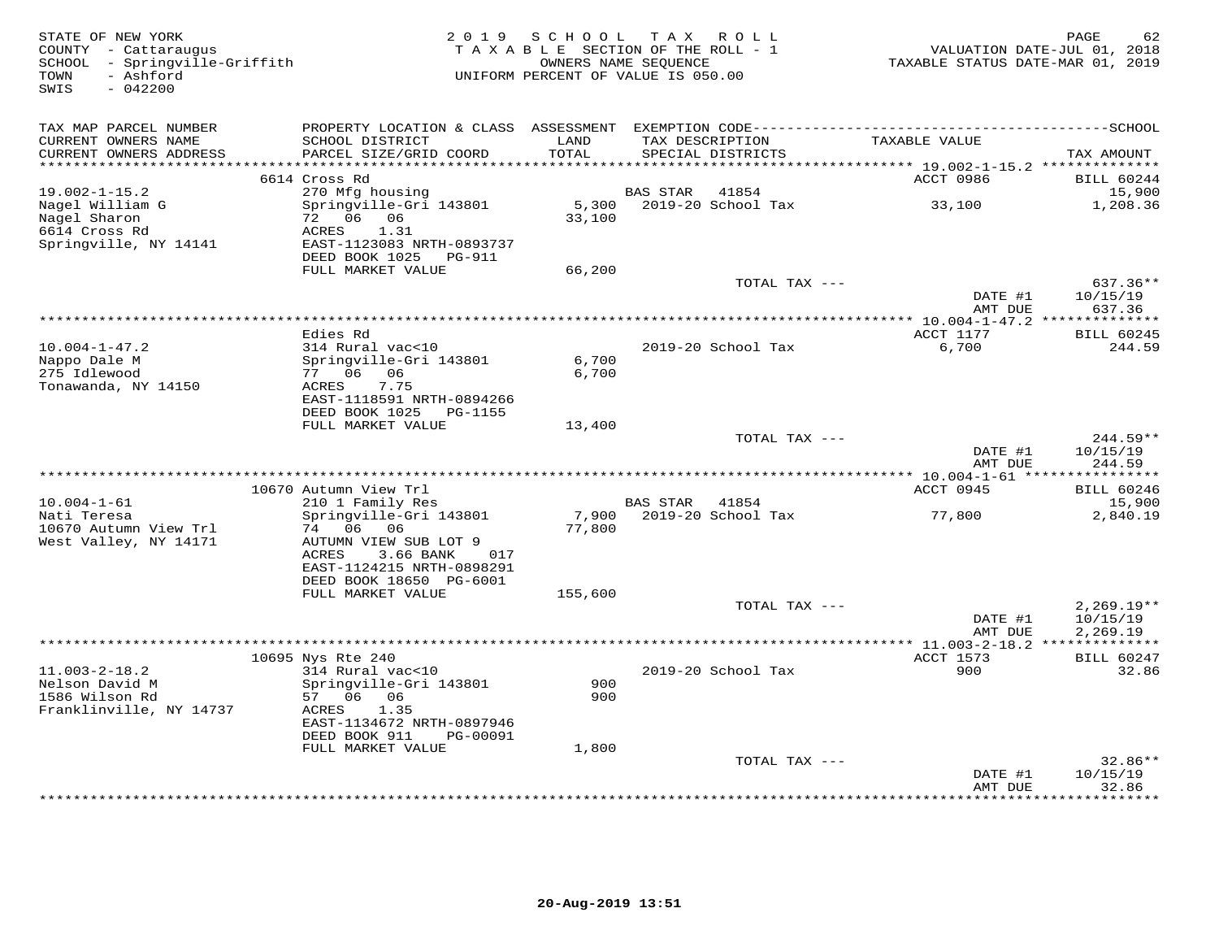STATE OF NEW YORK
COUNTY - Cattaraugus
SCHOOL - Springville-Griffith
TOWN - Ashford
SWIS - 042200

2019 SCHOOL TAX ROLL
TAXABLE SECTION OF THE ROLL - 1
OWNERS NAME SEQUENCE
UNIFORM PERCENT OF VALUE IS 050.00

VALUATION DATE-JUL 01, 2018
TAXABLE STATUS DATE-MAR 01, 2019

| TAX MAP PARCEL NUMBER / CURRENT OWNERS NAME / CURRENT OWNERS ADDRESS | PROPERTY LOCATION & CLASS / SCHOOL DISTRICT / PARCEL SIZE/GRID COORD | ASSESSMENT LAND / TOTAL | EXEMPTION CODE / TAX DESCRIPTION / SPECIAL DISTRICTS | TAXABLE VALUE | TAX AMOUNT |
|---|---|---|---|---|---|
| | 6614 Cross Rd | | | ACCT 0986 | BILL 60244 |
| 19.002-1-15.2 | 270 Mfg housing | | BAS STAR 41854 | | 15,900 |
| Nagel William G | Springville-Gri 143801 | 5,300 | 2019-20 School Tax | 33,100 | 1,208.36 |
| Nagel Sharon | 72 06 06 | 33,100 | | | |
| 6614 Cross Rd | ACRES 1.31 | | | | |
| Springville, NY 14141 | EAST-1123083 NRTH-0893737 | | | | |
| | DEED BOOK 1025 PG-911 | | | | |
| | FULL MARKET VALUE | 66,200 | | | |
| | | | TOTAL TAX --- | | 637.36** |
| | | | | DATE #1 | 10/15/19 |
| | | | | AMT DUE | 637.36 |
| | Edies Rd | | | ACCT 1177 | BILL 60245 |
| 10.004-1-47.2 | 314 Rural vac<10 | | 2019-20 School Tax | 6,700 | 244.59 |
| Nappo Dale M | Springville-Gri 143801 | 6,700 | | | |
| 275 Idlewood | 77 06 06 | 6,700 | | | |
| Tonawanda, NY 14150 | ACRES 7.75 | | | | |
| | EAST-1118591 NRTH-0894266 | | | | |
| | DEED BOOK 1025 PG-1155 | | | | |
| | FULL MARKET VALUE | 13,400 | | | |
| | | | TOTAL TAX --- | | 244.59** |
| | | | | DATE #1 | 10/15/19 |
| | | | | AMT DUE | 244.59 |
| | 10670 Autumn View Trl | | | ACCT 0945 | BILL 60246 |
| 10.004-1-61 | 210 1 Family Res | | BAS STAR 41854 | | 15,900 |
| Nati Teresa | Springville-Gri 143801 | 7,900 | 2019-20 School Tax | 77,800 | 2,840.19 |
| 10670 Autumn View Trl | 74 06 06 | 77,800 | | | |
| West Valley, NY 14171 | AUTUMN VIEW SUB LOT 9 | | | | |
| | ACRES 3.66 BANK 017 | | | | |
| | EAST-1124215 NRTH-0898291 | | | | |
| | DEED BOOK 18650 PG-6001 | | | | |
| | FULL MARKET VALUE | 155,600 | | | |
| | | | TOTAL TAX --- | | 2,269.19** |
| | | | | DATE #1 | 10/15/19 |
| | | | | AMT DUE | 2,269.19 |
| | 10695 Nys Rte 240 | | | ACCT 1573 | BILL 60247 |
| 11.003-2-18.2 | 314 Rural vac<10 | | 2019-20 School Tax | 900 | 32.86 |
| Nelson David M | Springville-Gri 143801 | 900 | | | |
| 1586 Wilson Rd | 57 06 06 | 900 | | | |
| Franklinville, NY 14737 | ACRES 1.35 | | | | |
| | EAST-1134672 NRTH-0897946 | | | | |
| | DEED BOOK 911 PG-00091 | | | | |
| | FULL MARKET VALUE | 1,800 | | | |
| | | | TOTAL TAX --- | | 32.86** |
| | | | | DATE #1 | 10/15/19 |
| | | | | AMT DUE | 32.86 |

20-Aug-2019 13:51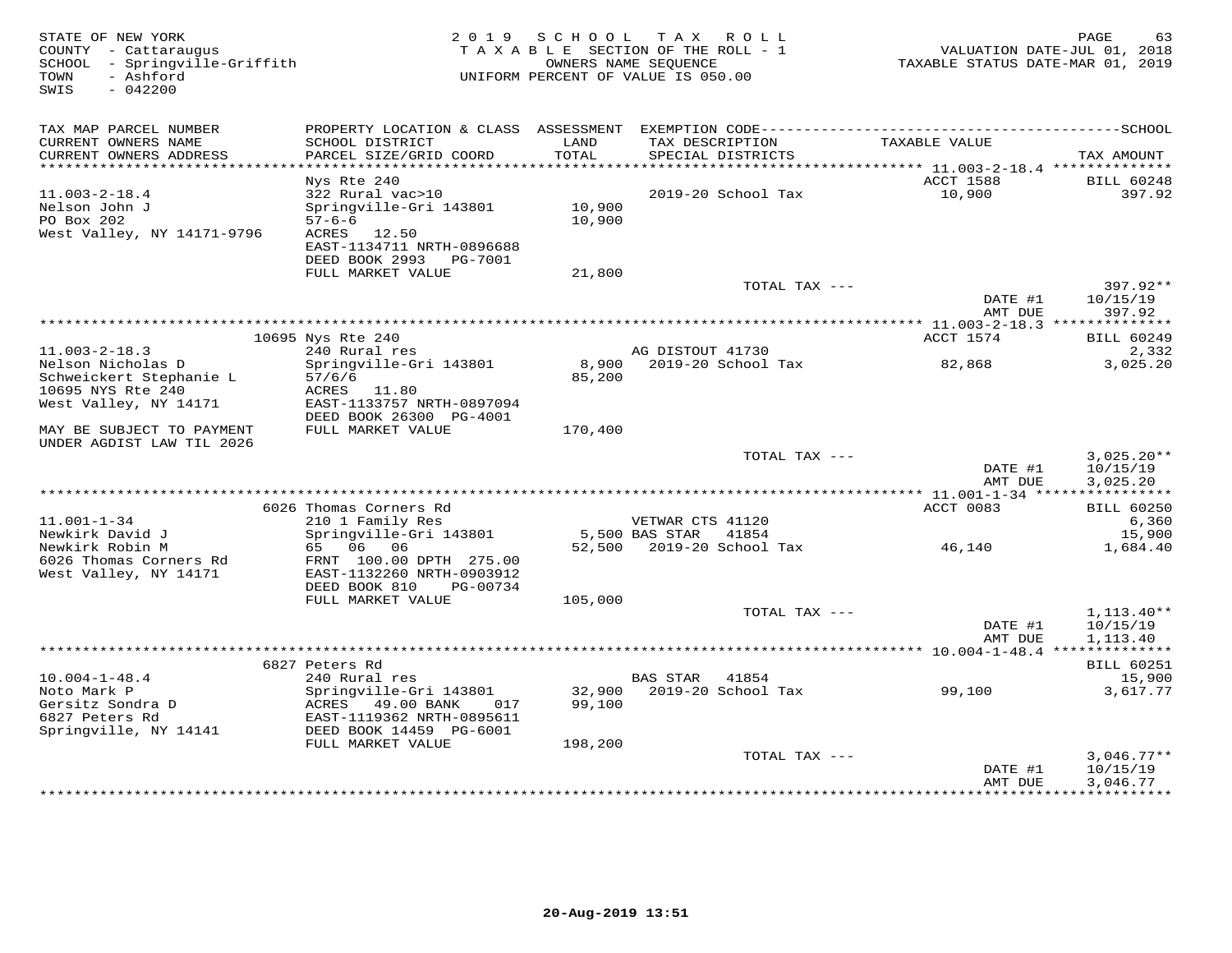STATE OF NEW YORK
COUNTY - Cattaraugus
SCHOOL - Springville-Griffith
TOWN - Ashford
SWIS - 042200

2019 SCHOOL TAX ROLL
TAXABLE SECTION OF THE ROLL - 1
OWNERS NAME SEQUENCE
UNIFORM PERCENT OF VALUE IS 050.00

VALUATION DATE-JUL 01, 2018
TAXABLE STATUS DATE-MAR 01, 2019

| TAX MAP PARCEL NUMBER / CURRENT OWNERS NAME / CURRENT OWNERS ADDRESS | PROPERTY LOCATION & CLASS / SCHOOL DISTRICT / PARCEL SIZE/GRID COORD | ASSESSMENT LAND / TOTAL | EXEMPTION CODE / TAX DESCRIPTION / SPECIAL DISTRICTS | TAXABLE VALUE | TAX AMOUNT |
|---|---|---|---|---|---|
| | Nys Rte 240 | | | ACCT 1588 | BILL 60248 |
| 11.003-2-18.4 | 322 Rural vac>10 | | 2019-20 School Tax | 10,900 | 397.92 |
| Nelson John J | Springville-Gri 143801 | 10,900 | | | |
| PO Box 202 | 57-6-6 | 10,900 | | | |
| West Valley, NY 14171-9796 | ACRES 12.50 | | | | |
| | EAST-1134711 NRTH-0896688 | | | | |
| | DEED BOOK 2993 PG-7001 | | | | |
| | FULL MARKET VALUE | 21,800 | | | |
| | | | TOTAL TAX --- | | 397.92** |
| | | | | DATE #1 | 10/15/19 |
| | | | | AMT DUE | 397.92 |
| | 10695 Nys Rte 240 | | | ACCT 1574 | BILL 60249 |
| 11.003-2-18.3 | 240 Rural res | | AG DISTOUT 41730 | | 2,332 |
| Nelson Nicholas D | Springville-Gri 143801 | 8,900 | 2019-20 School Tax | 82,868 | 3,025.20 |
| Schweickert Stephanie L | 57/6/6 | 85,200 | | | |
| 10695 NYS Rte 240 | ACRES 11.80 | | | | |
| West Valley, NY 14171 | EAST-1133757 NRTH-0897094 | | | | |
| | DEED BOOK 26300 PG-4001 | | | | |
| MAY BE SUBJECT TO PAYMENT UNDER AGDIST LAW TIL 2026 | FULL MARKET VALUE | 170,400 | | | |
| | | | TOTAL TAX --- | | 3,025.20** |
| | | | | DATE #1 | 10/15/19 |
| | | | | AMT DUE | 3,025.20 |
| | 6026 Thomas Corners Rd | | | ACCT 0083 | BILL 60250 |
| 11.001-1-34 | 210 1 Family Res | | VETWAR CTS 41120 | | 6,360 |
| Newkirk David J | Springville-Gri 143801 | 5,500 | BAS STAR 41854 | | 15,900 |
| Newkirk Robin M | 65 06 06 | 52,500 | 2019-20 School Tax | 46,140 | 1,684.40 |
| 6026 Thomas Corners Rd | FRNT 100.00 DPTH 275.00 | | | | |
| West Valley, NY 14171 | EAST-1132260 NRTH-0903912 | | | | |
| | DEED BOOK 810 PG-00734 | | | | |
| | FULL MARKET VALUE | 105,000 | | | |
| | | | TOTAL TAX --- | | 1,113.40** |
| | | | | DATE #1 | 10/15/19 |
| | | | | AMT DUE | 1,113.40 |
| | 6827 Peters Rd | | | | BILL 60251 |
| 10.004-1-48.4 | 240 Rural res | | BAS STAR 41854 | | 15,900 |
| Noto Mark P | Springville-Gri 143801 | 32,900 | 2019-20 School Tax | 99,100 | 3,617.77 |
| Gersitz Sondra D | ACRES 49.00 BANK 017 | 99,100 | | | |
| 6827 Peters Rd | EAST-1119362 NRTH-0895611 | | | | |
| Springville, NY 14141 | DEED BOOK 14459 PG-6001 | | | | |
| | FULL MARKET VALUE | 198,200 | | | |
| | | | TOTAL TAX --- | | 3,046.77** |
| | | | | DATE #1 | 10/15/19 |
| | | | | AMT DUE | 3,046.77 |

20-Aug-2019 13:51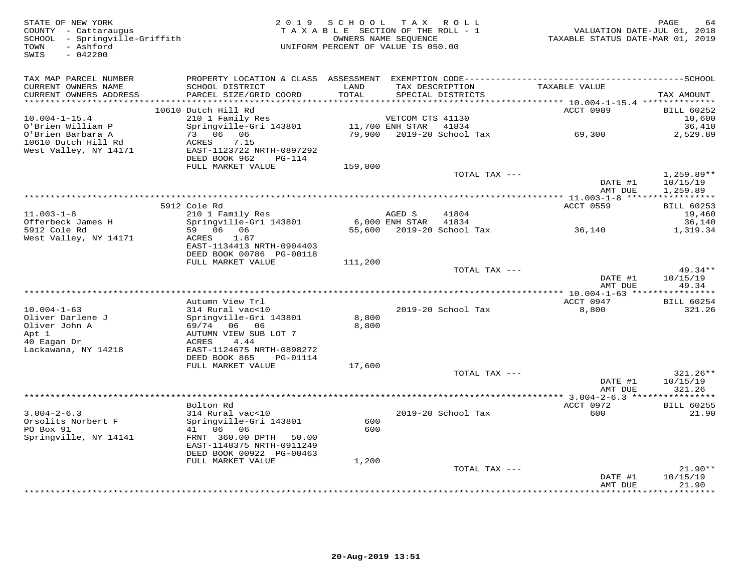STATE OF NEW YORK
COUNTY - Cattaraugus
SCHOOL - Springville-Griffith
TOWN - Ashford
SWIS - 042200

2019 SCHOOL TAX ROLL
TAXABLE SECTION OF THE ROLL - 1
OWNERS NAME SEQUENCE
UNIFORM PERCENT OF VALUE IS 050.00

VALUATION DATE-JUL 01, 2018
TAXABLE STATUS DATE-MAR 01, 2019

| TAX MAP PARCEL NUMBER / CURRENT OWNERS NAME / CURRENT OWNERS ADDRESS | PROPERTY LOCATION & CLASS / SCHOOL DISTRICT / PARCEL SIZE/GRID COORD | ASSESSMENT LAND / TOTAL | EXEMPTION CODE / TAX DESCRIPTION / SPECIAL DISTRICTS | TAXABLE VALUE | TAX AMOUNT |
|---|---|---|---|---|---|
| | 10610 Dutch Hill Rd | | | ACCT 0989 | BILL 60252 |
| 10.004-1-15.4 | 210 1 Family Res | | VETCOM CTS 41130 | | 10,600 |
| O'Brien William P | Springville-Gri 143801 | 11,700 | ENH STAR 41834 | | 36,410 |
| O'Brien Barbara A | 73 06 06 | 79,900 | 2019-20 School Tax | 69,300 | 2,529.89 |
| 10610 Dutch Hill Rd | ACRES 7.15 | | | | |
| West Valley, NY 14171 | EAST-1123722 NRTH-0897292 | | | | |
| | DEED BOOK 962 PG-114 | | | | |
| | FULL MARKET VALUE | 159,800 | | | |
| | | | TOTAL TAX --- | | 1,259.89** |
| | | | | DATE #1 | 10/15/19 |
| | | | | AMT DUE | 1,259.89 |
| | 5912 Cole Rd | | | ACCT 0559 | BILL 60253 |
| 11.003-1-8 | 210 1 Family Res | | AGED S 41804 | | 19,460 |
| Offerbeck James H | Springville-Gri 143801 | 6,000 | ENH STAR 41834 | | 36,140 |
| 5912 Cole Rd | 59 06 06 | 55,600 | 2019-20 School Tax | 36,140 | 1,319.34 |
| West Valley, NY 14171 | ACRES 1.87 | | | | |
| | EAST-1134413 NRTH-0904403 | | | | |
| | DEED BOOK 00786 PG-00118 | | | | |
| | FULL MARKET VALUE | 111,200 | | | |
| | | | TOTAL TAX --- | | 49.34** |
| | | | | DATE #1 | 10/15/19 |
| | | | | AMT DUE | 49.34 |
| | Autumn View Trl | | | ACCT 0947 | BILL 60254 |
| 10.004-1-63 | 314 Rural vac<10 | | 2019-20 School Tax | 8,800 | 321.26 |
| Oliver Darlene J | Springville-Gri 143801 | 8,800 | | | |
| Oliver John A | 69/74 06 06 | 8,800 | | | |
| Apt 1 | AUTUMN VIEW SUB LOT 7 | | | | |
| 40 Eagan Dr | ACRES 4.44 | | | | |
| Lackawana, NY 14218 | EAST-1124675 NRTH-0898272 | | | | |
| | DEED BOOK 865 PG-01114 | | | | |
| | FULL MARKET VALUE | 17,600 | | | |
| | | | TOTAL TAX --- | | 321.26** |
| | | | | DATE #1 | 10/15/19 |
| | | | | AMT DUE | 321.26 |
| | Bolton Rd | | | ACCT 0972 | BILL 60255 |
| 3.004-2-6.3 | 314 Rural vac<10 | | 2019-20 School Tax | 600 | 21.90 |
| Orsolits Norbert F | Springville-Gri 143801 | 600 | | | |
| PO Box 91 | 41 06 06 | 600 | | | |
| Springville, NY 14141 | FRNT 360.00 DPTH 50.00 | | | | |
| | EAST-1148375 NRTH-0911249 | | | | |
| | DEED BOOK 00922 PG-00463 | | | | |
| | FULL MARKET VALUE | 1,200 | | | |
| | | | TOTAL TAX --- | | 21.90** |
| | | | | DATE #1 | 10/15/19 |
| | | | | AMT DUE | 21.90 |

20-Aug-2019 13:51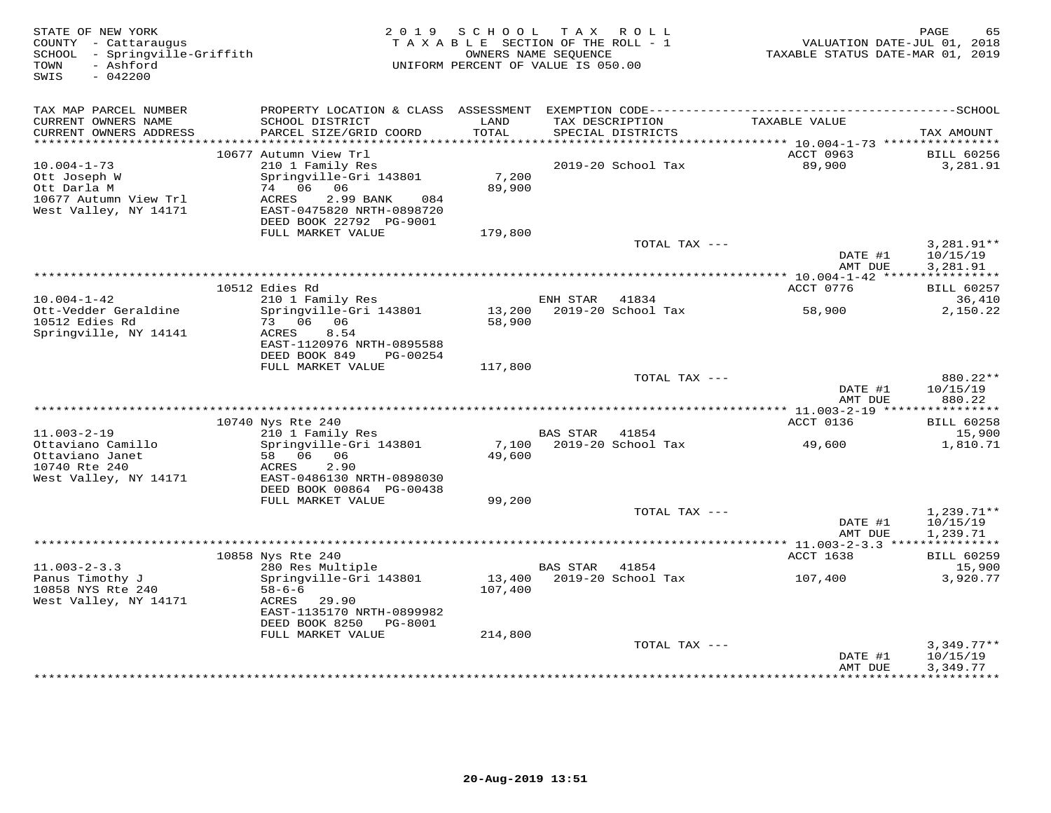STATE OF NEW YORK
COUNTY - Cattaraugus
SCHOOL - Springville-Griffith
TOWN - Ashford
SWIS - 042200

2019 SCHOOL TAX ROLL
TAXABLE SECTION OF THE ROLL - 1
OWNERS NAME SEQUENCE
UNIFORM PERCENT OF VALUE IS 050.00

VALUATION DATE-JUL 01, 2018
TAXABLE STATUS DATE-MAR 01, 2019

| TAX MAP PARCEL NUMBER / CURRENT OWNERS NAME / CURRENT OWNERS ADDRESS | PROPERTY LOCATION & CLASS / SCHOOL DISTRICT / PARCEL SIZE/GRID COORD | ASSESSMENT LAND / TOTAL | EXEMPTION CODE / TAX DESCRIPTION / SPECIAL DISTRICTS | TAXABLE VALUE | TAX AMOUNT |
|---|---|---|---|---|---|
| | 10677 Autumn View Trl | | | ACCT 0963 | BILL 60256 |
| 10.004-1-73 | 210 1 Family Res | | 2019-20 School Tax | 89,900 | 3,281.91 |
| Ott Joseph W | Springville-Gri 143801 | 7,200 | | | |
| Ott Darla M | 74 06 06 | 89,900 | | | |
| 10677 Autumn View Trl | ACRES 2.99 BANK 084 | | | | |
| West Valley, NY 14171 | EAST-0475820 NRTH-0898720 | | | | |
| | DEED BOOK 22792 PG-9001 | | | | |
| | FULL MARKET VALUE | 179,800 | | | |
| | | | TOTAL TAX --- | | 3,281.91** |
| | | | | DATE #1 | 10/15/19 |
| | | | | AMT DUE | 3,281.91 |
| | 10512 Edies Rd | | | ACCT 0776 | BILL 60257 |
| 10.004-1-42 | 210 1 Family Res | | ENH STAR 41834 | | 36,410 |
| Ott-Vedder Geraldine | Springville-Gri 143801 | 13,200 | 2019-20 School Tax | 58,900 | 2,150.22 |
| 10512 Edies Rd | 73 06 06 | 58,900 | | | |
| Springville, NY 14141 | ACRES 8.54 | | | | |
| | EAST-1120976 NRTH-0895588 | | | | |
| | DEED BOOK 849 PG-00254 | | | | |
| | FULL MARKET VALUE | 117,800 | | | |
| | | | TOTAL TAX --- | | 880.22** |
| | | | | DATE #1 | 10/15/19 |
| | | | | AMT DUE | 880.22 |
| | 10740 Nys Rte 240 | | | ACCT 0136 | BILL 60258 |
| 11.003-2-19 | 210 1 Family Res | | BAS STAR 41854 | | 15,900 |
| Ottaviano Camillo | Springville-Gri 143801 | 7,100 | 2019-20 School Tax | 49,600 | 1,810.71 |
| Ottaviano Janet | 58 06 06 | 49,600 | | | |
| 10740 Rte 240 | ACRES 2.90 | | | | |
| West Valley, NY 14171 | EAST-0486130 NRTH-0898030 | | | | |
| | DEED BOOK 00864 PG-00438 | | | | |
| | FULL MARKET VALUE | 99,200 | | | |
| | | | TOTAL TAX --- | | 1,239.71** |
| | | | | DATE #1 | 10/15/19 |
| | | | | AMT DUE | 1,239.71 |
| | 10858 Nys Rte 240 | | | ACCT 1638 | BILL 60259 |
| 11.003-2-3.3 | 280 Res Multiple | | BAS STAR 41854 | | 15,900 |
| Panus Timothy J | Springville-Gri 143801 | 13,400 | 2019-20 School Tax | 107,400 | 3,920.77 |
| 10858 NYS Rte 240 | 58-6-6 | 107,400 | | | |
| West Valley, NY 14171 | ACRES 29.90 | | | | |
| | EAST-1135170 NRTH-0899982 | | | | |
| | DEED BOOK 8250 PG-8001 | | | | |
| | FULL MARKET VALUE | 214,800 | | | |
| | | | TOTAL TAX --- | | 3,349.77** |
| | | | | DATE #1 | 10/15/19 |
| | | | | AMT DUE | 3,349.77 |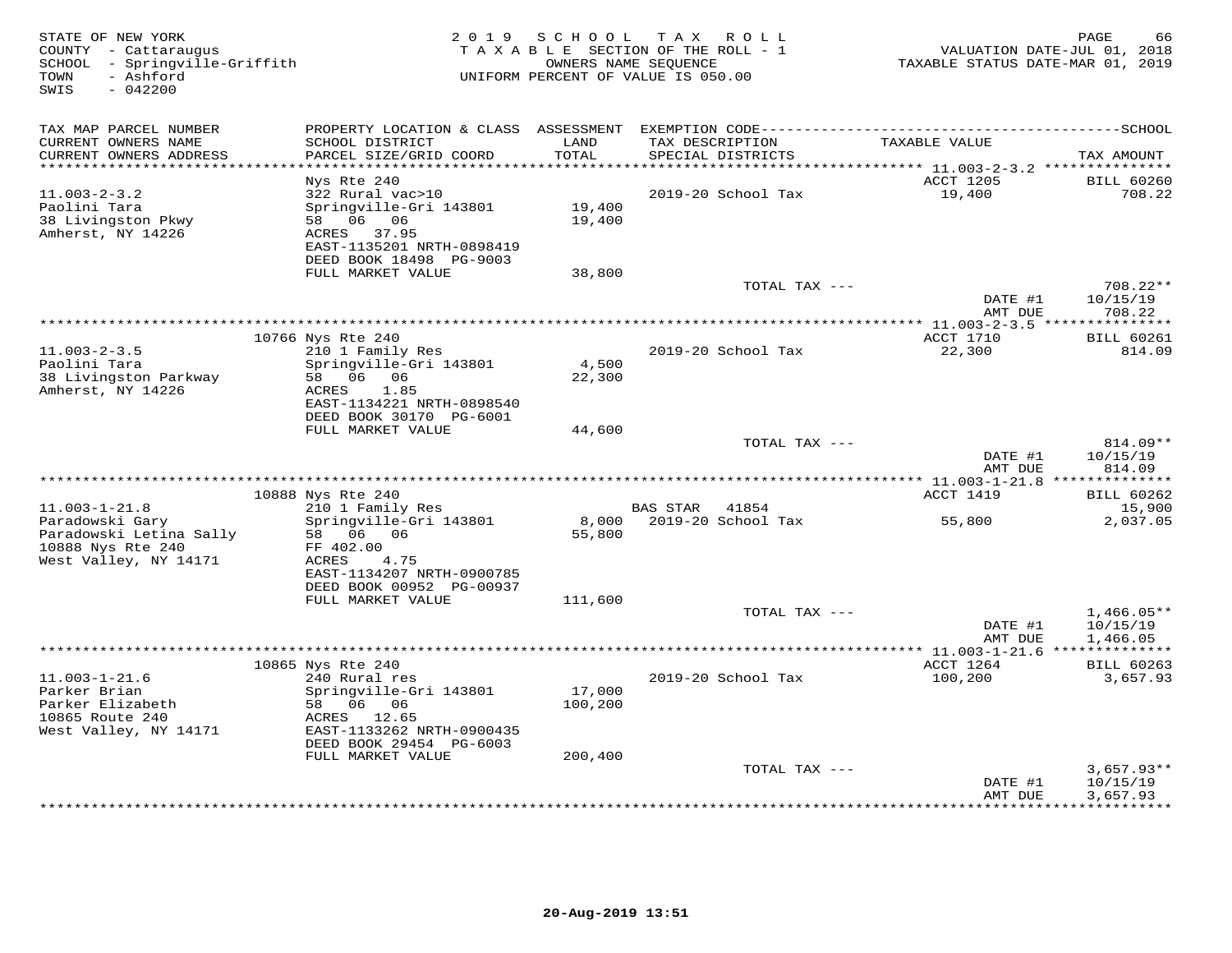STATE OF NEW YORK
COUNTY - Cattaraugus
SCHOOL - Springville-Griffith
TOWN - Ashford
SWIS - 042200

2019 SCHOOL TAX ROLL
TAXABLE SECTION OF THE ROLL - 1
OWNERS NAME SEQUENCE
UNIFORM PERCENT OF VALUE IS 050.00

VALUATION DATE-JUL 01, 2018
TAXABLE STATUS DATE-MAR 01, 2019

| TAX MAP PARCEL NUMBER / CURRENT OWNERS NAME / CURRENT OWNERS ADDRESS | PROPERTY LOCATION & CLASS / SCHOOL DISTRICT / PARCEL SIZE/GRID COORD | ASSESSMENT LAND / TOTAL | EXEMPTION CODE / TAX DESCRIPTION / SPECIAL DISTRICTS | TAXABLE VALUE | TAX AMOUNT |
|---|---|---|---|---|---|
| **11.003-2-3.2** | Nys Rte 240 | | | ACCT 1205 | BILL 60260 |
| 11.003-2-3.2 | 322 Rural vac>10 | | 2019-20 School Tax | 19,400 | 708.22 |
| Paolini Tara | Springville-Gri 143801 | 19,400 | | | |
| 38 Livingston Pkwy | 58 06 06 | 19,400 | | | |
| Amherst, NY 14226 | ACRES 37.95 | | | | |
| | EAST-1135201 NRTH-0898419 | | | | |
| | DEED BOOK 18498 PG-9003 | | | | |
| | FULL MARKET VALUE | 38,800 | | | |
| | | | TOTAL TAX --- | | 708.22** |
| | | | | DATE #1 | 10/15/19 |
| | | | | AMT DUE | 708.22 |
| **11.003-2-3.5** | 10766 Nys Rte 240 | | | ACCT 1710 | BILL 60261 |
| 11.003-2-3.5 | 210 1 Family Res | | 2019-20 School Tax | 22,300 | 814.09 |
| Paolini Tara | Springville-Gri 143801 | 4,500 | | | |
| 38 Livingston Parkway | 58 06 06 | 22,300 | | | |
| Amherst, NY 14226 | ACRES 1.85 | | | | |
| | EAST-1134221 NRTH-0898540 | | | | |
| | DEED BOOK 30170 PG-6001 | | | | |
| | FULL MARKET VALUE | 44,600 | | | |
| | | | TOTAL TAX --- | | 814.09** |
| | | | | DATE #1 | 10/15/19 |
| | | | | AMT DUE | 814.09 |
| **11.003-1-21.8** | 10888 Nys Rte 240 | | | ACCT 1419 | BILL 60262 |
| 11.003-1-21.8 | 210 1 Family Res | | BAS STAR 41854 | | 15,900 |
| Paradowski Gary | Springville-Gri 143801 | 8,000 | 2019-20 School Tax | 55,800 | 2,037.05 |
| Paradowski Letina Sally | 58 06 06 | 55,800 | | | |
| 10888 Nys Rte 240 | FF 402.00 | | | | |
| West Valley, NY 14171 | ACRES 4.75 | | | | |
| | EAST-1134207 NRTH-0900785 | | | | |
| | DEED BOOK 00952 PG-00937 | | | | |
| | FULL MARKET VALUE | 111,600 | | | |
| | | | TOTAL TAX --- | | 1,466.05** |
| | | | | DATE #1 | 10/15/19 |
| | | | | AMT DUE | 1,466.05 |
| **11.003-1-21.6** | 10865 Nys Rte 240 | | | ACCT 1264 | BILL 60263 |
| 11.003-1-21.6 | 240 Rural res | | 2019-20 School Tax | 100,200 | 3,657.93 |
| Parker Brian | Springville-Gri 143801 | 17,000 | | | |
| Parker Elizabeth | 58 06 06 | 100,200 | | | |
| 10865 Route 240 | ACRES 12.65 | | | | |
| West Valley, NY 14171 | EAST-1133262 NRTH-0900435 | | | | |
| | DEED BOOK 29454 PG-6003 | | | | |
| | FULL MARKET VALUE | 200,400 | | | |
| | | | TOTAL TAX --- | | 3,657.93** |
| | | | | DATE #1 | 10/15/19 |
| | | | | AMT DUE | 3,657.93 |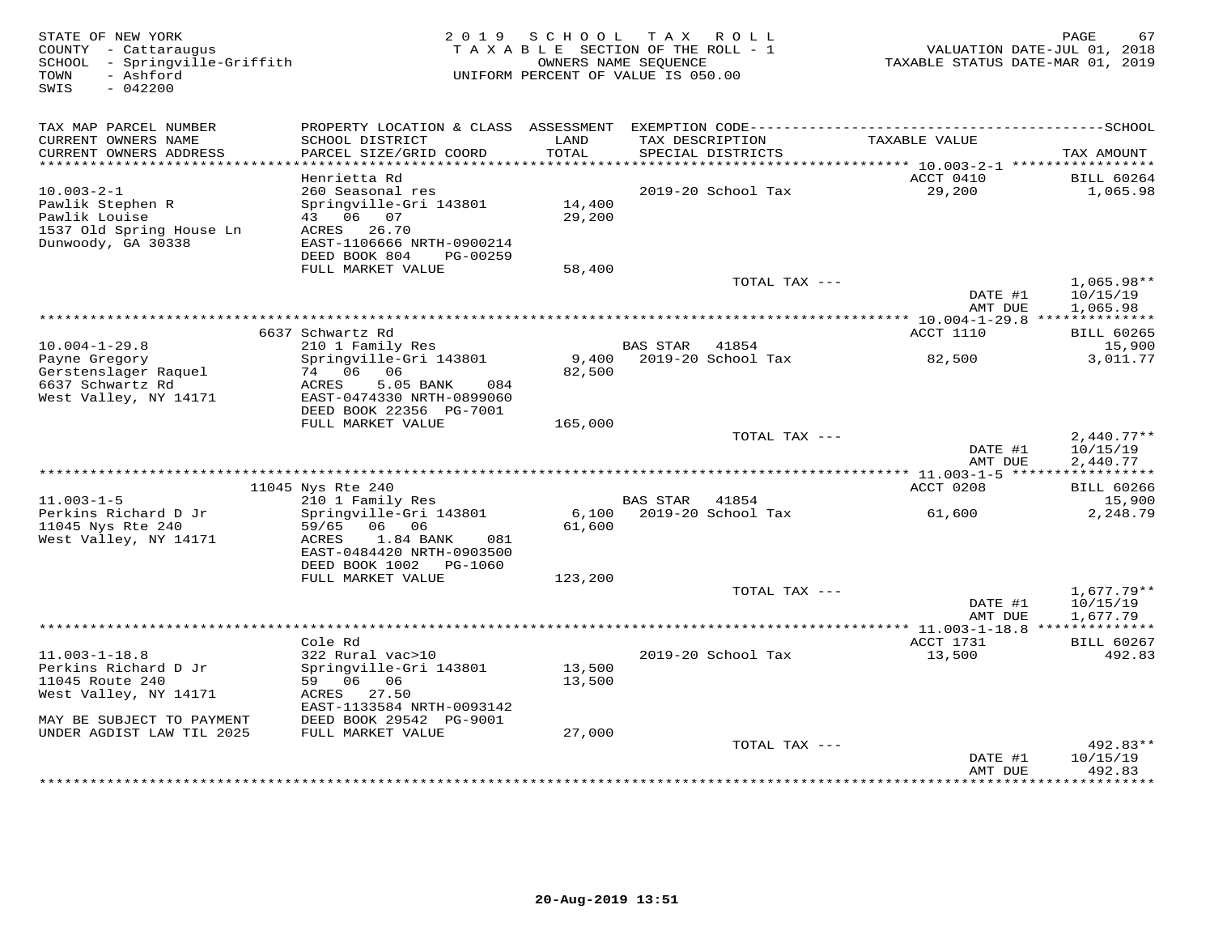STATE OF NEW YORK
COUNTY - Cattaraugus
SCHOOL - Springville-Griffith
TOWN - Ashford
SWIS - 042200

2019 SCHOOL TAX ROLL
TAXABLE SECTION OF THE ROLL - 1
OWNERS NAME SEQUENCE
UNIFORM PERCENT OF VALUE IS 050.00

VALUATION DATE-JUL 01, 2018
TAXABLE STATUS DATE-MAR 01, 2019

| TAX MAP PARCEL NUMBER / CURRENT OWNERS NAME / CURRENT OWNERS ADDRESS | PROPERTY LOCATION & CLASS / SCHOOL DISTRICT / PARCEL SIZE/GRID COORD | ASSESSMENT LAND / TOTAL | EXEMPTION CODE / TAX DESCRIPTION / SPECIAL DISTRICTS | TAXABLE VALUE | TAX AMOUNT |
|---|---|---|---|---|---|
| 10.003-2-1 | Henrietta Rd | | | ACCT 0410 | BILL 60264 |
| Pawlik Stephen R | 260 Seasonal res | | 2019-20 School Tax | 29,200 | 1,065.98 |
| Pawlik Louise | Springville-Gri 143801 | 14,400 | | | |
| 1537 Old Spring House Ln | 43 06 07 | 29,200 | | | |
| Dunwoody, GA 30338 | ACRES 26.70 | | | | |
| | EAST-1106666 NRTH-0900214 | | | | |
| | DEED BOOK 804 PG-00259 | | | | |
| | FULL MARKET VALUE | 58,400 | | | |
| | | | TOTAL TAX --- | | 1,065.98** |
| | | | | DATE #1 | 10/15/19 |
| | | | | AMT DUE | 1,065.98 |
| 10.004-1-29.8 | 6637 Schwartz Rd | | | ACCT 1110 | BILL 60265 |
| Payne Gregory | 210 1 Family Res | | BAS STAR 41854 | | 15,900 |
| Gerstenslager Raquel | Springville-Gri 143801 | 9,400 | 2019-20 School Tax | 82,500 | 3,011.77 |
| 6637 Schwartz Rd | 74 06 06 | 82,500 | | | |
| West Valley, NY 14171 | ACRES 5.05 BANK 084 | | | | |
| | EAST-0474330 NRTH-0899060 | | | | |
| | DEED BOOK 22356 PG-7001 | | | | |
| | FULL MARKET VALUE | 165,000 | | | |
| | | | TOTAL TAX --- | | 2,440.77** |
| | | | | DATE #1 | 10/15/19 |
| | | | | AMT DUE | 2,440.77 |
| 11.003-1-5 | 11045 Nys Rte 240 | | | ACCT 0208 | BILL 60266 |
| Perkins Richard D Jr | 210 1 Family Res | | BAS STAR 41854 | | 15,900 |
| 11045 Nys Rte 240 | Springville-Gri 143801 | 6,100 | 2019-20 School Tax | 61,600 | 2,248.79 |
| West Valley, NY 14171 | 59/65 06 06 | 61,600 | | | |
| | ACRES 1.84 BANK 081 | | | | |
| | EAST-0484420 NRTH-0903500 | | | | |
| | DEED BOOK 1002 PG-1060 | | | | |
| | FULL MARKET VALUE | 123,200 | | | |
| | | | TOTAL TAX --- | | 1,677.79** |
| | | | | DATE #1 | 10/15/19 |
| | | | | AMT DUE | 1,677.79 |
| 11.003-1-18.8 | Cole Rd | | | ACCT 1731 | BILL 60267 |
| Perkins Richard D Jr | 322 Rural vac>10 | | 2019-20 School Tax | 13,500 | 492.83 |
| 11045 Route 240 | Springville-Gri 143801 | 13,500 | | | |
| West Valley, NY 14171 | 59 06 06 | 13,500 | | | |
| | ACRES 27.50 | | | | |
| | EAST-1133584 NRTH-0093142 | | | | |
| MAY BE SUBJECT TO PAYMENT | DEED BOOK 29542 PG-9001 | | | | |
| UNDER AGDIST LAW TIL 2025 | FULL MARKET VALUE | 27,000 | | | |
| | | | TOTAL TAX --- | | 492.83** |
| | | | | DATE #1 | 10/15/19 |
| | | | | AMT DUE | 492.83 |

20-Aug-2019 13:51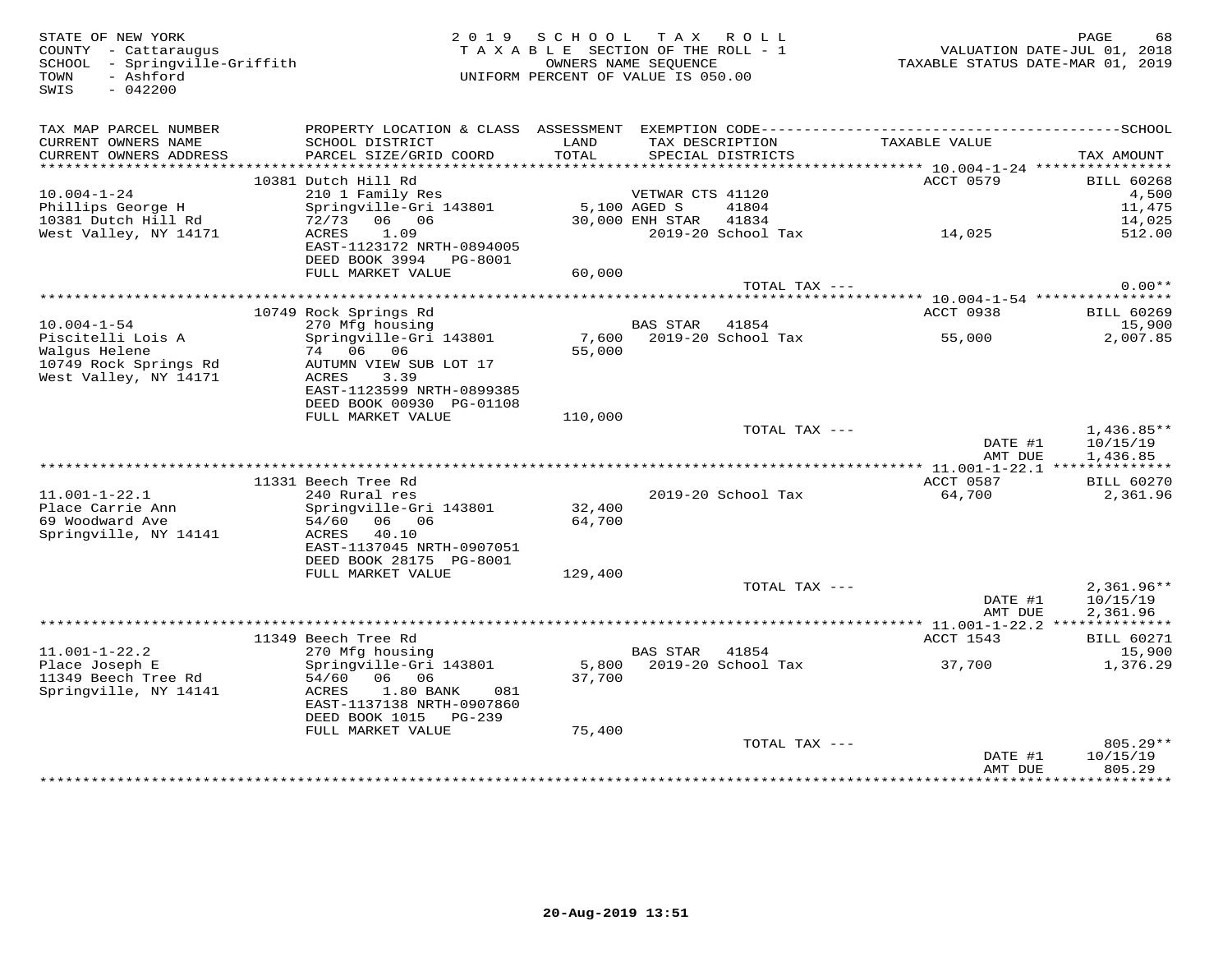STATE OF NEW YORK
COUNTY - Cattaraugus
SCHOOL - Springville-Griffith
TOWN - Ashford
SWIS - 042200

2019 SCHOOL TAX ROLL
TAXABLE SECTION OF THE ROLL - 1
OWNERS NAME SEQUENCE
UNIFORM PERCENT OF VALUE IS 050.00

VALUATION DATE-JUL 01, 2018
TAXABLE STATUS DATE-MAR 01, 2019

| TAX MAP PARCEL NUMBER / CURRENT OWNERS NAME / CURRENT OWNERS ADDRESS | PROPERTY LOCATION & CLASS / SCHOOL DISTRICT / PARCEL SIZE/GRID COORD | ASSESSMENT LAND / TOTAL | EXEMPTION CODE / TAX DESCRIPTION / SPECIAL DISTRICTS | TAXABLE VALUE | TAX AMOUNT |
|---|---|---|---|---|---|
| **10.004-1-24** | 10381 Dutch Hill Rd | | | ACCT 0579 | BILL 60268 |
| Phillips George H | 210 1 Family Res | | VETWAR CTS 41120 | | 4,500 |
| 10381 Dutch Hill Rd | Springville-Gri 143801 | 5,100 | AGED S 41804 | | 11,475 |
| West Valley, NY 14171 | 72/73 06 06 | 30,000 | ENH STAR 41834 | | 14,025 |
| | ACRES 1.09 | | 2019-20 School Tax | 14,025 | 512.00 |
| | EAST-1123172 NRTH-0894005 | | | | |
| | DEED BOOK 3994 PG-8001 | | | | |
| | FULL MARKET VALUE | 60,000 | | | |
| | | | TOTAL TAX --- | | 0.00** |
| **10.004-1-54** | 10749 Rock Springs Rd | | | ACCT 0938 | BILL 60269 |
| Piscitelli Lois A | 270 Mfg housing | | BAS STAR 41854 | | 15,900 |
| Walgus Helene | Springville-Gri 143801 | 7,600 | 2019-20 School Tax | 55,000 | 2,007.85 |
| 10749 Rock Springs Rd | 74 06 06 | 55,000 | | | |
| West Valley, NY 14171 | AUTUMN VIEW SUB LOT 17 | | | | |
| | ACRES 3.39 | | | | |
| | EAST-1123599 NRTH-0899385 | | | | |
| | DEED BOOK 00930 PG-01108 | | | | |
| | FULL MARKET VALUE | 110,000 | | | |
| | | | TOTAL TAX --- | | 1,436.85** |
| | | | | DATE #1 | 10/15/19 |
| | | | | AMT DUE | 1,436.85 |
| **11.001-1-22.1** | 11331 Beech Tree Rd | | | ACCT 0587 | BILL 60270 |
| Place Carrie Ann | 240 Rural res | | 2019-20 School Tax | 64,700 | 2,361.96 |
| 69 Woodward Ave | Springville-Gri 143801 | 32,400 | | | |
| Springville, NY 14141 | 54/60 06 06 | 64,700 | | | |
| | ACRES 40.10 | | | | |
| | EAST-1137045 NRTH-0907051 | | | | |
| | DEED BOOK 28175 PG-8001 | | | | |
| | FULL MARKET VALUE | 129,400 | | | |
| | | | TOTAL TAX --- | | 2,361.96** |
| | | | | DATE #1 | 10/15/19 |
| | | | | AMT DUE | 2,361.96 |
| **11.001-1-22.2** | 11349 Beech Tree Rd | | | ACCT 1543 | BILL 60271 |
| Place Joseph E | 270 Mfg housing | | BAS STAR 41854 | | 15,900 |
| 11349 Beech Tree Rd | Springville-Gri 143801 | 5,800 | 2019-20 School Tax | 37,700 | 1,376.29 |
| Springville, NY 14141 | 54/60 06 06 | 37,700 | | | |
| | ACRES 1.80 BANK 081 | | | | |
| | EAST-1137138 NRTH-0907860 | | | | |
| | DEED BOOK 1015 PG-239 | | | | |
| | FULL MARKET VALUE | 75,400 | | | |
| | | | TOTAL TAX --- | | 805.29** |
| | | | | DATE #1 | 10/15/19 |
| | | | | AMT DUE | 805.29 |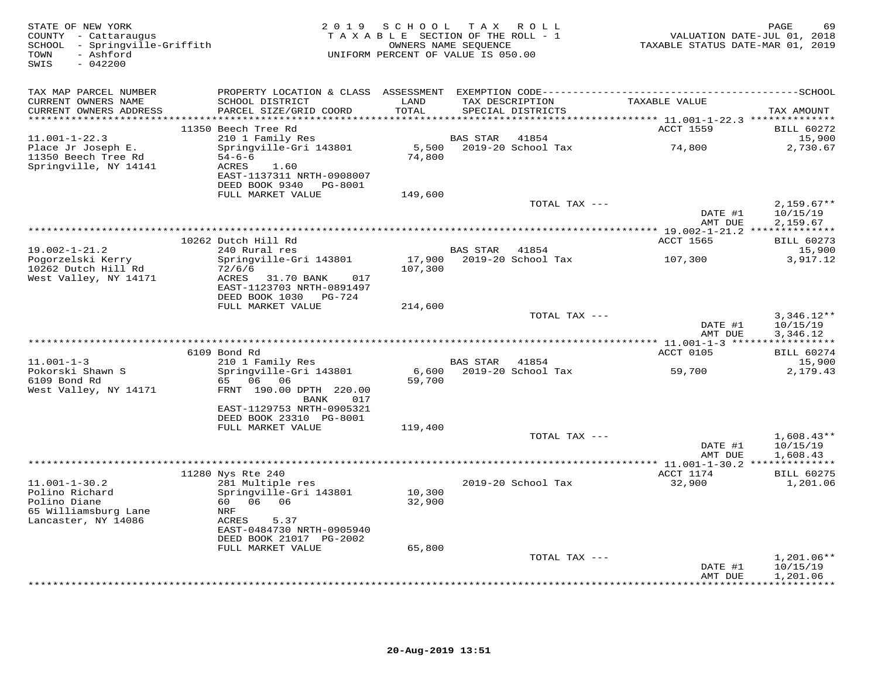STATE OF NEW YORK
COUNTY - Cattaraugus
SCHOOL - Springville-Griffith
TOWN - Ashford
SWIS - 042200

2019 SCHOOL TAX ROLL
TAXABLE SECTION OF THE ROLL - 1
OWNERS NAME SEQUENCE
UNIFORM PERCENT OF VALUE IS 050.00

VALUATION DATE-JUL 01, 2018
TAXABLE STATUS DATE-MAR 01, 2019

| TAX MAP PARCEL NUMBER / CURRENT OWNERS NAME / CURRENT OWNERS ADDRESS | PROPERTY LOCATION & CLASS / SCHOOL DISTRICT / PARCEL SIZE/GRID COORD | ASSESSMENT LAND / TOTAL | EXEMPTION CODE / TAX DESCRIPTION / SPECIAL DISTRICTS | TAXABLE VALUE | TAX AMOUNT |
|---|---|---|---|---|---|
| | 11350 Beech Tree Rd | | | ACCT 1559 | BILL 60272 |
| 11.001-1-22.3 | 210 1 Family Res | | BAS STAR 41854 | | 15,900 |
| Place Jr Joseph E. | Springville-Gri 143801 | 5,500 | 2019-20 School Tax | 74,800 | 2,730.67 |
| 11350 Beech Tree Rd | 54-6-6 | 74,800 | | | |
| Springville, NY 14141 | ACRES 1.60 | | | | |
| | EAST-1137311 NRTH-0908007 | | | | |
| | DEED BOOK 9340 PG-8001 | | | | |
| | FULL MARKET VALUE | 149,600 | | | |
| | | | TOTAL TAX --- | | 2,159.67** |
| | | | | DATE #1 | 10/15/19 |
| | | | | AMT DUE | 2,159.67 |
| | 10262 Dutch Hill Rd | | | ACCT 1565 | BILL 60273 |
| 19.002-1-21.2 | 240 Rural res | | BAS STAR 41854 | | 15,900 |
| Pogorzelski Kerry | Springville-Gri 143801 | 17,900 | 2019-20 School Tax | 107,300 | 3,917.12 |
| 10262 Dutch Hill Rd | 72/6/6 | 107,300 | | | |
| West Valley, NY 14171 | ACRES 31.70 BANK 017 | | | | |
| | EAST-1123703 NRTH-0891497 | | | | |
| | DEED BOOK 1030 PG-724 | | | | |
| | FULL MARKET VALUE | 214,600 | | | |
| | | | TOTAL TAX --- | | 3,346.12** |
| | | | | DATE #1 | 10/15/19 |
| | | | | AMT DUE | 3,346.12 |
| | 6109 Bond Rd | | | ACCT 0105 | BILL 60274 |
| 11.001-1-3 | 210 1 Family Res | | BAS STAR 41854 | | 15,900 |
| Pokorski Shawn S | Springville-Gri 143801 | 6,600 | 2019-20 School Tax | 59,700 | 2,179.43 |
| 6109 Bond Rd | 65 06 06 | 59,700 | | | |
| West Valley, NY 14171 | FRNT 190.00 DPTH 220.00 BANK 017 | | | | |
| | EAST-1129753 NRTH-0905321 | | | | |
| | DEED BOOK 23310 PG-8001 | | | | |
| | FULL MARKET VALUE | 119,400 | | | |
| | | | TOTAL TAX --- | | 1,608.43** |
| | | | | DATE #1 | 10/15/19 |
| | | | | AMT DUE | 1,608.43 |
| | 11280 Nys Rte 240 | | | ACCT 1174 | BILL 60275 |
| 11.001-1-30.2 | 281 Multiple res | | 2019-20 School Tax | 32,900 | 1,201.06 |
| Polino Richard | Springville-Gri 143801 | 10,300 | | | |
| Polino Diane | 60 06 06 | 32,900 | | | |
| 65 Williamsburg Lane | NRF | | | | |
| Lancaster, NY 14086 | ACRES 5.37 | | | | |
| | EAST-0484730 NRTH-0905940 | | | | |
| | DEED BOOK 21017 PG-2002 | | | | |
| | FULL MARKET VALUE | 65,800 | | | |
| | | | TOTAL TAX --- | | 1,201.06** |
| | | | | DATE #1 | 10/15/19 |
| | | | | AMT DUE | 1,201.06 |

20-Aug-2019 13:51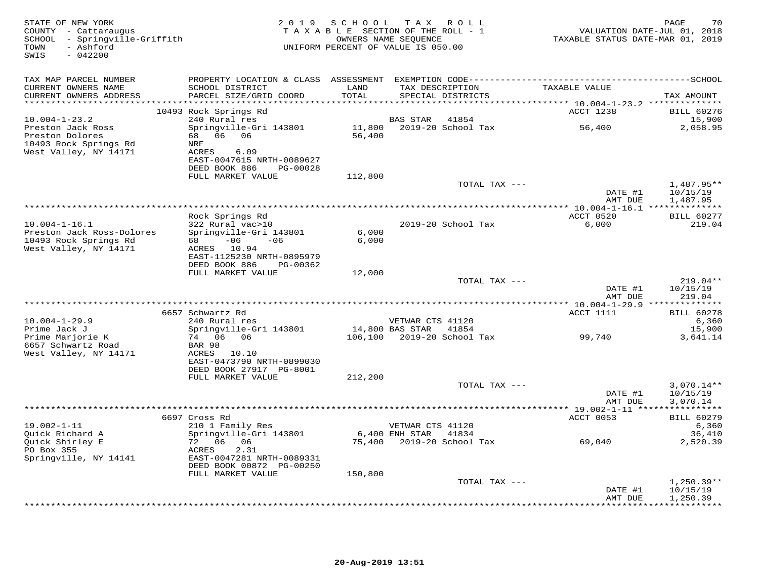STATE OF NEW YORK
COUNTY - Cattaraugus
SCHOOL - Springville-Griffith
TOWN - Ashford
SWIS - 042200

2019 SCHOOL TAX ROLL
TAXABLE SECTION OF THE ROLL - 1
OWNERS NAME SEQUENCE
UNIFORM PERCENT OF VALUE IS 050.00

VALUATION DATE-JUL 01, 2018
TAXABLE STATUS DATE-MAR 01, 2019

| TAX MAP PARCEL NUMBER / CURRENT OWNERS NAME / CURRENT OWNERS ADDRESS | PROPERTY LOCATION & CLASS / SCHOOL DISTRICT / PARCEL SIZE/GRID COORD | ASSESSMENT LAND / TOTAL | EXEMPTION CODE / TAX DESCRIPTION / SPECIAL DISTRICTS | TAXABLE VALUE | TAX AMOUNT |
|---|---|---|---|---|---|
| **10.004-1-23.2** | 10493 Rock Springs Rd | | | ACCT 1238 | BILL 60276 |
| 10.004-1-23.2 | 240 Rural res | | BAS STAR 41854 | | 15,900 |
| Preston Jack Ross | Springville-Gri 143801 | 11,800 | 2019-20 School Tax | 56,400 | 2,058.95 |
| Preston Dolores | 68 06 06 | 56,400 | | | |
| 10493 Rock Springs Rd | NRF | | | | |
| West Valley, NY 14171 | ACRES 6.09 | | | | |
| | EAST-0047615 NRTH-0089627 | | | | |
| | DEED BOOK 886 PG-00028 | | | | |
| | FULL MARKET VALUE | 112,800 | | | |
| | | | TOTAL TAX --- | | 1,487.95** |
| | | | | DATE #1 | 10/15/19 |
| | | | | AMT DUE | 1,487.95 |
| **10.004-1-16.1** | Rock Springs Rd | | | ACCT 0520 | BILL 60277 |
| 10.004-1-16.1 | 322 Rural vac>10 | | 2019-20 School Tax | 6,000 | 219.04 |
| Preston Jack Ross-Dolores | Springville-Gri 143801 | 6,000 | | | |
| 10493 Rock Springs Rd | 68 -06 -06 | 6,000 | | | |
| West Valley, NY 14171 | ACRES 10.94 | | | | |
| | EAST-1125230 NRTH-0895979 | | | | |
| | DEED BOOK 886 PG-00362 | | | | |
| | FULL MARKET VALUE | 12,000 | | | |
| | | | TOTAL TAX --- | | 219.04** |
| | | | | DATE #1 | 10/15/19 |
| | | | | AMT DUE | 219.04 |
| **10.004-1-29.9** | 6657 Schwartz Rd | | | ACCT 1111 | BILL 60278 |
| 10.004-1-29.9 | 240 Rural res | | VETWAR CTS 41120 | | 6,360 |
| Prime Jack J | Springville-Gri 143801 | 14,800 | BAS STAR 41854 | | 15,900 |
| Prime Marjorie K | 74 06 06 | 106,100 | 2019-20 School Tax | 99,740 | 3,641.14 |
| 6657 Schwartz Road | BAR 98 | | | | |
| West Valley, NY 14171 | ACRES 10.10 | | | | |
| | EAST-0473790 NRTH-0899030 | | | | |
| | DEED BOOK 27917 PG-8001 | | | | |
| | FULL MARKET VALUE | 212,200 | | | |
| | | | TOTAL TAX --- | | 3,070.14** |
| | | | | DATE #1 | 10/15/19 |
| | | | | AMT DUE | 3,070.14 |
| **19.002-1-11** | 6697 Cross Rd | | | ACCT 0053 | BILL 60279 |
| 19.002-1-11 | 210 1 Family Res | | VETWAR CTS 41120 | | 6,360 |
| Quick Richard A | Springville-Gri 143801 | 6,400 | ENH STAR 41834 | | 36,410 |
| Quick Shirley E | 72 06 06 | 75,400 | 2019-20 School Tax | 69,040 | 2,520.39 |
| PO Box 355 | ACRES 2.31 | | | | |
| Springville, NY 14141 | EAST-0047281 NRTH-0089331 | | | | |
| | DEED BOOK 00872 PG-00250 | | | | |
| | FULL MARKET VALUE | 150,800 | | | |
| | | | TOTAL TAX --- | | 1,250.39** |
| | | | | DATE #1 | 10/15/19 |
| | | | | AMT DUE | 1,250.39 |

20-Aug-2019 13:51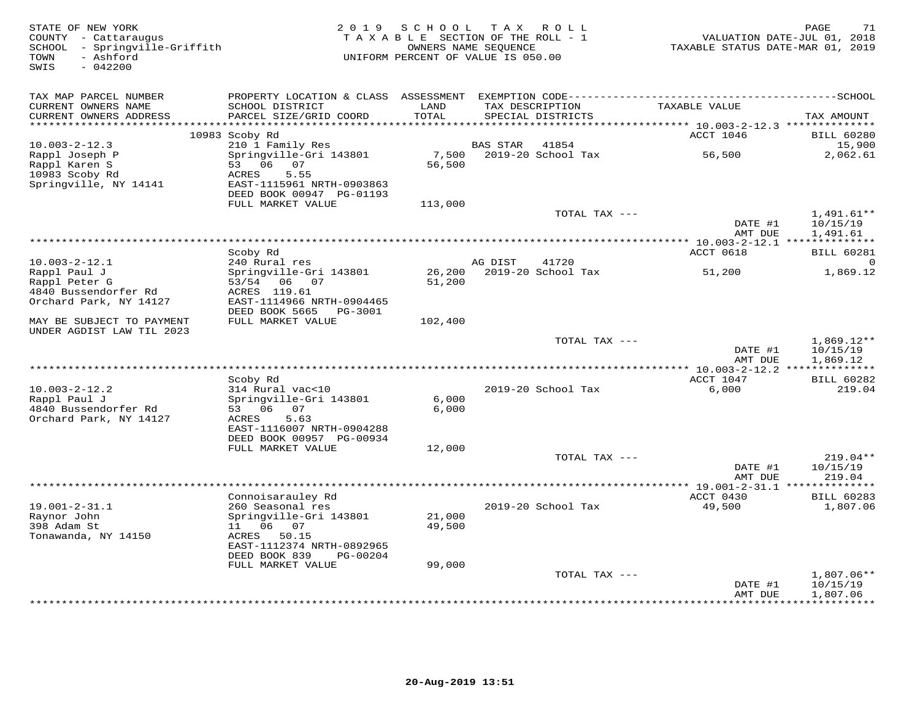STATE OF NEW YORK
COUNTY - Cattaraugus
SCHOOL - Springville-Griffith
TOWN - Ashford
SWIS - 042200

2019 SCHOOL TAX ROLL
TAXABLE SECTION OF THE ROLL - 1
OWNERS NAME SEQUENCE
UNIFORM PERCENT OF VALUE IS 050.00

VALUATION DATE-JUL 01, 2018
TAXABLE STATUS DATE-MAR 01, 2019

| TAX MAP PARCEL NUMBER / CURRENT OWNERS NAME / CURRENT OWNERS ADDRESS | PROPERTY LOCATION & CLASS / SCHOOL DISTRICT / PARCEL SIZE/GRID COORD | ASSESSMENT LAND / TOTAL | EXEMPTION CODE / TAX DESCRIPTION / SPECIAL DISTRICTS | TAXABLE VALUE | TAX AMOUNT |
|---|---|---|---|---|---|
| **10.003-2-12.3** | 10983 Scoby Rd | | | ACCT 1046 | BILL 60280 |
| 10.003-2-12.3 | 210 1 Family Res | | BAS STAR 41854 | | 15,900 |
| Rappl Joseph P | Springville-Gri 143801 | 7,500 | 2019-20 School Tax | 56,500 | 2,062.61 |
| Rappl Karen S | 53 06 07 | 56,500 | | | |
| 10983 Scoby Rd | ACRES 5.55 | | | | |
| Springville, NY 14141 | EAST-1115961 NRTH-0903863 | | | | |
| | DEED BOOK 00947 PG-01193 | | | | |
| | FULL MARKET VALUE | 113,000 | | | |
| | | | TOTAL TAX --- | | 1,491.61** |
| | | | | DATE #1 | 10/15/19 |
| | | | | AMT DUE | 1,491.61 |
| **10.003-2-12.1** | Scoby Rd | | | ACCT 0618 | BILL 60281 |
| 10.003-2-12.1 | 240 Rural res | | AG DIST 41720 | | 0 |
| Rappl Paul J | Springville-Gri 143801 | 26,200 | 2019-20 School Tax | 51,200 | 1,869.12 |
| Rappl Peter G | 53/54 06 07 | 51,200 | | | |
| 4840 Bussendorfer Rd | ACRES 119.61 | | | | |
| Orchard Park, NY 14127 | EAST-1114966 NRTH-0904465 | | | | |
| | DEED BOOK 5665 PG-3001 | | | | |
| MAY BE SUBJECT TO PAYMENT UNDER AGDIST LAW TIL 2023 | FULL MARKET VALUE | 102,400 | | | |
| | | | TOTAL TAX --- | | 1,869.12** |
| | | | | DATE #1 | 10/15/19 |
| | | | | AMT DUE | 1,869.12 |
| **10.003-2-12.2** | Scoby Rd | | | ACCT 1047 | BILL 60282 |
| 10.003-2-12.2 | 314 Rural vac<10 | | 2019-20 School Tax | 6,000 | 219.04 |
| Rappl Paul J | Springville-Gri 143801 | 6,000 | | | |
| 4840 Bussendorfer Rd | 53 06 07 | 6,000 | | | |
| Orchard Park, NY 14127 | ACRES 5.63 | | | | |
| | EAST-1116007 NRTH-0904288 | | | | |
| | DEED BOOK 00957 PG-00934 | | | | |
| | FULL MARKET VALUE | 12,000 | | | |
| | | | TOTAL TAX --- | | 219.04** |
| | | | | DATE #1 | 10/15/19 |
| | | | | AMT DUE | 219.04 |
| **19.001-2-31.1** | Connoisarauley Rd | | | ACCT 0430 | BILL 60283 |
| 19.001-2-31.1 | 260 Seasonal res | | 2019-20 School Tax | 49,500 | 1,807.06 |
| Raynor John | Springville-Gri 143801 | 21,000 | | | |
| 398 Adam St | 11 06 07 | 49,500 | | | |
| Tonawanda, NY 14150 | ACRES 50.15 | | | | |
| | EAST-1112374 NRTH-0892965 | | | | |
| | DEED BOOK 839 PG-00204 | | | | |
| | FULL MARKET VALUE | 99,000 | | | |
| | | | TOTAL TAX --- | | 1,807.06** |
| | | | | DATE #1 | 10/15/19 |
| | | | | AMT DUE | 1,807.06 |

20-Aug-2019 13:51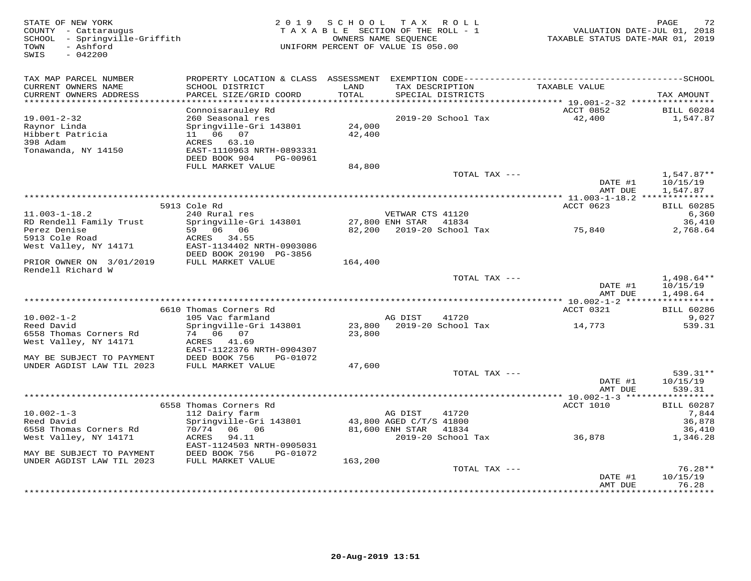STATE OF NEW YORK
COUNTY - Cattaraugus
SCHOOL - Springville-Griffith
TOWN - Ashford
SWIS - 042200

2019 SCHOOL TAX ROLL
TAXABLE SECTION OF THE ROLL - 1
OWNERS NAME SEQUENCE
UNIFORM PERCENT OF VALUE IS 050.00

VALUATION DATE-JUL 01, 2018
TAXABLE STATUS DATE-MAR 01, 2019

| TAX MAP PARCEL NUMBER / CURRENT OWNERS NAME / CURRENT OWNERS ADDRESS | PROPERTY LOCATION & CLASS / SCHOOL DISTRICT / PARCEL SIZE/GRID COORD | ASSESSMENT LAND / TOTAL | EXEMPTION CODE / TAX DESCRIPTION / SPECIAL DISTRICTS | TAXABLE VALUE | TAX AMOUNT |
|---|---|---|---|---|---|
| **19.001-2-32** | Connoisarauley Rd | | | ACCT 0852 | BILL 60284 |
| 19.001-2-32 | 260 Seasonal res | | 2019-20 School Tax | 42,400 | 1,547.87 |
| Raynor Linda | Springville-Gri 143801 | 24,000 | | | |
| Hibbert Patricia | 11 06 07 | 42,400 | | | |
| 398 Adam | ACRES 63.10 | | | | |
| Tonawanda, NY 14150 | EAST-1110963 NRTH-0893331 | | | | |
| | DEED BOOK 904 PG-00961 | | | | |
| | FULL MARKET VALUE | 84,800 | | | |
| | | | TOTAL TAX --- | | 1,547.87** |
| | | | | DATE #1 | 10/15/19 |
| | | | | AMT DUE | 1,547.87 |
| **11.003-1-18.2** | 5913 Cole Rd | | | ACCT 0623 | BILL 60285 |
| 11.003-1-18.2 | 240 Rural res | | VETWAR CTS 41120 | | 6,360 |
| RD Rendell Family Trust | Springville-Gri 143801 | 27,800 | ENH STAR 41834 | | 36,410 |
| Perez Denise | 59 06 06 | 82,200 | 2019-20 School Tax | 75,840 | 2,768.64 |
| 5913 Cole Road | ACRES 34.55 | | | | |
| West Valley, NY 14171 | EAST-1134402 NRTH-0903086 | | | | |
| | DEED BOOK 20190 PG-3856 | | | | |
| PRIOR OWNER ON 3/01/2019 | FULL MARKET VALUE | 164,400 | | | |
| Rendell Richard W | | | | | |
| | | | TOTAL TAX --- | | 1,498.64** |
| | | | | DATE #1 | 10/15/19 |
| | | | | AMT DUE | 1,498.64 |
| **10.002-1-2** | 6610 Thomas Corners Rd | | | ACCT 0321 | BILL 60286 |
| 10.002-1-2 | 105 Vac farmland | | AG DIST 41720 | | 9,027 |
| Reed David | Springville-Gri 143801 | 23,800 | 2019-20 School Tax | 14,773 | 539.31 |
| 6558 Thomas Corners Rd | 74 06 07 | 23,800 | | | |
| West Valley, NY 14171 | ACRES 41.69 | | | | |
| | EAST-1122376 NRTH-0904307 | | | | |
| MAY BE SUBJECT TO PAYMENT | DEED BOOK 756 PG-01072 | | | | |
| UNDER AGDIST LAW TIL 2023 | FULL MARKET VALUE | 47,600 | | | |
| | | | TOTAL TAX --- | | 539.31** |
| | | | | DATE #1 | 10/15/19 |
| | | | | AMT DUE | 539.31 |
| **10.002-1-3** | 6558 Thomas Corners Rd | | | ACCT 1010 | BILL 60287 |
| 10.002-1-3 | 112 Dairy farm | | AG DIST 41720 | | 7,844 |
| Reed David | Springville-Gri 143801 | 43,800 | AGED C/T/S 41800 | | 36,878 |
| 6558 Thomas Corners Rd | 70/74 06 06 | 81,600 | ENH STAR 41834 | | 36,410 |
| West Valley, NY 14171 | ACRES 94.11 | | 2019-20 School Tax | 36,878 | 1,346.28 |
| | EAST-1124503 NRTH-0905031 | | | | |
| MAY BE SUBJECT TO PAYMENT | DEED BOOK 756 PG-01072 | | | | |
| UNDER AGDIST LAW TIL 2023 | FULL MARKET VALUE | 163,200 | | | |
| | | | TOTAL TAX --- | | 76.28** |
| | | | | DATE #1 | 10/15/19 |
| | | | | AMT DUE | 76.28 |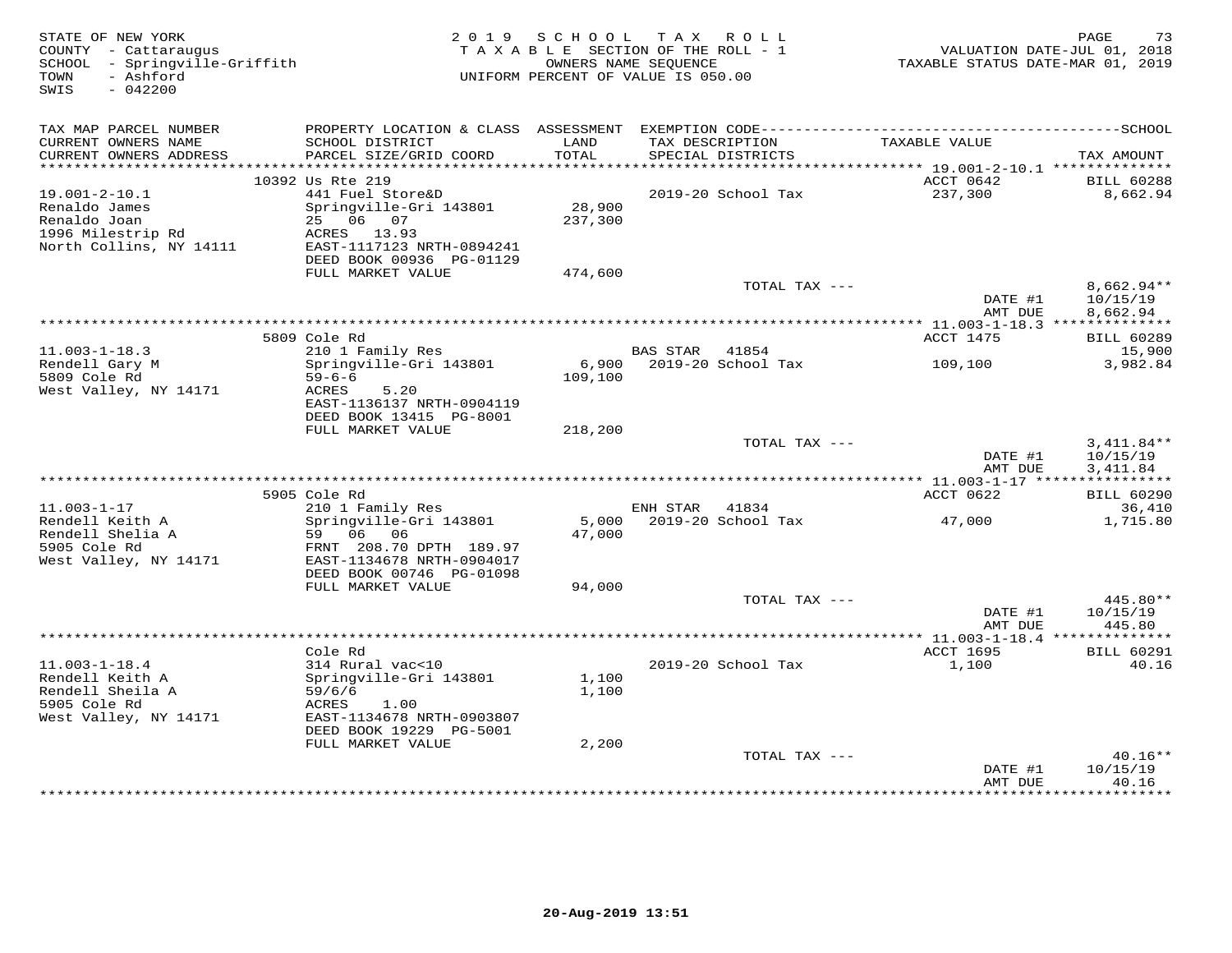STATE OF NEW YORK
COUNTY - Cattaraugus
SCHOOL - Springville-Griffith
TOWN - Ashford
SWIS - 042200

2019 SCHOOL TAX ROLL
TAXABLE SECTION OF THE ROLL - 1
OWNERS NAME SEQUENCE
UNIFORM PERCENT OF VALUE IS 050.00

VALUATION DATE-JUL 01, 2018
TAXABLE STATUS DATE-MAR 01, 2019

| TAX MAP PARCEL NUMBER / CURRENT OWNERS NAME / CURRENT OWNERS ADDRESS | PROPERTY LOCATION & CLASS / SCHOOL DISTRICT / PARCEL SIZE/GRID COORD | ASSESSMENT LAND / TOTAL | EXEMPTION CODE / TAX DESCRIPTION / SPECIAL DISTRICTS | TAXABLE VALUE | TAX AMOUNT |
|---|---|---|---|---|---|
| 19.001-2-10.1 | 10392 Us Rte 219 | | | ACCT 0642 | BILL 60288 |
| Renaldo James | 441 Fuel Store&D | | | | |
| Renaldo Joan | Springville-Gri 143801 | 28,900 | 2019-20 School Tax | 237,300 | 8,662.94 |
| 1996 Milestrip Rd | 25 06 07 | 237,300 | | | |
| North Collins, NY 14111 | ACRES 13.93 | | | | |
| | EAST-1117123 NRTH-0894241 | | | | |
| | DEED BOOK 00936 PG-01129 | | | | |
| | FULL MARKET VALUE | 474,600 | | | |
| | | | TOTAL TAX --- | | 8,662.94** |
| | | | | DATE #1 | 10/15/19 |
| | | | | AMT DUE | 8,662.94 |
| 11.003-1-18.3 | 5809 Cole Rd | | | ACCT 1475 | BILL 60289 |
| Rendell Gary M | 210 1 Family Res | | BAS STAR 41854 | | 15,900 |
| 5809 Cole Rd | Springville-Gri 143801 | 6,900 | 2019-20 School Tax | 109,100 | 3,982.84 |
| West Valley, NY 14171 | 59-6-6 | 109,100 | | | |
| | ACRES 5.20 | | | | |
| | EAST-1136137 NRTH-0904119 | | | | |
| | DEED BOOK 13415 PG-8001 | | | | |
| | FULL MARKET VALUE | 218,200 | | | |
| | | | TOTAL TAX --- | | 3,411.84** |
| | | | | DATE #1 | 10/15/19 |
| | | | | AMT DUE | 3,411.84 |
| 11.003-1-17 | 5905 Cole Rd | | | ACCT 0622 | BILL 60290 |
| Rendell Keith A | 210 1 Family Res | | ENH STAR 41834 | | 36,410 |
| Rendell Shelia A | Springville-Gri 143801 | 5,000 | 2019-20 School Tax | 47,000 | 1,715.80 |
| 5905 Cole Rd | 59 06 06 | 47,000 | | | |
| West Valley, NY 14171 | FRNT 208.70 DPTH 189.97 | | | | |
| | EAST-1134678 NRTH-0904017 | | | | |
| | DEED BOOK 00746 PG-01098 | | | | |
| | FULL MARKET VALUE | 94,000 | | | |
| | | | TOTAL TAX --- | | 445.80** |
| | | | | DATE #1 | 10/15/19 |
| | | | | AMT DUE | 445.80 |
| 11.003-1-18.4 | Cole Rd | | | ACCT 1695 | BILL 60291 |
| Rendell Keith A | 314 Rural vac<10 | | | | |
| Rendell Sheila A | Springville-Gri 143801 | 1,100 | 2019-20 School Tax | 1,100 | 40.16 |
| 5905 Cole Rd | 59/6/6 | 1,100 | | | |
| West Valley, NY 14171 | ACRES 1.00 | | | | |
| | EAST-1134678 NRTH-0903807 | | | | |
| | DEED BOOK 19229 PG-5001 | | | | |
| | FULL MARKET VALUE | 2,200 | | | |
| | | | TOTAL TAX --- | | 40.16** |
| | | | | DATE #1 | 10/15/19 |
| | | | | AMT DUE | 40.16 |

20-Aug-2019 13:51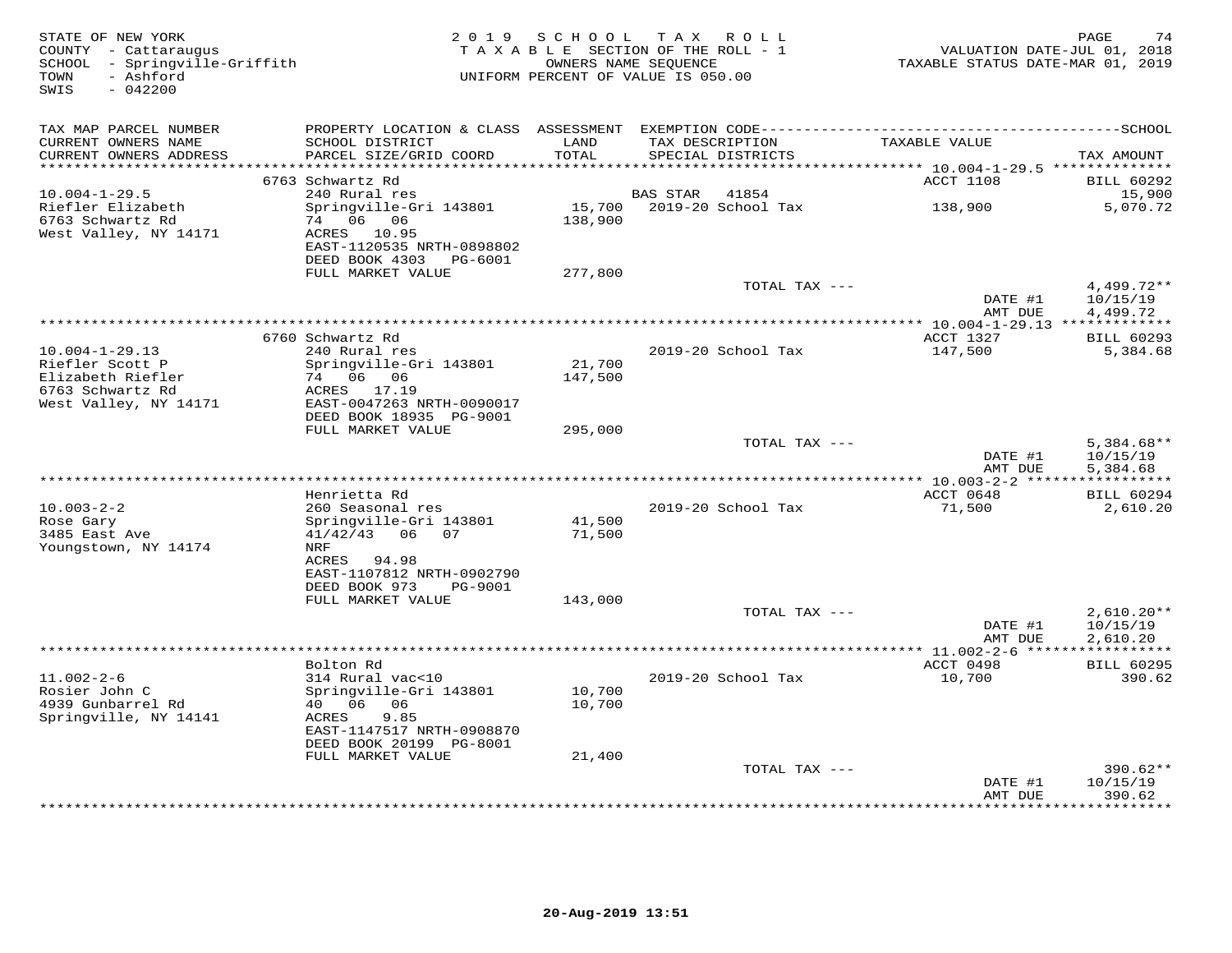STATE OF NEW YORK
COUNTY - Cattaraugus
SCHOOL - Springville-Griffith
TOWN - Ashford
SWIS - 042200

2019 SCHOOL TAX ROLL
TAXABLE SECTION OF THE ROLL - 1
OWNERS NAME SEQUENCE
UNIFORM PERCENT OF VALUE IS 050.00

VALUATION DATE-JUL 01, 2018
TAXABLE STATUS DATE-MAR 01, 2019

| TAX MAP PARCEL NUMBER / CURRENT OWNERS NAME / CURRENT OWNERS ADDRESS | PROPERTY LOCATION & CLASS / SCHOOL DISTRICT / PARCEL SIZE/GRID COORD | ASSESSMENT LAND / TOTAL | EXEMPTION CODE / TAX DESCRIPTION / SPECIAL DISTRICTS | TAXABLE VALUE | TAX AMOUNT |
|---|---|---|---|---|---|
| **10.004-1-29.5** | 6763 Schwartz Rd | | | ACCT 1108 | BILL 60292 |
| 10.004-1-29.5 | 240 Rural res | | BAS STAR 41854 | | 15,900 |
| Riefler Elizabeth | Springville-Gri 143801 | 15,700 | 2019-20 School Tax | 138,900 | 5,070.72 |
| 6763 Schwartz Rd | 74 06 06 | 138,900 | | | |
| West Valley, NY 14171 | ACRES 10.95 | | | | |
| | EAST-1120535 NRTH-0898802 | | | | |
| | DEED BOOK 4303 PG-6001 | | | | |
| | FULL MARKET VALUE | 277,800 | | | |
| | | | TOTAL TAX --- | | 4,499.72** |
| | | | | DATE #1 | 10/15/19 |
| | | | | AMT DUE | 4,499.72 |
| **10.004-1-29.13** | 6760 Schwartz Rd | | | ACCT 1327 | BILL 60293 |
| 10.004-1-29.13 | 240 Rural res | | 2019-20 School Tax | 147,500 | 5,384.68 |
| Riefler Scott P | Springville-Gri 143801 | 21,700 | | | |
| Elizabeth Riefler | 74 06 06 | 147,500 | | | |
| 6763 Schwartz Rd | ACRES 17.19 | | | | |
| West Valley, NY 14171 | EAST-0047263 NRTH-0090017 | | | | |
| | DEED BOOK 18935 PG-9001 | | | | |
| | FULL MARKET VALUE | 295,000 | | | |
| | | | TOTAL TAX --- | | 5,384.68** |
| | | | | DATE #1 | 10/15/19 |
| | | | | AMT DUE | 5,384.68 |
| **10.003-2-2** | Henrietta Rd | | | ACCT 0648 | BILL 60294 |
| 10.003-2-2 | 260 Seasonal res | | 2019-20 School Tax | 71,500 | 2,610.20 |
| Rose Gary | Springville-Gri 143801 | 41,500 | | | |
| 3485 East Ave | 41/42/43 06 07 | 71,500 | | | |
| Youngstown, NY 14174 | NRF | | | | |
| | ACRES 94.98 | | | | |
| | EAST-1107812 NRTH-0902790 | | | | |
| | DEED BOOK 973 PG-9001 | | | | |
| | FULL MARKET VALUE | 143,000 | | | |
| | | | TOTAL TAX --- | | 2,610.20** |
| | | | | DATE #1 | 10/15/19 |
| | | | | AMT DUE | 2,610.20 |
| **11.002-2-6** | Bolton Rd | | | ACCT 0498 | BILL 60295 |
| 11.002-2-6 | 314 Rural vac<10 | | 2019-20 School Tax | 10,700 | 390.62 |
| Rosier John C | Springville-Gri 143801 | 10,700 | | | |
| 4939 Gunbarrel Rd | 40 06 06 | 10,700 | | | |
| Springville, NY 14141 | ACRES 9.85 | | | | |
| | EAST-1147517 NRTH-0908870 | | | | |
| | DEED BOOK 20199 PG-8001 | | | | |
| | FULL MARKET VALUE | 21,400 | | | |
| | | | TOTAL TAX --- | | 390.62** |
| | | | | DATE #1 | 10/15/19 |
| | | | | AMT DUE | 390.62 |

20-Aug-2019 13:51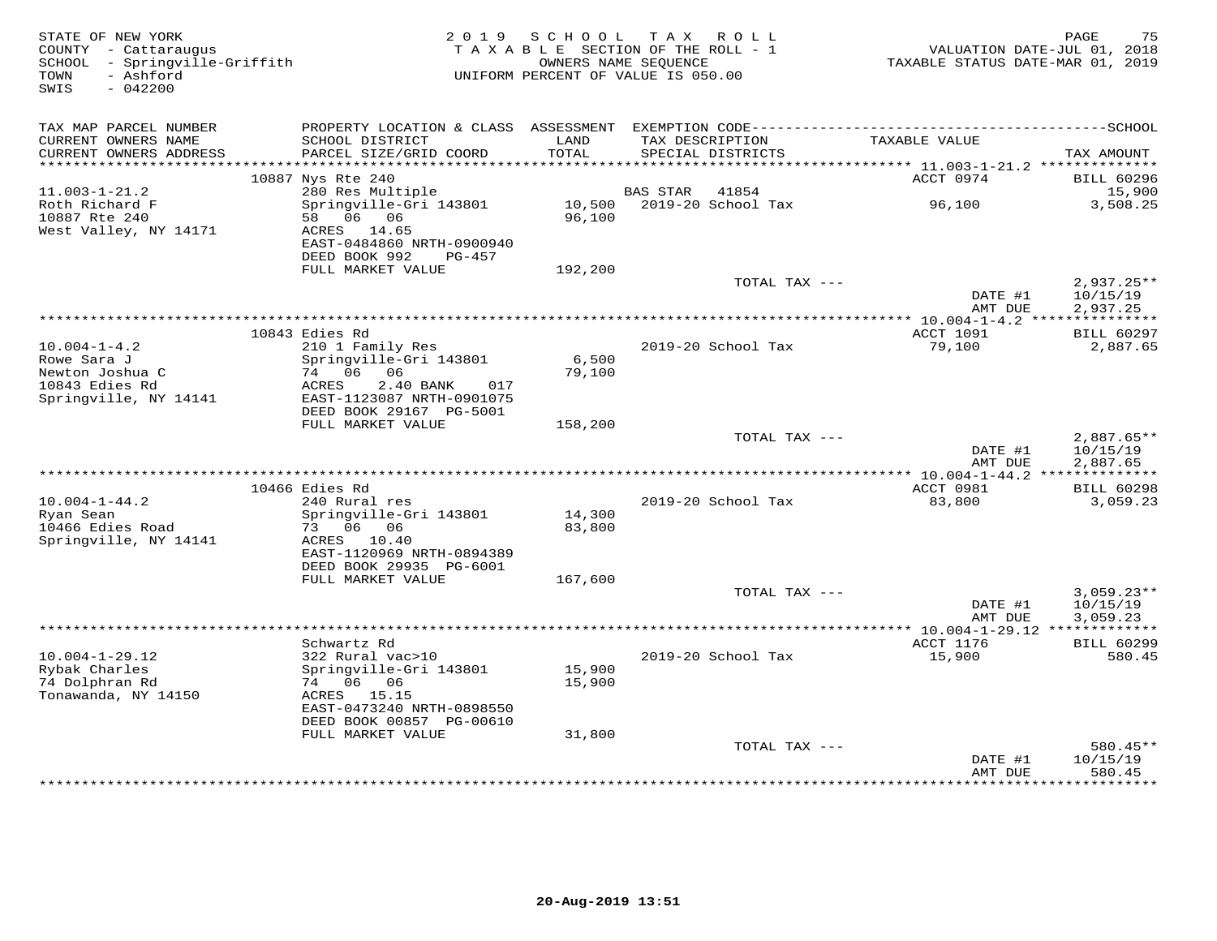STATE OF NEW YORK
COUNTY - Cattaraugus
SCHOOL - Springville-Griffith
TOWN - Ashford
SWIS - 042200

2 0 1 9 S C H O O L T A X R O L L
T A X A B L E SECTION OF THE ROLL - 1
OWNERS NAME SEQUENCE
UNIFORM PERCENT OF VALUE IS 050.00

VALUATION DATE-JUL 01, 2018
TAXABLE STATUS DATE-MAR 01, 2019

| TAX MAP PARCEL NUMBER / CURRENT OWNERS NAME / CURRENT OWNERS ADDRESS | PROPERTY LOCATION & CLASS / SCHOOL DISTRICT / PARCEL SIZE/GRID COORD | ASSESSMENT LAND / TOTAL | EXEMPTION CODE / TAX DESCRIPTION / SPECIAL DISTRICTS | TAXABLE VALUE | TAX AMOUNT |
|---|---|---|---|---|---|
| **11.003-1-21.2** | 10887 Nys Rte 240 | | | ACCT 0974 | BILL 60296 |
| 11.003-1-21.2 | 280 Res Multiple | | BAS STAR 41854 | | 15,900 |
| Roth Richard F | Springville-Gri 143801 | 10,500 | 2019-20 School Tax | 96,100 | 3,508.25 |
| 10887 Rte 240 | 58 06 06 | 96,100 | | | |
| West Valley, NY 14171 | ACRES 14.65 | | | | |
| | EAST-0484860 NRTH-0900940 | | | | |
| | DEED BOOK 992 PG-457 | | | | |
| | FULL MARKET VALUE | 192,200 | | | |
| | | | TOTAL TAX --- | | 2,937.25** |
| | | | | DATE #1 | 10/15/19 |
| | | | | AMT DUE | 2,937.25 |
| **10.004-1-4.2** | 10843 Edies Rd | | | ACCT 1091 | BILL 60297 |
| 10.004-1-4.2 | 210 1 Family Res | | 2019-20 School Tax | 79,100 | 2,887.65 |
| Rowe Sara J | Springville-Gri 143801 | 6,500 | | | |
| Newton Joshua C | 74 06 06 | 79,100 | | | |
| 10843 Edies Rd | ACRES 2.40 BANK 017 | | | | |
| Springville, NY 14141 | EAST-1123087 NRTH-0901075 | | | | |
| | DEED BOOK 29167 PG-5001 | | | | |
| | FULL MARKET VALUE | 158,200 | | | |
| | | | TOTAL TAX --- | | 2,887.65** |
| | | | | DATE #1 | 10/15/19 |
| | | | | AMT DUE | 2,887.65 |
| **10.004-1-44.2** | 10466 Edies Rd | | | ACCT 0981 | BILL 60298 |
| 10.004-1-44.2 | 240 Rural res | | 2019-20 School Tax | 83,800 | 3,059.23 |
| Ryan Sean | Springville-Gri 143801 | 14,300 | | | |
| 10466 Edies Road | 73 06 06 | 83,800 | | | |
| Springville, NY 14141 | ACRES 10.40 | | | | |
| | EAST-1120969 NRTH-0894389 | | | | |
| | DEED BOOK 29935 PG-6001 | | | | |
| | FULL MARKET VALUE | 167,600 | | | |
| | | | TOTAL TAX --- | | 3,059.23** |
| | | | | DATE #1 | 10/15/19 |
| | | | | AMT DUE | 3,059.23 |
| **10.004-1-29.12** | Schwartz Rd | | | ACCT 1176 | BILL 60299 |
| 10.004-1-29.12 | 322 Rural vac>10 | | 2019-20 School Tax | 15,900 | 580.45 |
| Rybak Charles | Springville-Gri 143801 | 15,900 | | | |
| 74 Dolphran Rd | 74 06 06 | 15,900 | | | |
| Tonawanda, NY 14150 | ACRES 15.15 | | | | |
| | EAST-0473240 NRTH-0898550 | | | | |
| | DEED BOOK 00857 PG-00610 | | | | |
| | FULL MARKET VALUE | 31,800 | | | |
| | | | TOTAL TAX --- | | 580.45** |
| | | | | DATE #1 | 10/15/19 |
| | | | | AMT DUE | 580.45 |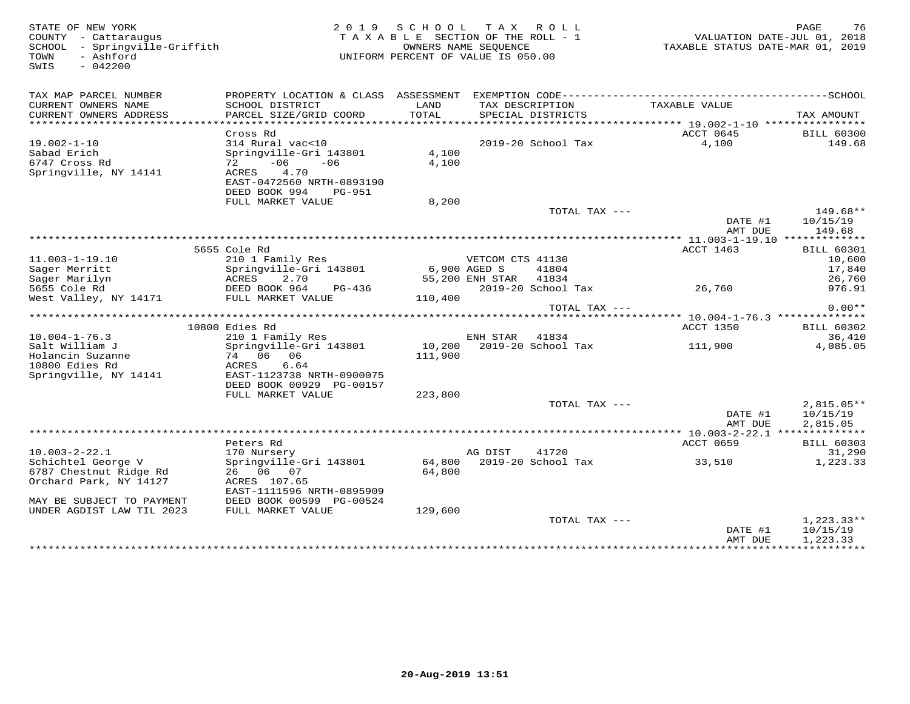STATE OF NEW YORK
COUNTY - Cattaraugus
SCHOOL - Springville-Griffith
TOWN - Ashford
SWIS - 042200

2019 SCHOOL TAX ROLL
TAXABLE SECTION OF THE ROLL - 1
OWNERS NAME SEQUENCE
UNIFORM PERCENT OF VALUE IS 050.00

VALUATION DATE-JUL 01, 2018
TAXABLE STATUS DATE-MAR 01, 2019

| TAX MAP PARCEL NUMBER / CURRENT OWNERS NAME / CURRENT OWNERS ADDRESS | PROPERTY LOCATION & CLASS / SCHOOL DISTRICT / PARCEL SIZE/GRID COORD | ASSESSMENT LAND / TOTAL | EXEMPTION CODE / TAX DESCRIPTION / SPECIAL DISTRICTS | TAXABLE VALUE | TAX AMOUNT |
|---|---|---|---|---|---|
| 19.002-1-10 | Cross Rd | | | ACCT 0645 | BILL 60300 |
| Sabad Erich | 314 Rural vac<10 | | | | |
| 6747 Cross Rd | Springville-Gri 143801 | 4,100 | 2019-20 School Tax | 4,100 | 149.68 |
| Springville, NY 14141 | 72 -06 -06 | 4,100 | | | |
| | ACRES 4.70 | | | | |
| | EAST-0472560 NRTH-0893190 | | | | |
| | DEED BOOK 994 PG-951 | | | | |
| | FULL MARKET VALUE | 8,200 | | | |
| | | | TOTAL TAX --- | | 149.68** |
| | | | | DATE #1 | 10/15/19 |
| | | | | AMT DUE | 149.68 |
| 11.003-1-19.10 | 5655 Cole Rd | | | ACCT 1463 | BILL 60301 |
| Sager Merritt | 210 1 Family Res | | VETCOM CTS 41130 | | 10,600 |
| Sager Marilyn | Springville-Gri 143801 | 6,900 | AGED S 41804 | | 17,840 |
| 5655 Cole Rd | ACRES 2.70 | 55,200 | ENH STAR 41834 | | 26,760 |
| West Valley, NY 14171 | DEED BOOK 964 PG-436 | | 2019-20 School Tax | 26,760 | 976.91 |
| | FULL MARKET VALUE | 110,400 | | | |
| | | | TOTAL TAX --- | | 0.00** |
| 10.004-1-76.3 | 10800 Edies Rd | | | ACCT 1350 | BILL 60302 |
| Salt William J | 210 1 Family Res | | ENH STAR 41834 | | 36,410 |
| Holancin Suzanne | Springville-Gri 143801 | 10,200 | 2019-20 School Tax | 111,900 | 4,085.05 |
| 10800 Edies Rd | 74 06 06 | 111,900 | | | |
| Springville, NY 14141 | ACRES 6.64 | | | | |
| | EAST-1123738 NRTH-0900075 | | | | |
| | DEED BOOK 00929 PG-00157 | | | | |
| | FULL MARKET VALUE | 223,800 | | | |
| | | | TOTAL TAX --- | | 2,815.05** |
| | | | | DATE #1 | 10/15/19 |
| | | | | AMT DUE | 2,815.05 |
| 10.003-2-22.1 | Peters Rd | | | ACCT 0659 | BILL 60303 |
| Schichtel George V | 170 Nursery | | AG DIST 41720 | | 31,290 |
| 6787 Chestnut Ridge Rd | Springville-Gri 143801 | 64,800 | 2019-20 School Tax | 33,510 | 1,223.33 |
| Orchard Park, NY 14127 | 26 06 07 | 64,800 | | | |
| | ACRES 107.65 | | | | |
| | EAST-1111596 NRTH-0895909 | | | | |
| MAY BE SUBJECT TO PAYMENT | DEED BOOK 00599 PG-00524 | | | | |
| UNDER AGDIST LAW TIL 2023 | FULL MARKET VALUE | 129,600 | | | |
| | | | TOTAL TAX --- | | 1,223.33** |
| | | | | DATE #1 | 10/15/19 |
| | | | | AMT DUE | 1,223.33 |

20-Aug-2019 13:51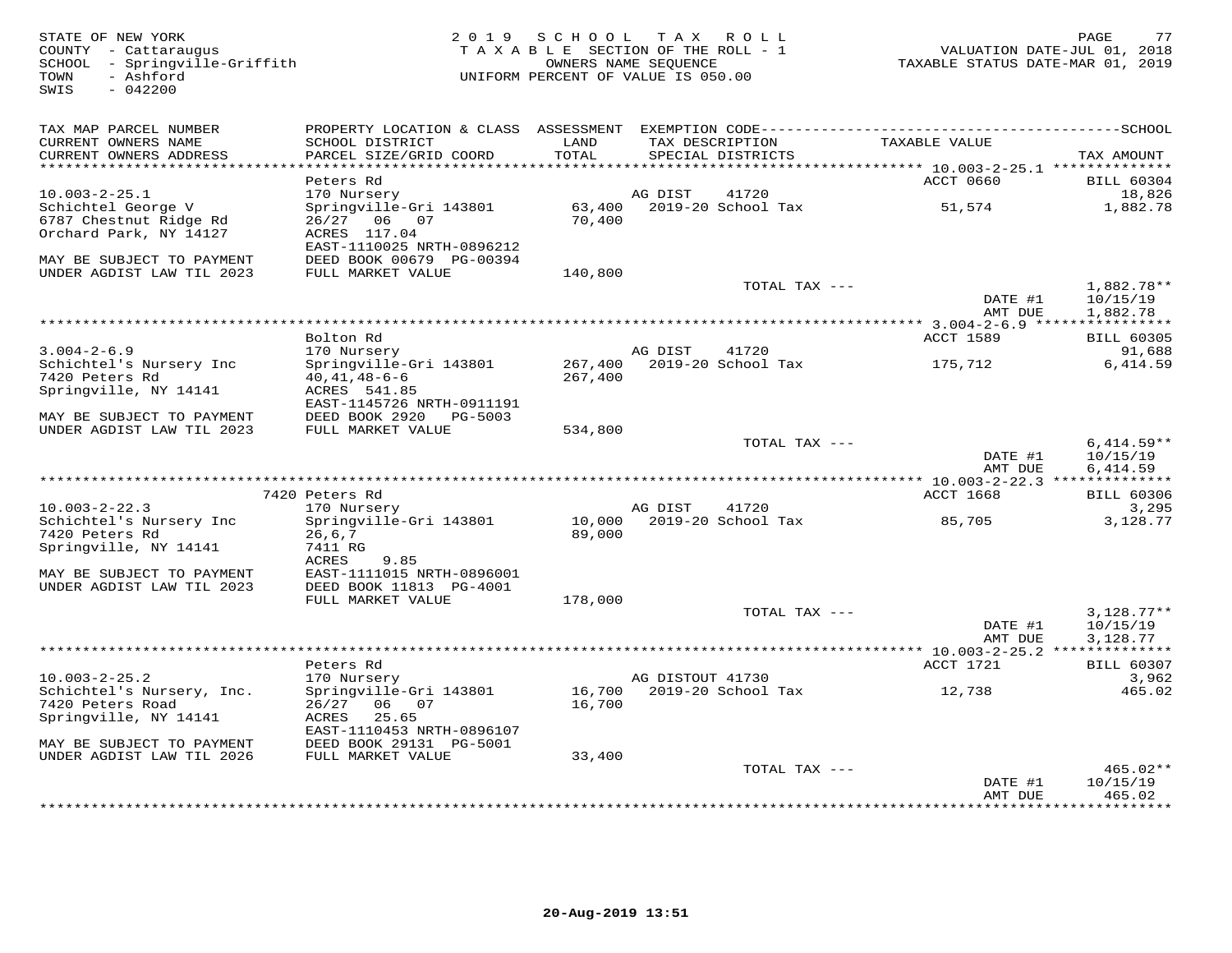STATE OF NEW YORK
COUNTY - Cattaraugus
SCHOOL - Springville-Griffith
TOWN - Ashford
SWIS - 042200

2019 SCHOOL TAX ROLL
TAXABLE SECTION OF THE ROLL - 1
OWNERS NAME SEQUENCE
UNIFORM PERCENT OF VALUE IS 050.00

VALUATION DATE-JUL 01, 2018
TAXABLE STATUS DATE-MAR 01, 2019

| TAX MAP PARCEL NUMBER / CURRENT OWNERS NAME / CURRENT OWNERS ADDRESS | PROPERTY LOCATION & CLASS / SCHOOL DISTRICT / PARCEL SIZE/GRID COORD | ASSESSMENT LAND / TOTAL | EXEMPTION CODE / TAX DESCRIPTION / SPECIAL DISTRICTS | TAXABLE VALUE | TAX AMOUNT |
|---|---|---|---|---|---|
| 10.003-2-25.1 | Peters Rd | | | ACCT 0660 | BILL 60304 |
| | 170 Nursery | | AG DIST 41720 | | 18,826 |
| Schichtel George V | Springville-Gri 143801 | 63,400 | 2019-20 School Tax | 51,574 | 1,882.78 |
| 6787 Chestnut Ridge Rd | 26/27 06 07 | 70,400 | | | |
| Orchard Park, NY 14127 | ACRES 117.04 | | | | |
| | EAST-1110025 NRTH-0896212 | | | | |
| MAY BE SUBJECT TO PAYMENT | DEED BOOK 00679 PG-00394 | | | | |
| UNDER AGDIST LAW TIL 2023 | FULL MARKET VALUE | 140,800 | | | |
| | | | TOTAL TAX --- | | 1,882.78** |
| | | | | DATE #1 | 10/15/19 |
| | | | | AMT DUE | 1,882.78 |
| 3.004-2-6.9 | Bolton Rd | | | ACCT 1589 | BILL 60305 |
| | 170 Nursery | | AG DIST 41720 | | 91,688 |
| Schichtel's Nursery Inc | Springville-Gri 143801 | 267,400 | 2019-20 School Tax | 175,712 | 6,414.59 |
| 7420 Peters Rd | 40,41,48-6-6 | 267,400 | | | |
| Springville, NY 14141 | ACRES 541.85 | | | | |
| | EAST-1145726 NRTH-0911191 | | | | |
| MAY BE SUBJECT TO PAYMENT | DEED BOOK 2920 PG-5003 | | | | |
| UNDER AGDIST LAW TIL 2023 | FULL MARKET VALUE | 534,800 | | | |
| | | | TOTAL TAX --- | | 6,414.59** |
| | | | | DATE #1 | 10/15/19 |
| | | | | AMT DUE | 6,414.59 |
| 10.003-2-22.3 | 7420 Peters Rd | | | ACCT 1668 | BILL 60306 |
| | 170 Nursery | | AG DIST 41720 | | 3,295 |
| Schichtel's Nursery Inc | Springville-Gri 143801 | 10,000 | 2019-20 School Tax | 85,705 | 3,128.77 |
| 7420 Peters Rd | 26,6,7 | 89,000 | | | |
| Springville, NY 14141 | 7411 RG | | | | |
| | ACRES 9.85 | | | | |
| MAY BE SUBJECT TO PAYMENT | EAST-1111015 NRTH-0896001 | | | | |
| UNDER AGDIST LAW TIL 2023 | DEED BOOK 11813 PG-4001 | | | | |
| | FULL MARKET VALUE | 178,000 | | | |
| | | | TOTAL TAX --- | | 3,128.77** |
| | | | | DATE #1 | 10/15/19 |
| | | | | AMT DUE | 3,128.77 |
| 10.003-2-25.2 | Peters Rd | | | ACCT 1721 | BILL 60307 |
| | 170 Nursery | | AG DISTOUT 41730 | | 3,962 |
| Schichtel's Nursery, Inc. | Springville-Gri 143801 | 16,700 | 2019-20 School Tax | 12,738 | 465.02 |
| 7420 Peters Road | 26/27 06 07 | 16,700 | | | |
| Springville, NY 14141 | ACRES 25.65 | | | | |
| | EAST-1110453 NRTH-0896107 | | | | |
| MAY BE SUBJECT TO PAYMENT | DEED BOOK 29131 PG-5001 | | | | |
| UNDER AGDIST LAW TIL 2026 | FULL MARKET VALUE | 33,400 | | | |
| | | | TOTAL TAX --- | | 465.02** |
| | | | | DATE #1 | 10/15/19 |
| | | | | AMT DUE | 465.02 |

20-Aug-2019 13:51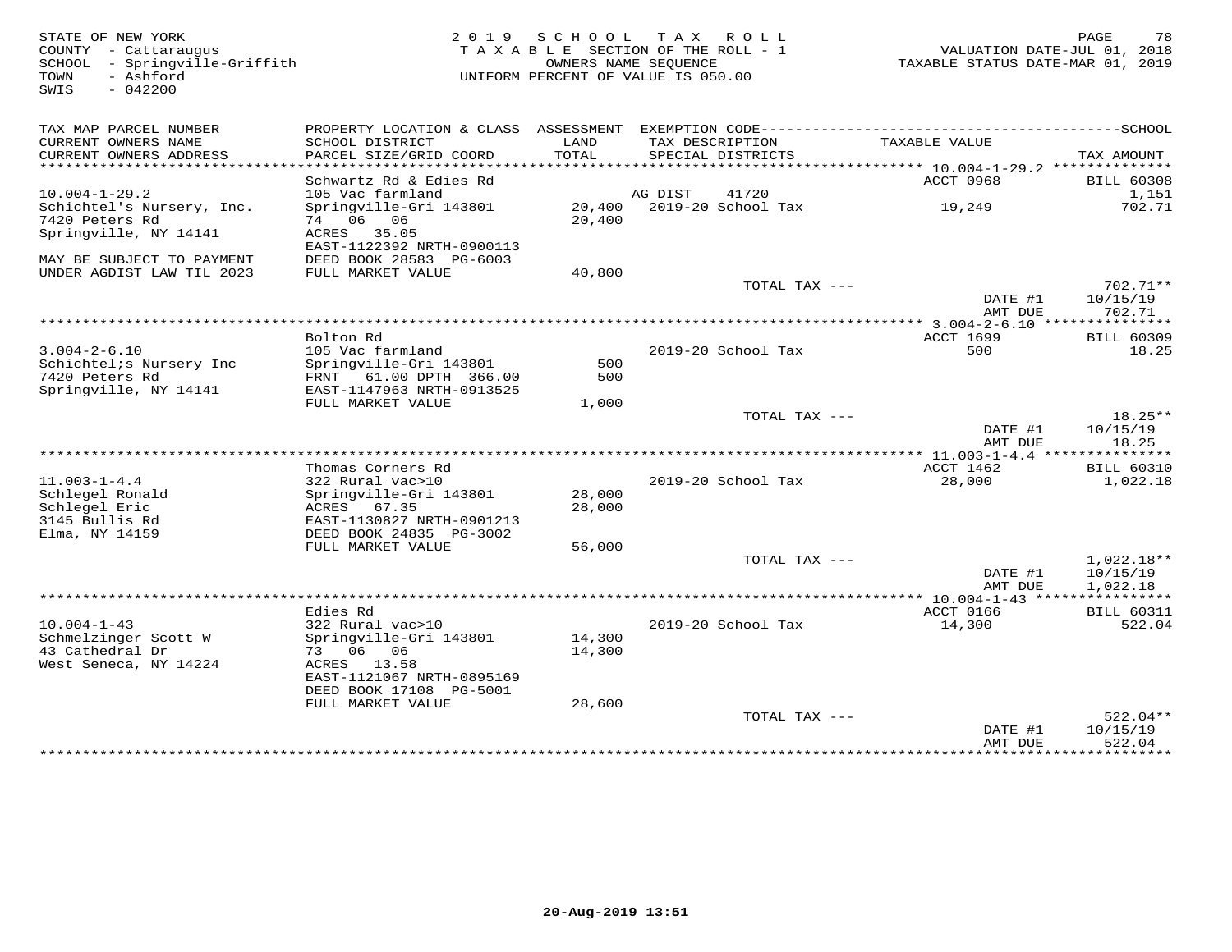STATE OF NEW YORK
COUNTY - Cattaraugus
SCHOOL - Springville-Griffith
TOWN - Ashford
SWIS - 042200

2019 SCHOOL TAX ROLL
TAXABLE SECTION OF THE ROLL - 1
OWNERS NAME SEQUENCE
UNIFORM PERCENT OF VALUE IS 050.00

VALUATION DATE-JUL 01, 2018
TAXABLE STATUS DATE-MAR 01, 2019

| TAX MAP PARCEL NUMBER / CURRENT OWNERS NAME / CURRENT OWNERS ADDRESS | PROPERTY LOCATION & CLASS / SCHOOL DISTRICT / PARCEL SIZE/GRID COORD | ASSESSMENT LAND / TOTAL | EXEMPTION CODE / TAX DESCRIPTION / SPECIAL DISTRICTS | TAXABLE VALUE | TAX AMOUNT |
|---|---|---|---|---|---|
| 10.004-1-29.2 | Schwartz Rd & Edies Rd | | | ACCT 0968 | BILL 60308 |
| 10.004-1-29.2 | 105 Vac farmland | | AG DIST 41720 | | 1,151 |
| Schichtel's Nursery, Inc. | Springville-Gri 143801 | 20,400 | 2019-20 School Tax | 19,249 | 702.71 |
| 7420 Peters Rd | 74 06 06 | 20,400 | | | |
| Springville, NY 14141 | ACRES 35.05 | | | | |
| | EAST-1122392 NRTH-0900113 | | | | |
| MAY BE SUBJECT TO PAYMENT | DEED BOOK 28583 PG-6003 | | | | |
| UNDER AGDIST LAW TIL 2023 | FULL MARKET VALUE | 40,800 | | | |
| | | | TOTAL TAX --- | | 702.71** |
| | | | | DATE #1 | 10/15/19 |
| | | | | AMT DUE | 702.71 |
| 3.004-2-6.10 | Bolton Rd | | | ACCT 1699 | BILL 60309 |
| 3.004-2-6.10 | 105 Vac farmland | | 2019-20 School Tax | 500 | 18.25 |
| Schichtel;s Nursery Inc | Springville-Gri 143801 | 500 | | | |
| 7420 Peters Rd | FRNT 61.00 DPTH 366.00 | 500 | | | |
| Springville, NY 14141 | EAST-1147963 NRTH-0913525 | | | | |
| | FULL MARKET VALUE | 1,000 | | | |
| | | | TOTAL TAX --- | | 18.25** |
| | | | | DATE #1 | 10/15/19 |
| | | | | AMT DUE | 18.25 |
| 11.003-1-4.4 | Thomas Corners Rd | | | ACCT 1462 | BILL 60310 |
| 11.003-1-4.4 | 322 Rural vac>10 | | 2019-20 School Tax | 28,000 | 1,022.18 |
| Schlegel Ronald | Springville-Gri 143801 | 28,000 | | | |
| Schlegel Eric | ACRES 67.35 | 28,000 | | | |
| 3145 Bullis Rd | EAST-1130827 NRTH-0901213 | | | | |
| Elma, NY 14159 | DEED BOOK 24835 PG-3002 | | | | |
| | FULL MARKET VALUE | 56,000 | | | |
| | | | TOTAL TAX --- | | 1,022.18** |
| | | | | DATE #1 | 10/15/19 |
| | | | | AMT DUE | 1,022.18 |
| 10.004-1-43 | Edies Rd | | | ACCT 0166 | BILL 60311 |
| 10.004-1-43 | 322 Rural vac>10 | | 2019-20 School Tax | 14,300 | 522.04 |
| Schmelzinger Scott W | Springville-Gri 143801 | 14,300 | | | |
| 43 Cathedral Dr | 73 06 06 | 14,300 | | | |
| West Seneca, NY 14224 | ACRES 13.58 | | | | |
| | EAST-1121067 NRTH-0895169 | | | | |
| | DEED BOOK 17108 PG-5001 | | | | |
| | FULL MARKET VALUE | 28,600 | | | |
| | | | TOTAL TAX --- | | 522.04** |
| | | | | DATE #1 | 10/15/19 |
| | | | | AMT DUE | 522.04 |

20-Aug-2019 13:51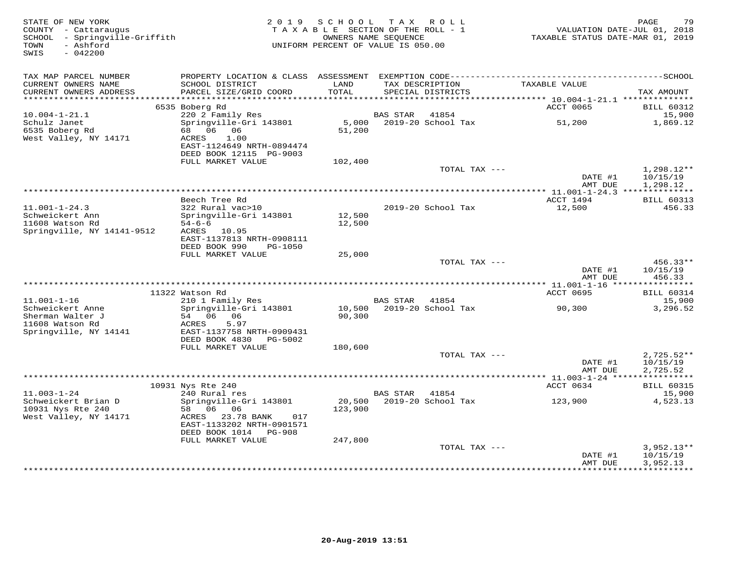STATE OF NEW YORK
COUNTY - Cattaraugus
SCHOOL - Springville-Griffith
TOWN - Ashford
SWIS - 042200

2019 SCHOOL TAX ROLL
TAXABLE SECTION OF THE ROLL - 1
OWNERS NAME SEQUENCE
UNIFORM PERCENT OF VALUE IS 050.00

VALUATION DATE-JUL 01, 2018
TAXABLE STATUS DATE-MAR 01, 2019

| TAX MAP PARCEL NUMBER / CURRENT OWNERS NAME / CURRENT OWNERS ADDRESS | PROPERTY LOCATION & CLASS / SCHOOL DISTRICT / PARCEL SIZE/GRID COORD | ASSESSMENT LAND / TOTAL | EXEMPTION CODE / TAX DESCRIPTION / SPECIAL DISTRICTS | TAXABLE VALUE | SCHOOL TAX AMOUNT |
|---|---|---|---|---|---|
| | 6535 Boberg Rd | | | ACCT 0065 | BILL 60312 |
| 10.004-1-21.1 | 220 2 Family Res | | BAS STAR 41854 | | 15,900 |
| Schulz Janet | Springville-Gri 143801 | 5,000 | 2019-20 School Tax | 51,200 | 1,869.12 |
| 6535 Boberg Rd | 68 06 06 | 51,200 | | | |
| West Valley, NY 14171 | ACRES 1.00 | | | | |
| | EAST-1124649 NRTH-0894474 | | | | |
| | DEED BOOK 12115 PG-9003 | | | | |
| | FULL MARKET VALUE | 102,400 | | | |
| | | | TOTAL TAX --- | | 1,298.12** |
| | | | | DATE #1 | 10/15/19 |
| | | | | AMT DUE | 1,298.12 |
| | Beech Tree Rd | | | ACCT 1494 | BILL 60313 |
| 11.001-1-24.3 | 322 Rural vac>10 | | 2019-20 School Tax | 12,500 | 456.33 |
| Schweickert Ann | Springville-Gri 143801 | 12,500 | | | |
| 11608 Watson Rd | 54-6-6 | 12,500 | | | |
| Springville, NY 14141-9512 | ACRES 10.95 | | | | |
| | EAST-1137813 NRTH-0908111 | | | | |
| | DEED BOOK 990 PG-1050 | | | | |
| | FULL MARKET VALUE | 25,000 | | | |
| | | | TOTAL TAX --- | | 456.33** |
| | | | | DATE #1 | 10/15/19 |
| | | | | AMT DUE | 456.33 |
| | 11322 Watson Rd | | | ACCT 0695 | BILL 60314 |
| 11.001-1-16 | 210 1 Family Res | | BAS STAR 41854 | | 15,900 |
| Schweickert Anne | Springville-Gri 143801 | 10,500 | 2019-20 School Tax | 90,300 | 3,296.52 |
| Sherman Walter J | 54 06 06 | 90,300 | | | |
| 11608 Watson Rd | ACRES 5.97 | | | | |
| Springville, NY 14141 | EAST-1137758 NRTH-0909431 | | | | |
| | DEED BOOK 4830 PG-5002 | | | | |
| | FULL MARKET VALUE | 180,600 | | | |
| | | | TOTAL TAX --- | | 2,725.52** |
| | | | | DATE #1 | 10/15/19 |
| | | | | AMT DUE | 2,725.52 |
| | 10931 Nys Rte 240 | | | ACCT 0634 | BILL 60315 |
| 11.003-1-24 | 240 Rural res | | BAS STAR 41854 | | 15,900 |
| Schweickert Brian D | Springville-Gri 143801 | 20,500 | 2019-20 School Tax | 123,900 | 4,523.13 |
| 10931 Nys Rte 240 | 58 06 06 | 123,900 | | | |
| West Valley, NY 14171 | ACRES 23.78 BANK 017 | | | | |
| | EAST-1133202 NRTH-0901571 | | | | |
| | DEED BOOK 1014 PG-908 | | | | |
| | FULL MARKET VALUE | 247,800 | | | |
| | | | TOTAL TAX --- | | 3,952.13** |
| | | | | DATE #1 | 10/15/19 |
| | | | | AMT DUE | 3,952.13 |

20-Aug-2019 13:51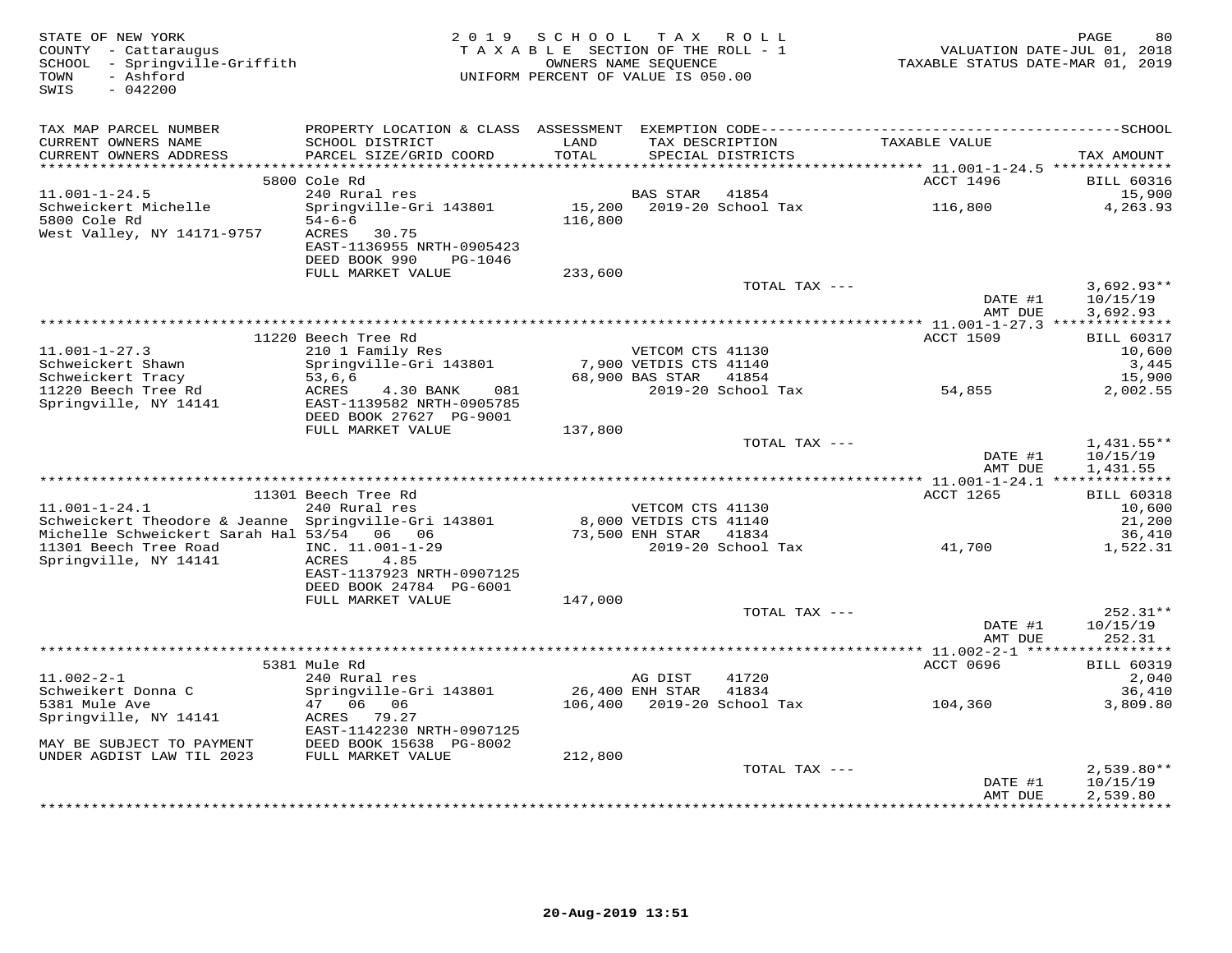STATE OF NEW YORK
COUNTY - Cattaraugus
SCHOOL - Springville-Griffith
TOWN - Ashford
SWIS - 042200

2019 SCHOOL TAX ROLL
TAXABLE SECTION OF THE ROLL - 1
OWNERS NAME SEQUENCE
UNIFORM PERCENT OF VALUE IS 050.00

VALUATION DATE-JUL 01, 2018
TAXABLE STATUS DATE-MAR 01, 2019

| TAX MAP PARCEL NUMBER / CURRENT OWNERS NAME / CURRENT OWNERS ADDRESS | PROPERTY LOCATION & CLASS / SCHOOL DISTRICT / PARCEL SIZE/GRID COORD | ASSESSMENT LAND / TOTAL | EXEMPTION CODE / TAX DESCRIPTION / SPECIAL DISTRICTS | TAXABLE VALUE | TAX AMOUNT |
|---|---|---|---|---|---|
| | 5800 Cole Rd | | | ACCT 1496 | BILL 60316 |
| 11.001-1-24.5 | 240 Rural res | | BAS STAR 41854 | | 15,900 |
| Schweickert Michelle | Springville-Gri 143801 | 15,200 | 2019-20 School Tax | 116,800 | 4,263.93 |
| 5800 Cole Rd | 54-6-6 | 116,800 | | | |
| West Valley, NY 14171-9757 | ACRES 30.75 | | | | |
| | EAST-1136955 NRTH-0905423 | | | | |
| | DEED BOOK 990 PG-1046 | | | | |
| | FULL MARKET VALUE | 233,600 | | | |
| | | | TOTAL TAX --- | | 3,692.93** |
| | | | | DATE #1 | 10/15/19 |
| | | | | AMT DUE | 3,692.93 |
| | 11220 Beech Tree Rd | | | ACCT 1509 | BILL 60317 |
| 11.001-1-27.3 | 210 1 Family Res | | VETCOM CTS 41130 | | 10,600 |
| Schweickert Shawn | Springville-Gri 143801 | 7,900 | VETDIS CTS 41140 | | 3,445 |
| Schweickert Tracy | 53,6,6 | 68,900 | BAS STAR 41854 | | 15,900 |
| 11220 Beech Tree Rd | ACRES 4.30 BANK 081 | | 2019-20 School Tax | 54,855 | 2,002.55 |
| Springville, NY 14141 | EAST-1139582 NRTH-0905785 | | | | |
| | DEED BOOK 27627 PG-9001 | | | | |
| | FULL MARKET VALUE | 137,800 | | | |
| | | | TOTAL TAX --- | | 1,431.55** |
| | | | | DATE #1 | 10/15/19 |
| | | | | AMT DUE | 1,431.55 |
| | 11301 Beech Tree Rd | | | ACCT 1265 | BILL 60318 |
| 11.001-1-24.1 | 240 Rural res | | VETCOM CTS 41130 | | 10,600 |
| Schweickert Theodore & Jeanne | Springville-Gri 143801 | 8,000 | VETDIS CTS 41140 | | 21,200 |
| Michelle Schweickert Sarah Hal | 53/54 06 06 | 73,500 | ENH STAR 41834 | | 36,410 |
| 11301 Beech Tree Road | INC. 11.001-1-29 | | 2019-20 School Tax | 41,700 | 1,522.31 |
| Springville, NY 14141 | ACRES 4.85 | | | | |
| | EAST-1137923 NRTH-0907125 | | | | |
| | DEED BOOK 24784 PG-6001 | | | | |
| | FULL MARKET VALUE | 147,000 | | | |
| | | | TOTAL TAX --- | | 252.31** |
| | | | | DATE #1 | 10/15/19 |
| | | | | AMT DUE | 252.31 |
| | 5381 Mule Rd | | | ACCT 0696 | BILL 60319 |
| 11.002-2-1 | 240 Rural res | | AG DIST 41720 | | 2,040 |
| Schweikert Donna C | Springville-Gri 143801 | 26,400 | ENH STAR 41834 | | 36,410 |
| 5381 Mule Ave | 47 06 06 | 106,400 | 2019-20 School Tax | 104,360 | 3,809.80 |
| Springville, NY 14141 | ACRES 79.27 | | | | |
| | EAST-1142230 NRTH-0907125 | | | | |
| MAY BE SUBJECT TO PAYMENT | DEED BOOK 15638 PG-8002 | | | | |
| UNDER AGDIST LAW TIL 2023 | FULL MARKET VALUE | 212,800 | | | |
| | | | TOTAL TAX --- | | 2,539.80** |
| | | | | DATE #1 | 10/15/19 |
| | | | | AMT DUE | 2,539.80 |

20-Aug-2019 13:51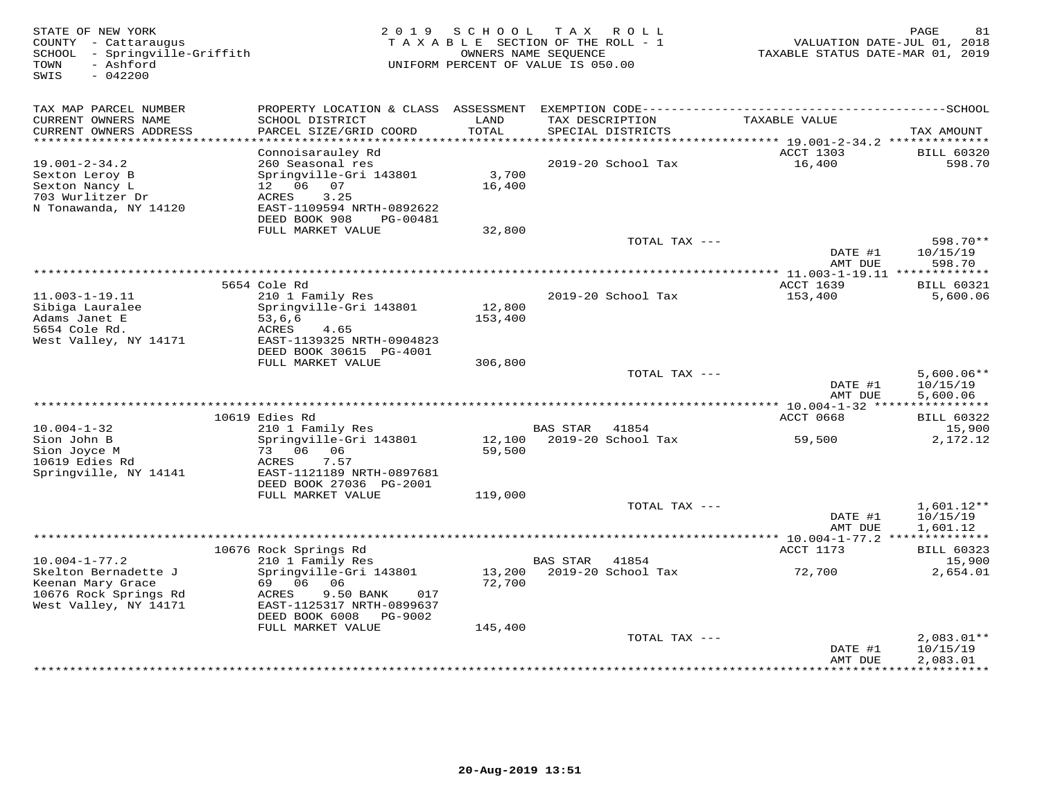STATE OF NEW YORK
COUNTY - Cattaraugus
SCHOOL - Springville-Griffith
TOWN - Ashford
SWIS - 042200

2019 SCHOOL TAX ROLL
TAXABLE SECTION OF THE ROLL - 1
OWNERS NAME SEQUENCE
UNIFORM PERCENT OF VALUE IS 050.00

VALUATION DATE-JUL 01, 2018
TAXABLE STATUS DATE-MAR 01, 2019

| TAX MAP PARCEL NUMBER / CURRENT OWNERS NAME / CURRENT OWNERS ADDRESS | PROPERTY LOCATION & CLASS / SCHOOL DISTRICT / PARCEL SIZE/GRID COORD | ASSESSMENT LAND / TOTAL | EXEMPTION CODE / TAX DESCRIPTION / SPECIAL DISTRICTS | TAXABLE VALUE | TAX AMOUNT |
|---|---|---|---|---|---|
| 19.001-2-34.2 | Connoisarauley Rd | | | ACCT 1303 | BILL 60320 |
| Sexton Leroy B | 260 Seasonal res | | 2019-20 School Tax | 16,400 | 598.70 |
| Sexton Nancy L | Springville-Gri 143801 | 3,700 | | | |
| 703 Wurlitzer Dr | 12 06 07 | 16,400 | | | |
| N Tonawanda, NY 14120 | ACRES 3.25 | | | | |
| | EAST-1109594 NRTH-0892622 | | | | |
| | DEED BOOK 908 PG-00481 | | | | |
| | FULL MARKET VALUE | 32,800 | | | |
| | | | TOTAL TAX --- | | 598.70** |
| | | | | DATE #1 | 10/15/19 |
| | | | | AMT DUE | 598.70 |
| 11.003-1-19.11 | 5654 Cole Rd | | | ACCT 1639 | BILL 60321 |
| Sibiga Lauralee | 210 1 Family Res | | 2019-20 School Tax | 153,400 | 5,600.06 |
| Adams Janet E | Springville-Gri 143801 | 12,800 | | | |
| 5654 Cole Rd. | 53,6,6 | 153,400 | | | |
| West Valley, NY 14171 | ACRES 4.65 | | | | |
| | EAST-1139325 NRTH-0904823 | | | | |
| | DEED BOOK 30615 PG-4001 | | | | |
| | FULL MARKET VALUE | 306,800 | | | |
| | | | TOTAL TAX --- | | 5,600.06** |
| | | | | DATE #1 | 10/15/19 |
| | | | | AMT DUE | 5,600.06 |
| 10.004-1-32 | 10619 Edies Rd | | | ACCT 0668 | BILL 60322 |
| Sion John B | 210 1 Family Res | | BAS STAR 41854 | | 15,900 |
| Sion Joyce M | Springville-Gri 143801 | 12,100 | 2019-20 School Tax | 59,500 | 2,172.12 |
| 10619 Edies Rd | 73 06 06 | 59,500 | | | |
| Springville, NY 14141 | ACRES 7.57 | | | | |
| | EAST-1121189 NRTH-0897681 | | | | |
| | DEED BOOK 27036 PG-2001 | | | | |
| | FULL MARKET VALUE | 119,000 | | | |
| | | | TOTAL TAX --- | | 1,601.12** |
| | | | | DATE #1 | 10/15/19 |
| | | | | AMT DUE | 1,601.12 |
| 10.004-1-77.2 | 10676 Rock Springs Rd | | | ACCT 1173 | BILL 60323 |
| Skelton Bernadette J | 210 1 Family Res | | BAS STAR 41854 | | 15,900 |
| Keenan Mary Grace | Springville-Gri 143801 | 13,200 | 2019-20 School Tax | 72,700 | 2,654.01 |
| 10676 Rock Springs Rd | 69 06 06 | 72,700 | | | |
| West Valley, NY 14171 | ACRES 9.50 BANK 017 | | | | |
| | EAST-1125317 NRTH-0899637 | | | | |
| | DEED BOOK 6008 PG-9002 | | | | |
| | FULL MARKET VALUE | 145,400 | | | |
| | | | TOTAL TAX --- | | 2,083.01** |
| | | | | DATE #1 | 10/15/19 |
| | | | | AMT DUE | 2,083.01 |

20-Aug-2019 13:51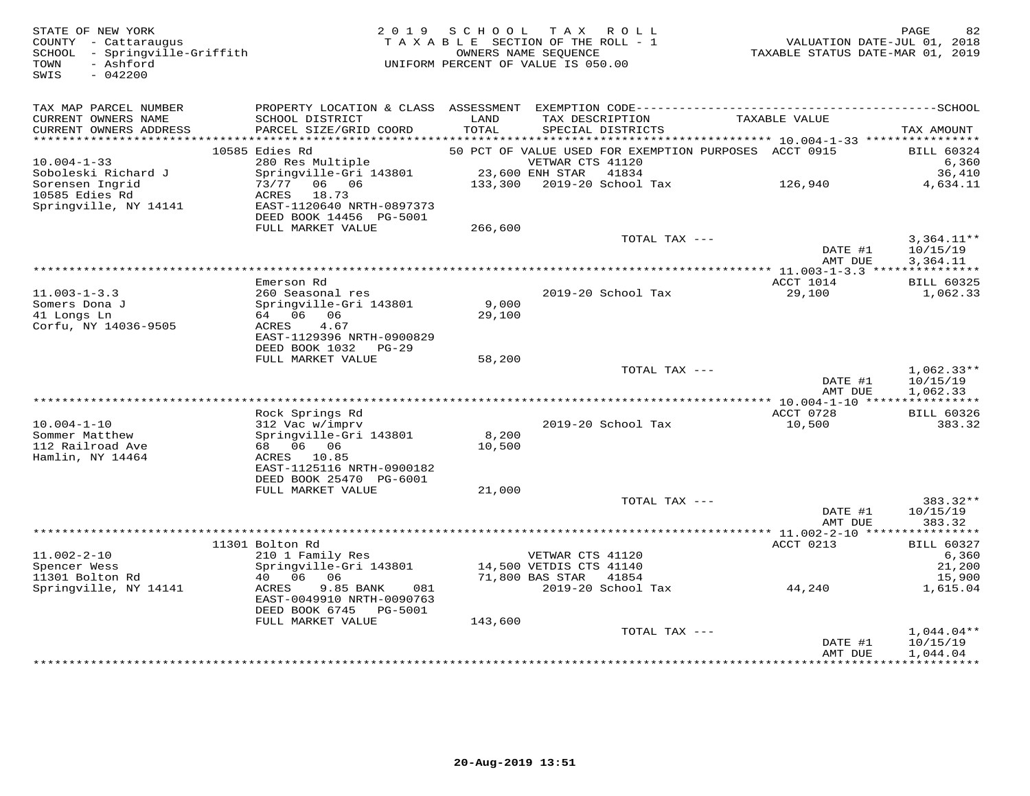STATE OF NEW YORK
COUNTY - Cattaraugus
SCHOOL - Springville-Griffith
TOWN - Ashford
SWIS - 042200

2019 SCHOOL TAX ROLL
TAXABLE SECTION OF THE ROLL - 1
OWNERS NAME SEQUENCE
UNIFORM PERCENT OF VALUE IS 050.00

VALUATION DATE-JUL 01, 2018
TAXABLE STATUS DATE-MAR 01, 2019

| TAX MAP PARCEL NUMBER / CURRENT OWNERS NAME / CURRENT OWNERS ADDRESS | PROPERTY LOCATION & CLASS / SCHOOL DISTRICT / PARCEL SIZE/GRID COORD | ASSESSMENT LAND / TOTAL | EXEMPTION CODE / TAX DESCRIPTION / SPECIAL DISTRICTS | TAXABLE VALUE | TAX AMOUNT |
|---|---|---|---|---|---|
| 10.004-1-33 | 10585 Edies Rd | | 50 PCT OF VALUE USED FOR EXEMPTION PURPOSES | ACCT 0915 | BILL 60324 |
| Soboleski Richard J | 280 Res Multiple | | VETWAR CTS 41120 | | 6,360 |
| Sorensen Ingrid | Springville-Gri 143801 | 23,600 | ENH STAR 41834 | | 36,410 |
| 10585 Edies Rd | 73/77 06 06 | 133,300 | 2019-20 School Tax | 126,940 | 4,634.11 |
| Springville, NY 14141 | ACRES 18.73 | | | | |
| | EAST-1120640 NRTH-0897373 | | | | |
| | DEED BOOK 14456 PG-5001 | | | | |
| | FULL MARKET VALUE | 266,600 | | | |
| | | | TOTAL TAX --- | | 3,364.11** |
| | | | | DATE #1 | 10/15/19 |
| | | | | AMT DUE | 3,364.11 |
| 11.003-1-3.3 | Emerson Rd | | | ACCT 1014 | BILL 60325 |
| Somers Dona J | 260 Seasonal res | | 2019-20 School Tax | 29,100 | 1,062.33 |
| 41 Longs Ln | Springville-Gri 143801 | 9,000 | | | |
| Corfu, NY 14036-9505 | 64 06 06 | 29,100 | | | |
| | ACRES 4.67 | | | | |
| | EAST-1129396 NRTH-0900829 | | | | |
| | DEED BOOK 1032 PG-29 | | | | |
| | FULL MARKET VALUE | 58,200 | | | |
| | | | TOTAL TAX --- | | 1,062.33** |
| | | | | DATE #1 | 10/15/19 |
| | | | | AMT DUE | 1,062.33 |
| 10.004-1-10 | Rock Springs Rd | | | ACCT 0728 | BILL 60326 |
| Sommer Matthew | 312 Vac w/imprv | | 2019-20 School Tax | 10,500 | 383.32 |
| 112 Railroad Ave | Springville-Gri 143801 | 8,200 | | | |
| Hamlin, NY 14464 | 68 06 06 | 10,500 | | | |
| | ACRES 10.85 | | | | |
| | EAST-1125116 NRTH-0900182 | | | | |
| | DEED BOOK 25470 PG-6001 | | | | |
| | FULL MARKET VALUE | 21,000 | | | |
| | | | TOTAL TAX --- | | 383.32** |
| | | | | DATE #1 | 10/15/19 |
| | | | | AMT DUE | 383.32 |
| 11.002-2-10 | 11301 Bolton Rd | | | ACCT 0213 | BILL 60327 |
| Spencer Wess | 210 1 Family Res | | VETWAR CTS 41120 | | 6,360 |
| 11301 Bolton Rd | Springville-Gri 143801 | 14,500 | VETDIS CTS 41140 | | 21,200 |
| Springville, NY 14141 | 40 06 06 | 71,800 | BAS STAR 41854 | | 15,900 |
| | ACRES 9.85 BANK 081 | | 2019-20 School Tax | 44,240 | 1,615.04 |
| | EAST-0049910 NRTH-0090763 | | | | |
| | DEED BOOK 6745 PG-5001 | | | | |
| | FULL MARKET VALUE | 143,600 | | | |
| | | | TOTAL TAX --- | | 1,044.04** |
| | | | | DATE #1 | 10/15/19 |
| | | | | AMT DUE | 1,044.04 |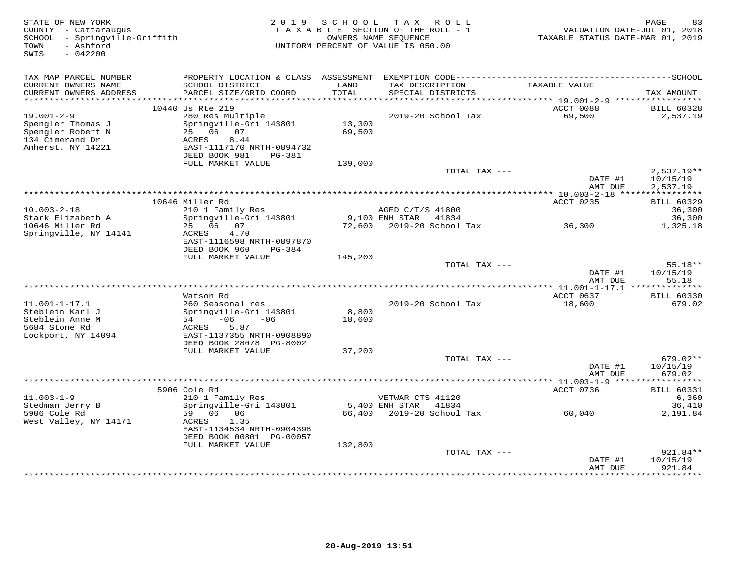STATE OF NEW YORK
COUNTY - Cattaraugus
SCHOOL - Springville-Griffith
TOWN - Ashford
SWIS - 042200

2019 SCHOOL TAX ROLL
TAXABLE SECTION OF THE ROLL - 1
OWNERS NAME SEQUENCE
UNIFORM PERCENT OF VALUE IS 050.00

VALUATION DATE-JUL 01, 2018
TAXABLE STATUS DATE-MAR 01, 2019

| TAX MAP PARCEL NUMBER / CURRENT OWNERS NAME / CURRENT OWNERS ADDRESS | PROPERTY LOCATION & CLASS / SCHOOL DISTRICT / PARCEL SIZE/GRID COORD | ASSESSMENT LAND / TOTAL | EXEMPTION CODE / TAX DESCRIPTION / SPECIAL DISTRICTS | TAXABLE VALUE | TAX AMOUNT |
|---|---|---|---|---|---|
| | 10440 Us Rte 219 | | | ACCT 0088 | BILL 60328 |
| 19.001-2-9 | 280 Res Multiple | | 2019-20 School Tax | 69,500 | 2,537.19 |
| Spengler Thomas J | Springville-Gri 143801 | 13,300 | | | |
| Spengler Robert N | 25 06 07 | 69,500 | | | |
| 134 Cimerand Dr | ACRES 8.44 | | | | |
| Amherst, NY 14221 | EAST-1117170 NRTH-0894732 | | | | |
| | DEED BOOK 981 PG-381 | | | | |
| | FULL MARKET VALUE | 139,000 | | | |
| | | | TOTAL TAX --- | | 2,537.19** |
| | | | | DATE #1 | 10/15/19 |
| | | | | AMT DUE | 2,537.19 |
| | 10646 Miller Rd | | | ACCT 0235 | BILL 60329 |
| 10.003-2-18 | 210 1 Family Res | | AGED C/T/S 41800 | | 36,300 |
| Stark Elizabeth A | Springville-Gri 143801 | 9,100 | ENH STAR 41834 | | 36,300 |
| 10646 Miller Rd | 25 06 07 | 72,600 | 2019-20 School Tax | 36,300 | 1,325.18 |
| Springville, NY 14141 | ACRES 4.70 | | | | |
| | EAST-1116598 NRTH-0897870 | | | | |
| | DEED BOOK 960 PG-384 | | | | |
| | FULL MARKET VALUE | 145,200 | | | |
| | | | TOTAL TAX --- | | 55.18** |
| | | | | DATE #1 | 10/15/19 |
| | | | | AMT DUE | 55.18 |
| | Watson Rd | | | ACCT 0637 | BILL 60330 |
| 11.001-1-17.1 | 260 Seasonal res | | 2019-20 School Tax | 18,600 | 679.02 |
| Steblein Karl J | Springville-Gri 143801 | 8,800 | | | |
| Steblein Anne M | 54 -06 -06 | 18,600 | | | |
| 5684 Stone Rd | ACRES 5.87 | | | | |
| Lockport, NY 14094 | EAST-1137355 NRTH-0908890 | | | | |
| | DEED BOOK 28078 PG-8002 | | | | |
| | FULL MARKET VALUE | 37,200 | | | |
| | | | TOTAL TAX --- | | 679.02** |
| | | | | DATE #1 | 10/15/19 |
| | | | | AMT DUE | 679.02 |
| | 5906 Cole Rd | | | ACCT 0736 | BILL 60331 |
| 11.003-1-9 | 210 1 Family Res | | VETWAR CTS 41120 | | 6,360 |
| Stedman Jerry B | Springville-Gri 143801 | 5,400 | ENH STAR 41834 | | 36,410 |
| 5906 Cole Rd | 59 06 06 | 66,400 | 2019-20 School Tax | 60,040 | 2,191.84 |
| West Valley, NY 14171 | ACRES 1.35 | | | | |
| | EAST-1134534 NRTH-0904398 | | | | |
| | DEED BOOK 00801 PG-00057 | | | | |
| | FULL MARKET VALUE | 132,800 | | | |
| | | | TOTAL TAX --- | | 921.84** |
| | | | | DATE #1 | 10/15/19 |
| | | | | AMT DUE | 921.84 |

20-Aug-2019 13:51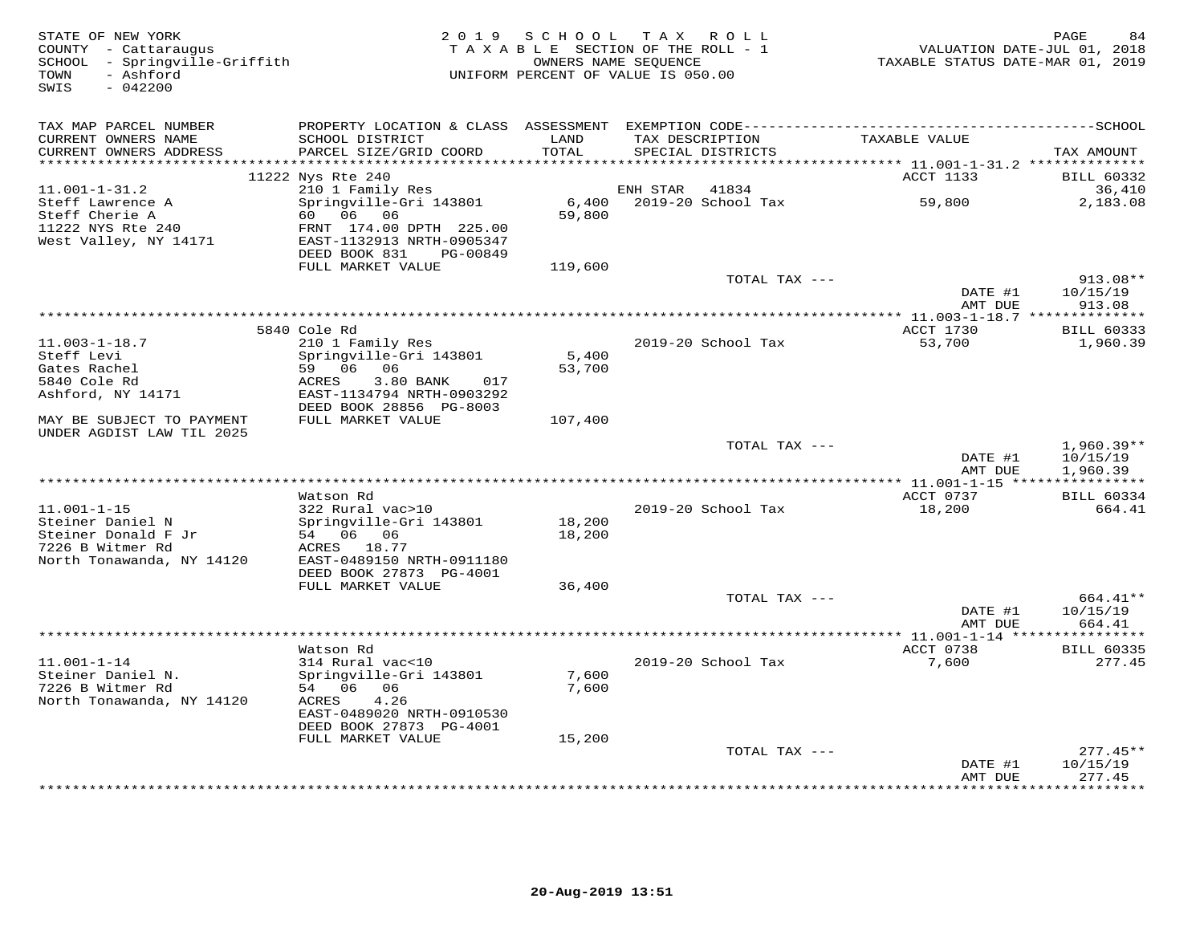STATE OF NEW YORK
COUNTY - Cattaraugus
SCHOOL - Springville-Griffith
TOWN - Ashford
SWIS - 042200

2019 SCHOOL TAX ROLL
TAXABLE SECTION OF THE ROLL - 1
OWNERS NAME SEQUENCE
UNIFORM PERCENT OF VALUE IS 050.00

VALUATION DATE-JUL 01, 2018
TAXABLE STATUS DATE-MAR 01, 2019

| TAX MAP PARCEL NUMBER<br>CURRENT OWNERS NAME<br>CURRENT OWNERS ADDRESS | PROPERTY LOCATION & CLASS<br>SCHOOL DISTRICT<br>PARCEL SIZE/GRID COORD | ASSESSMENT<br>LAND<br>TOTAL | EXEMPTION CODE<br>TAX DESCRIPTION<br>SPECIAL DISTRICTS | TAXABLE VALUE | SCHOOL<br>TAX AMOUNT |
|---|---|---|---|---|---|
| | 11222 Nys Rte 240 | | | ACCT 1133 | BILL 60332 |
| 11.001-1-31.2 | 210 1 Family Res | | ENH STAR 41834 | | 36,410 |
| Steff Lawrence A | Springville-Gri 143801 | 6,400 | 2019-20 School Tax | 59,800 | 2,183.08 |
| Steff Cherie A | 60 06 06 | 59,800 | | | |
| 11222 NYS Rte 240 | FRNT 174.00 DPTH 225.00 | | | | |
| West Valley, NY 14171 | EAST-1132913 NRTH-0905347 | | | | |
| | DEED BOOK 831 PG-00849 | | | | |
| | FULL MARKET VALUE | 119,600 | | | |
| | | | TOTAL TAX --- | | 913.08** |
| | | | | DATE #1 | 10/15/19 |
| | | | | AMT DUE | 913.08 |
| | 5840 Cole Rd | | | ACCT 1730 | BILL 60333 |
| 11.003-1-18.7 | 210 1 Family Res | | 2019-20 School Tax | 53,700 | 1,960.39 |
| Steff Levi | Springville-Gri 143801 | 5,400 | | | |
| Gates Rachel | 59 06 06 | 53,700 | | | |
| 5840 Cole Rd | ACRES 3.80 BANK 017 | | | | |
| Ashford, NY 14171 | EAST-1134794 NRTH-0903292 | | | | |
| | DEED BOOK 28856 PG-8003 | | | | |
| MAY BE SUBJECT TO PAYMENT | FULL MARKET VALUE | 107,400 | | | |
| UNDER AGDIST LAW TIL 2025 | | | | | |
| | | | TOTAL TAX --- | | 1,960.39** |
| | | | | DATE #1 | 10/15/19 |
| | | | | AMT DUE | 1,960.39 |
| | Watson Rd | | | ACCT 0737 | BILL 60334 |
| 11.001-1-15 | 322 Rural vac>10 | | 2019-20 School Tax | 18,200 | 664.41 |
| Steiner Daniel N | Springville-Gri 143801 | 18,200 | | | |
| Steiner Donald F Jr | 54 06 06 | 18,200 | | | |
| 7226 B Witmer Rd | ACRES 18.77 | | | | |
| North Tonawanda, NY 14120 | EAST-0489150 NRTH-0911180 | | | | |
| | DEED BOOK 27873 PG-4001 | | | | |
| | FULL MARKET VALUE | 36,400 | | | |
| | | | TOTAL TAX --- | | 664.41** |
| | | | | DATE #1 | 10/15/19 |
| | | | | AMT DUE | 664.41 |
| | Watson Rd | | | ACCT 0738 | BILL 60335 |
| 11.001-1-14 | 314 Rural vac<10 | | 2019-20 School Tax | 7,600 | 277.45 |
| Steiner Daniel N. | Springville-Gri 143801 | 7,600 | | | |
| 7226 B Witmer Rd | 54 06 06 | 7,600 | | | |
| North Tonawanda, NY 14120 | ACRES 4.26 | | | | |
| | EAST-0489020 NRTH-0910530 | | | | |
| | DEED BOOK 27873 PG-4001 | | | | |
| | FULL MARKET VALUE | 15,200 | | | |
| | | | TOTAL TAX --- | | 277.45** |
| | | | | DATE #1 | 10/15/19 |
| | | | | AMT DUE | 277.45 |

20-Aug-2019 13:51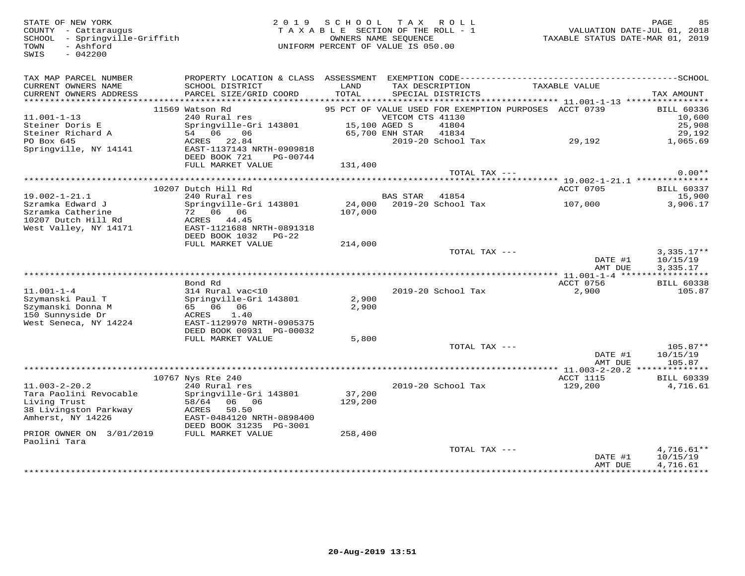STATE OF NEW YORK
COUNTY - Cattaraugus
SCHOOL - Springville-Griffith
TOWN - Ashford
SWIS - 042200

2019 SCHOOL TAX ROLL
TAXABLE SECTION OF THE ROLL - 1
OWNERS NAME SEQUENCE
UNIFORM PERCENT OF VALUE IS 050.00

VALUATION DATE-JUL 01, 2018
TAXABLE STATUS DATE-MAR 01, 2019

| TAX MAP PARCEL NUMBER / CURRENT OWNERS NAME / CURRENT OWNERS ADDRESS | PROPERTY LOCATION & CLASS / SCHOOL DISTRICT / PARCEL SIZE/GRID COORD | ASSESSMENT LAND / TOTAL | EXEMPTION CODE / TAX DESCRIPTION / SPECIAL DISTRICTS | TAXABLE VALUE | TAX AMOUNT |
|---|---|---|---|---|---|
| **11.001-1-13** | 11569 Watson Rd | | 95 PCT OF VALUE USED FOR EXEMPTION PURPOSES | ACCT 0739 | BILL 60336 |
| Steiner Doris E | 240 Rural res | | VETCOM CTS 41130 | | 10,600 |
| Steiner Richard A | Springville-Gri 143801 | 15,100 | AGED S 41804 | | 25,908 |
| PO Box 645 | 54 06 06 | 65,700 | ENH STAR 41834 | | 29,192 |
| Springville, NY 14141 | ACRES 22.84 | | 2019-20 School Tax | 29,192 | 1,065.69 |
| | EAST-1137143 NRTH-0909818 | | | | |
| | DEED BOOK 721 PG-00744 | | | | |
| | FULL MARKET VALUE | 131,400 | | | |
| | | | TOTAL TAX --- | | 0.00** |
| **19.002-1-21.1** | 10207 Dutch Hill Rd | | | ACCT 0705 | BILL 60337 |
| Szramka Edward J | 240 Rural res | | BAS STAR 41854 | | 15,900 |
| Szramka Catherine | Springville-Gri 143801 | 24,000 | 2019-20 School Tax | 107,000 | 3,906.17 |
| 10207 Dutch Hill Rd | 72 06 06 | 107,000 | | | |
| West Valley, NY 14171 | ACRES 44.45 | | | | |
| | EAST-1121688 NRTH-0891318 | | | | |
| | DEED BOOK 1032 PG-22 | | | | |
| | FULL MARKET VALUE | 214,000 | | | |
| | | | TOTAL TAX --- | | 3,335.17** |
| | | | | DATE #1 | 10/15/19 |
| | | | | AMT DUE | 3,335.17 |
| **11.001-1-4** | Bond Rd | | | ACCT 0756 | BILL 60338 |
| Szymanski Paul T | 314 Rural vac<10 | | 2019-20 School Tax | 2,900 | 105.87 |
| Szymanski Donna M | Springville-Gri 143801 | 2,900 | | | |
| 150 Sunnyside Dr | 65 06 06 | 2,900 | | | |
| West Seneca, NY 14224 | ACRES 1.40 | | | | |
| | EAST-1129970 NRTH-0905375 | | | | |
| | DEED BOOK 00931 PG-00032 | | | | |
| | FULL MARKET VALUE | 5,800 | | | |
| | | | TOTAL TAX --- | | 105.87** |
| | | | | DATE #1 | 10/15/19 |
| | | | | AMT DUE | 105.87 |
| **11.003-2-20.2** | 10767 Nys Rte 240 | | | ACCT 1115 | BILL 60339 |
| Tara Paolini Revocable | 240 Rural res | | 2019-20 School Tax | 129,200 | 4,716.61 |
| Living Trust | Springville-Gri 143801 | 37,200 | | | |
| 38 Livingston Parkway | 58/64 06 06 | 129,200 | | | |
| Amherst, NY 14226 | ACRES 50.50 | | | | |
| | EAST-0484120 NRTH-0898400 | | | | |
| | DEED BOOK 31235 PG-3001 | | | | |
| PRIOR OWNER ON 3/01/2019 | FULL MARKET VALUE | 258,400 | | | |
| Paolini Tara | | | | | |
| | | | TOTAL TAX --- | | 4,716.61** |
| | | | | DATE #1 | 10/15/19 |
| | | | | AMT DUE | 4,716.61 |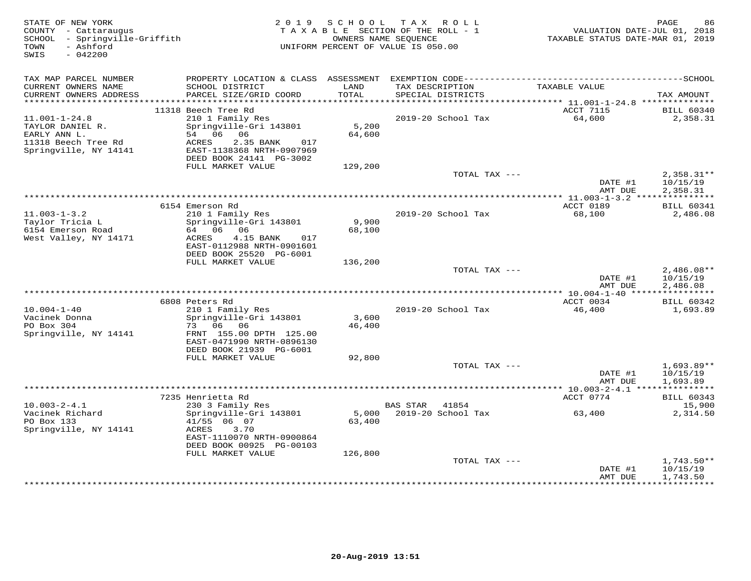STATE OF NEW YORK
COUNTY - Cattaraugus
SCHOOL - Springville-Griffith
TOWN - Ashford
SWIS - 042200

2019 SCHOOL TAX ROLL
TAXABLE SECTION OF THE ROLL - 1
OWNERS NAME SEQUENCE
UNIFORM PERCENT OF VALUE IS 050.00

VALUATION DATE-JUL 01, 2018
TAXABLE STATUS DATE-MAR 01, 2019

| TAX MAP PARCEL NUMBER / CURRENT OWNERS NAME / CURRENT OWNERS ADDRESS | PROPERTY LOCATION & CLASS / SCHOOL DISTRICT / PARCEL SIZE/GRID COORD | ASSESSMENT LAND / TOTAL | EXEMPTION CODE / TAX DESCRIPTION / SPECIAL DISTRICTS | TAXABLE VALUE | TAX AMOUNT |
|---|---|---|---|---|---|
| 11.001-1-24.8 | 11318 Beech Tree Rd | | | ACCT 7115 | BILL 60340 |
| TAYLOR DANIEL R. | 210 1 Family Res | | 2019-20 School Tax | 64,600 | 2,358.31 |
| EARLY ANN L. | Springville-Gri 143801 | 5,200 | | | |
| 11318 Beech Tree Rd | 54 06 06 | 64,600 | | | |
| Springville, NY 14141 | ACRES 2.35 BANK 017 | | | | |
| | EAST-1138368 NRTH-0907969 | | | | |
| | DEED BOOK 24141 PG-3002 | | | | |
| | FULL MARKET VALUE | 129,200 | | | |
| | | | TOTAL TAX --- | | 2,358.31** |
| | | | | DATE #1 | 10/15/19 |
| | | | | AMT DUE | 2,358.31 |
| 11.003-1-3.2 | 6154 Emerson Rd | | | ACCT 0189 | BILL 60341 |
| Taylor Tricia L | 210 1 Family Res | | 2019-20 School Tax | 68,100 | 2,486.08 |
| 6154 Emerson Road | Springville-Gri 143801 | 9,900 | | | |
| West Valley, NY 14171 | 64 06 06 | 68,100 | | | |
| | ACRES 4.15 BANK 017 | | | | |
| | EAST-0112988 NRTH-0901601 | | | | |
| | DEED BOOK 25520 PG-6001 | | | | |
| | FULL MARKET VALUE | 136,200 | | | |
| | | | TOTAL TAX --- | | 2,486.08** |
| | | | | DATE #1 | 10/15/19 |
| | | | | AMT DUE | 2,486.08 |
| 10.004-1-40 | 6808 Peters Rd | | | ACCT 0034 | BILL 60342 |
| Vacinek Donna | 210 1 Family Res | | 2019-20 School Tax | 46,400 | 1,693.89 |
| PO Box 304 | Springville-Gri 143801 | 3,600 | | | |
| Springville, NY 14141 | 73 06 06 | 46,400 | | | |
| | FRNT 155.00 DPTH 125.00 | | | | |
| | EAST-0471990 NRTH-0896130 | | | | |
| | DEED BOOK 21939 PG-6001 | | | | |
| | FULL MARKET VALUE | 92,800 | | | |
| | | | TOTAL TAX --- | | 1,693.89** |
| | | | | DATE #1 | 10/15/19 |
| | | | | AMT DUE | 1,693.89 |
| 10.003-2-4.1 | 7235 Henrietta Rd | | | ACCT 0774 | BILL 60343 |
| Vacinek Richard | 230 3 Family Res | | BAS STAR 41854 | | 15,900 |
| PO Box 133 | Springville-Gri 143801 | 5,000 | 2019-20 School Tax | 63,400 | 2,314.50 |
| Springville, NY 14141 | 41/55 06 07 | 63,400 | | | |
| | ACRES 3.70 | | | | |
| | EAST-1110070 NRTH-0900864 | | | | |
| | DEED BOOK 00925 PG-00103 | | | | |
| | FULL MARKET VALUE | 126,800 | | | |
| | | | TOTAL TAX --- | | 1,743.50** |
| | | | | DATE #1 | 10/15/19 |
| | | | | AMT DUE | 1,743.50 |

20-Aug-2019 13:51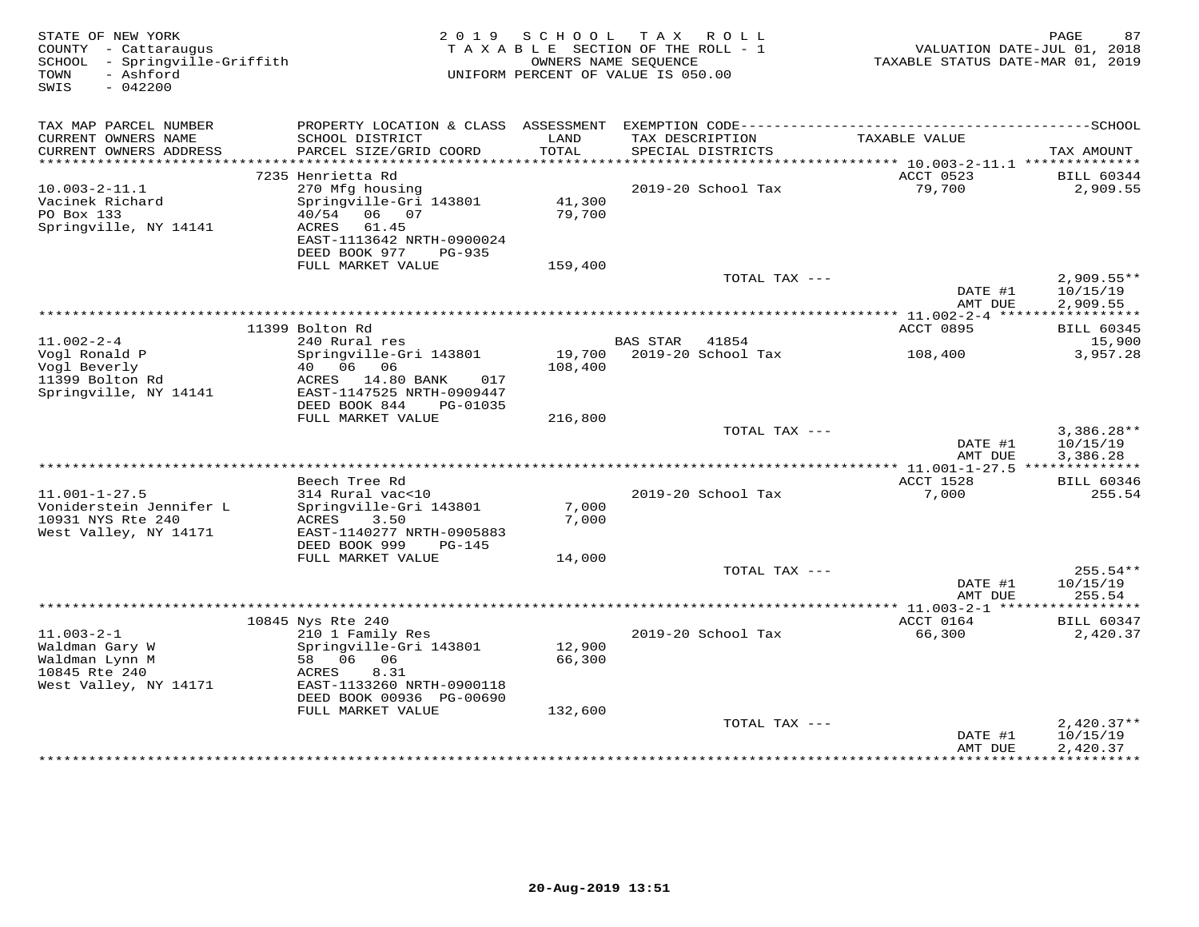STATE OF NEW YORK
COUNTY - Cattaraugus
SCHOOL - Springville-Griffith
TOWN - Ashford
SWIS - 042200

2019 SCHOOL TAX ROLL
TAXABLE SECTION OF THE ROLL - 1
OWNERS NAME SEQUENCE
UNIFORM PERCENT OF VALUE IS 050.00

VALUATION DATE-JUL 01, 2018
TAXABLE STATUS DATE-MAR 01, 2019

| TAX MAP PARCEL NUMBER / CURRENT OWNERS NAME / CURRENT OWNERS ADDRESS | PROPERTY LOCATION & CLASS / SCHOOL DISTRICT / PARCEL SIZE/GRID COORD | ASSESSMENT LAND / TOTAL | EXEMPTION CODE / TAX DESCRIPTION / SPECIAL DISTRICTS | TAXABLE VALUE | TAX AMOUNT |
|---|---|---|---|---|---|
| 10.003-2-11.1 | 7235 Henrietta Rd | | | ACCT 0523 | BILL 60344 |
| Vacinek Richard | 270 Mfg housing | | 2019-20 School Tax | 79,700 | 2,909.55 |
| PO Box 133 | Springville-Gri 143801 | 41,300 | | | |
| Springville, NY 14141 | 40/54 06 07 | 79,700 | | | |
| | ACRES 61.45 | | | | |
| | EAST-1113642 NRTH-0900024 | | | | |
| | DEED BOOK 977 PG-935 | | | | |
| | FULL MARKET VALUE | 159,400 | | | |
| | | | TOTAL TAX --- | | 2,909.55** |
| | | | | DATE #1 | 10/15/19 |
| | | | | AMT DUE | 2,909.55 |
| 11.002-2-4 | 11399 Bolton Rd | | | ACCT 0895 | BILL 60345 |
| Vogl Ronald P | 240 Rural res | | BAS STAR 41854 | | 15,900 |
| Vogl Beverly | Springville-Gri 143801 | 19,700 | 2019-20 School Tax | 108,400 | 3,957.28 |
| 11399 Bolton Rd | 40 06 06 | 108,400 | | | |
| Springville, NY 14141 | ACRES 14.80 BANK 017 | | | | |
| | EAST-1147525 NRTH-0909447 | | | | |
| | DEED BOOK 844 PG-01035 | | | | |
| | FULL MARKET VALUE | 216,800 | | | |
| | | | TOTAL TAX --- | | 3,386.28** |
| | | | | DATE #1 | 10/15/19 |
| | | | | AMT DUE | 3,386.28 |
| 11.001-1-27.5 | Beech Tree Rd | | | ACCT 1528 | BILL 60346 |
| Voniderstein Jennifer L | 314 Rural vac<10 | | 2019-20 School Tax | 7,000 | 255.54 |
| 10931 NYS Rte 240 | Springville-Gri 143801 | 7,000 | | | |
| West Valley, NY 14171 | ACRES 3.50 | 7,000 | | | |
| | EAST-1140277 NRTH-0905883 | | | | |
| | DEED BOOK 999 PG-145 | | | | |
| | FULL MARKET VALUE | 14,000 | | | |
| | | | TOTAL TAX --- | | 255.54** |
| | | | | DATE #1 | 10/15/19 |
| | | | | AMT DUE | 255.54 |
| 11.003-2-1 | 10845 Nys Rte 240 | | | ACCT 0164 | BILL 60347 |
| Waldman Gary W | 210 1 Family Res | | 2019-20 School Tax | 66,300 | 2,420.37 |
| Waldman Lynn M | Springville-Gri 143801 | 12,900 | | | |
| 10845 Rte 240 | 58 06 06 | 66,300 | | | |
| West Valley, NY 14171 | ACRES 8.31 | | | | |
| | EAST-1133260 NRTH-0900118 | | | | |
| | DEED BOOK 00936 PG-00690 | | | | |
| | FULL MARKET VALUE | 132,600 | | | |
| | | | TOTAL TAX --- | | 2,420.37** |
| | | | | DATE #1 | 10/15/19 |
| | | | | AMT DUE | 2,420.37 |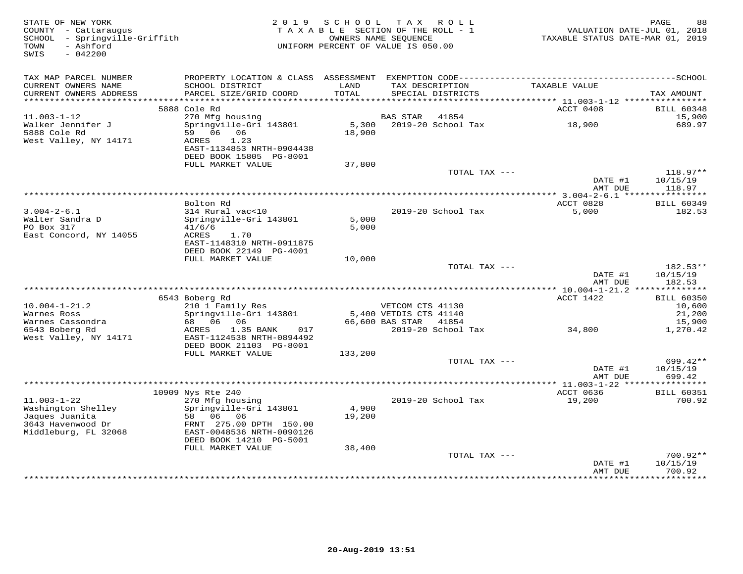STATE OF NEW YORK
COUNTY - Cattaraugus
SCHOOL - Springville-Griffith
TOWN - Ashford
SWIS - 042200

2019 SCHOOL TAX ROLL
TAXABLE SECTION OF THE ROLL - 1
OWNERS NAME SEQUENCE
UNIFORM PERCENT OF VALUE IS 050.00

VALUATION DATE-JUL 01, 2018
TAXABLE STATUS DATE-MAR 01, 2019

| TAX MAP PARCEL NUMBER / CURRENT OWNERS NAME / CURRENT OWNERS ADDRESS | PROPERTY LOCATION & CLASS / SCHOOL DISTRICT / PARCEL SIZE/GRID COORD | ASSESSMENT LAND / TOTAL | EXEMPTION CODE / TAX DESCRIPTION / SPECIAL DISTRICTS | TAXABLE VALUE | TAX AMOUNT |
|---|---|---|---|---|---|
| | 5888 Cole Rd | | | ACCT 0408 | BILL 60348 |
| 11.003-1-12 | 270 Mfg housing | | BAS STAR 41854 | | 15,900 |
| Walker Jennifer J | Springville-Gri 143801 | 5,300 | 2019-20 School Tax | 18,900 | 689.97 |
| 5888 Cole Rd | 59 06 06 | 18,900 | | | |
| West Valley, NY 14171 | ACRES 1.23 | | | | |
| | EAST-1134853 NRTH-0904438 | | | | |
| | DEED BOOK 15805 PG-8001 | | | | |
| | FULL MARKET VALUE | 37,800 | | | |
| | | | TOTAL TAX --- | | 118.97** |
| | | | | DATE #1 | 10/15/19 |
| | | | | AMT DUE | 118.97 |
| | Bolton Rd | | | ACCT 0828 | BILL 60349 |
| 3.004-2-6.1 | 314 Rural vac<10 | | 2019-20 School Tax | 5,000 | 182.53 |
| Walter Sandra D | Springville-Gri 143801 | 5,000 | | | |
| PO Box 317 | 41/6/6 | 5,000 | | | |
| East Concord, NY 14055 | ACRES 1.70 | | | | |
| | EAST-1148310 NRTH-0911875 | | | | |
| | DEED BOOK 22149 PG-4001 | | | | |
| | FULL MARKET VALUE | 10,000 | | | |
| | | | TOTAL TAX --- | | 182.53** |
| | | | | DATE #1 | 10/15/19 |
| | | | | AMT DUE | 182.53 |
| | 6543 Boberg Rd | | | ACCT 1422 | BILL 60350 |
| 10.004-1-21.2 | 210 1 Family Res | | VETCOM CTS 41130 | | 10,600 |
| Warnes Ross | Springville-Gri 143801 | 5,400 | VETDIS CTS 41140 | | 21,200 |
| Warnes Cassondra | 68 06 06 | 66,600 | BAS STAR 41854 | | 15,900 |
| 6543 Boberg Rd | ACRES 1.35 BANK 017 | | 2019-20 School Tax | 34,800 | 1,270.42 |
| West Valley, NY 14171 | EAST-1124538 NRTH-0894492 | | | | |
| | DEED BOOK 21103 PG-8001 | | | | |
| | FULL MARKET VALUE | 133,200 | | | |
| | | | TOTAL TAX --- | | 699.42** |
| | | | | DATE #1 | 10/15/19 |
| | | | | AMT DUE | 699.42 |
| | 10909 Nys Rte 240 | | | ACCT 0636 | BILL 60351 |
| 11.003-1-22 | 270 Mfg housing | | 2019-20 School Tax | 19,200 | 700.92 |
| Washington Shelley | Springville-Gri 143801 | 4,900 | | | |
| Jaques Juanita | 58 06 06 | 19,200 | | | |
| 3643 Havenwood Dr | FRNT 275.00 DPTH 150.00 | | | | |
| Middleburg, FL 32068 | EAST-0048536 NRTH-0090126 | | | | |
| | DEED BOOK 14210 PG-5001 | | | | |
| | FULL MARKET VALUE | 38,400 | | | |
| | | | TOTAL TAX --- | | 700.92** |
| | | | | DATE #1 | 10/15/19 |
| | | | | AMT DUE | 700.92 |

20-Aug-2019 13:51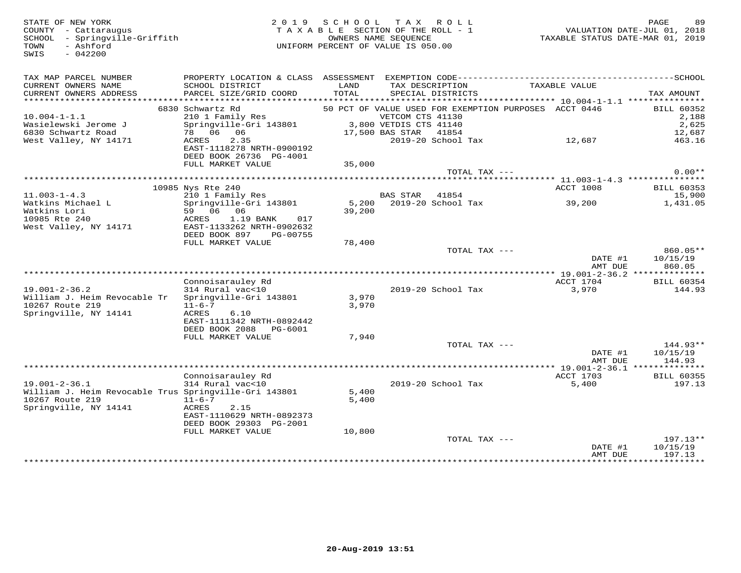STATE OF NEW YORK
COUNTY - Cattaraugus
SCHOOL - Springville-Griffith
TOWN - Ashford
SWIS - 042200

2 0 1 9 S C H O O L T A X R O L L
T A X A B L E SECTION OF THE ROLL - 1
OWNERS NAME SEQUENCE
UNIFORM PERCENT OF VALUE IS 050.00

VALUATION DATE-JUL 01, 2018
TAXABLE STATUS DATE-MAR 01, 2019

| TAX MAP PARCEL NUMBER / CURRENT OWNERS NAME / CURRENT OWNERS ADDRESS | PROPERTY LOCATION & CLASS / SCHOOL DISTRICT / PARCEL SIZE/GRID COORD | ASSESSMENT LAND / TOTAL | EXEMPTION CODE / TAX DESCRIPTION / SPECIAL DISTRICTS | TAXABLE VALUE | SCHOOL TAX AMOUNT |
|---|---|---|---|---|---|
| 10.004-1-1.1 | 6830 Schwartz Rd | | 50 PCT OF VALUE USED FOR EXEMPTION PURPOSES | ACCT 0446 | BILL 60352 |
| 10.004-1-1.1 | 210 1 Family Res | | VETCOM CTS 41130 | | 2,188 |
| Wasielewski Jerome J | Springville-Gri 143801 | 3,800 | VETDIS CTS 41140 | | 2,625 |
| 6830 Schwartz Road | 78 06 06 | 17,500 | BAS STAR 41854 | | 12,687 |
| West Valley, NY 14171 | ACRES 2.35 | | 2019-20 School Tax | 12,687 | 463.16 |
| | EAST-1118278 NRTH-0900192 | | | | |
| | DEED BOOK 26736 PG-4001 | | | | |
| | FULL MARKET VALUE | 35,000 | | | |
| | | | TOTAL TAX --- | | 0.00** |
| 11.003-1-4.3 | 10985 Nys Rte 240 | | | ACCT 1008 | BILL 60353 |
| 11.003-1-4.3 | 210 1 Family Res | | BAS STAR 41854 | | 15,900 |
| Watkins Michael L | Springville-Gri 143801 | 5,200 | 2019-20 School Tax | 39,200 | 1,431.05 |
| Watkins Lori | 59 06 06 | 39,200 | | | |
| 10985 Rte 240 | ACRES 1.19 BANK 017 | | | | |
| West Valley, NY 14171 | EAST-1133262 NRTH-0902632 | | | | |
| | DEED BOOK 897 PG-00755 | | | | |
| | FULL MARKET VALUE | 78,400 | | | |
| | | | TOTAL TAX --- | | 860.05** |
| | | | | DATE #1 | 10/15/19 |
| | | | | AMT DUE | 860.05 |
| 19.001-2-36.2 | Connoisarauley Rd | | | ACCT 1704 | BILL 60354 |
| 19.001-2-36.2 | 314 Rural vac<10 | | 2019-20 School Tax | 3,970 | 144.93 |
| William J. Heim Revocable Tr | Springville-Gri 143801 | 3,970 | | | |
| 10267 Route 219 | 11-6-7 | 3,970 | | | |
| Springville, NY 14141 | ACRES 6.10 | | | | |
| | EAST-1111342 NRTH-0892442 | | | | |
| | DEED BOOK 2088 PG-6001 | | | | |
| | FULL MARKET VALUE | 7,940 | | | |
| | | | TOTAL TAX --- | | 144.93** |
| | | | | DATE #1 | 10/15/19 |
| | | | | AMT DUE | 144.93 |
| 19.001-2-36.1 | Connoisarauley Rd | | | ACCT 1703 | BILL 60355 |
| 19.001-2-36.1 | 314 Rural vac<10 | | 2019-20 School Tax | 5,400 | 197.13 |
| William J. Heim Revocable Trus | Springville-Gri 143801 | 5,400 | | | |
| 10267 Route 219 | 11-6-7 | 5,400 | | | |
| Springville, NY 14141 | ACRES 2.15 | | | | |
| | EAST-1110629 NRTH-0892373 | | | | |
| | DEED BOOK 29303 PG-2001 | | | | |
| | FULL MARKET VALUE | 10,800 | | | |
| | | | TOTAL TAX --- | | 197.13** |
| | | | | DATE #1 | 10/15/19 |
| | | | | AMT DUE | 197.13 |

20-Aug-2019 13:51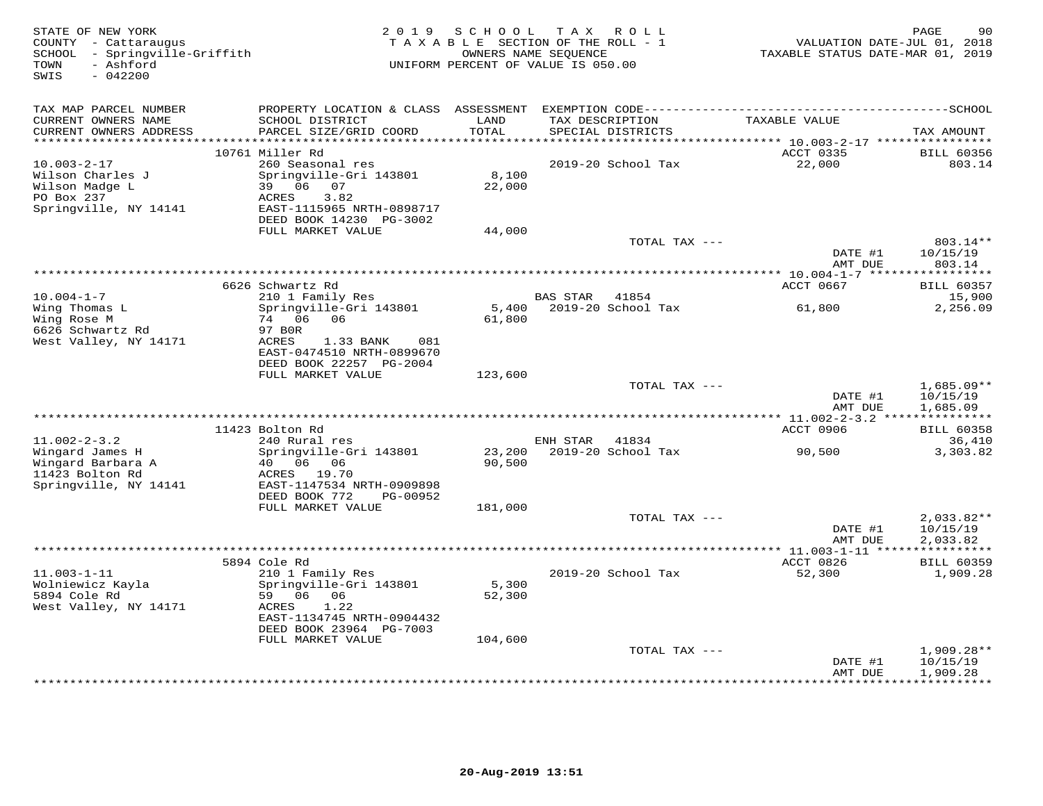STATE OF NEW YORK
COUNTY - Cattaraugus
SCHOOL - Springville-Griffith
TOWN - Ashford
SWIS - 042200

2019 SCHOOL TAX ROLL
TAXABLE SECTION OF THE ROLL - 1
OWNERS NAME SEQUENCE
UNIFORM PERCENT OF VALUE IS 050.00

VALUATION DATE-JUL 01, 2018
TAXABLE STATUS DATE-MAR 01, 2019

| TAX MAP PARCEL NUMBER / CURRENT OWNERS NAME / CURRENT OWNERS ADDRESS | PROPERTY LOCATION & CLASS / SCHOOL DISTRICT / PARCEL SIZE/GRID COORD | ASSESSMENT LAND / TOTAL | EXEMPTION CODE / TAX DESCRIPTION / SPECIAL DISTRICTS | TAXABLE VALUE | SCHOOL TAX AMOUNT |
|---|---|---|---|---|---|
| 10.003-2-17 | 10761 Miller Rd | | | ACCT 0335 | BILL 60356 |
| Wilson Charles J | 260 Seasonal res | | | | |
| Wilson Madge L | Springville-Gri 143801 | 8,100 | 2019-20 School Tax | 22,000 | 803.14 |
| PO Box 237 | 39 06 07 | 22,000 | | | |
| Springville, NY 14141 | ACRES 3.82 | | | | |
| | EAST-1115965 NRTH-0898717 | | | | |
| | DEED BOOK 14230 PG-3002 | | | | |
| | FULL MARKET VALUE | 44,000 | | | |
| | | | TOTAL TAX --- | | 803.14** |
| | | | | DATE #1 | 10/15/19 |
| | | | | AMT DUE | 803.14 |
| 10.004-1-7 | 6626 Schwartz Rd | | | ACCT 0667 | BILL 60357 |
| Wing Thomas L | 210 1 Family Res | | BAS STAR 41854 | | 15,900 |
| Wing Rose M | Springville-Gri 143801 | 5,400 | 2019-20 School Tax | 61,800 | 2,256.09 |
| 6626 Schwartz Rd | 74 06 06 | 61,800 | | | |
| West Valley, NY 14171 | 97 B0R | | | | |
| | ACRES 1.33 BANK 081 | | | | |
| | EAST-0474510 NRTH-0899670 | | | | |
| | DEED BOOK 22257 PG-2004 | | | | |
| | FULL MARKET VALUE | 123,600 | | | |
| | | | TOTAL TAX --- | | 1,685.09** |
| | | | | DATE #1 | 10/15/19 |
| | | | | AMT DUE | 1,685.09 |
| 11.002-2-3.2 | 11423 Bolton Rd | | | ACCT 0906 | BILL 60358 |
| Wingard James H | 240 Rural res | | ENH STAR 41834 | | 36,410 |
| Wingard Barbara A | Springville-Gri 143801 | 23,200 | 2019-20 School Tax | 90,500 | 3,303.82 |
| 11423 Bolton Rd | 40 06 06 | 90,500 | | | |
| Springville, NY 14141 | ACRES 19.70 | | | | |
| | EAST-1147534 NRTH-0909898 | | | | |
| | DEED BOOK 772 PG-00952 | | | | |
| | FULL MARKET VALUE | 181,000 | | | |
| | | | TOTAL TAX --- | | 2,033.82** |
| | | | | DATE #1 | 10/15/19 |
| | | | | AMT DUE | 2,033.82 |
| 11.003-1-11 | 5894 Cole Rd | | | ACCT 0826 | BILL 60359 |
| Wolniewicz Kayla | 210 1 Family Res | | 2019-20 School Tax | 52,300 | 1,909.28 |
| 5894 Cole Rd | Springville-Gri 143801 | 5,300 | | | |
| West Valley, NY 14171 | 59 06 06 | 52,300 | | | |
| | ACRES 1.22 | | | | |
| | EAST-1134745 NRTH-0904432 | | | | |
| | DEED BOOK 23964 PG-7003 | | | | |
| | FULL MARKET VALUE | 104,600 | | | |
| | | | TOTAL TAX --- | | 1,909.28** |
| | | | | DATE #1 | 10/15/19 |
| | | | | AMT DUE | 1,909.28 |

20-Aug-2019 13:51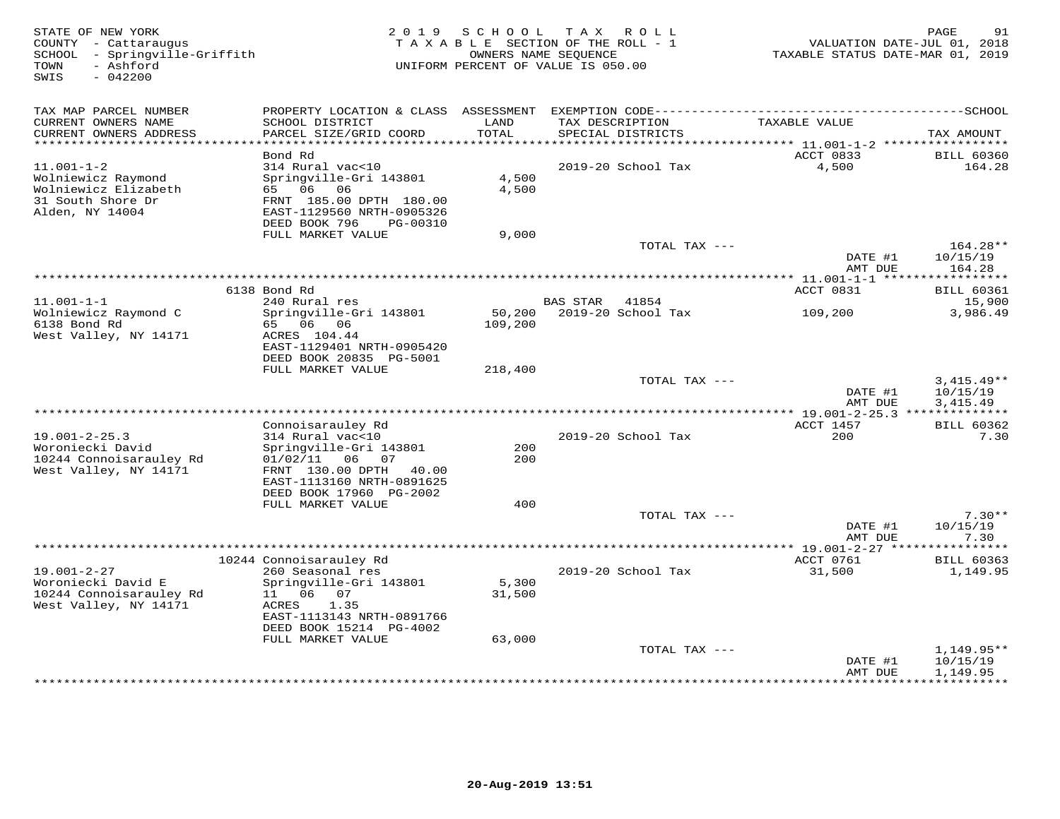STATE OF NEW YORK
COUNTY - Cattaraugus
SCHOOL - Springville-Griffith
TOWN - Ashford
SWIS - 042200

2 0 1 9 S C H O O L T A X R O L L
T A X A B L E SECTION OF THE ROLL - 1
OWNERS NAME SEQUENCE
UNIFORM PERCENT OF VALUE IS 050.00

VALUATION DATE-JUL 01, 2018
TAXABLE STATUS DATE-MAR 01, 2019

| TAX MAP PARCEL NUMBER / CURRENT OWNERS NAME / CURRENT OWNERS ADDRESS | PROPERTY LOCATION & CLASS / SCHOOL DISTRICT / PARCEL SIZE/GRID COORD | ASSESSMENT LAND / TOTAL | EXEMPTION CODE / TAX DESCRIPTION / SPECIAL DISTRICTS | TAXABLE VALUE | TAX AMOUNT |
|---|---|---|---|---|---|
| 11.001-1-2 | Bond Rd | | | ACCT 0833 | BILL 60360 |
| Wolniewicz Raymond | 314 Rural vac<10 | | 2019-20 School Tax | 4,500 | 164.28 |
| Wolniewicz Elizabeth | Springville-Gri 143801 | 4,500 | | | |
| 31 South Shore Dr | 65 06 06 | 4,500 | | | |
| Alden, NY 14004 | FRNT 185.00 DPTH 180.00 | | | | |
| | EAST-1129560 NRTH-0905326 | | | | |
| | DEED BOOK 796 PG-00310 | | | | |
| | FULL MARKET VALUE | 9,000 | | | |
| | | | TOTAL TAX --- | | 164.28** |
| | | | | DATE #1 | 10/15/19 |
| | | | | AMT DUE | 164.28 |
| 11.001-1-1 | 6138 Bond Rd | | | ACCT 0831 | BILL 60361 |
| Wolniewicz Raymond C | 240 Rural res | | BAS STAR 41854 | | 15,900 |
| 6138 Bond Rd | Springville-Gri 143801 | 50,200 | 2019-20 School Tax | 109,200 | 3,986.49 |
| West Valley, NY 14171 | 65 06 06 | 109,200 | | | |
| | ACRES 104.44 | | | | |
| | EAST-1129401 NRTH-0905420 | | | | |
| | DEED BOOK 20835 PG-5001 | | | | |
| | FULL MARKET VALUE | 218,400 | | | |
| | | | TOTAL TAX --- | | 3,415.49** |
| | | | | DATE #1 | 10/15/19 |
| | | | | AMT DUE | 3,415.49 |
| 19.001-2-25.3 | Connoisarauley Rd | | | ACCT 1457 | BILL 60362 |
| Woroniecki David | 314 Rural vac<10 | | 2019-20 School Tax | 200 | 7.30 |
| 10244 Connoisarauley Rd | Springville-Gri 143801 | 200 | | | |
| West Valley, NY 14171 | 01/02/11 06 07 | 200 | | | |
| | FRNT 130.00 DPTH 40.00 | | | | |
| | EAST-1113160 NRTH-0891625 | | | | |
| | DEED BOOK 17960 PG-2002 | | | | |
| | FULL MARKET VALUE | 400 | | | |
| | | | TOTAL TAX --- | | 7.30** |
| | | | | DATE #1 | 10/15/19 |
| | | | | AMT DUE | 7.30 |
| 19.001-2-27 | 10244 Connoisarauley Rd | | | ACCT 0761 | BILL 60363 |
| Woroniecki David E | 260 Seasonal res | | 2019-20 School Tax | 31,500 | 1,149.95 |
| 10244 Connoisarauley Rd | Springville-Gri 143801 | 5,300 | | | |
| West Valley, NY 14171 | 11 06 07 | 31,500 | | | |
| | ACRES 1.35 | | | | |
| | EAST-1113143 NRTH-0891766 | | | | |
| | DEED BOOK 15214 PG-4002 | | | | |
| | FULL MARKET VALUE | 63,000 | | | |
| | | | TOTAL TAX --- | | 1,149.95** |
| | | | | DATE #1 | 10/15/19 |
| | | | | AMT DUE | 1,149.95 |

20-Aug-2019 13:51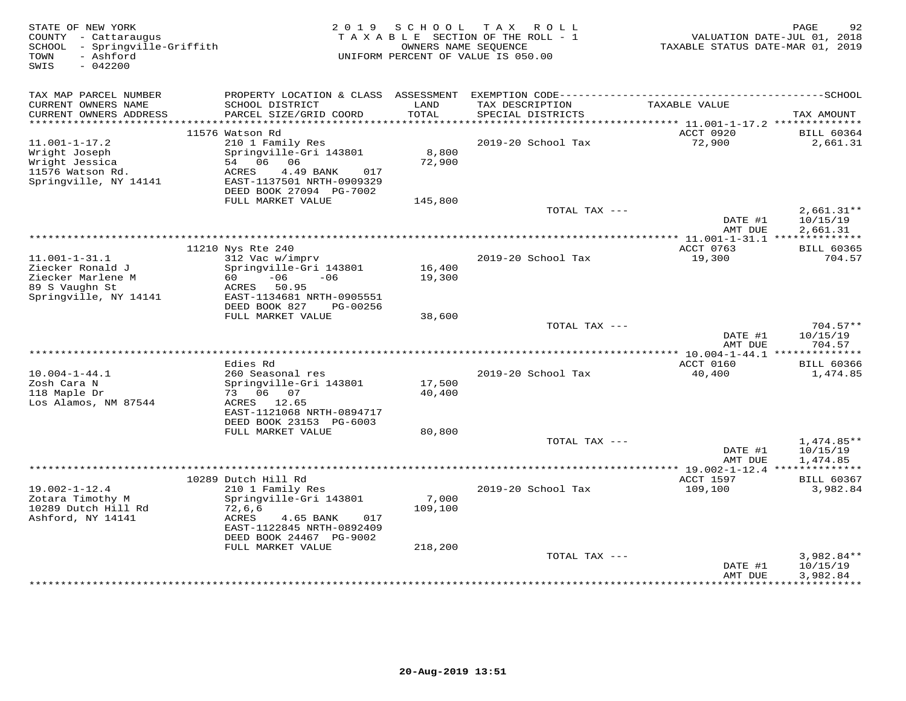STATE OF NEW YORK
COUNTY - Cattaraugus
SCHOOL - Springville-Griffith
TOWN - Ashford
SWIS - 042200

2019 SCHOOL TAX ROLL
TAXABLE SECTION OF THE ROLL - 1
OWNERS NAME SEQUENCE
UNIFORM PERCENT OF VALUE IS 050.00

VALUATION DATE-JUL 01, 2018
TAXABLE STATUS DATE-MAR 01, 2019

| TAX MAP PARCEL NUMBER / CURRENT OWNERS NAME / CURRENT OWNERS ADDRESS | PROPERTY LOCATION & CLASS / SCHOOL DISTRICT / PARCEL SIZE/GRID COORD | ASSESSMENT LAND / TOTAL | EXEMPTION CODE / TAX DESCRIPTION / SPECIAL DISTRICTS | TAXABLE VALUE | TAX AMOUNT |
|---|---|---|---|---|---|
| 11.001-1-17.2 | 11576 Watson Rd | | | ACCT 0920 | BILL 60364 |
| Wright Joseph | 210 1 Family Res | | 2019-20 School Tax | 72,900 | 2,661.31 |
| Wright Jessica | Springville-Gri 143801 | 8,800 | | | |
| 11576 Watson Rd. | 54 06 06 | 72,900 | | | |
| Springville, NY 14141 | ACRES 4.49 BANK 017 | | | | |
| | EAST-1137501 NRTH-0909329 | | | | |
| | DEED BOOK 27094 PG-7002 | | | | |
| | FULL MARKET VALUE | 145,800 | | | |
| | | | TOTAL TAX --- | | 2,661.31** |
| | | | | DATE #1 | 10/15/19 |
| | | | | AMT DUE | 2,661.31 |
| 11.001-1-31.1 | 11210 Nys Rte 240 | | | ACCT 0763 | BILL 60365 |
| Ziecker Ronald J | 312 Vac w/imprv | | 2019-20 School Tax | 19,300 | 704.57 |
| Ziecker Marlene M | Springville-Gri 143801 | 16,400 | | | |
| 89 S Vaughn St | 60 -06 -06 | 19,300 | | | |
| Springville, NY 14141 | ACRES 50.95 | | | | |
| | EAST-1134681 NRTH-0905551 | | | | |
| | DEED BOOK 827 PG-00256 | | | | |
| | FULL MARKET VALUE | 38,600 | | | |
| | | | TOTAL TAX --- | | 704.57** |
| | | | | DATE #1 | 10/15/19 |
| | | | | AMT DUE | 704.57 |
| 10.004-1-44.1 | Edies Rd | | | ACCT 0160 | BILL 60366 |
| Zosh Cara N | 260 Seasonal res | | 2019-20 School Tax | 40,400 | 1,474.85 |
| 118 Maple Dr | Springville-Gri 143801 | 17,500 | | | |
| Los Alamos, NM 87544 | 73 06 07 | 40,400 | | | |
| | ACRES 12.65 | | | | |
| | EAST-1121068 NRTH-0894717 | | | | |
| | DEED BOOK 23153 PG-6003 | | | | |
| | FULL MARKET VALUE | 80,800 | | | |
| | | | TOTAL TAX --- | | 1,474.85** |
| | | | | DATE #1 | 10/15/19 |
| | | | | AMT DUE | 1,474.85 |
| 19.002-1-12.4 | 10289 Dutch Hill Rd | | | ACCT 1597 | BILL 60367 |
| Zotara Timothy M | 210 1 Family Res | | 2019-20 School Tax | 109,100 | 3,982.84 |
| 10289 Dutch Hill Rd | Springville-Gri 143801 | 7,000 | | | |
| Ashford, NY 14141 | 72,6,6 | 109,100 | | | |
| | ACRES 4.65 BANK 017 | | | | |
| | EAST-1122845 NRTH-0892409 | | | | |
| | DEED BOOK 24467 PG-9002 | | | | |
| | FULL MARKET VALUE | 218,200 | | | |
| | | | TOTAL TAX --- | | 3,982.84** |
| | | | | DATE #1 | 10/15/19 |
| | | | | AMT DUE | 3,982.84 |

20-Aug-2019 13:51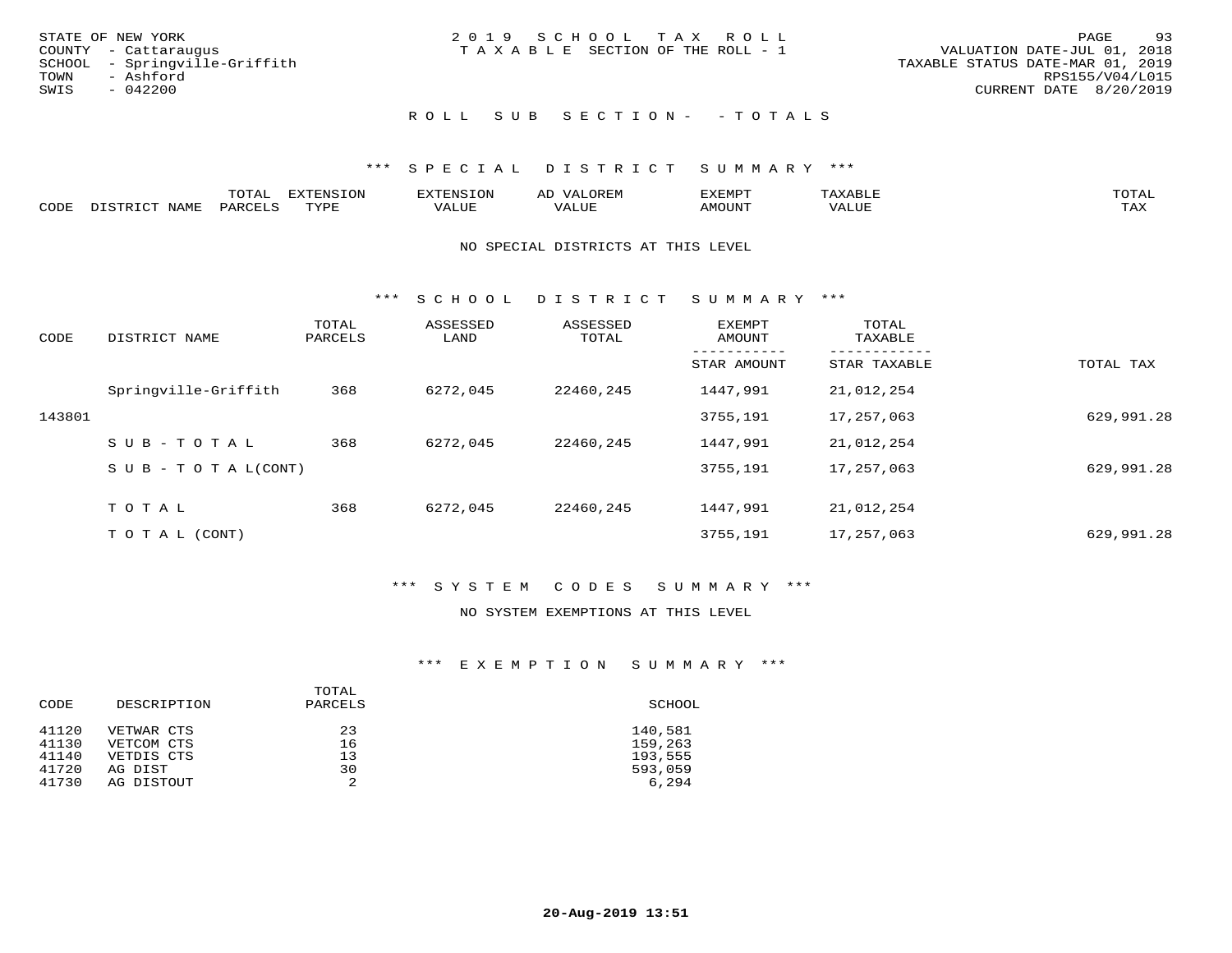STATE OF NEW YORK
COUNTY - Cattaraugus
SCHOOL - Springville-Griffith
TOWN - Ashford
SWIS - 042200

2019 SCHOOL TAX ROLL
TAXABLE SECTION OF THE ROLL - 1

VALUATION DATE-JUL 01, 2018
TAXABLE STATUS DATE-MAR 01, 2019
RPS155/V04/L015
CURRENT DATE 8/20/2019

## ROLL SUB SECTION- - TOTALS

### *** SPECIAL DISTRICT SUMMARY ***

| CODE | DISTRICT NAME | TOTAL PARCELS | EXTENSION TYPE | EXTENSION VALUE | AD VALOREM VALUE | EXEMPT AMOUNT | TAXABLE VALUE | TOTAL TAX |
|---|---|---|---|---|---|---|---|---|

NO SPECIAL DISTRICTS AT THIS LEVEL

### *** SCHOOL DISTRICT SUMMARY ***

| CODE | DISTRICT NAME | TOTAL PARCELS | ASSESSED LAND | ASSESSED TOTAL | EXEMPT AMOUNT / STAR AMOUNT | TOTAL TAXABLE / STAR TAXABLE | TOTAL TAX |
|---|---|---|---|---|---|---|---|
| | Springville-Griffith | 368 | 6272,045 | 22460,245 | 1447,991 | 21,012,254 | |
| 143801 | | | | | 3755,191 | 17,257,063 | 629,991.28 |
| | SUB-TOTAL | 368 | 6272,045 | 22460,245 | 1447,991 | 21,012,254 | |
| | SUB-TOTAL(CONT) | | | | 3755,191 | 17,257,063 | 629,991.28 |
| | TOTAL | 368 | 6272,045 | 22460,245 | 1447,991 | 21,012,254 | |
| | TOTAL (CONT) | | | | 3755,191 | 17,257,063 | 629,991.28 |

### *** SYSTEM CODES SUMMARY ***

NO SYSTEM EXEMPTIONS AT THIS LEVEL

### *** EXEMPTION SUMMARY ***

| CODE | DESCRIPTION | TOTAL PARCELS | SCHOOL |
|---|---|---|---|
| 41120 | VETWAR CTS | 23 | 140,581 |
| 41130 | VETCOM CTS | 16 | 159,263 |
| 41140 | VETDIS CTS | 13 | 193,555 |
| 41720 | AG DIST | 30 | 593,059 |
| 41730 | AG DISTOUT | 2 | 6,294 |

20-Aug-2019 13:51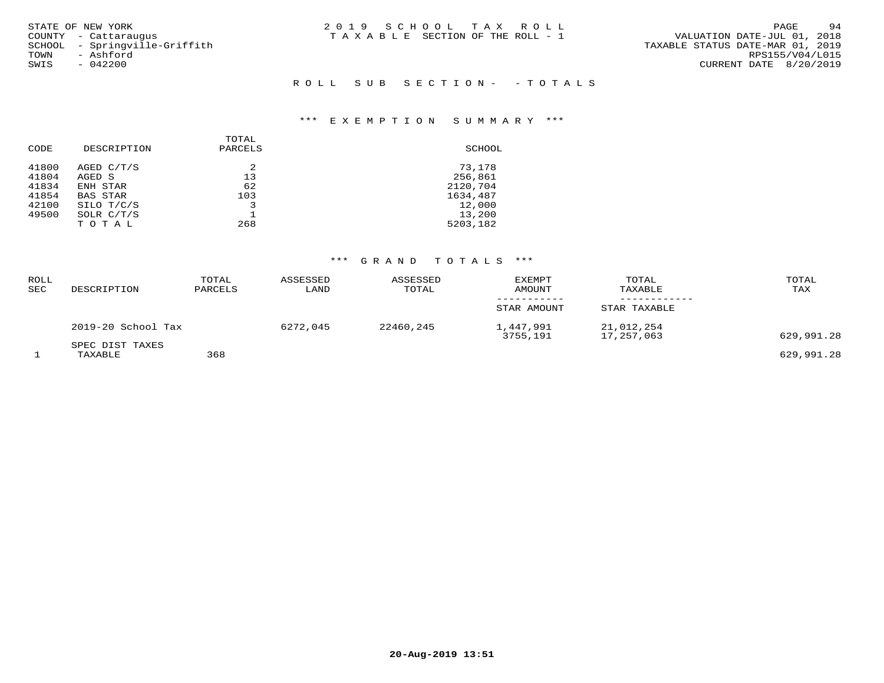STATE OF NEW YORK
COUNTY - Cattaraugus
SCHOOL - Springville-Griffith
TOWN - Ashford
SWIS - 042200

2019 SCHOOL TAX ROLL
TAXABLE SECTION OF THE ROLL - 1

VALUATION DATE-JUL 01, 2018
TAXABLE STATUS DATE-MAR 01, 2019
RPS155/V04/L015
CURRENT DATE 8/20/2019

## ROLL SUB SECTION- - TOTALS

### *** EXEMPTION SUMMARY ***

| CODE | DESCRIPTION | TOTAL PARCELS | SCHOOL |
|---|---|---|---|
| 41800 | AGED C/T/S | 2 | 73,178 |
| 41804 | AGED S | 13 | 256,861 |
| 41834 | ENH STAR | 62 | 2120,704 |
| 41854 | BAS STAR | 103 | 1634,487 |
| 42100 | SILO T/C/S | 3 | 12,000 |
| 49500 | SOLR C/T/S | 1 | 13,200 |
| | T O T A L | 268 | 5203,182 |

### *** GRAND TOTALS ***

| ROLL SEC | DESCRIPTION | TOTAL PARCELS | ASSESSED LAND | ASSESSED TOTAL | EXEMPT AMOUNT / STAR AMOUNT | TOTAL TAXABLE / STAR TAXABLE | TOTAL TAX |
|---|---|---|---|---|---|---|---|
| | 2019-20 School Tax | | 6272,045 | 22460,245 | 1,447,991 | 21,012,254 | |
| | | | | | 3755,191 | 17,257,063 | 629,991.28 |
| | SPEC DIST TAXES | | | | | | |
| 1 | TAXABLE | 368 | | | | | 629,991.28 |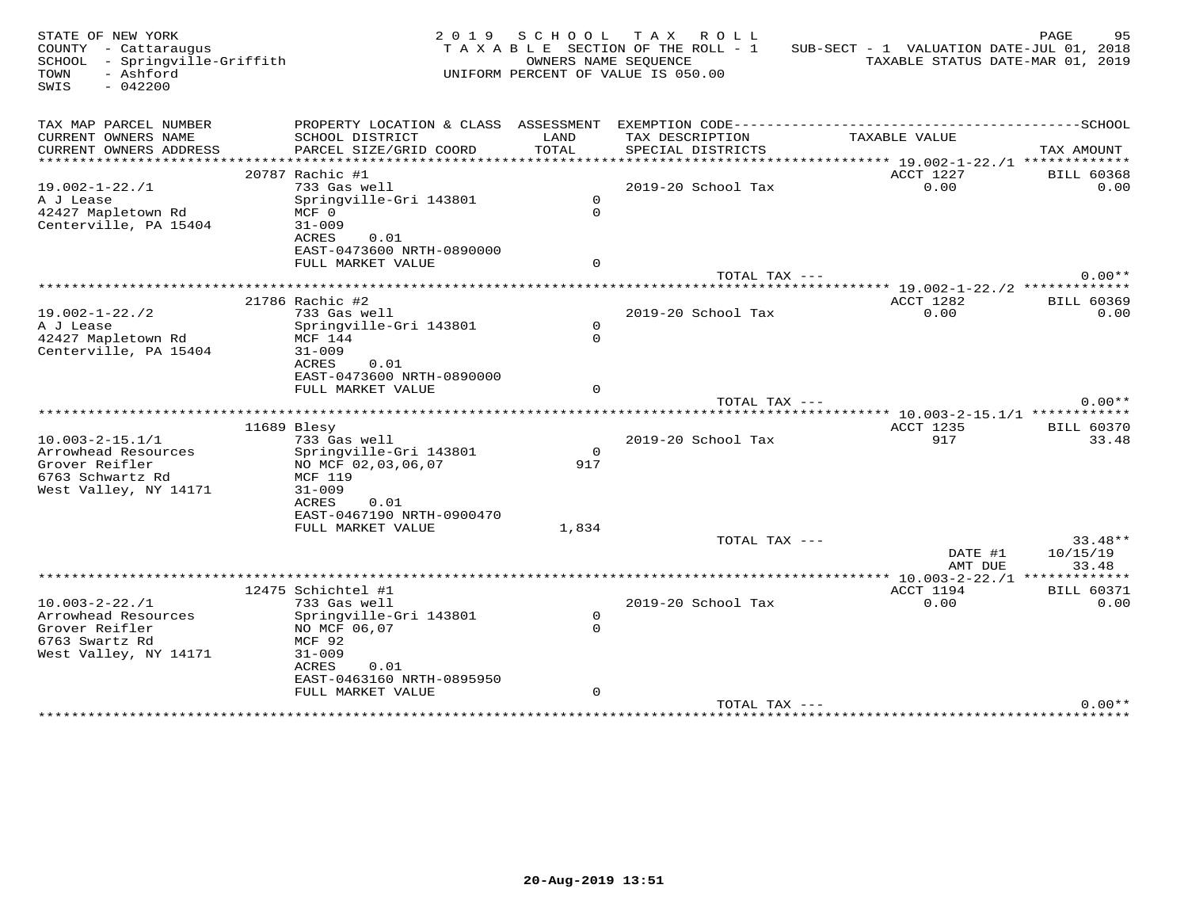STATE OF NEW YORK
COUNTY - Cattaraugus
SCHOOL - Springville-Griffith
TOWN - Ashford
SWIS - 042200

2019 SCHOOL TAX ROLL
TAXABLE SECTION OF THE ROLL - 1
OWNERS NAME SEQUENCE
UNIFORM PERCENT OF VALUE IS 050.00

SUB-SECT - 1 VALUATION DATE-JUL 01, 2018
TAXABLE STATUS DATE-MAR 01, 2019

| TAX MAP PARCEL NUMBER / CURRENT OWNERS NAME / CURRENT OWNERS ADDRESS | PROPERTY LOCATION & CLASS / SCHOOL DISTRICT / PARCEL SIZE/GRID COORD | ASSESSMENT LAND / TOTAL | EXEMPTION CODE / TAX DESCRIPTION / SPECIAL DISTRICTS | TAXABLE VALUE | SCHOOL TAX AMOUNT |
|---|---|---|---|---|---|
| **19.002-1-22./1** | 20787 Rachic #1 | | | ACCT 1227 | BILL 60368 |
| 19.002-1-22./1 | 733 Gas well | | 2019-20 School Tax | 0.00 | 0.00 |
| A J Lease | Springville-Gri 143801 | 0 | | | |
| 42427 Mapletown Rd | MCF 0 | 0 | | | |
| Centerville, PA 15404 | 31-009 | | | | |
| | ACRES 0.01 | | | | |
| | EAST-0473600 NRTH-0890000 | | | | |
| | FULL MARKET VALUE | 0 | | | |
| | | | TOTAL TAX --- | | 0.00** |
| **19.002-1-22./2** | 21786 Rachic #2 | | | ACCT 1282 | BILL 60369 |
| 19.002-1-22./2 | 733 Gas well | | 2019-20 School Tax | 0.00 | 0.00 |
| A J Lease | Springville-Gri 143801 | 0 | | | |
| 42427 Mapletown Rd | MCF 144 | 0 | | | |
| Centerville, PA 15404 | 31-009 | | | | |
| | ACRES 0.01 | | | | |
| | EAST-0473600 NRTH-0890000 | | | | |
| | FULL MARKET VALUE | 0 | | | |
| | | | TOTAL TAX --- | | 0.00** |
| **10.003-2-15.1/1** | 11689 Blesy | | | ACCT 1235 | BILL 60370 |
| 10.003-2-15.1/1 | 733 Gas well | | 2019-20 School Tax | 917 | 33.48 |
| Arrowhead Resources | Springville-Gri 143801 | 0 | | | |
| Grover Reifler | NO MCF 02,03,06,07 | 917 | | | |
| 6763 Schwartz Rd | MCF 119 | | | | |
| West Valley, NY 14171 | 31-009 | | | | |
| | ACRES 0.01 | | | | |
| | EAST-0467190 NRTH-0900470 | | | | |
| | FULL MARKET VALUE | 1,834 | | | |
| | | | TOTAL TAX --- | | 33.48** |
| | | | | DATE #1 | 10/15/19 |
| | | | | AMT DUE | 33.48 |
| **10.003-2-22./1** | 12475 Schichtel #1 | | | ACCT 1194 | BILL 60371 |
| 10.003-2-22./1 | 733 Gas well | | 2019-20 School Tax | 0.00 | 0.00 |
| Arrowhead Resources | Springville-Gri 143801 | 0 | | | |
| Grover Reifler | NO MCF 06,07 | 0 | | | |
| 6763 Swartz Rd | MCF 92 | | | | |
| West Valley, NY 14171 | 31-009 | | | | |
| | ACRES 0.01 | | | | |
| | EAST-0463160 NRTH-0895950 | | | | |
| | FULL MARKET VALUE | 0 | | | |
| | | | TOTAL TAX --- | | 0.00** |

20-Aug-2019 13:51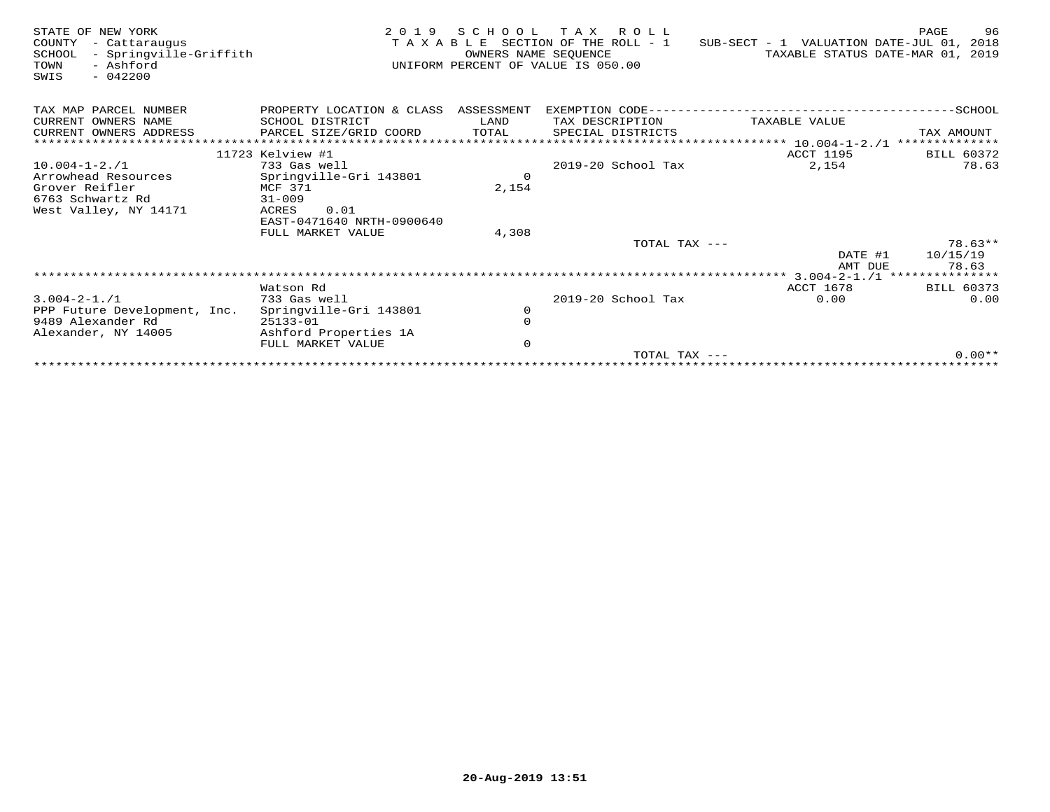STATE OF NEW YORK
COUNTY - Cattaraugus
SCHOOL - Springville-Griffith
TOWN - Ashford
SWIS - 042200

2019 SCHOOL TAX ROLL
TAXABLE SECTION OF THE ROLL - 1
OWNERS NAME SEQUENCE
UNIFORM PERCENT OF VALUE IS 050.00

SUB-SECT - 1 VALUATION DATE-JUL 01, 2018
TAXABLE STATUS DATE-MAR 01, 2019

| TAX MAP PARCEL NUMBER / CURRENT OWNERS NAME / CURRENT OWNERS ADDRESS | PROPERTY LOCATION & CLASS / SCHOOL DISTRICT / PARCEL SIZE/GRID COORD | ASSESSMENT LAND / TOTAL | EXEMPTION CODE / TAX DESCRIPTION / SPECIAL DISTRICTS | TAXABLE VALUE | TAX AMOUNT |
|---|---|---|---|---|---|
| 10.004-1-2./1 | 11723 Kelview #1 | | | ACCT 1195 | BILL 60372 |
| 10.004-1-2./1 | 733 Gas well | | 2019-20 School Tax | 2,154 | 78.63 |
| Arrowhead Resources | Springville-Gri 143801 | 0 | | | |
| Grover Reifler | MCF 371 | 2,154 | | | |
| 6763 Schwartz Rd | 31-009 | | | | |
| West Valley, NY 14171 | ACRES 0.01 | | | | |
| | EAST-0471640 NRTH-0900640 | | | | |
| | FULL MARKET VALUE | 4,308 | | | |
| | | | TOTAL TAX --- | | 78.63** |
| | | | | DATE #1 | 10/15/19 |
| | | | | AMT DUE | 78.63 |
| 3.004-2-1./1 | Watson Rd | | | ACCT 1678 | BILL 60373 |
| 3.004-2-1./1 | 733 Gas well | | 2019-20 School Tax | 0.00 | 0.00 |
| PPP Future Development, Inc. | Springville-Gri 143801 | 0 | | | |
| 9489 Alexander Rd | 25133-01 | 0 | | | |
| Alexander, NY 14005 | Ashford Properties 1A | | | | |
| | FULL MARKET VALUE | 0 | | | |
| | | | TOTAL TAX --- | | 0.00** |

20-Aug-2019 13:51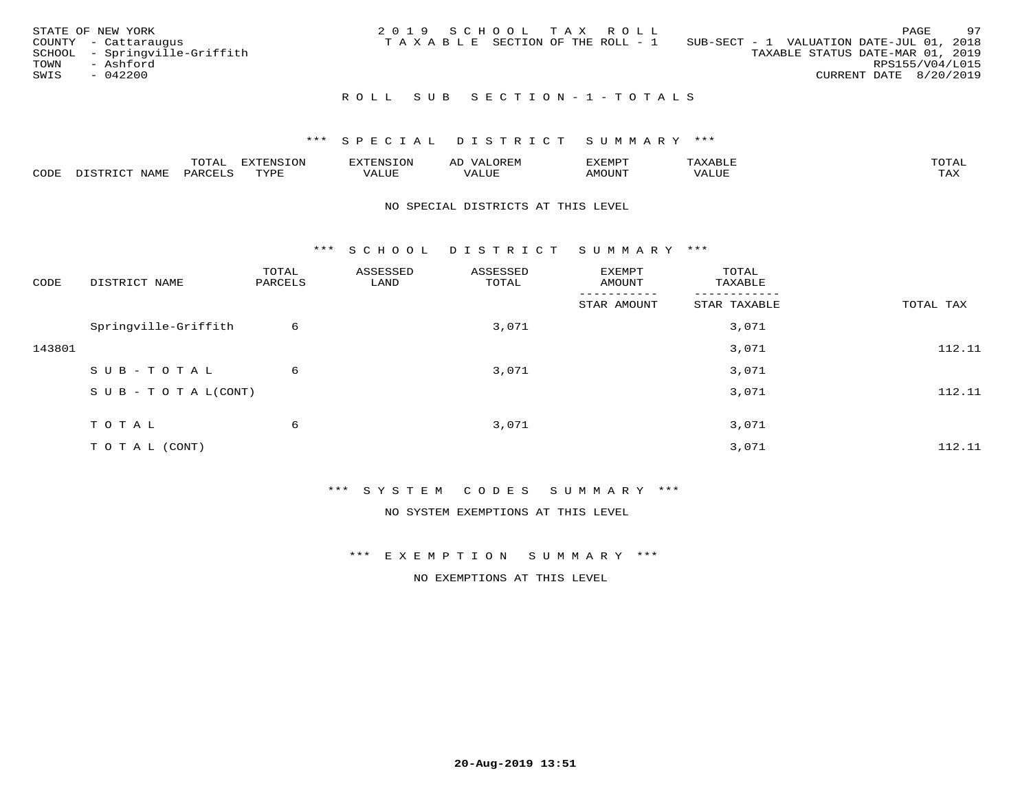STATE OF NEW YORK
COUNTY - Cattaraugus
SCHOOL - Springville-Griffith
TOWN - Ashford
SWIS - 042200

2019 SCHOOL TAX ROLL
TAXABLE SECTION OF THE ROLL - 1

SUB-SECT - 1 VALUATION DATE-JUL 01, 2018
TAXABLE STATUS DATE-MAR 01, 2019
RPS155/V04/L015
CURRENT DATE 8/20/2019

## ROLL SUB SECTION - 1 - TOTALS

### *** SPECIAL DISTRICT SUMMARY ***

| CODE | DISTRICT NAME | TOTAL PARCELS | EXTENSION TYPE | EXTENSION VALUE | AD VALOREM VALUE | EXEMPT AMOUNT | TAXABLE VALUE | TOTAL TAX |
|---|---|---|---|---|---|---|---|---|

NO SPECIAL DISTRICTS AT THIS LEVEL

### *** SCHOOL DISTRICT SUMMARY ***

| CODE | DISTRICT NAME | TOTAL PARCELS | ASSESSED LAND | ASSESSED TOTAL | EXEMPT AMOUNT / STAR AMOUNT | TOTAL TAXABLE / STAR TAXABLE | TOTAL TAX |
|---|---|---|---|---|---|---|---|
| | Springville-Griffith | 6 | | 3,071 | | 3,071 | |
| 143801 | | | | | | 3,071 | 112.11 |
| | SUB-TOTAL | 6 | | 3,071 | | 3,071 | |
| | SUB-TOTAL(CONT) | | | | | 3,071 | 112.11 |
| | TOTAL | 6 | | 3,071 | | 3,071 | |
| | TOTAL (CONT) | | | | | 3,071 | 112.11 |

### *** SYSTEM CODES SUMMARY ***

NO SYSTEM EXEMPTIONS AT THIS LEVEL

### *** EXEMPTION SUMMARY ***

NO EXEMPTIONS AT THIS LEVEL

20-Aug-2019 13:51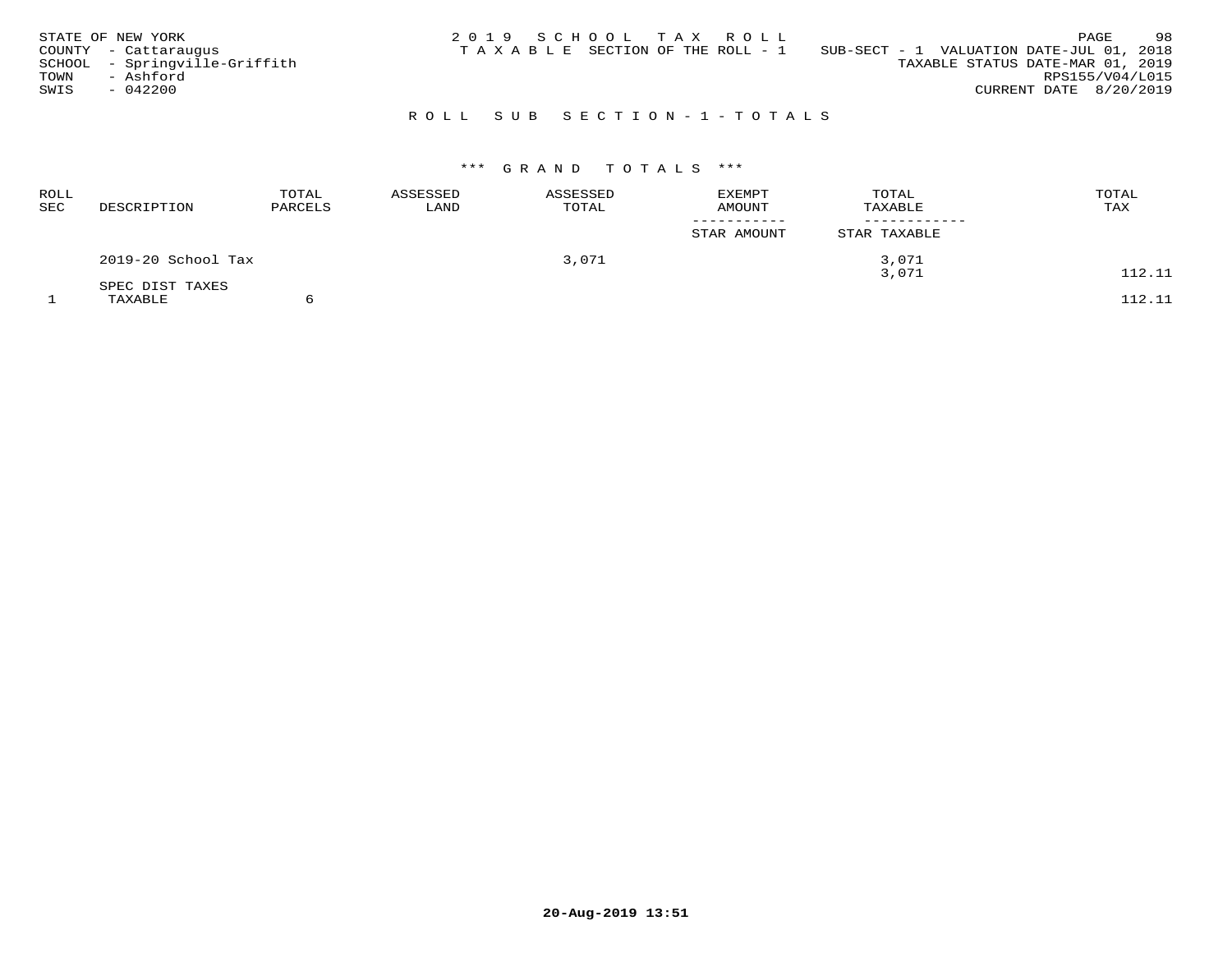STATE OF NEW YORK
COUNTY - Cattaraugus
SCHOOL - Springville-Griffith
TOWN - Ashford
SWIS - 042200

2019 SCHOOL TAX ROLL
TAXABLE SECTION OF THE ROLL - 1

SUB-SECT - 1 VALUATION DATE-JUL 01, 2018
TAXABLE STATUS DATE-MAR 01, 2019
RPS155/V04/L015
CURRENT DATE 8/20/2019

## ROLL SUB SECTION-1-TOTALS

### *** GRAND TOTALS ***

| ROLL SEC | DESCRIPTION | TOTAL PARCELS | ASSESSED LAND | ASSESSED TOTAL | EXEMPT AMOUNT / STAR AMOUNT | TOTAL TAXABLE / STAR TAXABLE | TOTAL TAX |
|---|---|---|---|---|---|---|---|
| | 2019-20 School Tax | | | 3,071 | | 3,071 | |
| | | | | | | 3,071 | 112.11 |
| | SPEC DIST TAXES | | | | | | |
| 1 | TAXABLE | 6 | | | | | 112.11 |

20-Aug-2019 13:51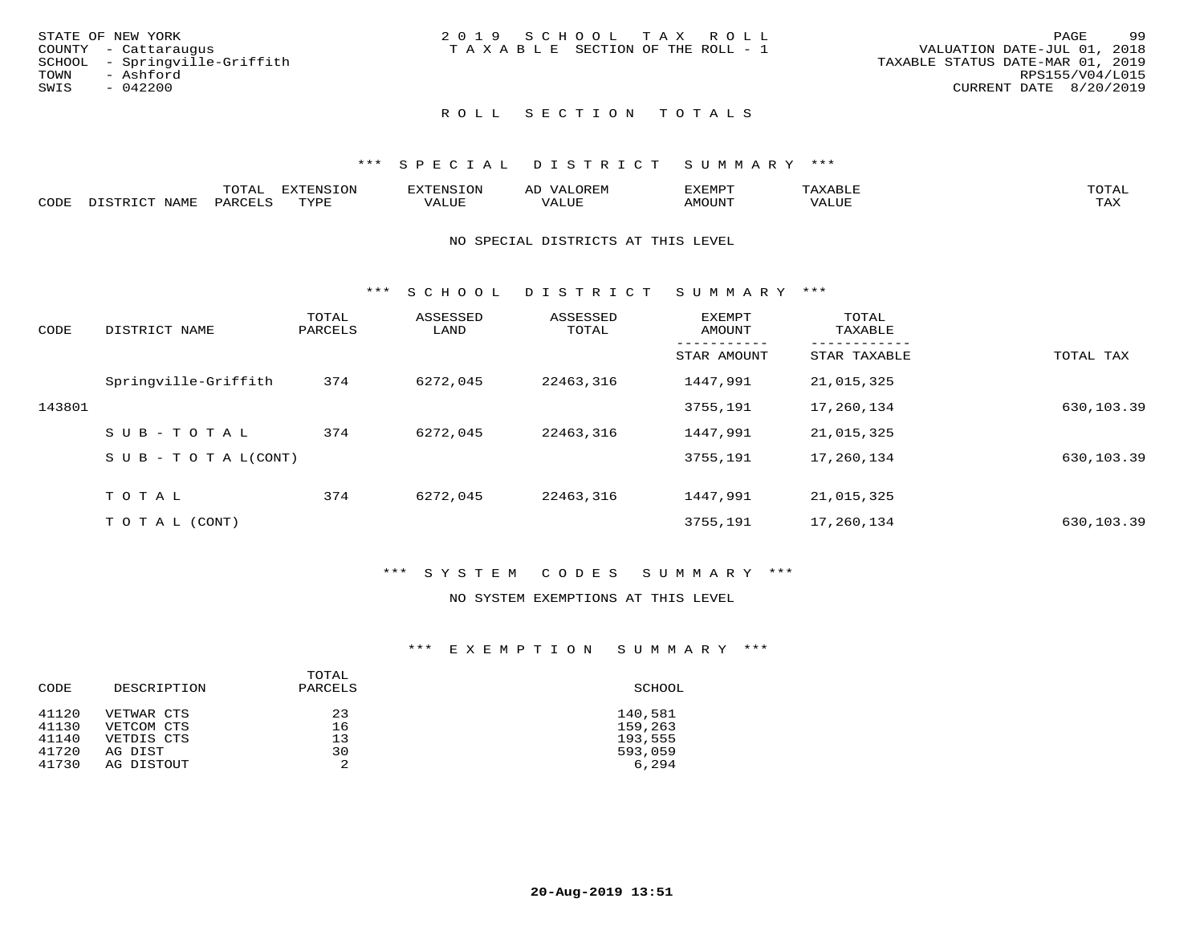STATE OF NEW YORK
COUNTY - Cattaraugus
SCHOOL - Springville-Griffith
TOWN - Ashford
SWIS - 042200

2019 SCHOOL TAX ROLL
TAXABLE SECTION OF THE ROLL - 1

VALUATION DATE-JUL 01, 2018
TAXABLE STATUS DATE-MAR 01, 2019
RPS155/V04/L015
CURRENT DATE 8/20/2019

## ROLL SECTION TOTALS

### *** SPECIAL DISTRICT SUMMARY ***

| CODE | DISTRICT NAME | TOTAL PARCELS | EXTENSION TYPE | EXTENSION VALUE | AD VALOREM VALUE | EXEMPT AMOUNT | TAXABLE VALUE | TOTAL TAX |
|---|---|---|---|---|---|---|---|---|

NO SPECIAL DISTRICTS AT THIS LEVEL

### *** SCHOOL DISTRICT SUMMARY ***

| CODE | DISTRICT NAME | TOTAL PARCELS | ASSESSED LAND | ASSESSED TOTAL | EXEMPT AMOUNT / STAR AMOUNT | TOTAL TAXABLE / STAR TAXABLE | TOTAL TAX |
|---|---|---|---|---|---|---|---|
| | Springville-Griffith | 374 | 6272,045 | 22463,316 | 1447,991 | 21,015,325 | |
| 143801 | | | | | 3755,191 | 17,260,134 | 630,103.39 |
| | SUB-TOTAL | 374 | 6272,045 | 22463,316 | 1447,991 | 21,015,325 | |
| | SUB-TOTAL(CONT) | | | | 3755,191 | 17,260,134 | 630,103.39 |
| | TOTAL | 374 | 6272,045 | 22463,316 | 1447,991 | 21,015,325 | |
| | TOTAL (CONT) | | | | 3755,191 | 17,260,134 | 630,103.39 |

### *** SYSTEM CODES SUMMARY ***

NO SYSTEM EXEMPTIONS AT THIS LEVEL

### *** EXEMPTION SUMMARY ***

| CODE | DESCRIPTION | TOTAL PARCELS | SCHOOL |
|---|---|---|---|
| 41120 | VETWAR CTS | 23 | 140,581 |
| 41130 | VETCOM CTS | 16 | 159,263 |
| 41140 | VETDIS CTS | 13 | 193,555 |
| 41720 | AG DIST | 30 | 593,059 |
| 41730 | AG DISTOUT | 2 | 6,294 |

20-Aug-2019 13:51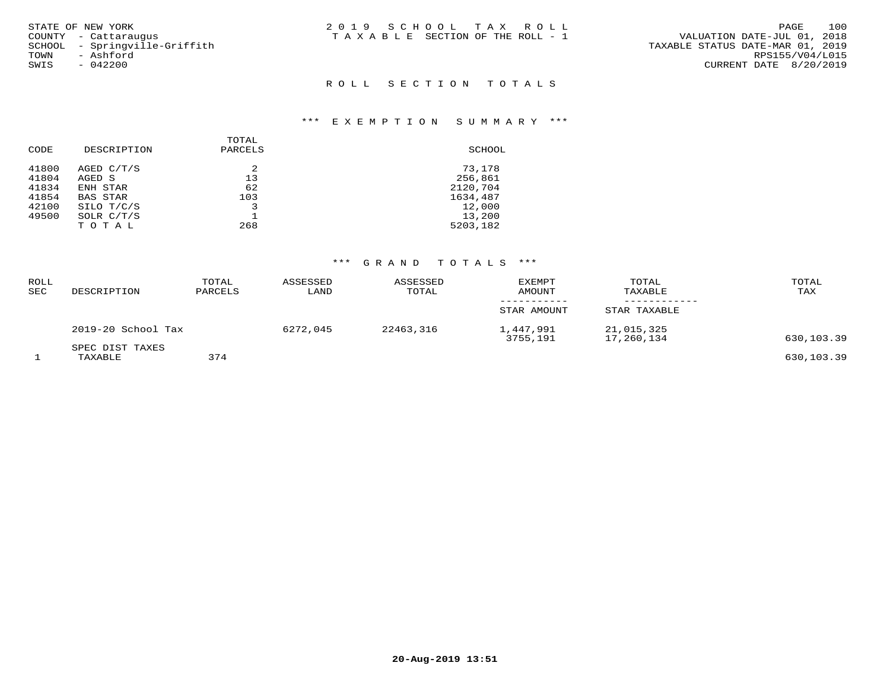STATE OF NEW YORK
COUNTY - Cattaraugus
SCHOOL - Springville-Griffith
TOWN - Ashford
SWIS - 042200

2019 SCHOOL TAX ROLL
TAXABLE SECTION OF THE ROLL - 1

VALUATION DATE-JUL 01, 2018
TAXABLE STATUS DATE-MAR 01, 2019
RPS155/V04/L015
CURRENT DATE 8/20/2019

## ROLL SECTION TOTALS

### *** EXEMPTION SUMMARY ***

| CODE | DESCRIPTION | TOTAL PARCELS | SCHOOL |
|---|---|---|---|
| 41800 | AGED C/T/S | 2 | 73,178 |
| 41804 | AGED S | 13 | 256,861 |
| 41834 | ENH STAR | 62 | 2120,704 |
| 41854 | BAS STAR | 103 | 1634,487 |
| 42100 | SILO T/C/S | 3 | 12,000 |
| 49500 | SOLR C/T/S | 1 | 13,200 |
| | T O T A L | 268 | 5203,182 |

### *** GRAND TOTALS ***

| ROLL SEC | DESCRIPTION | TOTAL PARCELS | ASSESSED LAND | ASSESSED TOTAL | EXEMPT AMOUNT / STAR AMOUNT | TOTAL TAXABLE / STAR TAXABLE | TOTAL TAX |
|---|---|---|---|---|---|---|---|
| | 2019-20 School Tax | | 6272,045 | 22463,316 | 1,447,991 | 21,015,325 | |
| | | | | | 3755,191 | 17,260,134 | 630,103.39 |
| | SPEC DIST TAXES | | | | | | |
| 1 | TAXABLE | 374 | | | | | 630,103.39 |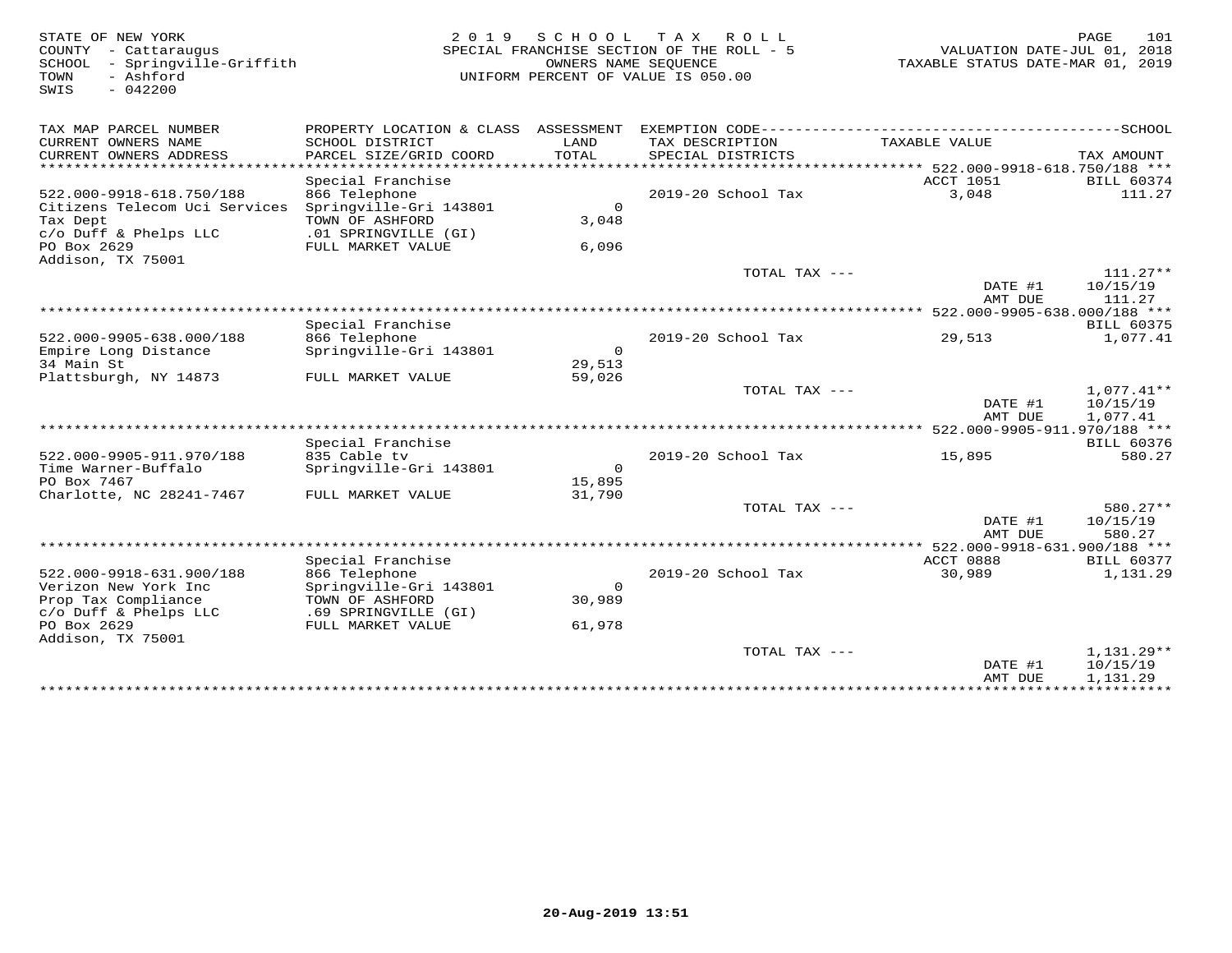STATE OF NEW YORK
COUNTY - Cattaraugus
SCHOOL - Springville-Griffith
TOWN - Ashford
SWIS - 042200

2 0 1 9 S C H O O L T A X R O L L
SPECIAL FRANCHISE SECTION OF THE ROLL - 5
OWNERS NAME SEQUENCE
UNIFORM PERCENT OF VALUE IS 050.00

VALUATION DATE-JUL 01, 2018
TAXABLE STATUS DATE-MAR 01, 2019

| TAX MAP PARCEL NUMBER / CURRENT OWNERS NAME / CURRENT OWNERS ADDRESS | PROPERTY LOCATION & CLASS / SCHOOL DISTRICT / PARCEL SIZE/GRID COORD | ASSESSMENT LAND / TOTAL | EXEMPTION CODE / TAX DESCRIPTION / SPECIAL DISTRICTS | TAXABLE VALUE | TAX AMOUNT |
|---|---|---|---|---|---|
| 522.000-9918-618.750/188 | Special Franchise | | | ACCT 1051 | BILL 60374 |
| | 866 Telephone | | 2019-20 School Tax | 3,048 | 111.27 |
| Citizens Telecom Uci Services | Springville-Gri 143801 | 0 | | | |
| Tax Dept | TOWN OF ASHFORD | 3,048 | | | |
| c/o Duff & Phelps LLC | .01 SPRINGVILLE (GI) | | | | |
| PO Box 2629 | FULL MARKET VALUE | 6,096 | | | |
| Addison, TX 75001 | | | | | |
| | | | TOTAL TAX --- | | 111.27** |
| | | | | DATE #1 | 10/15/19 |
| | | | | AMT DUE | 111.27 |
| 522.000-9905-638.000/188 | Special Franchise | | | | BILL 60375 |
| | 866 Telephone | | 2019-20 School Tax | 29,513 | 1,077.41 |
| Empire Long Distance | Springville-Gri 143801 | 0 | | | |
| 34 Main St | | 29,513 | | | |
| Plattsburgh, NY 14873 | FULL MARKET VALUE | 59,026 | | | |
| | | | TOTAL TAX --- | | 1,077.41** |
| | | | | DATE #1 | 10/15/19 |
| | | | | AMT DUE | 1,077.41 |
| 522.000-9905-911.970/188 | Special Franchise | | | | BILL 60376 |
| | 835 Cable tv | | 2019-20 School Tax | 15,895 | 580.27 |
| Time Warner-Buffalo | Springville-Gri 143801 | 0 | | | |
| PO Box 7467 | | 15,895 | | | |
| Charlotte, NC 28241-7467 | FULL MARKET VALUE | 31,790 | | | |
| | | | TOTAL TAX --- | | 580.27** |
| | | | | DATE #1 | 10/15/19 |
| | | | | AMT DUE | 580.27 |
| 522.000-9918-631.900/188 | Special Franchise | | | ACCT 0888 | BILL 60377 |
| | 866 Telephone | | 2019-20 School Tax | 30,989 | 1,131.29 |
| Verizon New York Inc | Springville-Gri 143801 | 0 | | | |
| Prop Tax Compliance | TOWN OF ASHFORD | 30,989 | | | |
| c/o Duff & Phelps LLC | .69 SPRINGVILLE (GI) | | | | |
| PO Box 2629 | FULL MARKET VALUE | 61,978 | | | |
| Addison, TX 75001 | | | | | |
| | | | TOTAL TAX --- | | 1,131.29** |
| | | | | DATE #1 | 10/15/19 |
| | | | | AMT DUE | 1,131.29 |

20-Aug-2019 13:51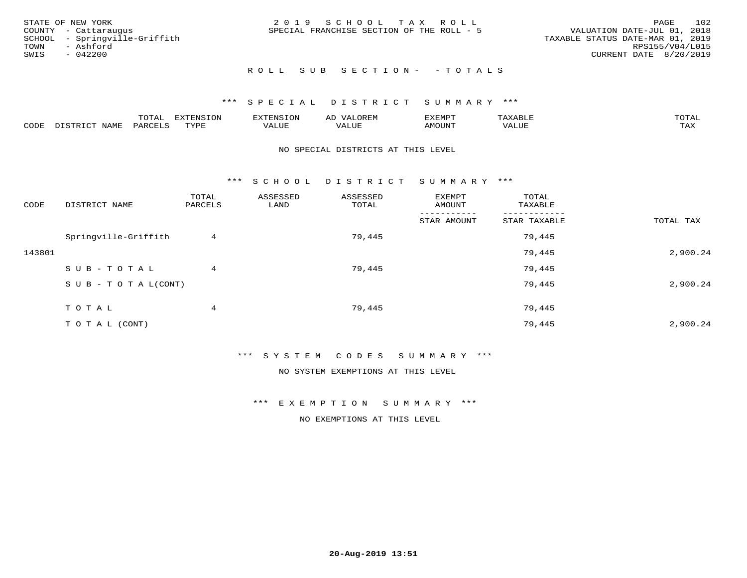STATE OF NEW YORK
COUNTY - Cattaraugus
SCHOOL - Springville-Griffith
TOWN - Ashford
SWIS - 042200

2 0 1 9 S C H O O L T A X R O L L
SPECIAL FRANCHISE SECTION OF THE ROLL - 5

VALUATION DATE-JUL 01, 2018
TAXABLE STATUS DATE-MAR 01, 2019
RPS155/V04/L015
CURRENT DATE 8/20/2019

R O L L S U B S E C T I O N - - T O T A L S

*** S P E C I A L D I S T R I C T S U M M A R Y ***

| CODE | DISTRICT NAME | TOTAL PARCELS | EXTENSION TYPE | EXTENSION VALUE | AD VALOREM VALUE | EXEMPT AMOUNT | TAXABLE VALUE | TOTAL TAX |
|---|---|---|---|---|---|---|---|---|

NO SPECIAL DISTRICTS AT THIS LEVEL

*** S C H O O L D I S T R I C T S U M M A R Y ***

| CODE | DISTRICT NAME | TOTAL PARCELS | ASSESSED LAND | ASSESSED TOTAL | EXEMPT AMOUNT / STAR AMOUNT | TOTAL TAXABLE / STAR TAXABLE | TOTAL TAX |
|---|---|---|---|---|---|---|---|
| | Springville-Griffith | 4 | | 79,445 | | 79,445 | |
| 143801 | | | | | | 79,445 | 2,900.24 |
| | S U B - T O T A L | 4 | | 79,445 | | 79,445 | |
| | S U B - T O T A L(CONT) | | | | | 79,445 | 2,900.24 |
| | T O T A L | 4 | | 79,445 | | 79,445 | |
| | T O T A L (CONT) | | | | | 79,445 | 2,900.24 |

*** S Y S T E M C O D E S S U M M A R Y ***

NO SYSTEM EXEMPTIONS AT THIS LEVEL

*** E X E M P T I O N S U M M A R Y ***

NO EXEMPTIONS AT THIS LEVEL

20-Aug-2019 13:51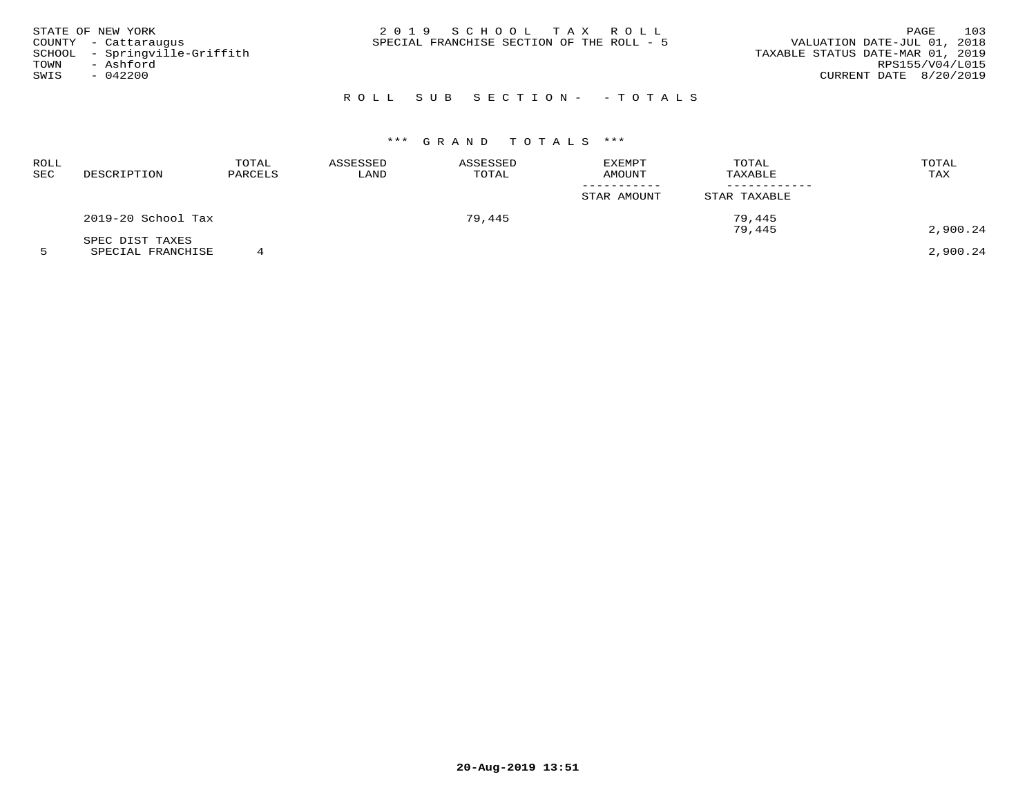STATE OF NEW YORK
COUNTY - Cattaraugus
SCHOOL - Springville-Griffith
TOWN - Ashford
SWIS - 042200

2019 SCHOOL TAX ROLL
SPECIAL FRANCHISE SECTION OF THE ROLL - 5

VALUATION DATE-JUL 01, 2018
TAXABLE STATUS DATE-MAR 01, 2019
RPS155/V04/L015
CURRENT DATE 8/20/2019

ROLL SUB SECTION- - TOTALS

*** GRAND TOTALS ***

| ROLL SEC | DESCRIPTION | TOTAL PARCELS | ASSESSED LAND | ASSESSED TOTAL | EXEMPT AMOUNT / STAR AMOUNT | TOTAL TAXABLE / STAR TAXABLE | TOTAL TAX |
|---|---|---|---|---|---|---|---|
| | 2019-20 School Tax | | | 79,445 | | 79,445 | |
| | | | | | | 79,445 | 2,900.24 |
| | SPEC DIST TAXES | | | | | | |
| 5 | SPECIAL FRANCHISE | 4 | | | | | 2,900.24 |

20-Aug-2019 13:51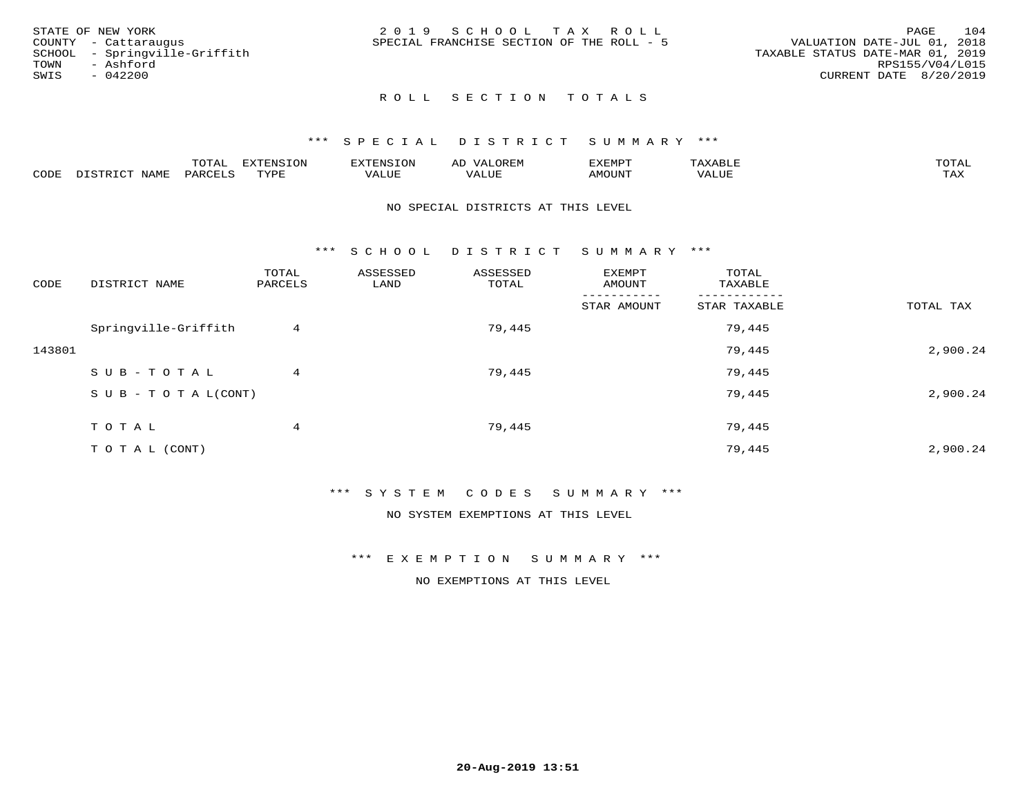STATE OF NEW YORK
COUNTY - Cattaraugus
SCHOOL - Springville-Griffith
TOWN - Ashford
SWIS - 042200

2019 SCHOOL TAX ROLL
SPECIAL FRANCHISE SECTION OF THE ROLL - 5

VALUATION DATE-JUL 01, 2018
TAXABLE STATUS DATE-MAR 01, 2019
RPS155/V04/L015
CURRENT DATE 8/20/2019

## ROLL SECTION TOTALS

### *** SPECIAL DISTRICT SUMMARY ***

| CODE | DISTRICT NAME | TOTAL PARCELS | EXTENSION TYPE | EXTENSION VALUE | AD VALOREM VALUE | EXEMPT AMOUNT | TAXABLE VALUE | TOTAL TAX |
|---|---|---|---|---|---|---|---|---|

NO SPECIAL DISTRICTS AT THIS LEVEL

### *** SCHOOL DISTRICT SUMMARY ***

| CODE | DISTRICT NAME | TOTAL PARCELS | ASSESSED LAND | ASSESSED TOTAL | EXEMPT AMOUNT / STAR AMOUNT | TOTAL TAXABLE / STAR TAXABLE | TOTAL TAX |
|---|---|---|---|---|---|---|---|
| | Springville-Griffith | 4 | | 79,445 | | 79,445 | |
| 143801 | | | | | | 79,445 | 2,900.24 |
| | SUB-TOTAL | 4 | | 79,445 | | 79,445 | |
| | SUB-TOTAL(CONT) | | | | | 79,445 | 2,900.24 |
| | TOTAL | 4 | | 79,445 | | 79,445 | |
| | TOTAL (CONT) | | | | | 79,445 | 2,900.24 |

### *** SYSTEM CODES SUMMARY ***

NO SYSTEM EXEMPTIONS AT THIS LEVEL

### *** EXEMPTION SUMMARY ***

NO EXEMPTIONS AT THIS LEVEL

20-Aug-2019 13:51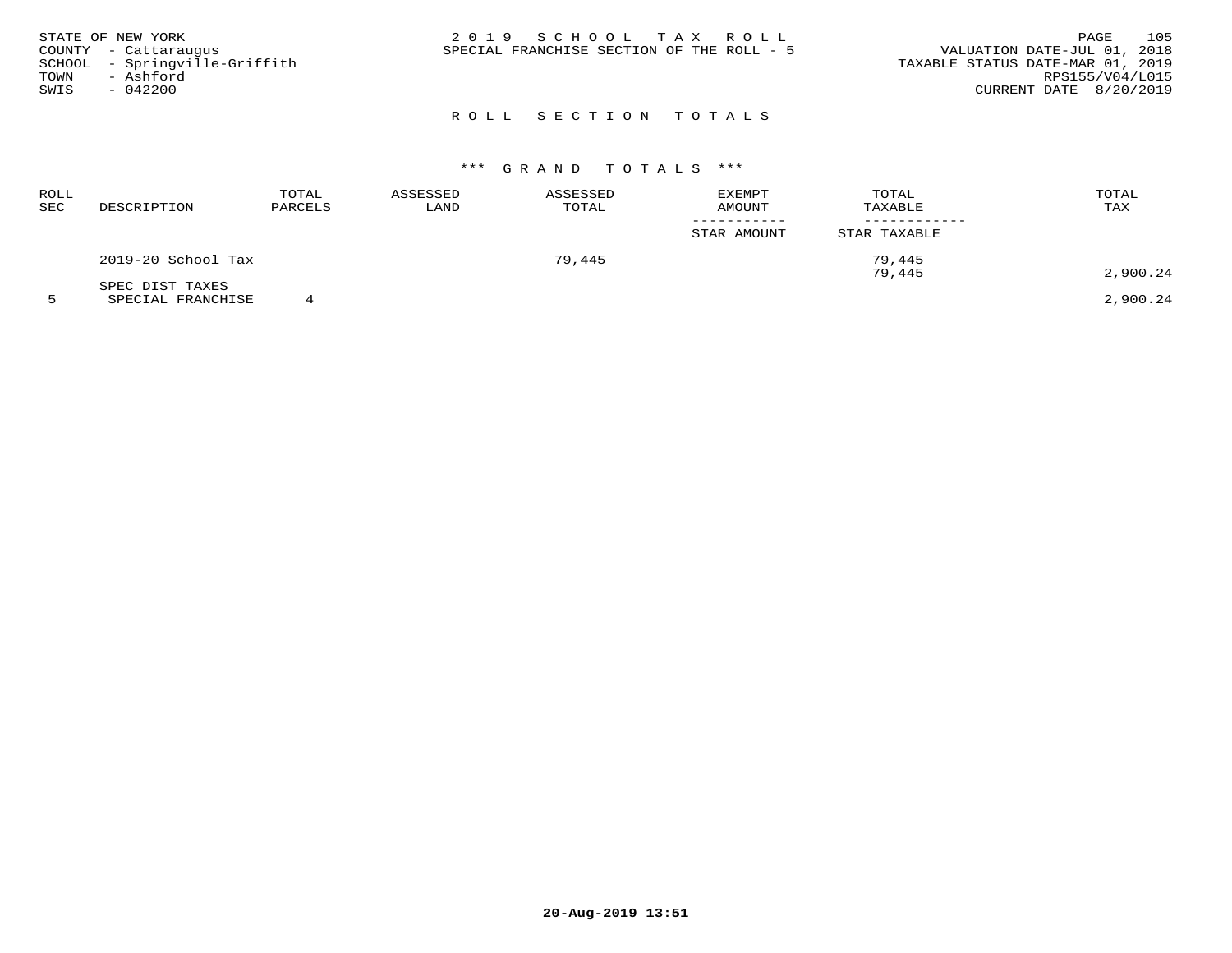STATE OF NEW YORK
COUNTY - Cattaraugus
SCHOOL - Springville-Griffith
TOWN - Ashford
SWIS - 042200

2 0 1 9 S C H O O L T A X R O L L
SPECIAL FRANCHISE SECTION OF THE ROLL - 5

VALUATION DATE-JUL 01, 2018
TAXABLE STATUS DATE-MAR 01, 2019
RPS155/V04/L015
CURRENT DATE 8/20/2019

## R O L L S E C T I O N T O T A L S

### \*\*\* G R A N D T O T A L S \*\*\*

| ROLL SEC | DESCRIPTION | TOTAL PARCELS | ASSESSED LAND | ASSESSED TOTAL | EXEMPT AMOUNT / STAR AMOUNT | TOTAL TAXABLE / STAR TAXABLE | TOTAL TAX |
|---|---|---|---|---|---|---|---|
| | 2019-20 School Tax | | | 79,445 | | 79,445 | |
| | | | | | | 79,445 | 2,900.24 |
| | SPEC DIST TAXES | | | | | | |
| 5 | SPECIAL FRANCHISE | 4 | | | | | 2,900.24 |

20-Aug-2019 13:51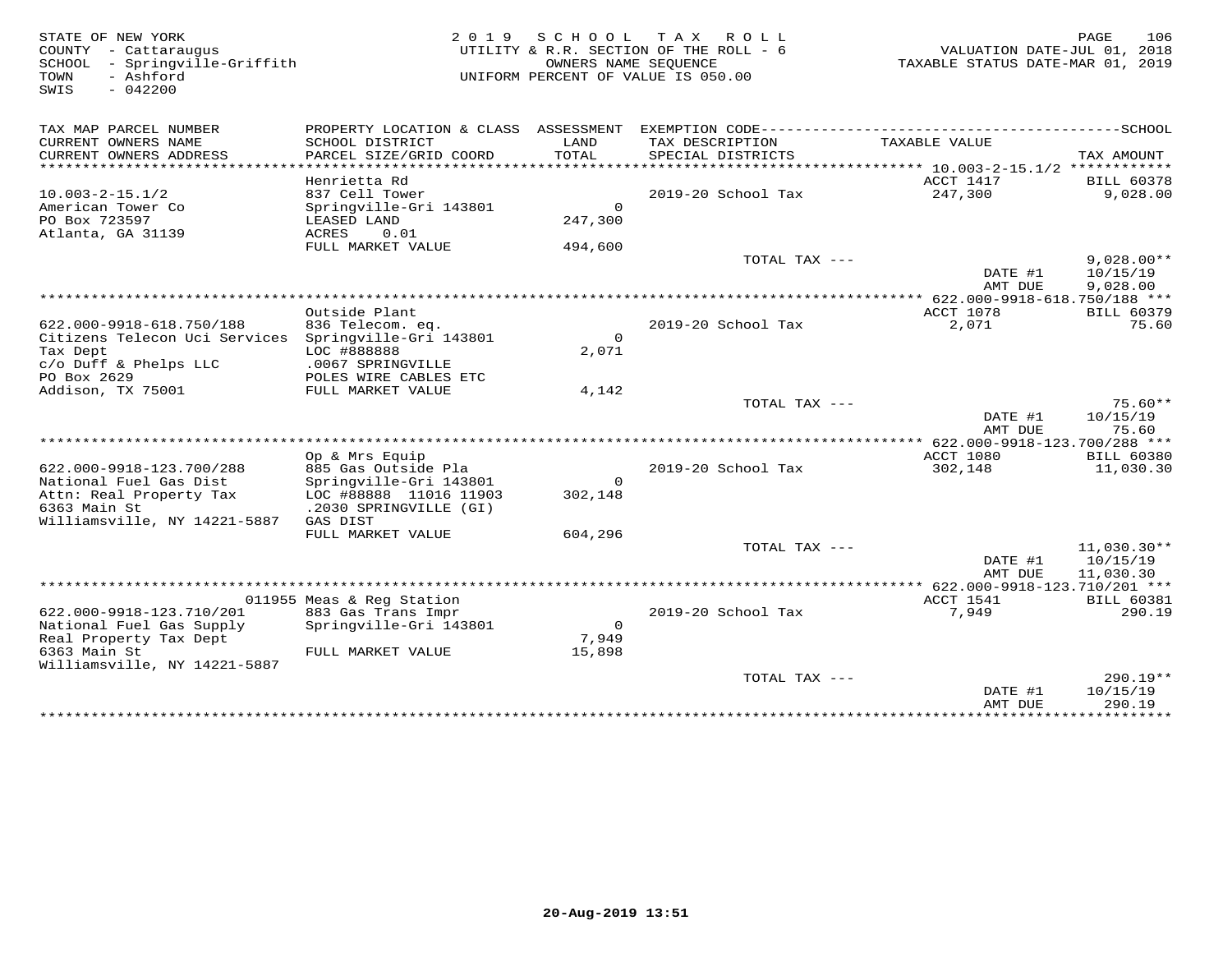STATE OF NEW YORK
COUNTY - Cattaraugus
SCHOOL - Springville-Griffith
TOWN - Ashford
SWIS - 042200

2019 SCHOOL TAX ROLL
UTILITY & R.R. SECTION OF THE ROLL - 6
OWNERS NAME SEQUENCE
UNIFORM PERCENT OF VALUE IS 050.00

VALUATION DATE-JUL 01, 2018
TAXABLE STATUS DATE-MAR 01, 2019

| TAX MAP PARCEL NUMBER / CURRENT OWNERS NAME / CURRENT OWNERS ADDRESS | PROPERTY LOCATION & CLASS / SCHOOL DISTRICT / PARCEL SIZE/GRID COORD | ASSESSMENT LAND / TOTAL | EXEMPTION CODE / TAX DESCRIPTION / SPECIAL DISTRICTS | TAXABLE VALUE | TAX AMOUNT |
|---|---|---|---|---|---|
| 10.003-2-15.1/2 | Henrietta Rd | | | ACCT 1417 | BILL 60378 |
| 10.003-2-15.1/2 | 837 Cell Tower | | 2019-20 School Tax | 247,300 | 9,028.00 |
| American Tower Co | Springville-Gri 143801 | 0 | | | |
| PO Box 723597 | LEASED LAND | 247,300 | | | |
| Atlanta, GA 31139 | ACRES 0.01 | | | | |
| | FULL MARKET VALUE | 494,600 | | | |
| | | | TOTAL TAX --- | | 9,028.00** |
| | | | | DATE #1 | 10/15/19 |
| | | | | AMT DUE | 9,028.00 |
| 622.000-9918-618.750/188 | Outside Plant | | | ACCT 1078 | BILL 60379 |
| 622.000-9918-618.750/188 | 836 Telecom. eq. | | 2019-20 School Tax | 2,071 | 75.60 |
| Citizens Telecon Uci Services | Springville-Gri 143801 | 0 | | | |
| Tax Dept | LOC #888888 | 2,071 | | | |
| c/o Duff & Phelps LLC | .0067 SPRINGVILLE | | | | |
| PO Box 2629 | POLES WIRE CABLES ETC | | | | |
| Addison, TX 75001 | FULL MARKET VALUE | 4,142 | | | |
| | | | TOTAL TAX --- | | 75.60** |
| | | | | DATE #1 | 10/15/19 |
| | | | | AMT DUE | 75.60 |
| 622.000-9918-123.700/288 | Op & Mrs Equip | | | ACCT 1080 | BILL 60380 |
| 622.000-9918-123.700/288 | 885 Gas Outside Pla | | 2019-20 School Tax | 302,148 | 11,030.30 |
| National Fuel Gas Dist | Springville-Gri 143801 | 0 | | | |
| Attn: Real Property Tax | LOC #88888 11016 11903 | 302,148 | | | |
| 6363 Main St | .2030 SPRINGVILLE (GI) | | | | |
| Williamsville, NY 14221-5887 | GAS DIST | | | | |
| | FULL MARKET VALUE | 604,296 | | | |
| | | | TOTAL TAX --- | | 11,030.30** |
| | | | | DATE #1 | 10/15/19 |
| | | | | AMT DUE | 11,030.30 |
| 622.000-9918-123.710/201 | 011955 Meas & Reg Station | | | ACCT 1541 | BILL 60381 |
| 622.000-9918-123.710/201 | 883 Gas Trans Impr | | 2019-20 School Tax | 7,949 | 290.19 |
| National Fuel Gas Supply | Springville-Gri 143801 | 0 | | | |
| Real Property Tax Dept | | 7,949 | | | |
| 6363 Main St | FULL MARKET VALUE | 15,898 | | | |
| Williamsville, NY 14221-5887 | | | | | |
| | | | TOTAL TAX --- | | 290.19** |
| | | | | DATE #1 | 10/15/19 |
| | | | | AMT DUE | 290.19 |

20-Aug-2019 13:51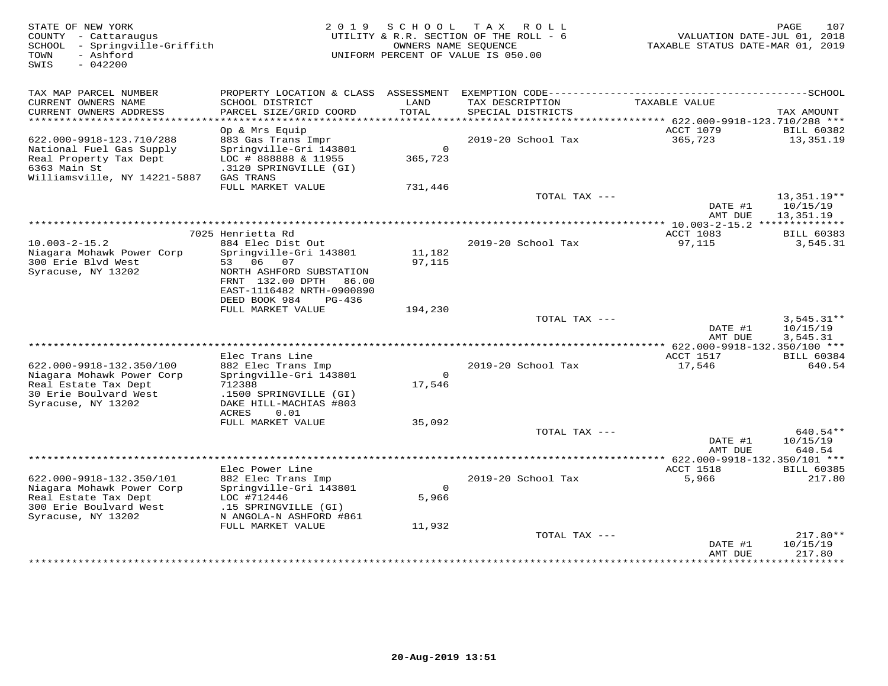STATE OF NEW YORK
COUNTY - Cattaraugus
SCHOOL - Springville-Griffith
TOWN - Ashford
SWIS - 042200

2019 SCHOOL TAX ROLL
UTILITY & R.R. SECTION OF THE ROLL - 6
OWNERS NAME SEQUENCE
UNIFORM PERCENT OF VALUE IS 050.00

VALUATION DATE-JUL 01, 2018
TAXABLE STATUS DATE-MAR 01, 2019

| TAX MAP PARCEL NUMBER / CURRENT OWNERS NAME / CURRENT OWNERS ADDRESS | PROPERTY LOCATION & CLASS / SCHOOL DISTRICT / PARCEL SIZE/GRID COORD | ASSESSMENT LAND / TOTAL | EXEMPTION CODE / TAX DESCRIPTION / SPECIAL DISTRICTS | TAXABLE VALUE | TAX AMOUNT |
|---|---|---|---|---|---|
| **622.000-9918-123.710/288** | Op & Mrs Equip | | | ACCT 1079 | BILL 60382 |
| 622.000-9918-123.710/288 | 883 Gas Trans Impr | | 2019-20 School Tax | 365,723 | 13,351.19 |
| National Fuel Gas Supply | Springville-Gri 143801 | 0 | | | |
| Real Property Tax Dept | LOC # 888888 & 11955 | 365,723 | | | |
| 6363 Main St | .3120 SPRINGVILLE (GI) | | | | |
| Williamsville, NY 14221-5887 | GAS TRANS | | | | |
| | FULL MARKET VALUE | 731,446 | | | |
| | | | TOTAL TAX --- | | 13,351.19** |
| | | | | DATE #1 | 10/15/19 |
| | | | | AMT DUE | 13,351.19 |
| **10.003-2-15.2** | 7025 Henrietta Rd | | | ACCT 1083 | BILL 60383 |
| 10.003-2-15.2 | 884 Elec Dist Out | | 2019-20 School Tax | 97,115 | 3,545.31 |
| Niagara Mohawk Power Corp | Springville-Gri 143801 | 11,182 | | | |
| 300 Erie Blvd West | 53 06 07 | 97,115 | | | |
| Syracuse, NY 13202 | NORTH ASHFORD SUBSTATION | | | | |
| | FRNT 132.00 DPTH 86.00 | | | | |
| | EAST-1116482 NRTH-0900890 | | | | |
| | DEED BOOK 984 PG-436 | | | | |
| | FULL MARKET VALUE | 194,230 | | | |
| | | | TOTAL TAX --- | | 3,545.31** |
| | | | | DATE #1 | 10/15/19 |
| | | | | AMT DUE | 3,545.31 |
| **622.000-9918-132.350/100** | Elec Trans Line | | | ACCT 1517 | BILL 60384 |
| 622.000-9918-132.350/100 | 882 Elec Trans Imp | | 2019-20 School Tax | 17,546 | 640.54 |
| Niagara Mohawk Power Corp | Springville-Gri 143801 | 0 | | | |
| Real Estate Tax Dept | 712388 | 17,546 | | | |
| 30 Erie Boulvard West | .1500 SPRINGVILLE (GI) | | | | |
| Syracuse, NY 13202 | DAKE HILL-MACHIAS #803 | | | | |
| | ACRES 0.01 | | | | |
| | FULL MARKET VALUE | 35,092 | | | |
| | | | TOTAL TAX --- | | 640.54** |
| | | | | DATE #1 | 10/15/19 |
| | | | | AMT DUE | 640.54 |
| **622.000-9918-132.350/101** | Elec Power Line | | | ACCT 1518 | BILL 60385 |
| 622.000-9918-132.350/101 | 882 Elec Trans Imp | | 2019-20 School Tax | 5,966 | 217.80 |
| Niagara Mohawk Power Corp | Springville-Gri 143801 | 0 | | | |
| Real Estate Tax Dept | LOC #712446 | 5,966 | | | |
| 300 Erie Boulvard West | .15 SPRINGVILLE (GI) | | | | |
| Syracuse, NY 13202 | N ANGOLA-N ASHFORD #861 | | | | |
| | FULL MARKET VALUE | 11,932 | | | |
| | | | TOTAL TAX --- | | 217.80** |
| | | | | DATE #1 | 10/15/19 |
| | | | | AMT DUE | 217.80 |

20-Aug-2019 13:51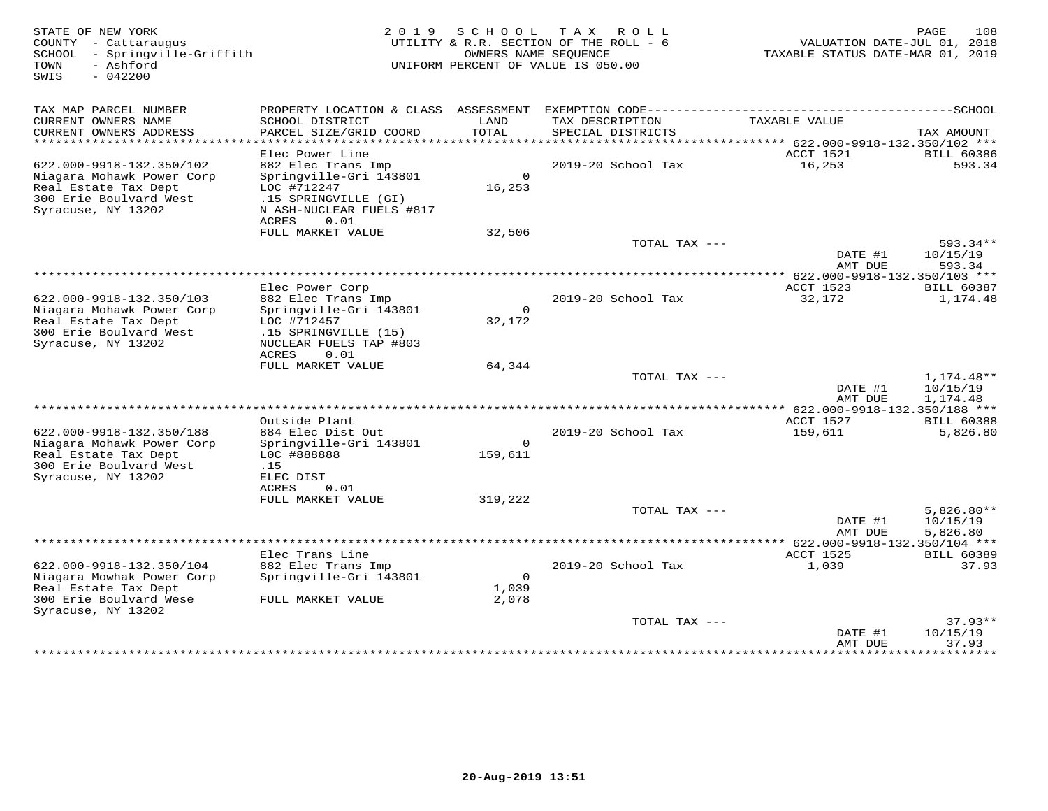STATE OF NEW YORK
COUNTY - Cattaraugus
SCHOOL - Springville-Griffith
TOWN - Ashford
SWIS - 042200

2 0 1 9 S C H O O L T A X R O L L
UTILITY & R.R. SECTION OF THE ROLL - 6
OWNERS NAME SEQUENCE
UNIFORM PERCENT OF VALUE IS 050.00

VALUATION DATE-JUL 01, 2018
TAXABLE STATUS DATE-MAR 01, 2019

| TAX MAP PARCEL NUMBER / CURRENT OWNERS NAME / CURRENT OWNERS ADDRESS | PROPERTY LOCATION & CLASS / SCHOOL DISTRICT / PARCEL SIZE/GRID COORD | ASSESSMENT LAND / TOTAL | EXEMPTION CODE / TAX DESCRIPTION / SPECIAL DISTRICTS | TAXABLE VALUE | SCHOOL TAX AMOUNT |
|---|---|---|---|---|---|
| **622.000-9918-132.350/102** | Elec Power Line | | | ACCT 1521 | BILL 60386 |
| 622.000-9918-132.350/102 | 882 Elec Trans Imp | | 2019-20 School Tax | 16,253 | 593.34 |
| Niagara Mohawk Power Corp | Springville-Gri 143801 | 0 | | | |
| Real Estate Tax Dept | LOC #712247 | 16,253 | | | |
| 300 Erie Boulvard West | .15 SPRINGVILLE (GI) | | | | |
| Syracuse, NY 13202 | N ASH-NUCLEAR FUELS #817 | | | | |
| | ACRES 0.01 | | | | |
| | FULL MARKET VALUE | 32,506 | | | |
| | | | TOTAL TAX --- | | 593.34** |
| | | | | DATE #1 | 10/15/19 |
| | | | | AMT DUE | 593.34 |
| **622.000-9918-132.350/103** | Elec Power Corp | | | ACCT 1523 | BILL 60387 |
| 622.000-9918-132.350/103 | 882 Elec Trans Imp | | 2019-20 School Tax | 32,172 | 1,174.48 |
| Niagara Mohawk Power Corp | Springville-Gri 143801 | 0 | | | |
| Real Estate Tax Dept | LOC #712457 | 32,172 | | | |
| 300 Erie Boulvard West | .15 SPRINGVILLE (15) | | | | |
| Syracuse, NY 13202 | NUCLEAR FUELS TAP #803 | | | | |
| | ACRES 0.01 | | | | |
| | FULL MARKET VALUE | 64,344 | | | |
| | | | TOTAL TAX --- | | 1,174.48** |
| | | | | DATE #1 | 10/15/19 |
| | | | | AMT DUE | 1,174.48 |
| **622.000-9918-132.350/188** | Outside Plant | | | ACCT 1527 | BILL 60388 |
| 622.000-9918-132.350/188 | 884 Elec Dist Out | | 2019-20 School Tax | 159,611 | 5,826.80 |
| Niagara Mohawk Power Corp | Springville-Gri 143801 | 0 | | | |
| Real Estate Tax Dept | L0C #888888 | 159,611 | | | |
| 300 Erie Boulvard West | .15 | | | | |
| Syracuse, NY 13202 | ELEC DIST | | | | |
| | ACRES 0.01 | | | | |
| | FULL MARKET VALUE | 319,222 | | | |
| | | | TOTAL TAX --- | | 5,826.80** |
| | | | | DATE #1 | 10/15/19 |
| | | | | AMT DUE | 5,826.80 |
| **622.000-9918-132.350/104** | Elec Trans Line | | | ACCT 1525 | BILL 60389 |
| 622.000-9918-132.350/104 | 882 Elec Trans Imp | | 2019-20 School Tax | 1,039 | 37.93 |
| Niagara Mowhak Power Corp | Springville-Gri 143801 | 0 | | | |
| Real Estate Tax Dept | | 1,039 | | | |
| 300 Erie Boulvard Wese | FULL MARKET VALUE | 2,078 | | | |
| Syracuse, NY 13202 | | | | | |
| | | | TOTAL TAX --- | | 37.93** |
| | | | | DATE #1 | 10/15/19 |
| | | | | AMT DUE | 37.93 |

20-Aug-2019 13:51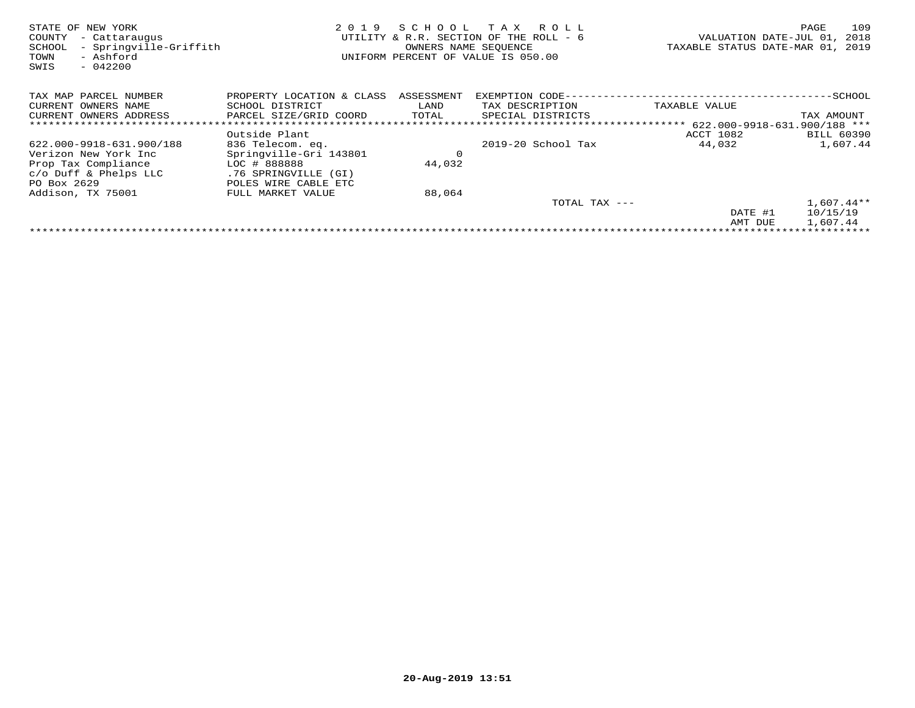STATE OF NEW YORK
COUNTY - Cattaraugus
SCHOOL - Springville-Griffith
TOWN - Ashford
SWIS - 042200

2019 SCHOOL TAX ROLL
UTILITY & R.R. SECTION OF THE ROLL - 6
OWNERS NAME SEQUENCE
UNIFORM PERCENT OF VALUE IS 050.00

VALUATION DATE-JUL 01, 2018
TAXABLE STATUS DATE-MAR 01, 2019

| TAX MAP PARCEL NUMBER<br>CURRENT OWNERS NAME<br>CURRENT OWNERS ADDRESS | PROPERTY LOCATION & CLASS<br>SCHOOL DISTRICT<br>PARCEL SIZE/GRID COORD | ASSESSMENT<br>LAND<br>TOTAL | EXEMPTION CODE<br>TAX DESCRIPTION<br>SPECIAL DISTRICTS | TAXABLE VALUE | SCHOOL<br>TAX AMOUNT |
|---|---|---|---|---|---|
| 622.000-9918-631.900/188 | Outside Plant | | | ACCT 1082 | BILL 60390 |
| 622.000-9918-631.900/188 | 836 Telecom. eq. | | 2019-20 School Tax | 44,032 | 1,607.44 |
| Verizon New York Inc | Springville-Gri 143801 | 0 | | | |
| Prop Tax Compliance | LOC # 888888 | 44,032 | | | |
| c/o Duff & Phelps LLC | .76 SPRINGVILLE (GI) | | | | |
| PO Box 2629 | POLES WIRE CABLE ETC | | | | |
| Addison, TX 75001 | FULL MARKET VALUE | 88,064 | | | |
| | | | TOTAL TAX --- | | 1,607.44** |
| | | | | DATE #1 | 10/15/19 |
| | | | | AMT DUE | 1,607.44 |

20-Aug-2019 13:51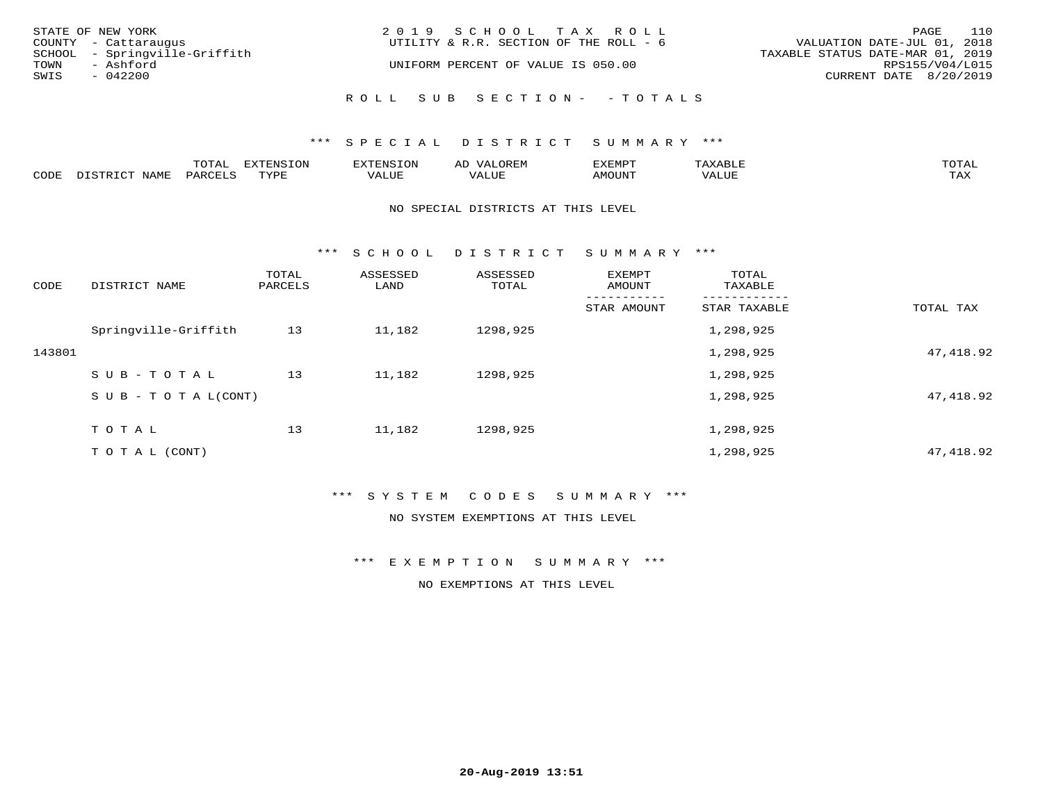STATE OF NEW YORK
COUNTY - Cattaraugus
SCHOOL - Springville-Griffith
TOWN - Ashford
SWIS - 042200

2 0 1 9 S C H O O L T A X R O L L
UTILITY & R.R. SECTION OF THE ROLL - 6

UNIFORM PERCENT OF VALUE IS 050.00

VALUATION DATE-JUL 01, 2018
TAXABLE STATUS DATE-MAR 01, 2019
RPS155/V04/L015
CURRENT DATE 8/20/2019

R O L L S U B S E C T I O N - - T O T A L S

*** S P E C I A L D I S T R I C T S U M M A R Y ***

| CODE | DISTRICT NAME | TOTAL PARCELS | EXTENSION TYPE | EXTENSION VALUE | AD VALOREM VALUE | EXEMPT AMOUNT | TAXABLE VALUE | TOTAL TAX |
|---|---|---|---|---|---|---|---|---|

NO SPECIAL DISTRICTS AT THIS LEVEL

*** S C H O O L D I S T R I C T S U M M A R Y ***

| CODE | DISTRICT NAME | TOTAL PARCELS | ASSESSED LAND | ASSESSED TOTAL | EXEMPT AMOUNT / STAR AMOUNT | TOTAL TAXABLE / STAR TAXABLE | TOTAL TAX |
|---|---|---|---|---|---|---|---|
| | Springville-Griffith | 13 | 11,182 | 1298,925 | | 1,298,925 | |
| 143801 | | | | | | 1,298,925 | 47,418.92 |
| | S U B - T O T A L | 13 | 11,182 | 1298,925 | | 1,298,925 | |
| | S U B - T O T A L(CONT) | | | | | 1,298,925 | 47,418.92 |
| | T O T A L | 13 | 11,182 | 1298,925 | | 1,298,925 | |
| | T O T A L (CONT) | | | | | 1,298,925 | 47,418.92 |

*** S Y S T E M C O D E S S U M M A R Y ***

NO SYSTEM EXEMPTIONS AT THIS LEVEL

*** E X E M P T I O N S U M M A R Y ***

NO EXEMPTIONS AT THIS LEVEL

20-Aug-2019 13:51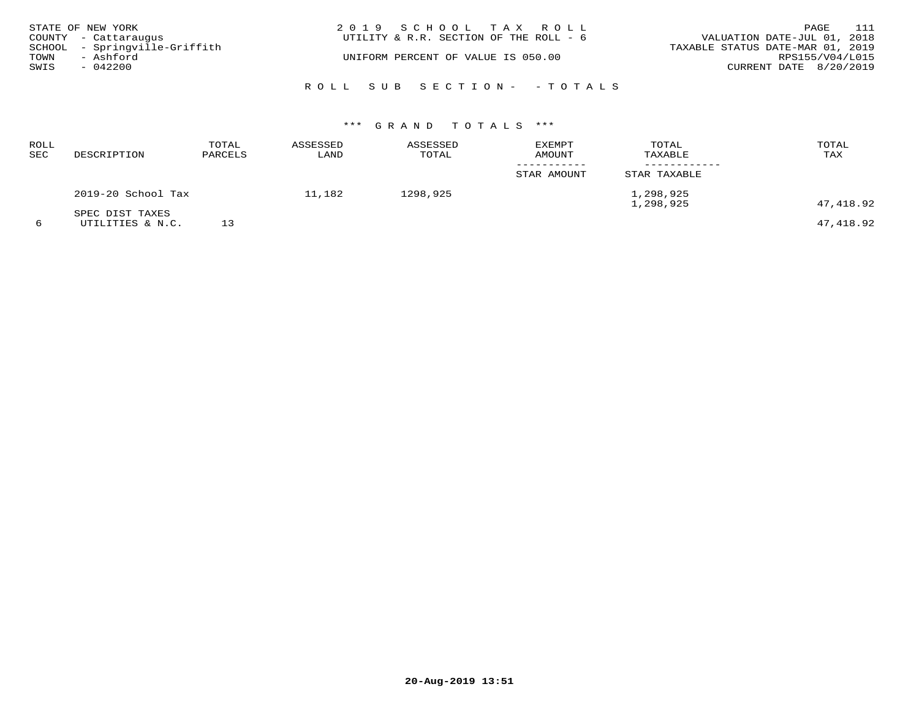STATE OF NEW YORK
COUNTY - Cattaraugus
SCHOOL - Springville-Griffith
TOWN - Ashford
SWIS - 042200

# 2019 SCHOOL TAX ROLL

UTILITY & R.R. SECTION OF THE ROLL - 6

UNIFORM PERCENT OF VALUE IS 050.00

VALUATION DATE-JUL 01, 2018
TAXABLE STATUS DATE-MAR 01, 2019
RPS155/V04/L015
CURRENT DATE 8/20/2019

## ROLL SUB SECTION- - TOTALS

### *** GRAND TOTALS ***

| ROLL SEC | DESCRIPTION | TOTAL PARCELS | ASSESSED LAND | ASSESSED TOTAL | EXEMPT AMOUNT / STAR AMOUNT | TOTAL TAXABLE / STAR TAXABLE | TOTAL TAX |
|---|---|---|---|---|---|---|---|
| | 2019-20 School Tax | | 11,182 | 1298,925 | | 1,298,925 | |
| | | | | | | 1,298,925 | 47,418.92 |
| | SPEC DIST TAXES | | | | | | |
| 6 | UTILITIES & N.C. | 13 | | | | | 47,418.92 |

20-Aug-2019 13:51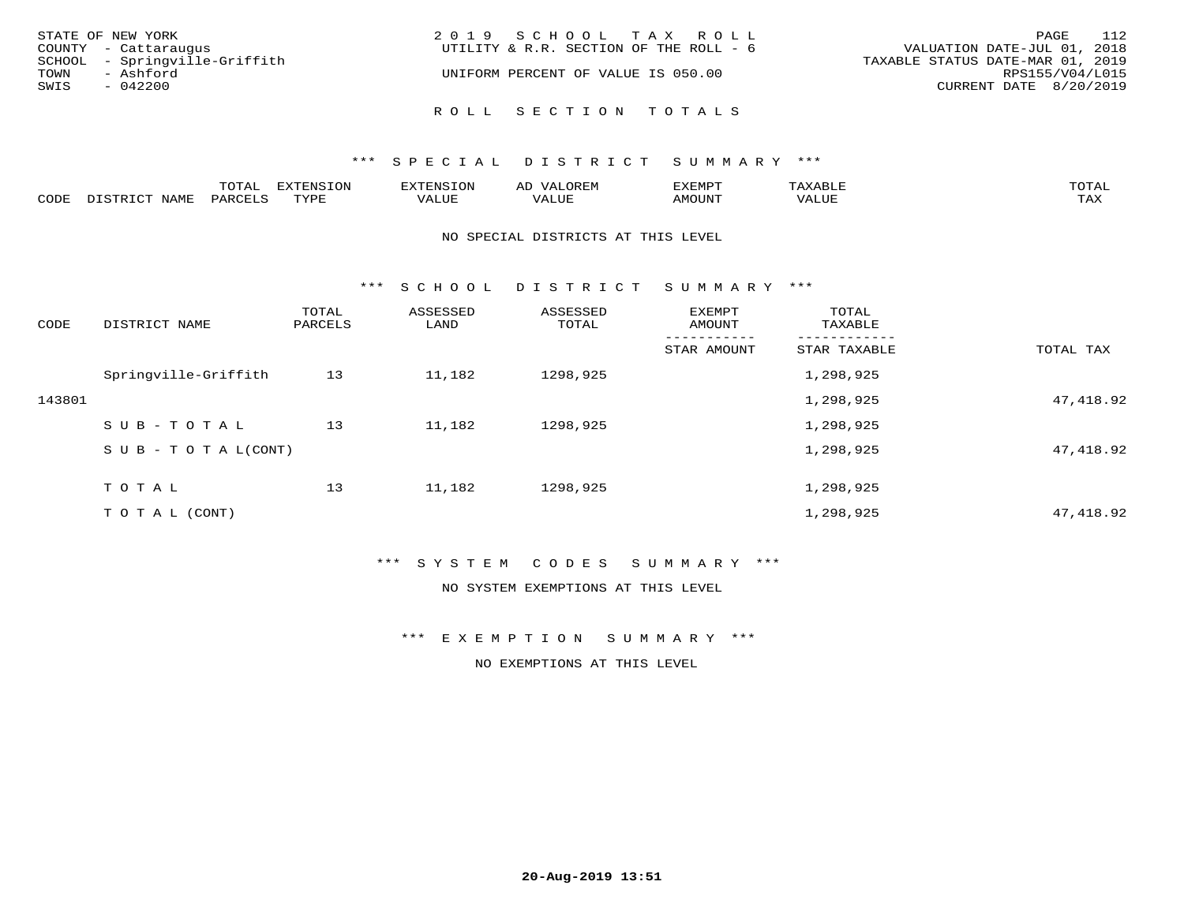STATE OF NEW YORK
COUNTY - Cattaraugus
SCHOOL - Springville-Griffith
TOWN - Ashford
SWIS - 042200

2019 SCHOOL TAX ROLL
UTILITY & R.R. SECTION OF THE ROLL - 6
UNIFORM PERCENT OF VALUE IS 050.00

VALUATION DATE-JUL 01, 2018
TAXABLE STATUS DATE-MAR 01, 2019
RPS155/V04/L015
CURRENT DATE 8/20/2019

## ROLL SECTION TOTALS

### *** SPECIAL DISTRICT SUMMARY ***

| CODE | DISTRICT NAME | TOTAL PARCELS | EXTENSION TYPE | EXTENSION VALUE | AD VALOREM VALUE | EXEMPT AMOUNT | TAXABLE VALUE | TOTAL TAX |
|---|---|---|---|---|---|---|---|---|

NO SPECIAL DISTRICTS AT THIS LEVEL

### *** SCHOOL DISTRICT SUMMARY ***

| CODE | DISTRICT NAME | TOTAL PARCELS | ASSESSED LAND | ASSESSED TOTAL | EXEMPT AMOUNT / STAR AMOUNT | TOTAL TAXABLE / STAR TAXABLE | TOTAL TAX |
|---|---|---|---|---|---|---|---|
| | Springville-Griffith | 13 | 11,182 | 1298,925 | | 1,298,925 | |
| 143801 | | | | | | 1,298,925 | 47,418.92 |
| | SUB-TOTAL | 13 | 11,182 | 1298,925 | | 1,298,925 | |
| | SUB-TOTAL(CONT) | | | | | 1,298,925 | 47,418.92 |
| | TOTAL | 13 | 11,182 | 1298,925 | | 1,298,925 | |
| | TOTAL (CONT) | | | | | 1,298,925 | 47,418.92 |

### *** SYSTEM CODES SUMMARY ***

NO SYSTEM EXEMPTIONS AT THIS LEVEL

### *** EXEMPTION SUMMARY ***

NO EXEMPTIONS AT THIS LEVEL

20-Aug-2019 13:51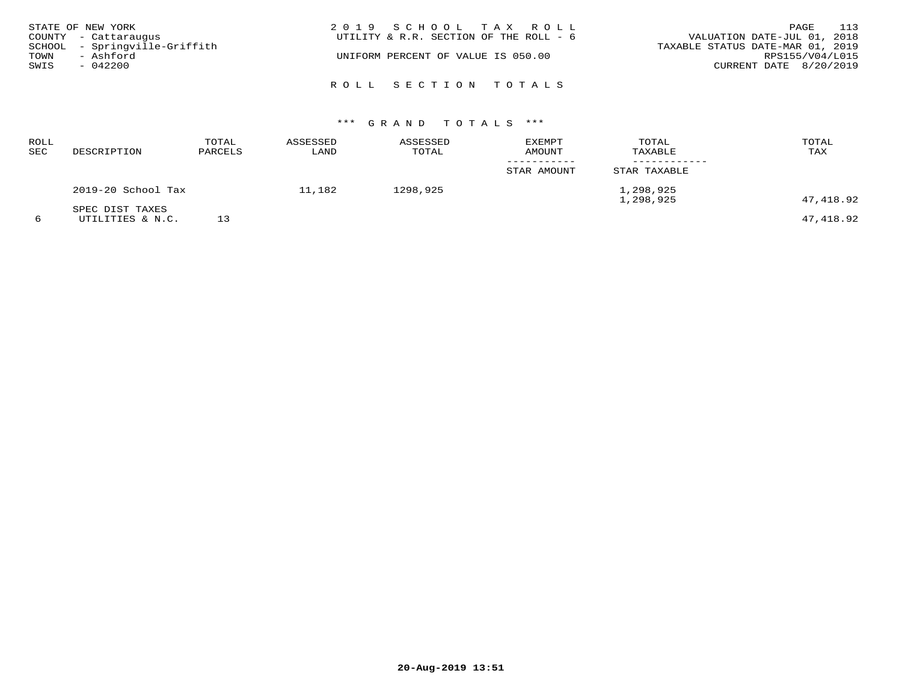STATE OF NEW YORK
COUNTY - Cattaraugus
SCHOOL - Springville-Griffith
TOWN - Ashford
SWIS - 042200

2 0 1 9 S C H O O L T A X R O L L
UTILITY & R.R. SECTION OF THE ROLL - 6

UNIFORM PERCENT OF VALUE IS 050.00

VALUATION DATE-JUL 01, 2018
TAXABLE STATUS DATE-MAR 01, 2019
RPS155/V04/L015
CURRENT DATE 8/20/2019

R O L L S E C T I O N T O T A L S

\*\*\* G R A N D T O T A L S \*\*\*

| ROLL SEC | DESCRIPTION | TOTAL PARCELS | ASSESSED LAND | ASSESSED TOTAL | EXEMPT AMOUNT / STAR AMOUNT | TOTAL TAXABLE / STAR TAXABLE | TOTAL TAX |
|---|---|---|---|---|---|---|---|
| | 2019-20 School Tax | | 11,182 | 1298,925 | | 1,298,925<br>1,298,925 | 47,418.92 |
| | SPEC DIST TAXES | | | | | | |
| 6 | UTILITIES & N.C. | 13 | | | | | 47,418.92 |

20-Aug-2019 13:51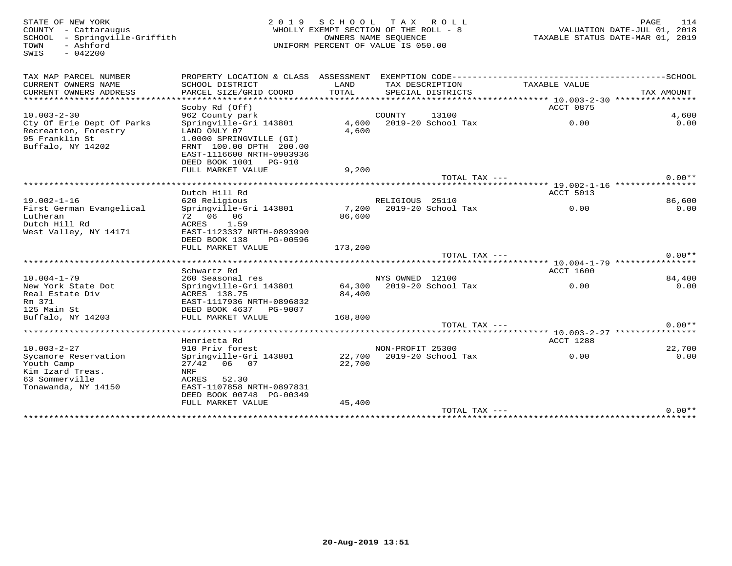STATE OF NEW YORK
COUNTY - Cattaraugus
SCHOOL - Springville-Griffith
TOWN - Ashford
SWIS - 042200

2019 SCHOOL TAX ROLL
WHOLLY EXEMPT SECTION OF THE ROLL - 8
OWNERS NAME SEQUENCE
UNIFORM PERCENT OF VALUE IS 050.00

VALUATION DATE-JUL 01, 2018
TAXABLE STATUS DATE-MAR 01, 2019

| TAX MAP PARCEL NUMBER / CURRENT OWNERS NAME / CURRENT OWNERS ADDRESS | PROPERTY LOCATION & CLASS / SCHOOL DISTRICT / PARCEL SIZE/GRID COORD | ASSESSMENT LAND / TOTAL | EXEMPTION CODE / TAX DESCRIPTION / SPECIAL DISTRICTS | TAXABLE VALUE | TAX AMOUNT |
|---|---|---|---|---|---|
| **10.003-2-30** | Scoby Rd (Off) | | | ACCT 0875 | |
| 10.003-2-30 | 962 County park | | COUNTY 13100 | | 4,600 |
| Cty Of Erie Dept Of Parks | Springville-Gri 143801 | 4,600 | 2019-20 School Tax | 0.00 | 0.00 |
| Recreation, Forestry | LAND ONLY 07 | 4,600 | | | |
| 95 Franklin St | 1.0000 SPRINGVILLE (GI) | | | | |
| Buffalo, NY 14202 | FRNT 100.00 DPTH 200.00 | | | | |
| | EAST-1116600 NRTH-0903936 | | | | |
| | DEED BOOK 1001 PG-910 | | | | |
| | FULL MARKET VALUE | 9,200 | | | |
| | | | TOTAL TAX --- | | 0.00** |
| **19.002-1-16** | Dutch Hill Rd | | | ACCT 5013 | |
| 19.002-1-16 | 620 Religious | | RELIGIOUS 25110 | | 86,600 |
| First German Evangelical | Springville-Gri 143801 | 7,200 | 2019-20 School Tax | 0.00 | 0.00 |
| Lutheran | 72 06 06 | 86,600 | | | |
| Dutch Hill Rd | ACRES 1.59 | | | | |
| West Valley, NY 14171 | EAST-1123337 NRTH-0893990 | | | | |
| | DEED BOOK 138 PG-00596 | | | | |
| | FULL MARKET VALUE | 173,200 | | | |
| | | | TOTAL TAX --- | | 0.00** |
| **10.004-1-79** | Schwartz Rd | | | ACCT 1600 | |
| 10.004-1-79 | 260 Seasonal res | | NYS OWNED 12100 | | 84,400 |
| New York State Dot | Springville-Gri 143801 | 64,300 | 2019-20 School Tax | 0.00 | 0.00 |
| Real Estate Div | ACRES 138.75 | 84,400 | | | |
| Rm 371 | EAST-1117936 NRTH-0896832 | | | | |
| 125 Main St | DEED BOOK 4637 PG-9007 | | | | |
| Buffalo, NY 14203 | FULL MARKET VALUE | 168,800 | | | |
| | | | TOTAL TAX --- | | 0.00** |
| **10.003-2-27** | Henrietta Rd | | | ACCT 1288 | |
| 10.003-2-27 | 910 Priv forest | | NON-PROFIT 25300 | | 22,700 |
| Sycamore Reservation | Springville-Gri 143801 | 22,700 | 2019-20 School Tax | 0.00 | 0.00 |
| Youth Camp | 27/42 06 07 | 22,700 | | | |
| Kim Izard Treas. | NRF | | | | |
| 63 Sommerville | ACRES 52.30 | | | | |
| Tonawanda, NY 14150 | EAST-1107858 NRTH-0897831 | | | | |
| | DEED BOOK 00748 PG-00349 | | | | |
| | FULL MARKET VALUE | 45,400 | | | |
| | | | TOTAL TAX --- | | 0.00** |

20-Aug-2019 13:51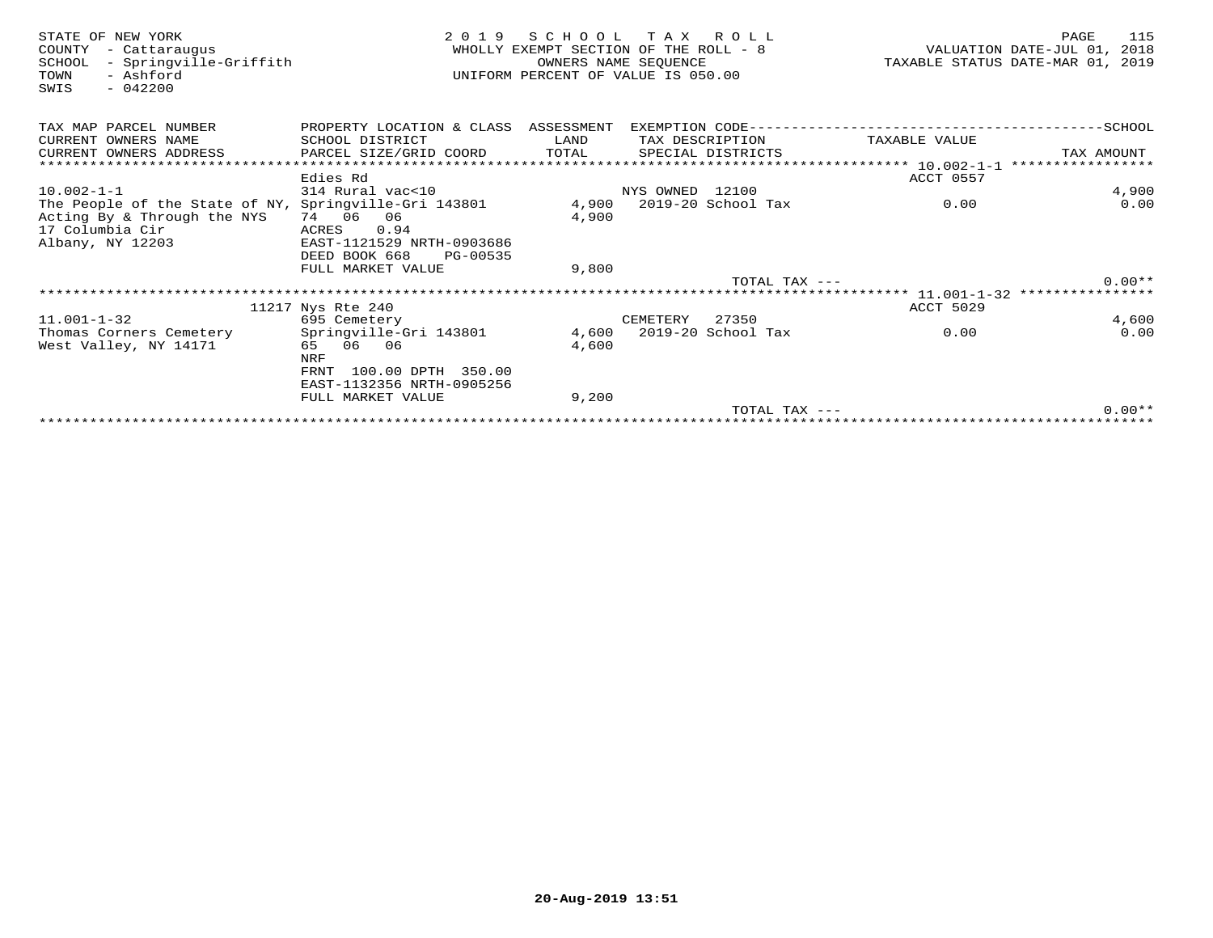STATE OF NEW YORK
COUNTY - Cattaraugus
SCHOOL - Springville-Griffith
TOWN - Ashford
SWIS - 042200

2 0 1 9 S C H O O L T A X R O L L
WHOLLY EXEMPT SECTION OF THE ROLL - 8
OWNERS NAME SEQUENCE
UNIFORM PERCENT OF VALUE IS 050.00

VALUATION DATE-JUL 01, 2018
TAXABLE STATUS DATE-MAR 01, 2019

| TAX MAP PARCEL NUMBER / CURRENT OWNERS NAME / CURRENT OWNERS ADDRESS | PROPERTY LOCATION & CLASS / SCHOOL DISTRICT / PARCEL SIZE/GRID COORD | ASSESSMENT LAND / TOTAL | EXEMPTION CODE / TAX DESCRIPTION / SPECIAL DISTRICTS | TAXABLE VALUE | SCHOOL / TAX AMOUNT |
|---|---|---|---|---|---|
| | Edies Rd | | | ACCT 0557 | |
| 10.002-1-1 | 314 Rural vac<10 | | NYS OWNED 12100 | | 4,900 |
| The People of the State of NY, | Springville-Gri 143801 | 4,900 | 2019-20 School Tax | 0.00 | 0.00 |
| Acting By & Through the NYS | 74 06 06 | 4,900 | | | |
| 17 Columbia Cir | ACRES 0.94 | | | | |
| Albany, NY 12203 | EAST-1121529 NRTH-0903686 | | | | |
| | DEED BOOK 668 PG-00535 | | | | |
| | FULL MARKET VALUE | 9,800 | | | |
| | | | TOTAL TAX --- | | 0.00** |
| | 11217 Nys Rte 240 | | | ACCT 5029 | |
| 11.001-1-32 | 695 Cemetery | | CEMETERY 27350 | | 4,600 |
| Thomas Corners Cemetery | Springville-Gri 143801 | 4,600 | 2019-20 School Tax | 0.00 | 0.00 |
| West Valley, NY 14171 | 65 06 06 | 4,600 | | | |
| | NRF | | | | |
| | FRNT 100.00 DPTH 350.00 | | | | |
| | EAST-1132356 NRTH-0905256 | | | | |
| | FULL MARKET VALUE | 9,200 | | | |
| | | | TOTAL TAX --- | | 0.00** |

20-Aug-2019 13:51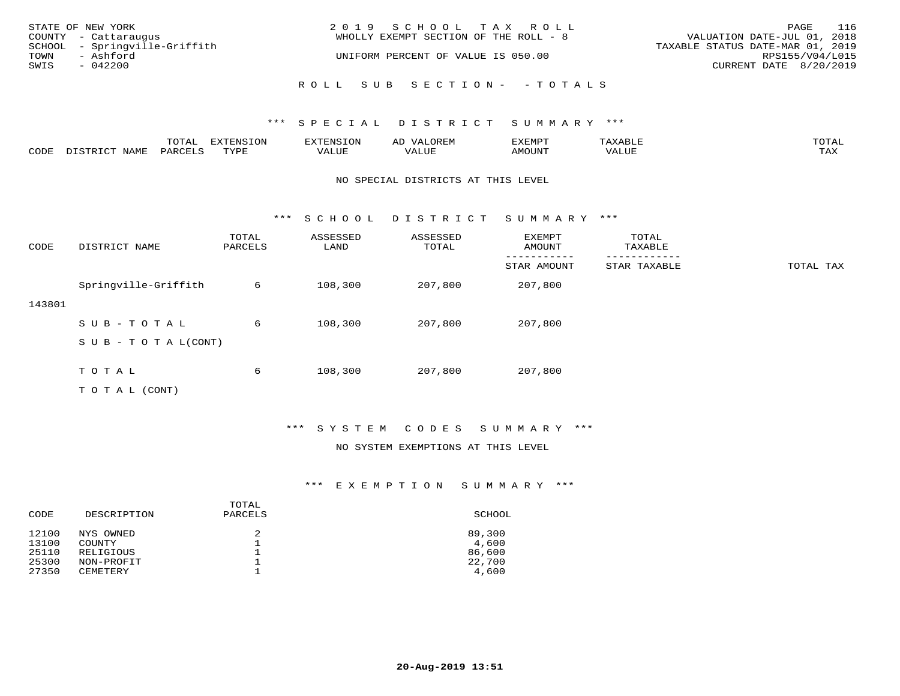STATE OF NEW YORK
COUNTY - Cattaraugus
SCHOOL - Springville-Griffith
TOWN - Ashford
SWIS - 042200

2019 SCHOOL TAX ROLL
WHOLLY EXEMPT SECTION OF THE ROLL - 8
UNIFORM PERCENT OF VALUE IS 050.00

VALUATION DATE-JUL 01, 2018
TAXABLE STATUS DATE-MAR 01, 2019
RPS155/V04/L015
CURRENT DATE 8/20/2019

## ROLL SUB SECTION- - TOTALS

### *** SPECIAL DISTRICT SUMMARY ***

| CODE | DISTRICT NAME | TOTAL PARCELS | EXTENSION TYPE | EXTENSION VALUE | AD VALOREM VALUE | EXEMPT AMOUNT | TAXABLE VALUE | TOTAL TAX |
|---|---|---|---|---|---|---|---|---|

NO SPECIAL DISTRICTS AT THIS LEVEL

### *** SCHOOL DISTRICT SUMMARY ***

| CODE | DISTRICT NAME | TOTAL PARCELS | ASSESSED LAND | ASSESSED TOTAL | EXEMPT AMOUNT / STAR AMOUNT | TOTAL TAXABLE / STAR TAXABLE | TOTAL TAX |
|---|---|---|---|---|---|---|---|
| 143801 | Springville-Griffith | 6 | 108,300 | 207,800 | 207,800 | | |
| | SUB-TOTAL | 6 | 108,300 | 207,800 | 207,800 | | |
| | SUB-TOTAL(CONT) | | | | | | |
| | TOTAL | 6 | 108,300 | 207,800 | 207,800 | | |
| | TOTAL (CONT) | | | | | | |

### *** SYSTEM CODES SUMMARY ***

NO SYSTEM EXEMPTIONS AT THIS LEVEL

### *** EXEMPTION SUMMARY ***

| CODE | DESCRIPTION | TOTAL PARCELS | SCHOOL |
|---|---|---|---|
| 12100 | NYS OWNED | 2 | 89,300 |
| 13100 | COUNTY | 1 | 4,600 |
| 25110 | RELIGIOUS | 1 | 86,600 |
| 25300 | NON-PROFIT | 1 | 22,700 |
| 27350 | CEMETERY | 1 | 4,600 |

20-Aug-2019 13:51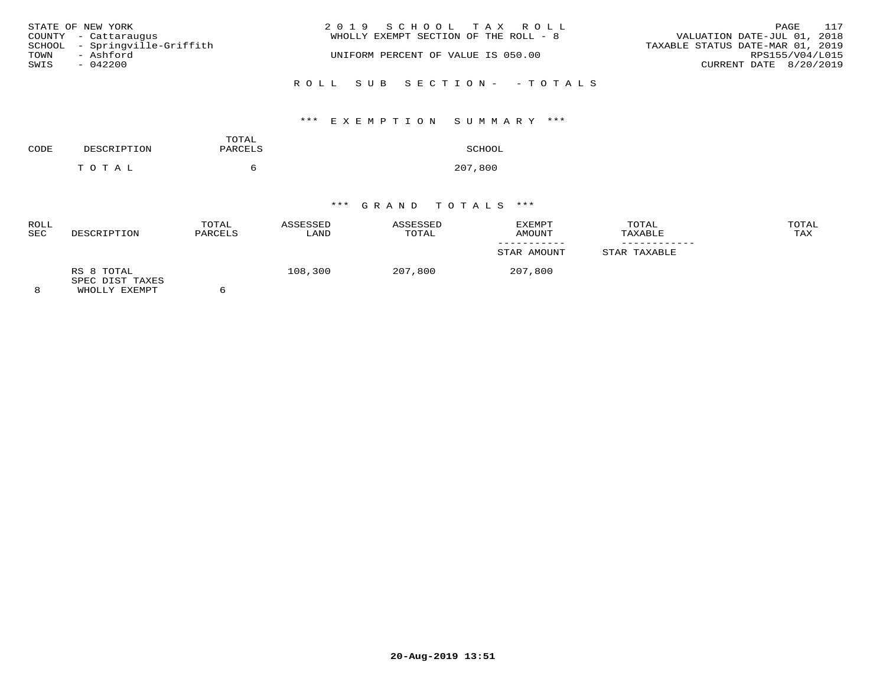STATE OF NEW YORK
COUNTY - Cattaraugus
SCHOOL - Springville-Griffith
TOWN - Ashford
SWIS - 042200

2 0 1 9 S C H O O L T A X R O L L
WHOLLY EXEMPT SECTION OF THE ROLL - 8
UNIFORM PERCENT OF VALUE IS 050.00

VALUATION DATE-JUL 01, 2018
TAXABLE STATUS DATE-MAR 01, 2019
RPS155/V04/L015
CURRENT DATE 8/20/2019

R O L L S U B S E C T I O N - - T O T A L S

*** E X E M P T I O N S U M M A R Y ***

| CODE | DESCRIPTION | TOTAL PARCELS | SCHOOL |
|---|---|---|---|
| | T O T A L | 6 | 207,800 |

*** G R A N D T O T A L S ***

| ROLL SEC | DESCRIPTION | TOTAL PARCELS | ASSESSED LAND | ASSESSED TOTAL | EXEMPT AMOUNT / STAR AMOUNT | TOTAL TAXABLE / STAR TAXABLE | TOTAL TAX |
|---|---|---|---|---|---|---|---|
| 8 | RS 8 TOTAL SPEC DIST TAXES WHOLLY EXEMPT | 6 | 108,300 | 207,800 | 207,800 | | |

20-Aug-2019 13:51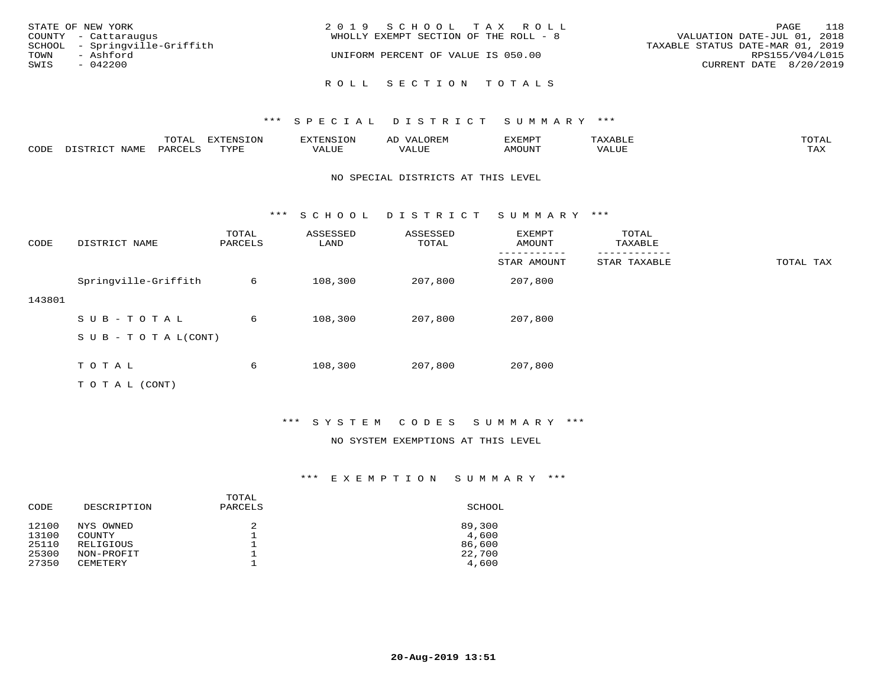STATE OF NEW YORK
COUNTY - Cattaraugus
SCHOOL - Springville-Griffith
TOWN - Ashford
SWIS - 042200

2019 SCHOOL TAX ROLL
WHOLLY EXEMPT SECTION OF THE ROLL - 8

UNIFORM PERCENT OF VALUE IS 050.00

VALUATION DATE-JUL 01, 2018
TAXABLE STATUS DATE-MAR 01, 2019
RPS155/V04/L015
CURRENT DATE 8/20/2019

## ROLL SECTION TOTALS

### *** SPECIAL DISTRICT SUMMARY ***

| CODE | DISTRICT NAME | TOTAL PARCELS | EXTENSION TYPE | EXTENSION VALUE | AD VALOREM VALUE | EXEMPT AMOUNT | TAXABLE VALUE | TOTAL TAX |
|---|---|---|---|---|---|---|---|---|

NO SPECIAL DISTRICTS AT THIS LEVEL

### *** SCHOOL DISTRICT SUMMARY ***

| CODE | DISTRICT NAME | TOTAL PARCELS | ASSESSED LAND | ASSESSED TOTAL | EXEMPT AMOUNT / STAR AMOUNT | TOTAL TAXABLE / STAR TAXABLE | TOTAL TAX |
|---|---|---|---|---|---|---|---|
| 143801 | Springville-Griffith | 6 | 108,300 | 207,800 | 207,800 | | |
| | SUB-TOTAL | 6 | 108,300 | 207,800 | 207,800 | | |
| | SUB-TOTAL(CONT) | | | | | | |
| | TOTAL | 6 | 108,300 | 207,800 | 207,800 | | |
| | TOTAL (CONT) | | | | | | |

### *** SYSTEM CODES SUMMARY ***

NO SYSTEM EXEMPTIONS AT THIS LEVEL

### *** EXEMPTION SUMMARY ***

| CODE | DESCRIPTION | TOTAL PARCELS | SCHOOL |
|---|---|---|---|
| 12100 | NYS OWNED | 2 | 89,300 |
| 13100 | COUNTY | 1 | 4,600 |
| 25110 | RELIGIOUS | 1 | 86,600 |
| 25300 | NON-PROFIT | 1 | 22,700 |
| 27350 | CEMETERY | 1 | 4,600 |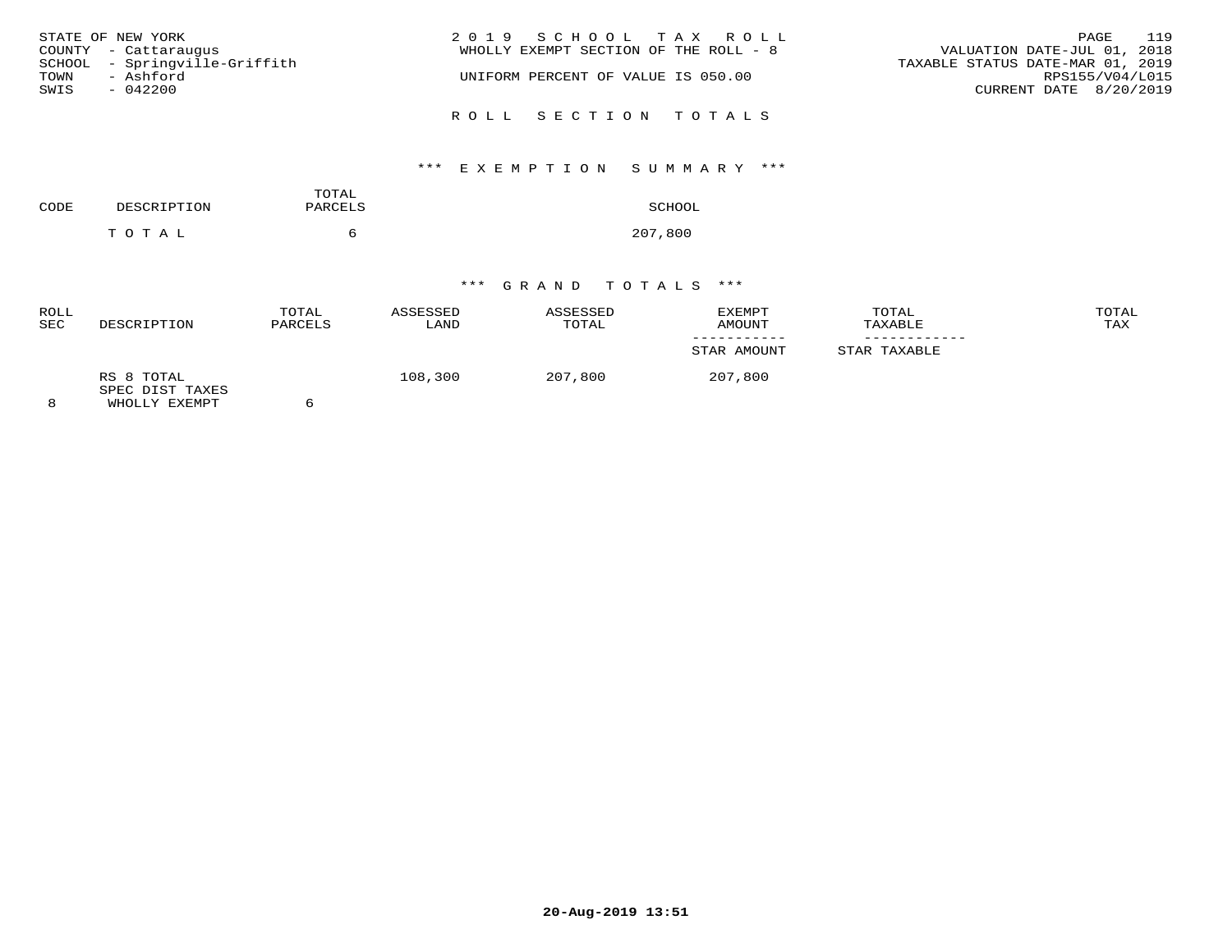STATE OF NEW YORK
COUNTY - Cattaraugus
SCHOOL - Springville-Griffith
TOWN - Ashford
SWIS - 042200

2019 SCHOOL TAX ROLL
WHOLLY EXEMPT SECTION OF THE ROLL - 8

UNIFORM PERCENT OF VALUE IS 050.00

VALUATION DATE-JUL 01, 2018
TAXABLE STATUS DATE-MAR 01, 2019
RPS155/V04/L015
CURRENT DATE 8/20/2019

## ROLL SECTION TOTALS

### *** EXEMPTION SUMMARY ***

| CODE | DESCRIPTION | TOTAL PARCELS | SCHOOL |
|---|---|---|---|
| | TOTAL | 6 | 207,800 |

### *** GRAND TOTALS ***

| ROLL SEC | DESCRIPTION | TOTAL PARCELS | ASSESSED LAND | ASSESSED TOTAL | EXEMPT AMOUNT / STAR AMOUNT | TOTAL TAXABLE / STAR TAXABLE | TOTAL TAX |
|---|---|---|---|---|---|---|---|
| 8 | RS 8 TOTAL SPEC DIST TAXES WHOLLY EXEMPT | 6 | 108,300 | 207,800 | 207,800 | | |

20-Aug-2019 13:51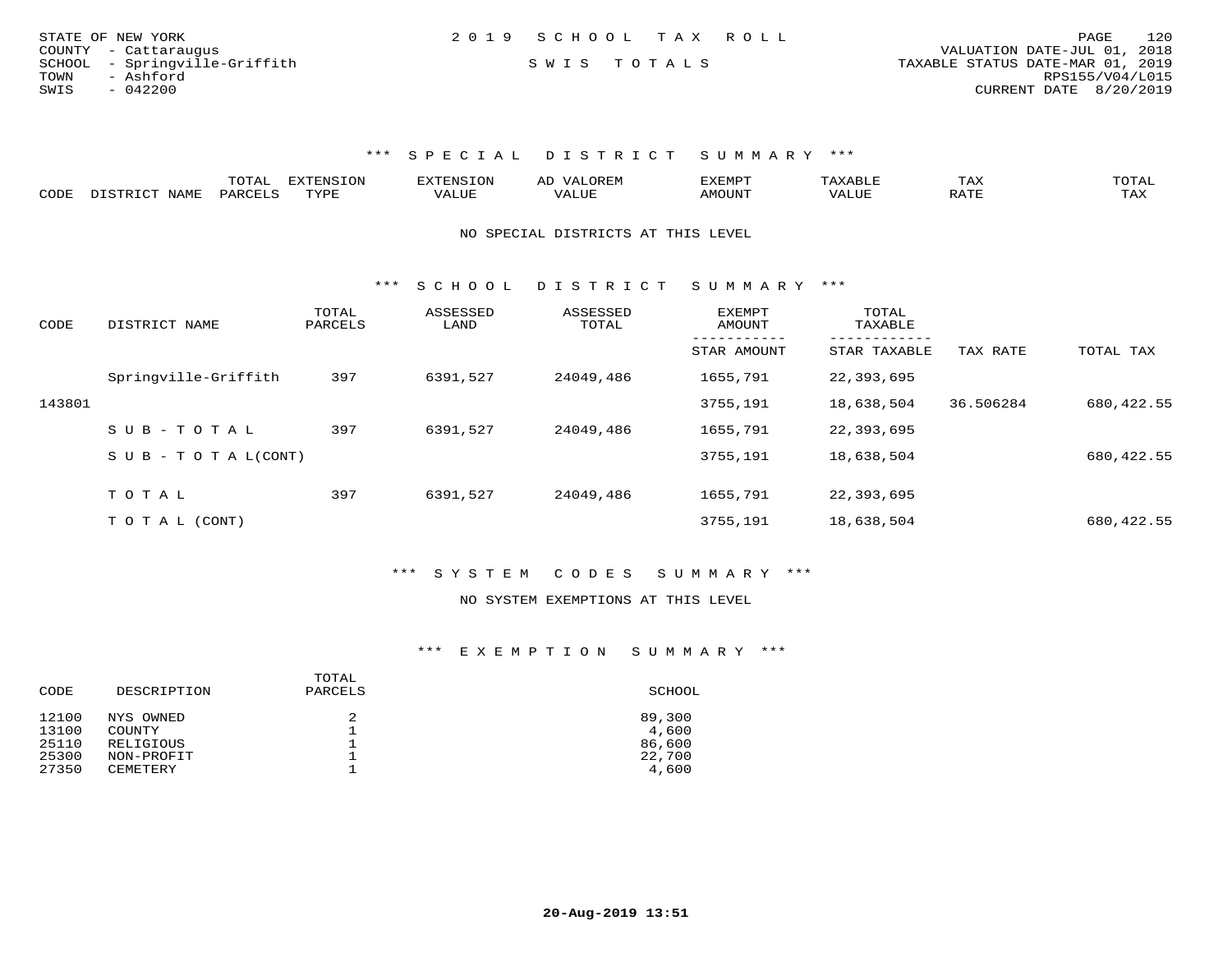STATE OF NEW YORK
COUNTY - Cattaraugus
SCHOOL - Springville-Griffith
TOWN - Ashford
SWIS - 042200

2019 SCHOOL TAX ROLL

SWIS TOTALS

VALUATION DATE-JUL 01, 2018
TAXABLE STATUS DATE-MAR 01, 2019
RPS155/V04/L015
CURRENT DATE 8/20/2019

### *** SPECIAL DISTRICT SUMMARY ***

| CODE | DISTRICT NAME | TOTAL PARCELS | EXTENSION TYPE | EXTENSION VALUE | AD VALOREM VALUE | EXEMPT AMOUNT | TAXABLE VALUE | TAX RATE | TOTAL TAX |
|---|---|---|---|---|---|---|---|---|---|

NO SPECIAL DISTRICTS AT THIS LEVEL

### *** SCHOOL DISTRICT SUMMARY ***

| CODE | DISTRICT NAME | TOTAL PARCELS | ASSESSED LAND | ASSESSED TOTAL | EXEMPT AMOUNT / STAR AMOUNT | TOTAL TAXABLE / STAR TAXABLE | TAX RATE | TOTAL TAX |
|---|---|---|---|---|---|---|---|---|
| | Springville-Griffith | 397 | 6391,527 | 24049,486 | 1655,791 | 22,393,695 | | |
| 143801 | | | | | 3755,191 | 18,638,504 | 36.506284 | 680,422.55 |
| | SUB-TOTAL | 397 | 6391,527 | 24049,486 | 1655,791 | 22,393,695 | | |
| | SUB-TOTAL(CONT) | | | | 3755,191 | 18,638,504 | | 680,422.55 |
| | TOTAL | 397 | 6391,527 | 24049,486 | 1655,791 | 22,393,695 | | |
| | TOTAL (CONT) | | | | 3755,191 | 18,638,504 | | 680,422.55 |

### *** SYSTEM CODES SUMMARY ***

NO SYSTEM EXEMPTIONS AT THIS LEVEL

### *** EXEMPTION SUMMARY ***

| CODE | DESCRIPTION | TOTAL PARCELS | SCHOOL |
|---|---|---|---|
| 12100 | NYS OWNED | 2 | 89,300 |
| 13100 | COUNTY | 1 | 4,600 |
| 25110 | RELIGIOUS | 1 | 86,600 |
| 25300 | NON-PROFIT | 1 | 22,700 |
| 27350 | CEMETERY | 1 | 4,600 |

20-Aug-2019 13:51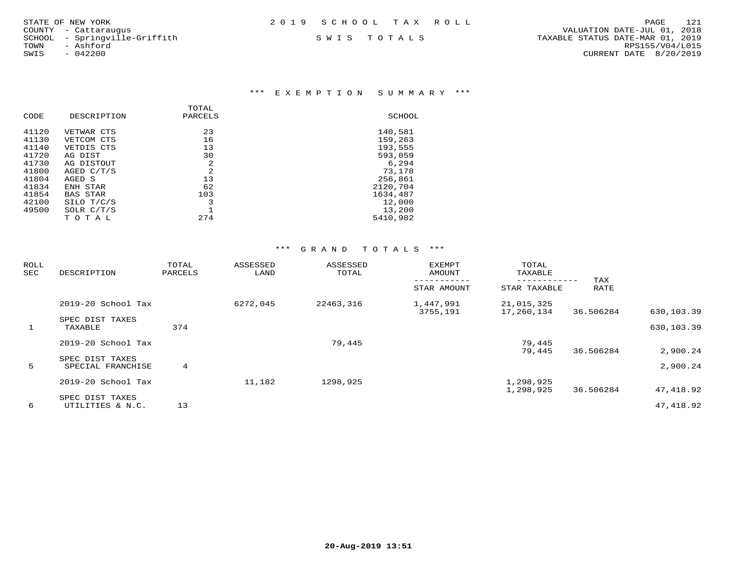STATE OF NEW YORK
COUNTY - Cattaraugus
SCHOOL - Springville-Griffith
TOWN - Ashford
SWIS - 042200

2019 SCHOOL TAX ROLL

SWIS TOTALS

VALUATION DATE-JUL 01, 2018
TAXABLE STATUS DATE-MAR 01, 2019
RPS155/V04/L015
CURRENT DATE 8/20/2019

## *** EXEMPTION SUMMARY ***

| CODE | DESCRIPTION | TOTAL PARCELS | SCHOOL |
|---|---|---|---|
| 41120 | VETWAR CTS | 23 | 140,581 |
| 41130 | VETCOM CTS | 16 | 159,263 |
| 41140 | VETDIS CTS | 13 | 193,555 |
| 41720 | AG DIST | 30 | 593,059 |
| 41730 | AG DISTOUT | 2 | 6,294 |
| 41800 | AGED C/T/S | 2 | 73,178 |
| 41804 | AGED S | 13 | 256,861 |
| 41834 | ENH STAR | 62 | 2120,704 |
| 41854 | BAS STAR | 103 | 1634,487 |
| 42100 | SILO T/C/S | 3 | 12,000 |
| 49500 | SOLR C/T/S | 1 | 13,200 |
| | T O T A L | 274 | 5410,982 |

## *** GRAND TOTALS ***

| ROLL SEC | DESCRIPTION | TOTAL PARCELS | ASSESSED LAND | ASSESSED TOTAL | EXEMPT AMOUNT / STAR AMOUNT | TOTAL TAXABLE / STAR TAXABLE | TAX RATE | |
|---|---|---|---|---|---|---|---|---|
| | 2019-20 School Tax | | 6272,045 | 22463,316 | 1,447,991 | 21,015,325 | | |
| | | | | | 3755,191 | 17,260,134 | 36.506284 | 630,103.39 |
| | SPEC DIST TAXES | | | | | | | |
| 1 | TAXABLE | 374 | | | | | | 630,103.39 |
| | 2019-20 School Tax | | | 79,445 | | 79,445 | | |
| | | | | | | 79,445 | 36.506284 | 2,900.24 |
| | SPEC DIST TAXES | | | | | | | |
| 5 | SPECIAL FRANCHISE | 4 | | | | | | 2,900.24 |
| | 2019-20 School Tax | | 11,182 | 1298,925 | | 1,298,925 | | |
| | | | | | | 1,298,925 | 36.506284 | 47,418.92 |
| | SPEC DIST TAXES | | | | | | | |
| 6 | UTILITIES & N.C. | 13 | | | | | | 47,418.92 |

20-Aug-2019 13:51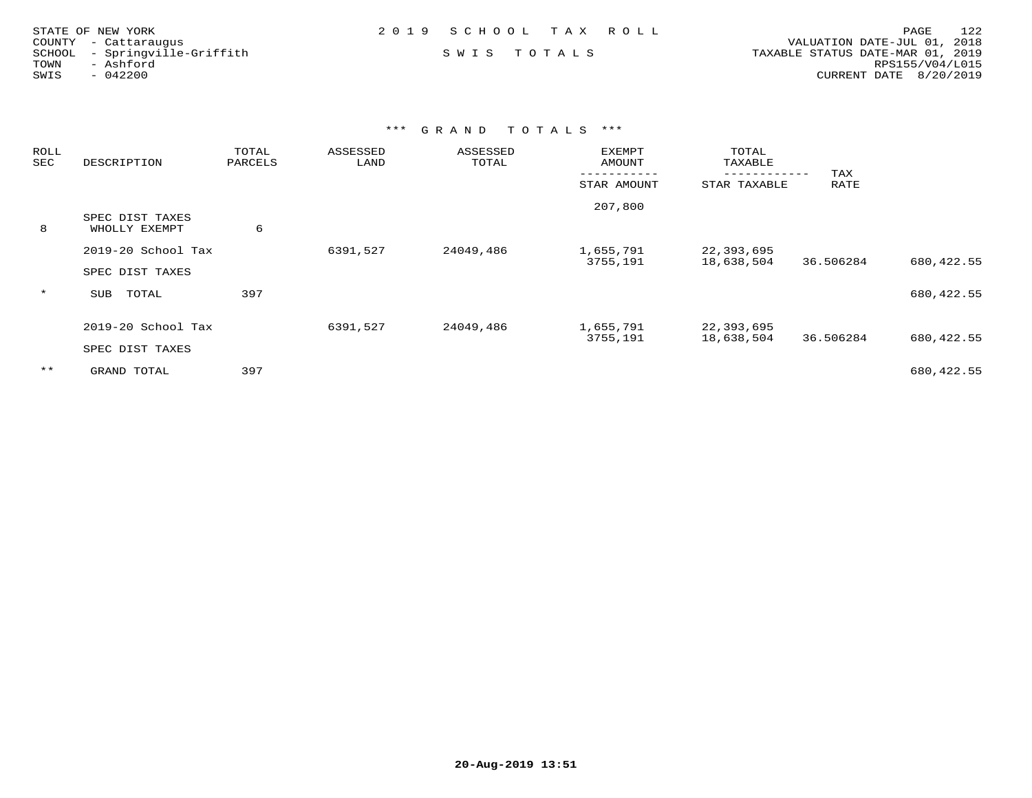STATE OF NEW YORK
COUNTY - Cattaraugus
SCHOOL - Springville-Griffith
TOWN - Ashford
SWIS - 042200

# 2019 SCHOOL TAX ROLL

SWIS TOTALS

VALUATION DATE-JUL 01, 2018
TAXABLE STATUS DATE-MAR 01, 2019
RPS155/V04/L015
CURRENT DATE 8/20/2019

## *** GRAND TOTALS ***

| ROLL SEC | DESCRIPTION | TOTAL PARCELS | ASSESSED LAND | ASSESSED TOTAL | EXEMPT AMOUNT / STAR AMOUNT | TOTAL TAXABLE / STAR TAXABLE | TAX RATE | |
|---|---|---|---|---|---|---|---|---|
| | | | | | 207,800 | | | |
| 8 | SPEC DIST TAXES WHOLLY EXEMPT | 6 | | | | | | |
| | 2019-20 School Tax | | 6391,527 | 24049,486 | 1,655,791 | 22,393,695 | | |
| | | | | | 3755,191 | 18,638,504 | 36.506284 | 680,422.55 |
| | SPEC DIST TAXES | | | | | | | |
| * | SUB TOTAL | 397 | | | | | | 680,422.55 |
| | 2019-20 School Tax | | 6391,527 | 24049,486 | 1,655,791 | 22,393,695 | | |
| | | | | | 3755,191 | 18,638,504 | 36.506284 | 680,422.55 |
| | SPEC DIST TAXES | | | | | | | |
| ** | GRAND TOTAL | 397 | | | | | | 680,422.55 |

20-Aug-2019 13:51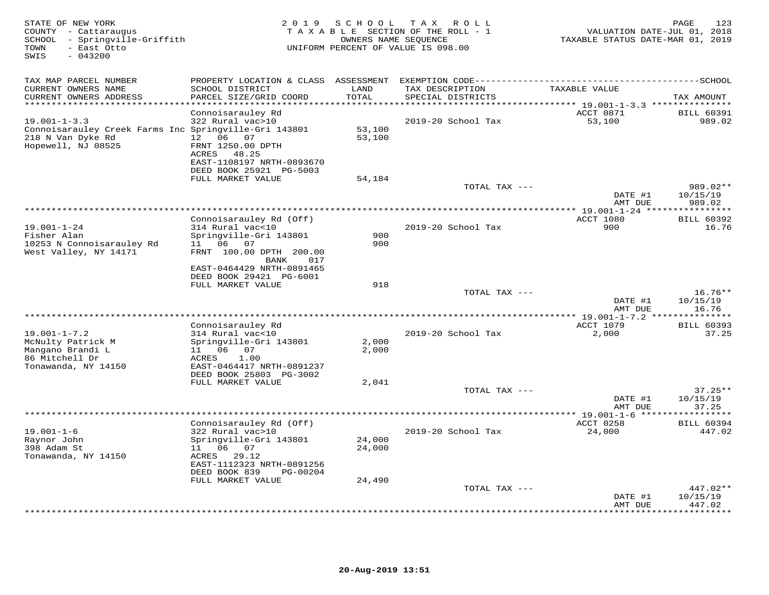STATE OF NEW YORK
COUNTY - Cattaraugus
SCHOOL - Springville-Griffith
TOWN - East Otto
SWIS - 043200

2019 SCHOOL TAX ROLL
TAXABLE SECTION OF THE ROLL - 1
OWNERS NAME SEQUENCE
UNIFORM PERCENT OF VALUE IS 098.00

VALUATION DATE-JUL 01, 2018
TAXABLE STATUS DATE-MAR 01, 2019

| TAX MAP PARCEL NUMBER / CURRENT OWNERS NAME / CURRENT OWNERS ADDRESS | PROPERTY LOCATION & CLASS / SCHOOL DISTRICT / PARCEL SIZE/GRID COORD | ASSESSMENT LAND / TOTAL | EXEMPTION CODE / TAX DESCRIPTION / SPECIAL DISTRICTS | TAXABLE VALUE | TAX AMOUNT |
|---|---|---|---|---|---|
| 19.001-1-3.3 | Connoisarauley Rd | | | ACCT 0871 | BILL 60391 |
| Connoisarauley Creek Farms Inc | 322 Rural vac>10 | | 2019-20 School Tax | 53,100 | 989.02 |
| 218 N Van Dyke Rd | Springville-Gri 143801 | 53,100 | | | |
| Hopewell, NJ 08525 | 12 06 07 | 53,100 | | | |
| | FRNT 1250.00 DPTH | | | | |
| | ACRES 48.25 | | | | |
| | EAST-1108197 NRTH-0893670 | | | | |
| | DEED BOOK 25921 PG-5003 | | | | |
| | FULL MARKET VALUE | 54,184 | | | |
| | | | TOTAL TAX --- | | 989.02** |
| | | | | DATE #1 | 10/15/19 |
| | | | | AMT DUE | 989.02 |
| 19.001-1-24 | Connoisarauley Rd (Off) | | | ACCT 1080 | BILL 60392 |
| Fisher Alan | 314 Rural vac<10 | | 2019-20 School Tax | 900 | 16.76 |
| 10253 N Connoisarauley Rd | Springville-Gri 143801 | 900 | | | |
| West Valley, NY 14171 | 11 06 07 | 900 | | | |
| | FRNT 100.00 DPTH 200.00 | | | | |
| | BANK 017 | | | | |
| | EAST-0464429 NRTH-0891465 | | | | |
| | DEED BOOK 29421 PG-6001 | | | | |
| | FULL MARKET VALUE | 918 | | | |
| | | | TOTAL TAX --- | | 16.76** |
| | | | | DATE #1 | 10/15/19 |
| | | | | AMT DUE | 16.76 |
| 19.001-1-7.2 | Connoisarauley Rd | | | ACCT 1079 | BILL 60393 |
| McNulty Patrick M | 314 Rural vac<10 | | 2019-20 School Tax | 2,000 | 37.25 |
| Mangano Brandi L | Springville-Gri 143801 | 2,000 | | | |
| 86 Mitchell Dr | 11 06 07 | 2,000 | | | |
| Tonawanda, NY 14150 | ACRES 1.00 | | | | |
| | EAST-0464417 NRTH-0891237 | | | | |
| | DEED BOOK 25803 PG-3002 | | | | |
| | FULL MARKET VALUE | 2,041 | | | |
| | | | TOTAL TAX --- | | 37.25** |
| | | | | DATE #1 | 10/15/19 |
| | | | | AMT DUE | 37.25 |
| 19.001-1-6 | Connoisarauley Rd (Off) | | | ACCT 0258 | BILL 60394 |
| Raynor John | 322 Rural vac>10 | | 2019-20 School Tax | 24,000 | 447.02 |
| 398 Adam St | Springville-Gri 143801 | 24,000 | | | |
| Tonawanda, NY 14150 | 11 06 07 | 24,000 | | | |
| | ACRES 29.12 | | | | |
| | EAST-1112323 NRTH-0891256 | | | | |
| | DEED BOOK 839 PG-00204 | | | | |
| | FULL MARKET VALUE | 24,490 | | | |
| | | | TOTAL TAX --- | | 447.02** |
| | | | | DATE #1 | 10/15/19 |
| | | | | AMT DUE | 447.02 |

20-Aug-2019 13:51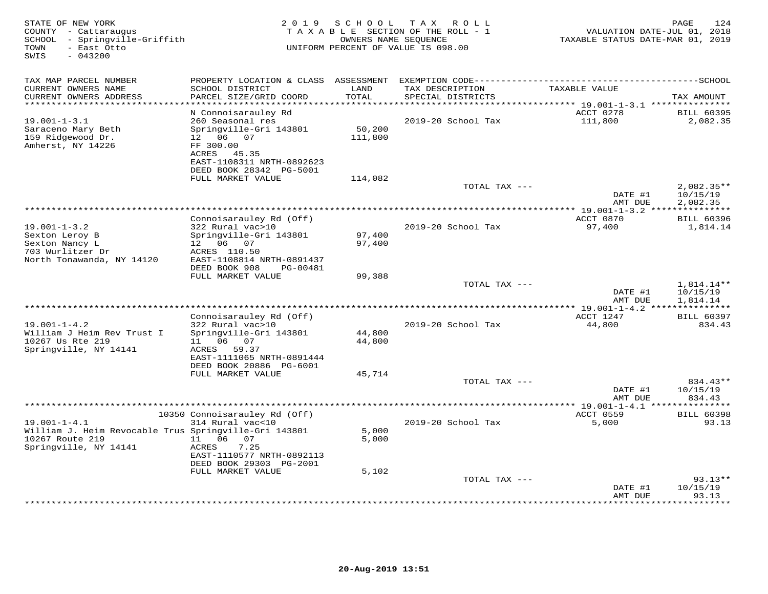STATE OF NEW YORK
COUNTY - Cattaraugus
SCHOOL - Springville-Griffith
TOWN - East Otto
SWIS - 043200

2019 SCHOOL TAX ROLL
TAXABLE SECTION OF THE ROLL - 1
OWNERS NAME SEQUENCE
UNIFORM PERCENT OF VALUE IS 098.00

VALUATION DATE-JUL 01, 2018
TAXABLE STATUS DATE-MAR 01, 2019

| TAX MAP PARCEL NUMBER / CURRENT OWNERS NAME / CURRENT OWNERS ADDRESS | PROPERTY LOCATION & CLASS / SCHOOL DISTRICT / PARCEL SIZE/GRID COORD | ASSESSMENT LAND / TOTAL | EXEMPTION CODE / TAX DESCRIPTION / SPECIAL DISTRICTS | TAXABLE VALUE | TAX AMOUNT (SCHOOL) |
|---|---|---|---|---|---|
| 19.001-1-3.1 | N Connoisarauley Rd | | | ACCT 0278 | BILL 60395 |
| 19.001-1-3.1 | 260 Seasonal res | | 2019-20 School Tax | 111,800 | 2,082.35 |
| Saraceno Mary Beth | Springville-Gri 143801 | 50,200 | | | |
| 159 Ridgewood Dr. | 12 06 07 | 111,800 | | | |
| Amherst, NY 14226 | FF 300.00 | | | | |
| | ACRES 45.35 | | | | |
| | EAST-1108311 NRTH-0892623 | | | | |
| | DEED BOOK 28342 PG-5001 | | | | |
| | FULL MARKET VALUE | 114,082 | | | |
| | | | TOTAL TAX --- | | 2,082.35** |
| | | | | DATE #1 | 10/15/19 |
| | | | | AMT DUE | 2,082.35 |
| 19.001-1-3.2 | Connoisarauley Rd (Off) | | | ACCT 0870 | BILL 60396 |
| 19.001-1-3.2 | 322 Rural vac>10 | | 2019-20 School Tax | 97,400 | 1,814.14 |
| Sexton Leroy B | Springville-Gri 143801 | 97,400 | | | |
| Sexton Nancy L | 12 06 07 | 97,400 | | | |
| 703 Wurlitzer Dr | ACRES 110.50 | | | | |
| North Tonawanda, NY 14120 | EAST-1108814 NRTH-0891437 | | | | |
| | DEED BOOK 908 PG-00481 | | | | |
| | FULL MARKET VALUE | 99,388 | | | |
| | | | TOTAL TAX --- | | 1,814.14** |
| | | | | DATE #1 | 10/15/19 |
| | | | | AMT DUE | 1,814.14 |
| 19.001-1-4.2 | Connoisarauley Rd (Off) | | | ACCT 1247 | BILL 60397 |
| 19.001-1-4.2 | 322 Rural vac>10 | | 2019-20 School Tax | 44,800 | 834.43 |
| William J Heim Rev Trust I | Springville-Gri 143801 | 44,800 | | | |
| 10267 Us Rte 219 | 11 06 07 | 44,800 | | | |
| Springville, NY 14141 | ACRES 59.37 | | | | |
| | EAST-1111065 NRTH-0891444 | | | | |
| | DEED BOOK 20886 PG-6001 | | | | |
| | FULL MARKET VALUE | 45,714 | | | |
| | | | TOTAL TAX --- | | 834.43** |
| | | | | DATE #1 | 10/15/19 |
| | | | | AMT DUE | 834.43 |
| 19.001-1-4.1 | 10350 Connoisarauley Rd (Off) | | | ACCT 0559 | BILL 60398 |
| 19.001-1-4.1 | 314 Rural vac<10 | | 2019-20 School Tax | 5,000 | 93.13 |
| William J. Heim Revocable Trus | Springville-Gri 143801 | 5,000 | | | |
| 10267 Route 219 | 11 06 07 | 5,000 | | | |
| Springville, NY 14141 | ACRES 7.25 | | | | |
| | EAST-1110577 NRTH-0892113 | | | | |
| | DEED BOOK 29303 PG-2001 | | | | |
| | FULL MARKET VALUE | 5,102 | | | |
| | | | TOTAL TAX --- | | 93.13** |
| | | | | DATE #1 | 10/15/19 |
| | | | | AMT DUE | 93.13 |

20-Aug-2019 13:51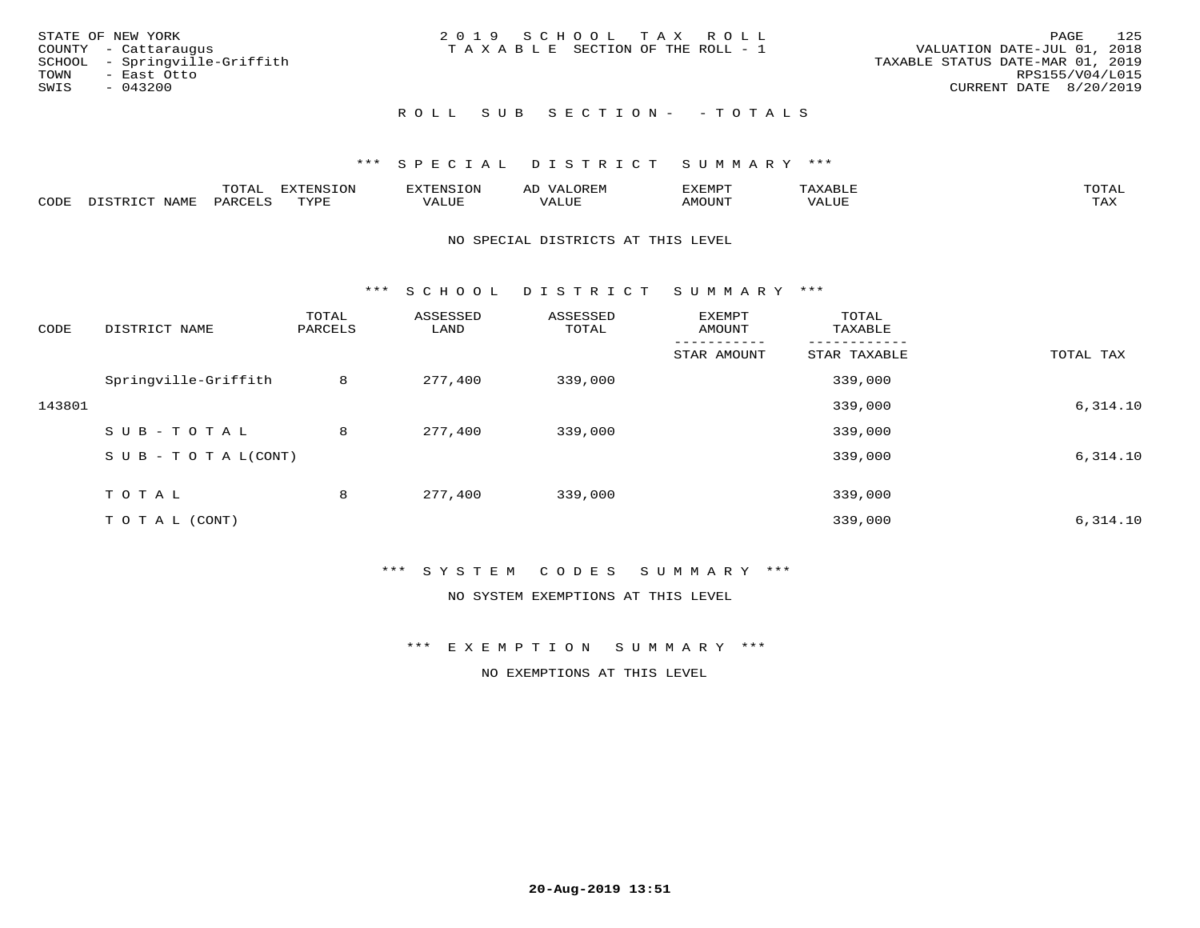STATE OF NEW YORK
COUNTY - Cattaraugus
SCHOOL - Springville-Griffith
TOWN - East Otto
SWIS - 043200

2019 SCHOOL TAX ROLL
TAXABLE SECTION OF THE ROLL - 1

VALUATION DATE-JUL 01, 2018
TAXABLE STATUS DATE-MAR 01, 2019
RPS155/V04/L015
CURRENT DATE 8/20/2019

ROLL SUB SECTION- - TOTALS

*** SPECIAL DISTRICT SUMMARY ***

| CODE | DISTRICT NAME | TOTAL PARCELS | EXTENSION TYPE | EXTENSION VALUE | AD VALOREM VALUE | EXEMPT AMOUNT | TAXABLE VALUE | TOTAL TAX |
|---|---|---|---|---|---|---|---|---|

NO SPECIAL DISTRICTS AT THIS LEVEL

*** SCHOOL DISTRICT SUMMARY ***

| CODE | DISTRICT NAME | TOTAL PARCELS | ASSESSED LAND | ASSESSED TOTAL | EXEMPT AMOUNT / STAR AMOUNT | TOTAL TAXABLE / STAR TAXABLE | TOTAL TAX |
|---|---|---|---|---|---|---|---|
| | Springville-Griffith | 8 | 277,400 | 339,000 | | 339,000 | |
| 143801 | | | | | | 339,000 | 6,314.10 |
| | SUB-TOTAL | 8 | 277,400 | 339,000 | | 339,000 | |
| | SUB-TOTAL(CONT) | | | | | 339,000 | 6,314.10 |
| | TOTAL | 8 | 277,400 | 339,000 | | 339,000 | |
| | TOTAL (CONT) | | | | | 339,000 | 6,314.10 |

*** SYSTEM CODES SUMMARY ***

NO SYSTEM EXEMPTIONS AT THIS LEVEL

*** EXEMPTION SUMMARY ***

NO EXEMPTIONS AT THIS LEVEL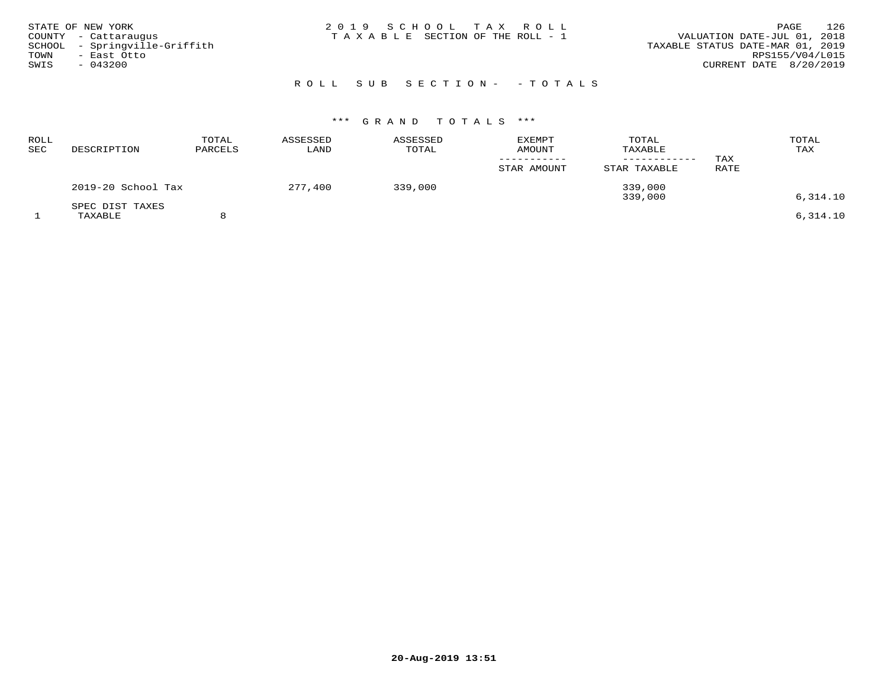STATE OF NEW YORK
COUNTY - Cattaraugus
SCHOOL - Springville-Griffith
TOWN - East Otto
SWIS - 043200

2019 SCHOOL TAX ROLL
TAXABLE SECTION OF THE ROLL - 1

VALUATION DATE-JUL 01, 2018
TAXABLE STATUS DATE-MAR 01, 2019
RPS155/V04/L015
CURRENT DATE 8/20/2019

ROLL SUB SECTION- - TOTALS

*** GRAND TOTALS ***

| ROLL SEC | DESCRIPTION | TOTAL PARCELS | ASSESSED LAND | ASSESSED TOTAL | EXEMPT AMOUNT / STAR AMOUNT | TOTAL TAXABLE / STAR TAXABLE | TAX RATE | TOTAL TAX |
|---|---|---|---|---|---|---|---|---|
| | 2019-20 School Tax | | 277,400 | 339,000 | | 339,000 | | |
| | | | | | | 339,000 | | 6,314.10 |
| | SPEC DIST TAXES | | | | | | | |
| 1 | TAXABLE | 8 | | | | | | 6,314.10 |

20-Aug-2019 13:51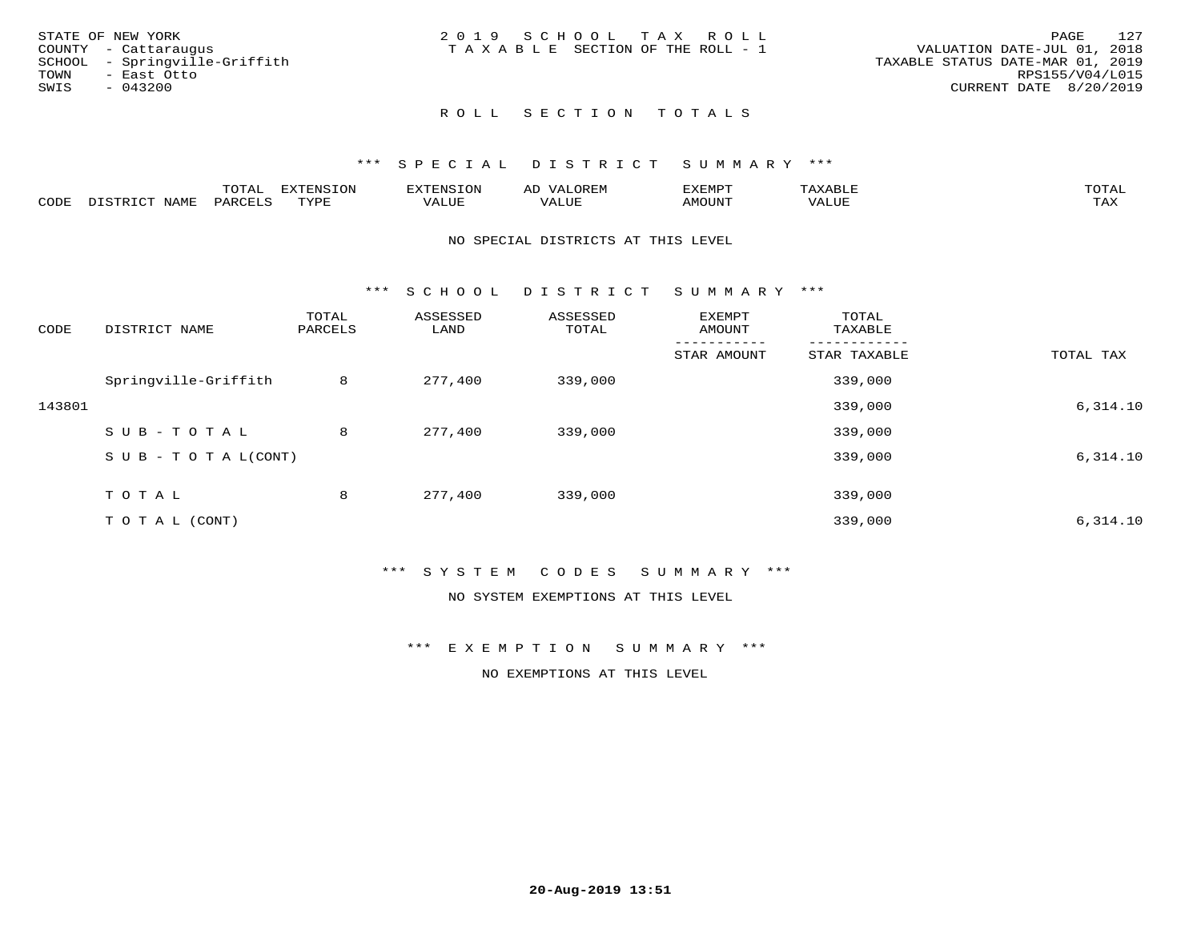STATE OF NEW YORK
COUNTY - Cattaraugus
SCHOOL - Springville-Griffith
TOWN - East Otto
SWIS - 043200

2 0 1 9 S C H O O L T A X R O L L
T A X A B L E SECTION OF THE ROLL - 1

VALUATION DATE-JUL 01, 2018
TAXABLE STATUS DATE-MAR 01, 2019
RPS155/V04/L015
CURRENT DATE 8/20/2019

## R O L L S E C T I O N T O T A L S

### *** S P E C I A L D I S T R I C T S U M M A R Y ***

| CODE | DISTRICT NAME | TOTAL PARCELS | EXTENSION TYPE | EXTENSION VALUE | AD VALOREM VALUE | EXEMPT AMOUNT | TAXABLE VALUE | TOTAL TAX |
|---|---|---|---|---|---|---|---|---|

NO SPECIAL DISTRICTS AT THIS LEVEL

### *** S C H O O L D I S T R I C T S U M M A R Y ***

| CODE | DISTRICT NAME | TOTAL PARCELS | ASSESSED LAND | ASSESSED TOTAL | EXEMPT AMOUNT / STAR AMOUNT | TOTAL TAXABLE / STAR TAXABLE | TOTAL TAX |
|---|---|---|---|---|---|---|---|
| | Springville-Griffith | 8 | 277,400 | 339,000 | | 339,000 | |
| 143801 | | | | | | 339,000 | 6,314.10 |
| | S U B - T O T A L | 8 | 277,400 | 339,000 | | 339,000 | |
| | S U B - T O T A L(CONT) | | | | | 339,000 | 6,314.10 |
| | T O T A L | 8 | 277,400 | 339,000 | | 339,000 | |
| | T O T A L (CONT) | | | | | 339,000 | 6,314.10 |

### *** S Y S T E M C O D E S S U M M A R Y ***

NO SYSTEM EXEMPTIONS AT THIS LEVEL

### *** E X E M P T I O N S U M M A R Y ***

NO EXEMPTIONS AT THIS LEVEL

20-Aug-2019 13:51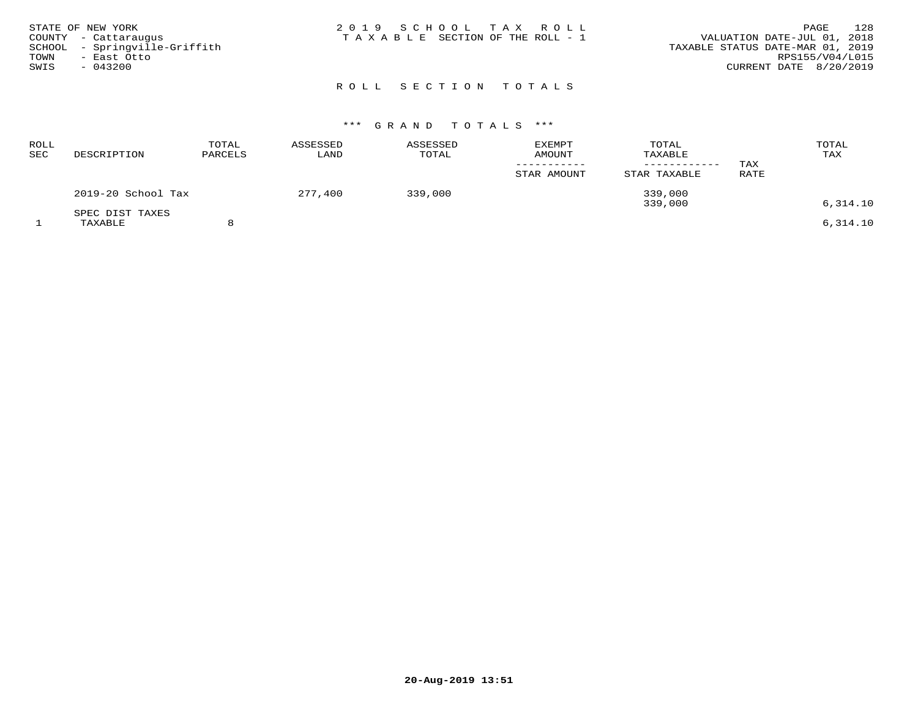STATE OF NEW YORK
COUNTY - Cattaraugus
SCHOOL - Springville-Griffith
TOWN - East Otto
SWIS - 043200

2019 SCHOOL TAX ROLL
TAXABLE SECTION OF THE ROLL - 1

VALUATION DATE-JUL 01, 2018
TAXABLE STATUS DATE-MAR 01, 2019
RPS155/V04/L015
CURRENT DATE 8/20/2019

## ROLL SECTION TOTALS

### *** GRAND TOTALS ***

| ROLL SEC | DESCRIPTION | TOTAL PARCELS | ASSESSED LAND | ASSESSED TOTAL | EXEMPT AMOUNT / STAR AMOUNT | TOTAL TAXABLE / STAR TAXABLE | TAX RATE | TOTAL TAX |
|---|---|---|---|---|---|---|---|---|
| | 2019-20 School Tax | | 277,400 | 339,000 | | 339,000 | | |
| | | | | | | 339,000 | | 6,314.10 |
| | SPEC DIST TAXES | | | | | | | |
| 1 | TAXABLE | 8 | | | | | | 6,314.10 |

20-Aug-2019 13:51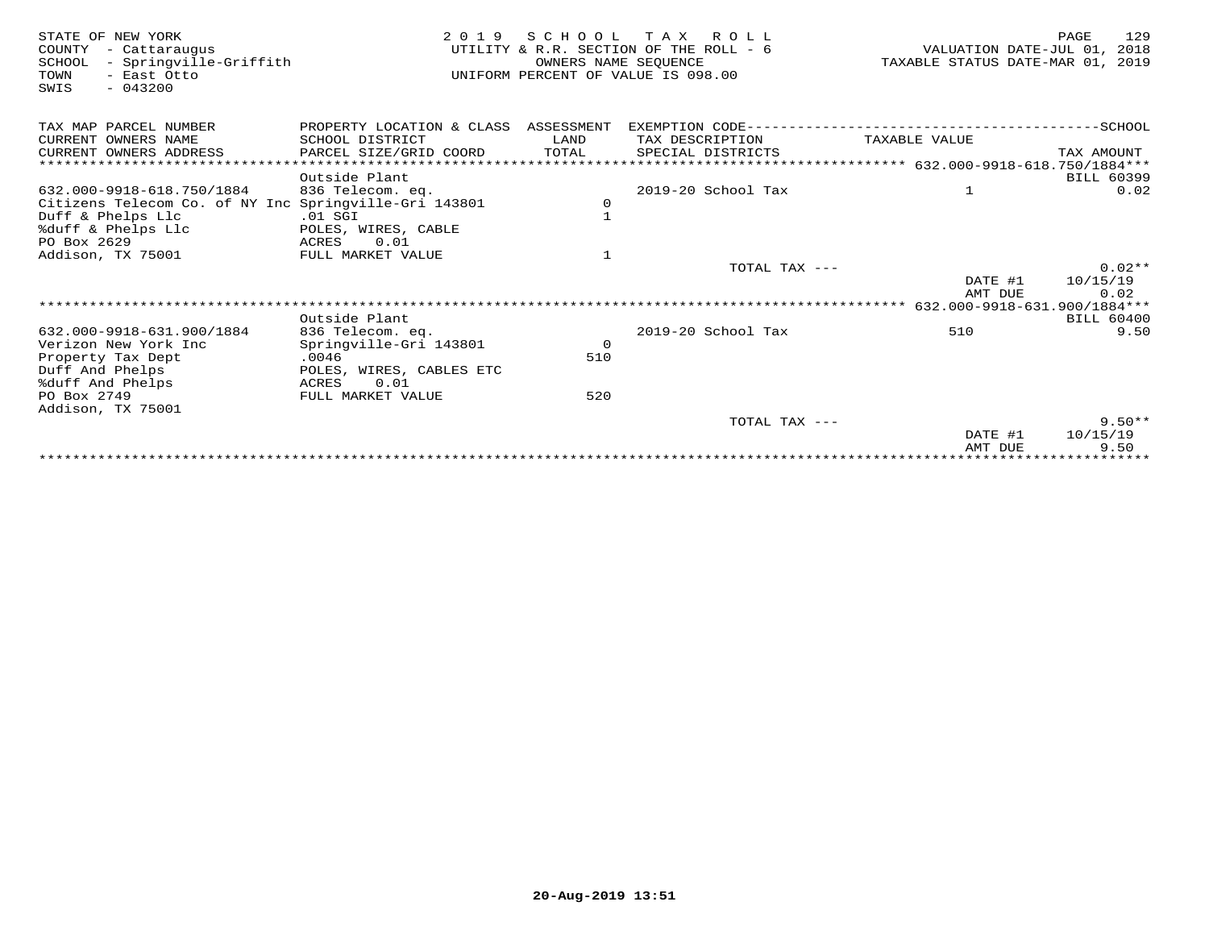STATE OF NEW YORK
COUNTY - Cattaraugus
SCHOOL - Springville-Griffith
TOWN - East Otto
SWIS - 043200

2019 SCHOOL TAX ROLL
UTILITY & R.R. SECTION OF THE ROLL - 6
OWNERS NAME SEQUENCE
UNIFORM PERCENT OF VALUE IS 098.00

VALUATION DATE-JUL 01, 2018
TAXABLE STATUS DATE-MAR 01, 2019

| TAX MAP PARCEL NUMBER / CURRENT OWNERS NAME / CURRENT OWNERS ADDRESS | PROPERTY LOCATION & CLASS / SCHOOL DISTRICT / PARCEL SIZE/GRID COORD | ASSESSMENT LAND / TOTAL | EXEMPTION CODE / TAX DESCRIPTION / SPECIAL DISTRICTS | TAXABLE VALUE | SCHOOL TAX AMOUNT |
|---|---|---|---|---|---|
| ***** 632.000-9918-618.750/1884 ***** | | | | | |
| | Outside Plant | | | | BILL 60399 |
| 632.000-9918-618.750/1884 | 836 Telecom. eq. | | 2019-20 School Tax | 1 | 0.02 |
| Citizens Telecom Co. of NY Inc | Springville-Gri 143801 | 0 | | | |
| Duff & Phelps Llc | .01 SGI | 1 | | | |
| %duff & Phelps Llc | POLES, WIRES, CABLE | | | | |
| PO Box 2629 | ACRES 0.01 | | | | |
| Addison, TX 75001 | FULL MARKET VALUE | 1 | | | |
| | | | TOTAL TAX --- | | 0.02** |
| | | | | DATE #1 | 10/15/19 |
| | | | | AMT DUE | 0.02 |
| ***** 632.000-9918-631.900/1884 ***** | | | | | |
| | Outside Plant | | | | BILL 60400 |
| 632.000-9918-631.900/1884 | 836 Telecom. eq. | | 2019-20 School Tax | 510 | 9.50 |
| Verizon New York Inc | Springville-Gri 143801 | 0 | | | |
| Property Tax Dept | .0046 | 510 | | | |
| Duff And Phelps | POLES, WIRES, CABLES ETC | | | | |
| %duff And Phelps | ACRES 0.01 | | | | |
| PO Box 2749 | FULL MARKET VALUE | 520 | | | |
| Addison, TX 75001 | | | | | |
| | | | TOTAL TAX --- | | 9.50** |
| | | | | DATE #1 | 10/15/19 |
| | | | | AMT DUE | 9.50 |

20-Aug-2019 13:51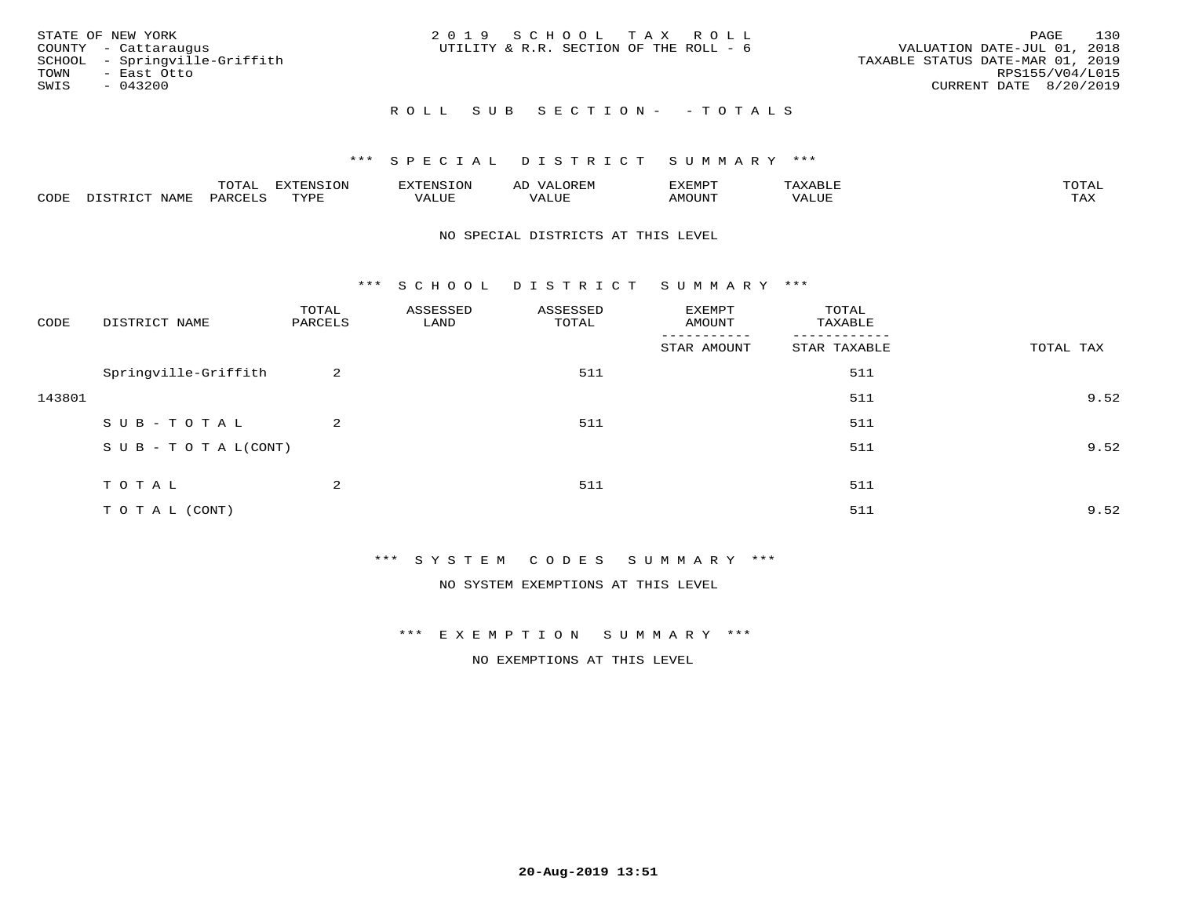STATE OF NEW YORK
COUNTY - Cattaraugus
SCHOOL - Springville-Griffith
TOWN - East Otto
SWIS - 043200

2019 SCHOOL TAX ROLL
UTILITY & R.R. SECTION OF THE ROLL - 6

VALUATION DATE-JUL 01, 2018
TAXABLE STATUS DATE-MAR 01, 2019
RPS155/V04/L015
CURRENT DATE 8/20/2019

ROLL SUB SECTION- - TOTALS

*** SPECIAL DISTRICT SUMMARY ***

| CODE | DISTRICT NAME | TOTAL PARCELS | EXTENSION TYPE | EXTENSION VALUE | AD VALOREM VALUE | EXEMPT AMOUNT | TAXABLE VALUE | TOTAL TAX |
|---|---|---|---|---|---|---|---|---|

NO SPECIAL DISTRICTS AT THIS LEVEL

*** SCHOOL DISTRICT SUMMARY ***

| CODE | DISTRICT NAME | TOTAL PARCELS | ASSESSED LAND | ASSESSED TOTAL | EXEMPT AMOUNT / STAR AMOUNT | TOTAL TAXABLE / STAR TAXABLE | TOTAL TAX |
|---|---|---|---|---|---|---|---|
| | Springville-Griffith | 2 | | 511 | | 511 | |
| 143801 | | | | | | 511 | 9.52 |
| | SUB-TOTAL | 2 | | 511 | | 511 | |
| | SUB-TOTAL(CONT) | | | | | 511 | 9.52 |
| | TOTAL | 2 | | 511 | | 511 | |
| | TOTAL (CONT) | | | | | 511 | 9.52 |

*** SYSTEM CODES SUMMARY ***

NO SYSTEM EXEMPTIONS AT THIS LEVEL

*** EXEMPTION SUMMARY ***

NO EXEMPTIONS AT THIS LEVEL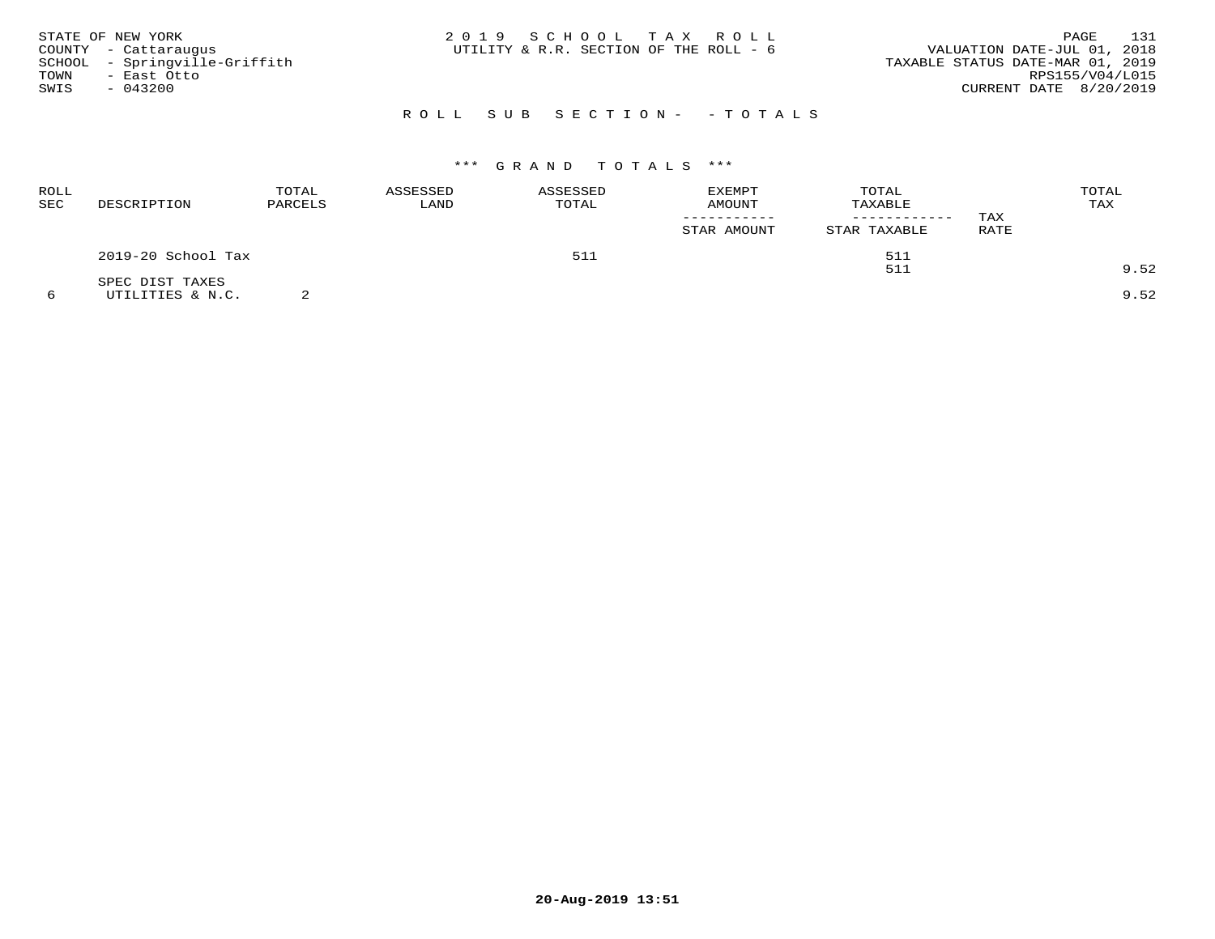STATE OF NEW YORK
COUNTY - Cattaraugus
SCHOOL - Springville-Griffith
TOWN - East Otto
SWIS - 043200

2019 SCHOOL TAX ROLL
UTILITY & R.R. SECTION OF THE ROLL - 6

VALUATION DATE-JUL 01, 2018
TAXABLE STATUS DATE-MAR 01, 2019
RPS155/V04/L015
CURRENT DATE 8/20/2019

## ROLL SUB SECTION- - TOTALS

### *** GRAND TOTALS ***

| ROLL SEC | DESCRIPTION | TOTAL PARCELS | ASSESSED LAND | ASSESSED TOTAL | EXEMPT AMOUNT / STAR AMOUNT | TOTAL TAXABLE / STAR TAXABLE | TAX RATE | TOTAL TAX |
|---|---|---|---|---|---|---|---|---|
| | 2019-20 School Tax | | | 511 | | 511 | | |
| | | | | | | 511 | | 9.52 |
| | SPEC DIST TAXES | | | | | | | |
| 6 | UTILITIES & N.C. | 2 | | | | | | 9.52 |

20-Aug-2019 13:51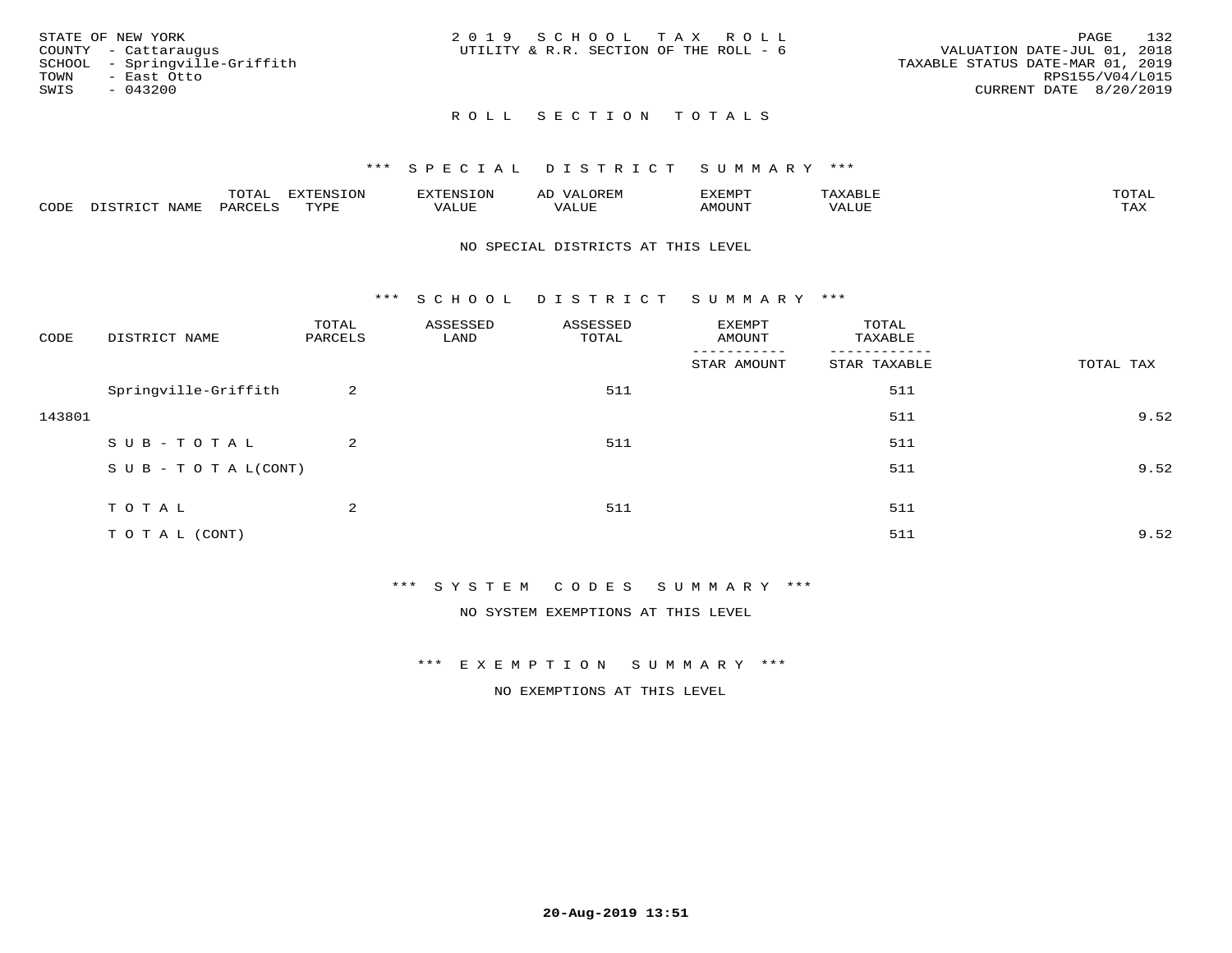STATE OF NEW YORK
COUNTY - Cattaraugus
SCHOOL - Springville-Griffith
TOWN - East Otto
SWIS - 043200

2019 SCHOOL TAX ROLL
UTILITY & R.R. SECTION OF THE ROLL - 6

VALUATION DATE-JUL 01, 2018
TAXABLE STATUS DATE-MAR 01, 2019
RPS155/V04/L015
CURRENT DATE 8/20/2019

## ROLL SECTION TOTALS

### *** SPECIAL DISTRICT SUMMARY ***

| CODE | DISTRICT NAME | TOTAL PARCELS | EXTENSION TYPE | EXTENSION VALUE | AD VALOREM VALUE | EXEMPT AMOUNT | TAXABLE VALUE | TOTAL TAX |
|---|---|---|---|---|---|---|---|---|

NO SPECIAL DISTRICTS AT THIS LEVEL

### *** SCHOOL DISTRICT SUMMARY ***

| CODE | DISTRICT NAME | TOTAL PARCELS | ASSESSED LAND | ASSESSED TOTAL | EXEMPT AMOUNT / STAR AMOUNT | TOTAL TAXABLE / STAR TAXABLE | TOTAL TAX |
|---|---|---|---|---|---|---|---|
| | Springville-Griffith | 2 | | 511 | | 511 | |
| 143801 | | | | | | 511 | 9.52 |
| | SUB-TOTAL | 2 | | 511 | | 511 | |
| | SUB-TOTAL(CONT) | | | | | 511 | 9.52 |
| | TOTAL | 2 | | 511 | | 511 | |
| | TOTAL (CONT) | | | | | 511 | 9.52 |

### *** SYSTEM CODES SUMMARY ***

NO SYSTEM EXEMPTIONS AT THIS LEVEL

### *** EXEMPTION SUMMARY ***

NO EXEMPTIONS AT THIS LEVEL

20-Aug-2019 13:51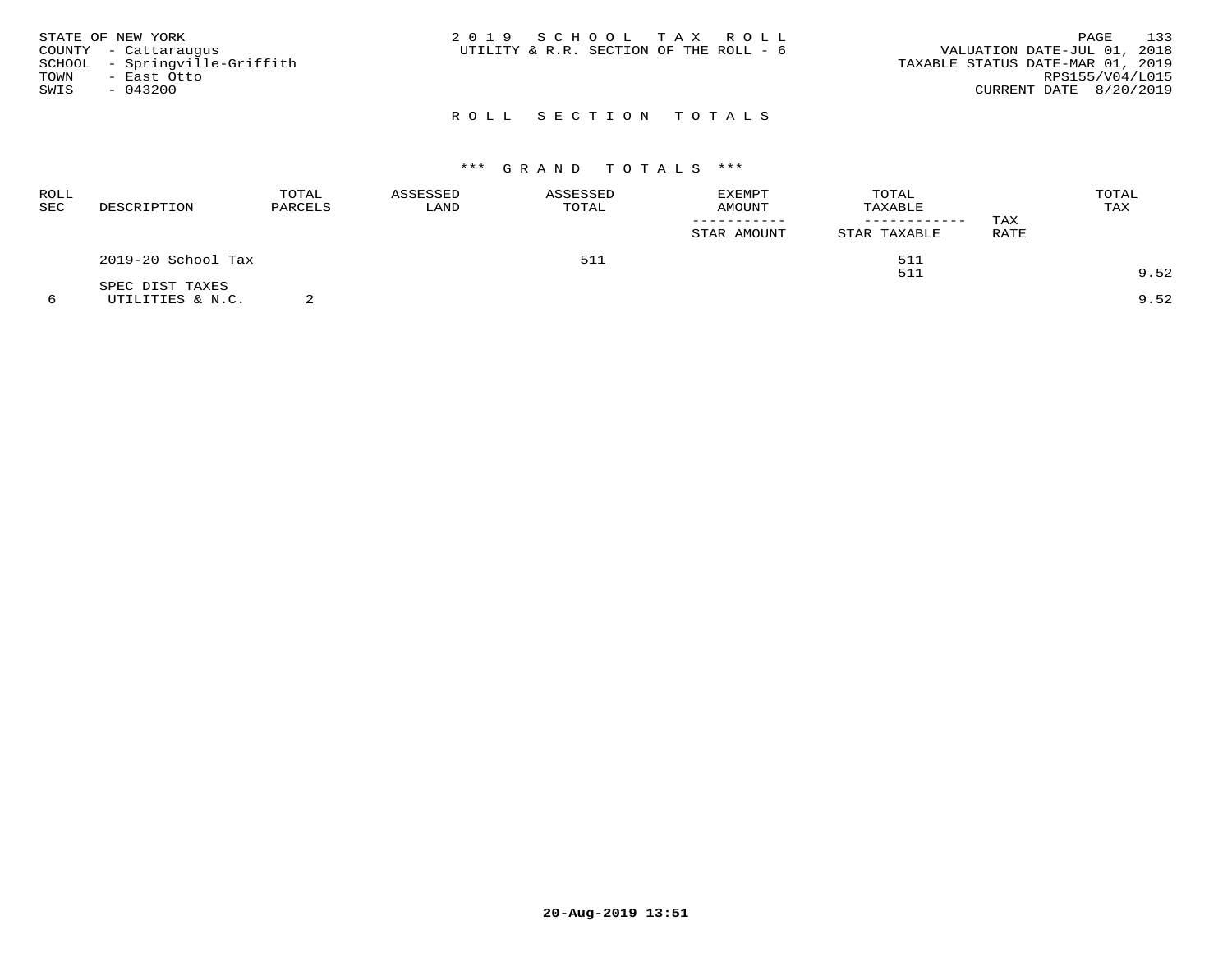STATE OF NEW YORK
COUNTY - Cattaraugus
SCHOOL - Springville-Griffith
TOWN - East Otto
SWIS - 043200

2019 SCHOOL TAX ROLL
UTILITY & R.R. SECTION OF THE ROLL - 6

VALUATION DATE-JUL 01, 2018
TAXABLE STATUS DATE-MAR 01, 2019
RPS155/V04/L015
CURRENT DATE 8/20/2019

## ROLL SECTION TOTALS

### *** GRAND TOTALS ***

| ROLL SEC | DESCRIPTION | TOTAL PARCELS | ASSESSED LAND | ASSESSED TOTAL | EXEMPT AMOUNT / STAR AMOUNT | TOTAL TAXABLE / STAR TAXABLE | TAX RATE | TOTAL TAX |
|---|---|---|---|---|---|---|---|---|
| | 2019-20 School Tax | | | 511 | | 511 | | |
| | | | | | | 511 | | 9.52 |
| | SPEC DIST TAXES | | | | | | | |
| 6 | UTILITIES & N.C. | 2 | | | | | | 9.52 |

20-Aug-2019 13:51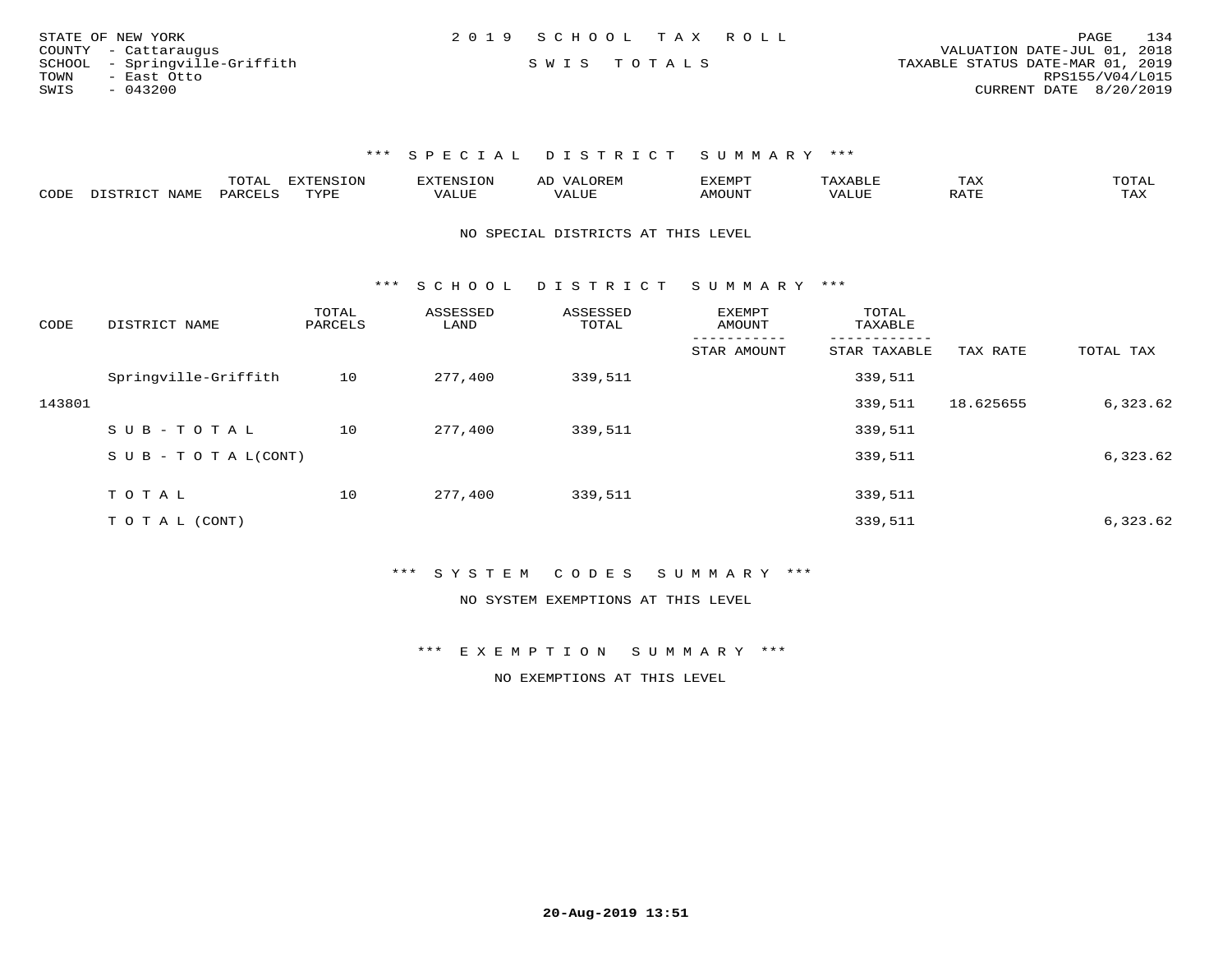STATE OF NEW YORK
COUNTY - Cattaraugus
SCHOOL - Springville-Griffith
TOWN - East Otto
SWIS - 043200

2019 SCHOOL TAX ROLL

SWIS TOTALS

VALUATION DATE-JUL 01, 2018
TAXABLE STATUS DATE-MAR 01, 2019
RPS155/V04/L015
CURRENT DATE 8/20/2019

### *** SPECIAL DISTRICT SUMMARY ***

| CODE | DISTRICT NAME | TOTAL PARCELS | EXTENSION TYPE | EXTENSION VALUE | AD VALOREM VALUE | EXEMPT AMOUNT | TAXABLE VALUE | TAX RATE | TOTAL TAX |
|---|---|---|---|---|---|---|---|---|---|

NO SPECIAL DISTRICTS AT THIS LEVEL

### *** SCHOOL DISTRICT SUMMARY ***

| CODE | DISTRICT NAME | TOTAL PARCELS | ASSESSED LAND | ASSESSED TOTAL | EXEMPT AMOUNT / STAR AMOUNT | TOTAL TAXABLE / STAR TAXABLE | TAX RATE | TOTAL TAX |
|---|---|---|---|---|---|---|---|---|
| | Springville-Griffith | 10 | 277,400 | 339,511 | | 339,511 | | |
| 143801 | | | | | | 339,511 | 18.625655 | 6,323.62 |
| | SUB-TOTAL | 10 | 277,400 | 339,511 | | 339,511 | | |
| | SUB-TOTAL(CONT) | | | | | 339,511 | | 6,323.62 |
| | TOTAL | 10 | 277,400 | 339,511 | | 339,511 | | |
| | TOTAL (CONT) | | | | | 339,511 | | 6,323.62 |

### *** SYSTEM CODES SUMMARY ***

NO SYSTEM EXEMPTIONS AT THIS LEVEL

### *** EXEMPTION SUMMARY ***

NO EXEMPTIONS AT THIS LEVEL

20-Aug-2019 13:51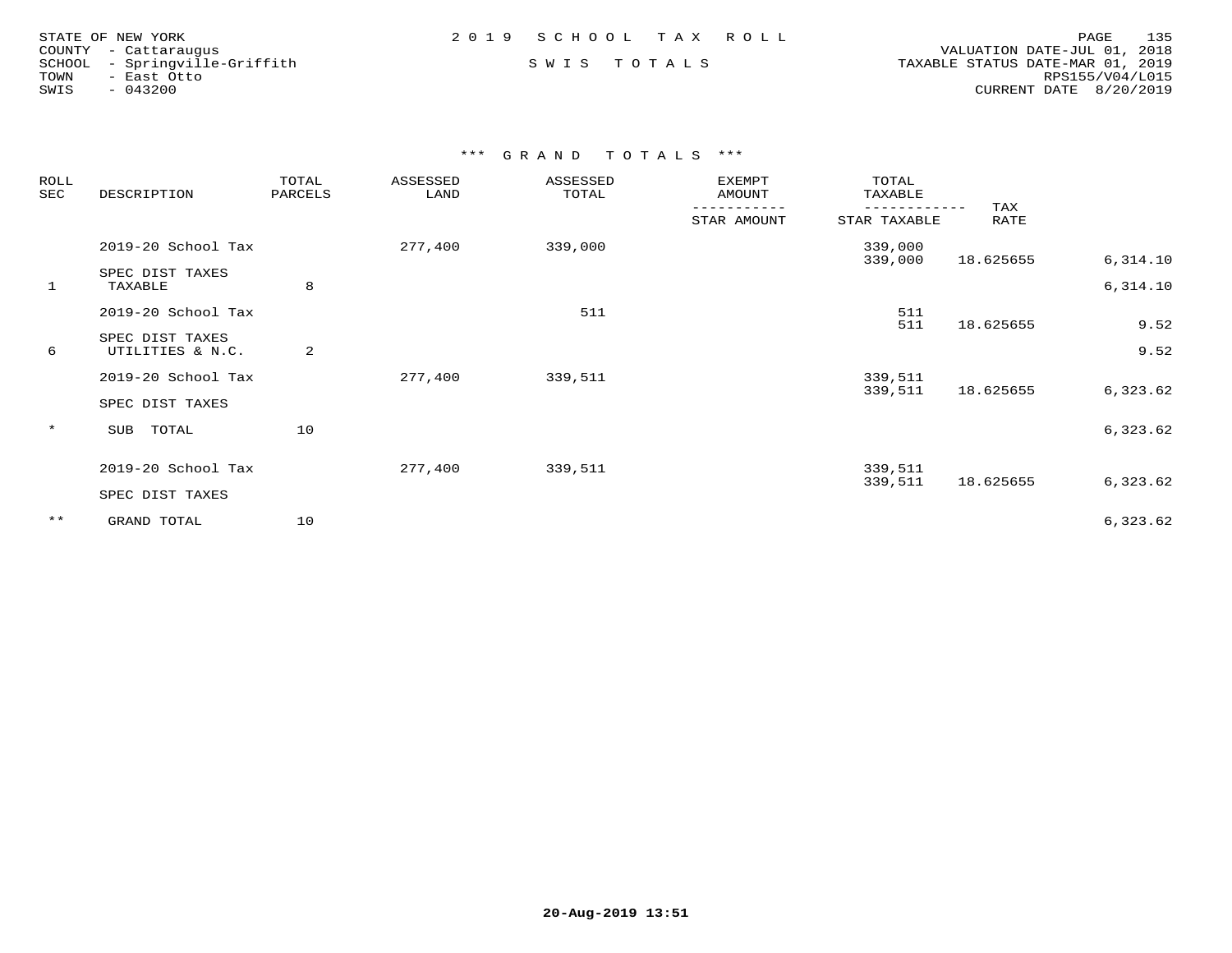STATE OF NEW YORK
COUNTY - Cattaraugus
SCHOOL - Springville-Griffith
TOWN - East Otto
SWIS - 043200

2019 SCHOOL TAX ROLL

SWIS TOTALS

VALUATION DATE-JUL 01, 2018
TAXABLE STATUS DATE-MAR 01, 2019
RPS155/V04/L015
CURRENT DATE 8/20/2019

### *** GRAND TOTALS ***

| ROLL SEC | DESCRIPTION | TOTAL PARCELS | ASSESSED LAND | ASSESSED TOTAL | EXEMPT AMOUNT / STAR AMOUNT | TOTAL TAXABLE / STAR TAXABLE | TAX RATE | |
|---|---|---|---|---|---|---|---|---|
| | 2019-20 School Tax | | 277,400 | 339,000 | | 339,000 | | |
| | | | | | | 339,000 | 18.625655 | 6,314.10 |
| | SPEC DIST TAXES | | | | | | | |
| 1 | TAXABLE | 8 | | | | | | 6,314.10 |
| | 2019-20 School Tax | | | 511 | | 511 | | |
| | | | | | | 511 | 18.625655 | 9.52 |
| | SPEC DIST TAXES | | | | | | | |
| 6 | UTILITIES & N.C. | 2 | | | | | | 9.52 |
| | 2019-20 School Tax | | 277,400 | 339,511 | | 339,511 | | |
| | | | | | | 339,511 | 18.625655 | 6,323.62 |
| | SPEC DIST TAXES | | | | | | | |
| * | SUB TOTAL | 10 | | | | | | 6,323.62 |
| | 2019-20 School Tax | | 277,400 | 339,511 | | 339,511 | | |
| | | | | | | 339,511 | 18.625655 | 6,323.62 |
| | SPEC DIST TAXES | | | | | | | |
| ** | GRAND TOTAL | 10 | | | | | | 6,323.62 |

20-Aug-2019 13:51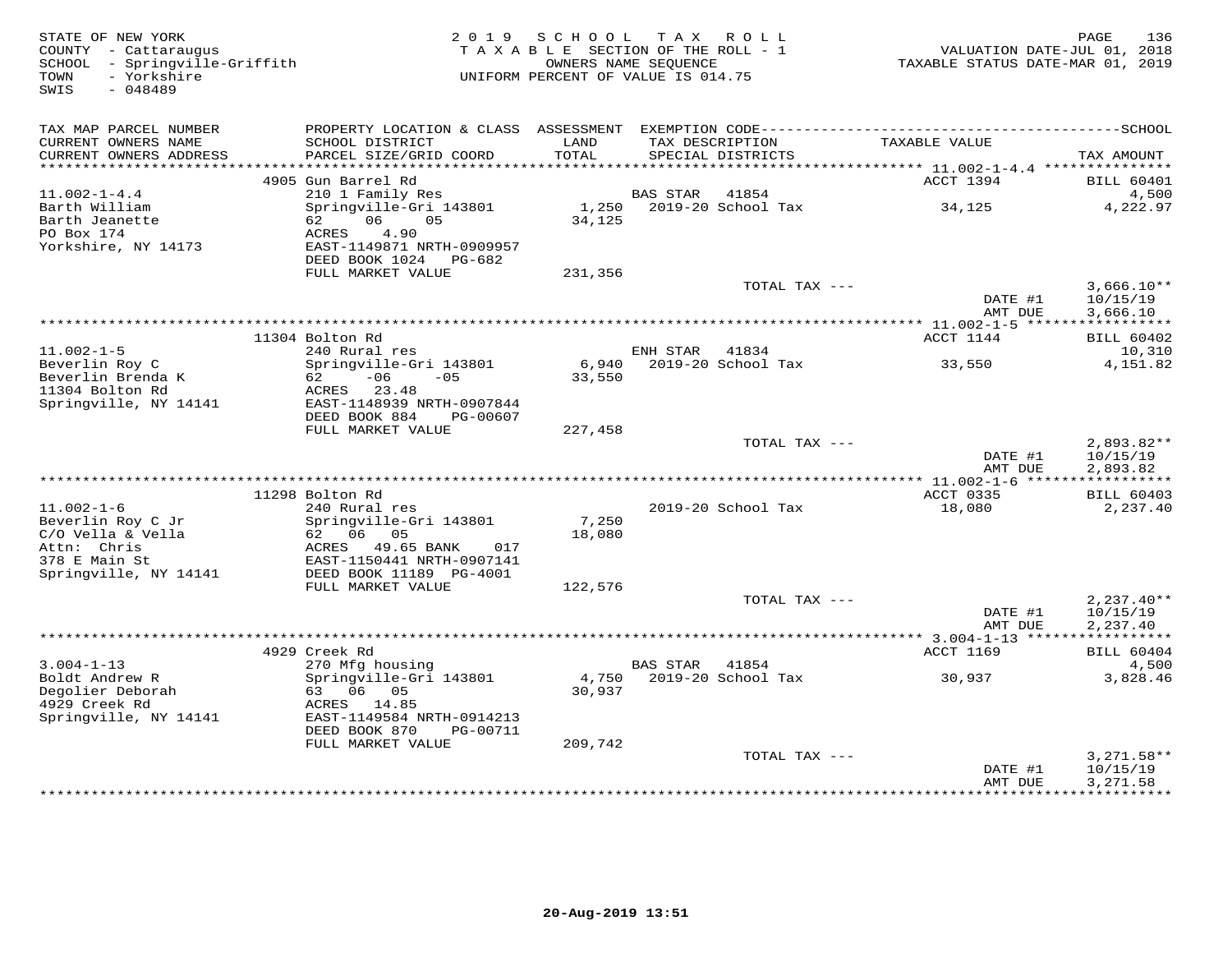STATE OF NEW YORK
COUNTY - Cattaraugus
SCHOOL - Springville-Griffith
TOWN - Yorkshire
SWIS - 048489

2019 SCHOOL TAX ROLL
TAXABLE SECTION OF THE ROLL - 1
OWNERS NAME SEQUENCE
UNIFORM PERCENT OF VALUE IS 014.75

VALUATION DATE-JUL 01, 2018
TAXABLE STATUS DATE-MAR 01, 2019

| TAX MAP PARCEL NUMBER / CURRENT OWNERS NAME / CURRENT OWNERS ADDRESS | PROPERTY LOCATION & CLASS / SCHOOL DISTRICT / PARCEL SIZE/GRID COORD | ASSESSMENT LAND / TOTAL | EXEMPTION CODE / TAX DESCRIPTION / SPECIAL DISTRICTS | TAXABLE VALUE | TAX AMOUNT |
|---|---|---|---|---|---|
| 11.002-1-4.4 | 4905 Gun Barrel Rd | | | ACCT 1394 | BILL 60401 |
| Barth William | 210 1 Family Res | | BAS STAR 41854 | | 4,500 |
| Barth Jeanette | Springville-Gri 143801 | 1,250 | 2019-20 School Tax | 34,125 | 4,222.97 |
| PO Box 174 | 62 06 05 | 34,125 | | | |
| Yorkshire, NY 14173 | ACRES 4.90 | | | | |
| | EAST-1149871 NRTH-0909957 | | | | |
| | DEED BOOK 1024 PG-682 | | | | |
| | FULL MARKET VALUE | 231,356 | | | |
| | | | TOTAL TAX --- | | 3,666.10** |
| | | | | DATE #1 | 10/15/19 |
| | | | | AMT DUE | 3,666.10 |
| 11.002-1-5 | 11304 Bolton Rd | | | ACCT 1144 | BILL 60402 |
| Beverlin Roy C | 240 Rural res | | ENH STAR 41834 | | 10,310 |
| Beverlin Brenda K | Springville-Gri 143801 | 6,940 | 2019-20 School Tax | 33,550 | 4,151.82 |
| 11304 Bolton Rd | 62 -06 -05 | 33,550 | | | |
| Springville, NY 14141 | ACRES 23.48 | | | | |
| | EAST-1148939 NRTH-0907844 | | | | |
| | DEED BOOK 884 PG-00607 | | | | |
| | FULL MARKET VALUE | 227,458 | | | |
| | | | TOTAL TAX --- | | 2,893.82** |
| | | | | DATE #1 | 10/15/19 |
| | | | | AMT DUE | 2,893.82 |
| 11.002-1-6 | 11298 Bolton Rd | | | ACCT 0335 | BILL 60403 |
| Beverlin Roy C Jr | 240 Rural res | | 2019-20 School Tax | 18,080 | 2,237.40 |
| C/O Vella & Vella | Springville-Gri 143801 | 7,250 | | | |
| Attn: Chris | 62 06 05 | 18,080 | | | |
| 378 E Main St | ACRES 49.65 BANK 017 | | | | |
| Springville, NY 14141 | EAST-1150441 NRTH-0907141 | | | | |
| | DEED BOOK 11189 PG-4001 | | | | |
| | FULL MARKET VALUE | 122,576 | | | |
| | | | TOTAL TAX --- | | 2,237.40** |
| | | | | DATE #1 | 10/15/19 |
| | | | | AMT DUE | 2,237.40 |
| 3.004-1-13 | 4929 Creek Rd | | | ACCT 1169 | BILL 60404 |
| Boldt Andrew R | 270 Mfg housing | | BAS STAR 41854 | | 4,500 |
| Degolier Deborah | Springville-Gri 143801 | 4,750 | 2019-20 School Tax | 30,937 | 3,828.46 |
| 4929 Creek Rd | 63 06 05 | 30,937 | | | |
| Springville, NY 14141 | ACRES 14.85 | | | | |
| | EAST-1149584 NRTH-0914213 | | | | |
| | DEED BOOK 870 PG-00711 | | | | |
| | FULL MARKET VALUE | 209,742 | | | |
| | | | TOTAL TAX --- | | 3,271.58** |
| | | | | DATE #1 | 10/15/19 |
| | | | | AMT DUE | 3,271.58 |

20-Aug-2019 13:51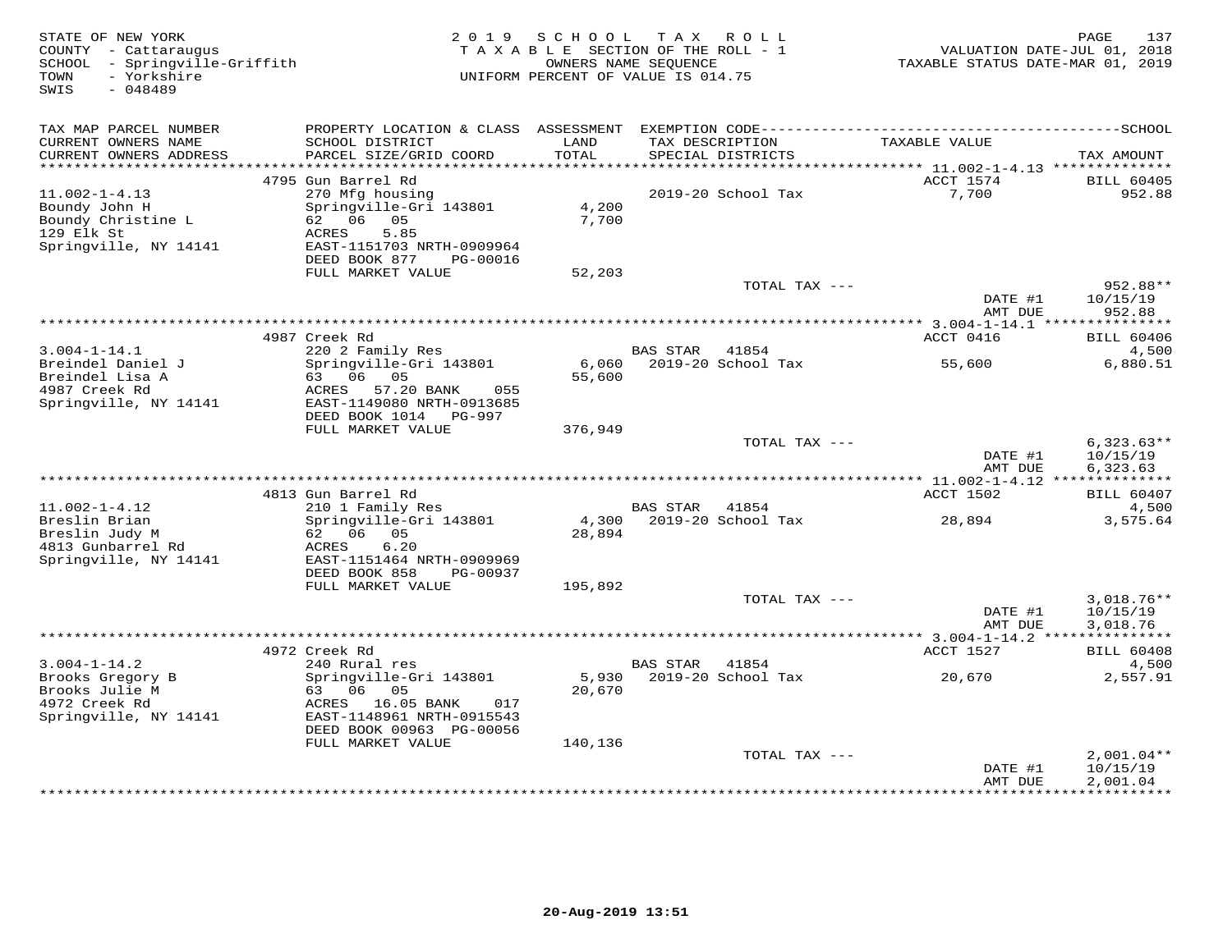STATE OF NEW YORK
COUNTY - Cattaraugus
SCHOOL - Springville-Griffith
TOWN - Yorkshire
SWIS - 048489

2019 SCHOOL TAX ROLL
TAXABLE SECTION OF THE ROLL - 1
OWNERS NAME SEQUENCE
UNIFORM PERCENT OF VALUE IS 014.75

VALUATION DATE-JUL 01, 2018
TAXABLE STATUS DATE-MAR 01, 2019

| TAX MAP PARCEL NUMBER / CURRENT OWNERS NAME / CURRENT OWNERS ADDRESS | PROPERTY LOCATION & CLASS / SCHOOL DISTRICT / PARCEL SIZE/GRID COORD | ASSESSMENT LAND / TOTAL | EXEMPTION CODE / TAX DESCRIPTION / SPECIAL DISTRICTS | TAXABLE VALUE | TAX AMOUNT |
|---|---|---|---|---|---|
| | 4795 Gun Barrel Rd | | | ACCT 1574 | BILL 60405 |
| 11.002-1-4.13 | 270 Mfg housing | | 2019-20 School Tax | 7,700 | 952.88 |
| Boundy John H | Springville-Gri 143801 | 4,200 | | | |
| Boundy Christine L | 62 06 05 | 7,700 | | | |
| 129 Elk St | ACRES 5.85 | | | | |
| Springville, NY 14141 | EAST-1151703 NRTH-0909964 | | | | |
| | DEED BOOK 877 PG-00016 | | | | |
| | FULL MARKET VALUE | 52,203 | | | |
| | | | TOTAL TAX --- | | 952.88** |
| | | | | DATE #1 | 10/15/19 |
| | | | | AMT DUE | 952.88 |
| | 4987 Creek Rd | | | ACCT 0416 | BILL 60406 |
| 3.004-1-14.1 | 220 2 Family Res | | BAS STAR 41854 | | 4,500 |
| Breindel Daniel J | Springville-Gri 143801 | 6,060 | 2019-20 School Tax | 55,600 | 6,880.51 |
| Breindel Lisa A | 63 06 05 | 55,600 | | | |
| 4987 Creek Rd | ACRES 57.20 BANK 055 | | | | |
| Springville, NY 14141 | EAST-1149080 NRTH-0913685 | | | | |
| | DEED BOOK 1014 PG-997 | | | | |
| | FULL MARKET VALUE | 376,949 | | | |
| | | | TOTAL TAX --- | | 6,323.63** |
| | | | | DATE #1 | 10/15/19 |
| | | | | AMT DUE | 6,323.63 |
| | 4813 Gun Barrel Rd | | | ACCT 1502 | BILL 60407 |
| 11.002-1-4.12 | 210 1 Family Res | | BAS STAR 41854 | | 4,500 |
| Breslin Brian | Springville-Gri 143801 | 4,300 | 2019-20 School Tax | 28,894 | 3,575.64 |
| Breslin Judy M | 62 06 05 | 28,894 | | | |
| 4813 Gunbarrel Rd | ACRES 6.20 | | | | |
| Springville, NY 14141 | EAST-1151464 NRTH-0909969 | | | | |
| | DEED BOOK 858 PG-00937 | | | | |
| | FULL MARKET VALUE | 195,892 | | | |
| | | | TOTAL TAX --- | | 3,018.76** |
| | | | | DATE #1 | 10/15/19 |
| | | | | AMT DUE | 3,018.76 |
| | 4972 Creek Rd | | | ACCT 1527 | BILL 60408 |
| 3.004-1-14.2 | 240 Rural res | | BAS STAR 41854 | | 4,500 |
| Brooks Gregory B | Springville-Gri 143801 | 5,930 | 2019-20 School Tax | 20,670 | 2,557.91 |
| Brooks Julie M | 63 06 05 | 20,670 | | | |
| 4972 Creek Rd | ACRES 16.05 BANK 017 | | | | |
| Springville, NY 14141 | EAST-1148961 NRTH-0915543 | | | | |
| | DEED BOOK 00963 PG-00056 | | | | |
| | FULL MARKET VALUE | 140,136 | | | |
| | | | TOTAL TAX --- | | 2,001.04** |
| | | | | DATE #1 | 10/15/19 |
| | | | | AMT DUE | 2,001.04 |

20-Aug-2019 13:51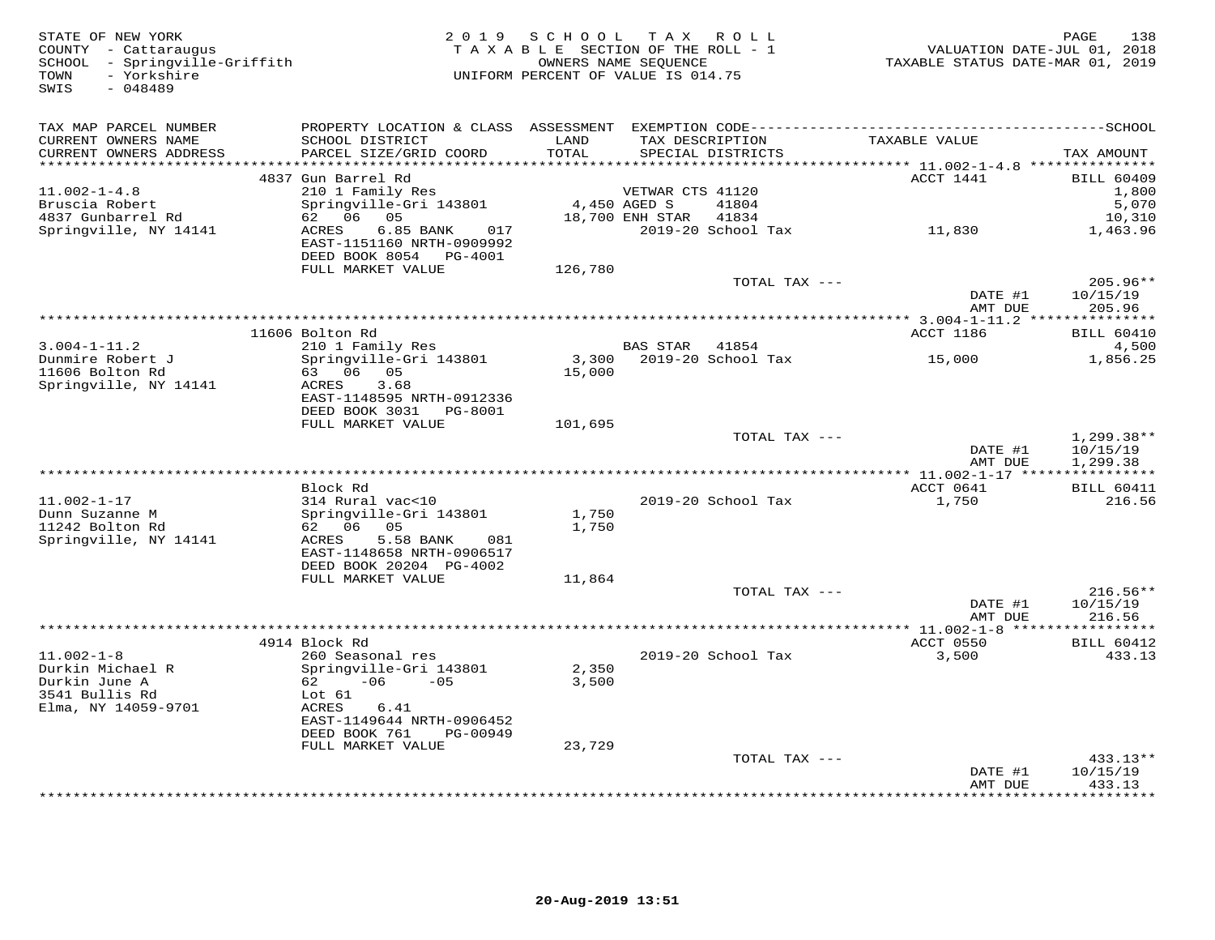STATE OF NEW YORK
COUNTY - Cattaraugus
SCHOOL - Springville-Griffith
TOWN - Yorkshire
SWIS - 048489

2 0 1 9 S C H O O L T A X R O L L
T A X A B L E SECTION OF THE ROLL - 1
OWNERS NAME SEQUENCE
UNIFORM PERCENT OF VALUE IS 014.75

VALUATION DATE-JUL 01, 2018
TAXABLE STATUS DATE-MAR 01, 2019

| TAX MAP PARCEL NUMBER / CURRENT OWNERS NAME / CURRENT OWNERS ADDRESS | PROPERTY LOCATION & CLASS / SCHOOL DISTRICT / PARCEL SIZE/GRID COORD | ASSESSMENT LAND / TOTAL | EXEMPTION CODE / TAX DESCRIPTION / SPECIAL DISTRICTS | TAXABLE VALUE | TAX AMOUNT |
|---|---|---|---|---|---|
| | 4837 Gun Barrel Rd | | | ACCT 1441 | BILL 60409 |
| 11.002-1-4.8 | 210 1 Family Res | | VETWAR CTS 41120 | | 1,800 |
| Bruscia Robert | Springville-Gri 143801 | 4,450 | AGED S 41804 | | 5,070 |
| 4837 Gunbarrel Rd | 62 06 05 | 18,700 | ENH STAR 41834 | | 10,310 |
| Springville, NY 14141 | ACRES 6.85 BANK 017 | | 2019-20 School Tax | 11,830 | 1,463.96 |
| | EAST-1151160 NRTH-0909992 | | | | |
| | DEED BOOK 8054 PG-4001 | | | | |
| | FULL MARKET VALUE | 126,780 | | | |
| | | | TOTAL TAX --- | | 205.96** |
| | | | | DATE #1 | 10/15/19 |
| | | | | AMT DUE | 205.96 |
| | 11606 Bolton Rd | | | ACCT 1186 | BILL 60410 |
| 3.004-1-11.2 | 210 1 Family Res | | BAS STAR 41854 | | 4,500 |
| Dunmire Robert J | Springville-Gri 143801 | 3,300 | 2019-20 School Tax | 15,000 | 1,856.25 |
| 11606 Bolton Rd | 63 06 05 | 15,000 | | | |
| Springville, NY 14141 | ACRES 3.68 | | | | |
| | EAST-1148595 NRTH-0912336 | | | | |
| | DEED BOOK 3031 PG-8001 | | | | |
| | FULL MARKET VALUE | 101,695 | | | |
| | | | TOTAL TAX --- | | 1,299.38** |
| | | | | DATE #1 | 10/15/19 |
| | | | | AMT DUE | 1,299.38 |
| | Block Rd | | | ACCT 0641 | BILL 60411 |
| 11.002-1-17 | 314 Rural vac<10 | | 2019-20 School Tax | 1,750 | 216.56 |
| Dunn Suzanne M | Springville-Gri 143801 | 1,750 | | | |
| 11242 Bolton Rd | 62 06 05 | 1,750 | | | |
| Springville, NY 14141 | ACRES 5.58 BANK 081 | | | | |
| | EAST-1148658 NRTH-0906517 | | | | |
| | DEED BOOK 20204 PG-4002 | | | | |
| | FULL MARKET VALUE | 11,864 | | | |
| | | | TOTAL TAX --- | | 216.56** |
| | | | | DATE #1 | 10/15/19 |
| | | | | AMT DUE | 216.56 |
| | 4914 Block Rd | | | ACCT 0550 | BILL 60412 |
| 11.002-1-8 | 260 Seasonal res | | 2019-20 School Tax | 3,500 | 433.13 |
| Durkin Michael R | Springville-Gri 143801 | 2,350 | | | |
| Durkin June A | 62 -06 -05 | 3,500 | | | |
| 3541 Bullis Rd | Lot 61 | | | | |
| Elma, NY 14059-9701 | ACRES 6.41 | | | | |
| | EAST-1149644 NRTH-0906452 | | | | |
| | DEED BOOK 761 PG-00949 | | | | |
| | FULL MARKET VALUE | 23,729 | | | |
| | | | TOTAL TAX --- | | 433.13** |
| | | | | DATE #1 | 10/15/19 |
| | | | | AMT DUE | 433.13 |

20-Aug-2019 13:51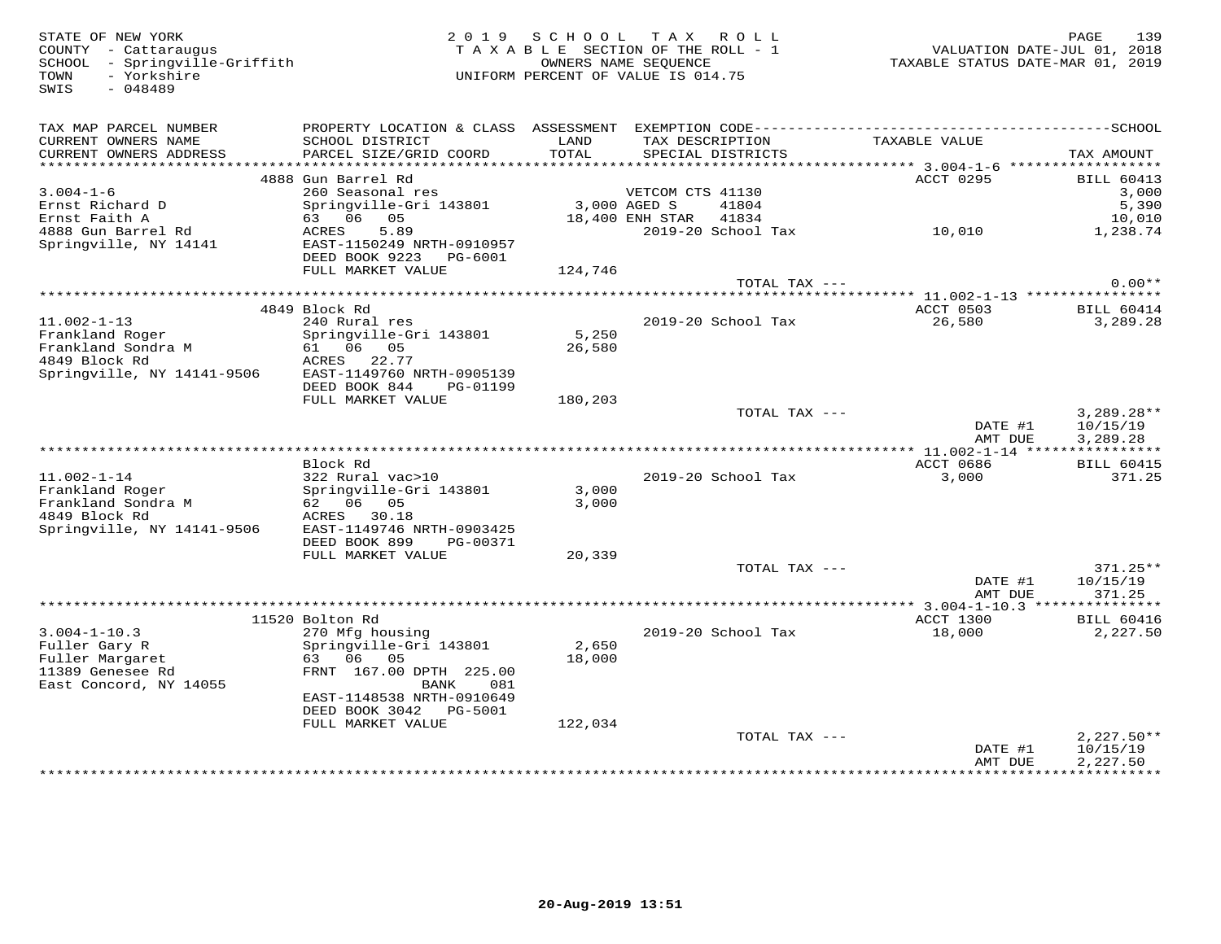STATE OF NEW YORK
COUNTY - Cattaraugus
SCHOOL - Springville-Griffith
TOWN - Yorkshire
SWIS - 048489

2019 SCHOOL TAX ROLL
TAXABLE SECTION OF THE ROLL - 1
OWNERS NAME SEQUENCE
UNIFORM PERCENT OF VALUE IS 014.75

VALUATION DATE-JUL 01, 2018
TAXABLE STATUS DATE-MAR 01, 2019

| TAX MAP PARCEL NUMBER / CURRENT OWNERS NAME / CURRENT OWNERS ADDRESS | PROPERTY LOCATION & CLASS / SCHOOL DISTRICT / PARCEL SIZE/GRID COORD | ASSESSMENT LAND / TOTAL | EXEMPTION CODE / TAX DESCRIPTION / SPECIAL DISTRICTS | TAXABLE VALUE | TAX AMOUNT |
|---|---|---|---|---|---|
| **3.004-1-6** | 4888 Gun Barrel Rd | | | ACCT 0295 | BILL 60413 |
| Ernst Richard D | 260 Seasonal res | | VETCOM CTS 41130 | | 3,000 |
| Ernst Faith A | Springville-Gri 143801 | 3,000 | AGED S 41804 | | 5,390 |
| 4888 Gun Barrel Rd | 63 06 05 | 18,400 | ENH STAR 41834 | | 10,010 |
| Springville, NY 14141 | ACRES 5.89 | | 2019-20 School Tax | 10,010 | 1,238.74 |
| | EAST-1150249 NRTH-0910957 | | | | |
| | DEED BOOK 9223 PG-6001 | | | | |
| | FULL MARKET VALUE | 124,746 | | | |
| | | | TOTAL TAX --- | | 0.00** |
| **11.002-1-13** | 4849 Block Rd | | | ACCT 0503 | BILL 60414 |
| Frankland Roger | 240 Rural res | | 2019-20 School Tax | 26,580 | 3,289.28 |
| Frankland Sondra M | Springville-Gri 143801 | 5,250 | | | |
| 4849 Block Rd | 61 06 05 | 26,580 | | | |
| Springville, NY 14141-9506 | ACRES 22.77 | | | | |
| | EAST-1149760 NRTH-0905139 | | | | |
| | DEED BOOK 844 PG-01199 | | | | |
| | FULL MARKET VALUE | 180,203 | | | |
| | | | TOTAL TAX --- | | 3,289.28** |
| | | | | DATE #1 | 10/15/19 |
| | | | | AMT DUE | 3,289.28 |
| **11.002-1-14** | Block Rd | | | ACCT 0686 | BILL 60415 |
| Frankland Roger | 322 Rural vac>10 | | 2019-20 School Tax | 3,000 | 371.25 |
| Frankland Sondra M | Springville-Gri 143801 | 3,000 | | | |
| 4849 Block Rd | 62 06 05 | 3,000 | | | |
| Springville, NY 14141-9506 | ACRES 30.18 | | | | |
| | EAST-1149746 NRTH-0903425 | | | | |
| | DEED BOOK 899 PG-00371 | | | | |
| | FULL MARKET VALUE | 20,339 | | | |
| | | | TOTAL TAX --- | | 371.25** |
| | | | | DATE #1 | 10/15/19 |
| | | | | AMT DUE | 371.25 |
| **3.004-1-10.3** | 11520 Bolton Rd | | | ACCT 1300 | BILL 60416 |
| Fuller Gary R | 270 Mfg housing | | 2019-20 School Tax | 18,000 | 2,227.50 |
| Fuller Margaret | Springville-Gri 143801 | 2,650 | | | |
| 11389 Genesee Rd | 63 06 05 | 18,000 | | | |
| East Concord, NY 14055 | FRNT 167.00 DPTH 225.00 | | | | |
| | BANK 081 | | | | |
| | EAST-1148538 NRTH-0910649 | | | | |
| | DEED BOOK 3042 PG-5001 | | | | |
| | FULL MARKET VALUE | 122,034 | | | |
| | | | TOTAL TAX --- | | 2,227.50** |
| | | | | DATE #1 | 10/15/19 |
| | | | | AMT DUE | 2,227.50 |

20-Aug-2019 13:51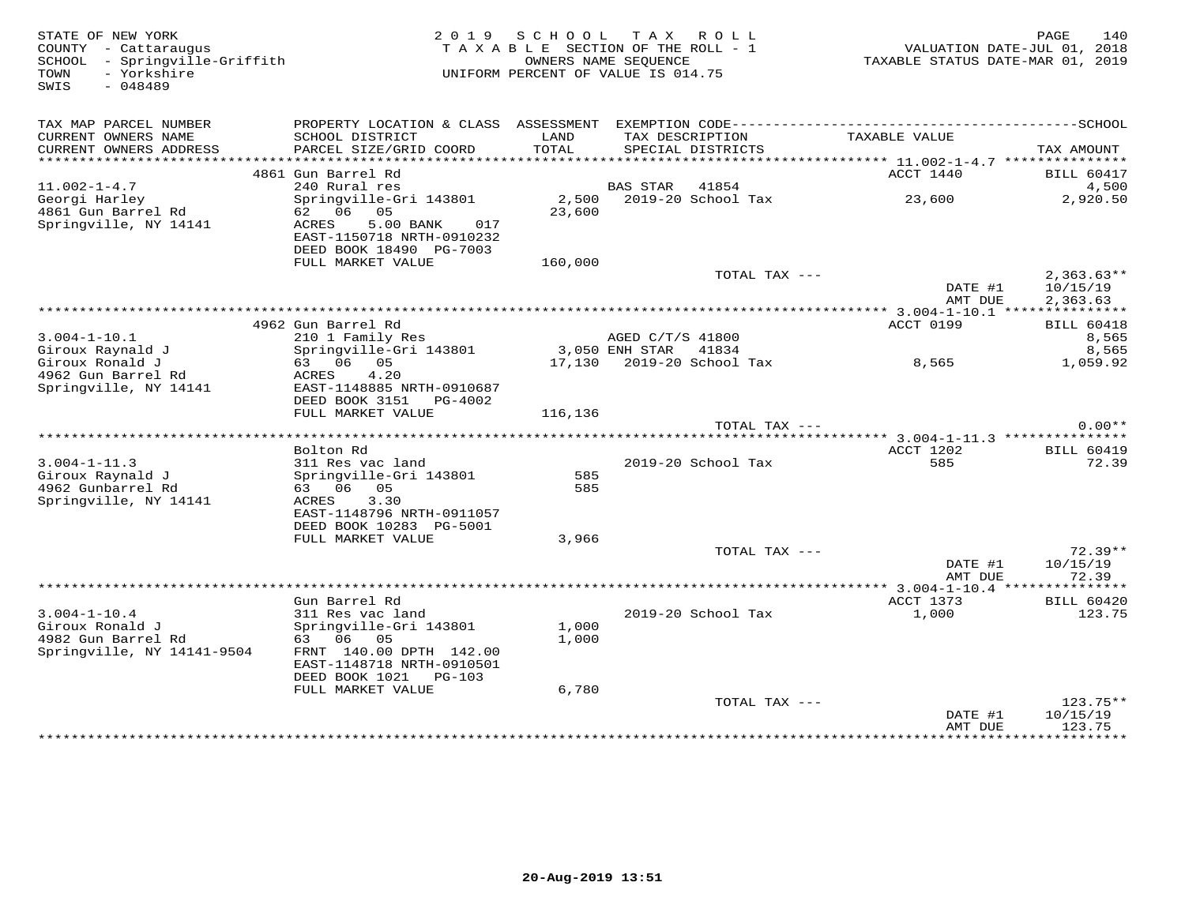STATE OF NEW YORK
COUNTY - Cattaraugus
SCHOOL - Springville-Griffith
TOWN - Yorkshire
SWIS - 048489

2019 SCHOOL TAX ROLL
TAXABLE SECTION OF THE ROLL - 1
OWNERS NAME SEQUENCE
UNIFORM PERCENT OF VALUE IS 014.75

VALUATION DATE-JUL 01, 2018
TAXABLE STATUS DATE-MAR 01, 2019

| TAX MAP PARCEL NUMBER / CURRENT OWNERS NAME / CURRENT OWNERS ADDRESS | PROPERTY LOCATION & CLASS / SCHOOL DISTRICT / PARCEL SIZE/GRID COORD | ASSESSMENT LAND / TOTAL | EXEMPTION CODE / TAX DESCRIPTION / SPECIAL DISTRICTS | TAXABLE VALUE | SCHOOL TAX AMOUNT |
|---|---|---|---|---|---|
| | 4861 Gun Barrel Rd | | | ACCT 1440 | BILL 60417 |
| 11.002-1-4.7 | 240 Rural res | | BAS STAR 41854 | | 4,500 |
| Georgi Harley | Springville-Gri 143801 | 2,500 | 2019-20 School Tax | 23,600 | 2,920.50 |
| 4861 Gun Barrel Rd | 62 06 05 | 23,600 | | | |
| Springville, NY 14141 | ACRES 5.00 BANK 017 | | | | |
| | EAST-1150718 NRTH-0910232 | | | | |
| | DEED BOOK 18490 PG-7003 | | | | |
| | FULL MARKET VALUE | 160,000 | | | |
| | | | TOTAL TAX --- | | 2,363.63** |
| | | | | DATE #1 | 10/15/19 |
| | | | | AMT DUE | 2,363.63 |
| | 4962 Gun Barrel Rd | | | ACCT 0199 | BILL 60418 |
| 3.004-1-10.1 | 210 1 Family Res | | AGED C/T/S 41800 | | 8,565 |
| Giroux Raynald J | Springville-Gri 143801 | 3,050 | ENH STAR 41834 | | 8,565 |
| Giroux Ronald J | 63 06 05 | 17,130 | 2019-20 School Tax | 8,565 | 1,059.92 |
| 4962 Gun Barrel Rd | ACRES 4.20 | | | | |
| Springville, NY 14141 | EAST-1148885 NRTH-0910687 | | | | |
| | DEED BOOK 3151 PG-4002 | | | | |
| | FULL MARKET VALUE | 116,136 | | | |
| | | | TOTAL TAX --- | | 0.00** |
| | Bolton Rd | | | ACCT 1202 | BILL 60419 |
| 3.004-1-11.3 | 311 Res vac land | | 2019-20 School Tax | 585 | 72.39 |
| Giroux Raynald J | Springville-Gri 143801 | 585 | | | |
| 4962 Gunbarrel Rd | 63 06 05 | 585 | | | |
| Springville, NY 14141 | ACRES 3.30 | | | | |
| | EAST-1148796 NRTH-0911057 | | | | |
| | DEED BOOK 10283 PG-5001 | | | | |
| | FULL MARKET VALUE | 3,966 | | | |
| | | | TOTAL TAX --- | | 72.39** |
| | | | | DATE #1 | 10/15/19 |
| | | | | AMT DUE | 72.39 |
| | Gun Barrel Rd | | | ACCT 1373 | BILL 60420 |
| 3.004-1-10.4 | 311 Res vac land | | 2019-20 School Tax | 1,000 | 123.75 |
| Giroux Ronald J | Springville-Gri 143801 | 1,000 | | | |
| 4982 Gun Barrel Rd | 63 06 05 | 1,000 | | | |
| Springville, NY 14141-9504 | FRNT 140.00 DPTH 142.00 | | | | |
| | EAST-1148718 NRTH-0910501 | | | | |
| | DEED BOOK 1021 PG-103 | | | | |
| | FULL MARKET VALUE | 6,780 | | | |
| | | | TOTAL TAX --- | | 123.75** |
| | | | | DATE #1 | 10/15/19 |
| | | | | AMT DUE | 123.75 |

20-Aug-2019 13:51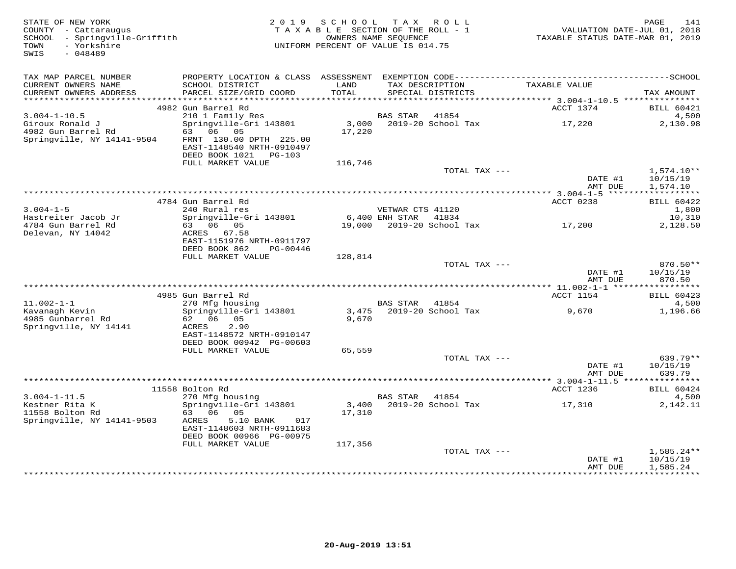STATE OF NEW YORK
COUNTY - Cattaraugus
SCHOOL - Springville-Griffith
TOWN - Yorkshire
SWIS - 048489

2 0 1 9 S C H O O L T A X R O L L
T A X A B L E SECTION OF THE ROLL - 1
OWNERS NAME SEQUENCE
UNIFORM PERCENT OF VALUE IS 014.75

VALUATION DATE-JUL 01, 2018
TAXABLE STATUS DATE-MAR 01, 2019

| TAX MAP PARCEL NUMBER / CURRENT OWNERS NAME / CURRENT OWNERS ADDRESS | PROPERTY LOCATION & CLASS / SCHOOL DISTRICT / PARCEL SIZE/GRID COORD | ASSESSMENT LAND / TOTAL | EXEMPTION CODE / TAX DESCRIPTION / SPECIAL DISTRICTS | TAXABLE VALUE | SCHOOL TAX AMOUNT |
|---|---|---|---|---|---|
| | 4982 Gun Barrel Rd | | | ACCT 1374 | BILL 60421 |
| 3.004-1-10.5 | 210 1 Family Res | | BAS STAR 41854 | | 4,500 |
| Giroux Ronald J | Springville-Gri 143801 | 3,000 | 2019-20 School Tax | 17,220 | 2,130.98 |
| 4982 Gun Barrel Rd | 63 06 05 | 17,220 | | | |
| Springville, NY 14141-9504 | FRNT 130.00 DPTH 225.00 | | | | |
| | EAST-1148540 NRTH-0910497 | | | | |
| | DEED BOOK 1021 PG-103 | | | | |
| | FULL MARKET VALUE | 116,746 | | | |
| | | | TOTAL TAX --- | | 1,574.10** |
| | | | | DATE #1 | 10/15/19 |
| | | | | AMT DUE | 1,574.10 |
| | 4784 Gun Barrel Rd | | | ACCT 0238 | BILL 60422 |
| 3.004-1-5 | 240 Rural res | | VETWAR CTS 41120 | | 1,800 |
| Hastreiter Jacob Jr | Springville-Gri 143801 | 6,400 | ENH STAR 41834 | | 10,310 |
| 4784 Gun Barrel Rd | 63 06 05 | 19,000 | 2019-20 School Tax | 17,200 | 2,128.50 |
| Delevan, NY 14042 | ACRES 67.58 | | | | |
| | EAST-1151976 NRTH-0911797 | | | | |
| | DEED BOOK 862 PG-00446 | | | | |
| | FULL MARKET VALUE | 128,814 | | | |
| | | | TOTAL TAX --- | | 870.50** |
| | | | | DATE #1 | 10/15/19 |
| | | | | AMT DUE | 870.50 |
| | 4985 Gun Barrel Rd | | | ACCT 1154 | BILL 60423 |
| 11.002-1-1 | 270 Mfg housing | | BAS STAR 41854 | | 4,500 |
| Kavanagh Kevin | Springville-Gri 143801 | 3,475 | 2019-20 School Tax | 9,670 | 1,196.66 |
| 4985 Gunbarrel Rd | 62 06 05 | 9,670 | | | |
| Springville, NY 14141 | ACRES 2.90 | | | | |
| | EAST-1148572 NRTH-0910147 | | | | |
| | DEED BOOK 00942 PG-00603 | | | | |
| | FULL MARKET VALUE | 65,559 | | | |
| | | | TOTAL TAX --- | | 639.79** |
| | | | | DATE #1 | 10/15/19 |
| | | | | AMT DUE | 639.79 |
| | 11558 Bolton Rd | | | ACCT 1236 | BILL 60424 |
| 3.004-1-11.5 | 270 Mfg housing | | BAS STAR 41854 | | 4,500 |
| Kestner Rita K | Springville-Gri 143801 | 3,400 | 2019-20 School Tax | 17,310 | 2,142.11 |
| 11558 Bolton Rd | 63 06 05 | 17,310 | | | |
| Springville, NY 14141-9503 | ACRES 5.10 BANK 017 | | | | |
| | EAST-1148603 NRTH-0911683 | | | | |
| | DEED BOOK 00966 PG-00975 | | | | |
| | FULL MARKET VALUE | 117,356 | | | |
| | | | TOTAL TAX --- | | 1,585.24** |
| | | | | DATE #1 | 10/15/19 |
| | | | | AMT DUE | 1,585.24 |

20-Aug-2019 13:51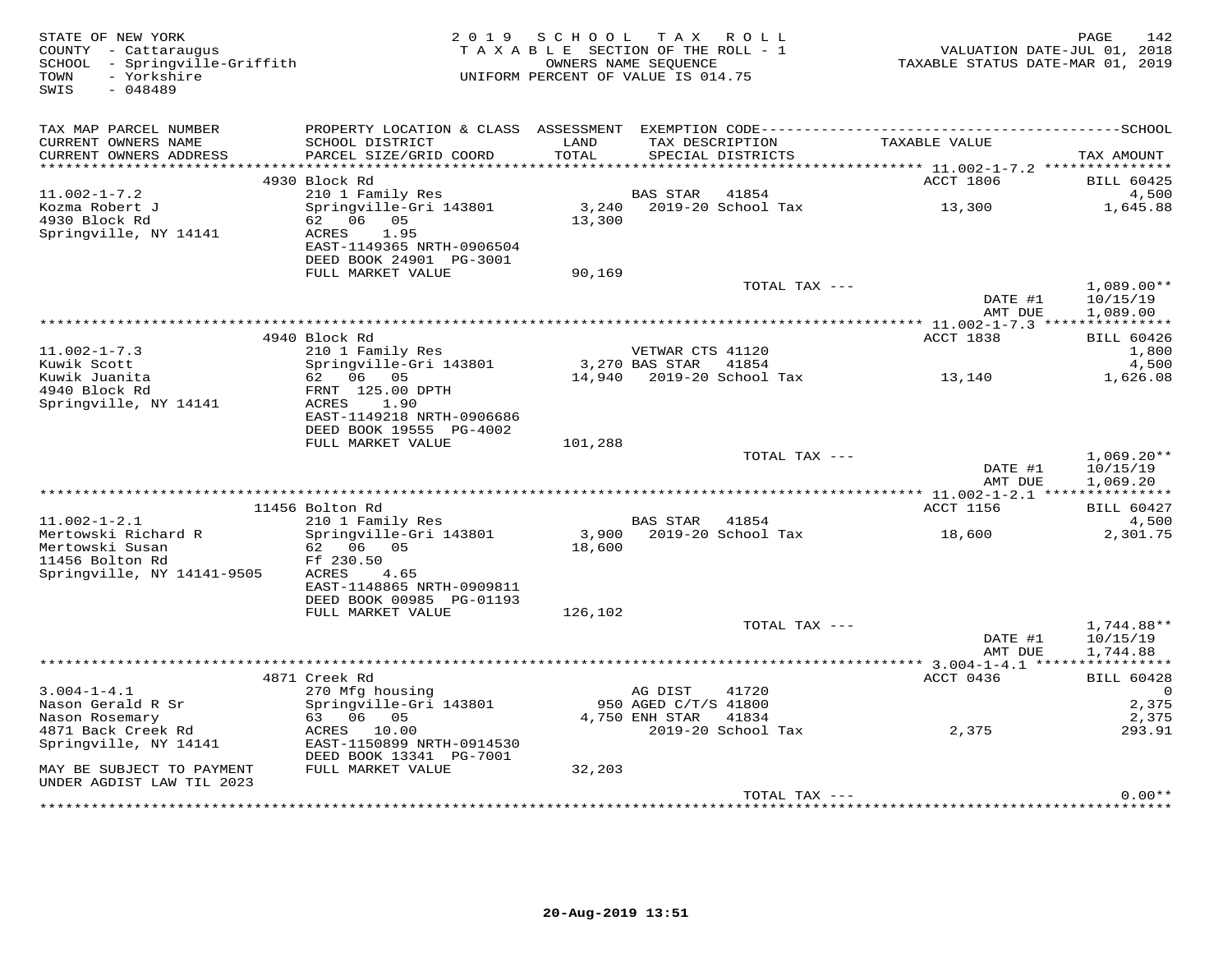STATE OF NEW YORK
COUNTY - Cattaraugus
SCHOOL - Springville-Griffith
TOWN - Yorkshire
SWIS - 048489

2019 SCHOOL TAX ROLL
TAXABLE SECTION OF THE ROLL - 1
OWNERS NAME SEQUENCE
UNIFORM PERCENT OF VALUE IS 014.75

VALUATION DATE-JUL 01, 2018
TAXABLE STATUS DATE-MAR 01, 2019

| TAX MAP PARCEL NUMBER / CURRENT OWNERS NAME / CURRENT OWNERS ADDRESS | PROPERTY LOCATION & CLASS / SCHOOL DISTRICT / PARCEL SIZE/GRID COORD | ASSESSMENT LAND / TOTAL | EXEMPTION CODE / TAX DESCRIPTION / SPECIAL DISTRICTS | TAXABLE VALUE | SCHOOL / TAX AMOUNT |
|---|---|---|---|---|---|
| 11.002-1-7.2 | 4930 Block Rd | | | ACCT 1806 | BILL 60425 |
| Kozma Robert J | 210 1 Family Res | | BAS STAR 41854 | | 4,500 |
| 4930 Block Rd | Springville-Gri 143801 | 3,240 | 2019-20 School Tax | 13,300 | 1,645.88 |
| Springville, NY 14141 | 62 06 05 | 13,300 | | | |
| | ACRES 1.95 | | | | |
| | EAST-1149365 NRTH-0906504 | | | | |
| | DEED BOOK 24901 PG-3001 | | | | |
| | FULL MARKET VALUE | 90,169 | | | |
| | | | TOTAL TAX --- | | 1,089.00** |
| | | | | DATE #1 | 10/15/19 |
| | | | | AMT DUE | 1,089.00 |
| 11.002-1-7.3 | 4940 Block Rd | | | ACCT 1838 | BILL 60426 |
| Kuwik Scott | 210 1 Family Res | | VETWAR CTS 41120 | | 1,800 |
| Kuwik Juanita | Springville-Gri 143801 | 3,270 | BAS STAR 41854 | | 4,500 |
| 4940 Block Rd | 62 06 05 | 14,940 | 2019-20 School Tax | 13,140 | 1,626.08 |
| Springville, NY 14141 | FRNT 125.00 DPTH | | | | |
| | ACRES 1.90 | | | | |
| | EAST-1149218 NRTH-0906686 | | | | |
| | DEED BOOK 19555 PG-4002 | | | | |
| | FULL MARKET VALUE | 101,288 | | | |
| | | | TOTAL TAX --- | | 1,069.20** |
| | | | | DATE #1 | 10/15/19 |
| | | | | AMT DUE | 1,069.20 |
| 11.002-1-2.1 | 11456 Bolton Rd | | | ACCT 1156 | BILL 60427 |
| Mertowski Richard R | 210 1 Family Res | | BAS STAR 41854 | | 4,500 |
| Mertowski Susan | Springville-Gri 143801 | 3,900 | 2019-20 School Tax | 18,600 | 2,301.75 |
| 11456 Bolton Rd | 62 06 05 | 18,600 | | | |
| Springville, NY 14141-9505 | Ff 230.50 | | | | |
| | ACRES 4.65 | | | | |
| | EAST-1148865 NRTH-0909811 | | | | |
| | DEED BOOK 00985 PG-01193 | | | | |
| | FULL MARKET VALUE | 126,102 | | | |
| | | | TOTAL TAX --- | | 1,744.88** |
| | | | | DATE #1 | 10/15/19 |
| | | | | AMT DUE | 1,744.88 |
| 3.004-1-4.1 | 4871 Creek Rd | | | ACCT 0436 | BILL 60428 |
| Nason Gerald R Sr | 270 Mfg housing | | AG DIST 41720 | | 0 |
| Nason Rosemary | Springville-Gri 143801 | 950 | AGED C/T/S 41800 | | 2,375 |
| 4871 Back Creek Rd | 63 06 05 | 4,750 | ENH STAR 41834 | | 2,375 |
| Springville, NY 14141 | ACRES 10.00 | | 2019-20 School Tax | 2,375 | 293.91 |
| | EAST-1150899 NRTH-0914530 | | | | |
| | DEED BOOK 13341 PG-7001 | | | | |
| MAY BE SUBJECT TO PAYMENT UNDER AGDIST LAW TIL 2023 | FULL MARKET VALUE | 32,203 | | | |
| | | | TOTAL TAX --- | | 0.00** |

20-Aug-2019 13:51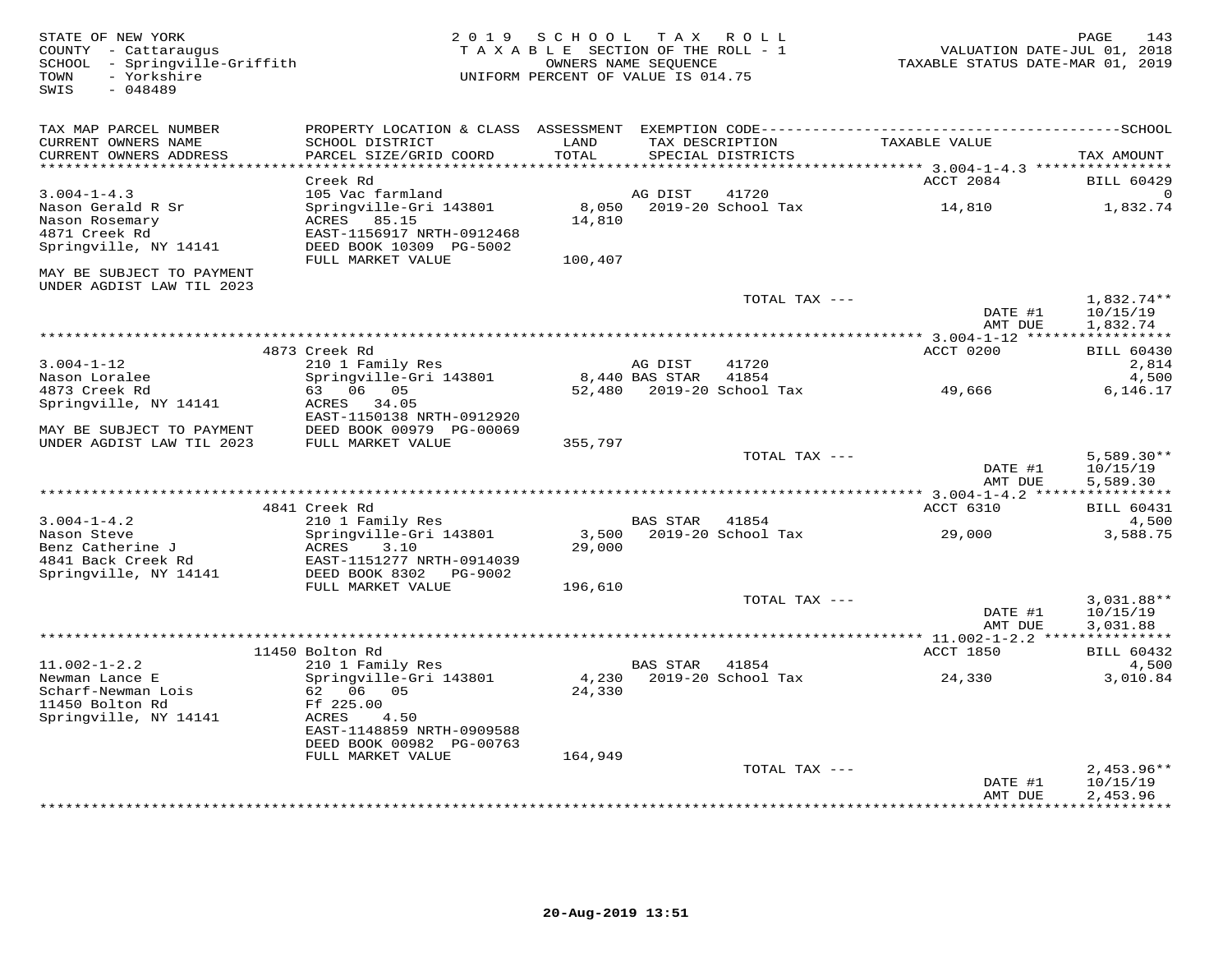STATE OF NEW YORK
COUNTY - Cattaraugus
SCHOOL - Springville-Griffith
TOWN - Yorkshire
SWIS - 048489

2019 SCHOOL TAX ROLL
TAXABLE SECTION OF THE ROLL - 1
OWNERS NAME SEQUENCE
UNIFORM PERCENT OF VALUE IS 014.75

VALUATION DATE-JUL 01, 2018
TAXABLE STATUS DATE-MAR 01, 2019

| TAX MAP PARCEL NUMBER / CURRENT OWNERS NAME / CURRENT OWNERS ADDRESS | PROPERTY LOCATION & CLASS / SCHOOL DISTRICT / PARCEL SIZE/GRID COORD | ASSESSMENT LAND | ASSESSMENT TOTAL | EXEMPTION CODE / TAX DESCRIPTION / SPECIAL DISTRICTS | TAXABLE VALUE | TAX AMOUNT |
|---|---|---|---|---|---|---|
| **3.004-1-4.3** | Creek Rd | | | | ACCT 2084 | BILL 60429 |
| 3.004-1-4.3 | 105 Vac farmland | | | AG DIST 41720 | | 0 |
| Nason Gerald R Sr | Springville-Gri 143801 | 8,050 | | 2019-20 School Tax | 14,810 | 1,832.74 |
| Nason Rosemary | ACRES 85.15 | | 14,810 | | | |
| 4871 Creek Rd | EAST-1156917 NRTH-0912468 | | | | | |
| Springville, NY 14141 | DEED BOOK 10309 PG-5002 | | | | | |
| | FULL MARKET VALUE | | 100,407 | | | |
| MAY BE SUBJECT TO PAYMENT UNDER AGDIST LAW TIL 2023 | | | | TOTAL TAX --- | | 1,832.74** |
| | | | | | DATE #1 | 10/15/19 |
| | | | | | AMT DUE | 1,832.74 |
| **3.004-1-12** | 4873 Creek Rd | | | | ACCT 0200 | BILL 60430 |
| 3.004-1-12 | 210 1 Family Res | | | AG DIST 41720 | | 2,814 |
| Nason Loralee | Springville-Gri 143801 | 8,440 | | BAS STAR 41854 | | 4,500 |
| 4873 Creek Rd | 63 06 05 | | 52,480 | 2019-20 School Tax | 49,666 | 6,146.17 |
| Springville, NY 14141 | ACRES 34.05 | | | | | |
| | EAST-1150138 NRTH-0912920 | | | | | |
| MAY BE SUBJECT TO PAYMENT | DEED BOOK 00979 PG-00069 | | | | | |
| UNDER AGDIST LAW TIL 2023 | FULL MARKET VALUE | | 355,797 | | | |
| | | | | TOTAL TAX --- | | 5,589.30** |
| | | | | | DATE #1 | 10/15/19 |
| | | | | | AMT DUE | 5,589.30 |
| **3.004-1-4.2** | 4841 Creek Rd | | | | ACCT 6310 | BILL 60431 |
| 3.004-1-4.2 | 210 1 Family Res | | | BAS STAR 41854 | | 4,500 |
| Nason Steve | Springville-Gri 143801 | 3,500 | | 2019-20 School Tax | 29,000 | 3,588.75 |
| Benz Catherine J | ACRES 3.10 | | 29,000 | | | |
| 4841 Back Creek Rd | EAST-1151277 NRTH-0914039 | | | | | |
| Springville, NY 14141 | DEED BOOK 8302 PG-9002 | | | | | |
| | FULL MARKET VALUE | | 196,610 | | | |
| | | | | TOTAL TAX --- | | 3,031.88** |
| | | | | | DATE #1 | 10/15/19 |
| | | | | | AMT DUE | 3,031.88 |
| **11.002-1-2.2** | 11450 Bolton Rd | | | | ACCT 1850 | BILL 60432 |
| 11.002-1-2.2 | 210 1 Family Res | | | BAS STAR 41854 | | 4,500 |
| Newman Lance E | Springville-Gri 143801 | 4,230 | | 2019-20 School Tax | 24,330 | 3,010.84 |
| Scharf-Newman Lois | 62 06 05 | | 24,330 | | | |
| 11450 Bolton Rd | Ff 225.00 | | | | | |
| Springville, NY 14141 | ACRES 4.50 | | | | | |
| | EAST-1148859 NRTH-0909588 | | | | | |
| | DEED BOOK 00982 PG-00763 | | | | | |
| | FULL MARKET VALUE | | 164,949 | | | |
| | | | | TOTAL TAX --- | | 2,453.96** |
| | | | | | DATE #1 | 10/15/19 |
| | | | | | AMT DUE | 2,453.96 |

20-Aug-2019 13:51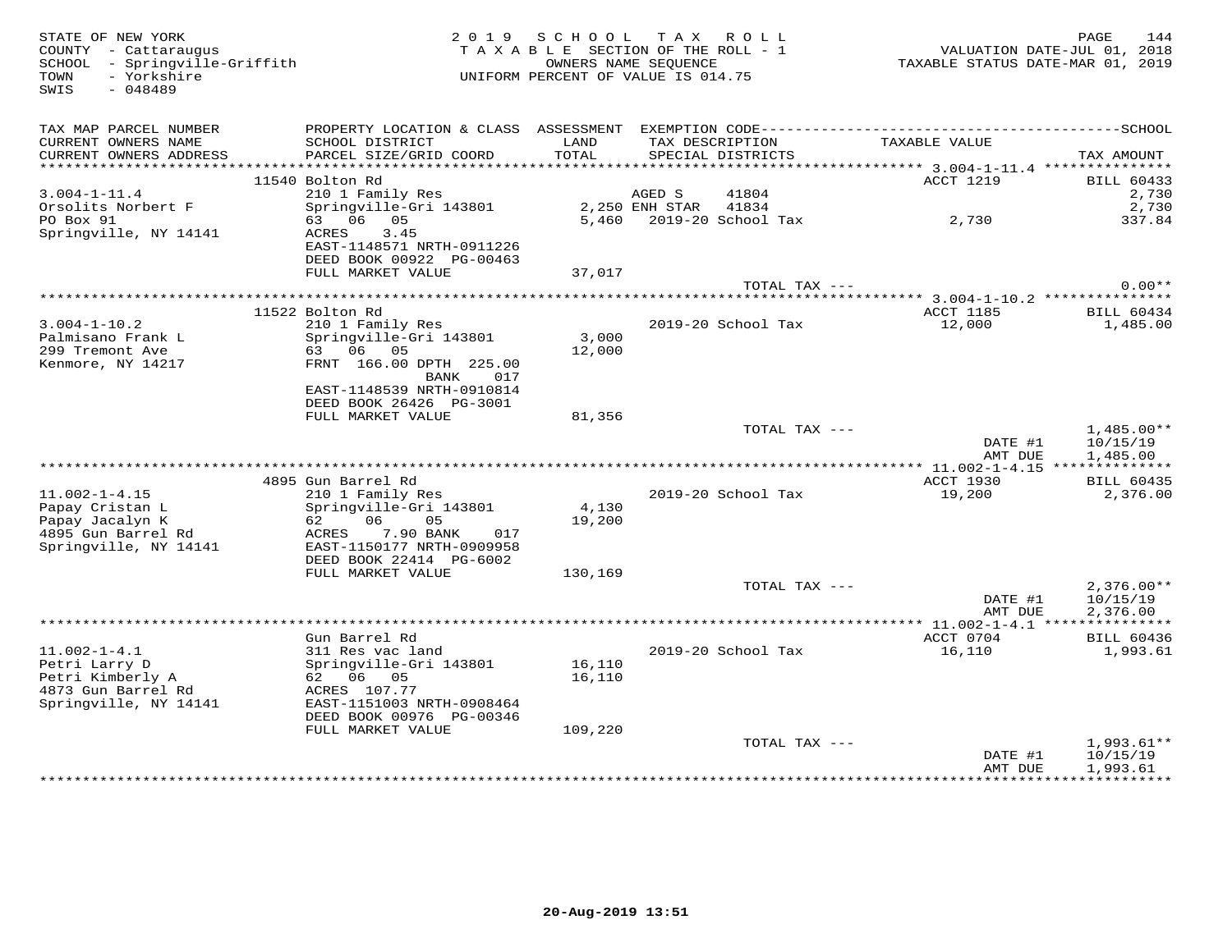STATE OF NEW YORK
COUNTY - Cattaraugus
SCHOOL - Springville-Griffith
TOWN - Yorkshire
SWIS - 048489

**2019 SCHOOL TAX ROLL**
TAXABLE SECTION OF THE ROLL - 1
OWNERS NAME SEQUENCE
UNIFORM PERCENT OF VALUE IS 014.75

VALUATION DATE-JUL 01, 2018
TAXABLE STATUS DATE-MAR 01, 2019

| TAX MAP PARCEL NUMBER / CURRENT OWNERS NAME / CURRENT OWNERS ADDRESS | PROPERTY LOCATION & CLASS / SCHOOL DISTRICT / PARCEL SIZE/GRID COORD | ASSESSMENT LAND / TOTAL | EXEMPTION CODE / TAX DESCRIPTION / SPECIAL DISTRICTS | TAXABLE VALUE | TAX AMOUNT |
|---|---|---|---|---|---|
| **3.004-1-11.4** | 11540 Bolton Rd | | | ACCT 1219 | BILL 60433 |
| 3.004-1-11.4 | 210 1 Family Res | | AGED S 41804 | | 2,730 |
| Orsolits Norbert F | Springville-Gri 143801 | 2,250 | ENH STAR 41834 | | 2,730 |
| PO Box 91 | 63 06 05 | 5,460 | 2019-20 School Tax | 2,730 | 337.84 |
| Springville, NY 14141 | ACRES 3.45 | | | | |
| | EAST-1148571 NRTH-0911226 | | | | |
| | DEED BOOK 00922 PG-00463 | | | | |
| | FULL MARKET VALUE | 37,017 | | | |
| | | | TOTAL TAX --- | | 0.00** |
| **3.004-1-10.2** | 11522 Bolton Rd | | | ACCT 1185 | BILL 60434 |
| 3.004-1-10.2 | 210 1 Family Res | | 2019-20 School Tax | 12,000 | 1,485.00 |
| Palmisano Frank L | Springville-Gri 143801 | 3,000 | | | |
| 299 Tremont Ave | 63 06 05 | 12,000 | | | |
| Kenmore, NY 14217 | FRNT 166.00 DPTH 225.00 BANK 017 | | | | |
| | EAST-1148539 NRTH-0910814 | | | | |
| | DEED BOOK 26426 PG-3001 | | | | |
| | FULL MARKET VALUE | 81,356 | | | |
| | | | TOTAL TAX --- | | 1,485.00** |
| | | | | DATE #1 | 10/15/19 |
| | | | | AMT DUE | 1,485.00 |
| **11.002-1-4.15** | 4895 Gun Barrel Rd | | | ACCT 1930 | BILL 60435 |
| 11.002-1-4.15 | 210 1 Family Res | | 2019-20 School Tax | 19,200 | 2,376.00 |
| Papay Cristan L | Springville-Gri 143801 | 4,130 | | | |
| Papay Jacalyn K | 62 06 05 | 19,200 | | | |
| 4895 Gun Barrel Rd | ACRES 7.90 BANK 017 | | | | |
| Springville, NY 14141 | EAST-1150177 NRTH-0909958 | | | | |
| | DEED BOOK 22414 PG-6002 | | | | |
| | FULL MARKET VALUE | 130,169 | | | |
| | | | TOTAL TAX --- | | 2,376.00** |
| | | | | DATE #1 | 10/15/19 |
| | | | | AMT DUE | 2,376.00 |
| **11.002-1-4.1** | Gun Barrel Rd | | | ACCT 0704 | BILL 60436 |
| 11.002-1-4.1 | 311 Res vac land | | 2019-20 School Tax | 16,110 | 1,993.61 |
| Petri Larry D | Springville-Gri 143801 | 16,110 | | | |
| Petri Kimberly A | 62 06 05 | 16,110 | | | |
| 4873 Gun Barrel Rd | ACRES 107.77 | | | | |
| Springville, NY 14141 | EAST-1151003 NRTH-0908464 | | | | |
| | DEED BOOK 00976 PG-00346 | | | | |
| | FULL MARKET VALUE | 109,220 | | | |
| | | | TOTAL TAX --- | | 1,993.61** |
| | | | | DATE #1 | 10/15/19 |
| | | | | AMT DUE | 1,993.61 |

20-Aug-2019 13:51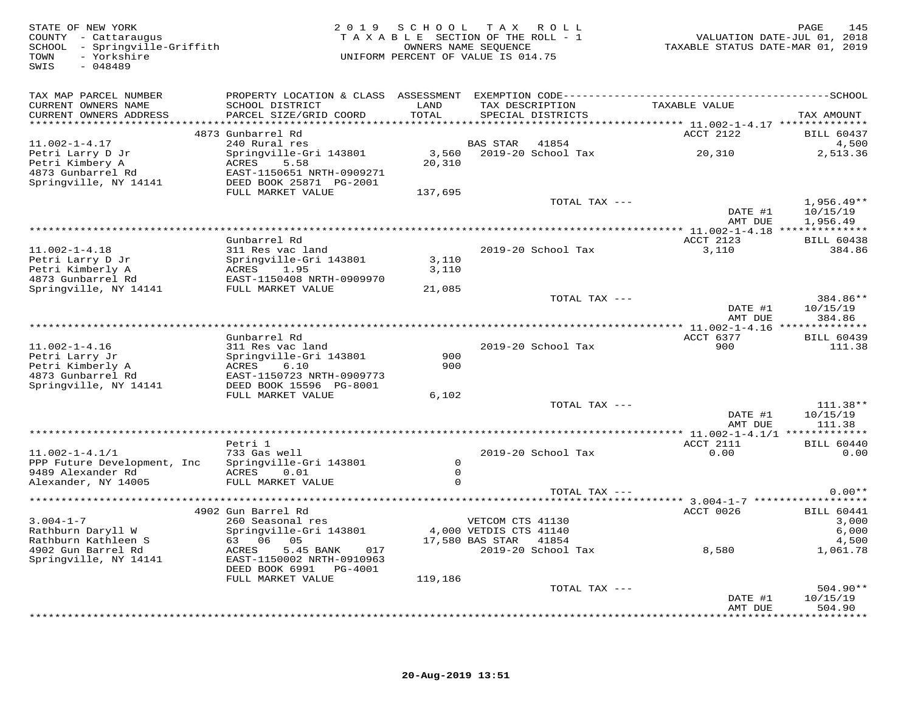STATE OF NEW YORK
COUNTY - Cattaraugus
SCHOOL - Springville-Griffith
TOWN - Yorkshire
SWIS - 048489

2019 SCHOOL TAX ROLL
TAXABLE SECTION OF THE ROLL - 1
OWNERS NAME SEQUENCE
UNIFORM PERCENT OF VALUE IS 014.75

VALUATION DATE-JUL 01, 2018
TAXABLE STATUS DATE-MAR 01, 2019

| TAX MAP PARCEL NUMBER / CURRENT OWNERS NAME / CURRENT OWNERS ADDRESS | PROPERTY LOCATION & CLASS / SCHOOL DISTRICT / PARCEL SIZE/GRID COORD | ASSESSMENT LAND / TOTAL | EXEMPTION CODE / TAX DESCRIPTION / SPECIAL DISTRICTS | TAXABLE VALUE | SCHOOL TAX AMOUNT |
|---|---|---|---|---|---|
| | 4873 Gunbarrel Rd | | | ACCT 2122 | BILL 60437 |
| 11.002-1-4.17 | 240 Rural res | | BAS STAR 41854 | | 4,500 |
| Petri Larry D Jr | Springville-Gri 143801 | 3,560 | 2019-20 School Tax | 20,310 | 2,513.36 |
| Petri Kimbery A | ACRES 5.58 | 20,310 | | | |
| 4873 Gunbarrel Rd | EAST-1150651 NRTH-0909271 | | | | |
| Springville, NY 14141 | DEED BOOK 25871 PG-2001 | | | | |
| | FULL MARKET VALUE | 137,695 | | | |
| | | | TOTAL TAX --- | | 1,956.49** |
| | | | | DATE #1 | 10/15/19 |
| | | | | AMT DUE | 1,956.49 |
| | Gunbarrel Rd | | | ACCT 2123 | BILL 60438 |
| 11.002-1-4.18 | 311 Res vac land | | 2019-20 School Tax | 3,110 | 384.86 |
| Petri Larry D Jr | Springville-Gri 143801 | 3,110 | | | |
| Petri Kimberly A | ACRES 1.95 | 3,110 | | | |
| 4873 Gunbarrel Rd | EAST-1150408 NRTH-0909970 | | | | |
| Springville, NY 14141 | FULL MARKET VALUE | 21,085 | | | |
| | | | TOTAL TAX --- | | 384.86** |
| | | | | DATE #1 | 10/15/19 |
| | | | | AMT DUE | 384.86 |
| | Gunbarrel Rd | | | ACCT 6377 | BILL 60439 |
| 11.002-1-4.16 | 311 Res vac land | | 2019-20 School Tax | 900 | 111.38 |
| Petri Larry Jr | Springville-Gri 143801 | 900 | | | |
| Petri Kimberly A | ACRES 6.10 | 900 | | | |
| 4873 Gunbarrel Rd | EAST-1150723 NRTH-0909773 | | | | |
| Springville, NY 14141 | DEED BOOK 15596 PG-8001 | | | | |
| | FULL MARKET VALUE | 6,102 | | | |
| | | | TOTAL TAX --- | | 111.38** |
| | | | | DATE #1 | 10/15/19 |
| | | | | AMT DUE | 111.38 |
| | Petri 1 | | | ACCT 2111 | BILL 60440 |
| 11.002-1-4.1/1 | 733 Gas well | | 2019-20 School Tax | 0.00 | 0.00 |
| PPP Future Development, Inc | Springville-Gri 143801 | 0 | | | |
| 9489 Alexander Rd | ACRES 0.01 | 0 | | | |
| Alexander, NY 14005 | FULL MARKET VALUE | 0 | | | |
| | | | TOTAL TAX --- | | 0.00** |
| | 4902 Gun Barrel Rd | | | ACCT 0026 | BILL 60441 |
| 3.004-1-7 | 260 Seasonal res | | VETCOM CTS 41130 | | 3,000 |
| Rathburn Daryll W | Springville-Gri 143801 | 4,000 | VETDIS CTS 41140 | | 6,000 |
| Rathburn Kathleen S | 63 06 05 | 17,580 | BAS STAR 41854 | | 4,500 |
| 4902 Gun Barrel Rd | ACRES 5.45 BANK 017 | | 2019-20 School Tax | 8,580 | 1,061.78 |
| Springville, NY 14141 | EAST-1150002 NRTH-0910963 | | | | |
| | DEED BOOK 6991 PG-4001 | | | | |
| | FULL MARKET VALUE | 119,186 | | | |
| | | | TOTAL TAX --- | | 504.90** |
| | | | | DATE #1 | 10/15/19 |
| | | | | AMT DUE | 504.90 |

20-Aug-2019 13:51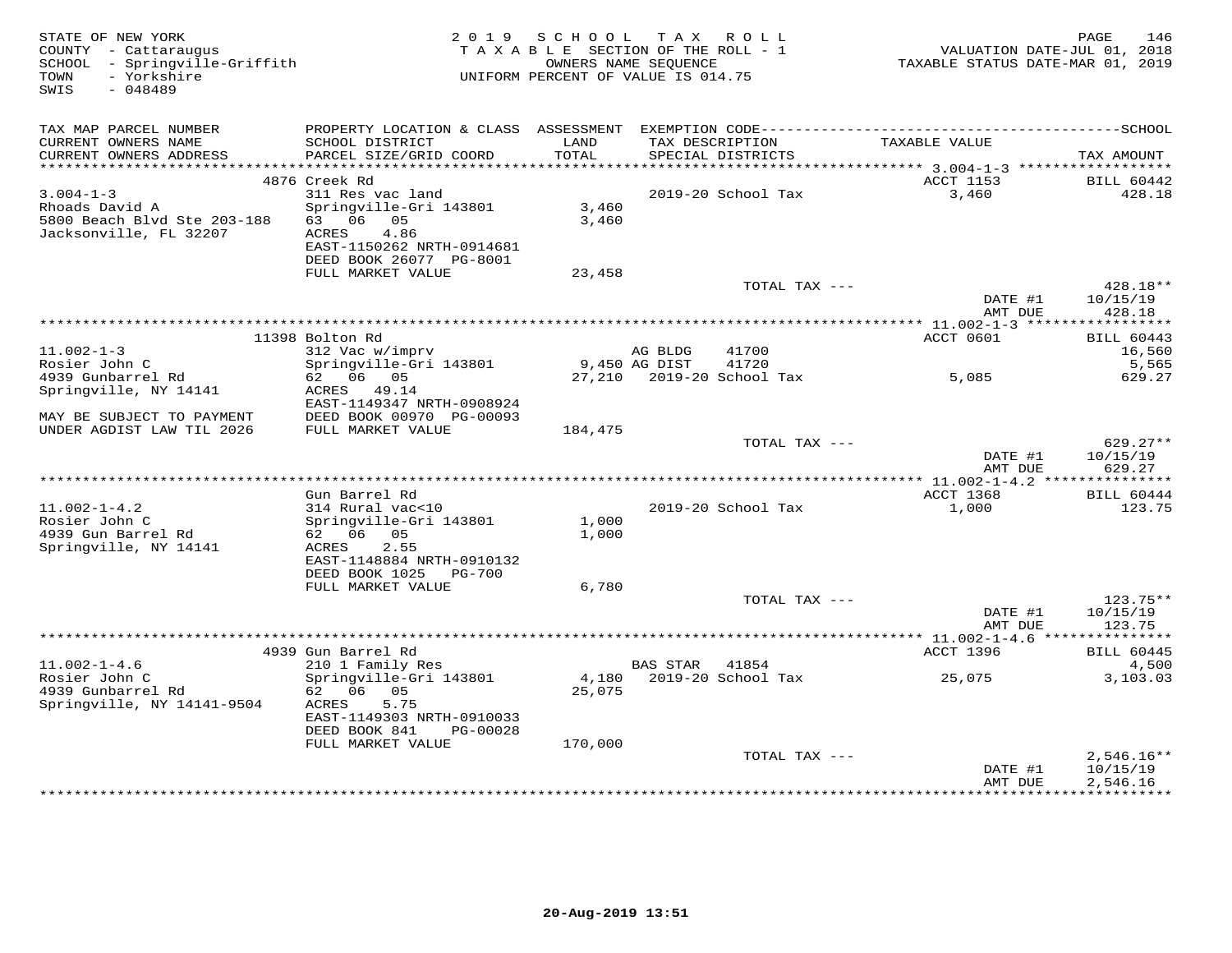STATE OF NEW YORK
COUNTY - Cattaraugus
SCHOOL - Springville-Griffith
TOWN - Yorkshire
SWIS - 048489

2019 SCHOOL TAX ROLL
TAXABLE SECTION OF THE ROLL - 1
OWNERS NAME SEQUENCE
UNIFORM PERCENT OF VALUE IS 014.75

VALUATION DATE-JUL 01, 2018
TAXABLE STATUS DATE-MAR 01, 2019

| TAX MAP PARCEL NUMBER / CURRENT OWNERS NAME / CURRENT OWNERS ADDRESS | PROPERTY LOCATION & CLASS / SCHOOL DISTRICT / PARCEL SIZE/GRID COORD | ASSESSMENT LAND / TOTAL | EXEMPTION CODE / TAX DESCRIPTION / SPECIAL DISTRICTS | TAXABLE VALUE | TAX AMOUNT |
|---|---|---|---|---|---|
| **3.004-1-3** | 4876 Creek Rd | | | ACCT 1153 | BILL 60442 |
| 3.004-1-3 | 311 Res vac land | | 2019-20 School Tax | 3,460 | 428.18 |
| Rhoads David A | Springville-Gri 143801 | 3,460 | | | |
| 5800 Beach Blvd Ste 203-188 | 63 06 05 | 3,460 | | | |
| Jacksonville, FL 32207 | ACRES 4.86 | | | | |
| | EAST-1150262 NRTH-0914681 | | | | |
| | DEED BOOK 26077 PG-8001 | | | | |
| | FULL MARKET VALUE | 23,458 | | | |
| | | | TOTAL TAX --- | | 428.18** |
| | | | | DATE #1 | 10/15/19 |
| | | | | AMT DUE | 428.18 |
| **11.002-1-3** | 11398 Bolton Rd | | | ACCT 0601 | BILL 60443 |
| 11.002-1-3 | 312 Vac w/imprv | | AG BLDG 41700 | | 16,560 |
| Rosier John C | Springville-Gri 143801 | 9,450 | AG DIST 41720 | | 5,565 |
| 4939 Gunbarrel Rd | 62 06 05 | 27,210 | 2019-20 School Tax | 5,085 | 629.27 |
| Springville, NY 14141 | ACRES 49.14 | | | | |
| | EAST-1149347 NRTH-0908924 | | | | |
| MAY BE SUBJECT TO PAYMENT | DEED BOOK 00970 PG-00093 | | | | |
| UNDER AGDIST LAW TIL 2026 | FULL MARKET VALUE | 184,475 | | | |
| | | | TOTAL TAX --- | | 629.27** |
| | | | | DATE #1 | 10/15/19 |
| | | | | AMT DUE | 629.27 |
| **11.002-1-4.2** | Gun Barrel Rd | | | ACCT 1368 | BILL 60444 |
| 11.002-1-4.2 | 314 Rural vac<10 | | 2019-20 School Tax | 1,000 | 123.75 |
| Rosier John C | Springville-Gri 143801 | 1,000 | | | |
| 4939 Gun Barrel Rd | 62 06 05 | 1,000 | | | |
| Springville, NY 14141 | ACRES 2.55 | | | | |
| | EAST-1148884 NRTH-0910132 | | | | |
| | DEED BOOK 1025 PG-700 | | | | |
| | FULL MARKET VALUE | 6,780 | | | |
| | | | TOTAL TAX --- | | 123.75** |
| | | | | DATE #1 | 10/15/19 |
| | | | | AMT DUE | 123.75 |
| **11.002-1-4.6** | 4939 Gun Barrel Rd | | | ACCT 1396 | BILL 60445 |
| 11.002-1-4.6 | 210 1 Family Res | | BAS STAR 41854 | | 4,500 |
| Rosier John C | Springville-Gri 143801 | 4,180 | 2019-20 School Tax | 25,075 | 3,103.03 |
| 4939 Gunbarrel Rd | 62 06 05 | 25,075 | | | |
| Springville, NY 14141-9504 | ACRES 5.75 | | | | |
| | EAST-1149303 NRTH-0910033 | | | | |
| | DEED BOOK 841 PG-00028 | | | | |
| | FULL MARKET VALUE | 170,000 | | | |
| | | | TOTAL TAX --- | | 2,546.16** |
| | | | | DATE #1 | 10/15/19 |
| | | | | AMT DUE | 2,546.16 |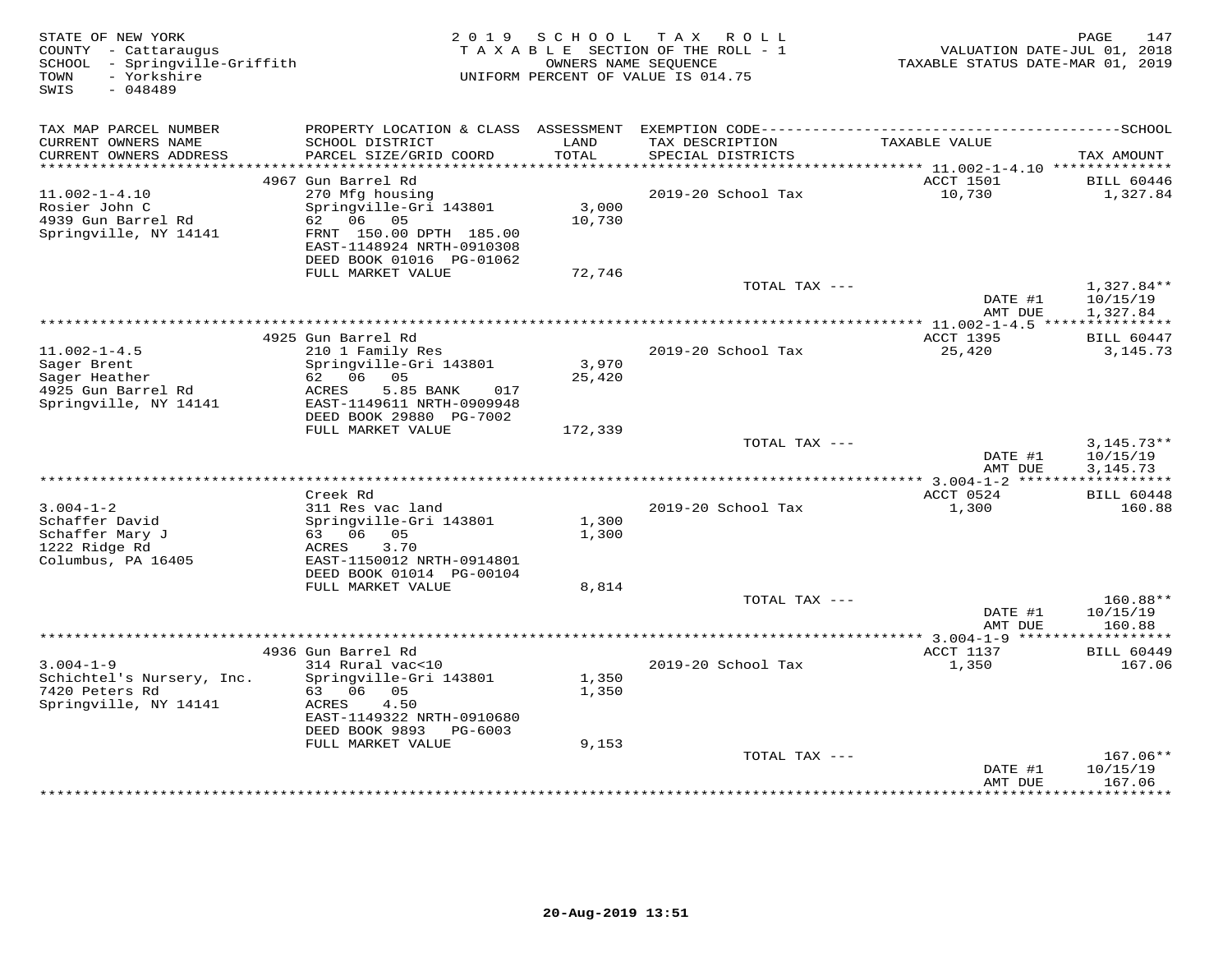STATE OF NEW YORK
COUNTY - Cattaraugus
SCHOOL - Springville-Griffith
TOWN - Yorkshire
SWIS - 048489

2019 SCHOOL TAX ROLL
TAXABLE SECTION OF THE ROLL - 1
OWNERS NAME SEQUENCE
UNIFORM PERCENT OF VALUE IS 014.75

VALUATION DATE-JUL 01, 2018
TAXABLE STATUS DATE-MAR 01, 2019

| TAX MAP PARCEL NUMBER / CURRENT OWNERS NAME / CURRENT OWNERS ADDRESS | PROPERTY LOCATION & CLASS / SCHOOL DISTRICT / PARCEL SIZE/GRID COORD | ASSESSMENT LAND / TOTAL | EXEMPTION CODE / TAX DESCRIPTION / SPECIAL DISTRICTS | TAXABLE VALUE | TAX AMOUNT |
|---|---|---|---|---|---|
| 11.002-1-4.10 | 4967 Gun Barrel Rd | | | ACCT 1501 | BILL 60446 |
| Rosier John C | 270 Mfg housing | | 2019-20 School Tax | 10,730 | 1,327.84 |
| 4939 Gun Barrel Rd | Springville-Gri 143801 | 3,000 | | | |
| Springville, NY 14141 | 62 06 05 | 10,730 | | | |
| | FRNT 150.00 DPTH 185.00 | | | | |
| | EAST-1148924 NRTH-0910308 | | | | |
| | DEED BOOK 01016 PG-01062 | | | | |
| | FULL MARKET VALUE | 72,746 | | | |
| | | | TOTAL TAX --- | | 1,327.84** |
| | | | | DATE #1 | 10/15/19 |
| | | | | AMT DUE | 1,327.84 |
| 11.002-1-4.5 | 4925 Gun Barrel Rd | | | ACCT 1395 | BILL 60447 |
| Sager Brent | 210 1 Family Res | | 2019-20 School Tax | 25,420 | 3,145.73 |
| Sager Heather | Springville-Gri 143801 | 3,970 | | | |
| 4925 Gun Barrel Rd | 62 06 05 | 25,420 | | | |
| Springville, NY 14141 | ACRES 5.85 BANK 017 | | | | |
| | EAST-1149611 NRTH-0909948 | | | | |
| | DEED BOOK 29880 PG-7002 | | | | |
| | FULL MARKET VALUE | 172,339 | | | |
| | | | TOTAL TAX --- | | 3,145.73** |
| | | | | DATE #1 | 10/15/19 |
| | | | | AMT DUE | 3,145.73 |
| 3.004-1-2 | Creek Rd | | | ACCT 0524 | BILL 60448 |
| Schaffer David | 311 Res vac land | | 2019-20 School Tax | 1,300 | 160.88 |
| Schaffer Mary J | Springville-Gri 143801 | 1,300 | | | |
| 1222 Ridge Rd | 63 06 05 | 1,300 | | | |
| Columbus, PA 16405 | ACRES 3.70 | | | | |
| | EAST-1150012 NRTH-0914801 | | | | |
| | DEED BOOK 01014 PG-00104 | | | | |
| | FULL MARKET VALUE | 8,814 | | | |
| | | | TOTAL TAX --- | | 160.88** |
| | | | | DATE #1 | 10/15/19 |
| | | | | AMT DUE | 160.88 |
| 3.004-1-9 | 4936 Gun Barrel Rd | | | ACCT 1137 | BILL 60449 |
| Schichtel's Nursery, Inc. | 314 Rural vac<10 | | 2019-20 School Tax | 1,350 | 167.06 |
| 7420 Peters Rd | Springville-Gri 143801 | 1,350 | | | |
| Springville, NY 14141 | 63 06 05 | 1,350 | | | |
| | ACRES 4.50 | | | | |
| | EAST-1149322 NRTH-0910680 | | | | |
| | DEED BOOK 9893 PG-6003 | | | | |
| | FULL MARKET VALUE | 9,153 | | | |
| | | | TOTAL TAX --- | | 167.06** |
| | | | | DATE #1 | 10/15/19 |
| | | | | AMT DUE | 167.06 |

20-Aug-2019 13:51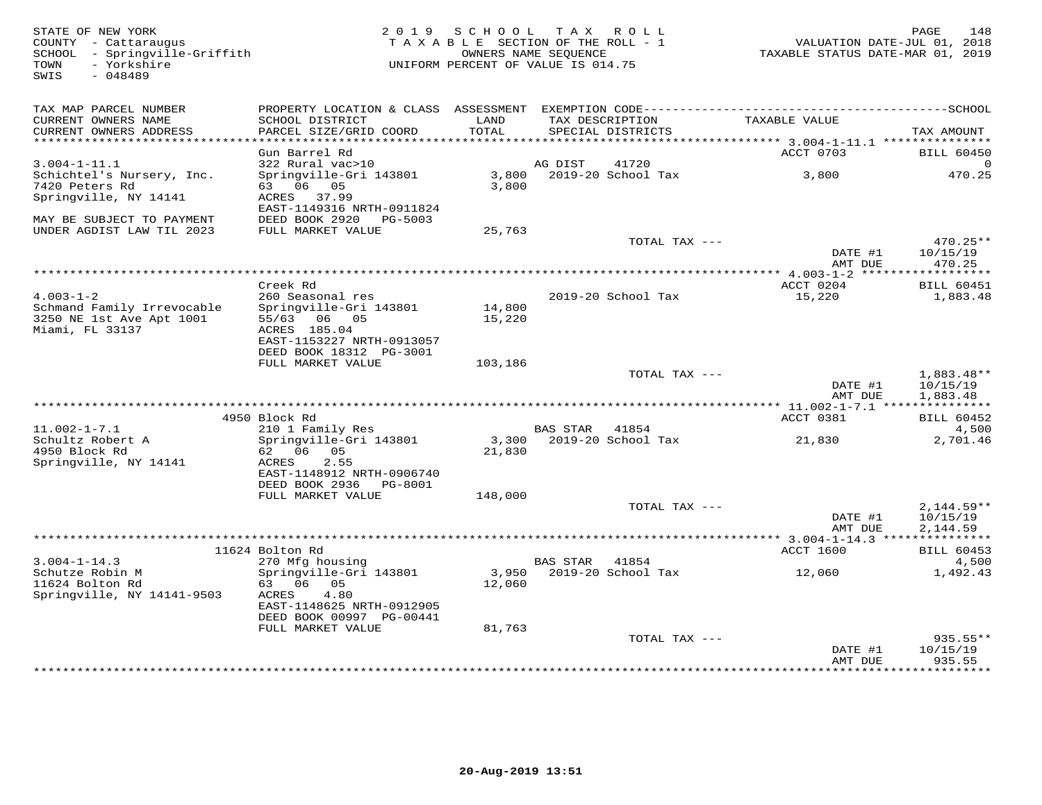STATE OF NEW YORK
COUNTY - Cattaraugus
SCHOOL - Springville-Griffith
TOWN - Yorkshire
SWIS - 048489

**2019 SCHOOL TAX ROLL**
TAXABLE SECTION OF THE ROLL - 1
OWNERS NAME SEQUENCE
UNIFORM PERCENT OF VALUE IS 014.75

VALUATION DATE-JUL 01, 2018
TAXABLE STATUS DATE-MAR 01, 2019

| TAX MAP PARCEL NUMBER / CURRENT OWNERS NAME / CURRENT OWNERS ADDRESS | PROPERTY LOCATION & CLASS / SCHOOL DISTRICT / PARCEL SIZE/GRID COORD | ASSESSMENT LAND / TOTAL | EXEMPTION CODE / TAX DESCRIPTION / SPECIAL DISTRICTS | TAXABLE VALUE | TAX AMOUNT |
|---|---|---|---|---|---|
| 3.004-1-11.1 | Gun Barrel Rd | | | ACCT 0703 | BILL 60450 |
| | 322 Rural vac>10 | | AG DIST 41720 | | 0 |
| Schichtel's Nursery, Inc. | Springville-Gri 143801 | 3,800 | 2019-20 School Tax | 3,800 | 470.25 |
| 7420 Peters Rd | 63 06 05 | 3,800 | | | |
| Springville, NY 14141 | ACRES 37.99 | | | | |
| | EAST-1149316 NRTH-0911824 | | | | |
| MAY BE SUBJECT TO PAYMENT | DEED BOOK 2920 PG-5003 | | | | |
| UNDER AGDIST LAW TIL 2023 | FULL MARKET VALUE | 25,763 | | | |
| | | | TOTAL TAX --- | | 470.25** |
| | | | | DATE #1 | 10/15/19 |
| | | | | AMT DUE | 470.25 |
| 4.003-1-2 | Creek Rd | | | ACCT 0204 | BILL 60451 |
| | 260 Seasonal res | | 2019-20 School Tax | 15,220 | 1,883.48 |
| Schmand Family Irrevocable | Springville-Gri 143801 | 14,800 | | | |
| 3250 NE 1st Ave Apt 1001 | 55/63 06 05 | 15,220 | | | |
| Miami, FL 33137 | ACRES 185.04 | | | | |
| | EAST-1153227 NRTH-0913057 | | | | |
| | DEED BOOK 18312 PG-3001 | | | | |
| | FULL MARKET VALUE | 103,186 | | | |
| | | | TOTAL TAX --- | | 1,883.48** |
| | | | | DATE #1 | 10/15/19 |
| | | | | AMT DUE | 1,883.48 |
| 11.002-1-7.1 | 4950 Block Rd | | | ACCT 0381 | BILL 60452 |
| | 210 1 Family Res | | BAS STAR 41854 | | 4,500 |
| Schultz Robert A | Springville-Gri 143801 | 3,300 | 2019-20 School Tax | 21,830 | 2,701.46 |
| 4950 Block Rd | 62 06 05 | 21,830 | | | |
| Springville, NY 14141 | ACRES 2.55 | | | | |
| | EAST-1148912 NRTH-0906740 | | | | |
| | DEED BOOK 2936 PG-8001 | | | | |
| | FULL MARKET VALUE | 148,000 | | | |
| | | | TOTAL TAX --- | | 2,144.59** |
| | | | | DATE #1 | 10/15/19 |
| | | | | AMT DUE | 2,144.59 |
| 3.004-1-14.3 | 11624 Bolton Rd | | | ACCT 1600 | BILL 60453 |
| | 270 Mfg housing | | BAS STAR 41854 | | 4,500 |
| Schutze Robin M | Springville-Gri 143801 | 3,950 | 2019-20 School Tax | 12,060 | 1,492.43 |
| 11624 Bolton Rd | 63 06 05 | 12,060 | | | |
| Springville, NY 14141-9503 | ACRES 4.80 | | | | |
| | EAST-1148625 NRTH-0912905 | | | | |
| | DEED BOOK 00997 PG-00441 | | | | |
| | FULL MARKET VALUE | 81,763 | | | |
| | | | TOTAL TAX --- | | 935.55** |
| | | | | DATE #1 | 10/15/19 |
| | | | | AMT DUE | 935.55 |

20-Aug-2019 13:51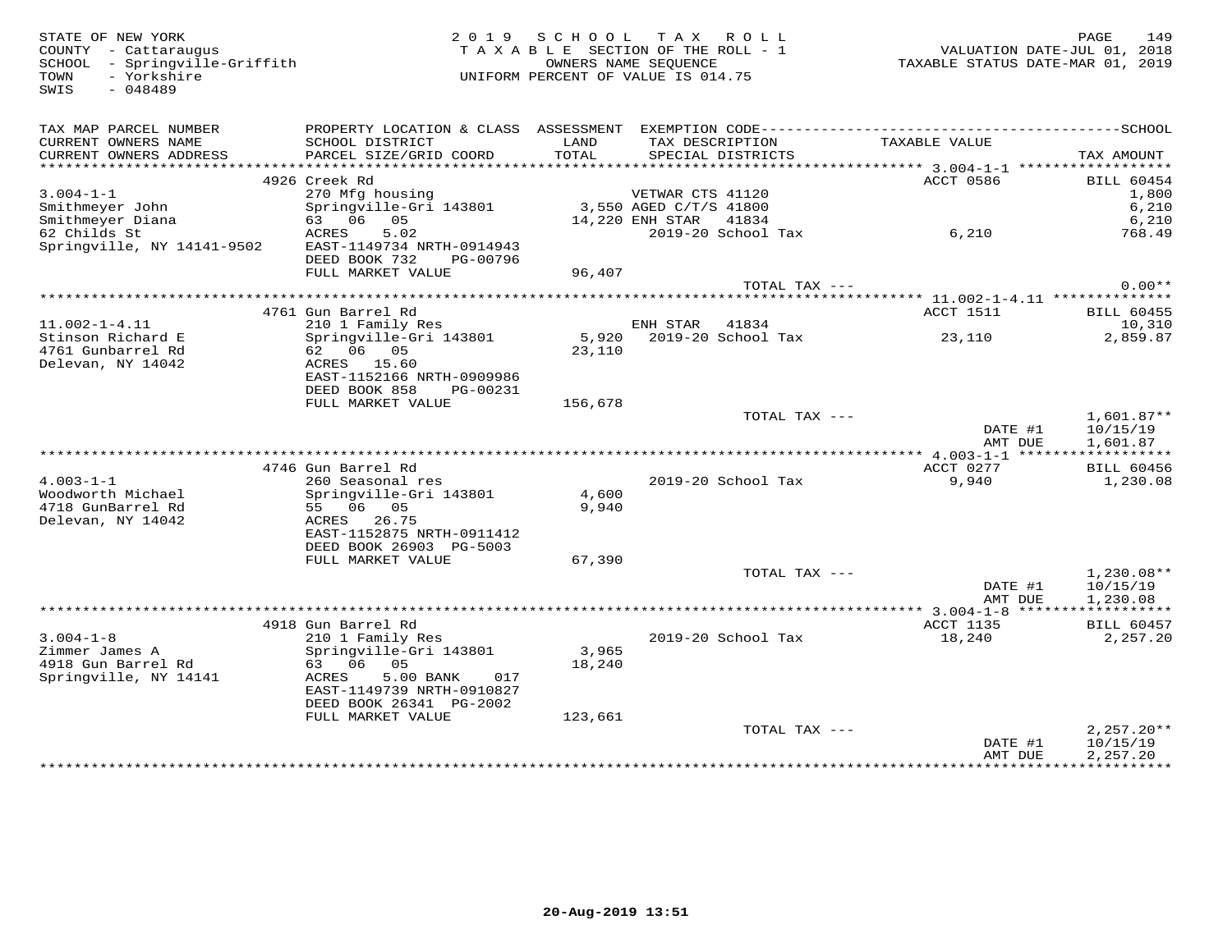STATE OF NEW YORK
COUNTY - Cattaraugus
SCHOOL - Springville-Griffith
TOWN - Yorkshire
SWIS - 048489

2019 SCHOOL TAX ROLL
TAXABLE SECTION OF THE ROLL - 1
OWNERS NAME SEQUENCE
UNIFORM PERCENT OF VALUE IS 014.75

VALUATION DATE-JUL 01, 2018
TAXABLE STATUS DATE-MAR 01, 2019

| TAX MAP PARCEL NUMBER / CURRENT OWNERS NAME / CURRENT OWNERS ADDRESS | PROPERTY LOCATION & CLASS / SCHOOL DISTRICT / PARCEL SIZE/GRID COORD | ASSESSMENT LAND / TOTAL | EXEMPTION CODE / TAX DESCRIPTION / SPECIAL DISTRICTS | TAXABLE VALUE | TAX AMOUNT |
|---|---|---|---|---|---|
| | 4926 Creek Rd | | | ACCT 0586 | BILL 60454 |
| 3.004-1-1 | 270 Mfg housing | | VETWAR CTS 41120 | | 1,800 |
| Smithmeyer John | Springville-Gri 143801 | 3,550 | AGED C/T/S 41800 | | 6,210 |
| Smithmeyer Diana | 63 06 05 | 14,220 | ENH STAR 41834 | | 6,210 |
| 62 Childs St | ACRES 5.02 | | 2019-20 School Tax | 6,210 | 768.49 |
| Springville, NY 14141-9502 | EAST-1149734 NRTH-0914943 | | | | |
| | DEED BOOK 732 PG-00796 | | | | |
| | FULL MARKET VALUE | 96,407 | | | |
| | | | TOTAL TAX --- | | 0.00** |
| | 4761 Gun Barrel Rd | | | ACCT 1511 | BILL 60455 |
| 11.002-1-4.11 | 210 1 Family Res | | ENH STAR 41834 | | 10,310 |
| Stinson Richard E | Springville-Gri 143801 | 5,920 | 2019-20 School Tax | 23,110 | 2,859.87 |
| 4761 Gunbarrel Rd | 62 06 05 | 23,110 | | | |
| Delevan, NY 14042 | ACRES 15.60 | | | | |
| | EAST-1152166 NRTH-0909986 | | | | |
| | DEED BOOK 858 PG-00231 | | | | |
| | FULL MARKET VALUE | 156,678 | | | |
| | | | TOTAL TAX --- | | 1,601.87** |
| | | | | DATE #1 | 10/15/19 |
| | | | | AMT DUE | 1,601.87 |
| | 4746 Gun Barrel Rd | | | ACCT 0277 | BILL 60456 |
| 4.003-1-1 | 260 Seasonal res | | 2019-20 School Tax | 9,940 | 1,230.08 |
| Woodworth Michael | Springville-Gri 143801 | 4,600 | | | |
| 4718 GunBarrel Rd | 55 06 05 | 9,940 | | | |
| Delevan, NY 14042 | ACRES 26.75 | | | | |
| | EAST-1152875 NRTH-0911412 | | | | |
| | DEED BOOK 26903 PG-5003 | | | | |
| | FULL MARKET VALUE | 67,390 | | | |
| | | | TOTAL TAX --- | | 1,230.08** |
| | | | | DATE #1 | 10/15/19 |
| | | | | AMT DUE | 1,230.08 |
| | 4918 Gun Barrel Rd | | | ACCT 1135 | BILL 60457 |
| 3.004-1-8 | 210 1 Family Res | | 2019-20 School Tax | 18,240 | 2,257.20 |
| Zimmer James A | Springville-Gri 143801 | 3,965 | | | |
| 4918 Gun Barrel Rd | 63 06 05 | 18,240 | | | |
| Springville, NY 14141 | ACRES 5.00 BANK 017 | | | | |
| | EAST-1149739 NRTH-0910827 | | | | |
| | DEED BOOK 26341 PG-2002 | | | | |
| | FULL MARKET VALUE | 123,661 | | | |
| | | | TOTAL TAX --- | | 2,257.20** |
| | | | | DATE #1 | 10/15/19 |
| | | | | AMT DUE | 2,257.20 |

20-Aug-2019 13:51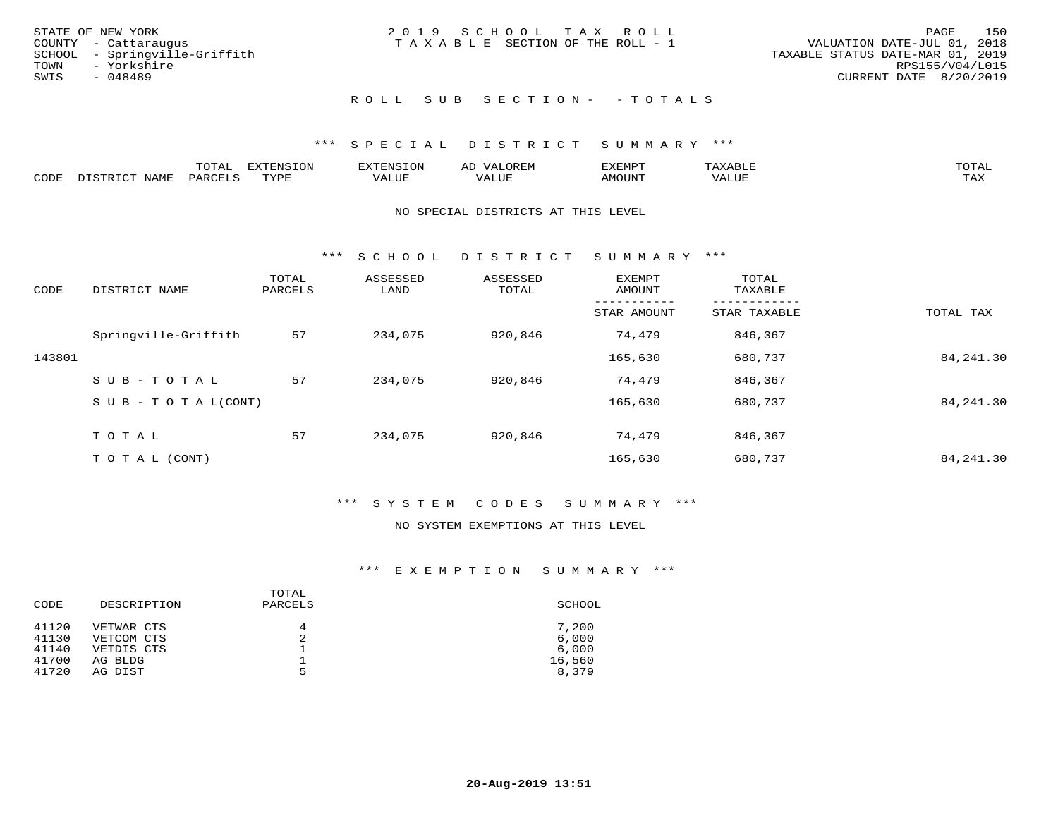STATE OF NEW YORK
COUNTY - Cattaraugus
SCHOOL - Springville-Griffith
TOWN - Yorkshire
SWIS - 048489

2019 SCHOOL TAX ROLL
TAXABLE SECTION OF THE ROLL - 1

VALUATION DATE-JUL 01, 2018
TAXABLE STATUS DATE-MAR 01, 2019
RPS155/V04/L015
CURRENT DATE 8/20/2019

ROLL SUB SECTION- - TOTALS

*** SPECIAL DISTRICT SUMMARY ***

| CODE | DISTRICT NAME | TOTAL PARCELS | EXTENSION TYPE | EXTENSION VALUE | AD VALOREM VALUE | EXEMPT AMOUNT | TAXABLE VALUE | TOTAL TAX |
|---|---|---|---|---|---|---|---|---|

NO SPECIAL DISTRICTS AT THIS LEVEL

*** SCHOOL DISTRICT SUMMARY ***

| CODE | DISTRICT NAME | TOTAL PARCELS | ASSESSED LAND | ASSESSED TOTAL | EXEMPT AMOUNT / STAR AMOUNT | TOTAL TAXABLE / STAR TAXABLE | TOTAL TAX |
|---|---|---|---|---|---|---|---|
| | Springville-Griffith | 57 | 234,075 | 920,846 | 74,479 | 846,367 | |
| 143801 | | | | | 165,630 | 680,737 | 84,241.30 |
| | SUB-TOTAL | 57 | 234,075 | 920,846 | 74,479 | 846,367 | |
| | SUB-TOTAL(CONT) | | | | 165,630 | 680,737 | 84,241.30 |
| | TOTAL | 57 | 234,075 | 920,846 | 74,479 | 846,367 | |
| | TOTAL (CONT) | | | | 165,630 | 680,737 | 84,241.30 |

*** SYSTEM CODES SUMMARY ***

NO SYSTEM EXEMPTIONS AT THIS LEVEL

*** EXEMPTION SUMMARY ***

| CODE | DESCRIPTION | TOTAL PARCELS | SCHOOL |
|---|---|---|---|
| 41120 | VETWAR CTS | 4 | 7,200 |
| 41130 | VETCOM CTS | 2 | 6,000 |
| 41140 | VETDIS CTS | 1 | 6,000 |
| 41700 | AG BLDG | 1 | 16,560 |
| 41720 | AG DIST | 5 | 8,379 |

20-Aug-2019 13:51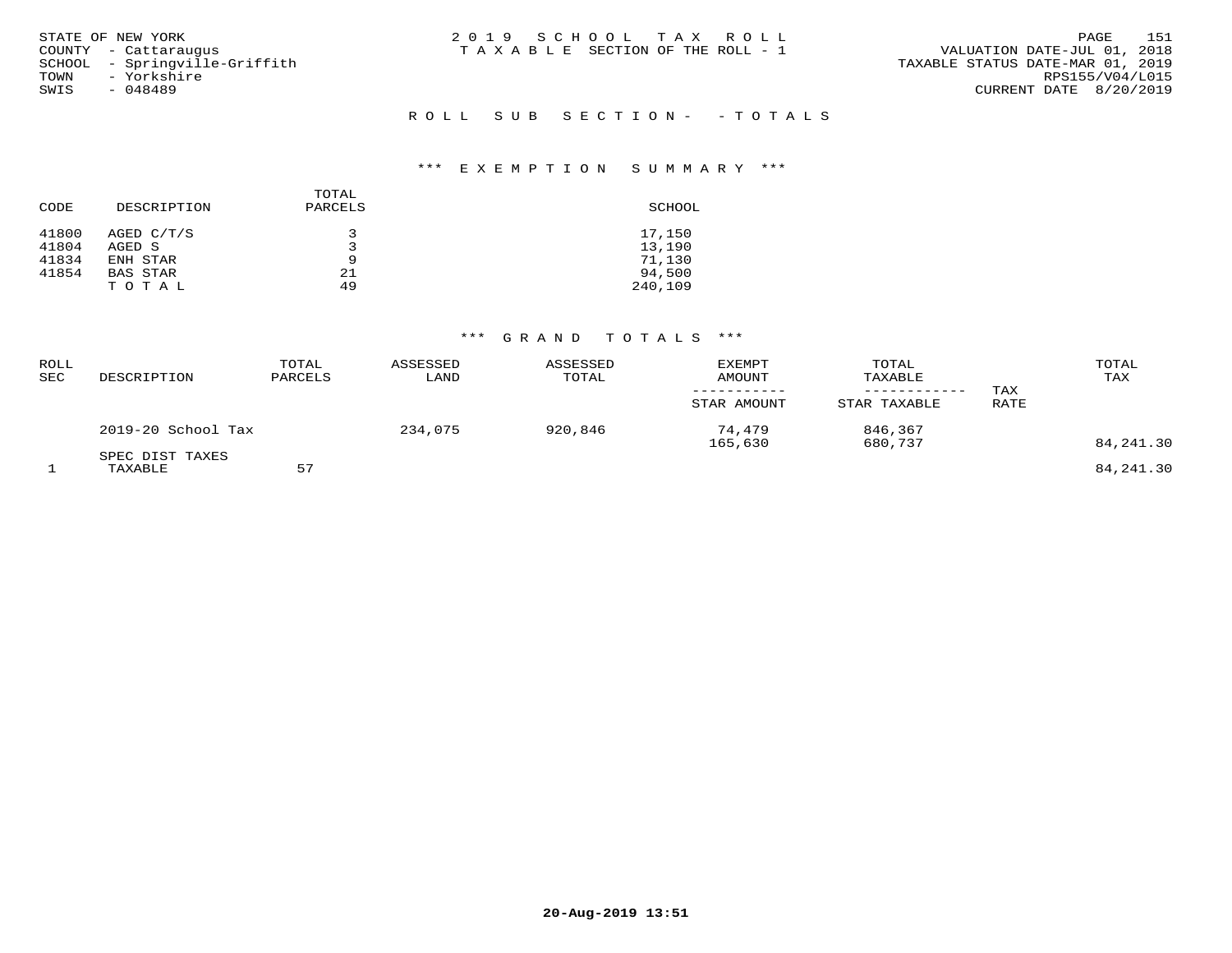STATE OF NEW YORK
COUNTY - Cattaraugus
SCHOOL - Springville-Griffith
TOWN - Yorkshire
SWIS - 048489

2019 SCHOOL TAX ROLL
TAXABLE SECTION OF THE ROLL - 1

VALUATION DATE-JUL 01, 2018
TAXABLE STATUS DATE-MAR 01, 2019
RPS155/V04/L015
CURRENT DATE 8/20/2019

## ROLL SUB SECTION- - TOTALS

### *** EXEMPTION SUMMARY ***

| CODE | DESCRIPTION | TOTAL PARCELS | SCHOOL |
|---|---|---|---|
| 41800 | AGED C/T/S | 3 | 17,150 |
| 41804 | AGED S | 3 | 13,190 |
| 41834 | ENH STAR | 9 | 71,130 |
| 41854 | BAS STAR | 21 | 94,500 |
| | TOTAL | 49 | 240,109 |

### *** GRAND TOTALS ***

| ROLL SEC | DESCRIPTION | TOTAL PARCELS | ASSESSED LAND | ASSESSED TOTAL | EXEMPT AMOUNT / STAR AMOUNT | TOTAL TAXABLE / STAR TAXABLE | TAX RATE | TOTAL TAX |
|---|---|---|---|---|---|---|---|---|
| | 2019-20 School Tax | | 234,075 | 920,846 | 74,479 | 846,367 | | |
| | | | | | 165,630 | 680,737 | | 84,241.30 |
| | SPEC DIST TAXES | | | | | | | |
| 1 | TAXABLE | 57 | | | | | | 84,241.30 |

20-Aug-2019 13:51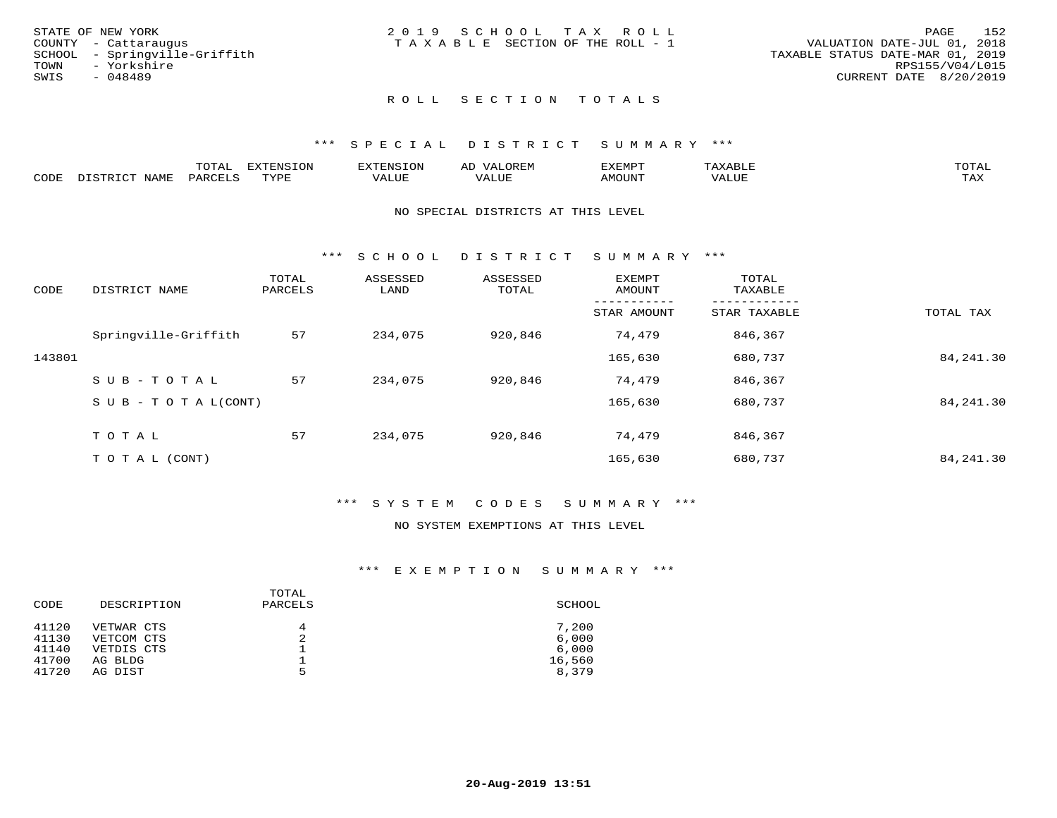STATE OF NEW YORK
COUNTY - Cattaraugus
SCHOOL - Springville-Griffith
TOWN - Yorkshire
SWIS - 048489

2019 SCHOOL TAX ROLL
TAXABLE SECTION OF THE ROLL - 1

VALUATION DATE-JUL 01, 2018
TAXABLE STATUS DATE-MAR 01, 2019
RPS155/V04/L015
CURRENT DATE 8/20/2019

## ROLL SECTION TOTALS

### *** SPECIAL DISTRICT SUMMARY ***

| CODE | DISTRICT NAME | TOTAL PARCELS | EXTENSION TYPE | EXTENSION VALUE | AD VALOREM VALUE | EXEMPT AMOUNT | TAXABLE VALUE | TOTAL TAX |
|---|---|---|---|---|---|---|---|---|

NO SPECIAL DISTRICTS AT THIS LEVEL

### *** SCHOOL DISTRICT SUMMARY ***

| CODE | DISTRICT NAME | TOTAL PARCELS | ASSESSED LAND | ASSESSED TOTAL | EXEMPT AMOUNT / STAR AMOUNT | TOTAL TAXABLE / STAR TAXABLE | TOTAL TAX |
|---|---|---|---|---|---|---|---|
| | Springville-Griffith | 57 | 234,075 | 920,846 | 74,479 | 846,367 | |
| 143801 | | | | | 165,630 | 680,737 | 84,241.30 |
| | SUB-TOTAL | 57 | 234,075 | 920,846 | 74,479 | 846,367 | |
| | SUB-TOTAL(CONT) | | | | 165,630 | 680,737 | 84,241.30 |
| | TOTAL | 57 | 234,075 | 920,846 | 74,479 | 846,367 | |
| | TOTAL (CONT) | | | | 165,630 | 680,737 | 84,241.30 |

### *** SYSTEM CODES SUMMARY ***

NO SYSTEM EXEMPTIONS AT THIS LEVEL

### *** EXEMPTION SUMMARY ***

| CODE | DESCRIPTION | TOTAL PARCELS | SCHOOL |
|---|---|---|---|
| 41120 | VETWAR CTS | 4 | 7,200 |
| 41130 | VETCOM CTS | 2 | 6,000 |
| 41140 | VETDIS CTS | 1 | 6,000 |
| 41700 | AG BLDG | 1 | 16,560 |
| 41720 | AG DIST | 5 | 8,379 |

**20-Aug-2019 13:51**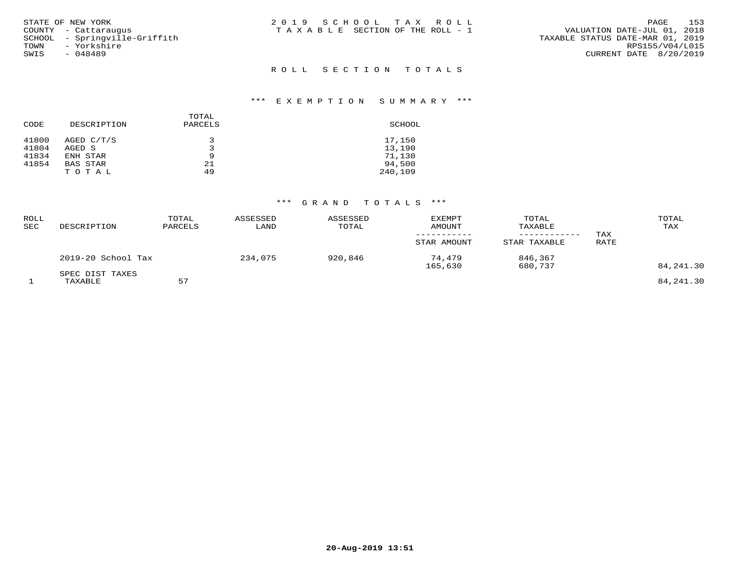STATE OF NEW YORK
COUNTY - Cattaraugus
SCHOOL - Springville-Griffith
TOWN - Yorkshire
SWIS - 048489

2 0 1 9 S C H O O L T A X R O L L
T A X A B L E SECTION OF THE ROLL - 1

VALUATION DATE-JUL 01, 2018
TAXABLE STATUS DATE-MAR 01, 2019
RPS155/V04/L015
CURRENT DATE 8/20/2019

## R O L L S E C T I O N T O T A L S

### \*\*\* E X E M P T I O N S U M M A R Y \*\*\*

| CODE | DESCRIPTION | TOTAL PARCELS | SCHOOL |
|---|---|---|---|
| 41800 | AGED C/T/S | 3 | 17,150 |
| 41804 | AGED S | 3 | 13,190 |
| 41834 | ENH STAR | 9 | 71,130 |
| 41854 | BAS STAR | 21 | 94,500 |
| | T O T A L | 49 | 240,109 |

### \*\*\* G R A N D T O T A L S \*\*\*

| ROLL SEC | DESCRIPTION | TOTAL PARCELS | ASSESSED LAND | ASSESSED TOTAL | EXEMPT AMOUNT / STAR AMOUNT | TOTAL TAXABLE / STAR TAXABLE | TAX RATE | TOTAL TAX |
|---|---|---|---|---|---|---|---|---|
| | 2019-20 School Tax | | 234,075 | 920,846 | 74,479 | 846,367 | | |
| | | | | | 165,630 | 680,737 | | 84,241.30 |
| | SPEC DIST TAXES | | | | | | | |
| 1 | TAXABLE | 57 | | | | | | 84,241.30 |

20-Aug-2019 13:51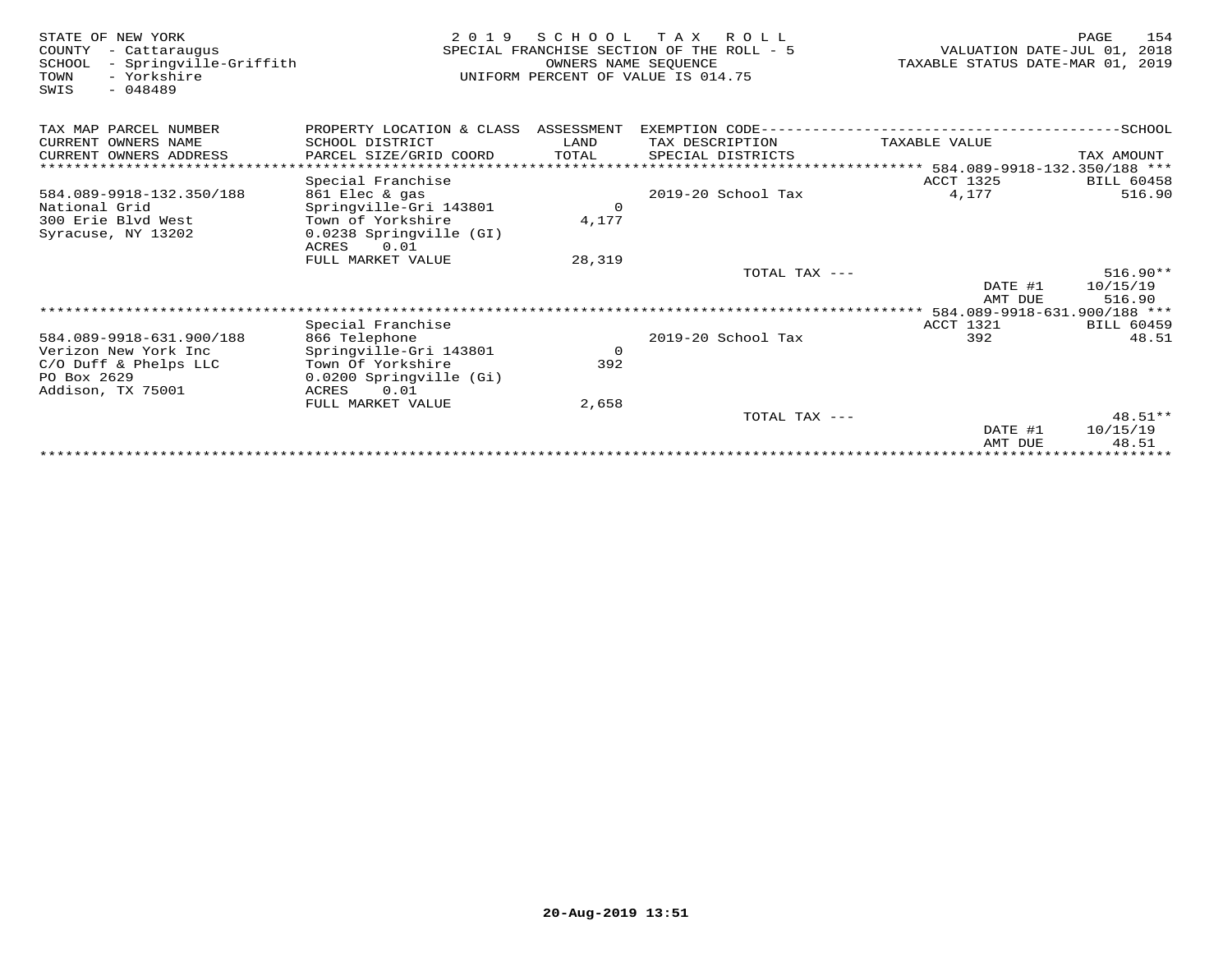STATE OF NEW YORK
COUNTY - Cattaraugus
SCHOOL - Springville-Griffith
TOWN - Yorkshire
SWIS - 048489

# 2019 SCHOOL TAX ROLL

SPECIAL FRANCHISE SECTION OF THE ROLL - 5
OWNERS NAME SEQUENCE
UNIFORM PERCENT OF VALUE IS 014.75

VALUATION DATE-JUL 01, 2018
TAXABLE STATUS DATE-MAR 01, 2019

| TAX MAP PARCEL NUMBER / CURRENT OWNERS NAME / CURRENT OWNERS ADDRESS | PROPERTY LOCATION & CLASS / SCHOOL DISTRICT / PARCEL SIZE/GRID COORD | ASSESSMENT LAND / TOTAL | EXEMPTION CODE / TAX DESCRIPTION / SPECIAL DISTRICTS | TAXABLE VALUE | TAX AMOUNT |
|---|---|---|---|---|---|
| | | | | 584.089-9918-132.350/188 | |
| | Special Franchise | | | ACCT 1325 | BILL 60458 |
| 584.089-9918-132.350/188 | 861 Elec & gas | | 2019-20 School Tax | 4,177 | 516.90 |
| National Grid | Springville-Gri 143801 | 0 | | | |
| 300 Erie Blvd West | Town of Yorkshire | 4,177 | | | |
| Syracuse, NY 13202 | 0.0238 Springville (GI) | | | | |
| | ACRES 0.01 | | | | |
| | FULL MARKET VALUE | 28,319 | | | |
| | | | TOTAL TAX --- | | 516.90** |
| | | | | DATE #1 | 10/15/19 |
| | | | | AMT DUE | 516.90 |
| | | | | 584.089-9918-631.900/188 | |
| | Special Franchise | | | ACCT 1321 | BILL 60459 |
| 584.089-9918-631.900/188 | 866 Telephone | | 2019-20 School Tax | 392 | 48.51 |
| Verizon New York Inc | Springville-Gri 143801 | 0 | | | |
| C/O Duff & Phelps LLC | Town Of Yorkshire | 392 | | | |
| PO Box 2629 | 0.0200 Springville (Gi) | | | | |
| Addison, TX 75001 | ACRES 0.01 | | | | |
| | FULL MARKET VALUE | 2,658 | | | |
| | | | TOTAL TAX --- | | 48.51** |
| | | | | DATE #1 | 10/15/19 |
| | | | | AMT DUE | 48.51 |

20-Aug-2019 13:51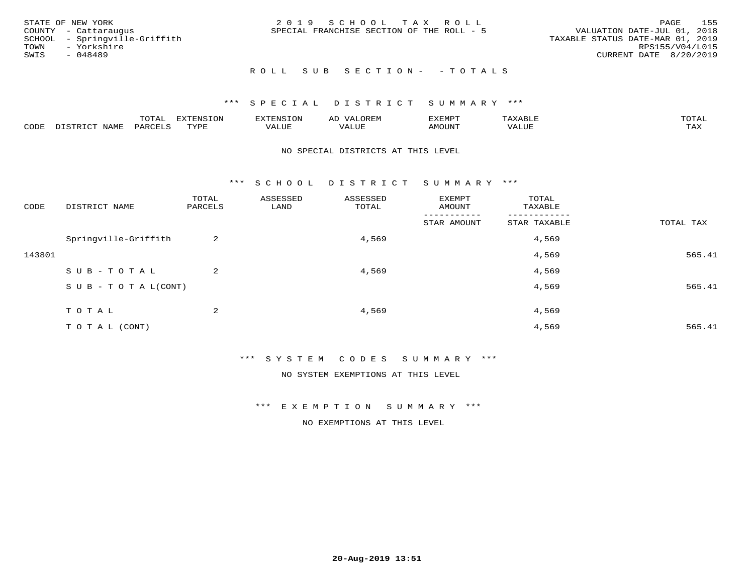STATE OF NEW YORK
COUNTY - Cattaraugus
SCHOOL - Springville-Griffith
TOWN - Yorkshire
SWIS - 048489

2 0 1 9 S C H O O L T A X R O L L
SPECIAL FRANCHISE SECTION OF THE ROLL - 5

VALUATION DATE-JUL 01, 2018
TAXABLE STATUS DATE-MAR 01, 2019
RPS155/V04/L015
CURRENT DATE 8/20/2019

R O L L S U B S E C T I O N - - T O T A L S

*** S P E C I A L D I S T R I C T S U M M A R Y ***

| CODE | DISTRICT NAME | TOTAL PARCELS | EXTENSION TYPE | EXTENSION VALUE | AD VALOREM VALUE | EXEMPT AMOUNT | TAXABLE VALUE | TOTAL TAX |
|---|---|---|---|---|---|---|---|---|

NO SPECIAL DISTRICTS AT THIS LEVEL

*** S C H O O L D I S T R I C T S U M M A R Y ***

| CODE | DISTRICT NAME | TOTAL PARCELS | ASSESSED LAND | ASSESSED TOTAL | EXEMPT AMOUNT / STAR AMOUNT | TOTAL TAXABLE / STAR TAXABLE | TOTAL TAX |
|---|---|---|---|---|---|---|---|
| | Springville-Griffith | 2 | | 4,569 | | 4,569 | |
| 143801 | | | | | | 4,569 | 565.41 |
| | S U B - T O T A L | 2 | | 4,569 | | 4,569 | |
| | S U B - T O T A L(CONT) | | | | | 4,569 | 565.41 |
| | T O T A L | 2 | | 4,569 | | 4,569 | |
| | T O T A L (CONT) | | | | | 4,569 | 565.41 |

*** S Y S T E M C O D E S S U M M A R Y ***

NO SYSTEM EXEMPTIONS AT THIS LEVEL

*** E X E M P T I O N S U M M A R Y ***

NO EXEMPTIONS AT THIS LEVEL

20-Aug-2019 13:51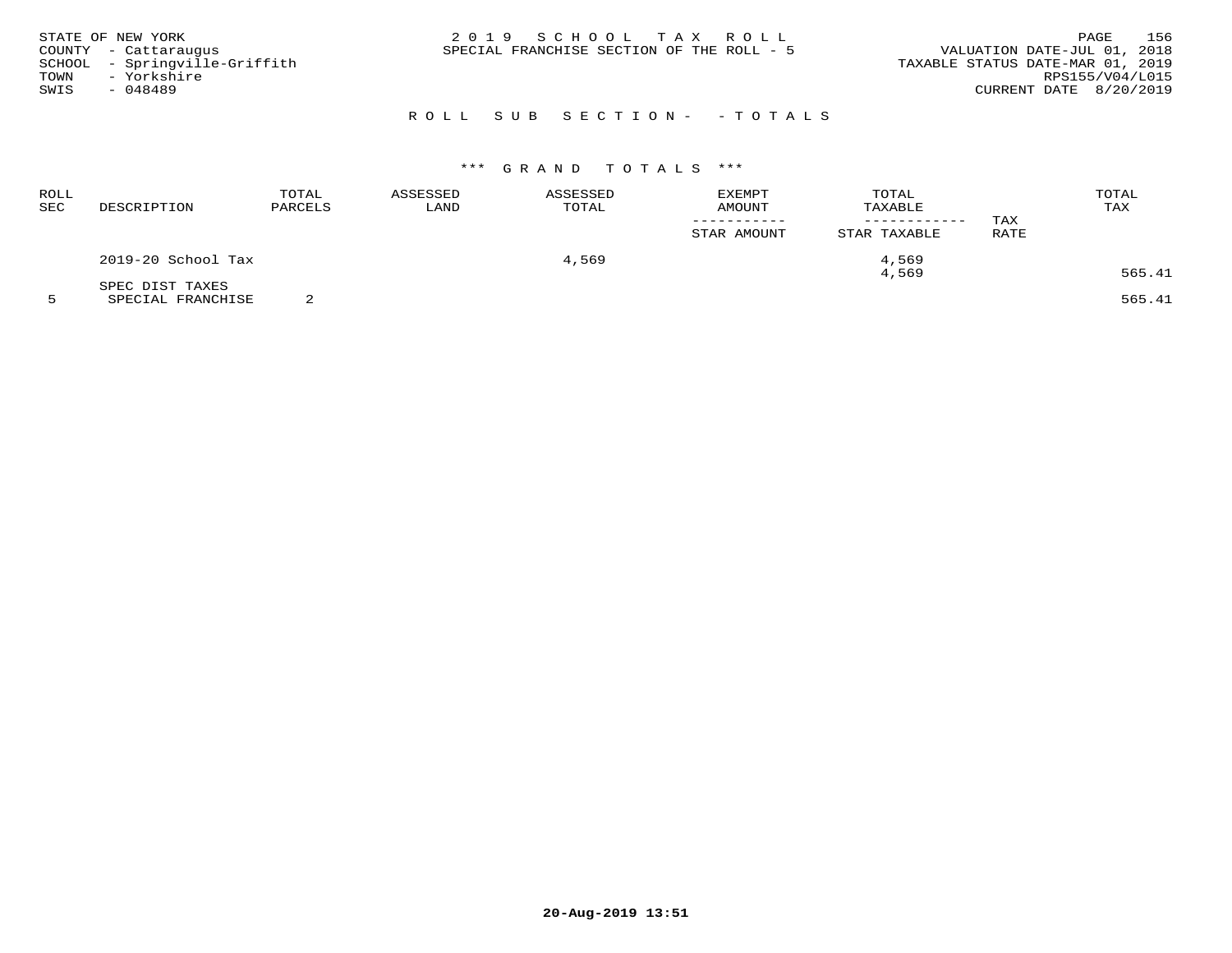STATE OF NEW YORK
COUNTY - Cattaraugus
SCHOOL - Springville-Griffith
TOWN - Yorkshire
SWIS - 048489

2019 SCHOOL TAX ROLL
SPECIAL FRANCHISE SECTION OF THE ROLL - 5

VALUATION DATE-JUL 01, 2018
TAXABLE STATUS DATE-MAR 01, 2019
RPS155/V04/L015
CURRENT DATE 8/20/2019

ROLL SUB SECTION- - TOTALS

*** GRAND TOTALS ***

| ROLL SEC | DESCRIPTION | TOTAL PARCELS | ASSESSED LAND | ASSESSED TOTAL | EXEMPT AMOUNT / STAR AMOUNT | TOTAL TAXABLE / STAR TAXABLE | TAX RATE | TOTAL TAX |
|---|---|---|---|---|---|---|---|---|
| | 2019-20 School Tax | | | 4,569 | | 4,569 | | |
| | | | | | | 4,569 | | 565.41 |
| | SPEC DIST TAXES | | | | | | | |
| 5 | SPECIAL FRANCHISE | 2 | | | | | | 565.41 |

20-Aug-2019 13:51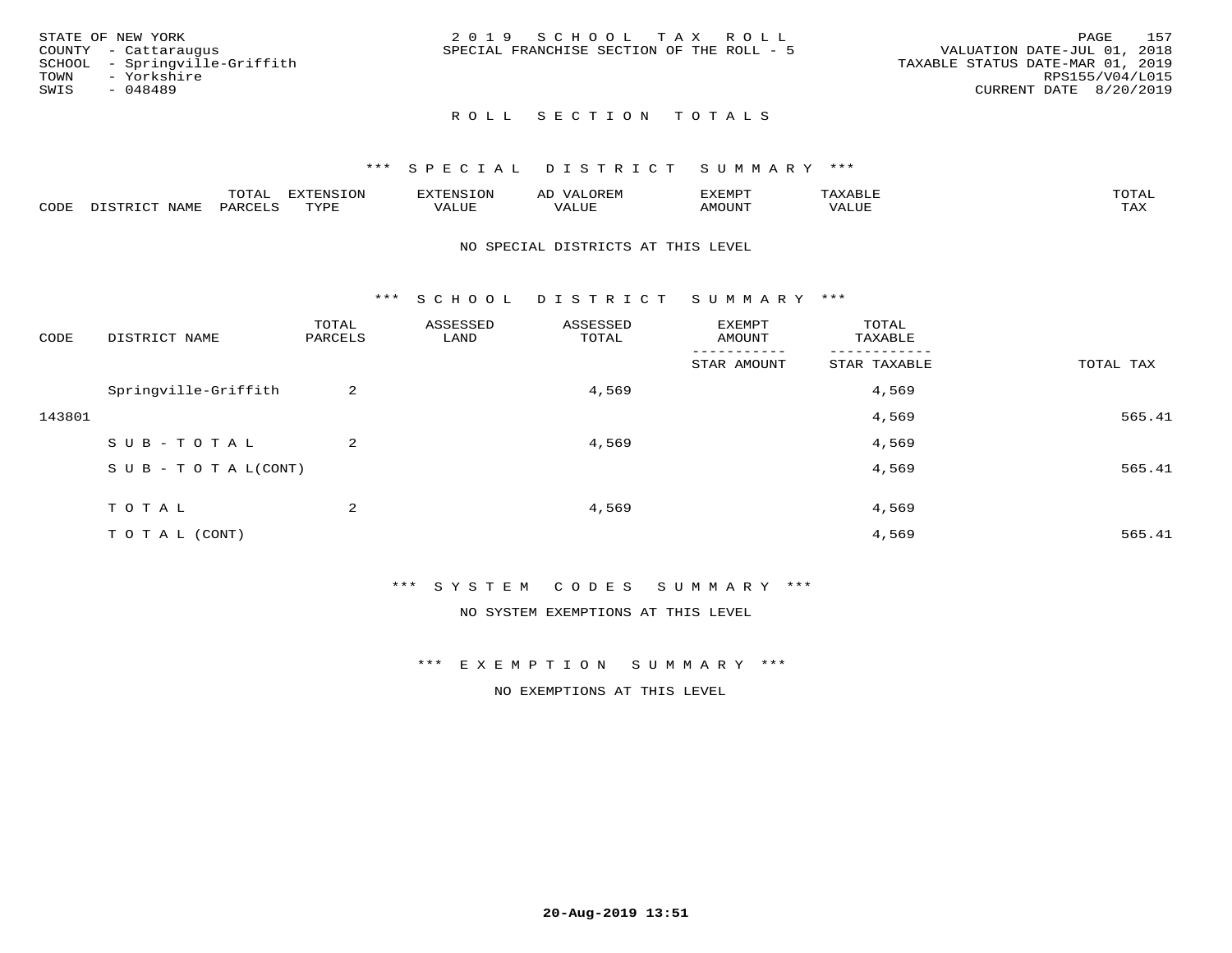STATE OF NEW YORK
COUNTY - Cattaraugus
SCHOOL - Springville-Griffith
TOWN - Yorkshire
SWIS - 048489

2 0 1 9 S C H O O L T A X R O L L
SPECIAL FRANCHISE SECTION OF THE ROLL - 5

VALUATION DATE-JUL 01, 2018
TAXABLE STATUS DATE-MAR 01, 2019
RPS155/V04/L015
CURRENT DATE 8/20/2019

## R O L L S E C T I O N T O T A L S

### \*\*\* S P E C I A L D I S T R I C T S U M M A R Y \*\*\*

| CODE | DISTRICT NAME | TOTAL PARCELS | EXTENSION TYPE | EXTENSION VALUE | AD VALOREM VALUE | EXEMPT AMOUNT | TAXABLE VALUE | TOTAL TAX |
|---|---|---|---|---|---|---|---|---|

NO SPECIAL DISTRICTS AT THIS LEVEL

### \*\*\* S C H O O L D I S T R I C T S U M M A R Y \*\*\*

| CODE | DISTRICT NAME | TOTAL PARCELS | ASSESSED LAND | ASSESSED TOTAL | EXEMPT AMOUNT / STAR AMOUNT | TOTAL TAXABLE / STAR TAXABLE | TOTAL TAX |
|---|---|---|---|---|---|---|---|
| | Springville-Griffith | 2 | | 4,569 | | 4,569 | |
| 143801 | | | | | | 4,569 | 565.41 |
| | S U B - T O T A L | 2 | | 4,569 | | 4,569 | |
| | S U B - T O T A L(CONT) | | | | | 4,569 | 565.41 |
| | T O T A L | 2 | | 4,569 | | 4,569 | |
| | T O T A L (CONT) | | | | | 4,569 | 565.41 |

### \*\*\* S Y S T E M C O D E S S U M M A R Y \*\*\*

NO SYSTEM EXEMPTIONS AT THIS LEVEL

### \*\*\* E X E M P T I O N S U M M A R Y \*\*\*

NO EXEMPTIONS AT THIS LEVEL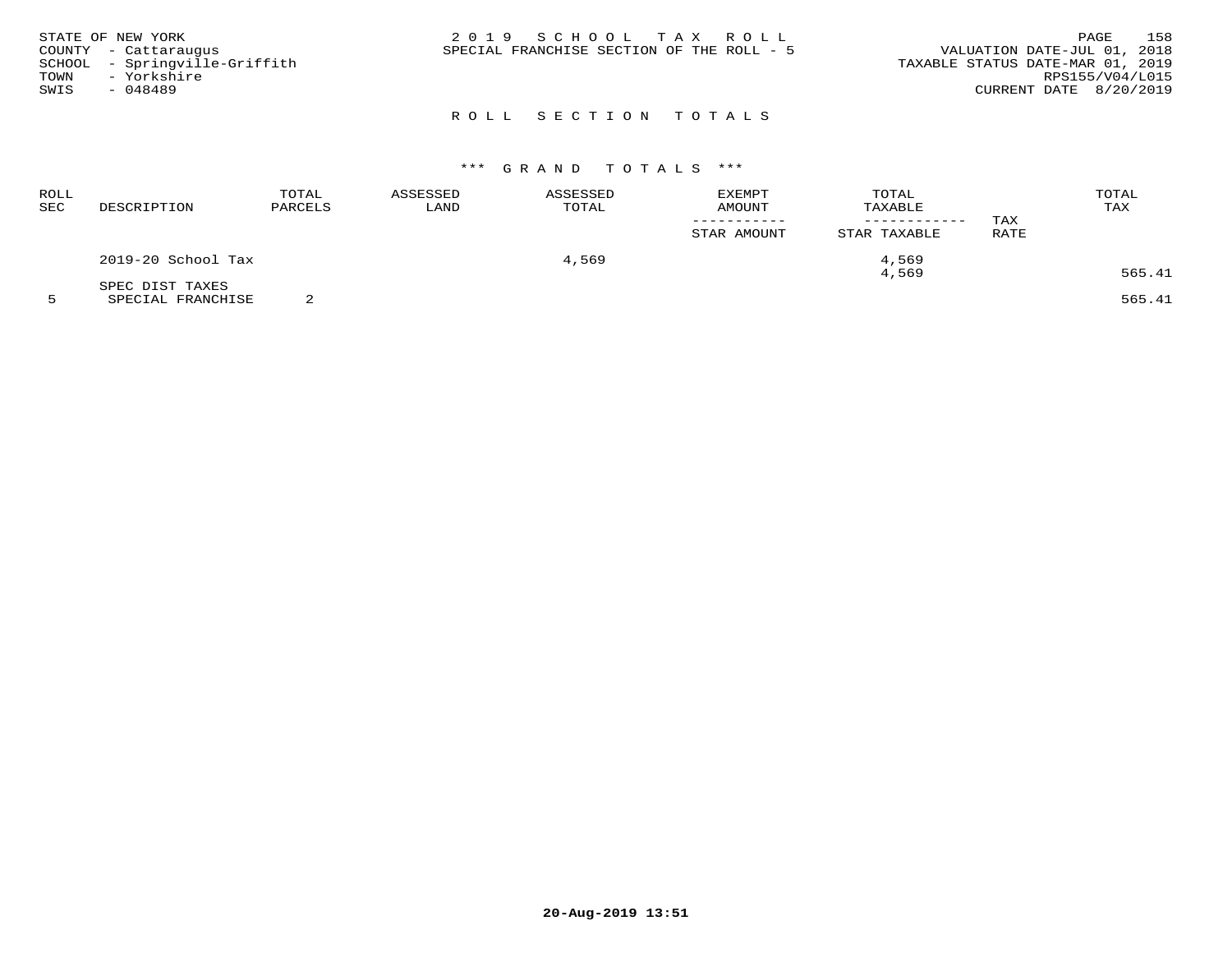STATE OF NEW YORK
COUNTY - Cattaraugus
SCHOOL - Springville-Griffith
TOWN - Yorkshire
SWIS - 048489

2 0 1 9 S C H O O L T A X R O L L
SPECIAL FRANCHISE SECTION OF THE ROLL - 5

VALUATION DATE-JUL 01, 2018
TAXABLE STATUS DATE-MAR 01, 2019
RPS155/V04/L015
CURRENT DATE 8/20/2019

## R O L L S E C T I O N T O T A L S

### \*\*\* G R A N D T O T A L S \*\*\*

| ROLL SEC | DESCRIPTION | TOTAL PARCELS | ASSESSED LAND | ASSESSED TOTAL | EXEMPT AMOUNT / STAR AMOUNT | TOTAL TAXABLE / STAR TAXABLE | TAX RATE | TOTAL TAX |
|---|---|---|---|---|---|---|---|---|
| | 2019-20 School Tax | | | 4,569 | | 4,569 | | |
| | | | | | | 4,569 | | 565.41 |
| | SPEC DIST TAXES | | | | | | | |
| 5 | SPECIAL FRANCHISE | 2 | | | | | | 565.41 |

20-Aug-2019 13:51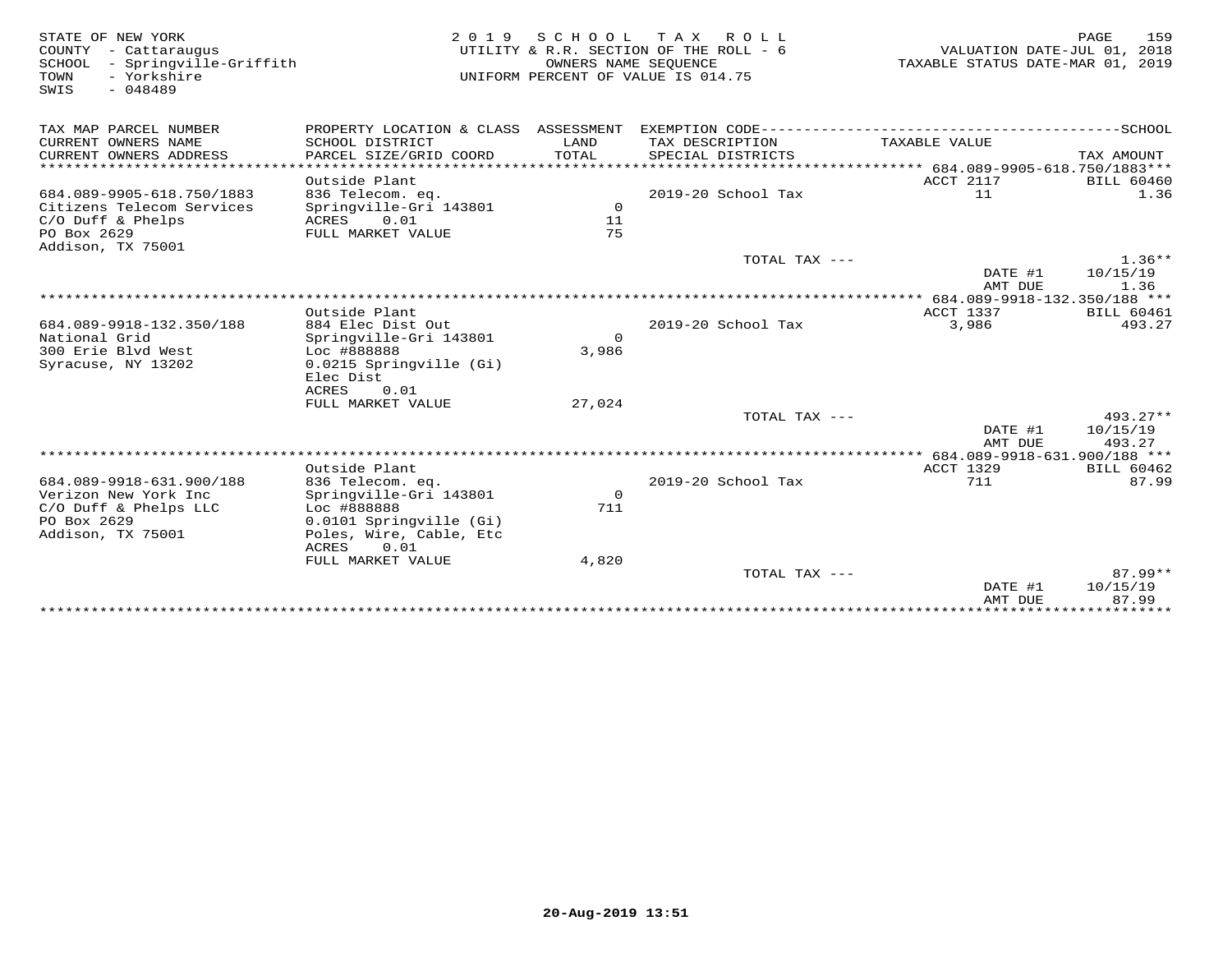STATE OF NEW YORK
COUNTY - Cattaraugus
SCHOOL - Springville-Griffith
TOWN - Yorkshire
SWIS - 048489

2019 SCHOOL TAX ROLL
UTILITY & R.R. SECTION OF THE ROLL - 6
OWNERS NAME SEQUENCE
UNIFORM PERCENT OF VALUE IS 014.75

VALUATION DATE-JUL 01, 2018
TAXABLE STATUS DATE-MAR 01, 2019

| TAX MAP PARCEL NUMBER / CURRENT OWNERS NAME / CURRENT OWNERS ADDRESS | PROPERTY LOCATION & CLASS / SCHOOL DISTRICT / PARCEL SIZE/GRID COORD | ASSESSMENT LAND / TOTAL | EXEMPTION CODE / TAX DESCRIPTION / SPECIAL DISTRICTS | TAXABLE VALUE | TAX AMOUNT |
|---|---|---|---|---|---|
| **684.089-9905-618.750/1883** | | | | | |
| | Outside Plant | | | ACCT 2117 | BILL 60460 |
| 684.089-9905-618.750/1883 | 836 Telecom. eq. | | 2019-20 School Tax | 11 | 1.36 |
| Citizens Telecom Services | Springville-Gri 143801 | 0 | | | |
| C/O Duff & Phelps | ACRES 0.01 | 11 | | | |
| PO Box 2629 | FULL MARKET VALUE | 75 | | | |
| Addison, TX 75001 | | | | | |
| | | | TOTAL TAX --- | | 1.36** |
| | | | | DATE #1 | 10/15/19 |
| | | | | AMT DUE | 1.36 |
| **684.089-9918-132.350/188** | | | | | |
| | Outside Plant | | | ACCT 1337 | BILL 60461 |
| 684.089-9918-132.350/188 | 884 Elec Dist Out | | 2019-20 School Tax | 3,986 | 493.27 |
| National Grid | Springville-Gri 143801 | 0 | | | |
| 300 Erie Blvd West | Loc #888888 | 3,986 | | | |
| Syracuse, NY 13202 | 0.0215 Springville (Gi) | | | | |
| | Elec Dist | | | | |
| | ACRES 0.01 | | | | |
| | FULL MARKET VALUE | 27,024 | | | |
| | | | TOTAL TAX --- | | 493.27** |
| | | | | DATE #1 | 10/15/19 |
| | | | | AMT DUE | 493.27 |
| **684.089-9918-631.900/188** | | | | | |
| | Outside Plant | | | ACCT 1329 | BILL 60462 |
| 684.089-9918-631.900/188 | 836 Telecom. eq. | | 2019-20 School Tax | 711 | 87.99 |
| Verizon New York Inc | Springville-Gri 143801 | 0 | | | |
| C/O Duff & Phelps LLC | Loc #888888 | 711 | | | |
| PO Box 2629 | 0.0101 Springville (Gi) | | | | |
| Addison, TX 75001 | Poles, Wire, Cable, Etc | | | | |
| | ACRES 0.01 | | | | |
| | FULL MARKET VALUE | 4,820 | | | |
| | | | TOTAL TAX --- | | 87.99** |
| | | | | DATE #1 | 10/15/19 |
| | | | | AMT DUE | 87.99 |

20-Aug-2019 13:51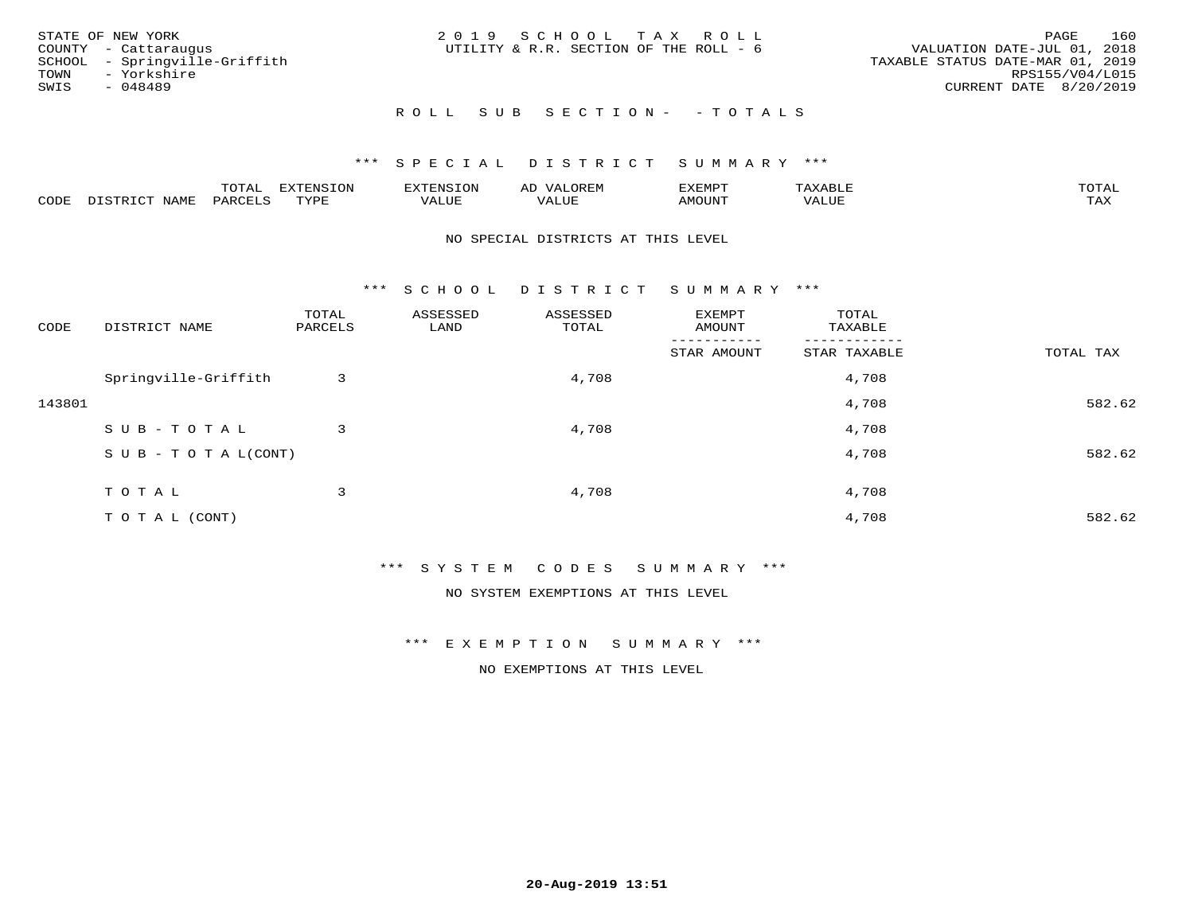STATE OF NEW YORK
COUNTY - Cattaraugus
SCHOOL - Springville-Griffith
TOWN - Yorkshire
SWIS - 048489

2019 SCHOOL TAX ROLL
UTILITY & R.R. SECTION OF THE ROLL - 6

VALUATION DATE-JUL 01, 2018
TAXABLE STATUS DATE-MAR 01, 2019
RPS155/V04/L015
CURRENT DATE 8/20/2019

## ROLL SUB SECTION- - TOTALS

### *** SPECIAL DISTRICT SUMMARY ***

| CODE | DISTRICT NAME | TOTAL PARCELS | EXTENSION TYPE | EXTENSION VALUE | AD VALOREM VALUE | EXEMPT AMOUNT | TAXABLE VALUE | TOTAL TAX |
|---|---|---|---|---|---|---|---|---|

NO SPECIAL DISTRICTS AT THIS LEVEL

### *** SCHOOL DISTRICT SUMMARY ***

| CODE | DISTRICT NAME | TOTAL PARCELS | ASSESSED LAND | ASSESSED TOTAL | EXEMPT AMOUNT / STAR AMOUNT | TOTAL TAXABLE / STAR TAXABLE | TOTAL TAX |
|---|---|---|---|---|---|---|---|
| | Springville-Griffith | 3 | | 4,708 | | 4,708 | |
| 143801 | | | | | | 4,708 | 582.62 |
| | S U B - T O T A L | 3 | | 4,708 | | 4,708 | |
| | S U B - T O T A L(CONT) | | | | | 4,708 | 582.62 |
| | T O T A L | 3 | | 4,708 | | 4,708 | |
| | T O T A L (CONT) | | | | | 4,708 | 582.62 |

### *** SYSTEM CODES SUMMARY ***

NO SYSTEM EXEMPTIONS AT THIS LEVEL

### *** EXEMPTION SUMMARY ***

NO EXEMPTIONS AT THIS LEVEL

20-Aug-2019 13:51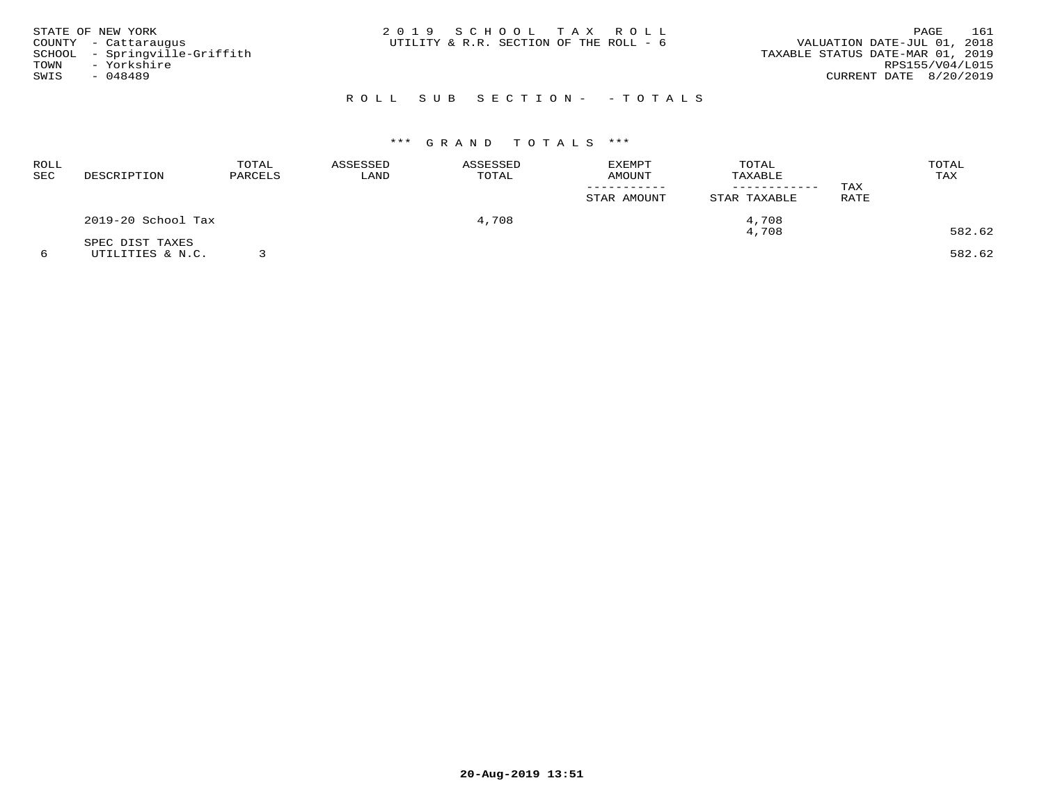STATE OF NEW YORK
COUNTY - Cattaraugus
SCHOOL - Springville-Griffith
TOWN - Yorkshire
SWIS - 048489

# 2019 SCHOOL TAX ROLL
UTILITY & R.R. SECTION OF THE ROLL - 6

VALUATION DATE-JUL 01, 2018
TAXABLE STATUS DATE-MAR 01, 2019
RPS155/V04/L015
CURRENT DATE 8/20/2019

## ROLL SUB SECTION- - TOTALS

### *** GRAND TOTALS ***

| ROLL SEC | DESCRIPTION | TOTAL PARCELS | ASSESSED LAND | ASSESSED TOTAL | EXEMPT AMOUNT / STAR AMOUNT | TOTAL TAXABLE / STAR TAXABLE | TAX RATE | TOTAL TAX |
|---|---|---|---|---|---|---|---|---|
| | 2019-20 School Tax | | | 4,708 | | 4,708<br>4,708 | | 582.62 |
| | SPEC DIST TAXES | | | | | | | |
| 6 | UTILITIES & N.C. | 3 | | | | | | 582.62 |

20-Aug-2019 13:51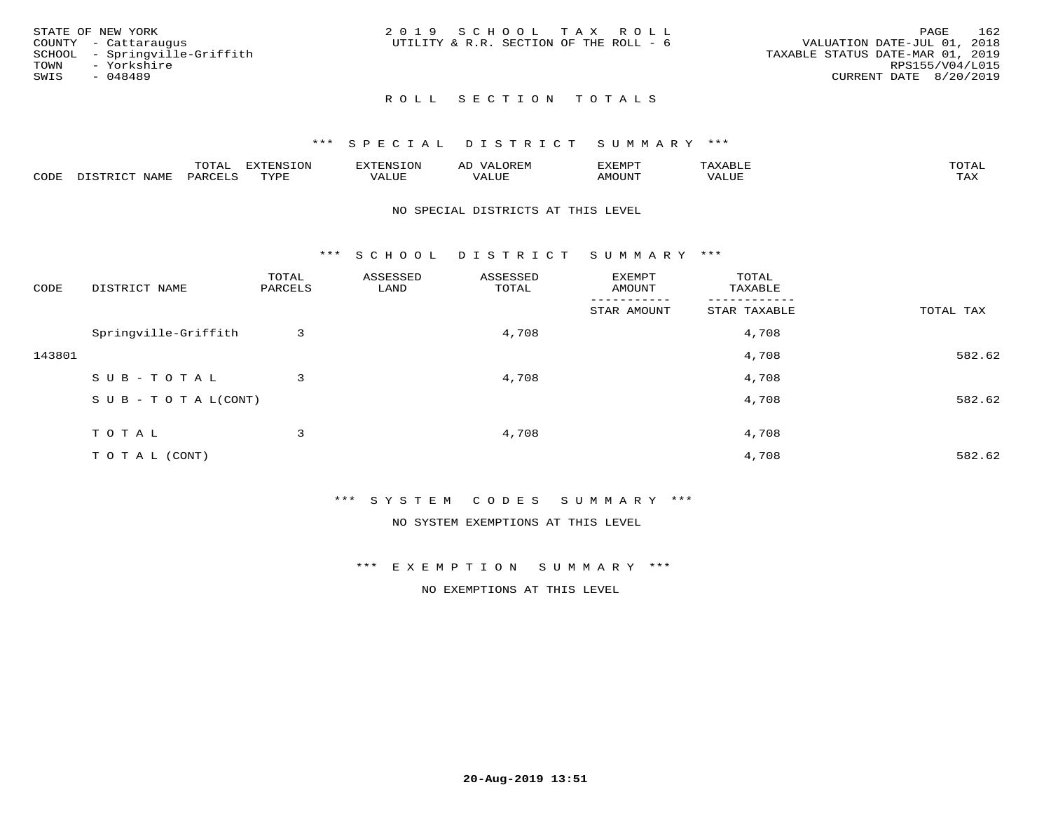STATE OF NEW YORK
COUNTY - Cattaraugus
SCHOOL - Springville-Griffith
TOWN - Yorkshire
SWIS - 048489

2 0 1 9 S C H O O L T A X R O L L
UTILITY & R.R. SECTION OF THE ROLL - 6

VALUATION DATE-JUL 01, 2018
TAXABLE STATUS DATE-MAR 01, 2019
RPS155/V04/L015
CURRENT DATE 8/20/2019

## R O L L S E C T I O N T O T A L S

### *** S P E C I A L D I S T R I C T S U M M A R Y ***

| CODE | DISTRICT NAME | TOTAL PARCELS | EXTENSION TYPE | EXTENSION VALUE | AD VALOREM VALUE | EXEMPT AMOUNT | TAXABLE VALUE | TOTAL TAX |
|---|---|---|---|---|---|---|---|---|

NO SPECIAL DISTRICTS AT THIS LEVEL

### *** S C H O O L D I S T R I C T S U M M A R Y ***

| CODE | DISTRICT NAME | TOTAL PARCELS | ASSESSED LAND | ASSESSED TOTAL | EXEMPT AMOUNT / STAR AMOUNT | TOTAL TAXABLE / STAR TAXABLE | TOTAL TAX |
|---|---|---|---|---|---|---|---|
| | Springville-Griffith | 3 | | 4,708 | | 4,708 | |
| 143801 | | | | | | 4,708 | 582.62 |
| | S U B - T O T A L | 3 | | 4,708 | | 4,708 | |
| | S U B - T O T A L(CONT) | | | | | 4,708 | 582.62 |
| | T O T A L | 3 | | 4,708 | | 4,708 | |
| | T O T A L (CONT) | | | | | 4,708 | 582.62 |

### *** S Y S T E M C O D E S S U M M A R Y ***

NO SYSTEM EXEMPTIONS AT THIS LEVEL

### *** E X E M P T I O N S U M M A R Y ***

NO EXEMPTIONS AT THIS LEVEL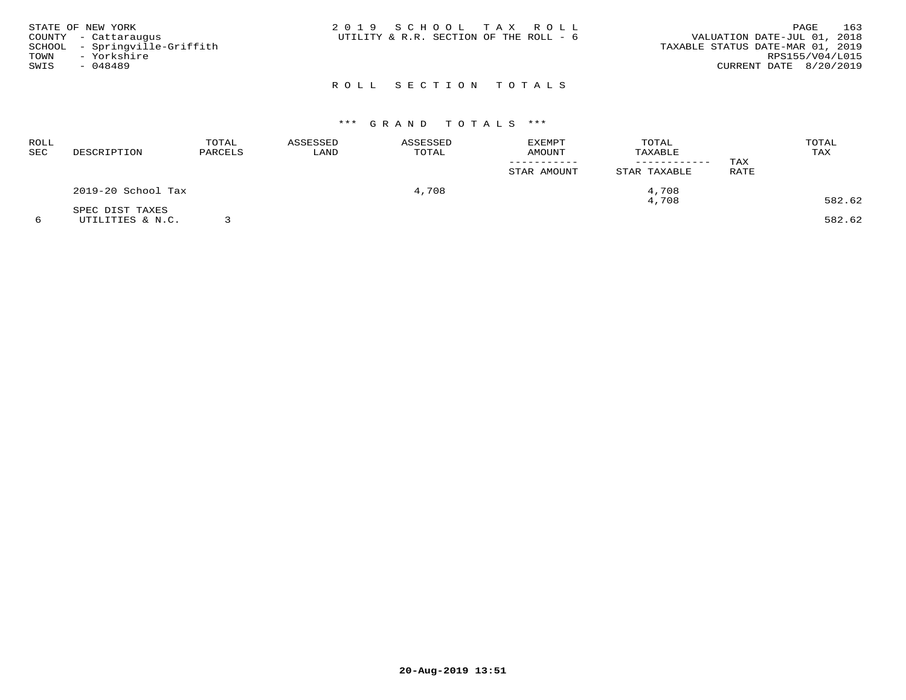STATE OF NEW YORK
COUNTY - Cattaraugus
SCHOOL - Springville-Griffith
TOWN - Yorkshire
SWIS - 048489

2019 SCHOOL TAX ROLL
UTILITY & R.R. SECTION OF THE ROLL - 6

VALUATION DATE-JUL 01, 2018
TAXABLE STATUS DATE-MAR 01, 2019
RPS155/V04/L015
CURRENT DATE 8/20/2019

## ROLL SECTION TOTALS

### *** GRAND TOTALS ***

| ROLL SEC | DESCRIPTION | TOTAL PARCELS | ASSESSED LAND | ASSESSED TOTAL | EXEMPT AMOUNT / STAR AMOUNT | TOTAL TAXABLE / STAR TAXABLE | TAX RATE | TOTAL TAX |
|---|---|---|---|---|---|---|---|---|
| | 2019-20 School Tax | | | 4,708 | | 4,708 | | |
| | | | | | | 4,708 | | 582.62 |
| | SPEC DIST TAXES | | | | | | | |
| 6 | UTILITIES & N.C. | 3 | | | | | | 582.62 |

20-Aug-2019 13:51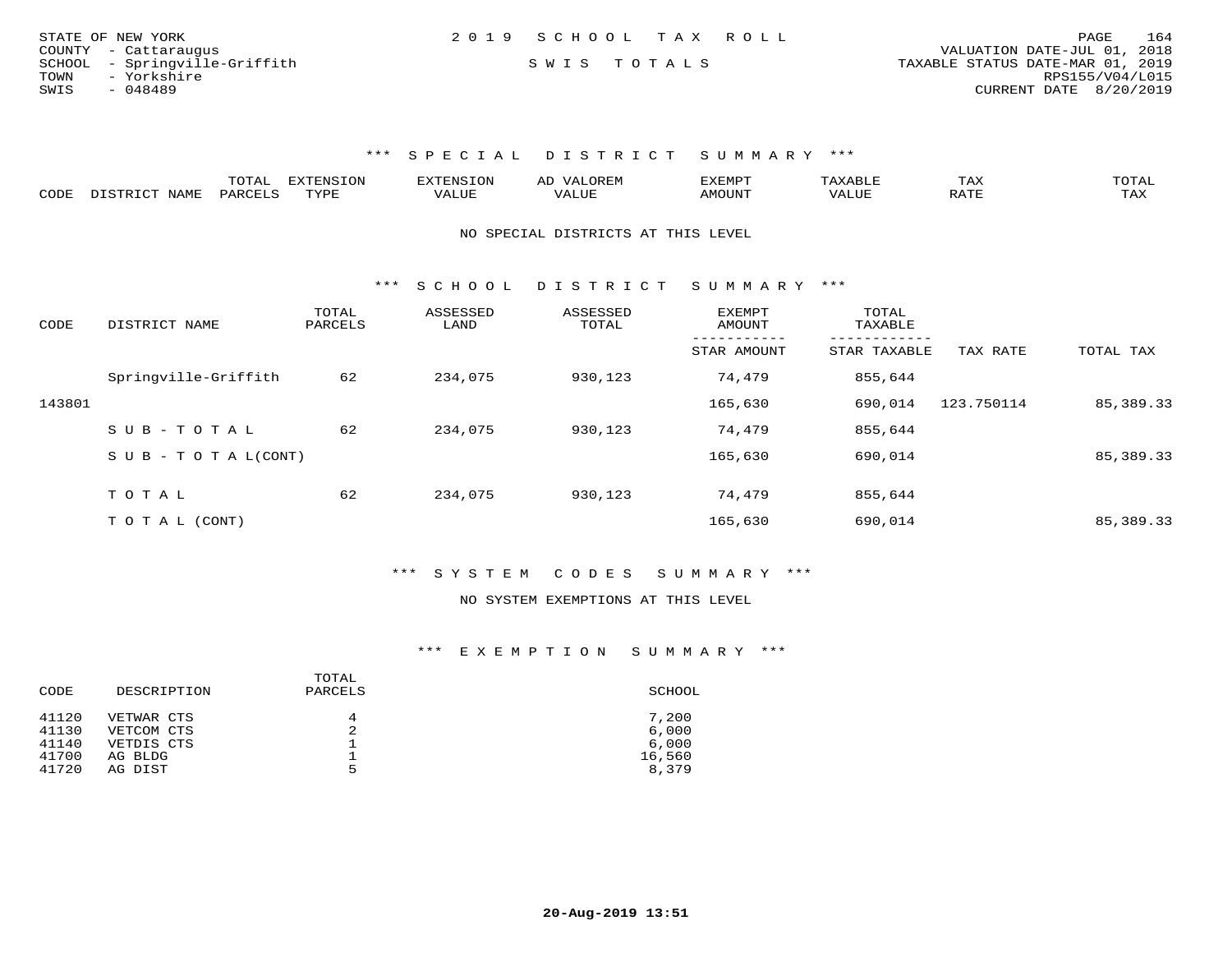STATE OF NEW YORK
COUNTY - Cattaraugus
SCHOOL - Springville-Griffith
TOWN - Yorkshire
SWIS - 048489

2019 SCHOOL TAX ROLL

SWIS TOTALS

VALUATION DATE-JUL 01, 2018
TAXABLE STATUS DATE-MAR 01, 2019
RPS155/V04/L015
CURRENT DATE 8/20/2019

## *** SPECIAL DISTRICT SUMMARY ***

| CODE | DISTRICT NAME | TOTAL PARCELS | EXTENSION TYPE | EXTENSION VALUE | AD VALOREM VALUE | EXEMPT AMOUNT | TAXABLE VALUE | TAX RATE | TOTAL TAX |
|---|---|---|---|---|---|---|---|---|---|

NO SPECIAL DISTRICTS AT THIS LEVEL

## *** SCHOOL DISTRICT SUMMARY ***

| CODE | DISTRICT NAME | TOTAL PARCELS | ASSESSED LAND | ASSESSED TOTAL | EXEMPT AMOUNT / STAR AMOUNT | TOTAL TAXABLE / STAR TAXABLE | TAX RATE | TOTAL TAX |
|---|---|---|---|---|---|---|---|---|
| | Springville-Griffith | 62 | 234,075 | 930,123 | 74,479 | 855,644 | | |
| 143801 | | | | | 165,630 | 690,014 | 123.750114 | 85,389.33 |
| | SUB-TOTAL | 62 | 234,075 | 930,123 | 74,479 | 855,644 | | |
| | SUB-TOTAL(CONT) | | | | 165,630 | 690,014 | | 85,389.33 |
| | TOTAL | 62 | 234,075 | 930,123 | 74,479 | 855,644 | | |
| | TOTAL (CONT) | | | | 165,630 | 690,014 | | 85,389.33 |

## *** SYSTEM CODES SUMMARY ***

NO SYSTEM EXEMPTIONS AT THIS LEVEL

## *** EXEMPTION SUMMARY ***

| CODE | DESCRIPTION | TOTAL PARCELS | SCHOOL |
|---|---|---|---|
| 41120 | VETWAR CTS | 4 | 7,200 |
| 41130 | VETCOM CTS | 2 | 6,000 |
| 41140 | VETDIS CTS | 1 | 6,000 |
| 41700 | AG BLDG | 1 | 16,560 |
| 41720 | AG DIST | 5 | 8,379 |

20-Aug-2019 13:51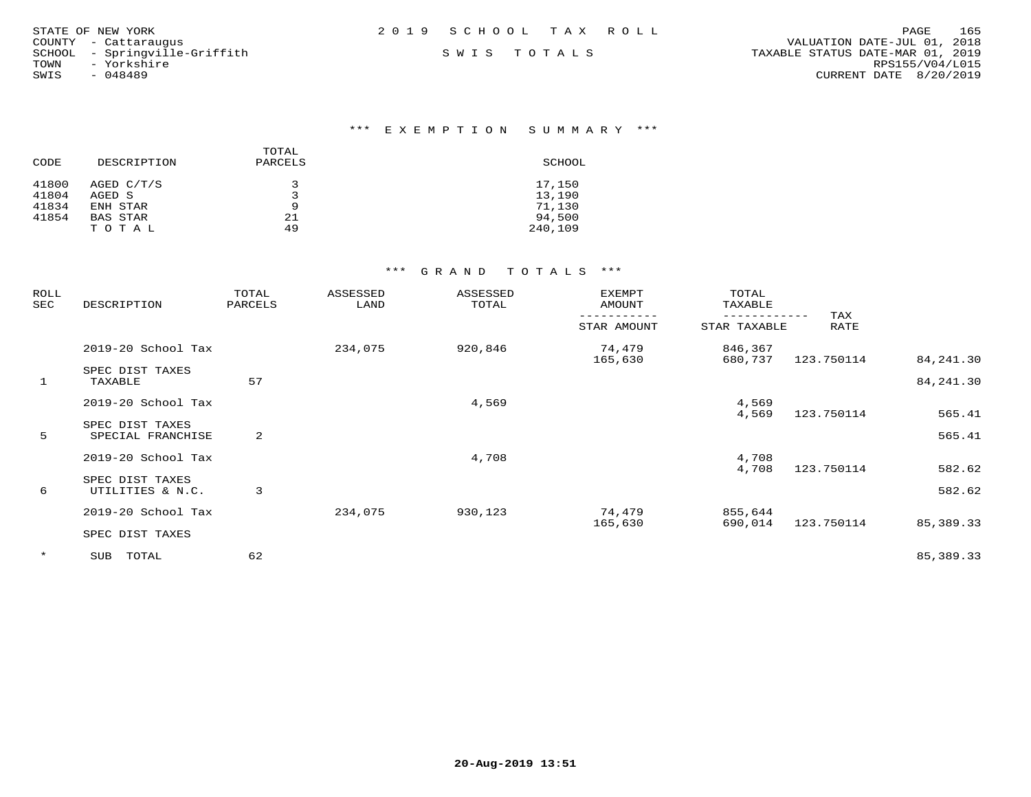STATE OF NEW YORK
COUNTY - Cattaraugus
SCHOOL - Springville-Griffith
TOWN - Yorkshire
SWIS - 048489

2 0 1 9 S C H O O L T A X R O L L

S W I S T O T A L S

VALUATION DATE-JUL 01, 2018
TAXABLE STATUS DATE-MAR 01, 2019
RPS155/V04/L015
CURRENT DATE 8/20/2019

### *** E X E M P T I O N S U M M A R Y ***

| CODE | DESCRIPTION | TOTAL PARCELS | SCHOOL |
|---|---|---|---|
| 41800 | AGED C/T/S | 3 | 17,150 |
| 41804 | AGED S | 3 | 13,190 |
| 41834 | ENH STAR | 9 | 71,130 |
| 41854 | BAS STAR | 21 | 94,500 |
| | T O T A L | 49 | 240,109 |

### *** G R A N D T O T A L S ***

| ROLL SEC | DESCRIPTION | TOTAL PARCELS | ASSESSED LAND | ASSESSED TOTAL | EXEMPT AMOUNT / STAR AMOUNT | TOTAL TAXABLE / STAR TAXABLE | TAX RATE | |
|---|---|---|---|---|---|---|---|---|
| | 2019-20 School Tax | | 234,075 | 920,846 | 74,479 | 846,367 | | |
| | | | | | 165,630 | 680,737 | 123.750114 | 84,241.30 |
| | SPEC DIST TAXES | | | | | | | |
| 1 | TAXABLE | 57 | | | | | | 84,241.30 |
| | 2019-20 School Tax | | | 4,569 | | 4,569 | | |
| | | | | | | 4,569 | 123.750114 | 565.41 |
| | SPEC DIST TAXES | | | | | | | |
| 5 | SPECIAL FRANCHISE | 2 | | | | | | 565.41 |
| | 2019-20 School Tax | | | 4,708 | | 4,708 | | |
| | | | | | | 4,708 | 123.750114 | 582.62 |
| | SPEC DIST TAXES | | | | | | | |
| 6 | UTILITIES & N.C. | 3 | | | | | | 582.62 |
| | 2019-20 School Tax | | 234,075 | 930,123 | 74,479 | 855,644 | | |
| | | | | | 165,630 | 690,014 | 123.750114 | 85,389.33 |
| | SPEC DIST TAXES | | | | | | | |
| * | SUB TOTAL | 62 | | | | | | 85,389.33 |

20-Aug-2019 13:51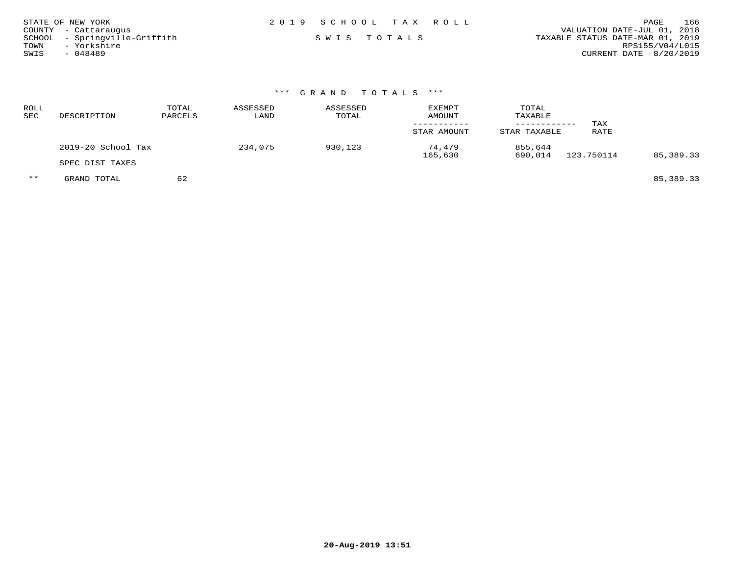STATE OF NEW YORK
COUNTY - Cattaraugus
SCHOOL - Springville-Griffith
TOWN - Yorkshire
SWIS - 048489

2 0 1 9 S C H O O L T A X R O L L

S W I S T O T A L S

VALUATION DATE-JUL 01, 2018
TAXABLE STATUS DATE-MAR 01, 2019
RPS155/V04/L015
CURRENT DATE 8/20/2019

*** G R A N D T O T A L S ***

| ROLL SEC | DESCRIPTION | TOTAL PARCELS | ASSESSED LAND | ASSESSED TOTAL | EXEMPT AMOUNT / STAR AMOUNT | TOTAL TAXABLE / STAR TAXABLE | TAX RATE | |
|---|---|---|---|---|---|---|---|---|
| | 2019-20 School Tax | | 234,075 | 930,123 | 74,479 | 855,644 | | |
| | | | | | 165,630 | 690,014 | 123.750114 | 85,389.33 |
| | SPEC DIST TAXES | | | | | | | |
| ** | GRAND TOTAL | 62 | | | | | | 85,389.33 |

20-Aug-2019 13:51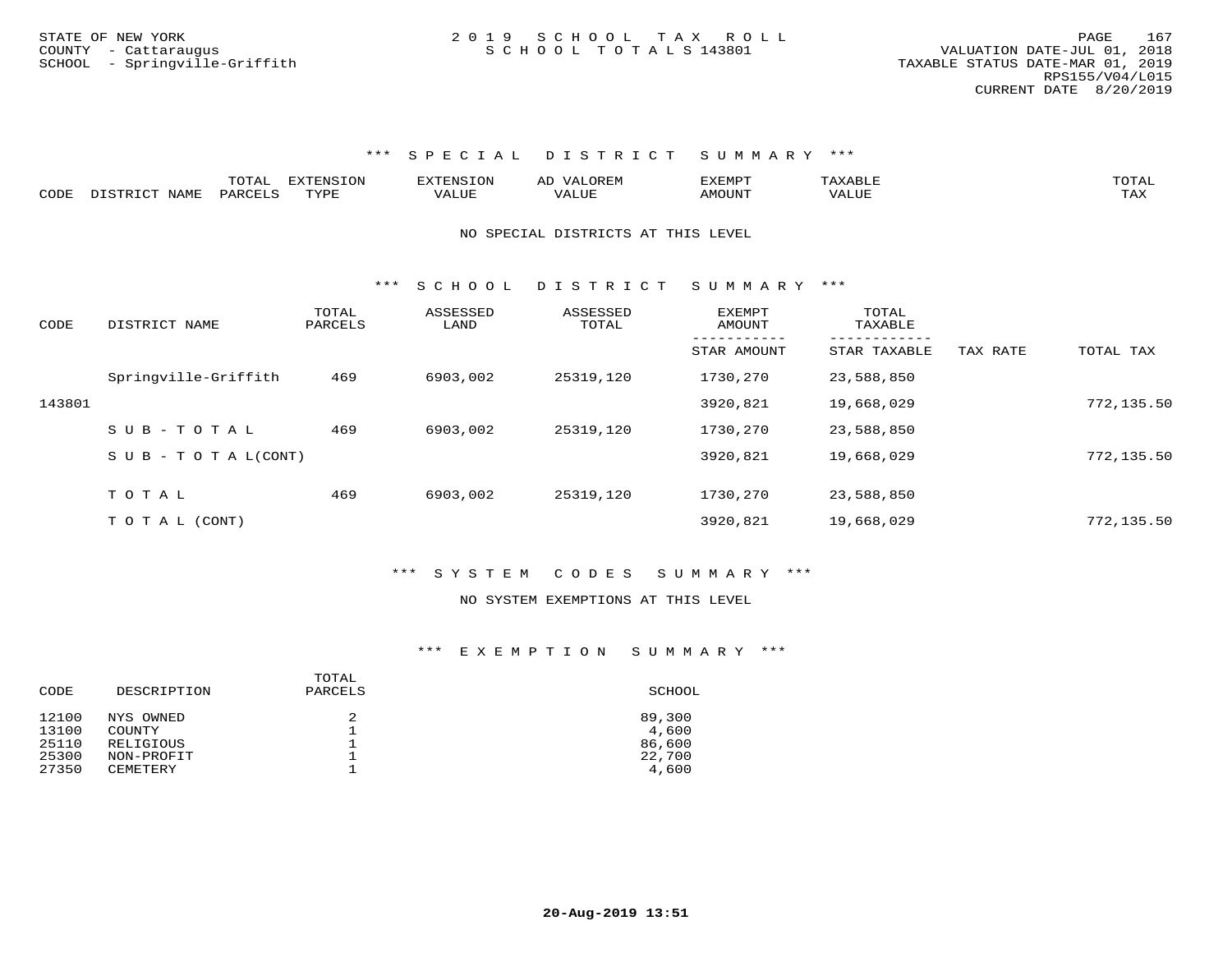STATE OF NEW YORK
COUNTY - Cattaraugus
SCHOOL - Springville-Griffith

2019 SCHOOL TAX ROLL
SCHOOL TOTALS 143801

VALUATION DATE-JUL 01, 2018
TAXABLE STATUS DATE-MAR 01, 2019
RPS155/V04/L015
CURRENT DATE 8/20/2019

## *** SPECIAL DISTRICT SUMMARY ***

| CODE | DISTRICT NAME | TOTAL PARCELS | EXTENSION TYPE | EXTENSION VALUE | AD VALOREM VALUE | EXEMPT AMOUNT | TAXABLE VALUE | TOTAL TAX |
|---|---|---|---|---|---|---|---|---|

NO SPECIAL DISTRICTS AT THIS LEVEL

## *** SCHOOL DISTRICT SUMMARY ***

| CODE | DISTRICT NAME | TOTAL PARCELS | ASSESSED LAND | ASSESSED TOTAL | EXEMPT AMOUNT / STAR AMOUNT | TOTAL TAXABLE / STAR TAXABLE | TAX RATE | TOTAL TAX |
|---|---|---|---|---|---|---|---|---|
| | Springville-Griffith | 469 | 6903,002 | 25319,120 | 1730,270 | 23,588,850 | | |
| 143801 | | | | | 3920,821 | 19,668,029 | | 772,135.50 |
| | SUB-TOTAL | 469 | 6903,002 | 25319,120 | 1730,270 | 23,588,850 | | |
| | SUB-TOTAL(CONT) | | | | 3920,821 | 19,668,029 | | 772,135.50 |
| | TOTAL | 469 | 6903,002 | 25319,120 | 1730,270 | 23,588,850 | | |
| | TOTAL (CONT) | | | | 3920,821 | 19,668,029 | | 772,135.50 |

## *** SYSTEM CODES SUMMARY ***

NO SYSTEM EXEMPTIONS AT THIS LEVEL

## *** EXEMPTION SUMMARY ***

| CODE | DESCRIPTION | TOTAL PARCELS | SCHOOL |
|---|---|---|---|
| 12100 | NYS OWNED | 2 | 89,300 |
| 13100 | COUNTY | 1 | 4,600 |
| 25110 | RELIGIOUS | 1 | 86,600 |
| 25300 | NON-PROFIT | 1 | 22,700 |
| 27350 | CEMETERY | 1 | 4,600 |

20-Aug-2019 13:51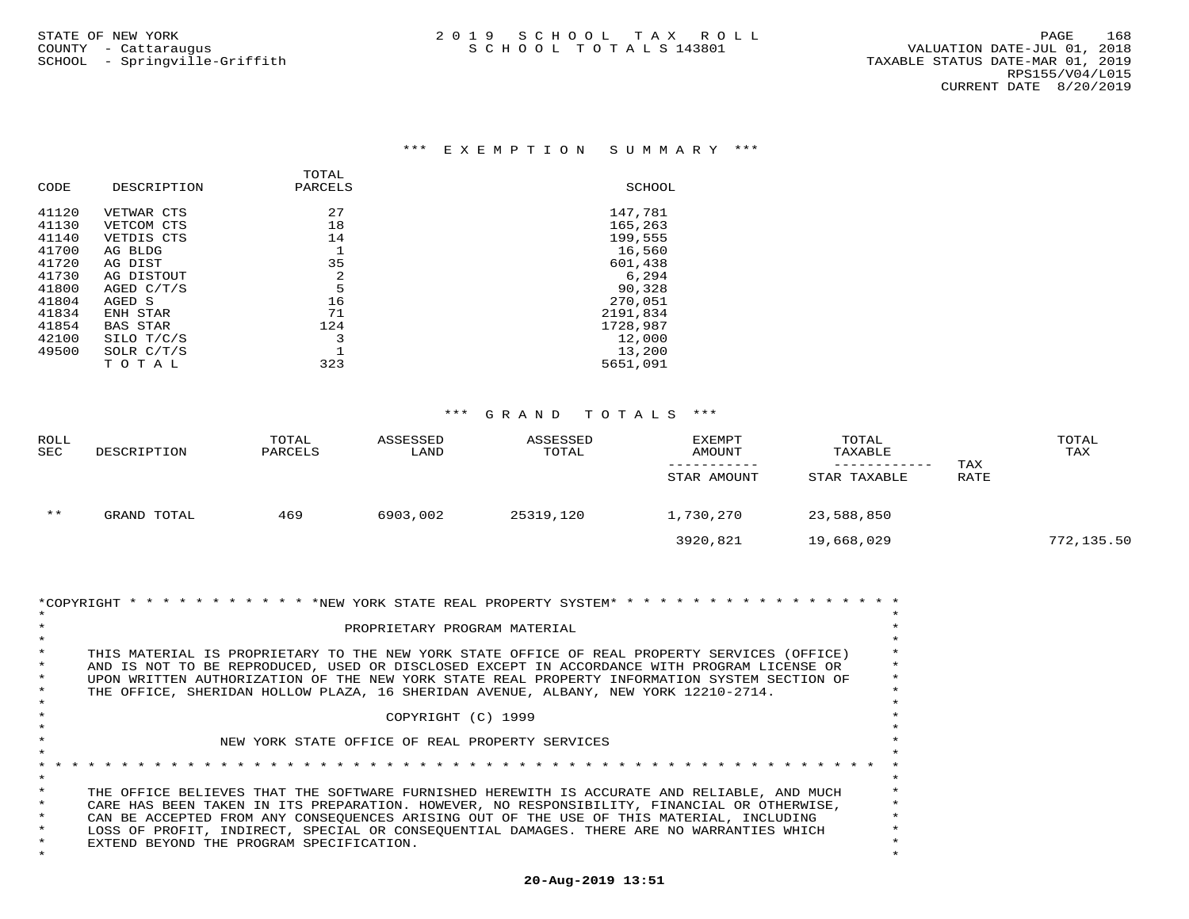STATE OF NEW YORK
COUNTY - Cattaraugus
SCHOOL - Springville-Griffith

2019 SCHOOL TAX ROLL
SCHOOL TOTALS 143801

VALUATION DATE-JUL 01, 2018
TAXABLE STATUS DATE-MAR 01, 2019
RPS155/V04/L015
CURRENT DATE 8/20/2019

### *** EXEMPTION SUMMARY ***

| CODE | DESCRIPTION | TOTAL PARCELS | SCHOOL |
|---|---|---|---|
| 41120 | VETWAR CTS | 27 | 147,781 |
| 41130 | VETCOM CTS | 18 | 165,263 |
| 41140 | VETDIS CTS | 14 | 199,555 |
| 41700 | AG BLDG | 1 | 16,560 |
| 41720 | AG DIST | 35 | 601,438 |
| 41730 | AG DISTOUT | 2 | 6,294 |
| 41800 | AGED C/T/S | 5 | 90,328 |
| 41804 | AGED S | 16 | 270,051 |
| 41834 | ENH STAR | 71 | 2191,834 |
| 41854 | BAS STAR | 124 | 1728,987 |
| 42100 | SILO T/C/S | 3 | 12,000 |
| 49500 | SOLR C/T/S | 1 | 13,200 |
| | T O T A L | 323 | 5651,091 |

### *** GRAND TOTALS ***

| ROLL SEC | DESCRIPTION | TOTAL PARCELS | ASSESSED LAND | ASSESSED TOTAL | EXEMPT AMOUNT / STAR AMOUNT | TOTAL TAXABLE / STAR TAXABLE | TAX RATE | TOTAL TAX |
|---|---|---|---|---|---|---|---|---|
| ** | GRAND TOTAL | 469 | 6903,002 | 25319,120 | 1,730,270 | 23,588,850 | | |
| | | | | | 3920,821 | 19,668,029 | | 772,135.50 |

*COPYRIGHT * * * * * * * * * * * *NEW YORK STATE REAL PROPERTY SYSTEM* * * * * * * * * * * * * * * * * *

PROPRIETARY PROGRAM MATERIAL

THIS MATERIAL IS PROPRIETARY TO THE NEW YORK STATE OFFICE OF REAL PROPERTY SERVICES (OFFICE) AND IS NOT TO BE REPRODUCED, USED OR DISCLOSED EXCEPT IN ACCORDANCE WITH PROGRAM LICENSE OR UPON WRITTEN AUTHORIZATION OF THE NEW YORK STATE REAL PROPERTY INFORMATION SYSTEM SECTION OF THE OFFICE, SHERIDAN HOLLOW PLAZA, 16 SHERIDAN AVENUE, ALBANY, NEW YORK 12210-2714.

COPYRIGHT (C) 1999

NEW YORK STATE OFFICE OF REAL PROPERTY SERVICES

THE OFFICE BELIEVES THAT THE SOFTWARE FURNISHED HEREWITH IS ACCURATE AND RELIABLE, AND MUCH CARE HAS BEEN TAKEN IN ITS PREPARATION. HOWEVER, NO RESPONSIBILITY, FINANCIAL OR OTHERWISE, CAN BE ACCEPTED FROM ANY CONSEQUENCES ARISING OUT OF THE USE OF THIS MATERIAL, INCLUDING LOSS OF PROFIT, INDIRECT, SPECIAL OR CONSEQUENTIAL DAMAGES. THERE ARE NO WARRANTIES WHICH EXTEND BEYOND THE PROGRAM SPECIFICATION.

20-Aug-2019 13:51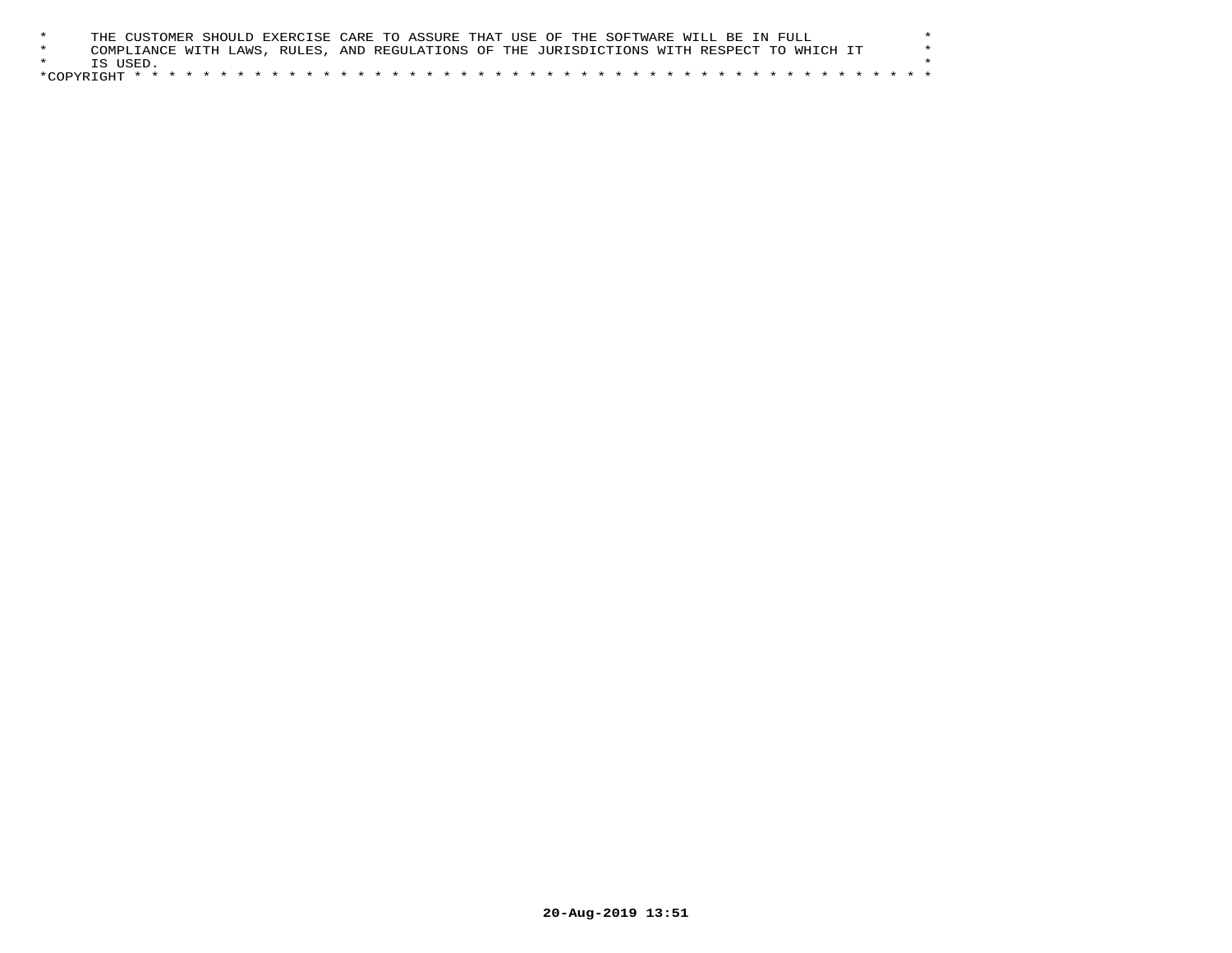```
*     THE CUSTOMER SHOULD EXERCISE CARE TO ASSURE THAT USE OF THE SOFTWARE WILL BE IN FULL          *
*     COMPLIANCE WITH LAWS, RULES, AND REGULATIONS OF THE JURISDICTIONS WITH RESPECT TO WHICH IT     *
*     IS USED.                                                                                       *
*COPYRIGHT * * * * * * * * * * * * * * * * * * * * * * * * * * * * * * * * * * * * * * * * * * * * *
```

**20-Aug-2019 13:51**